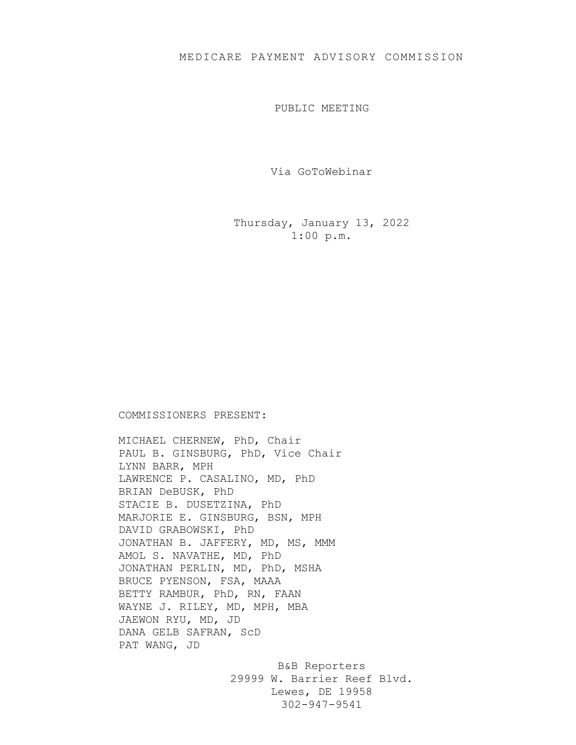# MEDICARE PAYMENT ADVISORY COMMISSION

## PUBLIC MEETING

Via GoToWebinar

Thursday, January 13, 2022
1:00 p.m.

COMMISSIONERS PRESENT:

MICHAEL CHERNEW, PhD, Chair
PAUL B. GINSBURG, PhD, Vice Chair
LYNN BARR, MPH
LAWRENCE P. CASALINO, MD, PhD
BRIAN DeBUSK, PhD
STACIE B. DUSETZINA, PhD
MARJORIE E. GINSBURG, BSN, MPH
DAVID GRABOWSKI, PhD
JONATHAN B. JAFFERY, MD, MS, MMM
AMOL S. NAVATHE, MD, PhD
JONATHAN PERLIN, MD, PhD, MSHA
BRUCE PYENSON, FSA, MAAA
BETTY RAMBUR, PhD, RN, FAAN
WAYNE J. RILEY, MD, MPH, MBA
JAEWON RYU, MD, JD
DANA GELB SAFRAN, ScD
PAT WANG, JD

B&B Reporters
29999 W. Barrier Reef Blvd.
Lewes, DE 19958
302-947-9541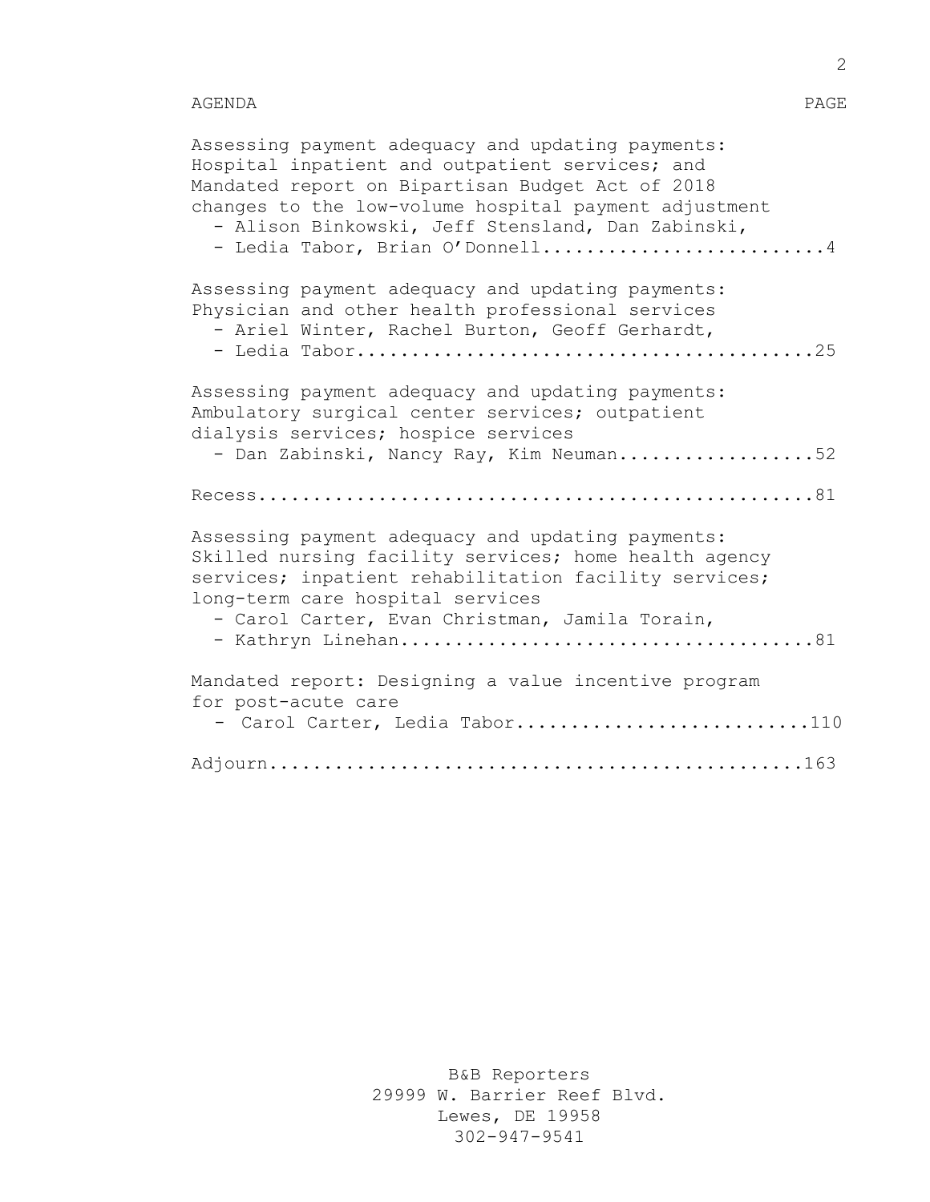AGENDA PAGE

Assessing payment adequacy and updating payments: Hospital inpatient and outpatient services; and Mandated report on Bipartisan Budget Act of 2018 changes to the low-volume hospital payment adjustment
- Alison Binkowski, Jeff Stensland, Dan Zabinski,
- Ledia Tabor, Brian O'Donnell..........................4

Assessing payment adequacy and updating payments: Physician and other health professional services
- Ariel Winter, Rachel Burton, Geoff Gerhardt,
- Ledia Tabor..........................................25

Assessing payment adequacy and updating payments: Ambulatory surgical center services; outpatient dialysis services; hospice services
- Dan Zabinski, Nancy Ray, Kim Neuman..................52

Recess..................................................81

Assessing payment adequacy and updating payments: Skilled nursing facility services; home health agency services; inpatient rehabilitation facility services; long-term care hospital services
- Carol Carter, Evan Christman, Jamila Torain,
- Kathryn Linehan......................................81

Mandated report: Designing a value incentive program for post-acute care
- Carol Carter, Ledia Tabor..........................110

Adjourn................................................163

B&B Reporters
29999 W. Barrier Reef Blvd.
Lewes, DE 19958
302-947-9541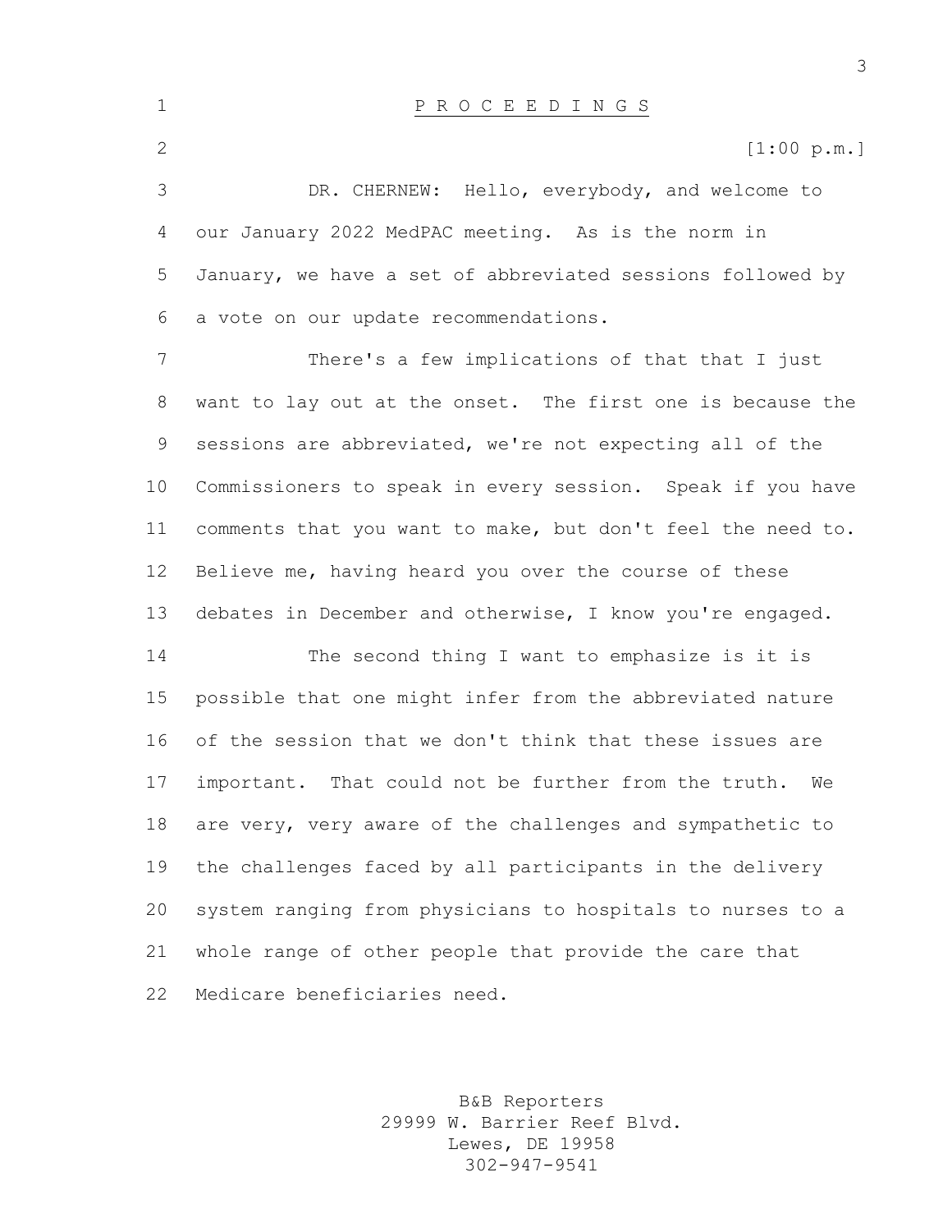P R O C E E D I N G S

[1:00 p.m.]

DR. CHERNEW: Hello, everybody, and welcome to our January 2022 MedPAC meeting. As is the norm in January, we have a set of abbreviated sessions followed by a vote on our update recommendations.

There's a few implications of that that I just want to lay out at the onset. The first one is because the sessions are abbreviated, we're not expecting all of the Commissioners to speak in every session. Speak if you have comments that you want to make, but don't feel the need to. Believe me, having heard you over the course of these debates in December and otherwise, I know you're engaged.

The second thing I want to emphasize is it is possible that one might infer from the abbreviated nature of the session that we don't think that these issues are important. That could not be further from the truth. We are very, very aware of the challenges and sympathetic to the challenges faced by all participants in the delivery system ranging from physicians to hospitals to nurses to a whole range of other people that provide the care that Medicare beneficiaries need.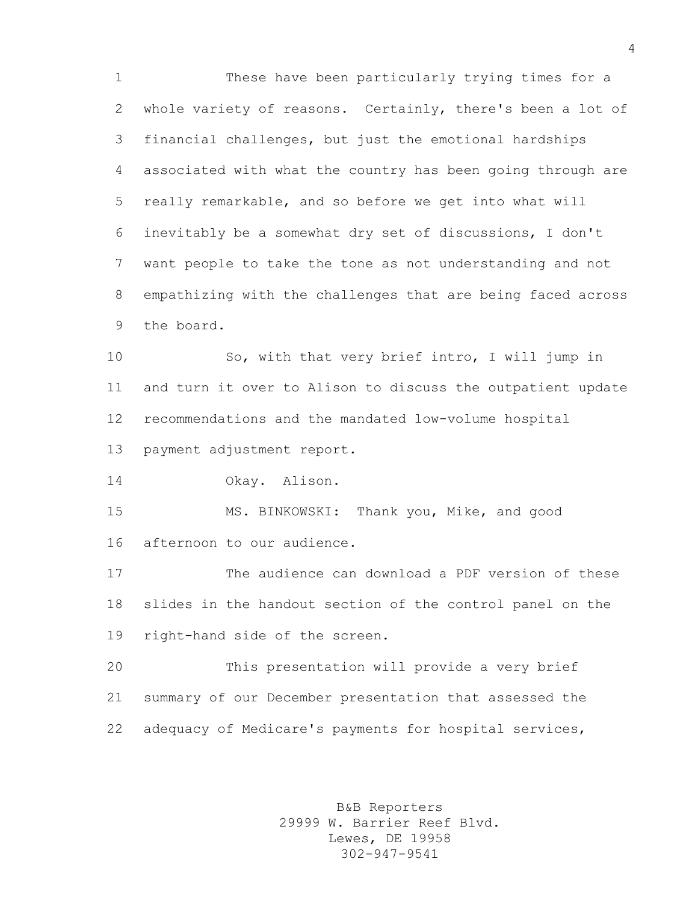These have been particularly trying times for a whole variety of reasons. Certainly, there's been a lot of financial challenges, but just the emotional hardships associated with what the country has been going through are really remarkable, and so before we get into what will inevitably be a somewhat dry set of discussions, I don't want people to take the tone as not understanding and not empathizing with the challenges that are being faced across the board.

So, with that very brief intro, I will jump in and turn it over to Alison to discuss the outpatient update recommendations and the mandated low-volume hospital payment adjustment report.

Okay. Alison.

MS. BINKOWSKI: Thank you, Mike, and good afternoon to our audience.

The audience can download a PDF version of these slides in the handout section of the control panel on the right-hand side of the screen.

This presentation will provide a very brief summary of our December presentation that assessed the adequacy of Medicare's payments for hospital services,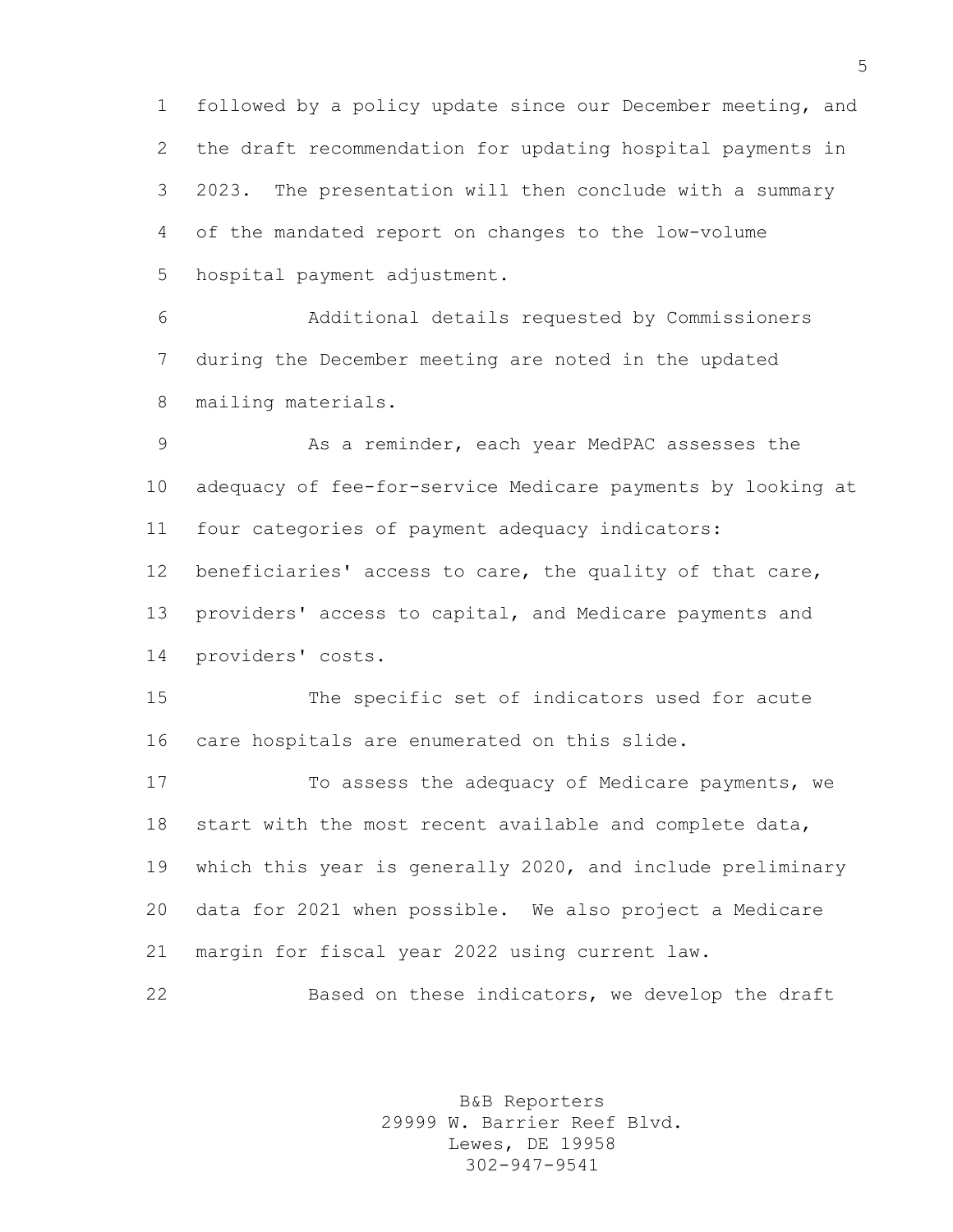followed by a policy update since our December meeting, and the draft recommendation for updating hospital payments in 2023. The presentation will then conclude with a summary of the mandated report on changes to the low-volume hospital payment adjustment.

Additional details requested by Commissioners during the December meeting are noted in the updated mailing materials.

As a reminder, each year MedPAC assesses the adequacy of fee-for-service Medicare payments by looking at four categories of payment adequacy indicators: beneficiaries' access to care, the quality of that care, providers' access to capital, and Medicare payments and providers' costs.

The specific set of indicators used for acute care hospitals are enumerated on this slide.

To assess the adequacy of Medicare payments, we start with the most recent available and complete data, which this year is generally 2020, and include preliminary data for 2021 when possible. We also project a Medicare margin for fiscal year 2022 using current law.

Based on these indicators, we develop the draft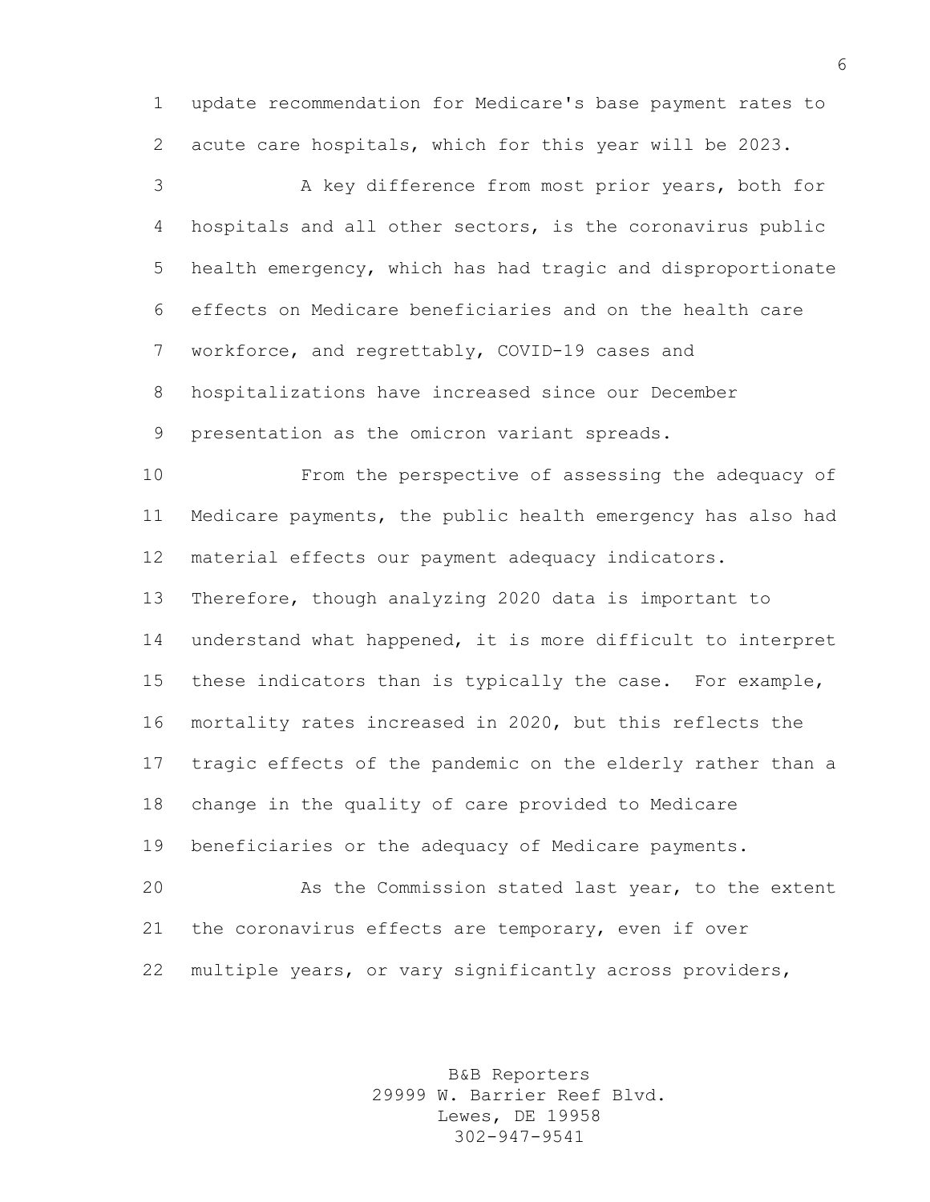update recommendation for Medicare's base payment rates to acute care hospitals, which for this year will be 2023.

A key difference from most prior years, both for hospitals and all other sectors, is the coronavirus public health emergency, which has had tragic and disproportionate effects on Medicare beneficiaries and on the health care workforce, and regrettably, COVID-19 cases and hospitalizations have increased since our December presentation as the omicron variant spreads.

From the perspective of assessing the adequacy of Medicare payments, the public health emergency has also had material effects our payment adequacy indicators. Therefore, though analyzing 2020 data is important to understand what happened, it is more difficult to interpret these indicators than is typically the case. For example, mortality rates increased in 2020, but this reflects the tragic effects of the pandemic on the elderly rather than a change in the quality of care provided to Medicare beneficiaries or the adequacy of Medicare payments.

As the Commission stated last year, to the extent the coronavirus effects are temporary, even if over multiple years, or vary significantly across providers,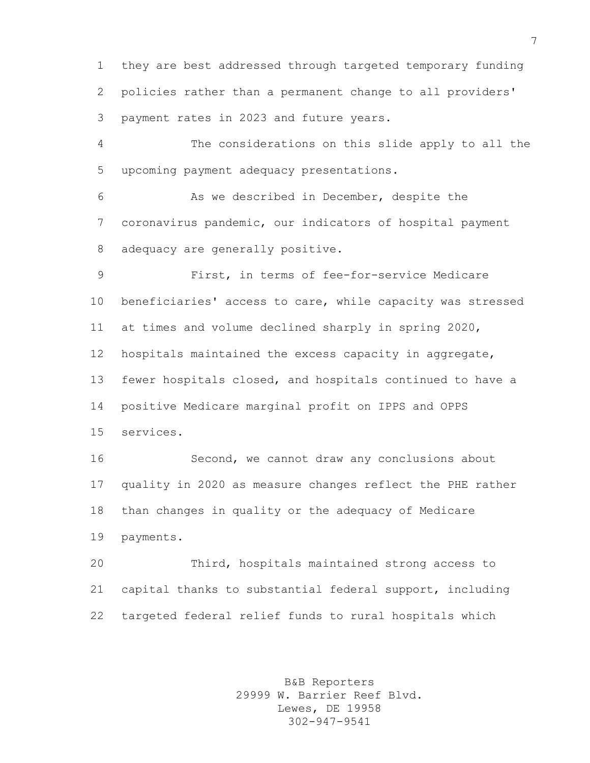they are best addressed through targeted temporary funding policies rather than a permanent change to all providers' payment rates in 2023 and future years.

The considerations on this slide apply to all the upcoming payment adequacy presentations.

As we described in December, despite the coronavirus pandemic, our indicators of hospital payment adequacy are generally positive.

First, in terms of fee-for-service Medicare beneficiaries' access to care, while capacity was stressed at times and volume declined sharply in spring 2020, hospitals maintained the excess capacity in aggregate, fewer hospitals closed, and hospitals continued to have a positive Medicare marginal profit on IPPS and OPPS services.

Second, we cannot draw any conclusions about quality in 2020 as measure changes reflect the PHE rather than changes in quality or the adequacy of Medicare payments.

Third, hospitals maintained strong access to capital thanks to substantial federal support, including targeted federal relief funds to rural hospitals which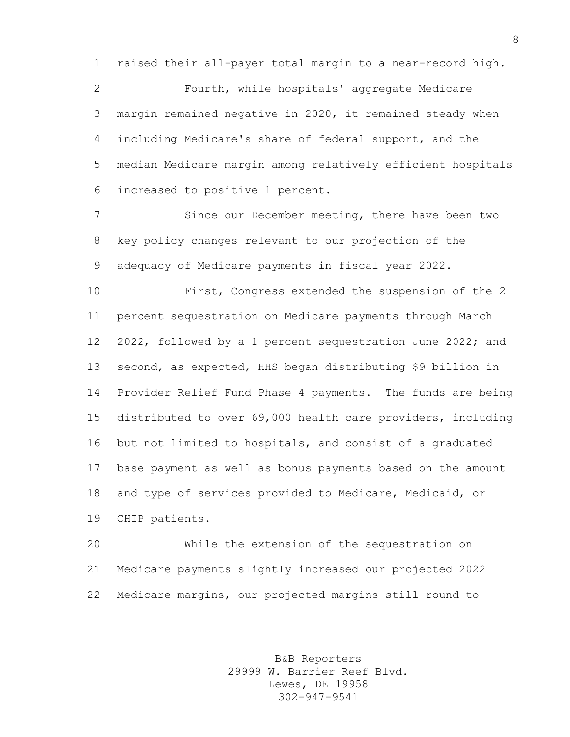raised their all-payer total margin to a near-record high.

Fourth, while hospitals' aggregate Medicare margin remained negative in 2020, it remained steady when including Medicare's share of federal support, and the median Medicare margin among relatively efficient hospitals increased to positive 1 percent.

Since our December meeting, there have been two key policy changes relevant to our projection of the adequacy of Medicare payments in fiscal year 2022.

First, Congress extended the suspension of the 2 percent sequestration on Medicare payments through March 2022, followed by a 1 percent sequestration June 2022; and second, as expected, HHS began distributing $9 billion in Provider Relief Fund Phase 4 payments. The funds are being distributed to over 69,000 health care providers, including but not limited to hospitals, and consist of a graduated base payment as well as bonus payments based on the amount and type of services provided to Medicare, Medicaid, or CHIP patients.

While the extension of the sequestration on Medicare payments slightly increased our projected 2022 Medicare margins, our projected margins still round to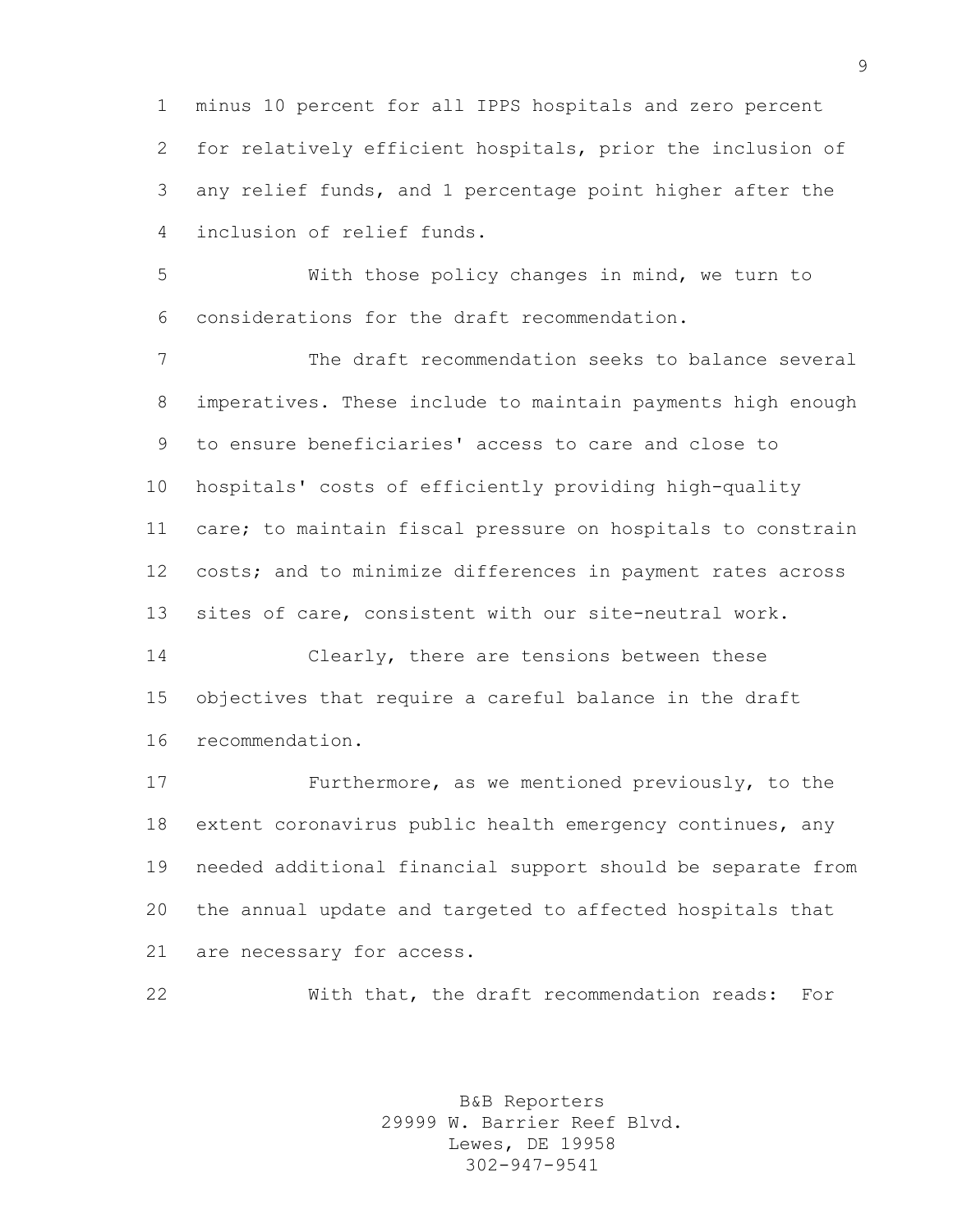minus 10 percent for all IPPS hospitals and zero percent for relatively efficient hospitals, prior the inclusion of any relief funds, and 1 percentage point higher after the inclusion of relief funds.

With those policy changes in mind, we turn to considerations for the draft recommendation.

The draft recommendation seeks to balance several imperatives. These include to maintain payments high enough to ensure beneficiaries' access to care and close to hospitals' costs of efficiently providing high-quality care; to maintain fiscal pressure on hospitals to constrain costs; and to minimize differences in payment rates across sites of care, consistent with our site-neutral work.

Clearly, there are tensions between these objectives that require a careful balance in the draft recommendation.

Furthermore, as we mentioned previously, to the extent coronavirus public health emergency continues, any needed additional financial support should be separate from the annual update and targeted to affected hospitals that are necessary for access.

With that, the draft recommendation reads: For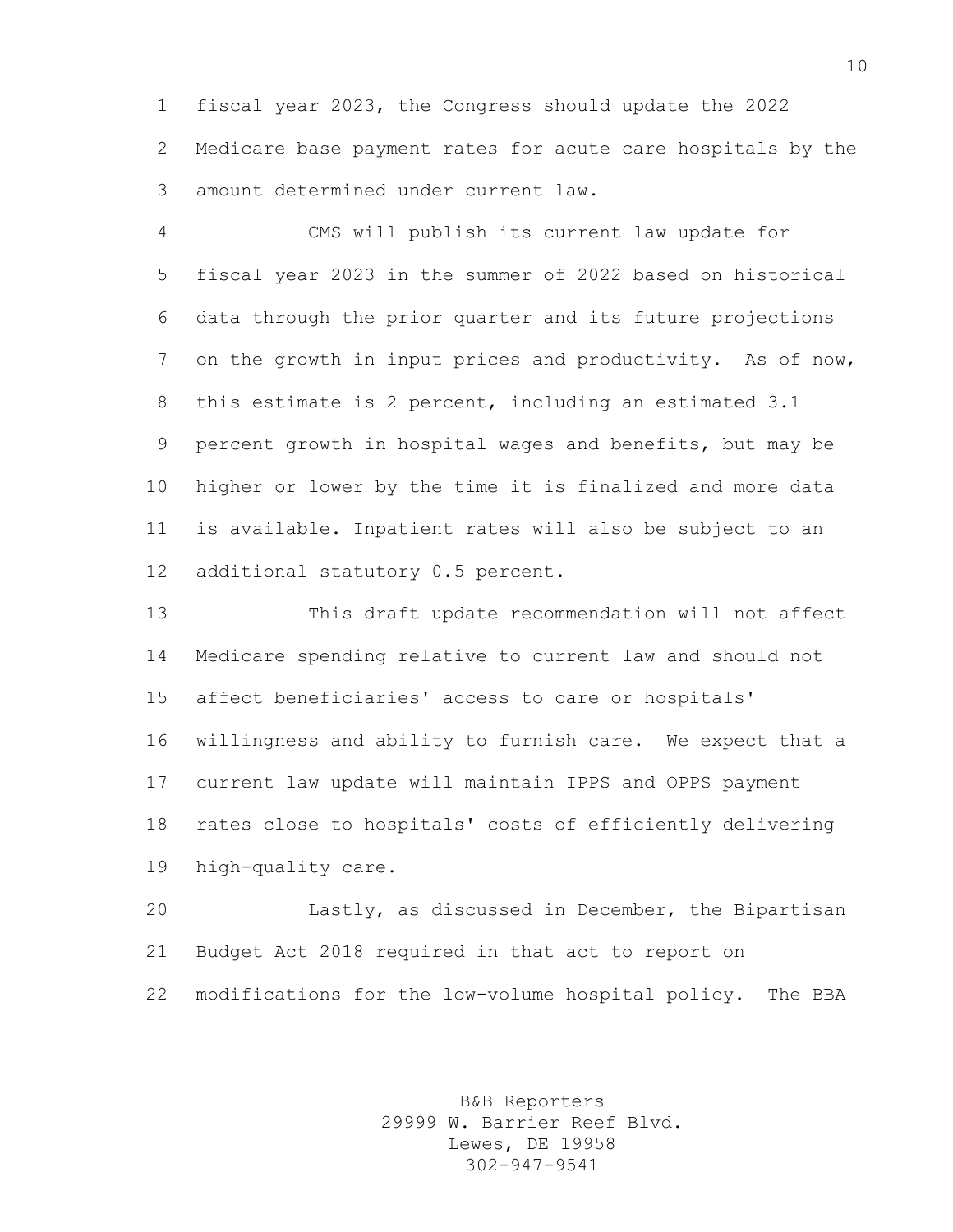fiscal year 2023, the Congress should update the 2022 Medicare base payment rates for acute care hospitals by the amount determined under current law.

CMS will publish its current law update for fiscal year 2023 in the summer of 2022 based on historical data through the prior quarter and its future projections on the growth in input prices and productivity. As of now, this estimate is 2 percent, including an estimated 3.1 percent growth in hospital wages and benefits, but may be higher or lower by the time it is finalized and more data is available. Inpatient rates will also be subject to an additional statutory 0.5 percent.

This draft update recommendation will not affect Medicare spending relative to current law and should not affect beneficiaries' access to care or hospitals' willingness and ability to furnish care. We expect that a current law update will maintain IPPS and OPPS payment rates close to hospitals' costs of efficiently delivering high-quality care.

Lastly, as discussed in December, the Bipartisan Budget Act 2018 required in that act to report on modifications for the low-volume hospital policy. The BBA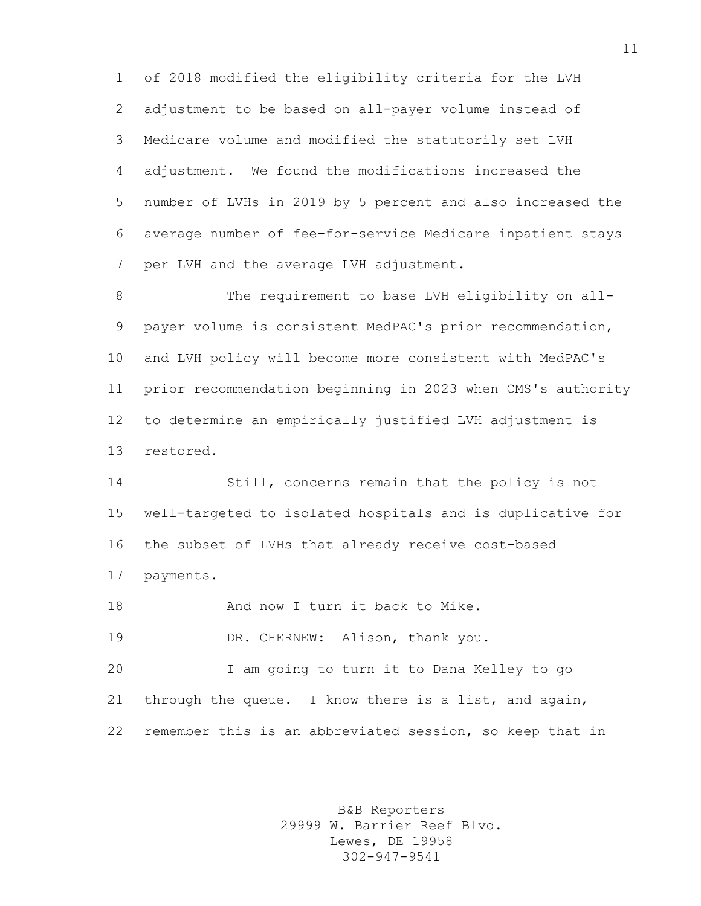of 2018 modified the eligibility criteria for the LVH adjustment to be based on all-payer volume instead of Medicare volume and modified the statutorily set LVH adjustment. We found the modifications increased the number of LVHs in 2019 by 5 percent and also increased the average number of fee-for-service Medicare inpatient stays per LVH and the average LVH adjustment.

The requirement to base LVH eligibility on all-payer volume is consistent MedPAC's prior recommendation, and LVH policy will become more consistent with MedPAC's prior recommendation beginning in 2023 when CMS's authority to determine an empirically justified LVH adjustment is restored.

Still, concerns remain that the policy is not well-targeted to isolated hospitals and is duplicative for the subset of LVHs that already receive cost-based payments.

And now I turn it back to Mike.

DR. CHERNEW: Alison, thank you.

I am going to turn it to Dana Kelley to go through the queue. I know there is a list, and again, remember this is an abbreviated session, so keep that in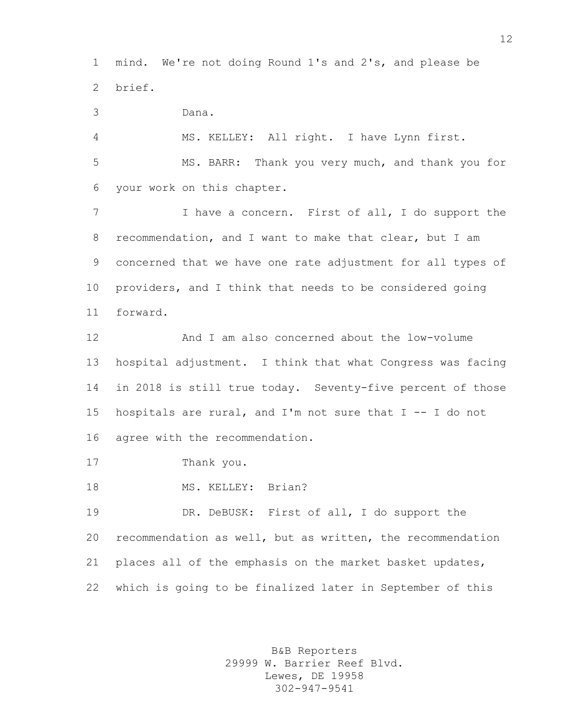mind. We're not doing Round 1's and 2's, and please be brief.

Dana.

MS. KELLEY: All right. I have Lynn first.

MS. BARR: Thank you very much, and thank you for your work on this chapter.

I have a concern. First of all, I do support the recommendation, and I want to make that clear, but I am concerned that we have one rate adjustment for all types of providers, and I think that needs to be considered going forward.

And I am also concerned about the low-volume hospital adjustment. I think that what Congress was facing in 2018 is still true today. Seventy-five percent of those hospitals are rural, and I'm not sure that I -- I do not agree with the recommendation.

Thank you.

MS. KELLEY: Brian?

DR. DeBUSK: First of all, I do support the recommendation as well, but as written, the recommendation places all of the emphasis on the market basket updates, which is going to be finalized later in September of this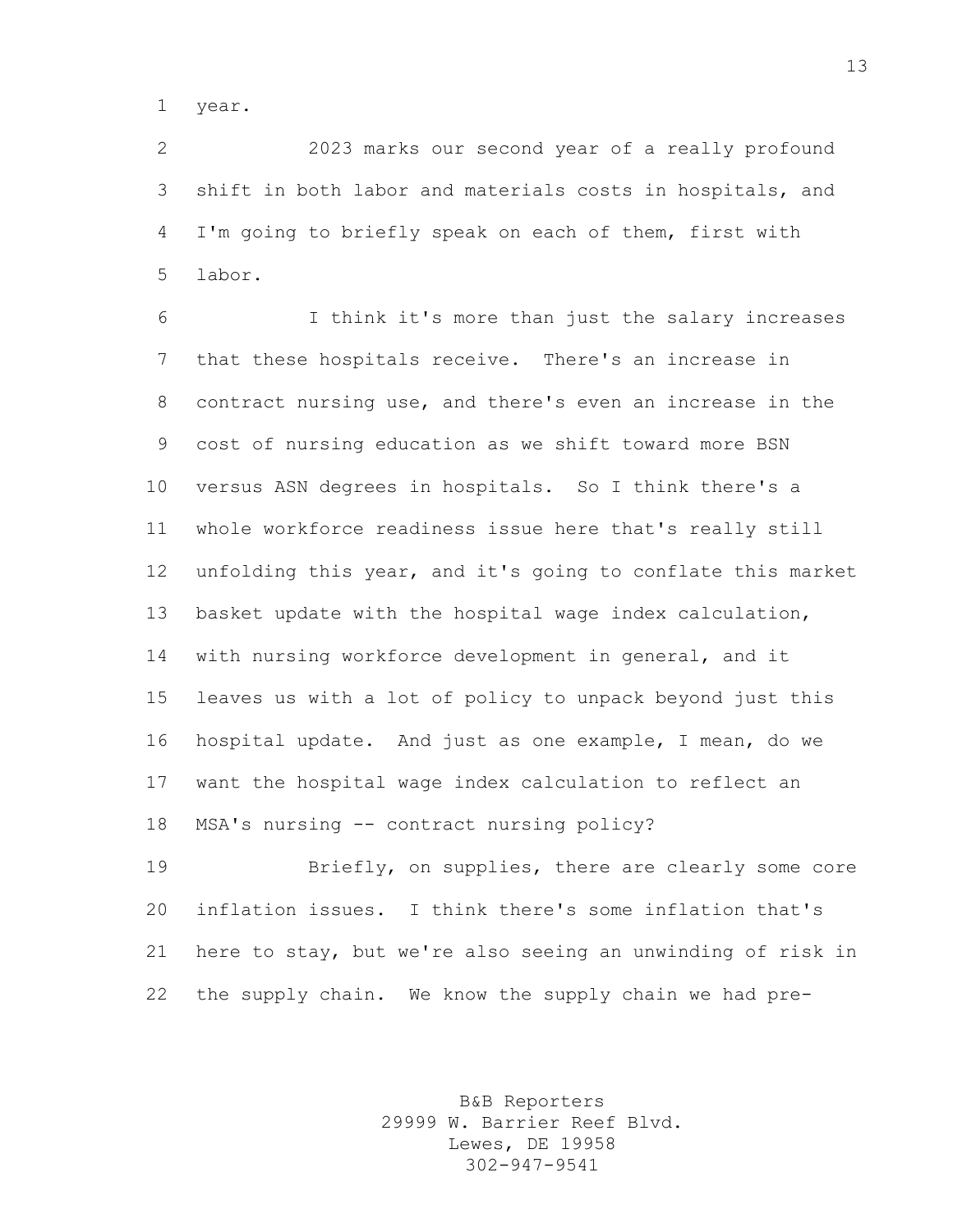year.

2023 marks our second year of a really profound shift in both labor and materials costs in hospitals, and I'm going to briefly speak on each of them, first with labor.

I think it's more than just the salary increases that these hospitals receive. There's an increase in contract nursing use, and there's even an increase in the cost of nursing education as we shift toward more BSN versus ASN degrees in hospitals. So I think there's a whole workforce readiness issue here that's really still unfolding this year, and it's going to conflate this market basket update with the hospital wage index calculation, with nursing workforce development in general, and it leaves us with a lot of policy to unpack beyond just this hospital update. And just as one example, I mean, do we want the hospital wage index calculation to reflect an MSA's nursing -- contract nursing policy?

Briefly, on supplies, there are clearly some core inflation issues. I think there's some inflation that's here to stay, but we're also seeing an unwinding of risk in the supply chain. We know the supply chain we had pre-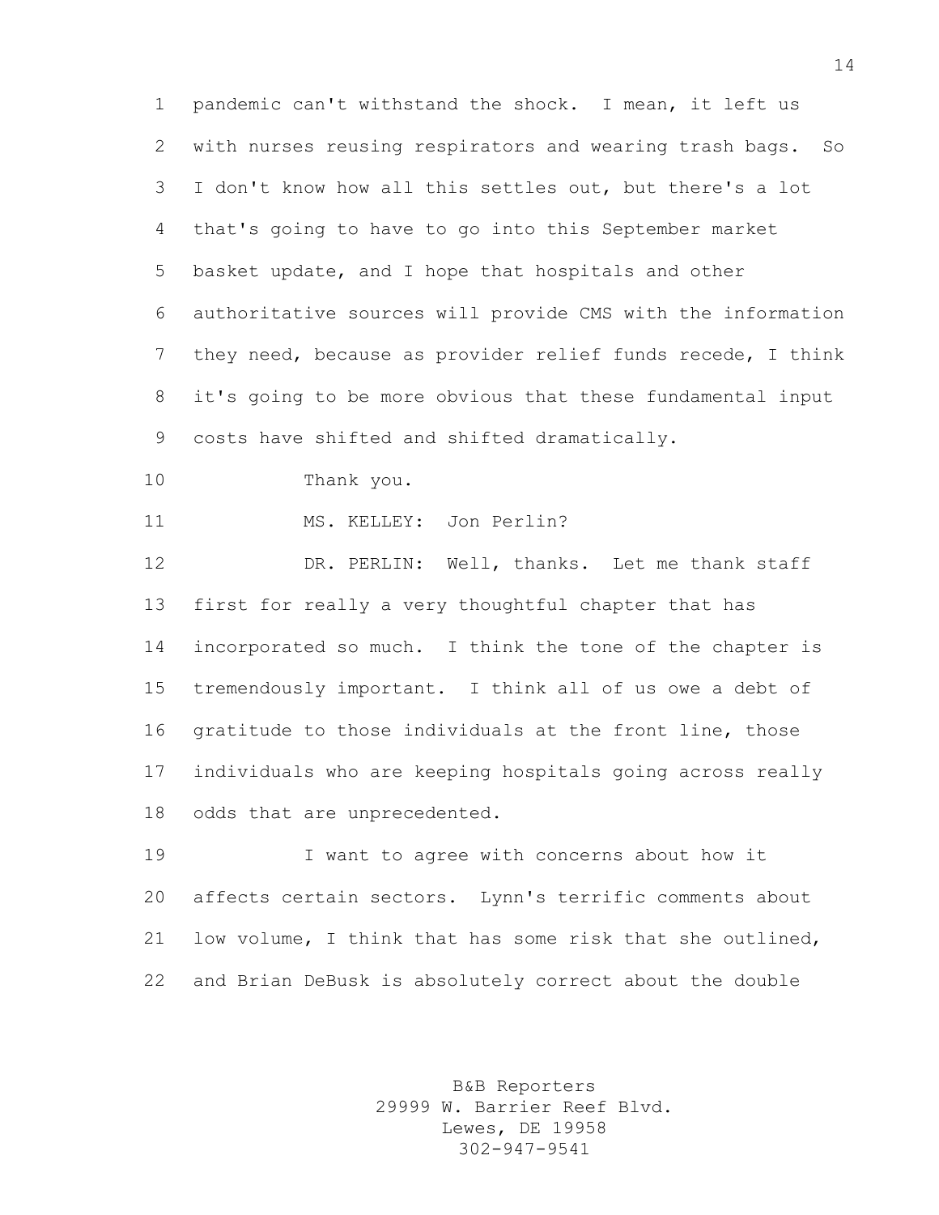pandemic can't withstand the shock. I mean, it left us with nurses reusing respirators and wearing trash bags. So I don't know how all this settles out, but there's a lot that's going to have to go into this September market basket update, and I hope that hospitals and other authoritative sources will provide CMS with the information they need, because as provider relief funds recede, I think it's going to be more obvious that these fundamental input costs have shifted and shifted dramatically.

Thank you.

MS. KELLEY: Jon Perlin?

DR. PERLIN: Well, thanks. Let me thank staff first for really a very thoughtful chapter that has incorporated so much. I think the tone of the chapter is tremendously important. I think all of us owe a debt of gratitude to those individuals at the front line, those individuals who are keeping hospitals going across really odds that are unprecedented.

I want to agree with concerns about how it affects certain sectors. Lynn's terrific comments about low volume, I think that has some risk that she outlined, and Brian DeBusk is absolutely correct about the double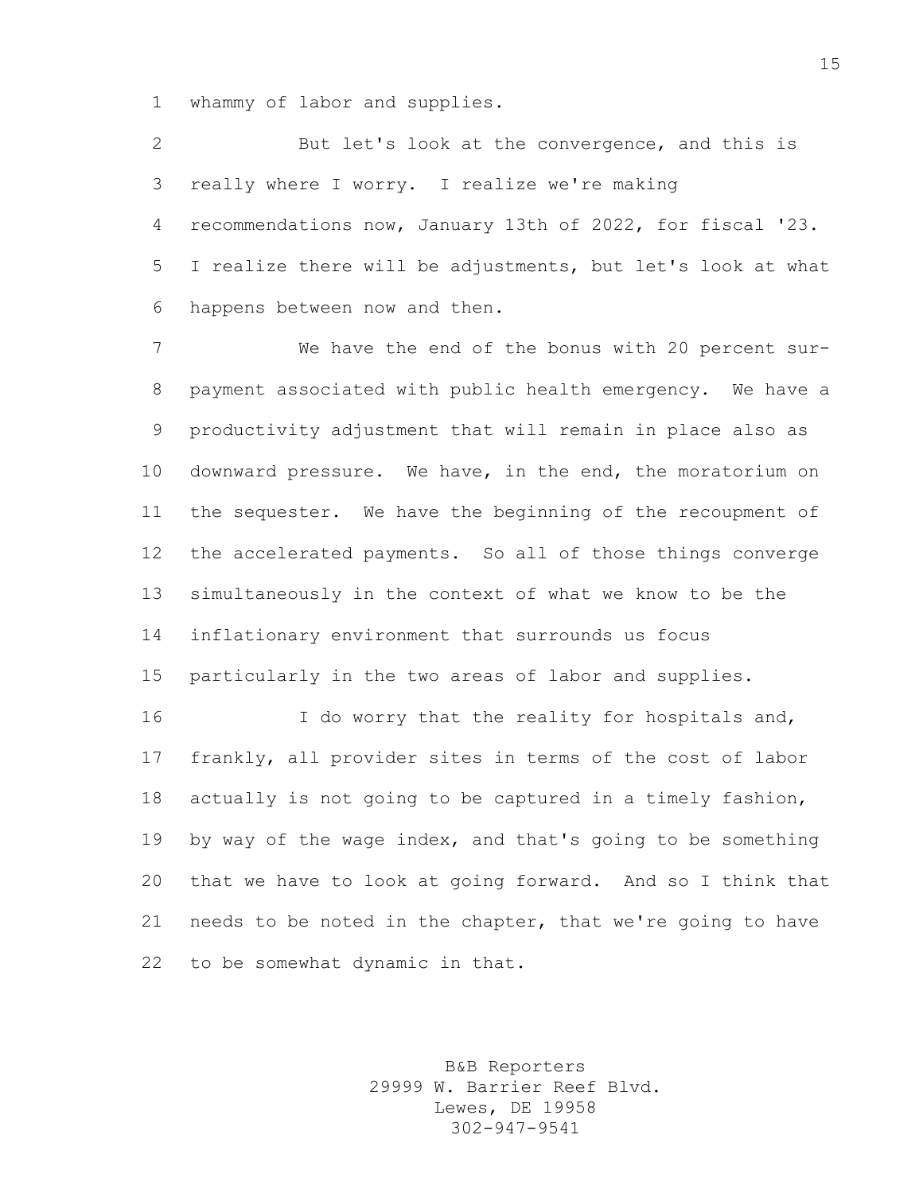whammy of labor and supplies.

But let's look at the convergence, and this is really where I worry. I realize we're making recommendations now, January 13th of 2022, for fiscal '23. I realize there will be adjustments, but let's look at what happens between now and then.

We have the end of the bonus with 20 percent sur-payment associated with public health emergency. We have a productivity adjustment that will remain in place also as downward pressure. We have, in the end, the moratorium on the sequester. We have the beginning of the recoupment of the accelerated payments. So all of those things converge simultaneously in the context of what we know to be the inflationary environment that surrounds us focus particularly in the two areas of labor and supplies.

I do worry that the reality for hospitals and, frankly, all provider sites in terms of the cost of labor actually is not going to be captured in a timely fashion, by way of the wage index, and that's going to be something that we have to look at going forward. And so I think that needs to be noted in the chapter, that we're going to have to be somewhat dynamic in that.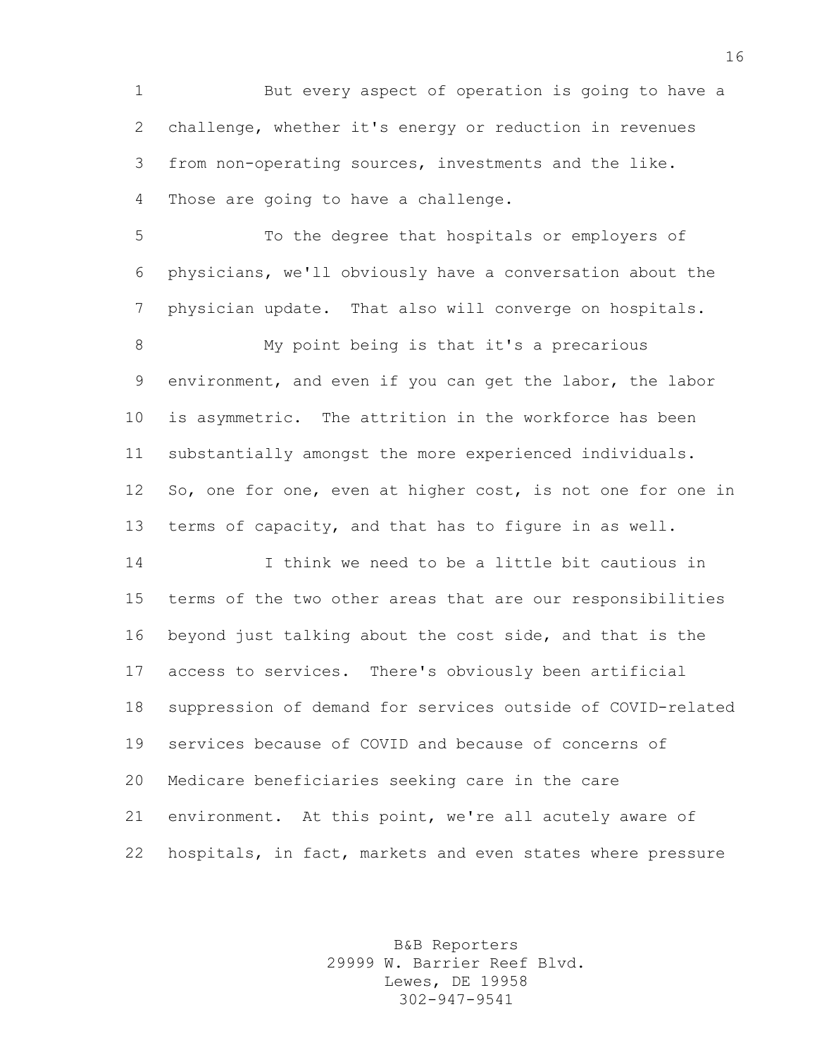But every aspect of operation is going to have a challenge, whether it's energy or reduction in revenues from non-operating sources, investments and the like. Those are going to have a challenge.

To the degree that hospitals or employers of physicians, we'll obviously have a conversation about the physician update. That also will converge on hospitals.

My point being is that it's a precarious environment, and even if you can get the labor, the labor is asymmetric. The attrition in the workforce has been substantially amongst the more experienced individuals. So, one for one, even at higher cost, is not one for one in terms of capacity, and that has to figure in as well.

I think we need to be a little bit cautious in terms of the two other areas that are our responsibilities beyond just talking about the cost side, and that is the access to services. There's obviously been artificial suppression of demand for services outside of COVID-related services because of COVID and because of concerns of Medicare beneficiaries seeking care in the care environment. At this point, we're all acutely aware of hospitals, in fact, markets and even states where pressure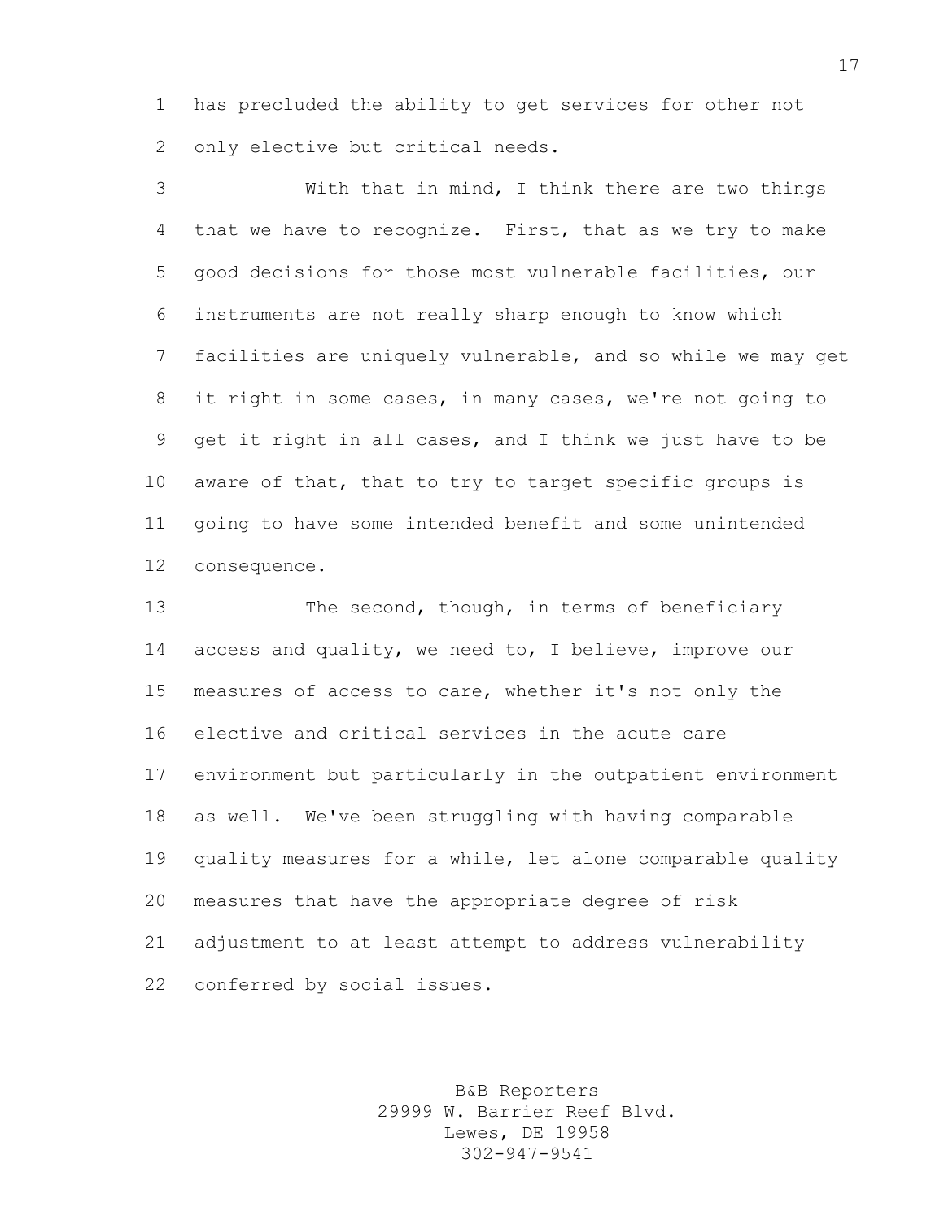has precluded the ability to get services for other not only elective but critical needs.

With that in mind, I think there are two things that we have to recognize. First, that as we try to make good decisions for those most vulnerable facilities, our instruments are not really sharp enough to know which facilities are uniquely vulnerable, and so while we may get it right in some cases, in many cases, we're not going to get it right in all cases, and I think we just have to be aware of that, that to try to target specific groups is going to have some intended benefit and some unintended consequence.

The second, though, in terms of beneficiary access and quality, we need to, I believe, improve our measures of access to care, whether it's not only the elective and critical services in the acute care environment but particularly in the outpatient environment as well. We've been struggling with having comparable quality measures for a while, let alone comparable quality measures that have the appropriate degree of risk adjustment to at least attempt to address vulnerability conferred by social issues.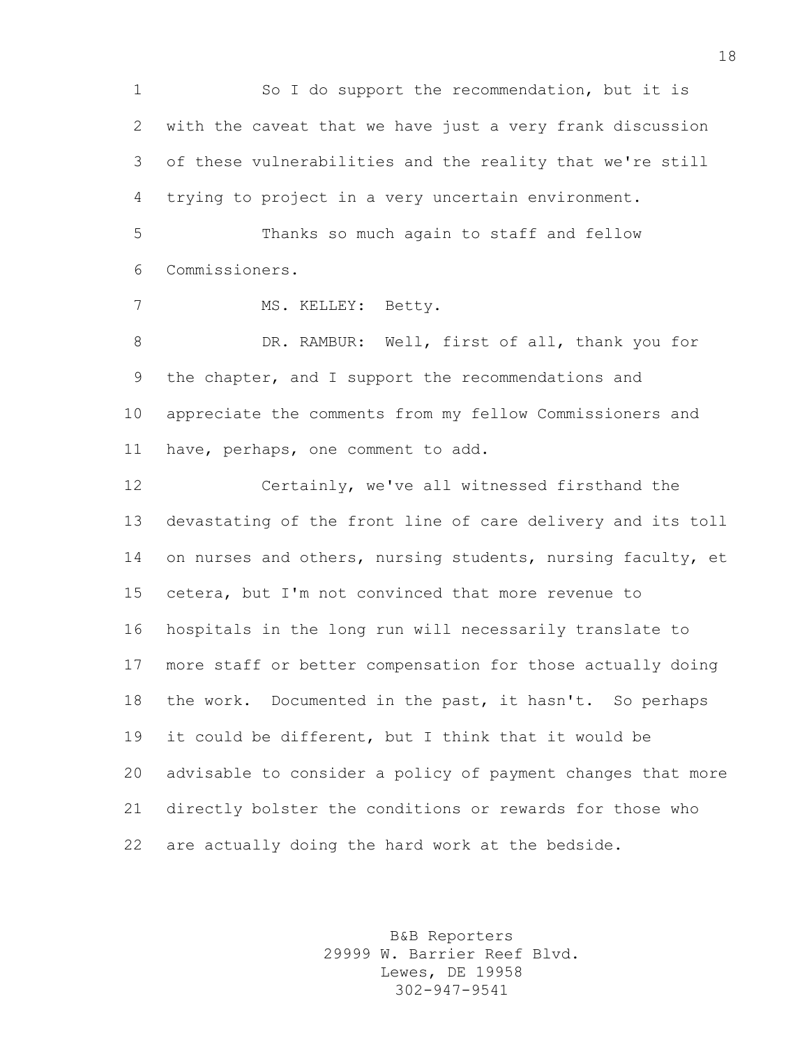So I do support the recommendation, but it is with the caveat that we have just a very frank discussion of these vulnerabilities and the reality that we're still trying to project in a very uncertain environment.

Thanks so much again to staff and fellow Commissioners.

MS. KELLEY: Betty.

DR. RAMBUR: Well, first of all, thank you for the chapter, and I support the recommendations and appreciate the comments from my fellow Commissioners and have, perhaps, one comment to add.

Certainly, we've all witnessed firsthand the devastating of the front line of care delivery and its toll on nurses and others, nursing students, nursing faculty, et cetera, but I'm not convinced that more revenue to hospitals in the long run will necessarily translate to more staff or better compensation for those actually doing the work. Documented in the past, it hasn't. So perhaps it could be different, but I think that it would be advisable to consider a policy of payment changes that more directly bolster the conditions or rewards for those who are actually doing the hard work at the bedside.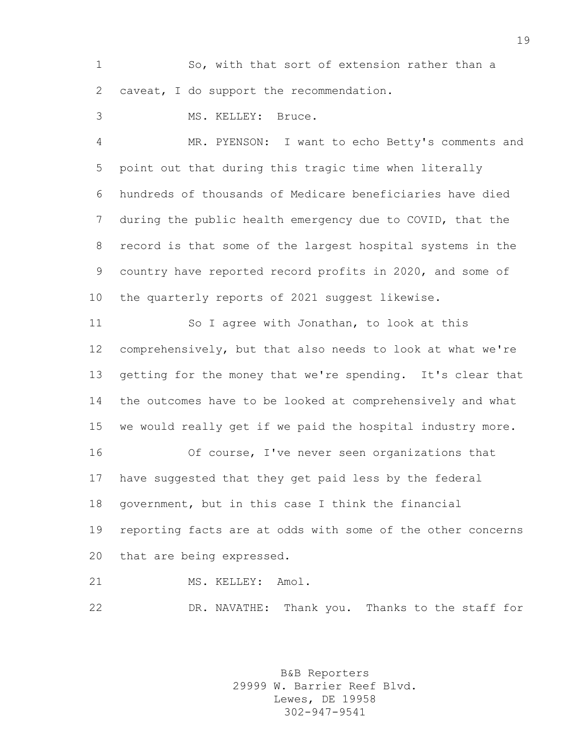So, with that sort of extension rather than a caveat, I do support the recommendation.

MS. KELLEY: Bruce.

MR. PYENSON: I want to echo Betty's comments and point out that during this tragic time when literally hundreds of thousands of Medicare beneficiaries have died during the public health emergency due to COVID, that the record is that some of the largest hospital systems in the country have reported record profits in 2020, and some of the quarterly reports of 2021 suggest likewise.

So I agree with Jonathan, to look at this comprehensively, but that also needs to look at what we're getting for the money that we're spending. It's clear that the outcomes have to be looked at comprehensively and what we would really get if we paid the hospital industry more.

Of course, I've never seen organizations that have suggested that they get paid less by the federal government, but in this case I think the financial reporting facts are at odds with some of the other concerns that are being expressed.

MS. KELLEY: Amol.

DR. NAVATHE: Thank you. Thanks to the staff for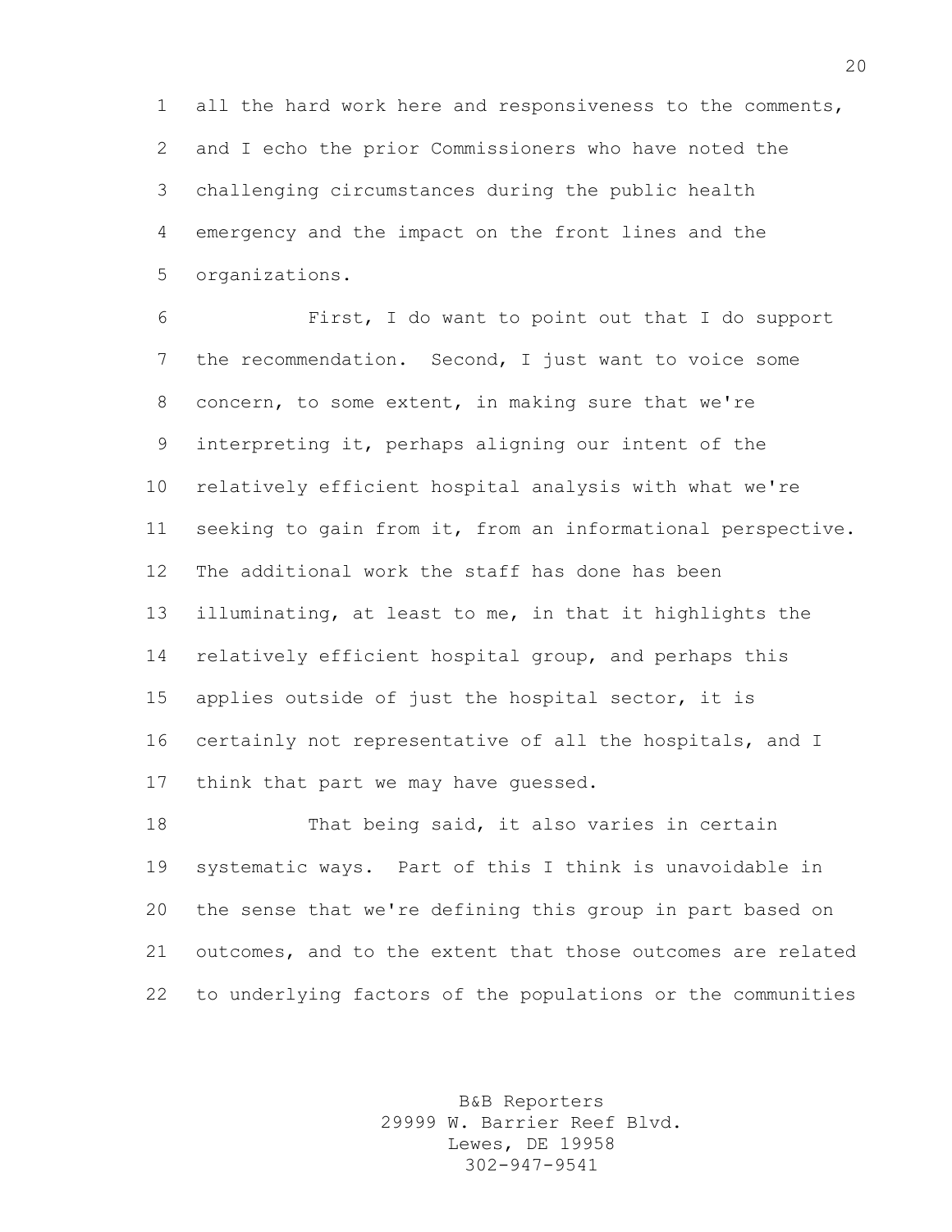all the hard work here and responsiveness to the comments, and I echo the prior Commissioners who have noted the challenging circumstances during the public health emergency and the impact on the front lines and the organizations.

First, I do want to point out that I do support the recommendation. Second, I just want to voice some concern, to some extent, in making sure that we're interpreting it, perhaps aligning our intent of the relatively efficient hospital analysis with what we're seeking to gain from it, from an informational perspective. The additional work the staff has done has been illuminating, at least to me, in that it highlights the relatively efficient hospital group, and perhaps this applies outside of just the hospital sector, it is certainly not representative of all the hospitals, and I think that part we may have guessed.

That being said, it also varies in certain systematic ways. Part of this I think is unavoidable in the sense that we're defining this group in part based on outcomes, and to the extent that those outcomes are related to underlying factors of the populations or the communities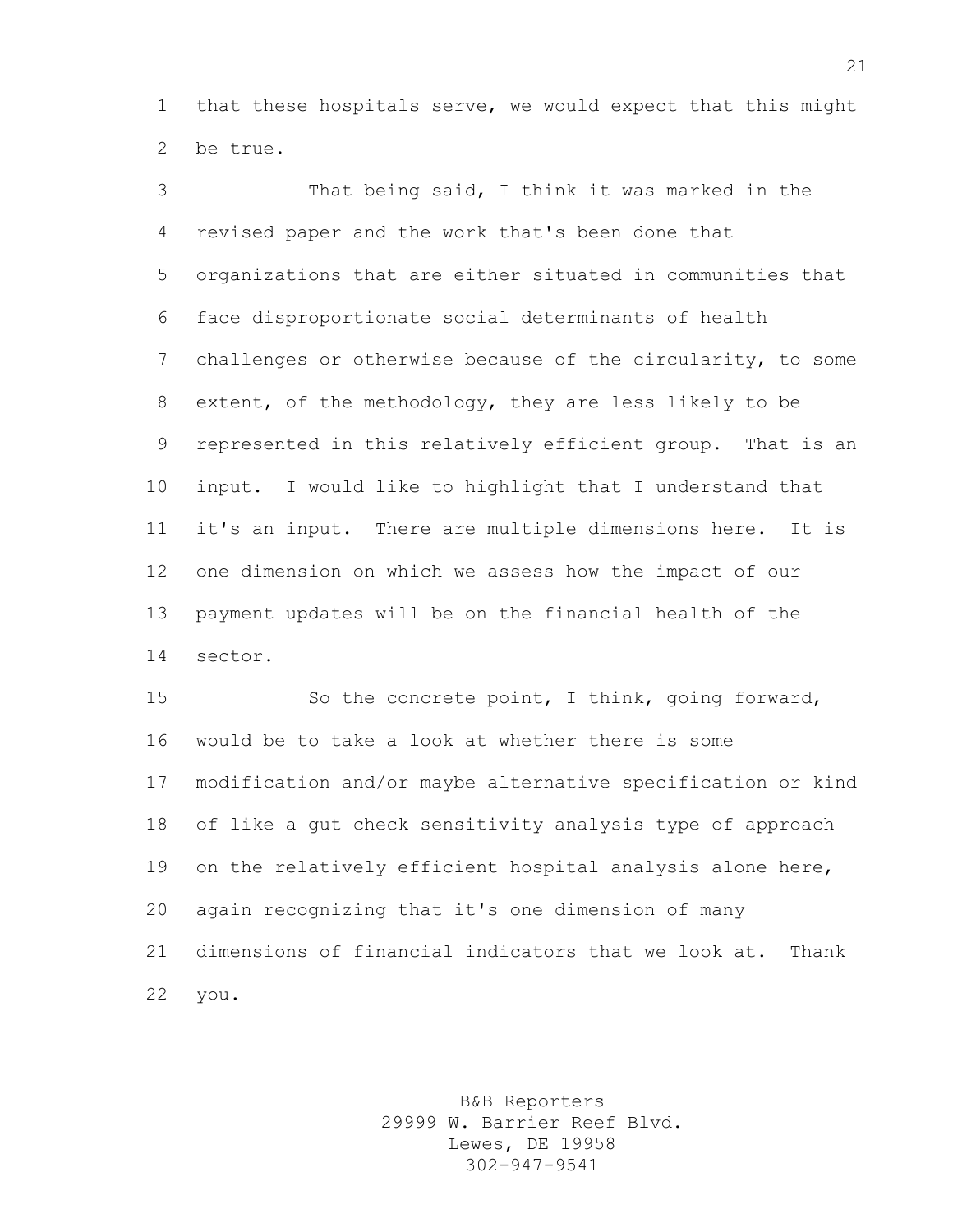that these hospitals serve, we would expect that this might be true.

That being said, I think it was marked in the revised paper and the work that's been done that organizations that are either situated in communities that face disproportionate social determinants of health challenges or otherwise because of the circularity, to some extent, of the methodology, they are less likely to be represented in this relatively efficient group. That is an input. I would like to highlight that I understand that it's an input. There are multiple dimensions here. It is one dimension on which we assess how the impact of our payment updates will be on the financial health of the sector.

So the concrete point, I think, going forward, would be to take a look at whether there is some modification and/or maybe alternative specification or kind of like a gut check sensitivity analysis type of approach on the relatively efficient hospital analysis alone here, again recognizing that it's one dimension of many dimensions of financial indicators that we look at. Thank you.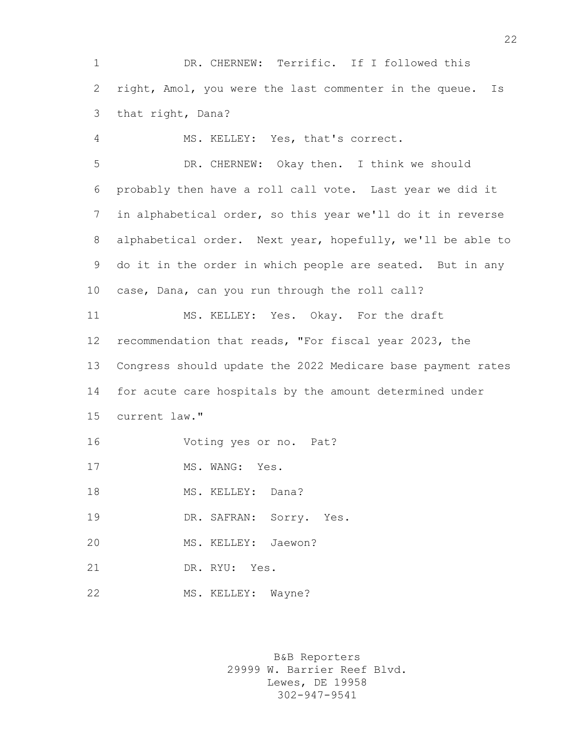DR. CHERNEW: Terrific. If I followed this right, Amol, you were the last commenter in the queue. Is that right, Dana?

MS. KELLEY: Yes, that's correct.

DR. CHERNEW: Okay then. I think we should probably then have a roll call vote. Last year we did it in alphabetical order, so this year we'll do it in reverse alphabetical order. Next year, hopefully, we'll be able to do it in the order in which people are seated. But in any case, Dana, can you run through the roll call?

MS. KELLEY: Yes. Okay. For the draft recommendation that reads, "For fiscal year 2023, the Congress should update the 2022 Medicare base payment rates for acute care hospitals by the amount determined under current law."

Voting yes or no. Pat?

MS. WANG: Yes.

MS. KELLEY: Dana?

DR. SAFRAN: Sorry. Yes.

MS. KELLEY: Jaewon?

DR. RYU: Yes.

MS. KELLEY: Wayne?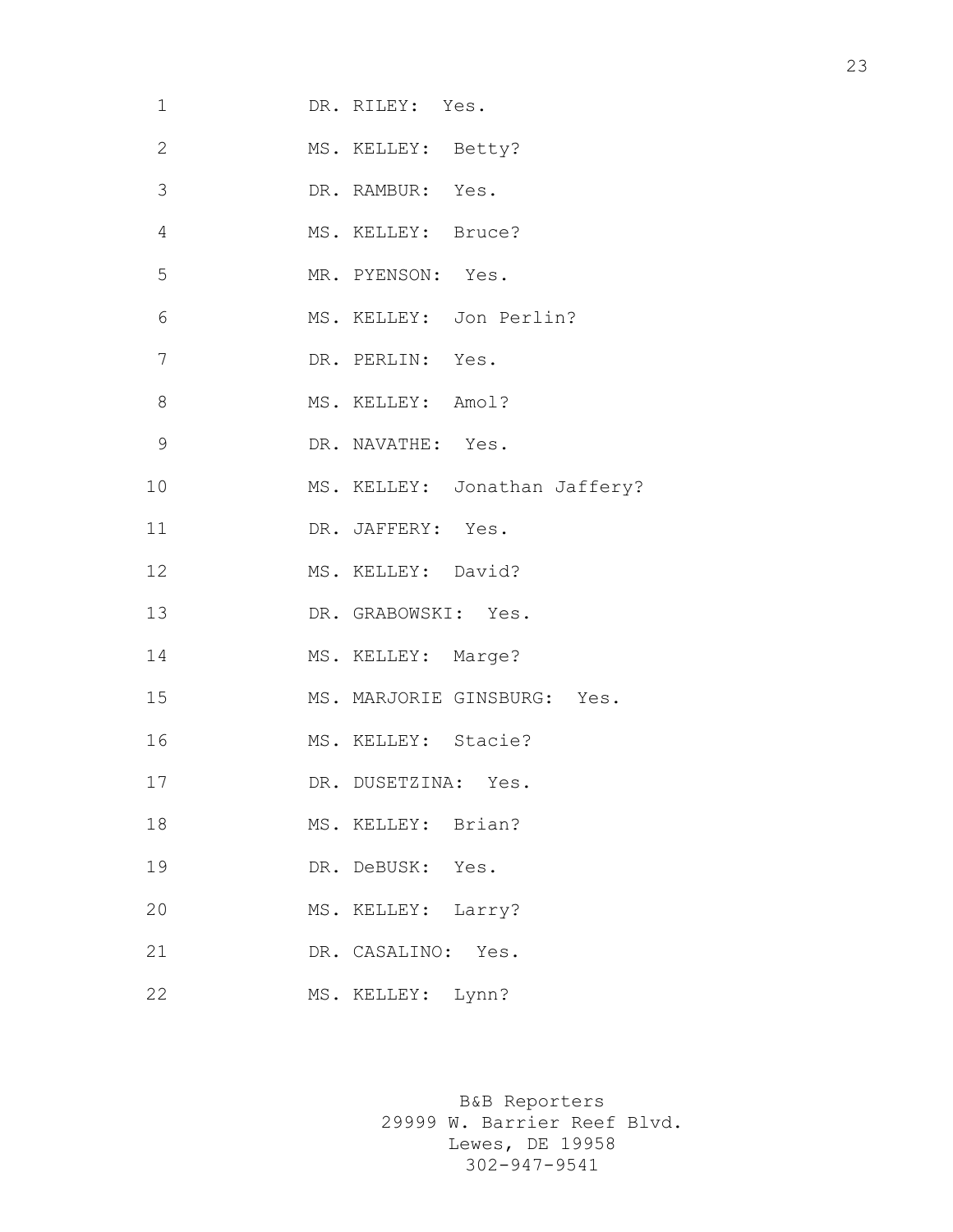DR. RILEY: Yes.

MS. KELLEY: Betty?

DR. RAMBUR: Yes.

MS. KELLEY: Bruce?

MR. PYENSON: Yes.

MS. KELLEY: Jon Perlin?

DR. PERLIN: Yes.

MS. KELLEY: Amol?

DR. NAVATHE: Yes.

MS. KELLEY: Jonathan Jaffery?

DR. JAFFERY: Yes.

MS. KELLEY: David?

DR. GRABOWSKI: Yes.

MS. KELLEY: Marge?

MS. MARJORIE GINSBURG: Yes.

MS. KELLEY: Stacie?

DR. DUSETZINA: Yes.

MS. KELLEY: Brian?

DR. DeBUSK: Yes.

MS. KELLEY: Larry?

DR. CASALINO: Yes.

MS. KELLEY: Lynn?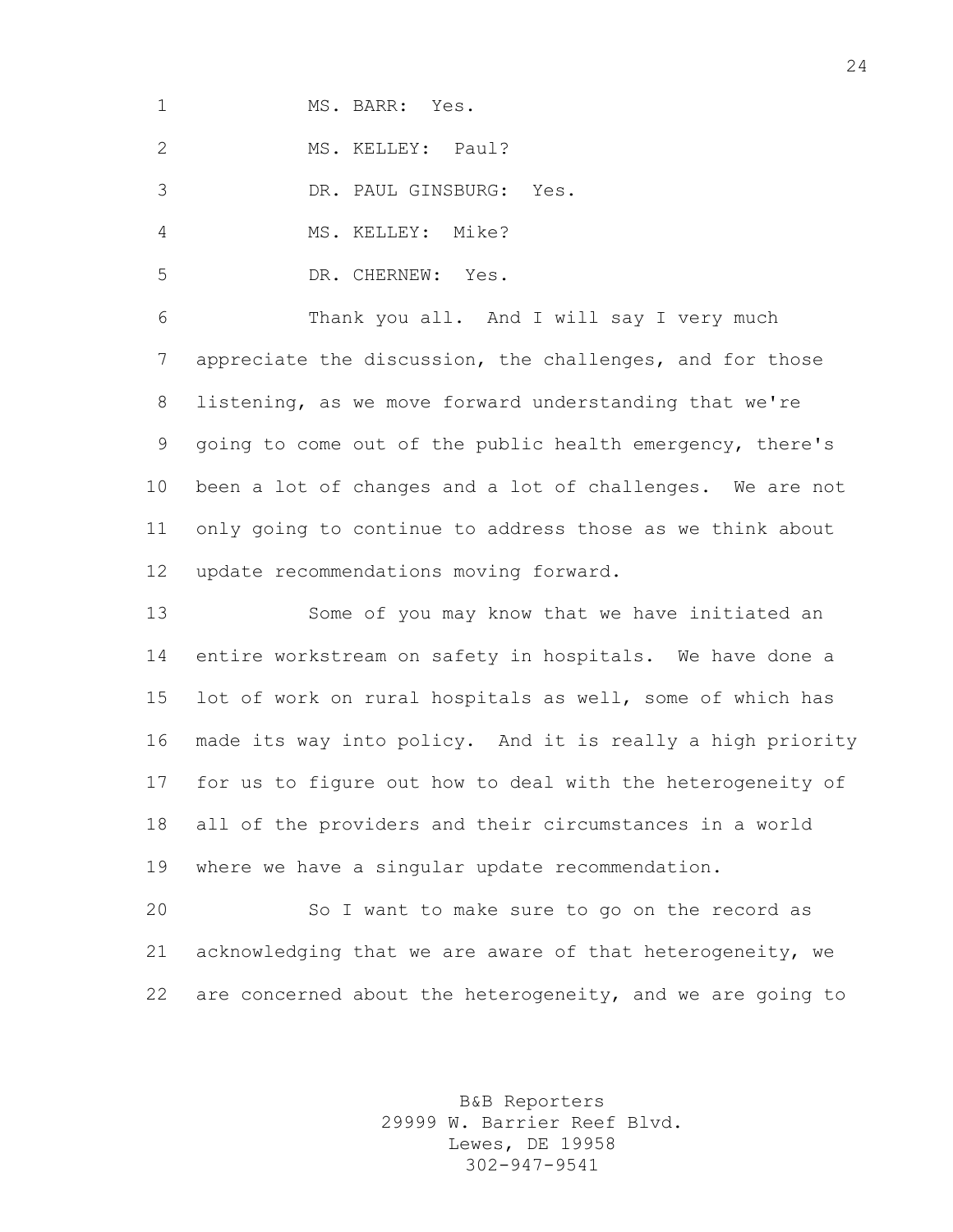MS. BARR: Yes.

MS. KELLEY: Paul?

DR. PAUL GINSBURG: Yes.

MS. KELLEY: Mike?

DR. CHERNEW: Yes.

Thank you all. And I will say I very much appreciate the discussion, the challenges, and for those listening, as we move forward understanding that we're going to come out of the public health emergency, there's been a lot of changes and a lot of challenges. We are not only going to continue to address those as we think about update recommendations moving forward.

Some of you may know that we have initiated an entire workstream on safety in hospitals. We have done a lot of work on rural hospitals as well, some of which has made its way into policy. And it is really a high priority for us to figure out how to deal with the heterogeneity of all of the providers and their circumstances in a world where we have a singular update recommendation.

So I want to make sure to go on the record as acknowledging that we are aware of that heterogeneity, we are concerned about the heterogeneity, and we are going to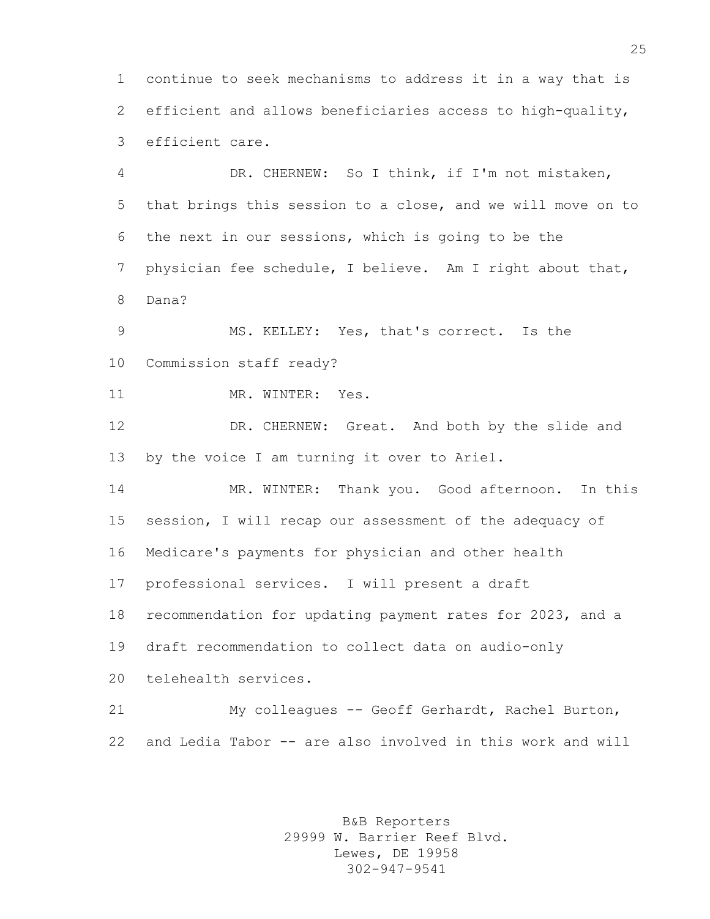continue to seek mechanisms to address it in a way that is efficient and allows beneficiaries access to high-quality, efficient care.

DR. CHERNEW: So I think, if I'm not mistaken, that brings this session to a close, and we will move on to the next in our sessions, which is going to be the physician fee schedule, I believe. Am I right about that, Dana?

MS. KELLEY: Yes, that's correct. Is the Commission staff ready?

MR. WINTER: Yes.

DR. CHERNEW: Great. And both by the slide and by the voice I am turning it over to Ariel.

MR. WINTER: Thank you. Good afternoon. In this session, I will recap our assessment of the adequacy of Medicare's payments for physician and other health professional services. I will present a draft recommendation for updating payment rates for 2023, and a draft recommendation to collect data on audio-only telehealth services.

My colleagues -- Geoff Gerhardt, Rachel Burton, and Ledia Tabor -- are also involved in this work and will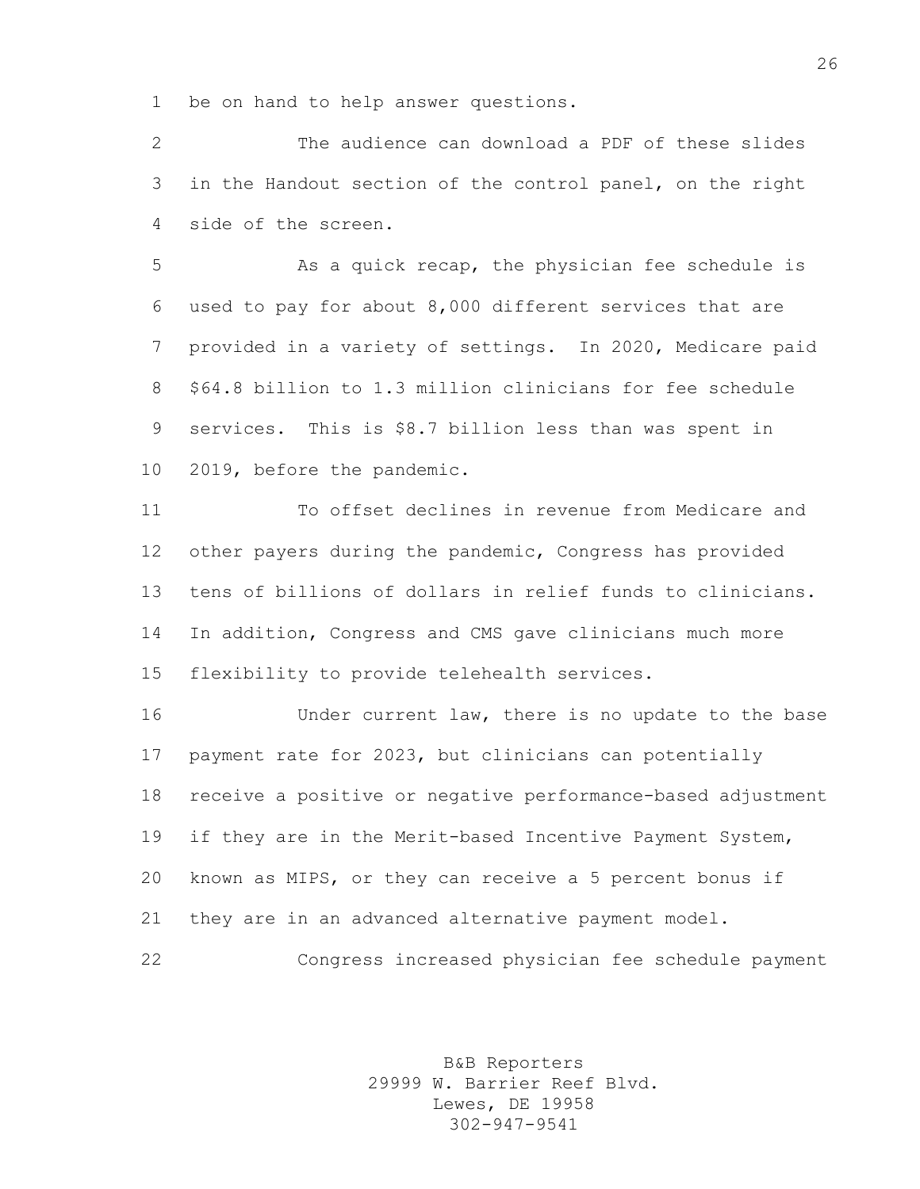be on hand to help answer questions.

The audience can download a PDF of these slides in the Handout section of the control panel, on the right side of the screen.

As a quick recap, the physician fee schedule is used to pay for about 8,000 different services that are provided in a variety of settings. In 2020, Medicare paid $64.8 billion to 1.3 million clinicians for fee schedule services. This is $8.7 billion less than was spent in 2019, before the pandemic.

To offset declines in revenue from Medicare and other payers during the pandemic, Congress has provided tens of billions of dollars in relief funds to clinicians. In addition, Congress and CMS gave clinicians much more flexibility to provide telehealth services.

Under current law, there is no update to the base payment rate for 2023, but clinicians can potentially receive a positive or negative performance-based adjustment if they are in the Merit-based Incentive Payment System, known as MIPS, or they can receive a 5 percent bonus if they are in an advanced alternative payment model.

Congress increased physician fee schedule payment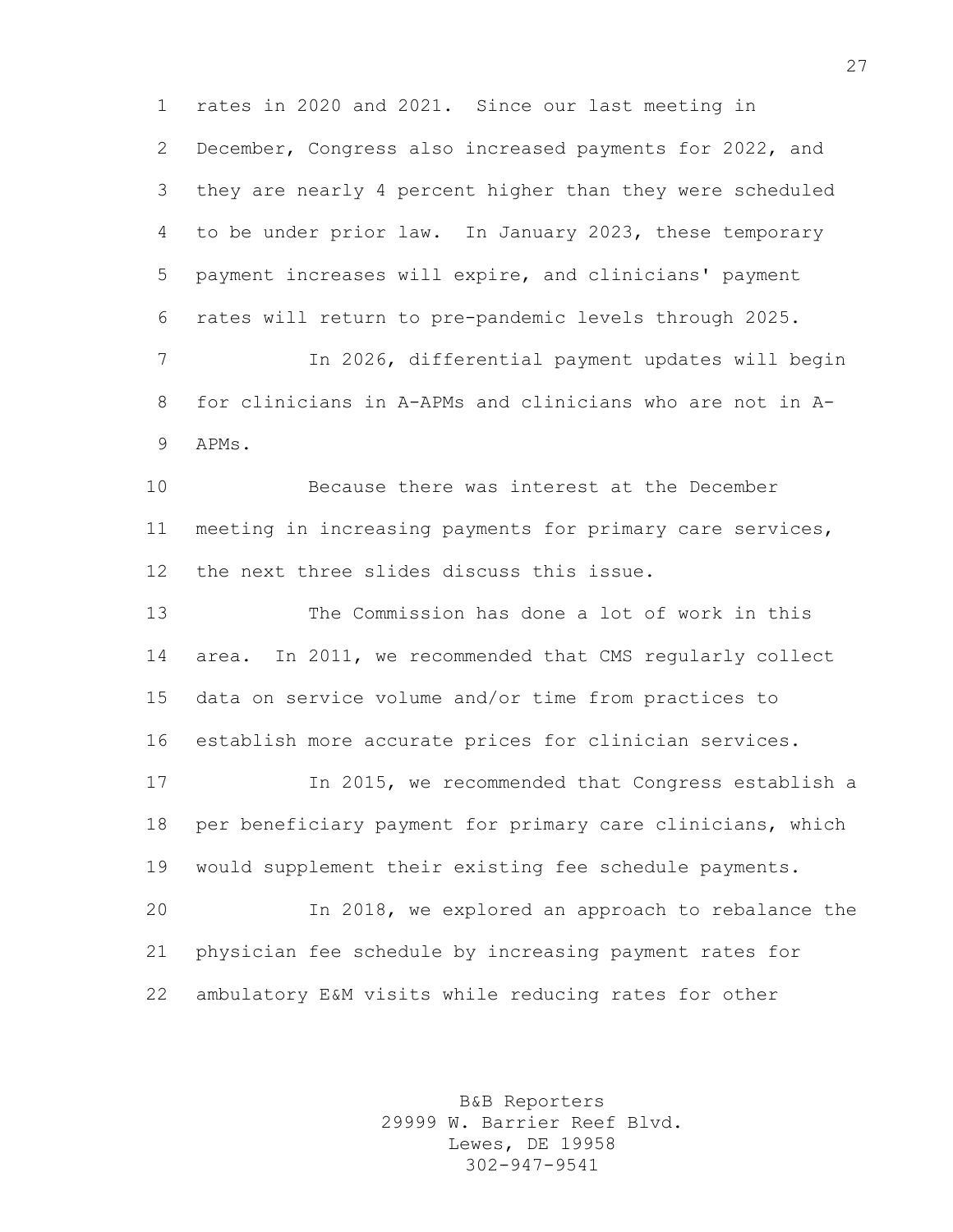rates in 2020 and 2021. Since our last meeting in December, Congress also increased payments for 2022, and they are nearly 4 percent higher than they were scheduled to be under prior law. In January 2023, these temporary payment increases will expire, and clinicians' payment rates will return to pre-pandemic levels through 2025.

In 2026, differential payment updates will begin for clinicians in A-APMs and clinicians who are not in A-APMs.

Because there was interest at the December meeting in increasing payments for primary care services, the next three slides discuss this issue.

The Commission has done a lot of work in this area. In 2011, we recommended that CMS regularly collect data on service volume and/or time from practices to establish more accurate prices for clinician services.

In 2015, we recommended that Congress establish a per beneficiary payment for primary care clinicians, which would supplement their existing fee schedule payments.

In 2018, we explored an approach to rebalance the physician fee schedule by increasing payment rates for ambulatory E&M visits while reducing rates for other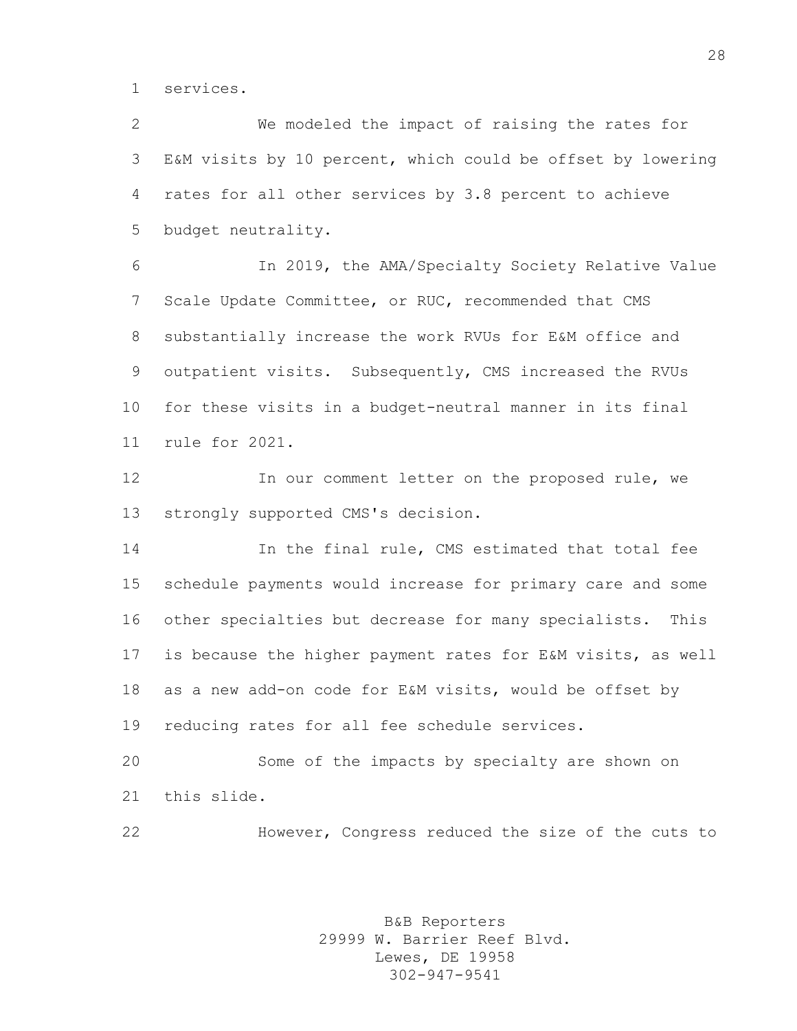services.

We modeled the impact of raising the rates for E&M visits by 10 percent, which could be offset by lowering rates for all other services by 3.8 percent to achieve budget neutrality.

In 2019, the AMA/Specialty Society Relative Value Scale Update Committee, or RUC, recommended that CMS substantially increase the work RVUs for E&M office and outpatient visits. Subsequently, CMS increased the RVUs for these visits in a budget-neutral manner in its final rule for 2021.

In our comment letter on the proposed rule, we strongly supported CMS's decision.

In the final rule, CMS estimated that total fee schedule payments would increase for primary care and some other specialties but decrease for many specialists. This is because the higher payment rates for E&M visits, as well as a new add-on code for E&M visits, would be offset by reducing rates for all fee schedule services.

Some of the impacts by specialty are shown on this slide.

However, Congress reduced the size of the cuts to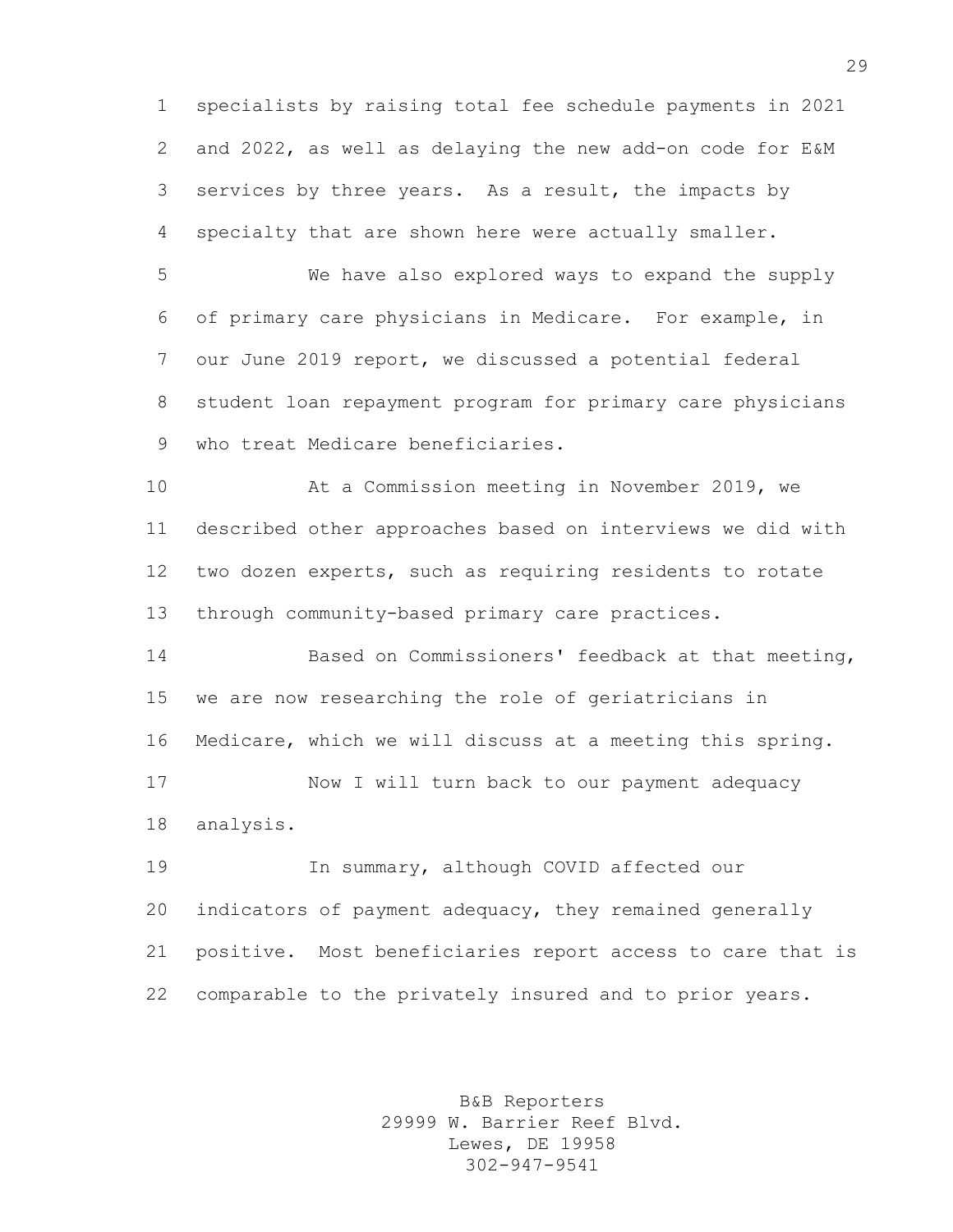specialists by raising total fee schedule payments in 2021 and 2022, as well as delaying the new add-on code for E&M services by three years. As a result, the impacts by specialty that are shown here were actually smaller.

We have also explored ways to expand the supply of primary care physicians in Medicare. For example, in our June 2019 report, we discussed a potential federal student loan repayment program for primary care physicians who treat Medicare beneficiaries.

At a Commission meeting in November 2019, we described other approaches based on interviews we did with two dozen experts, such as requiring residents to rotate through community-based primary care practices.

Based on Commissioners' feedback at that meeting, we are now researching the role of geriatricians in Medicare, which we will discuss at a meeting this spring.

Now I will turn back to our payment adequacy analysis.

In summary, although COVID affected our indicators of payment adequacy, they remained generally positive. Most beneficiaries report access to care that is comparable to the privately insured and to prior years.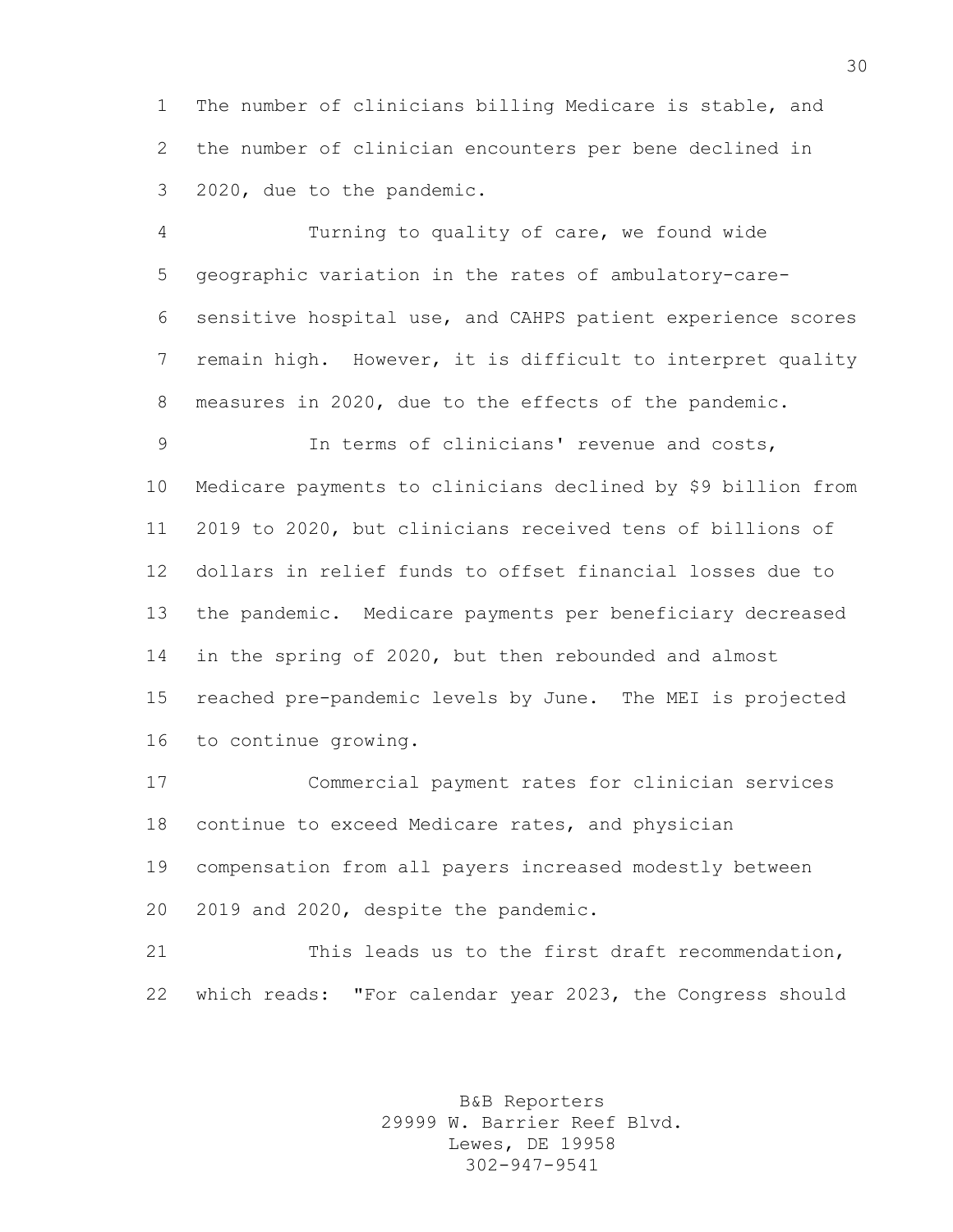The number of clinicians billing Medicare is stable, and the number of clinician encounters per bene declined in 2020, due to the pandemic.

Turning to quality of care, we found wide geographic variation in the rates of ambulatory-care-sensitive hospital use, and CAHPS patient experience scores remain high. However, it is difficult to interpret quality measures in 2020, due to the effects of the pandemic.

In terms of clinicians' revenue and costs, Medicare payments to clinicians declined by $9 billion from 2019 to 2020, but clinicians received tens of billions of dollars in relief funds to offset financial losses due to the pandemic. Medicare payments per beneficiary decreased in the spring of 2020, but then rebounded and almost reached pre-pandemic levels by June. The MEI is projected to continue growing.

Commercial payment rates for clinician services continue to exceed Medicare rates, and physician compensation from all payers increased modestly between 2019 and 2020, despite the pandemic.

This leads us to the first draft recommendation, which reads: "For calendar year 2023, the Congress should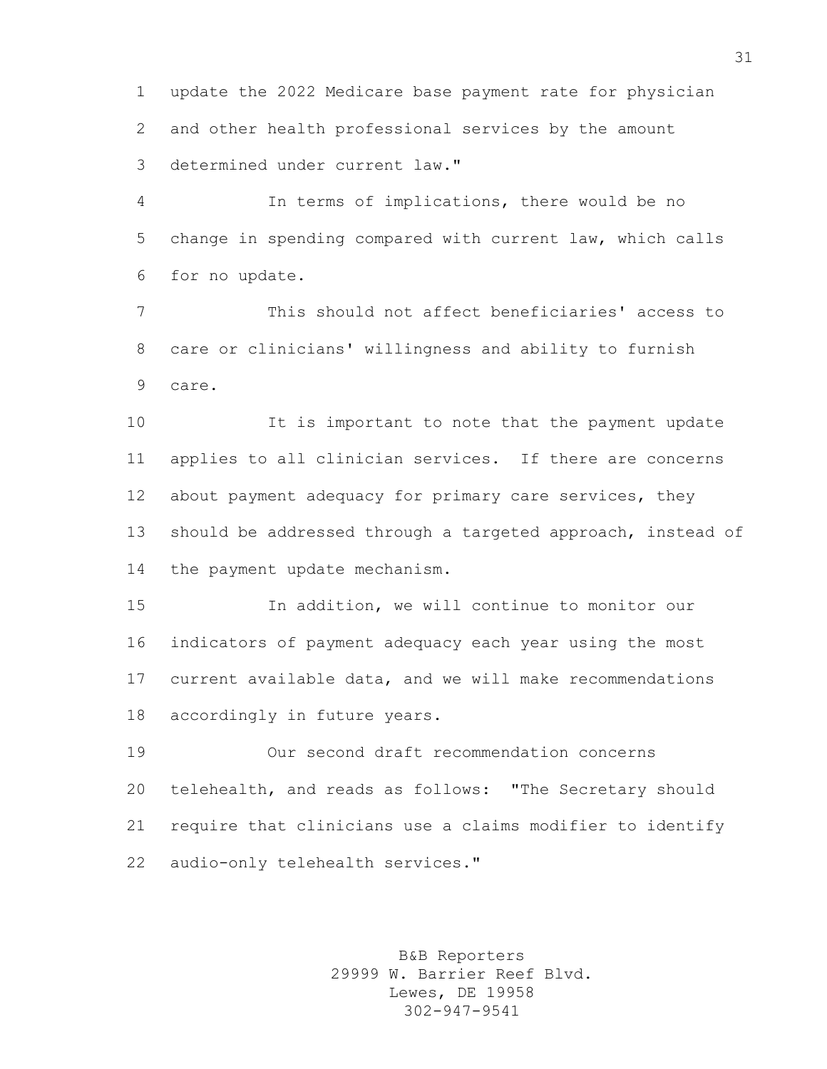update the 2022 Medicare base payment rate for physician and other health professional services by the amount determined under current law."

In terms of implications, there would be no change in spending compared with current law, which calls for no update.

This should not affect beneficiaries' access to care or clinicians' willingness and ability to furnish care.

It is important to note that the payment update applies to all clinician services. If there are concerns about payment adequacy for primary care services, they should be addressed through a targeted approach, instead of the payment update mechanism.

In addition, we will continue to monitor our indicators of payment adequacy each year using the most current available data, and we will make recommendations accordingly in future years.

Our second draft recommendation concerns telehealth, and reads as follows: "The Secretary should require that clinicians use a claims modifier to identify audio-only telehealth services."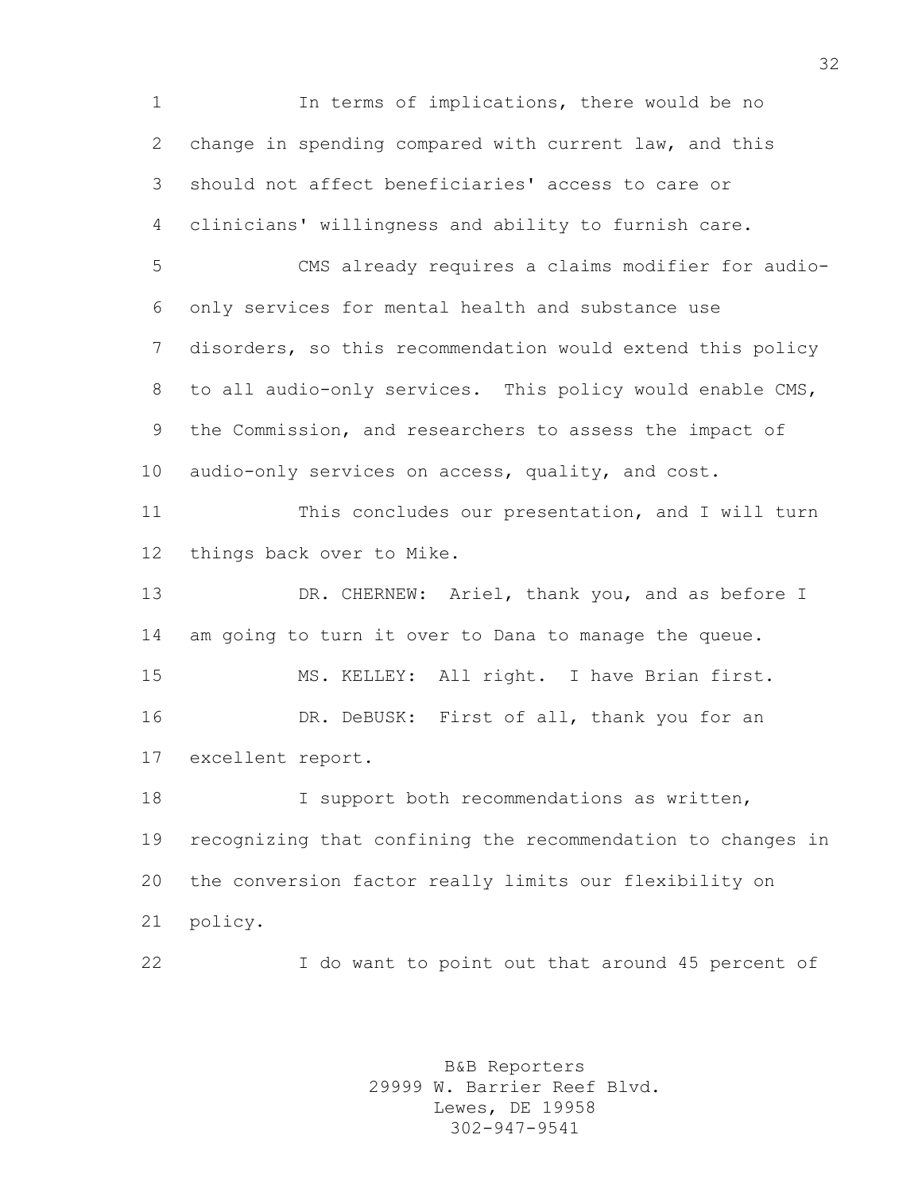In terms of implications, there would be no change in spending compared with current law, and this should not affect beneficiaries' access to care or clinicians' willingness and ability to furnish care.

CMS already requires a claims modifier for audio-only services for mental health and substance use disorders, so this recommendation would extend this policy to all audio-only services. This policy would enable CMS, the Commission, and researchers to assess the impact of audio-only services on access, quality, and cost.

This concludes our presentation, and I will turn things back over to Mike.

DR. CHERNEW: Ariel, thank you, and as before I am going to turn it over to Dana to manage the queue.

MS. KELLEY: All right. I have Brian first.

DR. DeBUSK: First of all, thank you for an excellent report.

I support both recommendations as written, recognizing that confining the recommendation to changes in the conversion factor really limits our flexibility on policy.

I do want to point out that around 45 percent of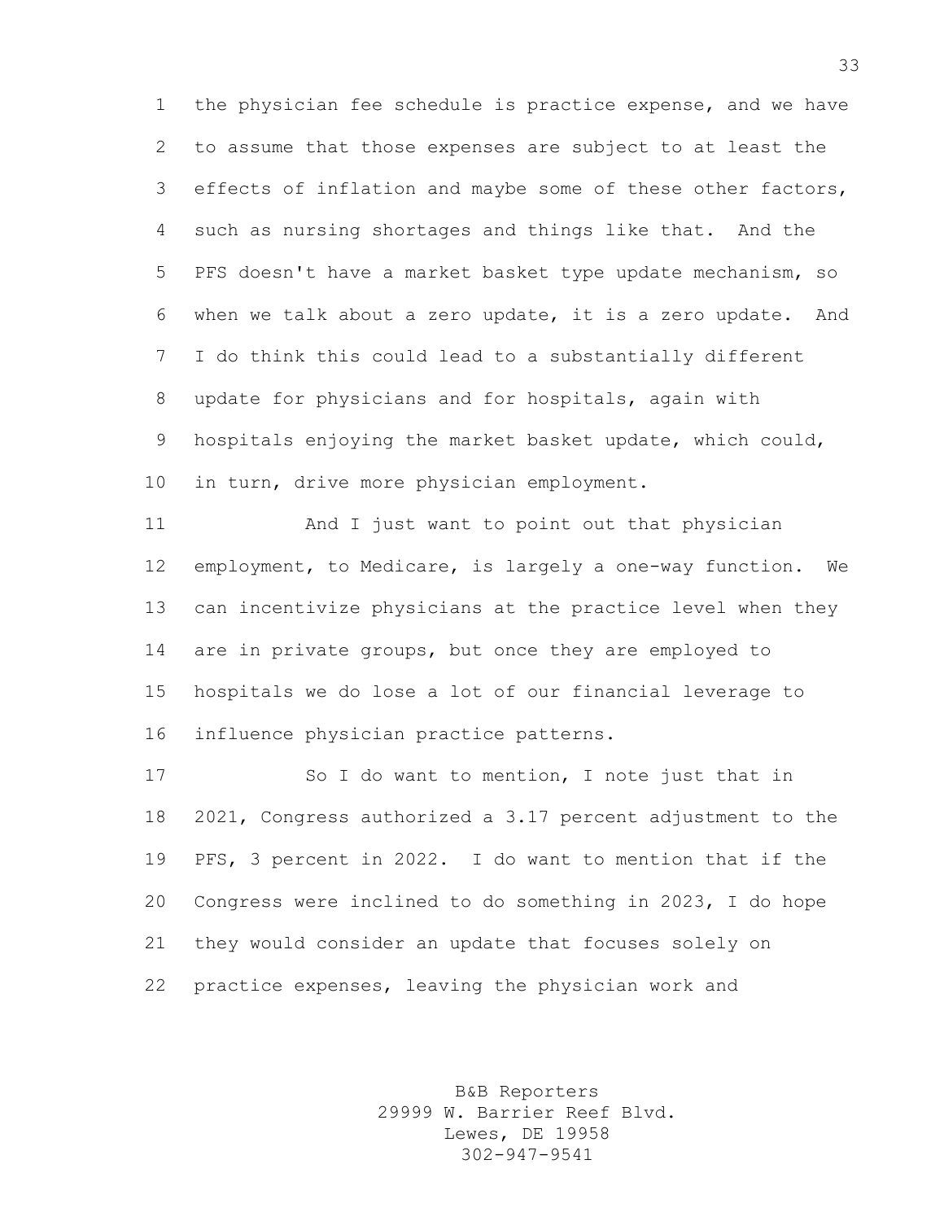the physician fee schedule is practice expense, and we have to assume that those expenses are subject to at least the effects of inflation and maybe some of these other factors, such as nursing shortages and things like that. And the PFS doesn't have a market basket type update mechanism, so when we talk about a zero update, it is a zero update. And I do think this could lead to a substantially different update for physicians and for hospitals, again with hospitals enjoying the market basket update, which could, in turn, drive more physician employment.

And I just want to point out that physician employment, to Medicare, is largely a one-way function. We can incentivize physicians at the practice level when they are in private groups, but once they are employed to hospitals we do lose a lot of our financial leverage to influence physician practice patterns.

So I do want to mention, I note just that in 2021, Congress authorized a 3.17 percent adjustment to the PFS, 3 percent in 2022. I do want to mention that if the Congress were inclined to do something in 2023, I do hope they would consider an update that focuses solely on practice expenses, leaving the physician work and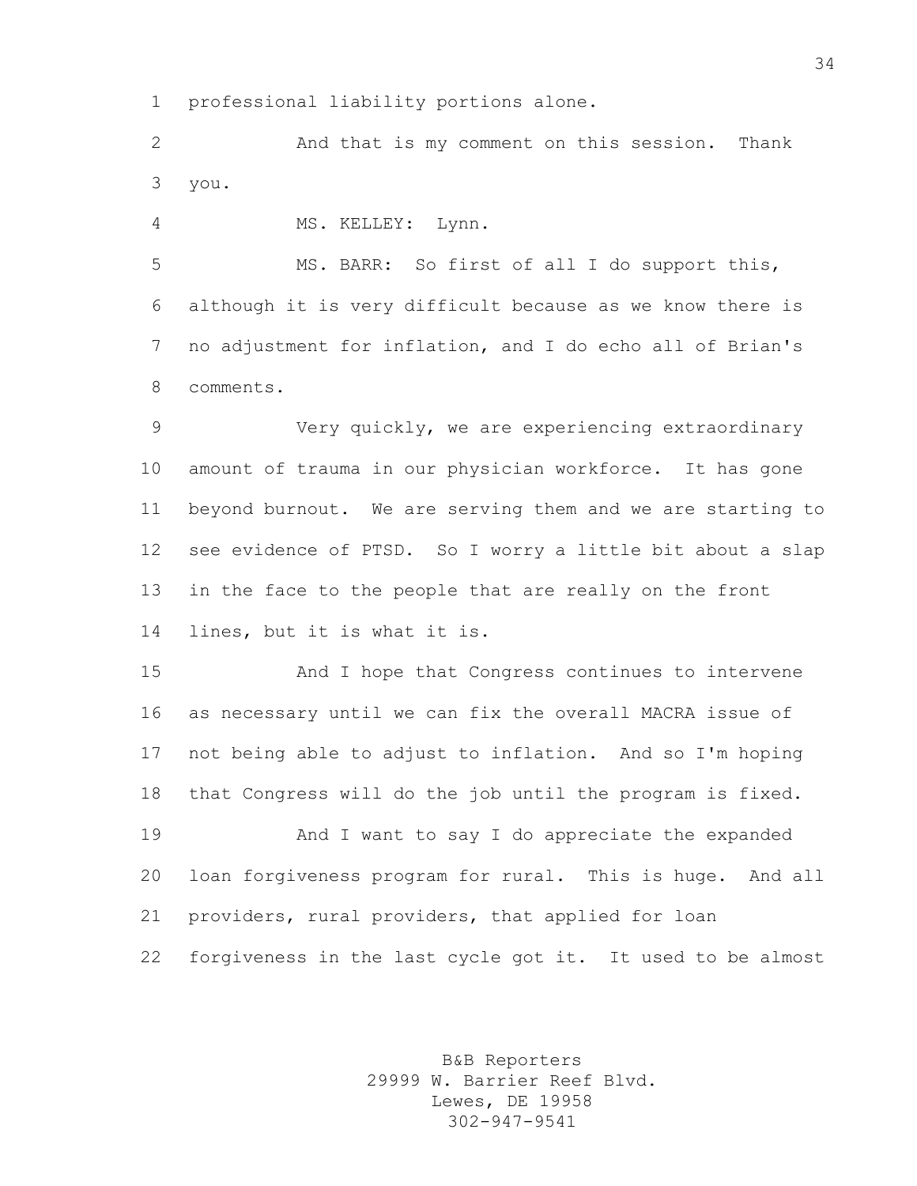professional liability portions alone.

And that is my comment on this session. Thank you.

MS. KELLEY: Lynn.

MS. BARR: So first of all I do support this, although it is very difficult because as we know there is no adjustment for inflation, and I do echo all of Brian's comments.

Very quickly, we are experiencing extraordinary amount of trauma in our physician workforce. It has gone beyond burnout. We are serving them and we are starting to see evidence of PTSD. So I worry a little bit about a slap in the face to the people that are really on the front lines, but it is what it is.

And I hope that Congress continues to intervene as necessary until we can fix the overall MACRA issue of not being able to adjust to inflation. And so I'm hoping that Congress will do the job until the program is fixed.

And I want to say I do appreciate the expanded loan forgiveness program for rural. This is huge. And all providers, rural providers, that applied for loan forgiveness in the last cycle got it. It used to be almost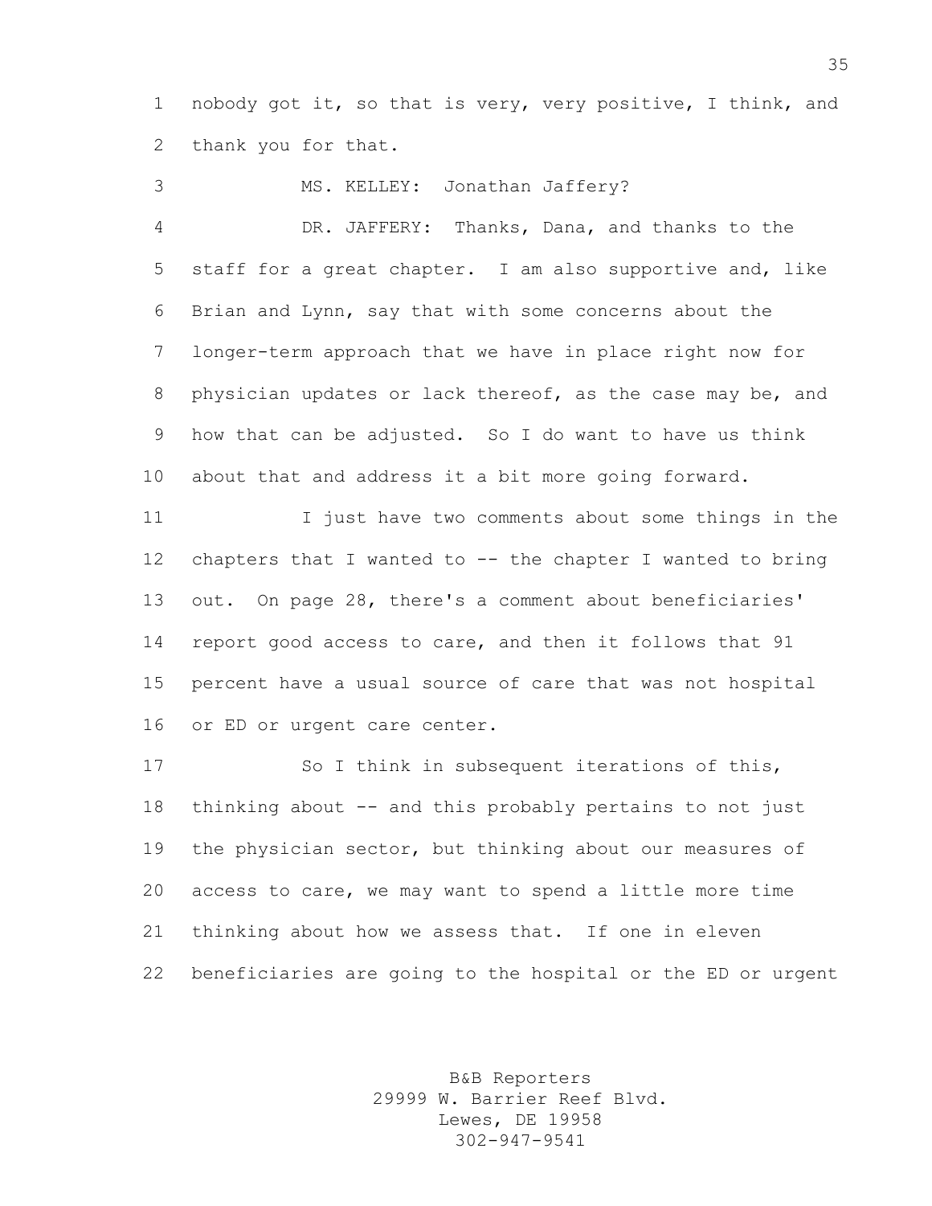nobody got it, so that is very, very positive, I think, and thank you for that.

MS. KELLEY: Jonathan Jaffery?

DR. JAFFERY: Thanks, Dana, and thanks to the staff for a great chapter. I am also supportive and, like Brian and Lynn, say that with some concerns about the longer-term approach that we have in place right now for physician updates or lack thereof, as the case may be, and how that can be adjusted. So I do want to have us think about that and address it a bit more going forward.

I just have two comments about some things in the chapters that I wanted to -- the chapter I wanted to bring out. On page 28, there's a comment about beneficiaries' report good access to care, and then it follows that 91 percent have a usual source of care that was not hospital or ED or urgent care center.

So I think in subsequent iterations of this, thinking about -- and this probably pertains to not just the physician sector, but thinking about our measures of access to care, we may want to spend a little more time thinking about how we assess that. If one in eleven beneficiaries are going to the hospital or the ED or urgent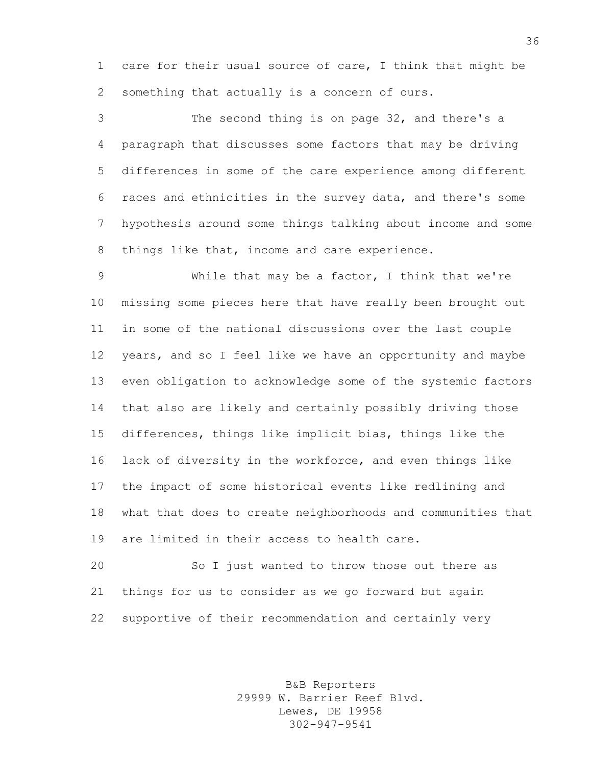care for their usual source of care, I think that might be something that actually is a concern of ours.

The second thing is on page 32, and there's a paragraph that discusses some factors that may be driving differences in some of the care experience among different races and ethnicities in the survey data, and there's some hypothesis around some things talking about income and some things like that, income and care experience.

While that may be a factor, I think that we're missing some pieces here that have really been brought out in some of the national discussions over the last couple years, and so I feel like we have an opportunity and maybe even obligation to acknowledge some of the systemic factors that also are likely and certainly possibly driving those differences, things like implicit bias, things like the lack of diversity in the workforce, and even things like the impact of some historical events like redlining and what that does to create neighborhoods and communities that are limited in their access to health care.

So I just wanted to throw those out there as things for us to consider as we go forward but again supportive of their recommendation and certainly very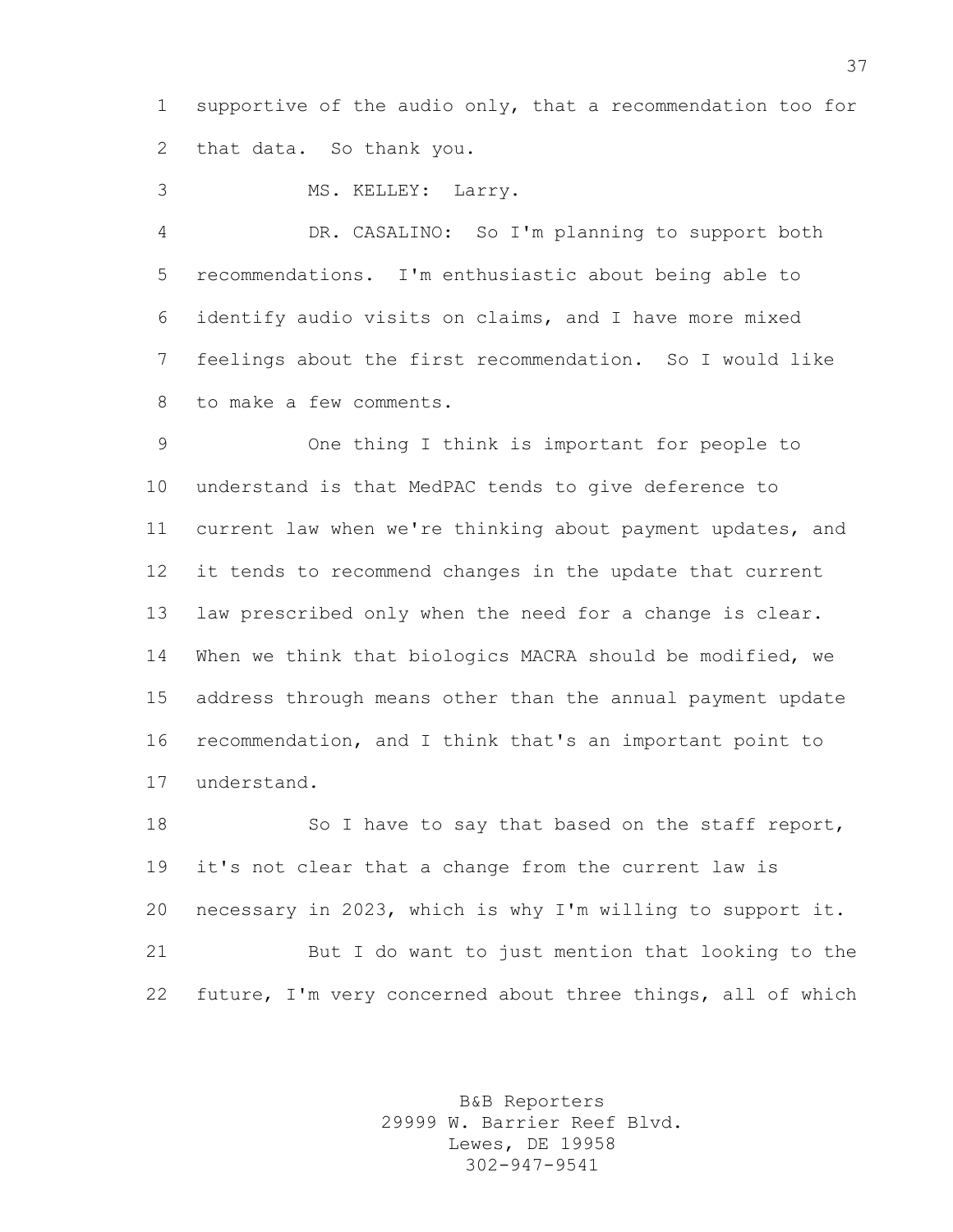supportive of the audio only, that a recommendation too for that data. So thank you.

MS. KELLEY: Larry.

DR. CASALINO: So I'm planning to support both recommendations. I'm enthusiastic about being able to identify audio visits on claims, and I have more mixed feelings about the first recommendation. So I would like to make a few comments.

One thing I think is important for people to understand is that MedPAC tends to give deference to current law when we're thinking about payment updates, and it tends to recommend changes in the update that current law prescribed only when the need for a change is clear. When we think that biologics MACRA should be modified, we address through means other than the annual payment update recommendation, and I think that's an important point to understand.

So I have to say that based on the staff report, it's not clear that a change from the current law is necessary in 2023, which is why I'm willing to support it.

But I do want to just mention that looking to the future, I'm very concerned about three things, all of which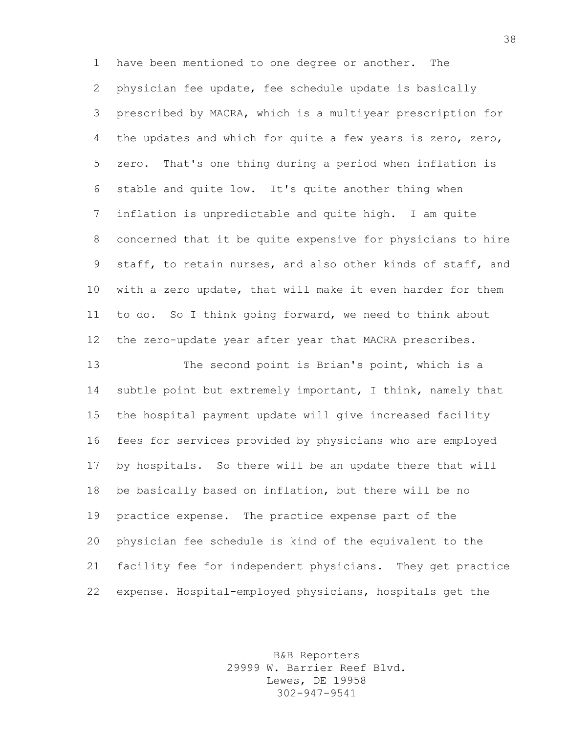have been mentioned to one degree or another. The physician fee update, fee schedule update is basically prescribed by MACRA, which is a multiyear prescription for the updates and which for quite a few years is zero, zero, zero. That's one thing during a period when inflation is stable and quite low. It's quite another thing when inflation is unpredictable and quite high. I am quite concerned that it be quite expensive for physicians to hire staff, to retain nurses, and also other kinds of staff, and with a zero update, that will make it even harder for them to do. So I think going forward, we need to think about the zero-update year after year that MACRA prescribes.

The second point is Brian's point, which is a subtle point but extremely important, I think, namely that the hospital payment update will give increased facility fees for services provided by physicians who are employed by hospitals. So there will be an update there that will be basically based on inflation, but there will be no practice expense. The practice expense part of the physician fee schedule is kind of the equivalent to the facility fee for independent physicians. They get practice expense. Hospital-employed physicians, hospitals get the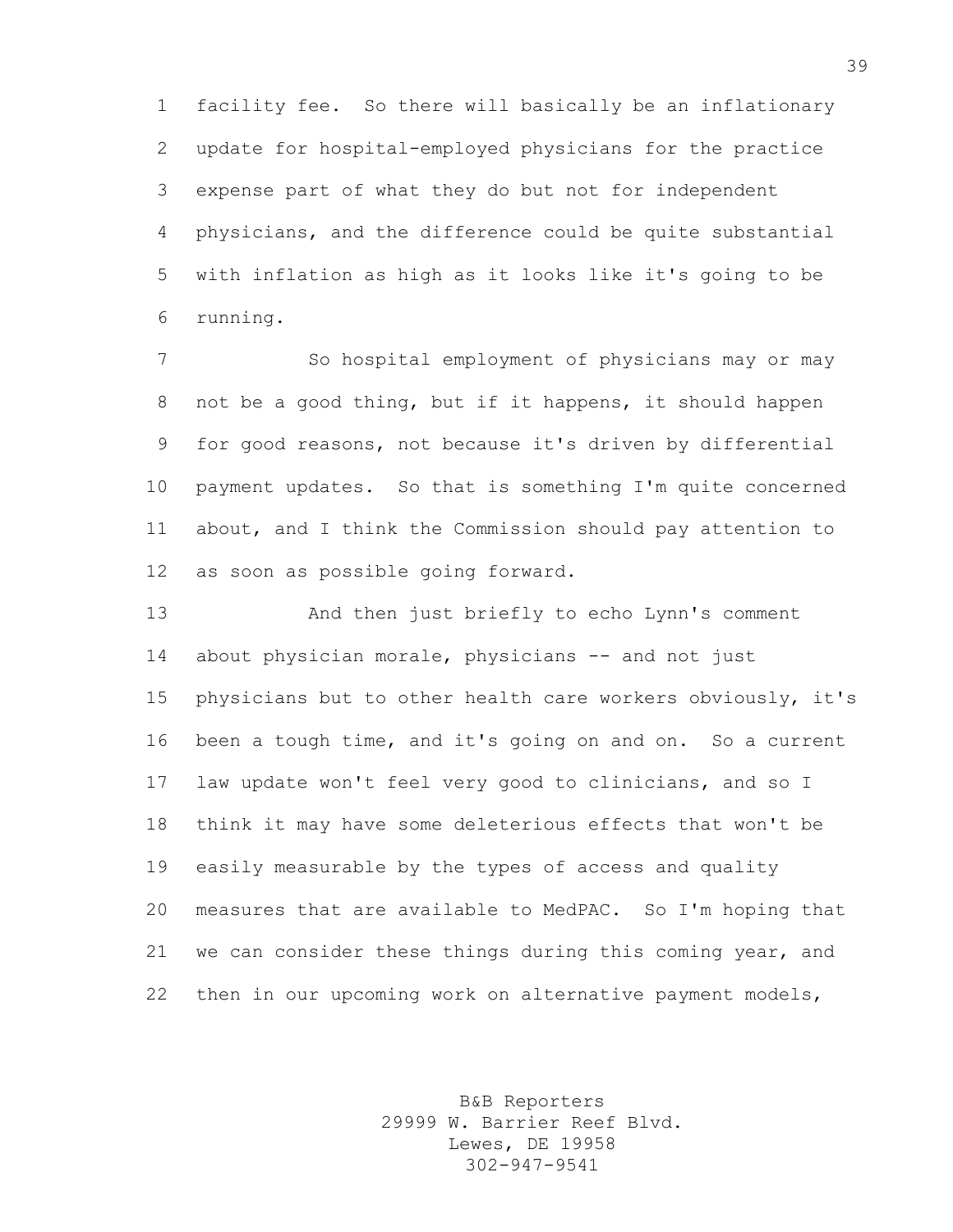facility fee. So there will basically be an inflationary update for hospital-employed physicians for the practice expense part of what they do but not for independent physicians, and the difference could be quite substantial with inflation as high as it looks like it's going to be running.

So hospital employment of physicians may or may not be a good thing, but if it happens, it should happen for good reasons, not because it's driven by differential payment updates. So that is something I'm quite concerned about, and I think the Commission should pay attention to as soon as possible going forward.

And then just briefly to echo Lynn's comment about physician morale, physicians -- and not just physicians but to other health care workers obviously, it's been a tough time, and it's going on and on. So a current law update won't feel very good to clinicians, and so I think it may have some deleterious effects that won't be easily measurable by the types of access and quality measures that are available to MedPAC. So I'm hoping that we can consider these things during this coming year, and then in our upcoming work on alternative payment models,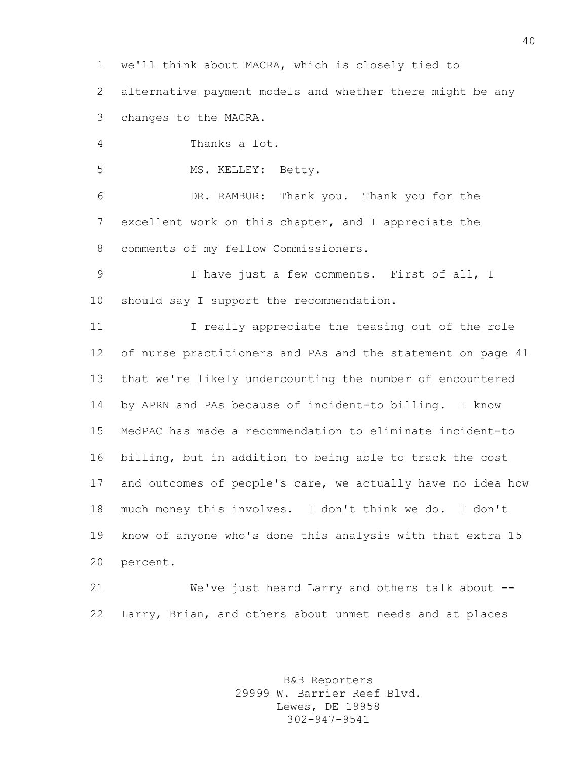we'll think about MACRA, which is closely tied to alternative payment models and whether there might be any changes to the MACRA.

Thanks a lot.

MS. KELLEY: Betty.

DR. RAMBUR: Thank you. Thank you for the excellent work on this chapter, and I appreciate the comments of my fellow Commissioners.

I have just a few comments. First of all, I should say I support the recommendation.

I really appreciate the teasing out of the role of nurse practitioners and PAs and the statement on page 41 that we're likely undercounting the number of encountered by APRN and PAs because of incident-to billing. I know MedPAC has made a recommendation to eliminate incident-to billing, but in addition to being able to track the cost and outcomes of people's care, we actually have no idea how much money this involves. I don't think we do. I don't know of anyone who's done this analysis with that extra 15 percent.

We've just heard Larry and others talk about -- Larry, Brian, and others about unmet needs and at places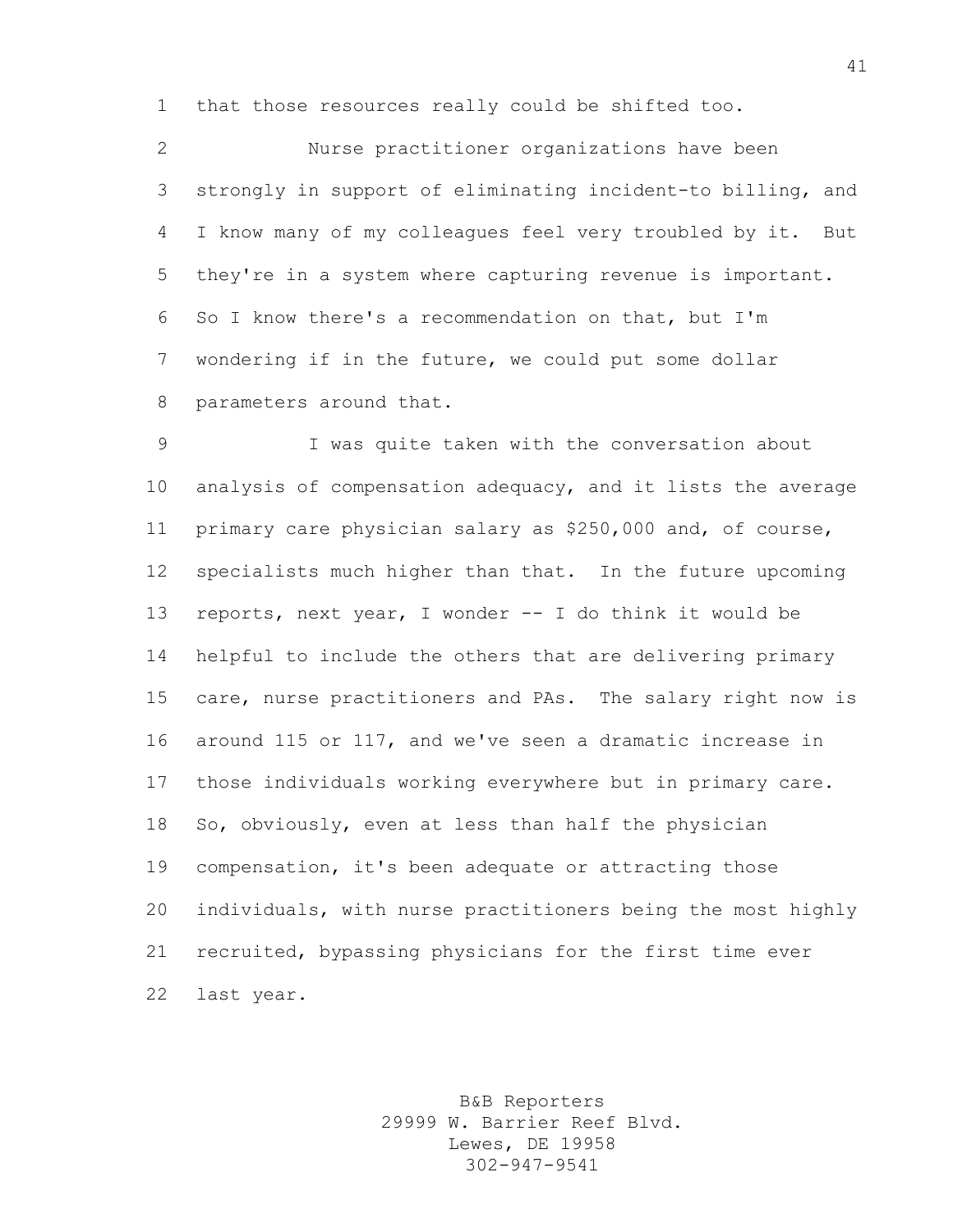that those resources really could be shifted too.

Nurse practitioner organizations have been strongly in support of eliminating incident-to billing, and I know many of my colleagues feel very troubled by it. But they're in a system where capturing revenue is important. So I know there's a recommendation on that, but I'm wondering if in the future, we could put some dollar parameters around that.

I was quite taken with the conversation about analysis of compensation adequacy, and it lists the average primary care physician salary as $250,000 and, of course, specialists much higher than that. In the future upcoming reports, next year, I wonder -- I do think it would be helpful to include the others that are delivering primary care, nurse practitioners and PAs. The salary right now is around 115 or 117, and we've seen a dramatic increase in those individuals working everywhere but in primary care. So, obviously, even at less than half the physician compensation, it's been adequate or attracting those individuals, with nurse practitioners being the most highly recruited, bypassing physicians for the first time ever last year.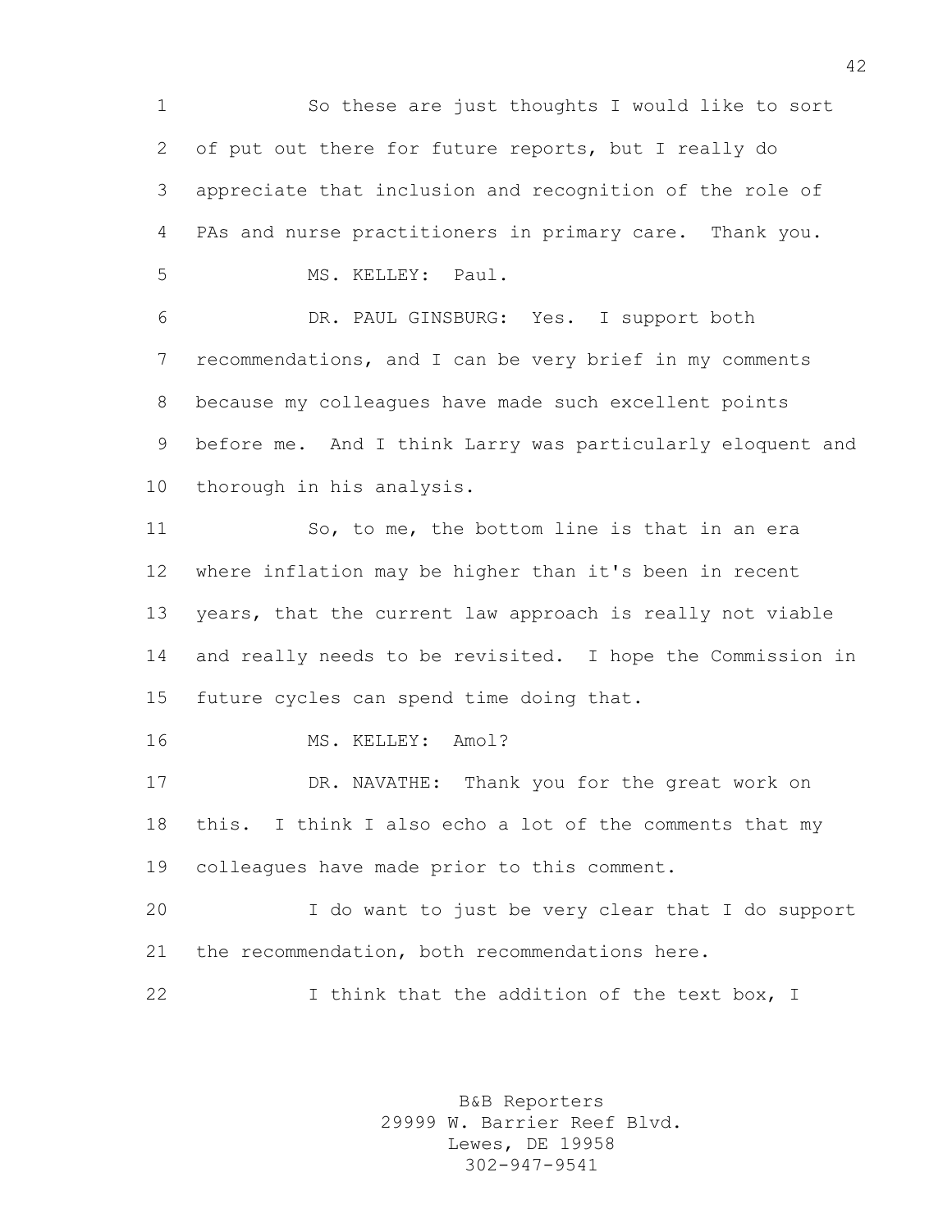So these are just thoughts I would like to sort of put out there for future reports, but I really do appreciate that inclusion and recognition of the role of PAs and nurse practitioners in primary care. Thank you.

MS. KELLEY: Paul.

DR. PAUL GINSBURG: Yes. I support both recommendations, and I can be very brief in my comments because my colleagues have made such excellent points before me. And I think Larry was particularly eloquent and thorough in his analysis.

So, to me, the bottom line is that in an era where inflation may be higher than it's been in recent years, that the current law approach is really not viable and really needs to be revisited. I hope the Commission in future cycles can spend time doing that.

MS. KELLEY: Amol?

DR. NAVATHE: Thank you for the great work on this. I think I also echo a lot of the comments that my colleagues have made prior to this comment.

I do want to just be very clear that I do support the recommendation, both recommendations here.

I think that the addition of the text box, I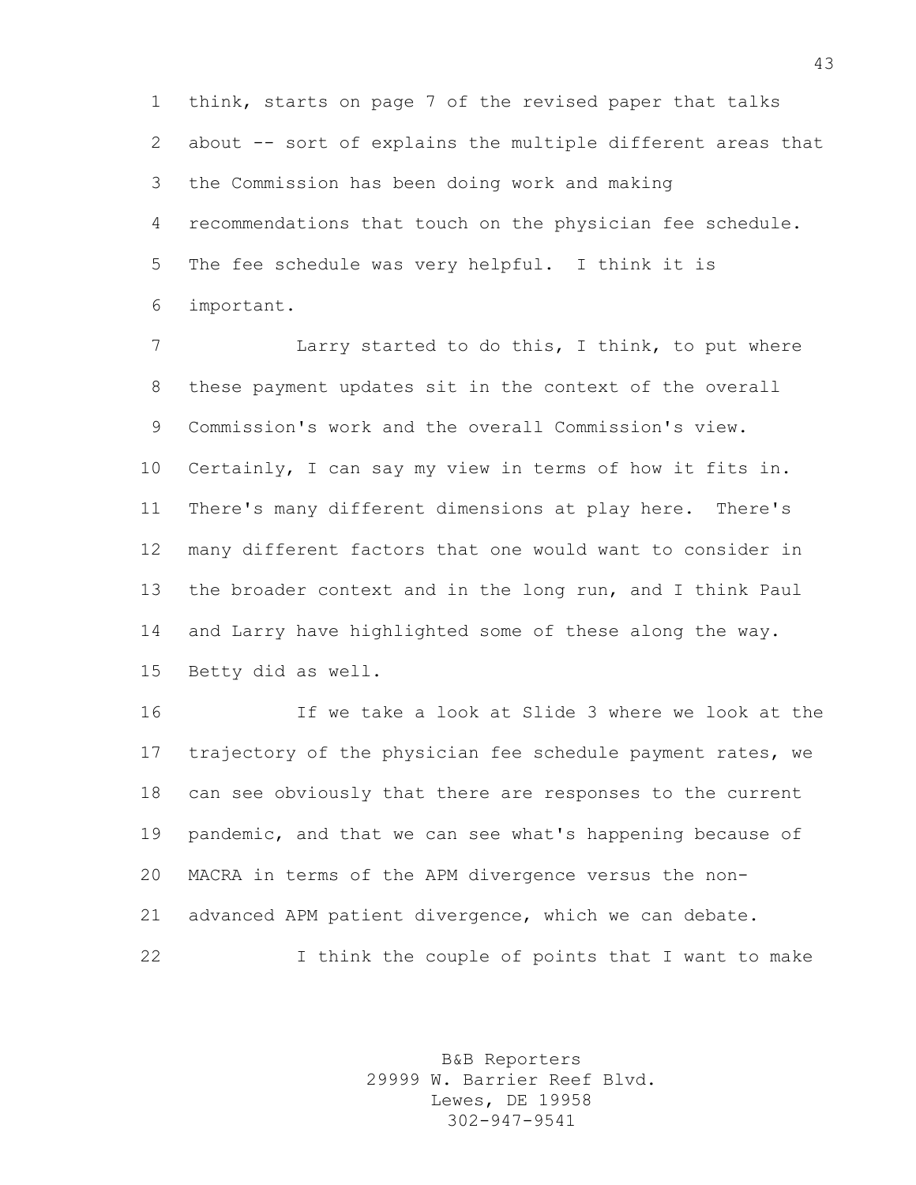think, starts on page 7 of the revised paper that talks about -- sort of explains the multiple different areas that the Commission has been doing work and making recommendations that touch on the physician fee schedule. The fee schedule was very helpful. I think it is important.

Larry started to do this, I think, to put where these payment updates sit in the context of the overall Commission's work and the overall Commission's view. Certainly, I can say my view in terms of how it fits in. There's many different dimensions at play here. There's many different factors that one would want to consider in the broader context and in the long run, and I think Paul and Larry have highlighted some of these along the way. Betty did as well.

If we take a look at Slide 3 where we look at the trajectory of the physician fee schedule payment rates, we can see obviously that there are responses to the current pandemic, and that we can see what's happening because of MACRA in terms of the APM divergence versus the non-advanced APM patient divergence, which we can debate.

I think the couple of points that I want to make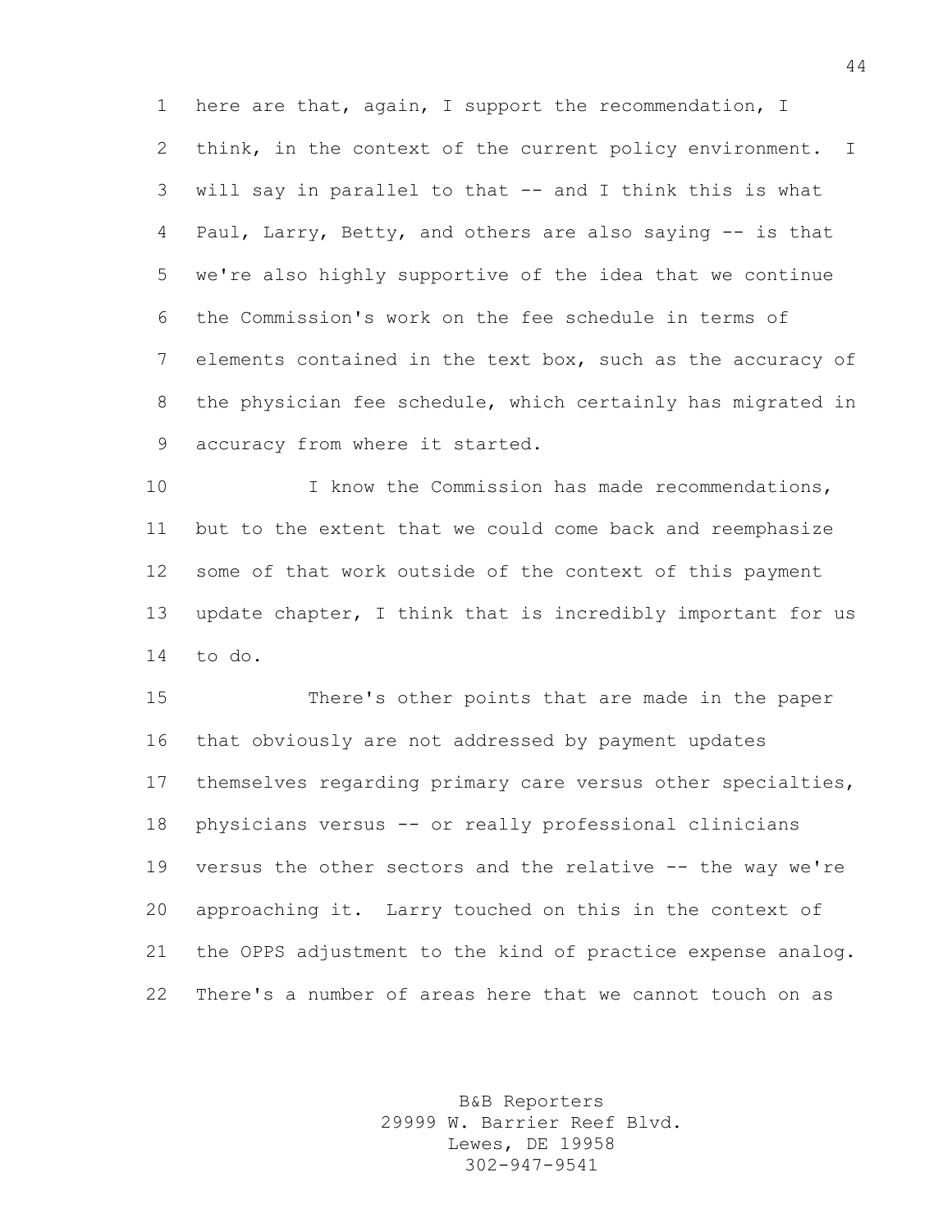here are that, again, I support the recommendation, I think, in the context of the current policy environment. I will say in parallel to that -- and I think this is what Paul, Larry, Betty, and others are also saying -- is that we're also highly supportive of the idea that we continue the Commission's work on the fee schedule in terms of elements contained in the text box, such as the accuracy of the physician fee schedule, which certainly has migrated in accuracy from where it started.

I know the Commission has made recommendations, but to the extent that we could come back and reemphasize some of that work outside of the context of this payment update chapter, I think that is incredibly important for us to do.

There's other points that are made in the paper that obviously are not addressed by payment updates themselves regarding primary care versus other specialties, physicians versus -- or really professional clinicians versus the other sectors and the relative -- the way we're approaching it. Larry touched on this in the context of the OPPS adjustment to the kind of practice expense analog. There's a number of areas here that we cannot touch on as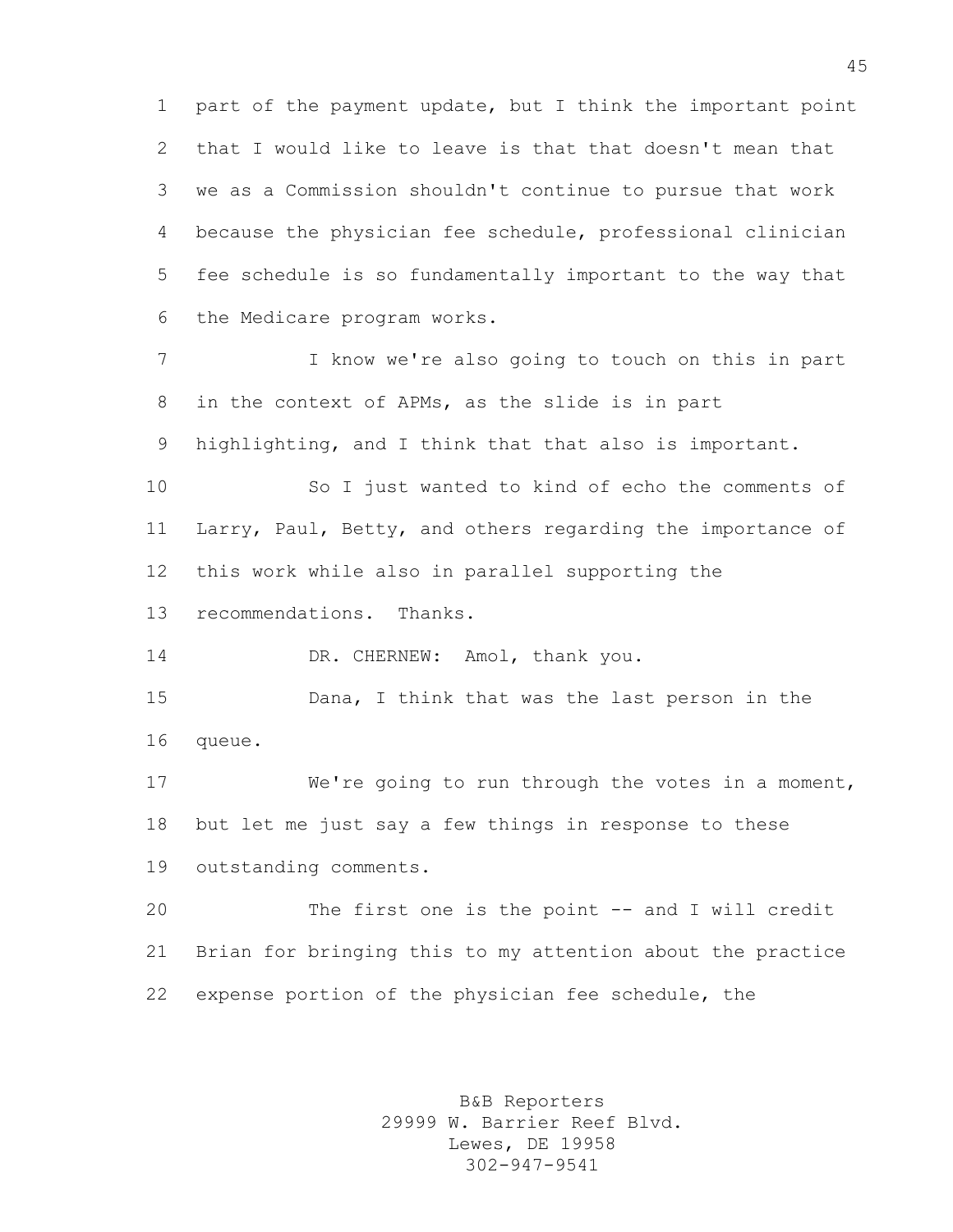part of the payment update, but I think the important point that I would like to leave is that that doesn't mean that we as a Commission shouldn't continue to pursue that work because the physician fee schedule, professional clinician fee schedule is so fundamentally important to the way that the Medicare program works.

I know we're also going to touch on this in part in the context of APMs, as the slide is in part highlighting, and I think that that also is important.

So I just wanted to kind of echo the comments of Larry, Paul, Betty, and others regarding the importance of this work while also in parallel supporting the recommendations. Thanks.

DR. CHERNEW: Amol, thank you.

Dana, I think that was the last person in the queue.

We're going to run through the votes in a moment, but let me just say a few things in response to these outstanding comments.

The first one is the point -- and I will credit Brian for bringing this to my attention about the practice expense portion of the physician fee schedule, the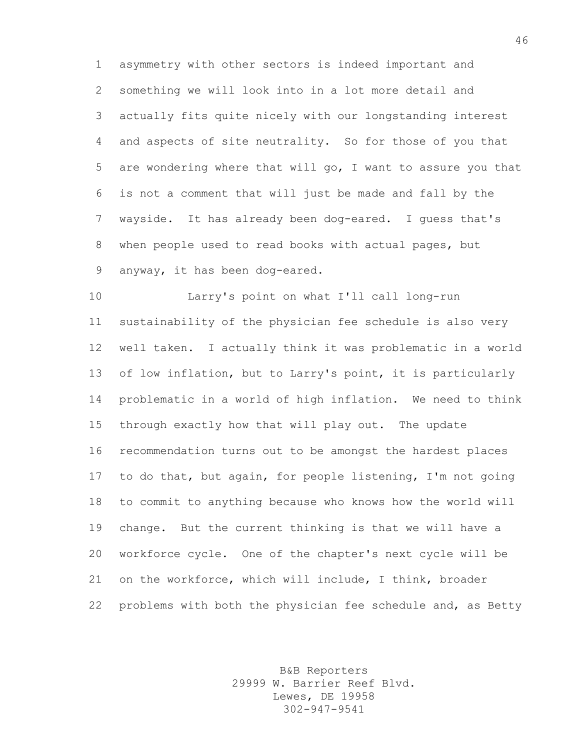asymmetry with other sectors is indeed important and something we will look into in a lot more detail and actually fits quite nicely with our longstanding interest and aspects of site neutrality. So for those of you that are wondering where that will go, I want to assure you that is not a comment that will just be made and fall by the wayside. It has already been dog-eared. I guess that's when people used to read books with actual pages, but anyway, it has been dog-eared.

Larry's point on what I'll call long-run sustainability of the physician fee schedule is also very well taken. I actually think it was problematic in a world of low inflation, but to Larry's point, it is particularly problematic in a world of high inflation. We need to think through exactly how that will play out. The update recommendation turns out to be amongst the hardest places to do that, but again, for people listening, I'm not going to commit to anything because who knows how the world will change. But the current thinking is that we will have a workforce cycle. One of the chapter's next cycle will be on the workforce, which will include, I think, broader problems with both the physician fee schedule and, as Betty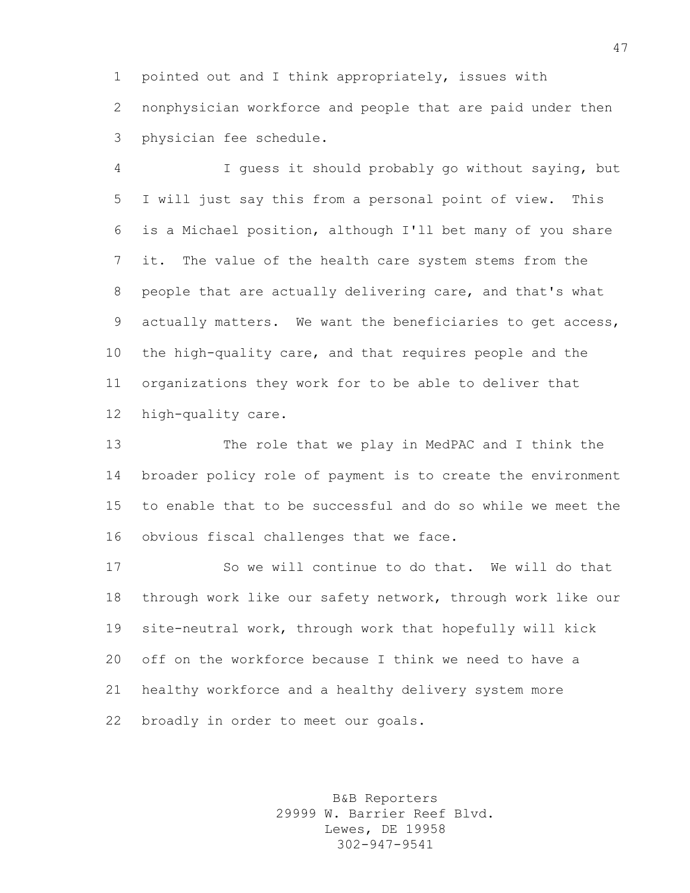pointed out and I think appropriately, issues with nonphysician workforce and people that are paid under then physician fee schedule.

I guess it should probably go without saying, but I will just say this from a personal point of view. This is a Michael position, although I'll bet many of you share it. The value of the health care system stems from the people that are actually delivering care, and that's what actually matters. We want the beneficiaries to get access, the high-quality care, and that requires people and the organizations they work for to be able to deliver that high-quality care.

The role that we play in MedPAC and I think the broader policy role of payment is to create the environment to enable that to be successful and do so while we meet the obvious fiscal challenges that we face.

So we will continue to do that. We will do that through work like our safety network, through work like our site-neutral work, through work that hopefully will kick off on the workforce because I think we need to have a healthy workforce and a healthy delivery system more broadly in order to meet our goals.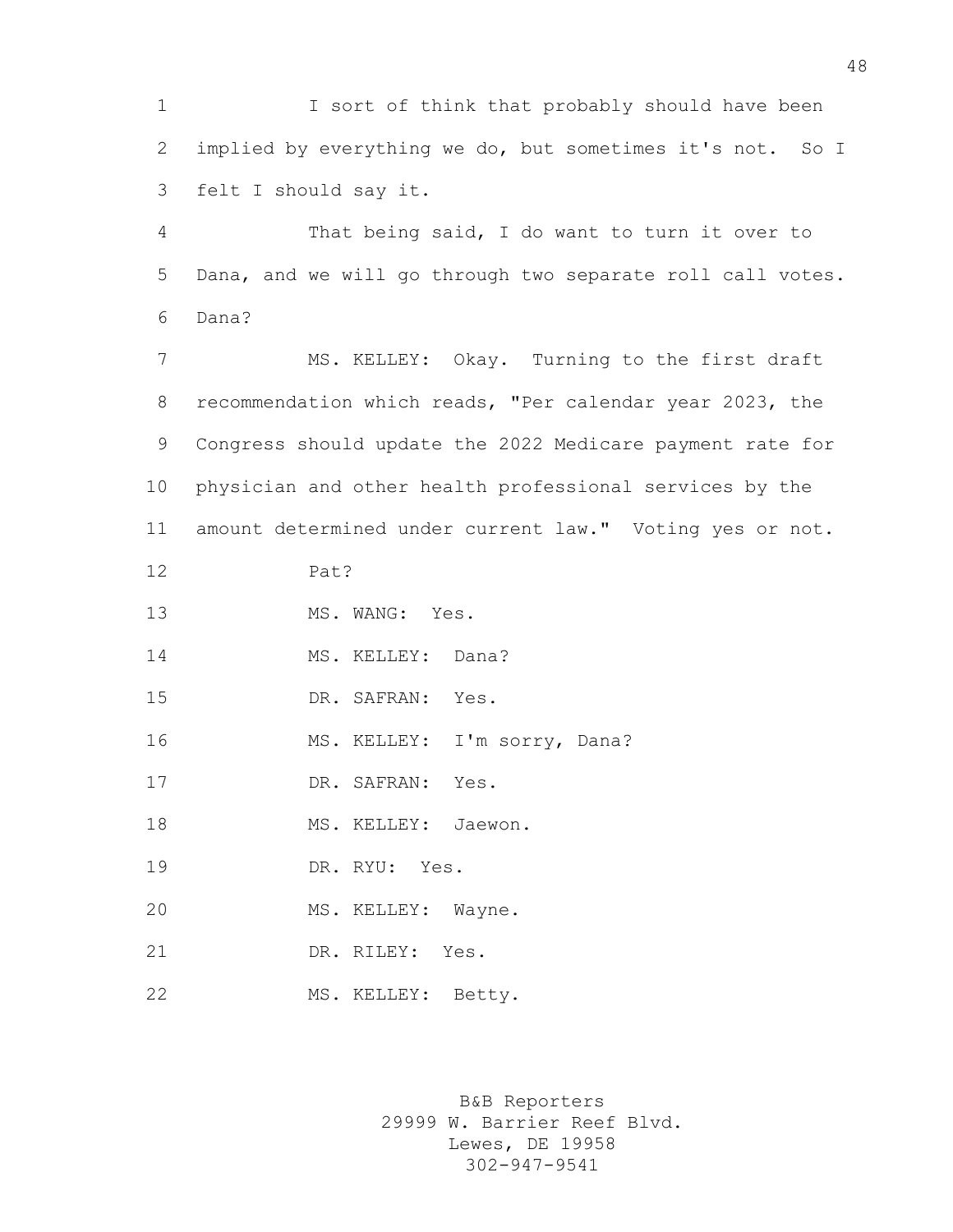I sort of think that probably should have been implied by everything we do, but sometimes it's not. So I felt I should say it.

That being said, I do want to turn it over to Dana, and we will go through two separate roll call votes. Dana?

MS. KELLEY: Okay. Turning to the first draft recommendation which reads, "Per calendar year 2023, the Congress should update the 2022 Medicare payment rate for physician and other health professional services by the amount determined under current law." Voting yes or not.

Pat?

MS. WANG: Yes.

MS. KELLEY: Dana?

DR. SAFRAN: Yes.

MS. KELLEY: I'm sorry, Dana?

DR. SAFRAN: Yes.

MS. KELLEY: Jaewon.

DR. RYU: Yes.

MS. KELLEY: Wayne.

DR. RILEY: Yes.

MS. KELLEY: Betty.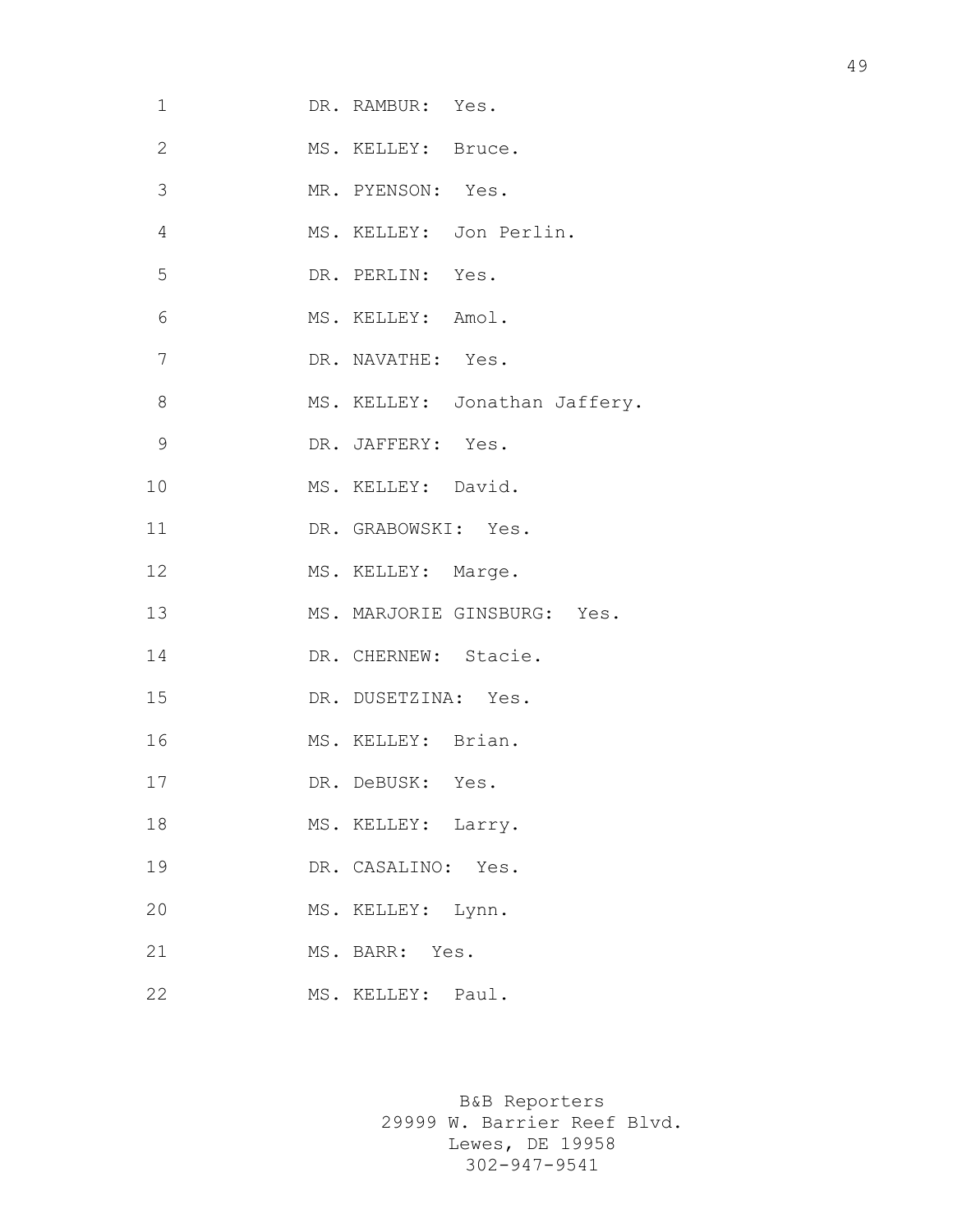1 DR. RAMBUR: Yes.

2 MS. KELLEY: Bruce.

3 MR. PYENSON: Yes.

4 MS. KELLEY: Jon Perlin.

5 DR. PERLIN: Yes.

6 MS. KELLEY: Amol.

7 DR. NAVATHE: Yes.

8 MS. KELLEY: Jonathan Jaffery.

9 DR. JAFFERY: Yes.

10 MS. KELLEY: David.

11 DR. GRABOWSKI: Yes.

12 MS. KELLEY: Marge.

13 MS. MARJORIE GINSBURG: Yes.

14 DR. CHERNEW: Stacie.

15 DR. DUSETZINA: Yes.

16 MS. KELLEY: Brian.

17 DR. DeBUSK: Yes.

18 MS. KELLEY: Larry.

19 DR. CASALINO: Yes.

20 MS. KELLEY: Lynn.

21 MS. BARR: Yes.

22 MS. KELLEY: Paul.

B&B Reporters
29999 W. Barrier Reef Blvd.
Lewes, DE 19958
302-947-9541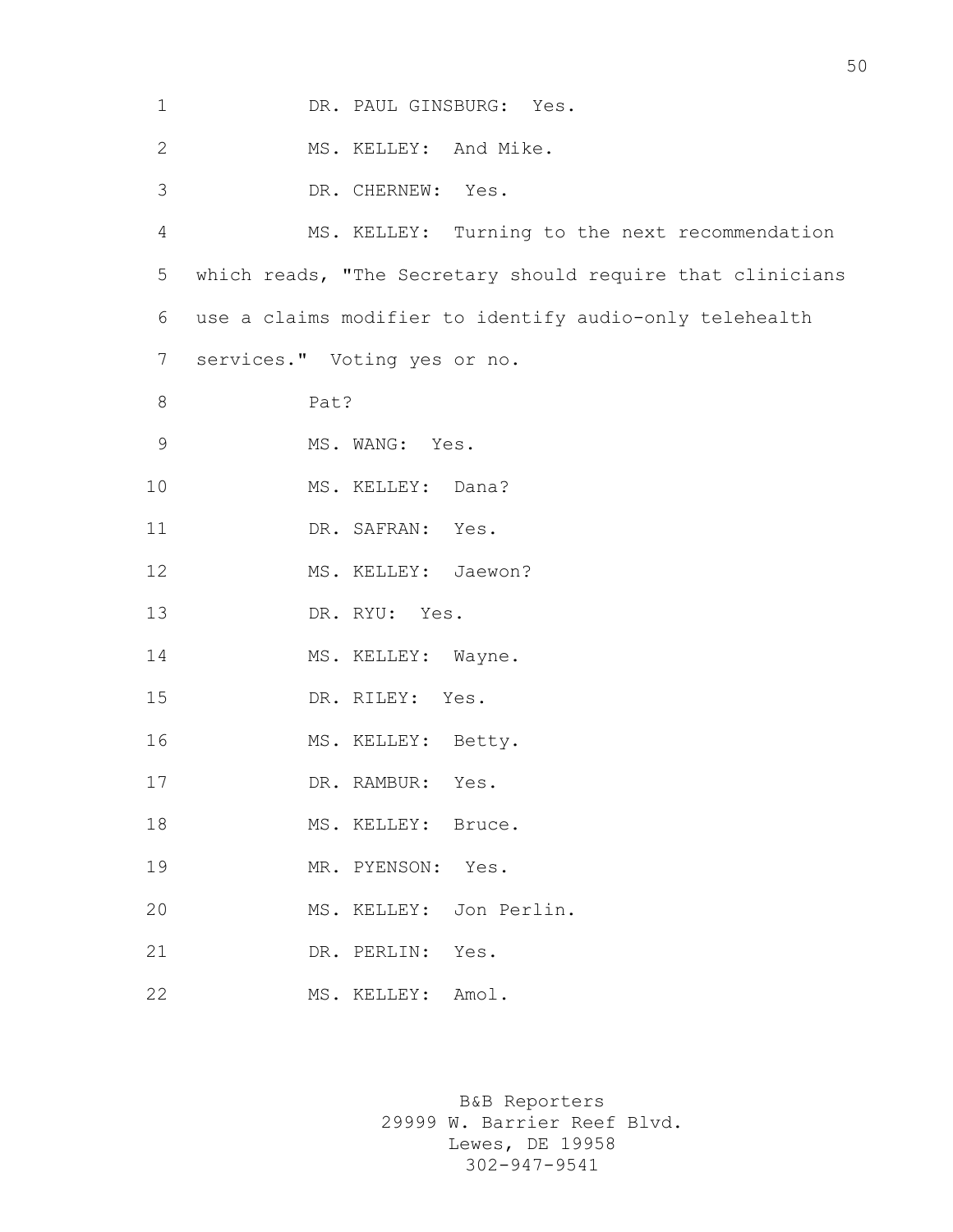DR. PAUL GINSBURG: Yes.

MS. KELLEY: And Mike.

DR. CHERNEW: Yes.

MS. KELLEY: Turning to the next recommendation which reads, "The Secretary should require that clinicians use a claims modifier to identify audio-only telehealth services." Voting yes or no.

Pat?

MS. WANG: Yes.

MS. KELLEY: Dana?

DR. SAFRAN: Yes.

MS. KELLEY: Jaewon?

DR. RYU: Yes.

MS. KELLEY: Wayne.

DR. RILEY: Yes.

MS. KELLEY: Betty.

DR. RAMBUR: Yes.

MS. KELLEY: Bruce.

MR. PYENSON: Yes.

MS. KELLEY: Jon Perlin.

DR. PERLIN: Yes.

MS. KELLEY: Amol.

B&B Reporters
29999 W. Barrier Reef Blvd.
Lewes, DE 19958
302-947-9541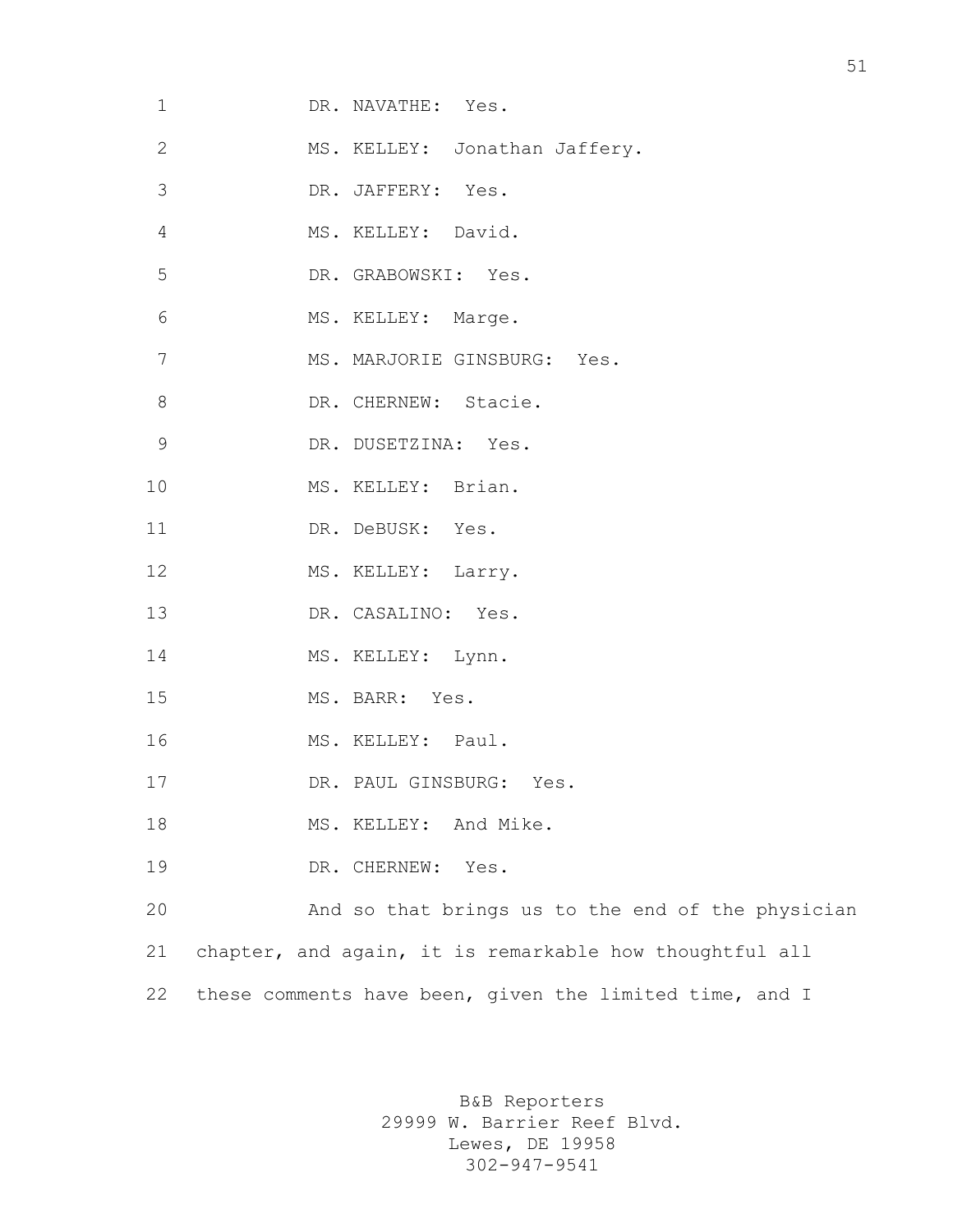DR. NAVATHE: Yes.

MS. KELLEY: Jonathan Jaffery.

DR. JAFFERY: Yes.

MS. KELLEY: David.

DR. GRABOWSKI: Yes.

MS. KELLEY: Marge.

MS. MARJORIE GINSBURG: Yes.

DR. CHERNEW: Stacie.

DR. DUSETZINA: Yes.

MS. KELLEY: Brian.

DR. DeBUSK: Yes.

MS. KELLEY: Larry.

DR. CASALINO: Yes.

MS. KELLEY: Lynn.

MS. BARR: Yes.

MS. KELLEY: Paul.

DR. PAUL GINSBURG: Yes.

MS. KELLEY: And Mike.

DR. CHERNEW: Yes.

And so that brings us to the end of the physician chapter, and again, it is remarkable how thoughtful all these comments have been, given the limited time, and I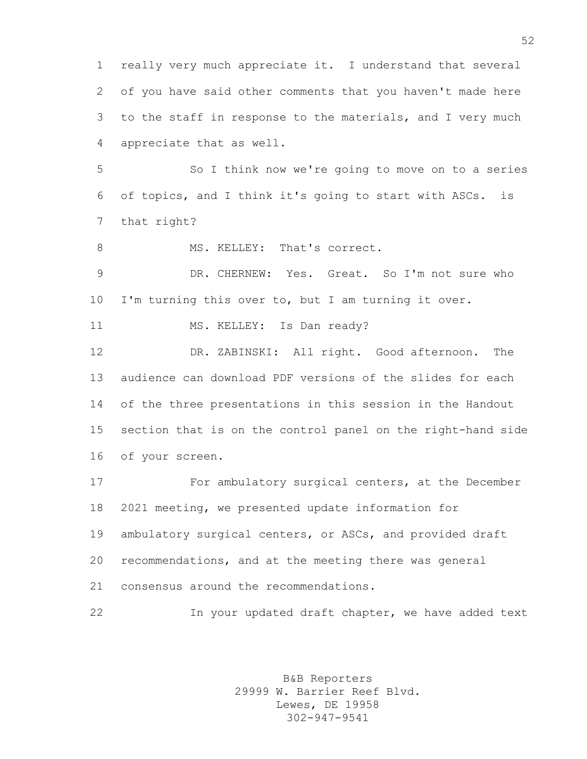really very much appreciate it. I understand that several of you have said other comments that you haven't made here to the staff in response to the materials, and I very much appreciate that as well.

So I think now we're going to move on to a series of topics, and I think it's going to start with ASCs. is that right?

MS. KELLEY: That's correct.

DR. CHERNEW: Yes. Great. So I'm not sure who I'm turning this over to, but I am turning it over.

MS. KELLEY: Is Dan ready?

DR. ZABINSKI: All right. Good afternoon. The audience can download PDF versions of the slides for each of the three presentations in this session in the Handout section that is on the control panel on the right-hand side of your screen.

For ambulatory surgical centers, at the December 2021 meeting, we presented update information for ambulatory surgical centers, or ASCs, and provided draft recommendations, and at the meeting there was general consensus around the recommendations.

In your updated draft chapter, we have added text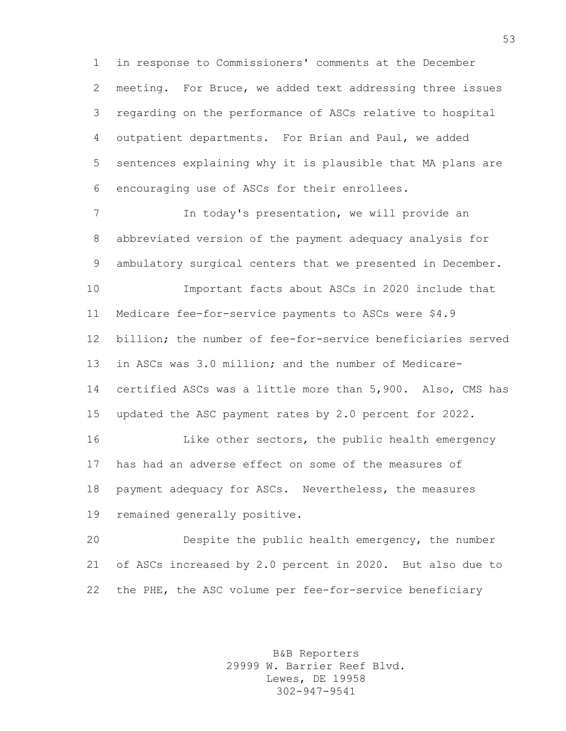in response to Commissioners' comments at the December meeting. For Bruce, we added text addressing three issues regarding on the performance of ASCs relative to hospital outpatient departments. For Brian and Paul, we added sentences explaining why it is plausible that MA plans are encouraging use of ASCs for their enrollees.

In today's presentation, we will provide an abbreviated version of the payment adequacy analysis for ambulatory surgical centers that we presented in December.

Important facts about ASCs in 2020 include that Medicare fee-for-service payments to ASCs were $4.9 billion; the number of fee-for-service beneficiaries served in ASCs was 3.0 million; and the number of Medicare-certified ASCs was a little more than 5,900. Also, CMS has updated the ASC payment rates by 2.0 percent for 2022.

Like other sectors, the public health emergency has had an adverse effect on some of the measures of payment adequacy for ASCs. Nevertheless, the measures remained generally positive.

Despite the public health emergency, the number of ASCs increased by 2.0 percent in 2020. But also due to the PHE, the ASC volume per fee-for-service beneficiary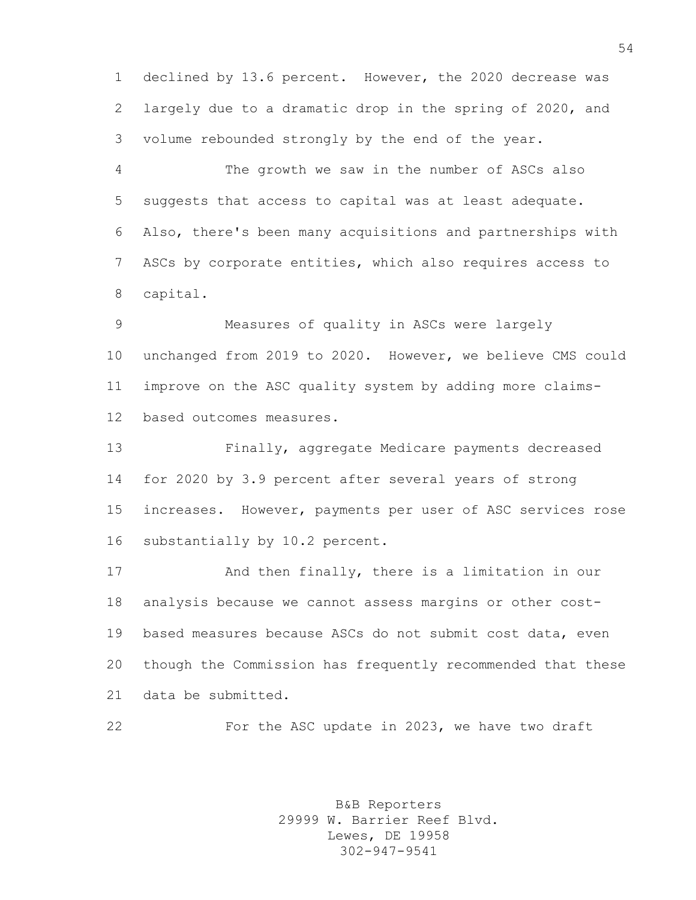declined by 13.6 percent. However, the 2020 decrease was largely due to a dramatic drop in the spring of 2020, and volume rebounded strongly by the end of the year.

The growth we saw in the number of ASCs also suggests that access to capital was at least adequate. Also, there's been many acquisitions and partnerships with ASCs by corporate entities, which also requires access to capital.

Measures of quality in ASCs were largely unchanged from 2019 to 2020. However, we believe CMS could improve on the ASC quality system by adding more claims-based outcomes measures.

Finally, aggregate Medicare payments decreased for 2020 by 3.9 percent after several years of strong increases. However, payments per user of ASC services rose substantially by 10.2 percent.

And then finally, there is a limitation in our analysis because we cannot assess margins or other cost-based measures because ASCs do not submit cost data, even though the Commission has frequently recommended that these data be submitted.

For the ASC update in 2023, we have two draft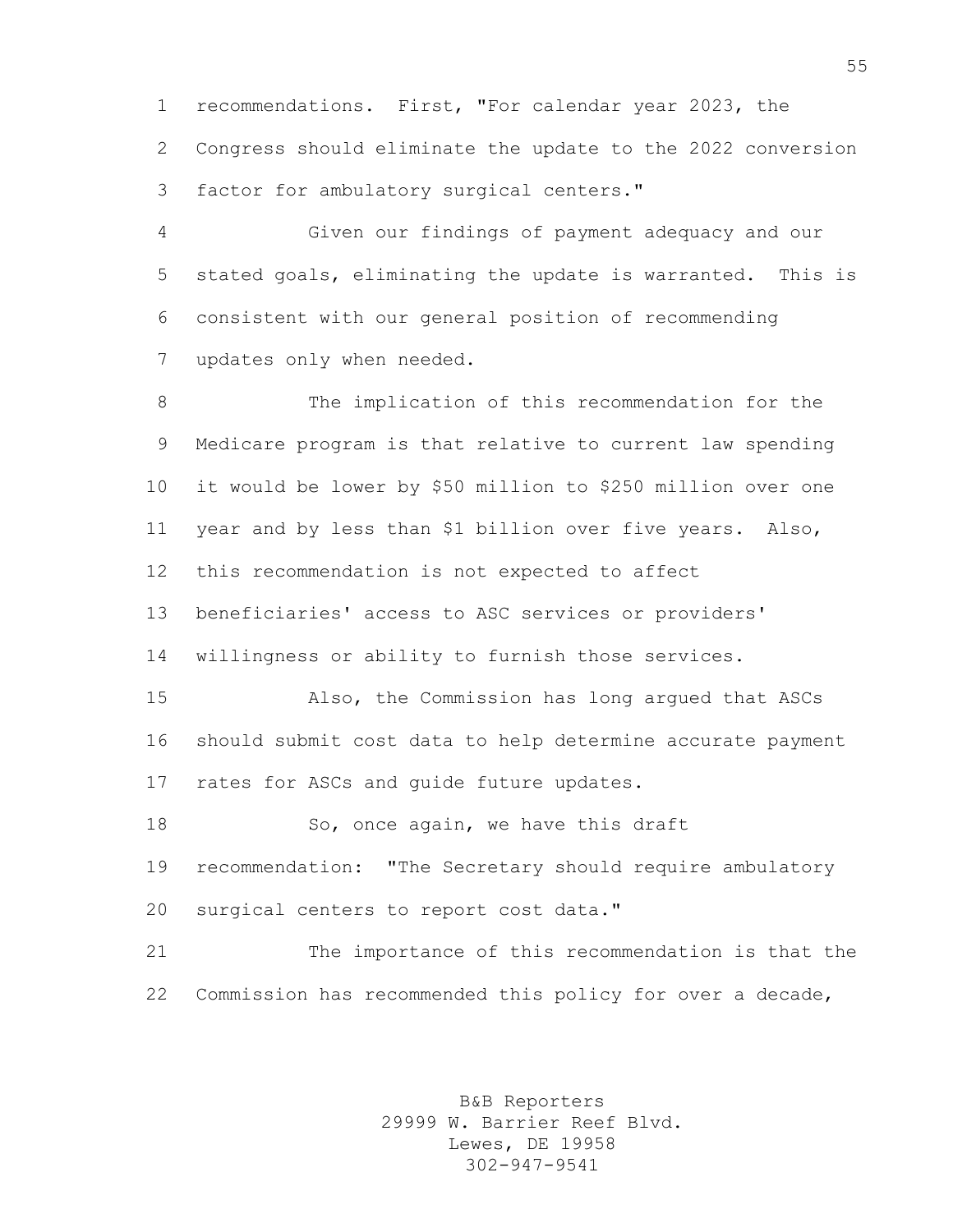recommendations. First, "For calendar year 2023, the Congress should eliminate the update to the 2022 conversion factor for ambulatory surgical centers."

Given our findings of payment adequacy and our stated goals, eliminating the update is warranted. This is consistent with our general position of recommending updates only when needed.

The implication of this recommendation for the Medicare program is that relative to current law spending it would be lower by $50 million to $250 million over one year and by less than $1 billion over five years. Also, this recommendation is not expected to affect beneficiaries' access to ASC services or providers' willingness or ability to furnish those services.

Also, the Commission has long argued that ASCs should submit cost data to help determine accurate payment rates for ASCs and guide future updates.

So, once again, we have this draft recommendation: "The Secretary should require ambulatory surgical centers to report cost data."

The importance of this recommendation is that the Commission has recommended this policy for over a decade,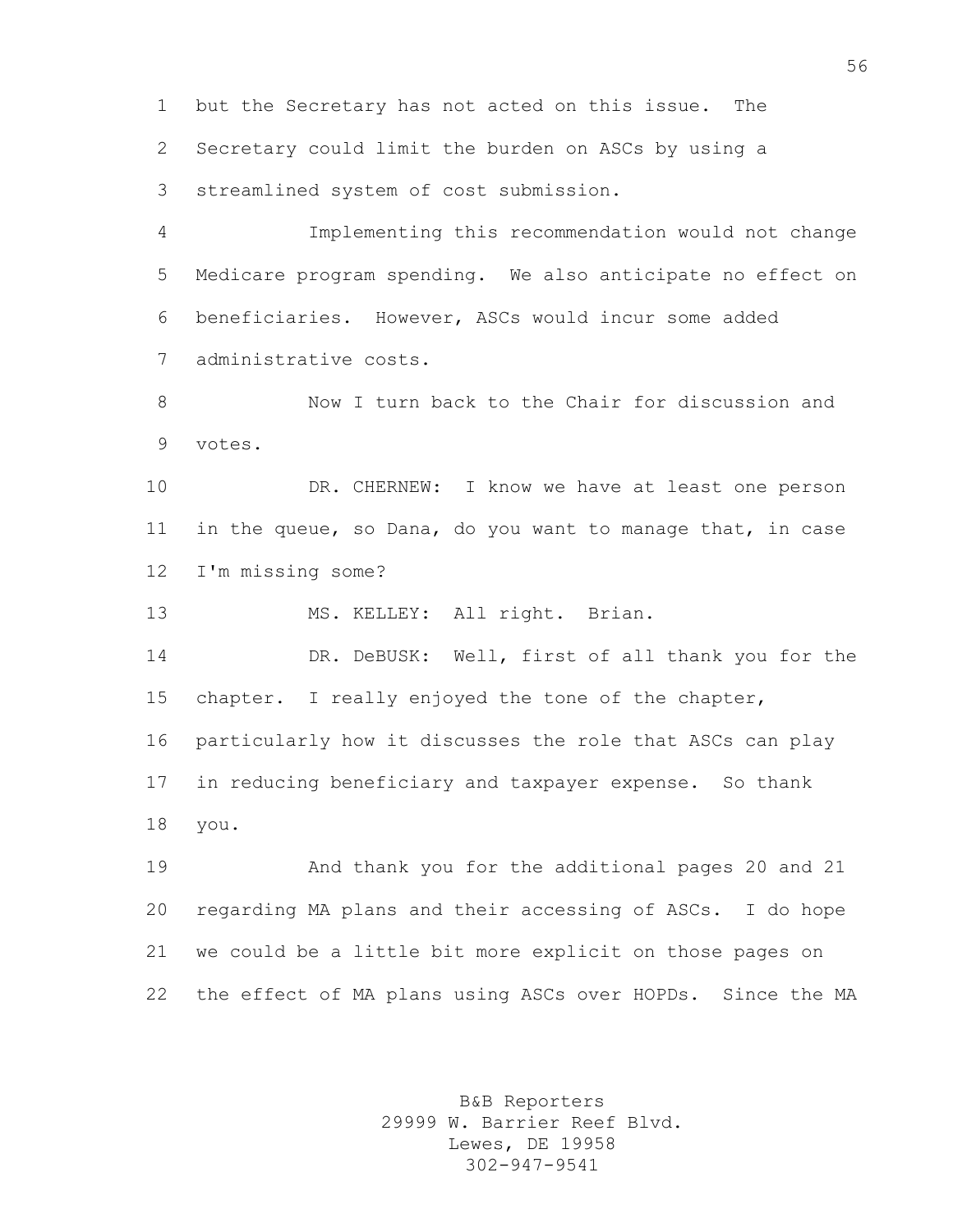but the Secretary has not acted on this issue. The Secretary could limit the burden on ASCs by using a streamlined system of cost submission.

Implementing this recommendation would not change Medicare program spending. We also anticipate no effect on beneficiaries. However, ASCs would incur some added administrative costs.

Now I turn back to the Chair for discussion and votes.

DR. CHERNEW: I know we have at least one person in the queue, so Dana, do you want to manage that, in case I'm missing some?

MS. KELLEY: All right. Brian.

DR. DeBUSK: Well, first of all thank you for the chapter. I really enjoyed the tone of the chapter, particularly how it discusses the role that ASCs can play in reducing beneficiary and taxpayer expense. So thank you.

And thank you for the additional pages 20 and 21 regarding MA plans and their accessing of ASCs. I do hope we could be a little bit more explicit on those pages on the effect of MA plans using ASCs over HOPDs. Since the MA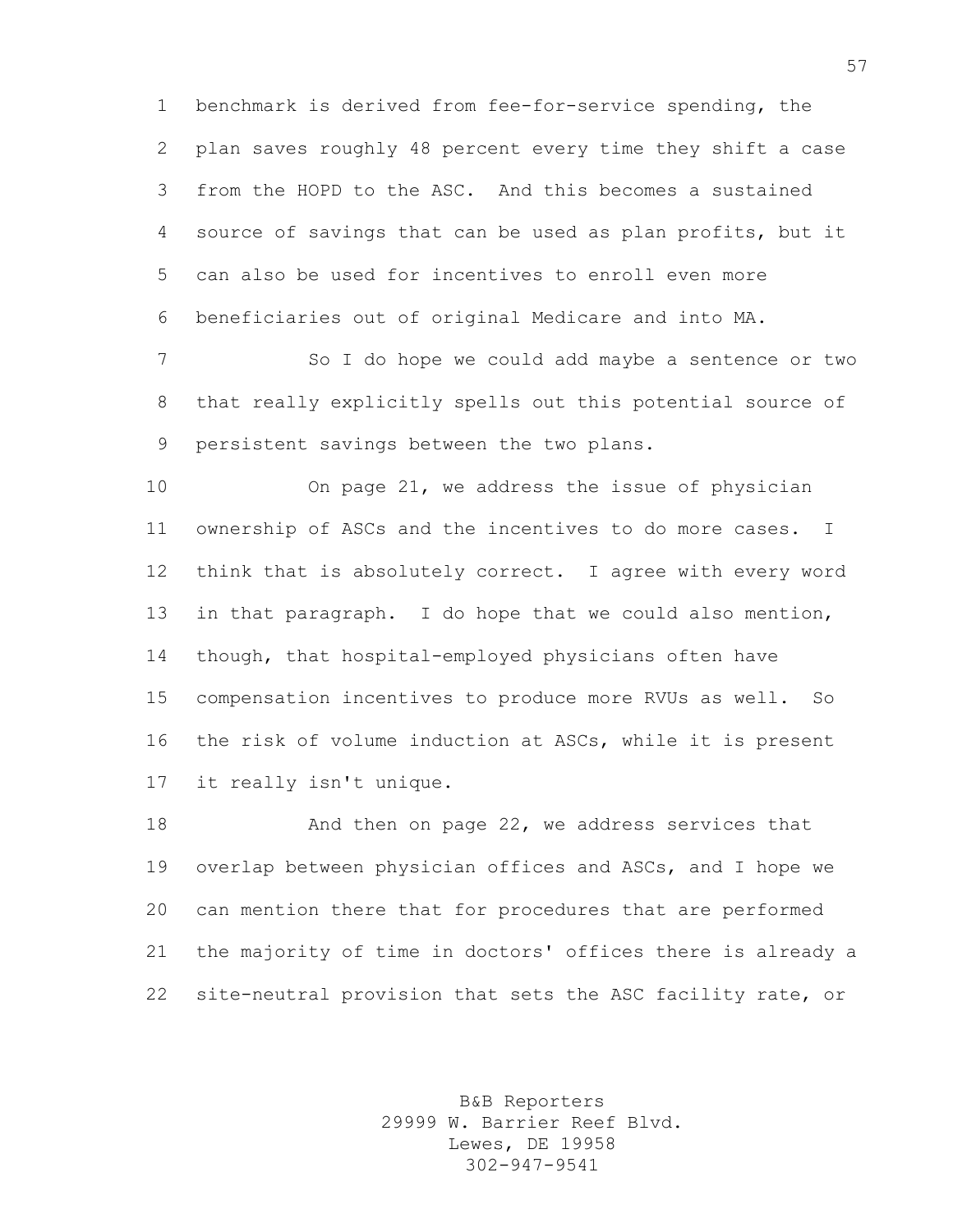benchmark is derived from fee-for-service spending, the plan saves roughly 48 percent every time they shift a case from the HOPD to the ASC. And this becomes a sustained source of savings that can be used as plan profits, but it can also be used for incentives to enroll even more beneficiaries out of original Medicare and into MA.

So I do hope we could add maybe a sentence or two that really explicitly spells out this potential source of persistent savings between the two plans.

On page 21, we address the issue of physician ownership of ASCs and the incentives to do more cases. I think that is absolutely correct. I agree with every word in that paragraph. I do hope that we could also mention, though, that hospital-employed physicians often have compensation incentives to produce more RVUs as well. So the risk of volume induction at ASCs, while it is present it really isn't unique.

And then on page 22, we address services that overlap between physician offices and ASCs, and I hope we can mention there that for procedures that are performed the majority of time in doctors' offices there is already a site-neutral provision that sets the ASC facility rate, or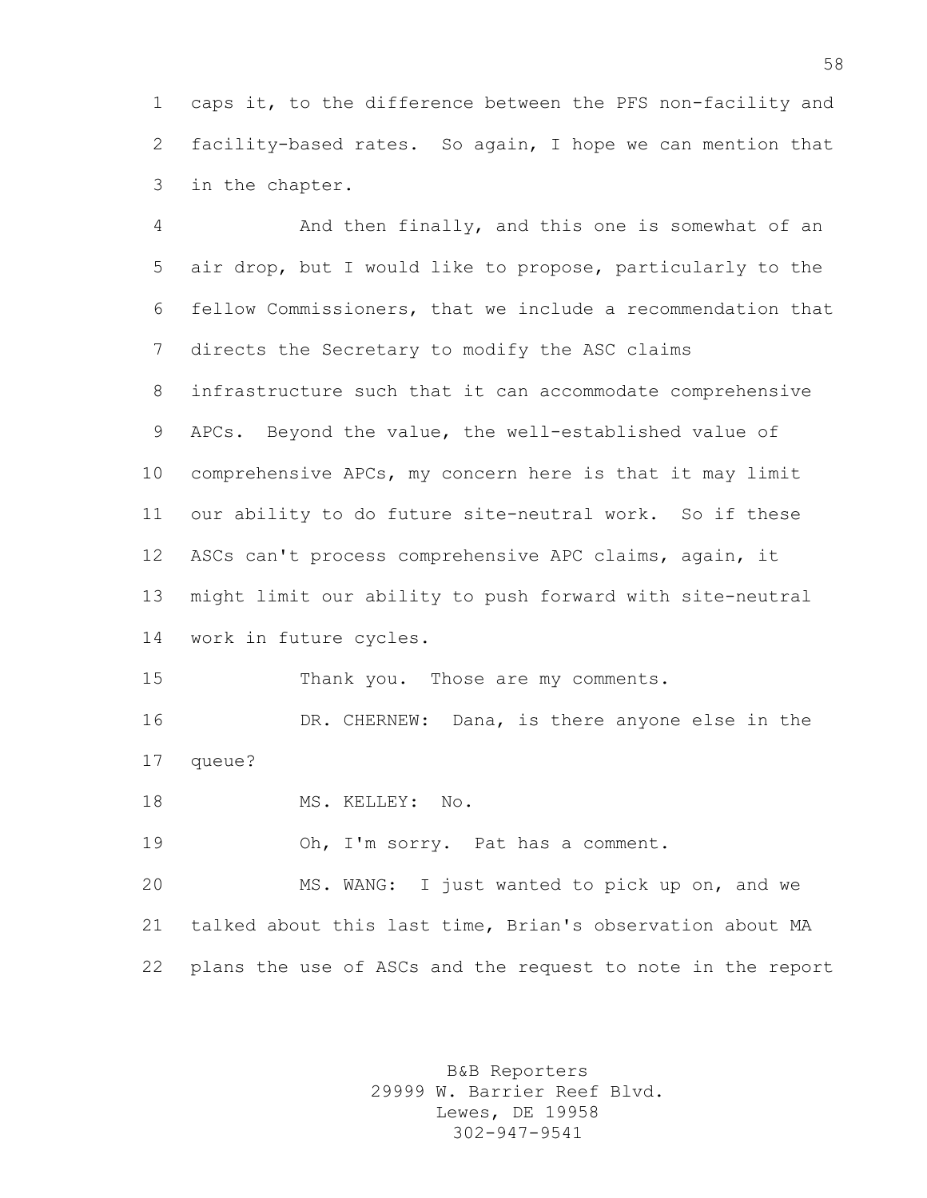caps it, to the difference between the PFS non-facility and facility-based rates. So again, I hope we can mention that in the chapter.

And then finally, and this one is somewhat of an air drop, but I would like to propose, particularly to the fellow Commissioners, that we include a recommendation that directs the Secretary to modify the ASC claims infrastructure such that it can accommodate comprehensive APCs. Beyond the value, the well-established value of comprehensive APCs, my concern here is that it may limit our ability to do future site-neutral work. So if these ASCs can't process comprehensive APC claims, again, it might limit our ability to push forward with site-neutral work in future cycles.

Thank you. Those are my comments.

DR. CHERNEW: Dana, is there anyone else in the queue?

MS. KELLEY: No.

Oh, I'm sorry. Pat has a comment.

MS. WANG: I just wanted to pick up on, and we talked about this last time, Brian's observation about MA plans the use of ASCs and the request to note in the report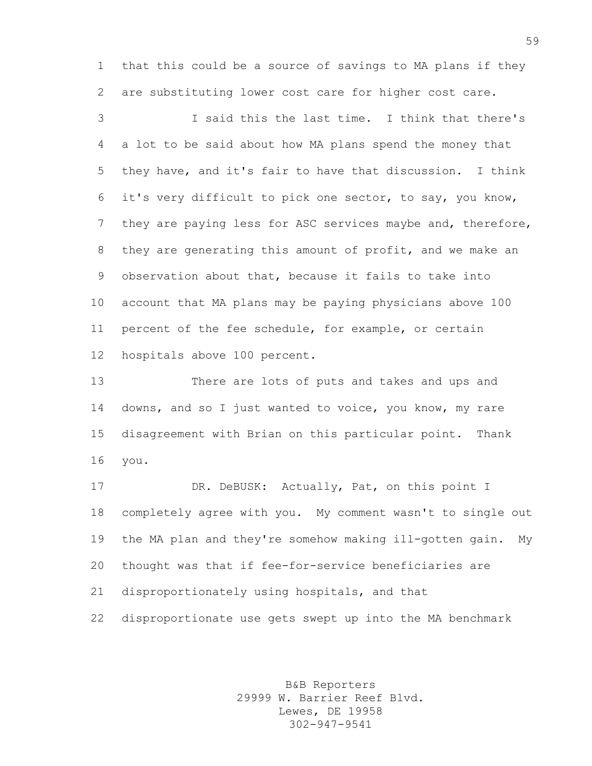that this could be a source of savings to MA plans if they are substituting lower cost care for higher cost care.

I said this the last time. I think that there's a lot to be said about how MA plans spend the money that they have, and it's fair to have that discussion. I think it's very difficult to pick one sector, to say, you know, they are paying less for ASC services maybe and, therefore, they are generating this amount of profit, and we make an observation about that, because it fails to take into account that MA plans may be paying physicians above 100 percent of the fee schedule, for example, or certain hospitals above 100 percent.

There are lots of puts and takes and ups and downs, and so I just wanted to voice, you know, my rare disagreement with Brian on this particular point. Thank you.

DR. DeBUSK: Actually, Pat, on this point I completely agree with you. My comment wasn't to single out the MA plan and they're somehow making ill-gotten gain. My thought was that if fee-for-service beneficiaries are disproportionately using hospitals, and that disproportionate use gets swept up into the MA benchmark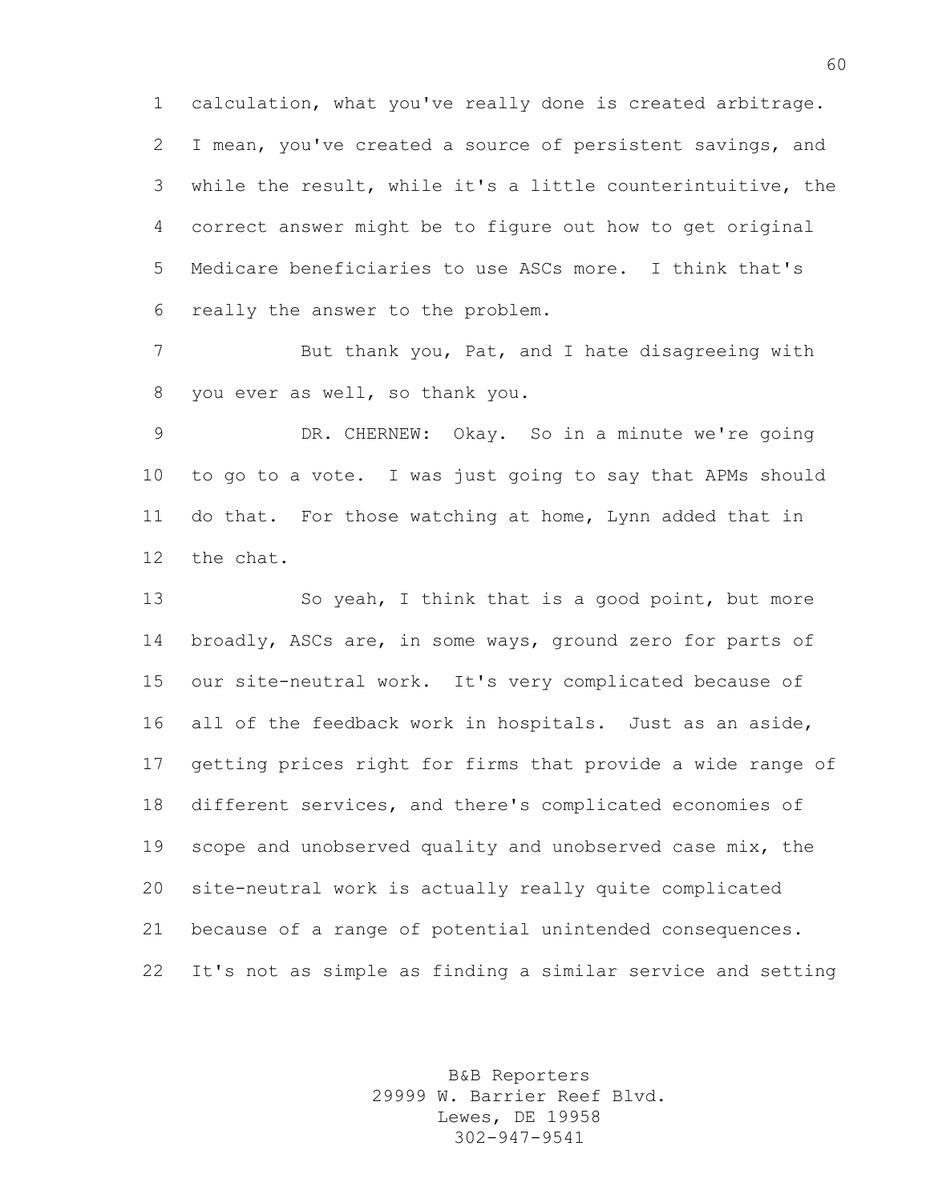calculation, what you've really done is created arbitrage. I mean, you've created a source of persistent savings, and while the result, while it's a little counterintuitive, the correct answer might be to figure out how to get original Medicare beneficiaries to use ASCs more. I think that's really the answer to the problem.

But thank you, Pat, and I hate disagreeing with you ever as well, so thank you.

DR. CHERNEW: Okay. So in a minute we're going to go to a vote. I was just going to say that APMs should do that. For those watching at home, Lynn added that in the chat.

So yeah, I think that is a good point, but more broadly, ASCs are, in some ways, ground zero for parts of our site-neutral work. It's very complicated because of all of the feedback work in hospitals. Just as an aside, getting prices right for firms that provide a wide range of different services, and there's complicated economies of scope and unobserved quality and unobserved case mix, the site-neutral work is actually really quite complicated because of a range of potential unintended consequences. It's not as simple as finding a similar service and setting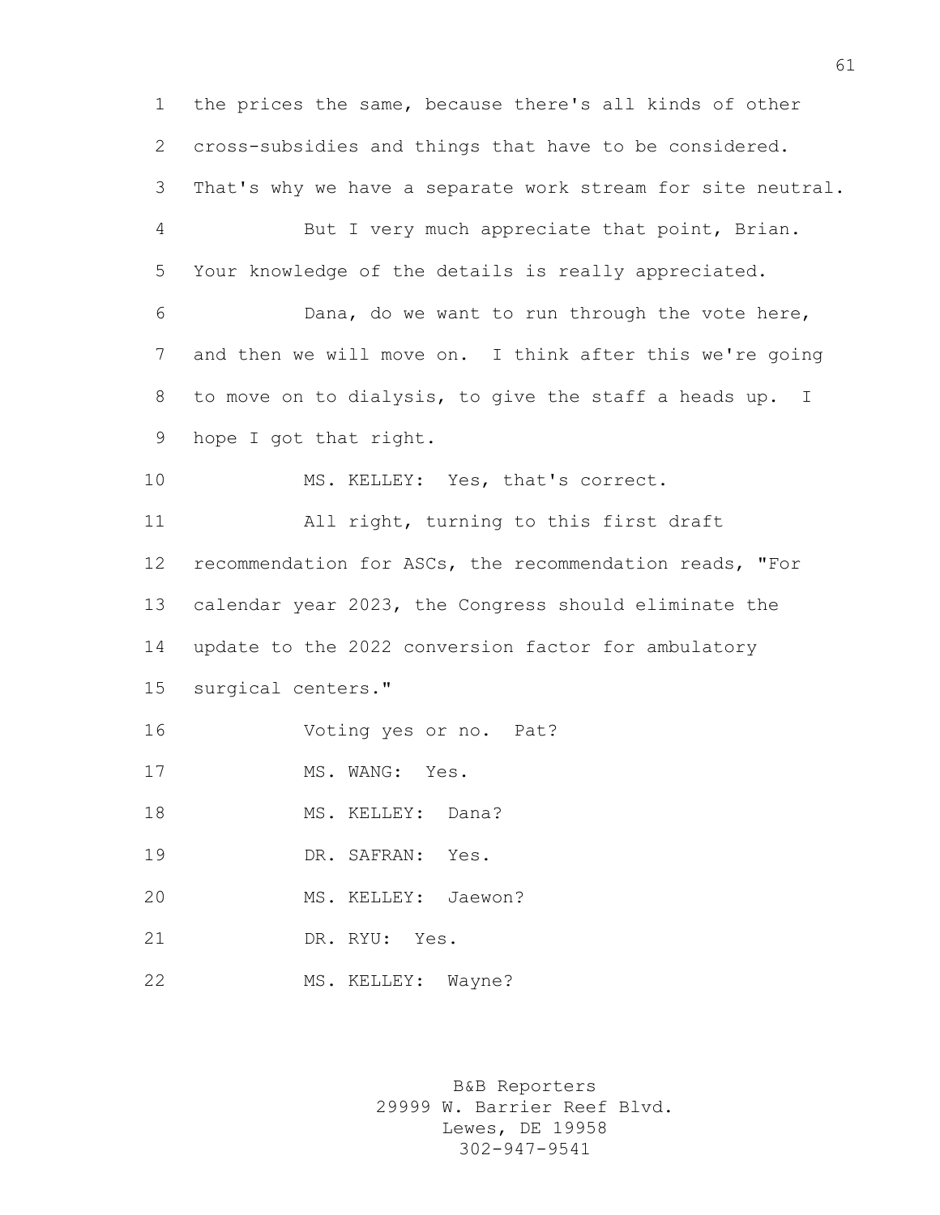the prices the same, because there's all kinds of other cross-subsidies and things that have to be considered. That's why we have a separate work stream for site neutral.

But I very much appreciate that point, Brian. Your knowledge of the details is really appreciated.

Dana, do we want to run through the vote here, and then we will move on. I think after this we're going to move on to dialysis, to give the staff a heads up. I hope I got that right.

MS. KELLEY: Yes, that's correct.

All right, turning to this first draft recommendation for ASCs, the recommendation reads, "For calendar year 2023, the Congress should eliminate the update to the 2022 conversion factor for ambulatory surgical centers."

Voting yes or no. Pat?

MS. WANG: Yes.

MS. KELLEY: Dana?

DR. SAFRAN: Yes.

MS. KELLEY: Jaewon?

DR. RYU: Yes.

MS. KELLEY: Wayne?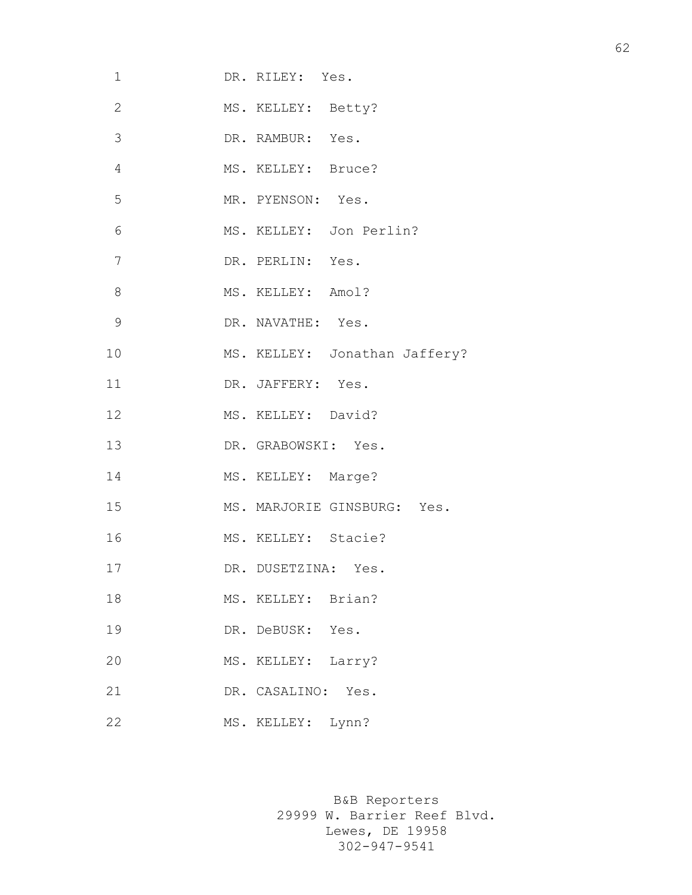DR. RILEY: Yes.

MS. KELLEY: Betty?

DR. RAMBUR: Yes.

MS. KELLEY: Bruce?

MR. PYENSON: Yes.

MS. KELLEY: Jon Perlin?

DR. PERLIN: Yes.

MS. KELLEY: Amol?

DR. NAVATHE: Yes.

MS. KELLEY: Jonathan Jaffery?

DR. JAFFERY: Yes.

MS. KELLEY: David?

DR. GRABOWSKI: Yes.

MS. KELLEY: Marge?

MS. MARJORIE GINSBURG: Yes.

MS. KELLEY: Stacie?

DR. DUSETZINA: Yes.

MS. KELLEY: Brian?

DR. DeBUSK: Yes.

MS. KELLEY: Larry?

DR. CASALINO: Yes.

MS. KELLEY: Lynn?

B&B Reporters
29999 W. Barrier Reef Blvd.
Lewes, DE 19958
302-947-9541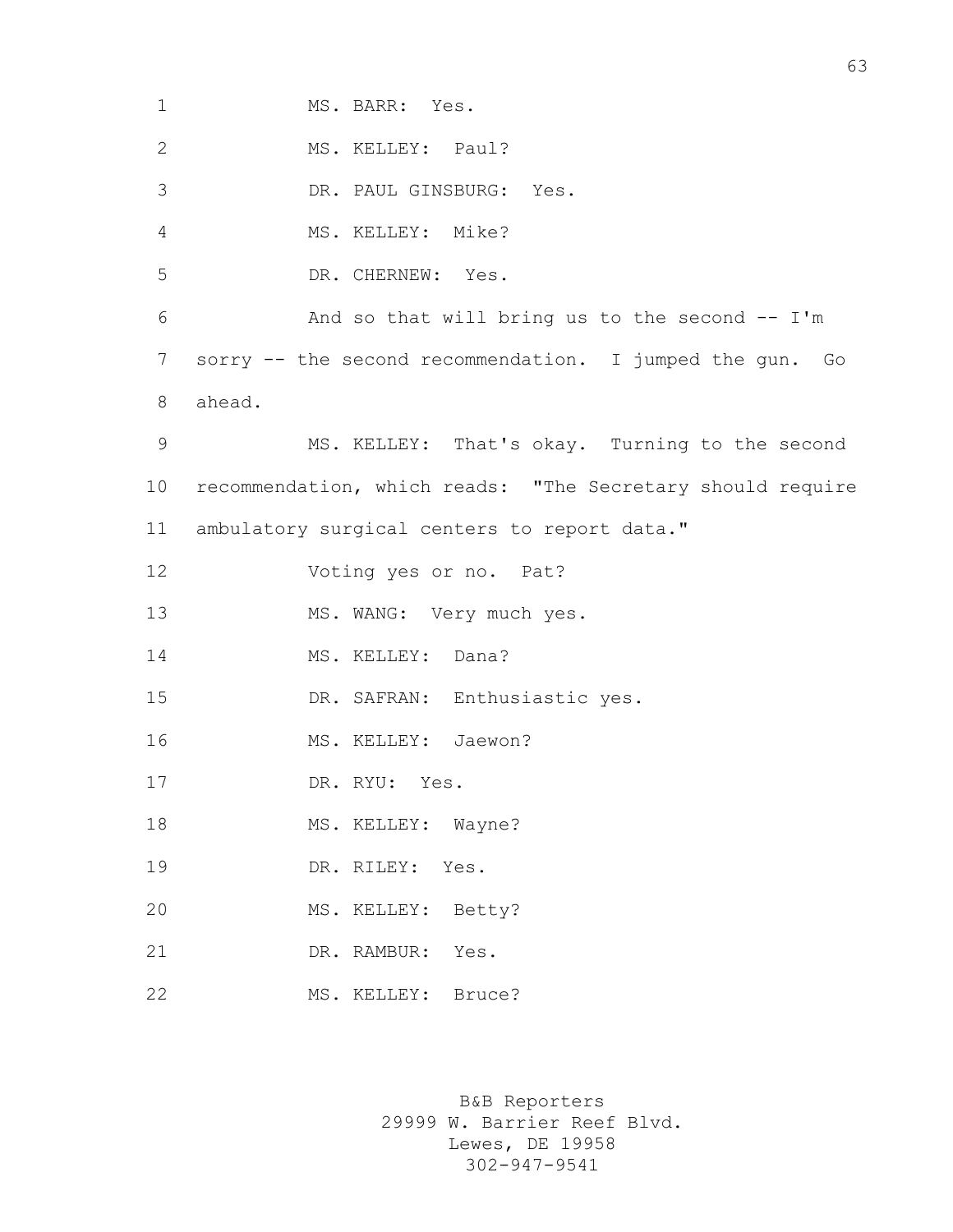MS. BARR: Yes.

MS. KELLEY: Paul?

DR. PAUL GINSBURG: Yes.

MS. KELLEY: Mike?

DR. CHERNEW: Yes.

And so that will bring us to the second -- I'm sorry -- the second recommendation. I jumped the gun. Go ahead.

MS. KELLEY: That's okay. Turning to the second recommendation, which reads: "The Secretary should require ambulatory surgical centers to report data."

Voting yes or no. Pat?

MS. WANG: Very much yes.

MS. KELLEY: Dana?

DR. SAFRAN: Enthusiastic yes.

MS. KELLEY: Jaewon?

DR. RYU: Yes.

MS. KELLEY: Wayne?

DR. RILEY: Yes.

MS. KELLEY: Betty?

DR. RAMBUR: Yes.

MS. KELLEY: Bruce?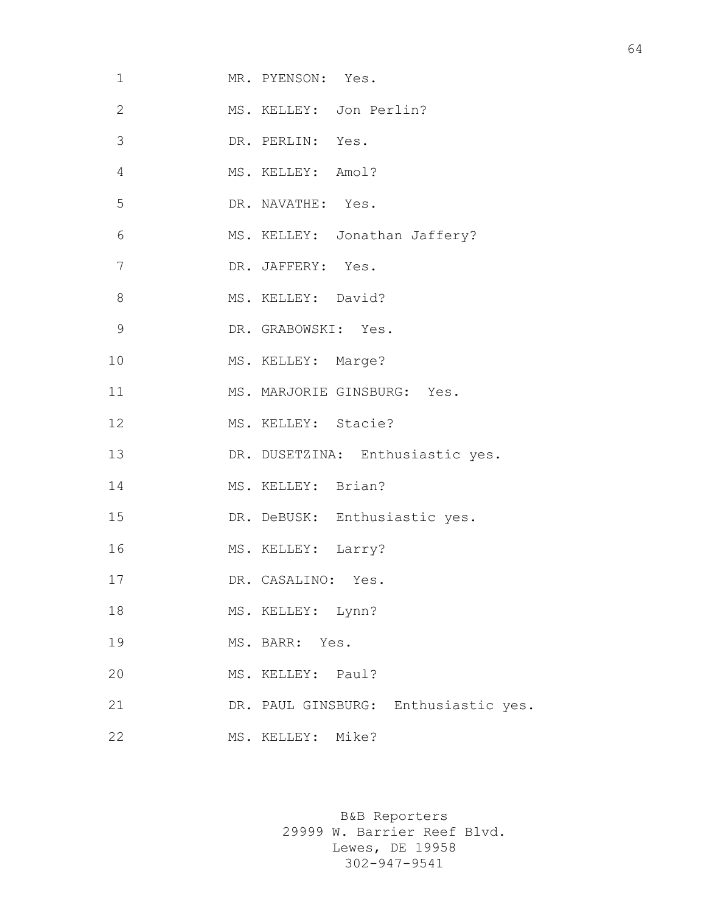1 MR. PYENSON: Yes.

2 MS. KELLEY: Jon Perlin?

3 DR. PERLIN: Yes.

4 MS. KELLEY: Amol?

5 DR. NAVATHE: Yes.

6 MS. KELLEY: Jonathan Jaffery?

7 DR. JAFFERY: Yes.

8 MS. KELLEY: David?

9 DR. GRABOWSKI: Yes.

10 MS. KELLEY: Marge?

11 MS. MARJORIE GINSBURG: Yes.

12 MS. KELLEY: Stacie?

13 DR. DUSETZINA: Enthusiastic yes.

14 MS. KELLEY: Brian?

15 DR. DeBUSK: Enthusiastic yes.

16 MS. KELLEY: Larry?

17 DR. CASALINO: Yes.

18 MS. KELLEY: Lynn?

19 MS. BARR: Yes.

20 MS. KELLEY: Paul?

21 DR. PAUL GINSBURG: Enthusiastic yes.

22 MS. KELLEY: Mike?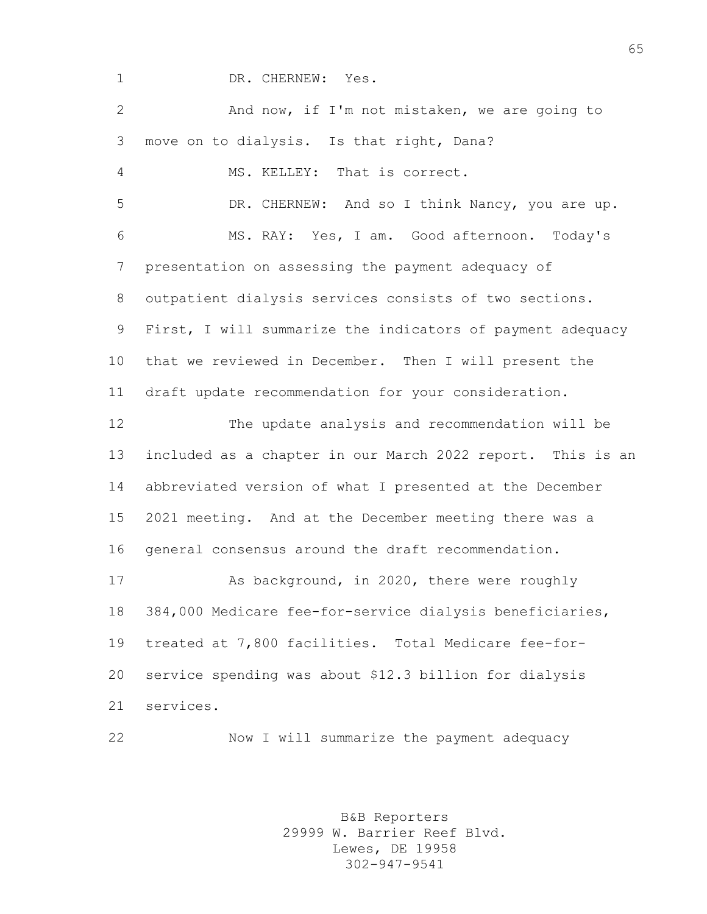DR. CHERNEW: Yes.

And now, if I'm not mistaken, we are going to move on to dialysis. Is that right, Dana?

MS. KELLEY: That is correct.

DR. CHERNEW: And so I think Nancy, you are up.

MS. RAY: Yes, I am. Good afternoon. Today's presentation on assessing the payment adequacy of outpatient dialysis services consists of two sections. First, I will summarize the indicators of payment adequacy that we reviewed in December. Then I will present the draft update recommendation for your consideration.

The update analysis and recommendation will be included as a chapter in our March 2022 report. This is an abbreviated version of what I presented at the December 2021 meeting. And at the December meeting there was a general consensus around the draft recommendation.

As background, in 2020, there were roughly 384,000 Medicare fee-for-service dialysis beneficiaries, treated at 7,800 facilities. Total Medicare fee-for-service spending was about $12.3 billion for dialysis services.

Now I will summarize the payment adequacy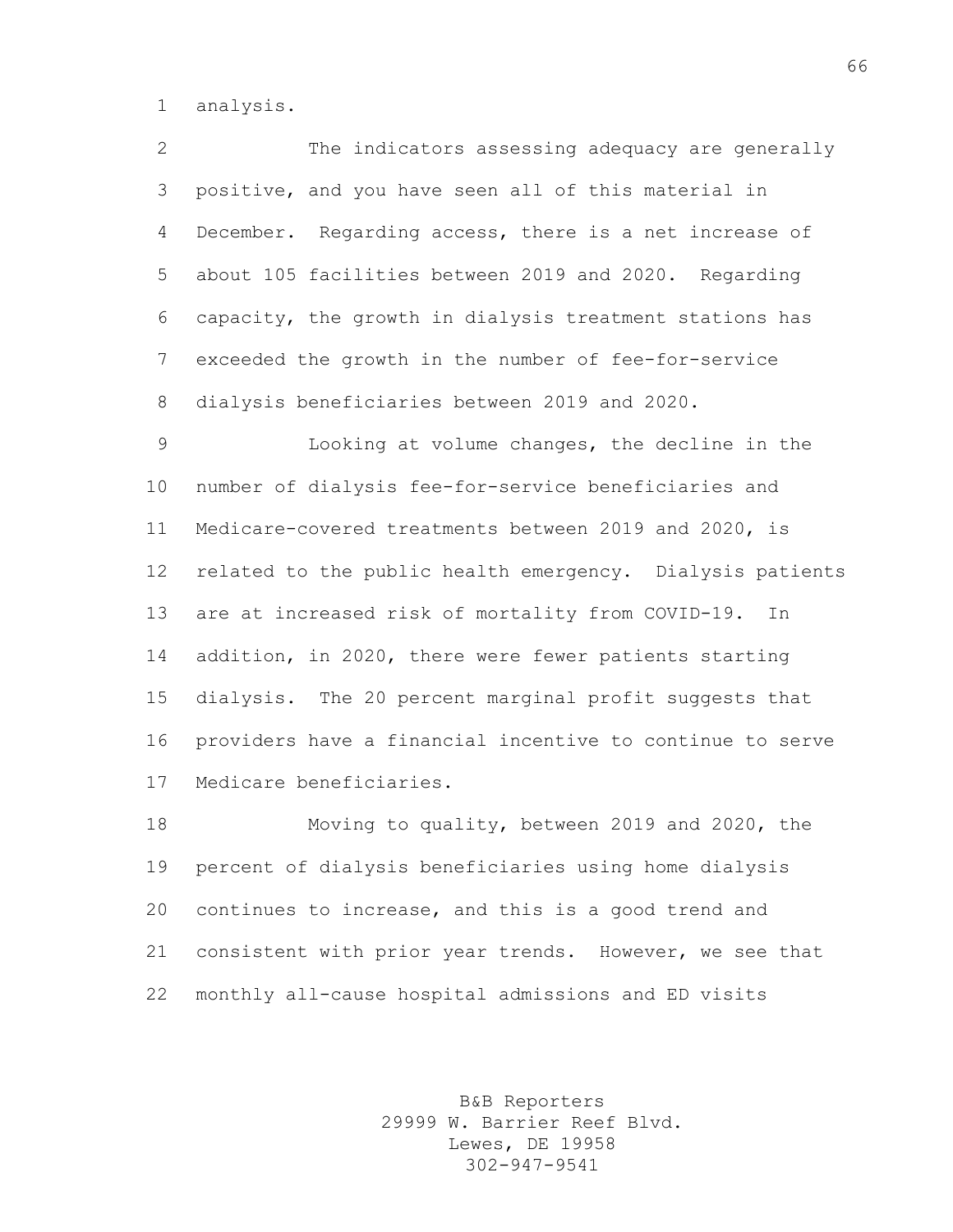analysis.

The indicators assessing adequacy are generally positive, and you have seen all of this material in December. Regarding access, there is a net increase of about 105 facilities between 2019 and 2020. Regarding capacity, the growth in dialysis treatment stations has exceeded the growth in the number of fee-for-service dialysis beneficiaries between 2019 and 2020.

Looking at volume changes, the decline in the number of dialysis fee-for-service beneficiaries and Medicare-covered treatments between 2019 and 2020, is related to the public health emergency. Dialysis patients are at increased risk of mortality from COVID-19. In addition, in 2020, there were fewer patients starting dialysis. The 20 percent marginal profit suggests that providers have a financial incentive to continue to serve Medicare beneficiaries.

Moving to quality, between 2019 and 2020, the percent of dialysis beneficiaries using home dialysis continues to increase, and this is a good trend and consistent with prior year trends. However, we see that monthly all-cause hospital admissions and ED visits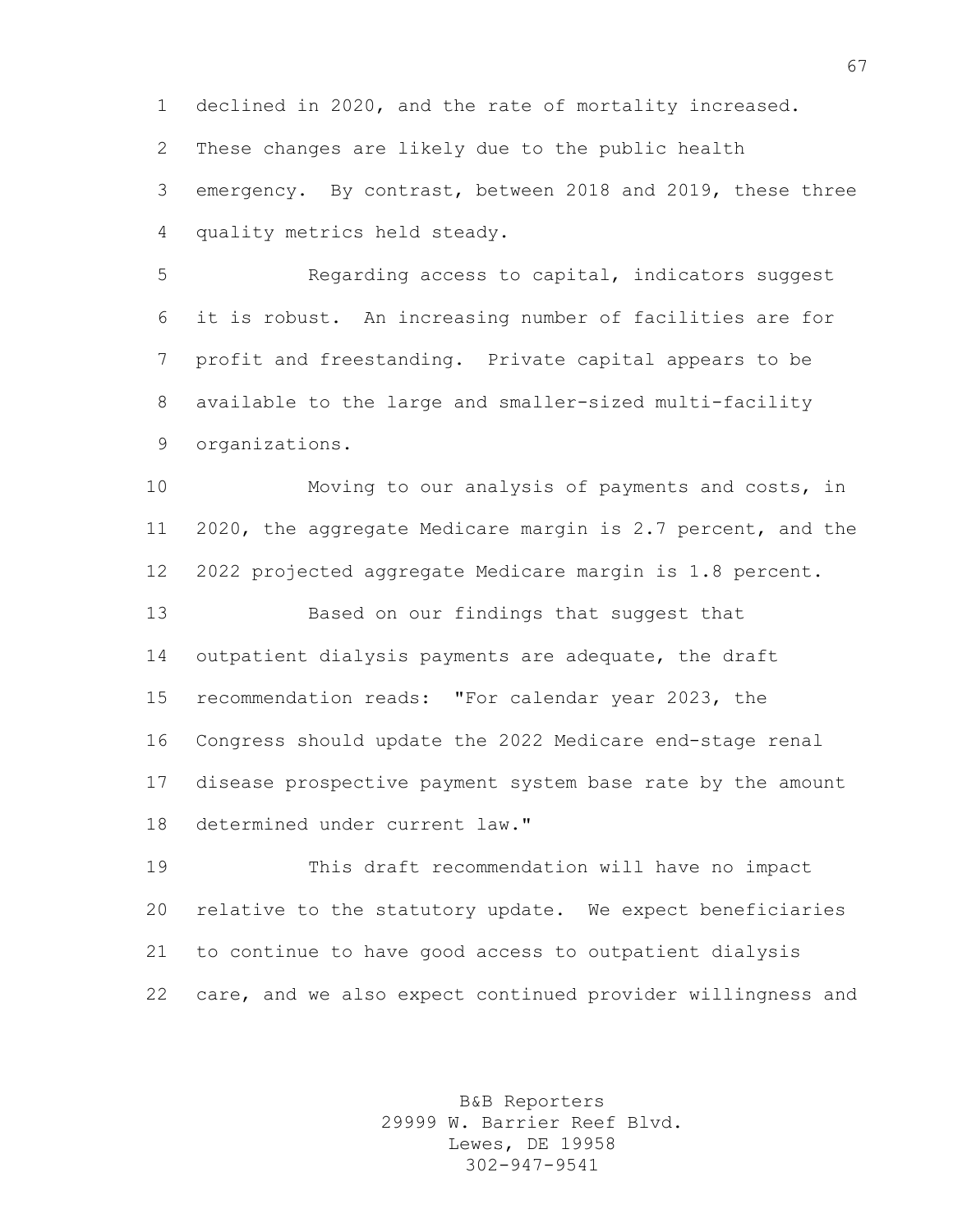declined in 2020, and the rate of mortality increased. These changes are likely due to the public health emergency. By contrast, between 2018 and 2019, these three quality metrics held steady.

Regarding access to capital, indicators suggest it is robust. An increasing number of facilities are for profit and freestanding. Private capital appears to be available to the large and smaller-sized multi-facility organizations.

Moving to our analysis of payments and costs, in 2020, the aggregate Medicare margin is 2.7 percent, and the 2022 projected aggregate Medicare margin is 1.8 percent.

Based on our findings that suggest that outpatient dialysis payments are adequate, the draft recommendation reads: "For calendar year 2023, the Congress should update the 2022 Medicare end-stage renal disease prospective payment system base rate by the amount determined under current law."

This draft recommendation will have no impact relative to the statutory update. We expect beneficiaries to continue to have good access to outpatient dialysis care, and we also expect continued provider willingness and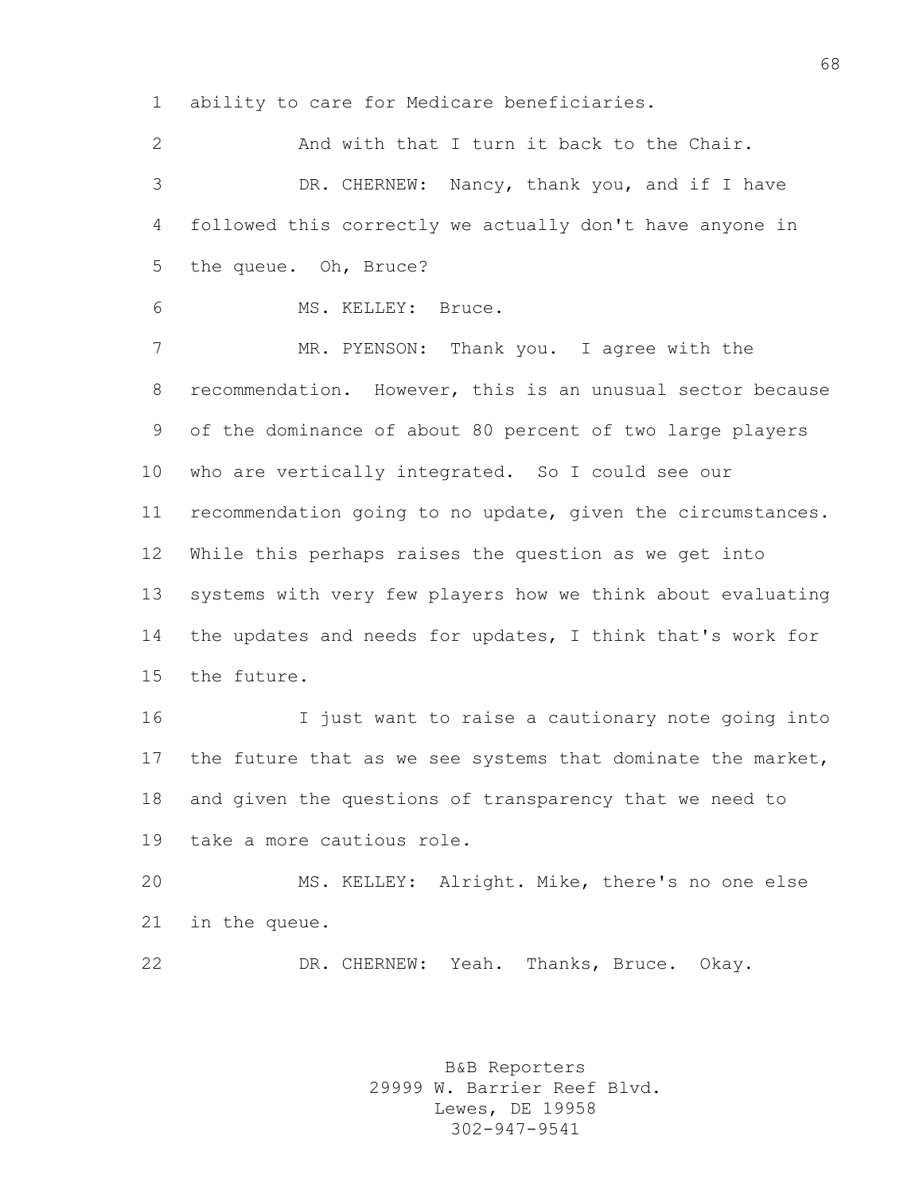ability to care for Medicare beneficiaries.

And with that I turn it back to the Chair.

DR. CHERNEW: Nancy, thank you, and if I have followed this correctly we actually don't have anyone in the queue. Oh, Bruce?

MS. KELLEY: Bruce.

MR. PYENSON: Thank you. I agree with the recommendation. However, this is an unusual sector because of the dominance of about 80 percent of two large players who are vertically integrated. So I could see our recommendation going to no update, given the circumstances. While this perhaps raises the question as we get into systems with very few players how we think about evaluating the updates and needs for updates, I think that's work for the future.

I just want to raise a cautionary note going into the future that as we see systems that dominate the market, and given the questions of transparency that we need to take a more cautious role.

MS. KELLEY: Alright. Mike, there's no one else in the queue.

DR. CHERNEW: Yeah. Thanks, Bruce. Okay.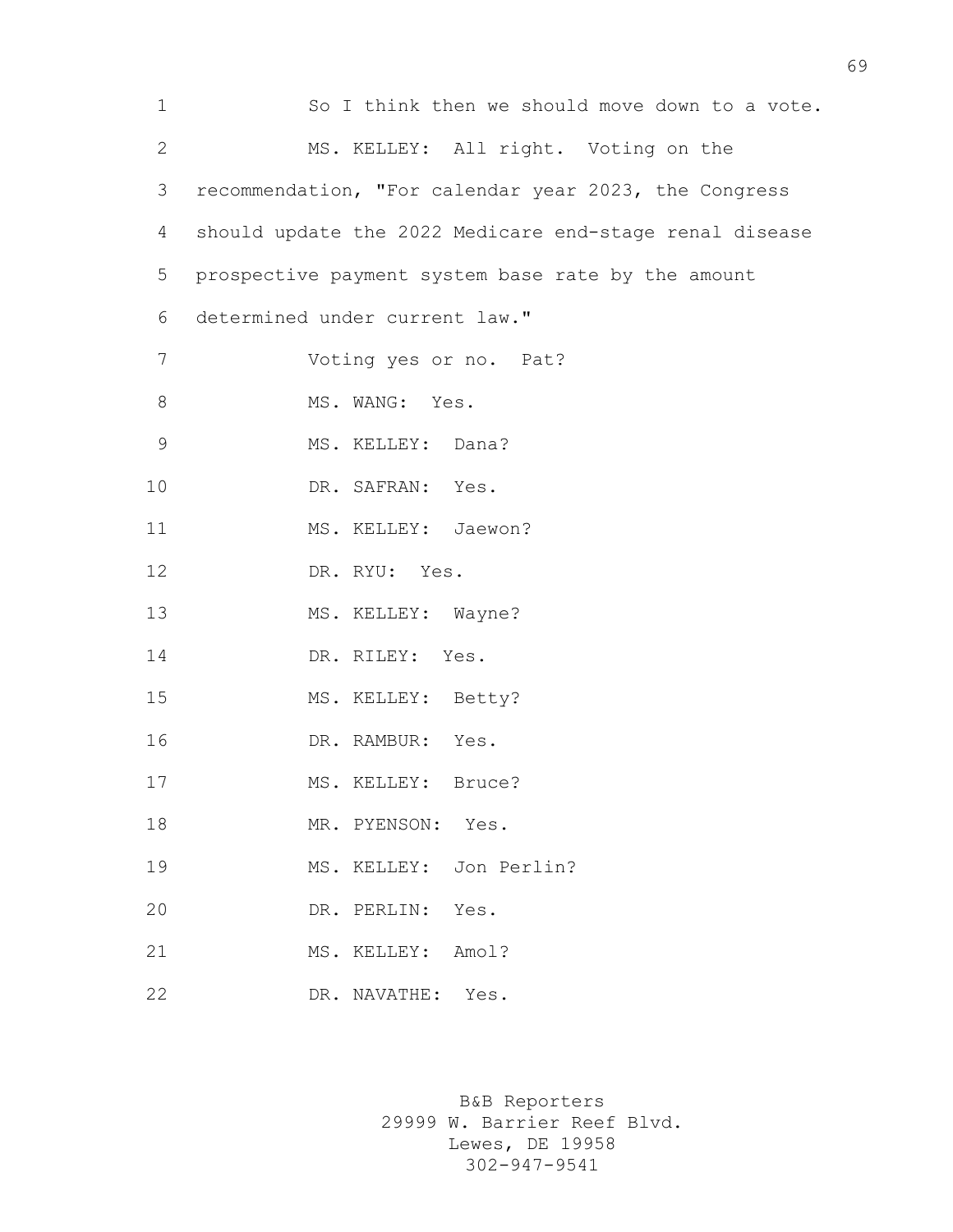So I think then we should move down to a vote.

MS. KELLEY: All right. Voting on the recommendation, "For calendar year 2023, the Congress should update the 2022 Medicare end-stage renal disease prospective payment system base rate by the amount determined under current law."

Voting yes or no. Pat?

MS. WANG: Yes.

MS. KELLEY: Dana?

DR. SAFRAN: Yes.

MS. KELLEY: Jaewon?

DR. RYU: Yes.

MS. KELLEY: Wayne?

DR. RILEY: Yes.

MS. KELLEY: Betty?

DR. RAMBUR: Yes.

MS. KELLEY: Bruce?

MR. PYENSON: Yes.

MS. KELLEY: Jon Perlin?

DR. PERLIN: Yes.

MS. KELLEY: Amol?

DR. NAVATHE: Yes.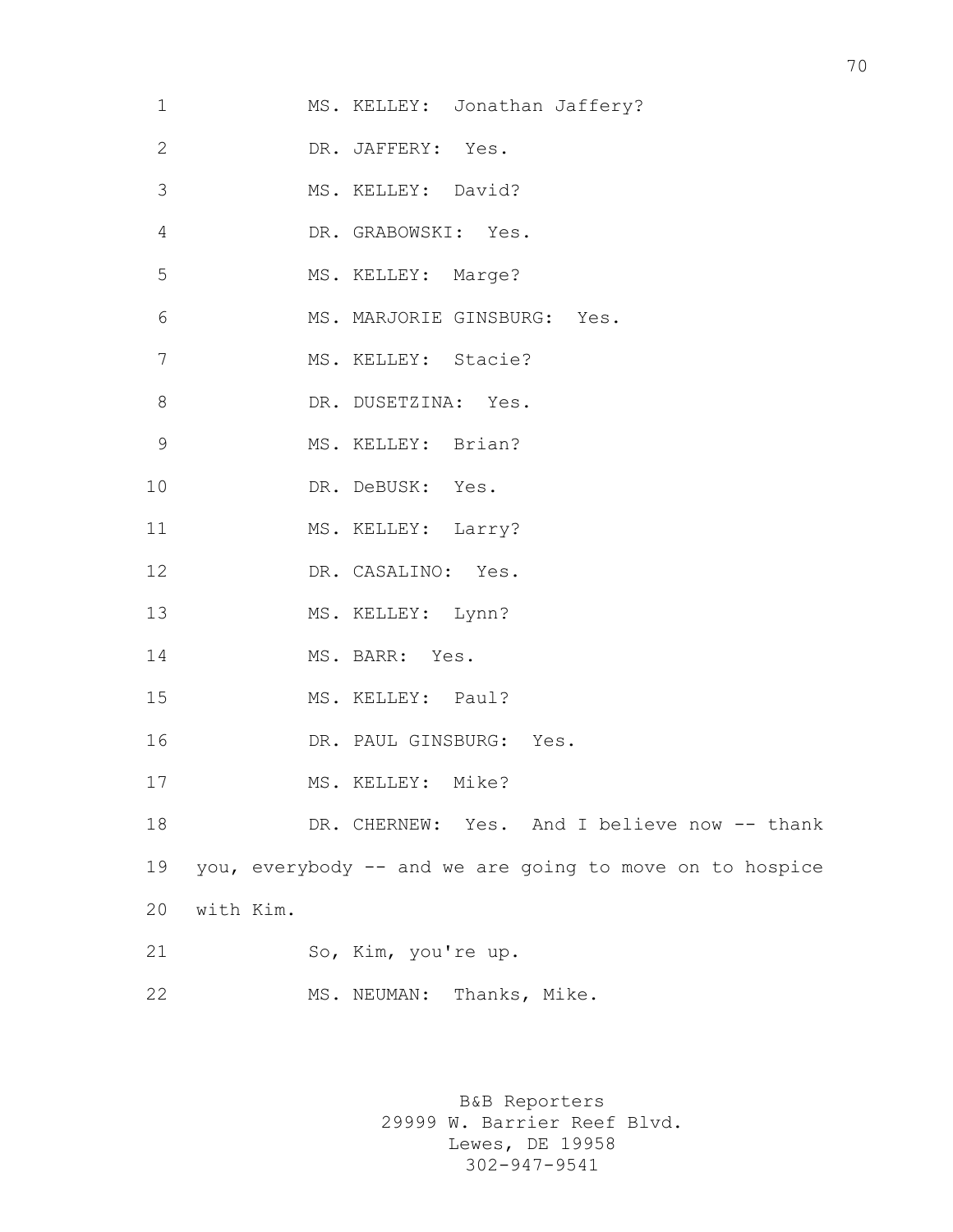MS. KELLEY: Jonathan Jaffery?

DR. JAFFERY: Yes.

MS. KELLEY: David?

DR. GRABOWSKI: Yes.

MS. KELLEY: Marge?

MS. MARJORIE GINSBURG: Yes.

MS. KELLEY: Stacie?

DR. DUSETZINA: Yes.

MS. KELLEY: Brian?

DR. DeBUSK: Yes.

MS. KELLEY: Larry?

DR. CASALINO: Yes.

MS. KELLEY: Lynn?

MS. BARR: Yes.

MS. KELLEY: Paul?

DR. PAUL GINSBURG: Yes.

MS. KELLEY: Mike?

DR. CHERNEW: Yes. And I believe now -- thank you, everybody -- and we are going to move on to hospice with Kim.

So, Kim, you're up.

MS. NEUMAN: Thanks, Mike.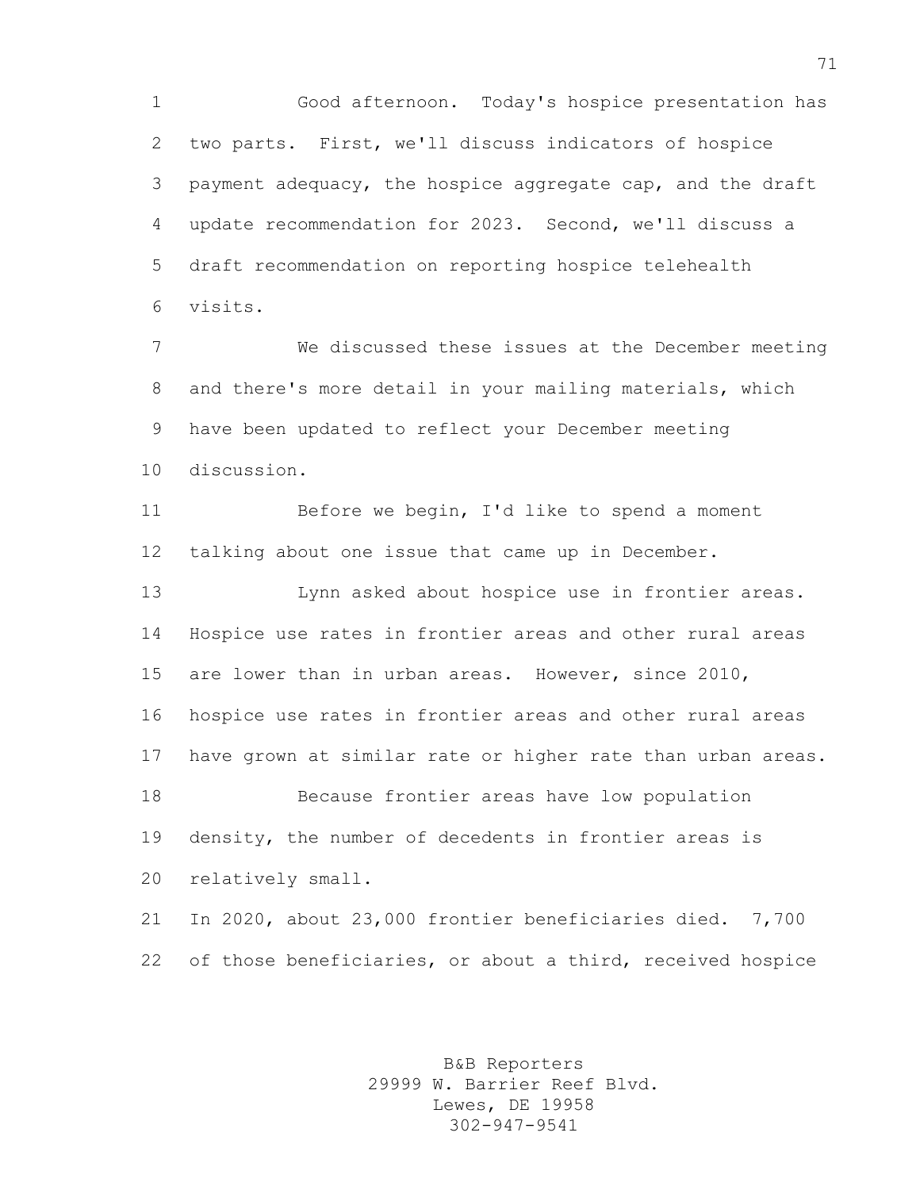Good afternoon. Today's hospice presentation has two parts. First, we'll discuss indicators of hospice payment adequacy, the hospice aggregate cap, and the draft update recommendation for 2023. Second, we'll discuss a draft recommendation on reporting hospice telehealth visits.

We discussed these issues at the December meeting and there's more detail in your mailing materials, which have been updated to reflect your December meeting discussion.

Before we begin, I'd like to spend a moment talking about one issue that came up in December.

Lynn asked about hospice use in frontier areas. Hospice use rates in frontier areas and other rural areas are lower than in urban areas. However, since 2010, hospice use rates in frontier areas and other rural areas have grown at similar rate or higher rate than urban areas.

Because frontier areas have low population density, the number of decedents in frontier areas is relatively small.

In 2020, about 23,000 frontier beneficiaries died. 7,700 of those beneficiaries, or about a third, received hospice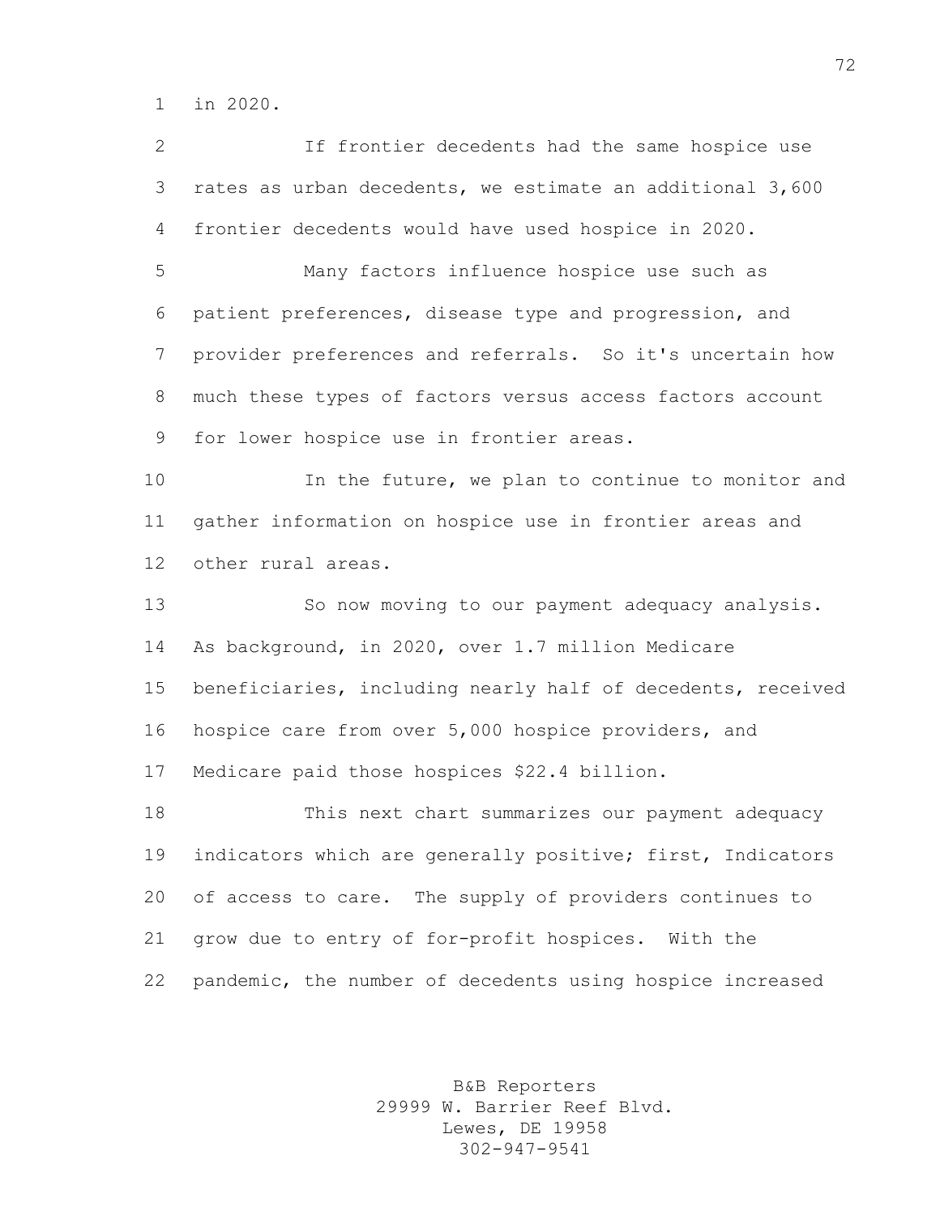in 2020.

If frontier decedents had the same hospice use rates as urban decedents, we estimate an additional 3,600 frontier decedents would have used hospice in 2020.

Many factors influence hospice use such as patient preferences, disease type and progression, and provider preferences and referrals. So it's uncertain how much these types of factors versus access factors account for lower hospice use in frontier areas.

In the future, we plan to continue to monitor and gather information on hospice use in frontier areas and other rural areas.

So now moving to our payment adequacy analysis. As background, in 2020, over 1.7 million Medicare beneficiaries, including nearly half of decedents, received hospice care from over 5,000 hospice providers, and Medicare paid those hospices $22.4 billion.

This next chart summarizes our payment adequacy indicators which are generally positive; first, Indicators of access to care. The supply of providers continues to grow due to entry of for-profit hospices. With the pandemic, the number of decedents using hospice increased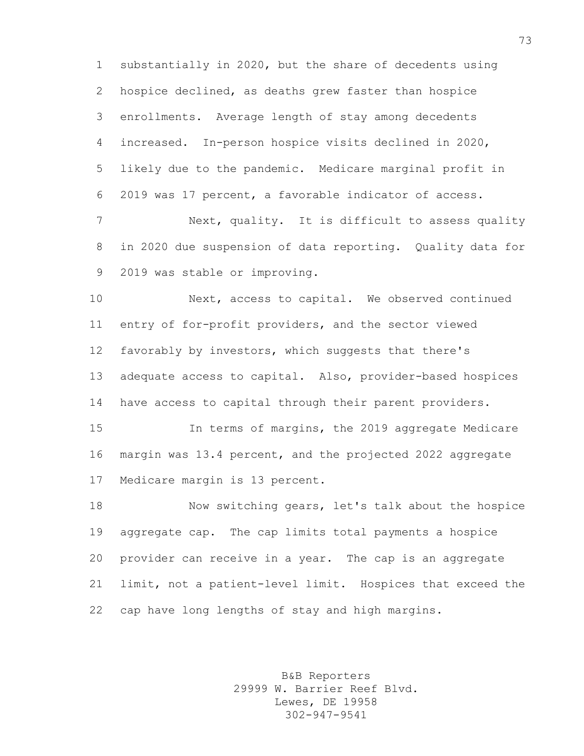substantially in 2020, but the share of decedents using hospice declined, as deaths grew faster than hospice enrollments. Average length of stay among decedents increased. In-person hospice visits declined in 2020, likely due to the pandemic. Medicare marginal profit in 2019 was 17 percent, a favorable indicator of access.

Next, quality. It is difficult to assess quality in 2020 due suspension of data reporting. Quality data for 2019 was stable or improving.

Next, access to capital. We observed continued entry of for-profit providers, and the sector viewed favorably by investors, which suggests that there's adequate access to capital. Also, provider-based hospices have access to capital through their parent providers.

In terms of margins, the 2019 aggregate Medicare margin was 13.4 percent, and the projected 2022 aggregate Medicare margin is 13 percent.

Now switching gears, let's talk about the hospice aggregate cap. The cap limits total payments a hospice provider can receive in a year. The cap is an aggregate limit, not a patient-level limit. Hospices that exceed the cap have long lengths of stay and high margins.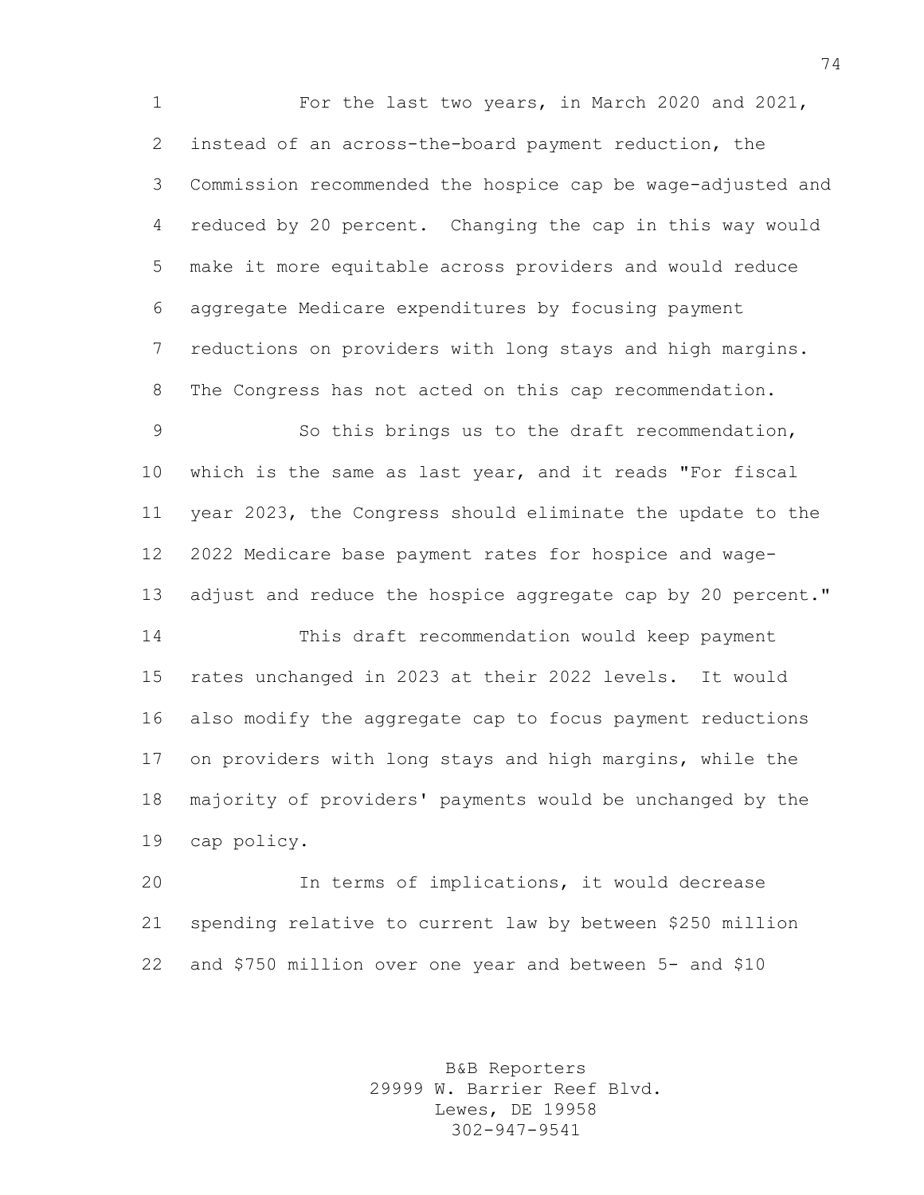For the last two years, in March 2020 and 2021, instead of an across-the-board payment reduction, the Commission recommended the hospice cap be wage-adjusted and reduced by 20 percent. Changing the cap in this way would make it more equitable across providers and would reduce aggregate Medicare expenditures by focusing payment reductions on providers with long stays and high margins. The Congress has not acted on this cap recommendation.

So this brings us to the draft recommendation, which is the same as last year, and it reads "For fiscal year 2023, the Congress should eliminate the update to the 2022 Medicare base payment rates for hospice and wage-adjust and reduce the hospice aggregate cap by 20 percent."

This draft recommendation would keep payment rates unchanged in 2023 at their 2022 levels. It would also modify the aggregate cap to focus payment reductions on providers with long stays and high margins, while the majority of providers' payments would be unchanged by the cap policy.

In terms of implications, it would decrease spending relative to current law by between $250 million and $750 million over one year and between 5- and $10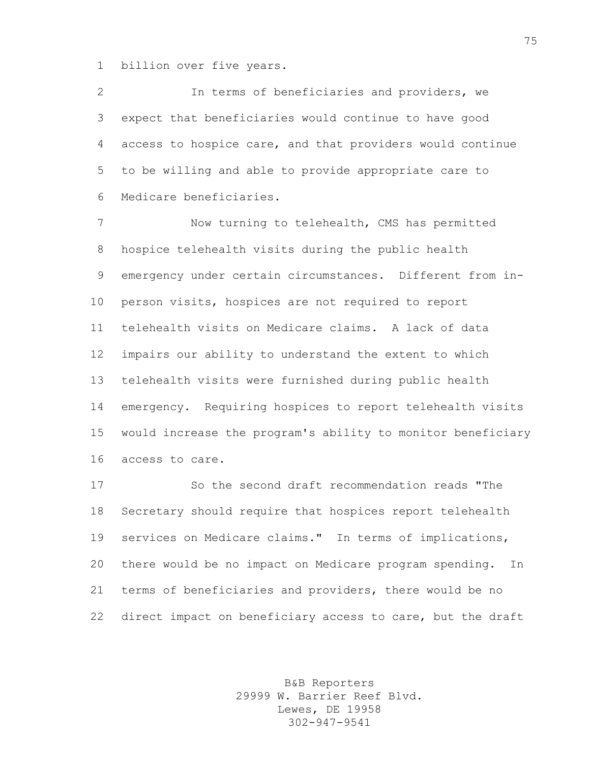billion over five years.

In terms of beneficiaries and providers, we expect that beneficiaries would continue to have good access to hospice care, and that providers would continue to be willing and able to provide appropriate care to Medicare beneficiaries.

Now turning to telehealth, CMS has permitted hospice telehealth visits during the public health emergency under certain circumstances. Different from in-person visits, hospices are not required to report telehealth visits on Medicare claims. A lack of data impairs our ability to understand the extent to which telehealth visits were furnished during public health emergency. Requiring hospices to report telehealth visits would increase the program's ability to monitor beneficiary access to care.

So the second draft recommendation reads "The Secretary should require that hospices report telehealth services on Medicare claims." In terms of implications, there would be no impact on Medicare program spending. In terms of beneficiaries and providers, there would be no direct impact on beneficiary access to care, but the draft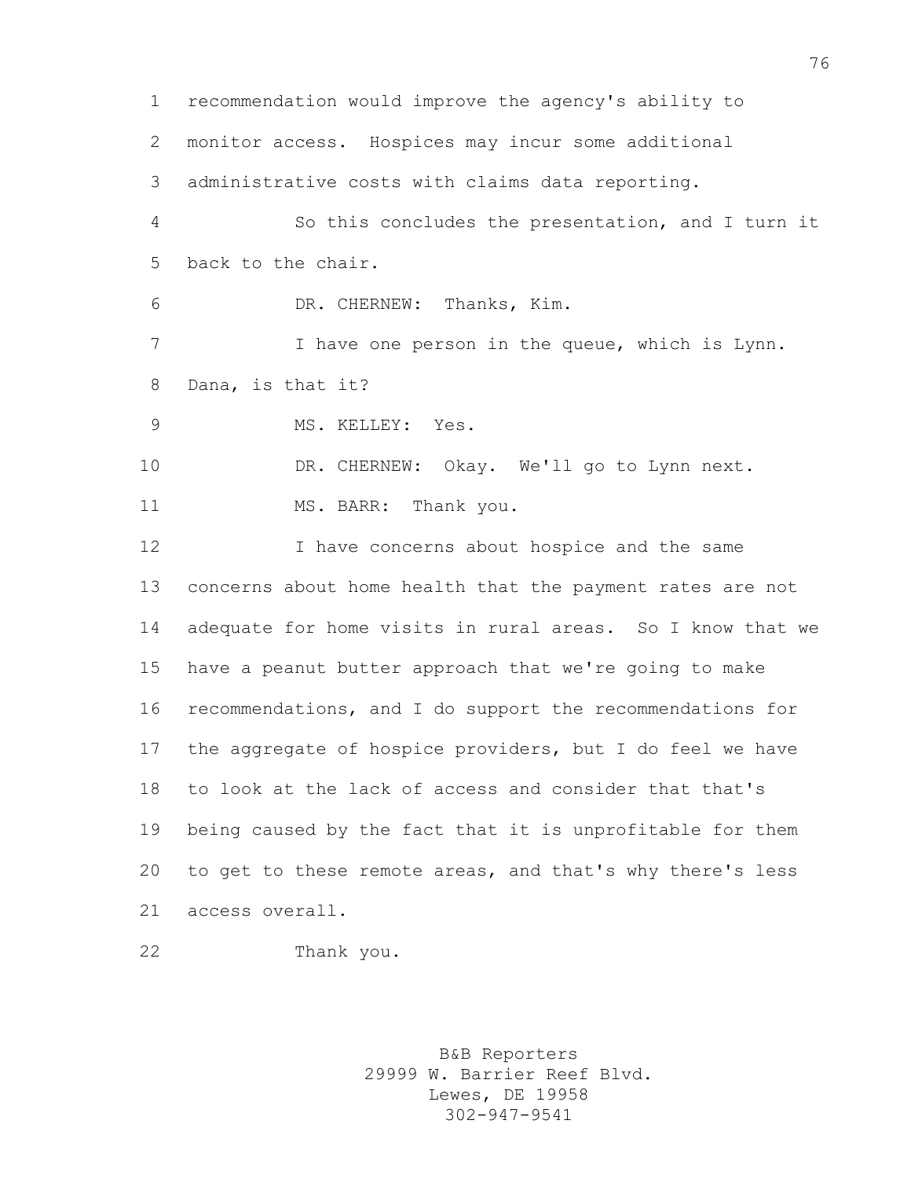recommendation would improve the agency's ability to monitor access. Hospices may incur some additional administrative costs with claims data reporting.

So this concludes the presentation, and I turn it back to the chair.

DR. CHERNEW: Thanks, Kim.

I have one person in the queue, which is Lynn. Dana, is that it?

MS. KELLEY: Yes.

DR. CHERNEW: Okay. We'll go to Lynn next.

MS. BARR: Thank you.

I have concerns about hospice and the same concerns about home health that the payment rates are not adequate for home visits in rural areas. So I know that we have a peanut butter approach that we're going to make recommendations, and I do support the recommendations for the aggregate of hospice providers, but I do feel we have to look at the lack of access and consider that that's being caused by the fact that it is unprofitable for them to get to these remote areas, and that's why there's less access overall.

Thank you.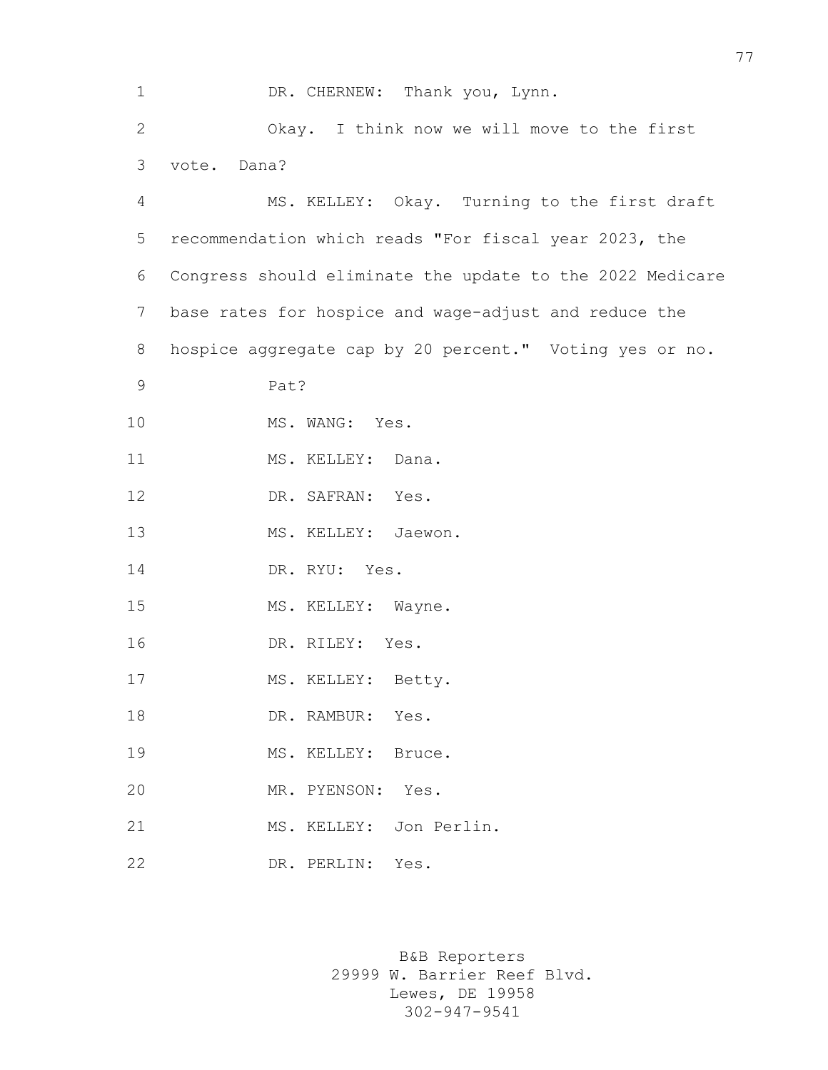DR. CHERNEW: Thank you, Lynn.

Okay. I think now we will move to the first vote. Dana?

MS. KELLEY: Okay. Turning to the first draft recommendation which reads "For fiscal year 2023, the Congress should eliminate the update to the 2022 Medicare base rates for hospice and wage-adjust and reduce the hospice aggregate cap by 20 percent." Voting yes or no.

Pat?

MS. WANG: Yes.

MS. KELLEY: Dana.

DR. SAFRAN: Yes.

MS. KELLEY: Jaewon.

DR. RYU: Yes.

MS. KELLEY: Wayne.

DR. RILEY: Yes.

MS. KELLEY: Betty.

DR. RAMBUR: Yes.

MS. KELLEY: Bruce.

MR. PYENSON: Yes.

MS. KELLEY: Jon Perlin.

DR. PERLIN: Yes.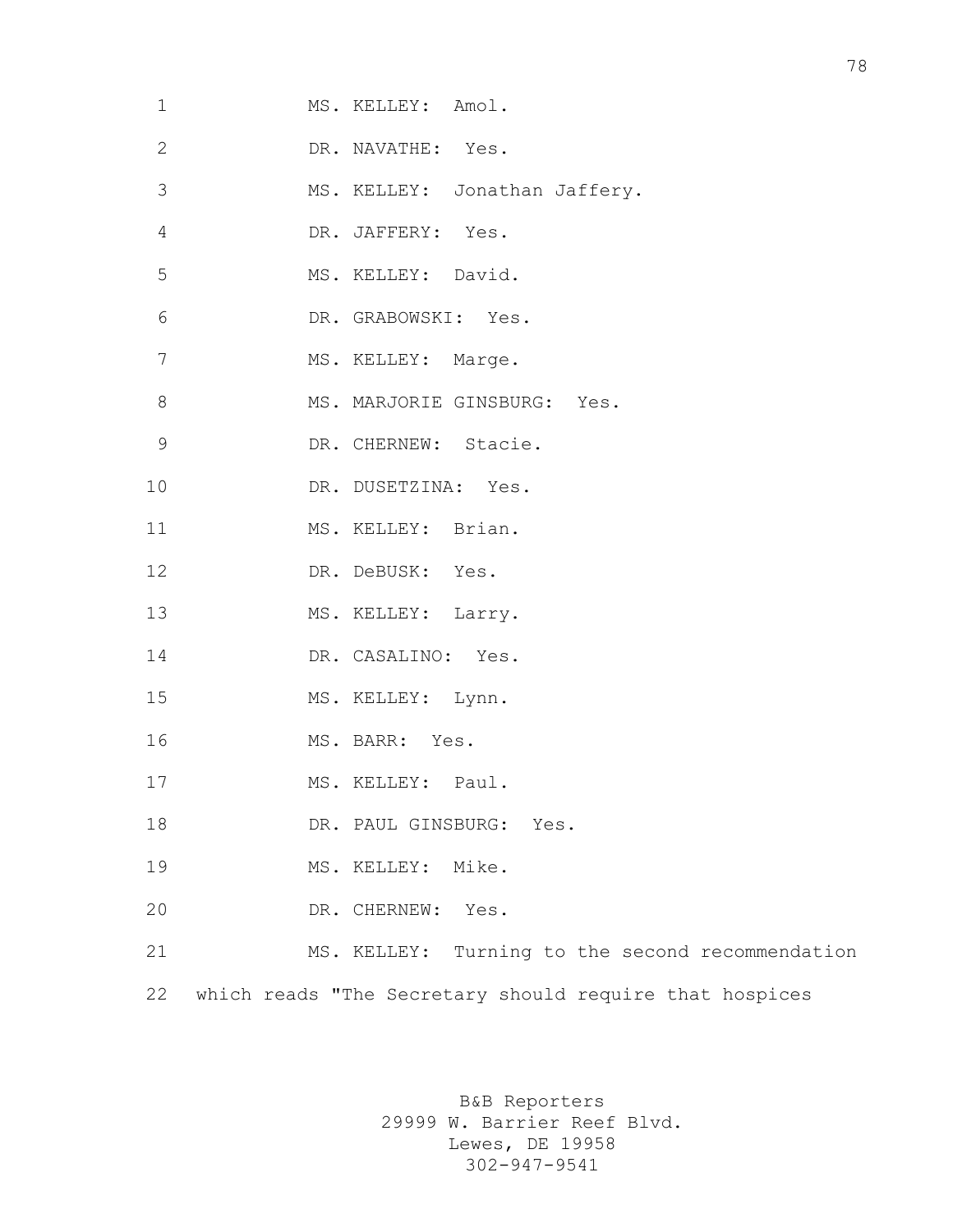MS. KELLEY: Amol.

DR. NAVATHE: Yes.

MS. KELLEY: Jonathan Jaffery.

DR. JAFFERY: Yes.

MS. KELLEY: David.

DR. GRABOWSKI: Yes.

MS. KELLEY: Marge.

MS. MARJORIE GINSBURG: Yes.

DR. CHERNEW: Stacie.

DR. DUSETZINA: Yes.

MS. KELLEY: Brian.

DR. DeBUSK: Yes.

MS. KELLEY: Larry.

DR. CASALINO: Yes.

MS. KELLEY: Lynn.

MS. BARR: Yes.

MS. KELLEY: Paul.

DR. PAUL GINSBURG: Yes.

MS. KELLEY: Mike.

DR. CHERNEW: Yes.

MS. KELLEY: Turning to the second recommendation which reads "The Secretary should require that hospices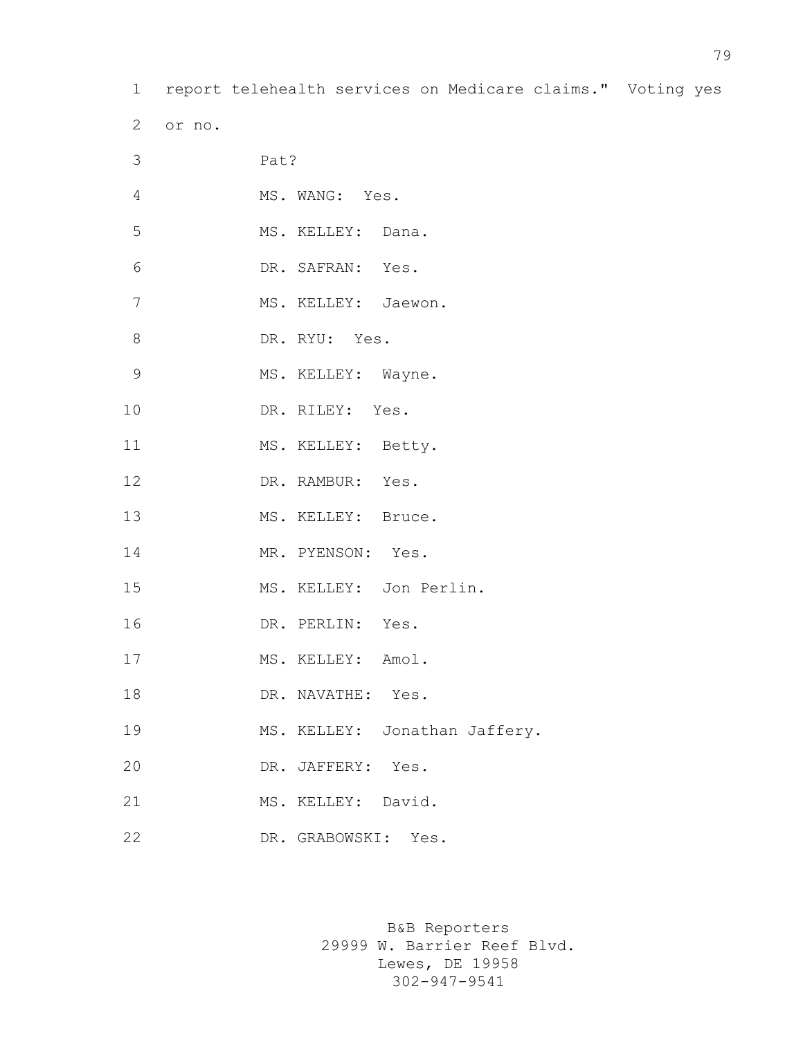report telehealth services on Medicare claims." Voting yes or no.

Pat?

MS. WANG: Yes.

MS. KELLEY: Dana.

DR. SAFRAN: Yes.

MS. KELLEY: Jaewon.

DR. RYU: Yes.

MS. KELLEY: Wayne.

DR. RILEY: Yes.

MS. KELLEY: Betty.

DR. RAMBUR: Yes.

MS. KELLEY: Bruce.

MR. PYENSON: Yes.

MS. KELLEY: Jon Perlin.

DR. PERLIN: Yes.

MS. KELLEY: Amol.

DR. NAVATHE: Yes.

MS. KELLEY: Jonathan Jaffery.

DR. JAFFERY: Yes.

MS. KELLEY: David.

DR. GRABOWSKI: Yes.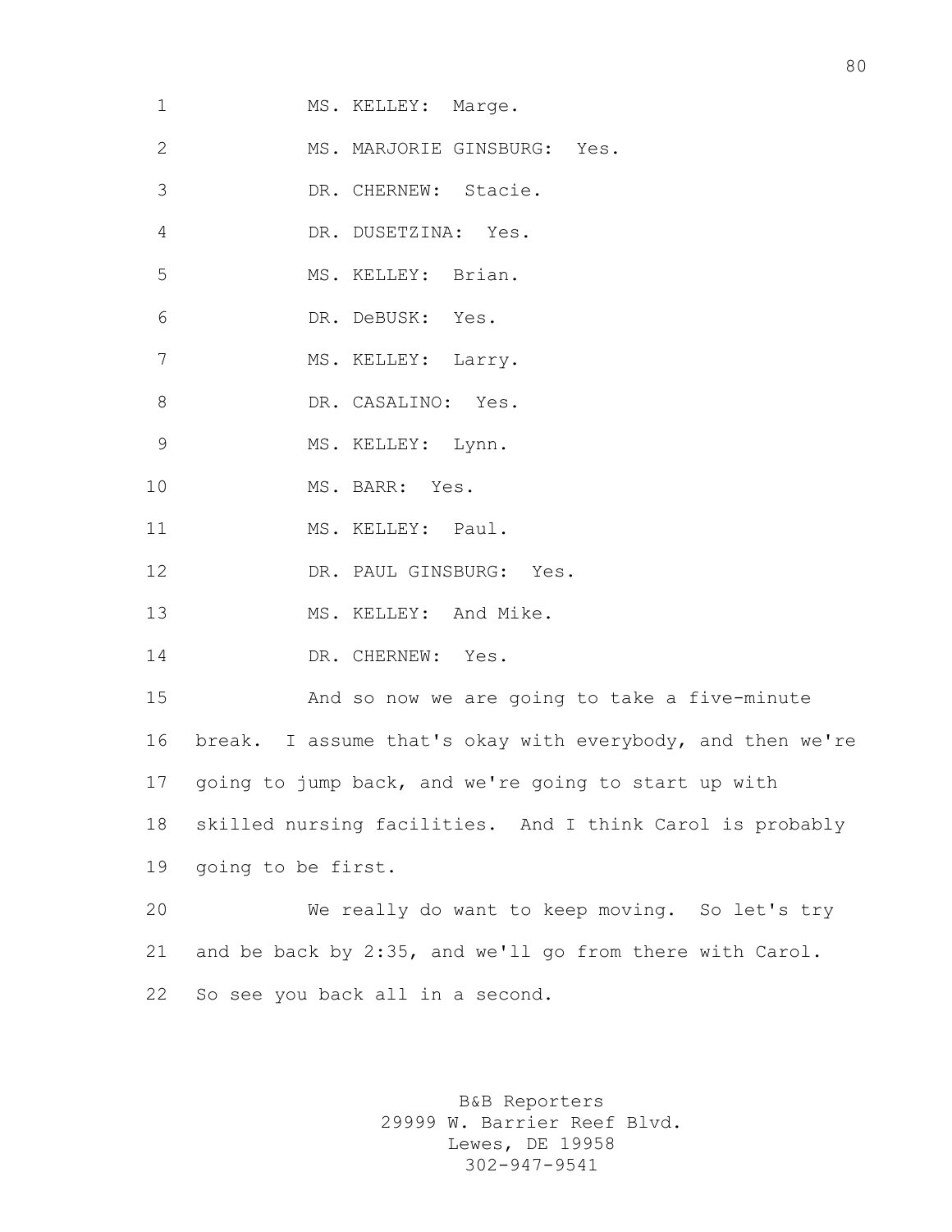MS. KELLEY: Marge.

MS. MARJORIE GINSBURG: Yes.

DR. CHERNEW: Stacie.

DR. DUSETZINA: Yes.

MS. KELLEY: Brian.

DR. DeBUSK: Yes.

MS. KELLEY: Larry.

DR. CASALINO: Yes.

MS. KELLEY: Lynn.

MS. BARR: Yes.

MS. KELLEY: Paul.

DR. PAUL GINSBURG: Yes.

MS. KELLEY: And Mike.

DR. CHERNEW: Yes.

And so now we are going to take a five-minute break. I assume that's okay with everybody, and then we're going to jump back, and we're going to start up with skilled nursing facilities. And I think Carol is probably going to be first.

We really do want to keep moving. So let's try and be back by 2:35, and we'll go from there with Carol. So see you back all in a second.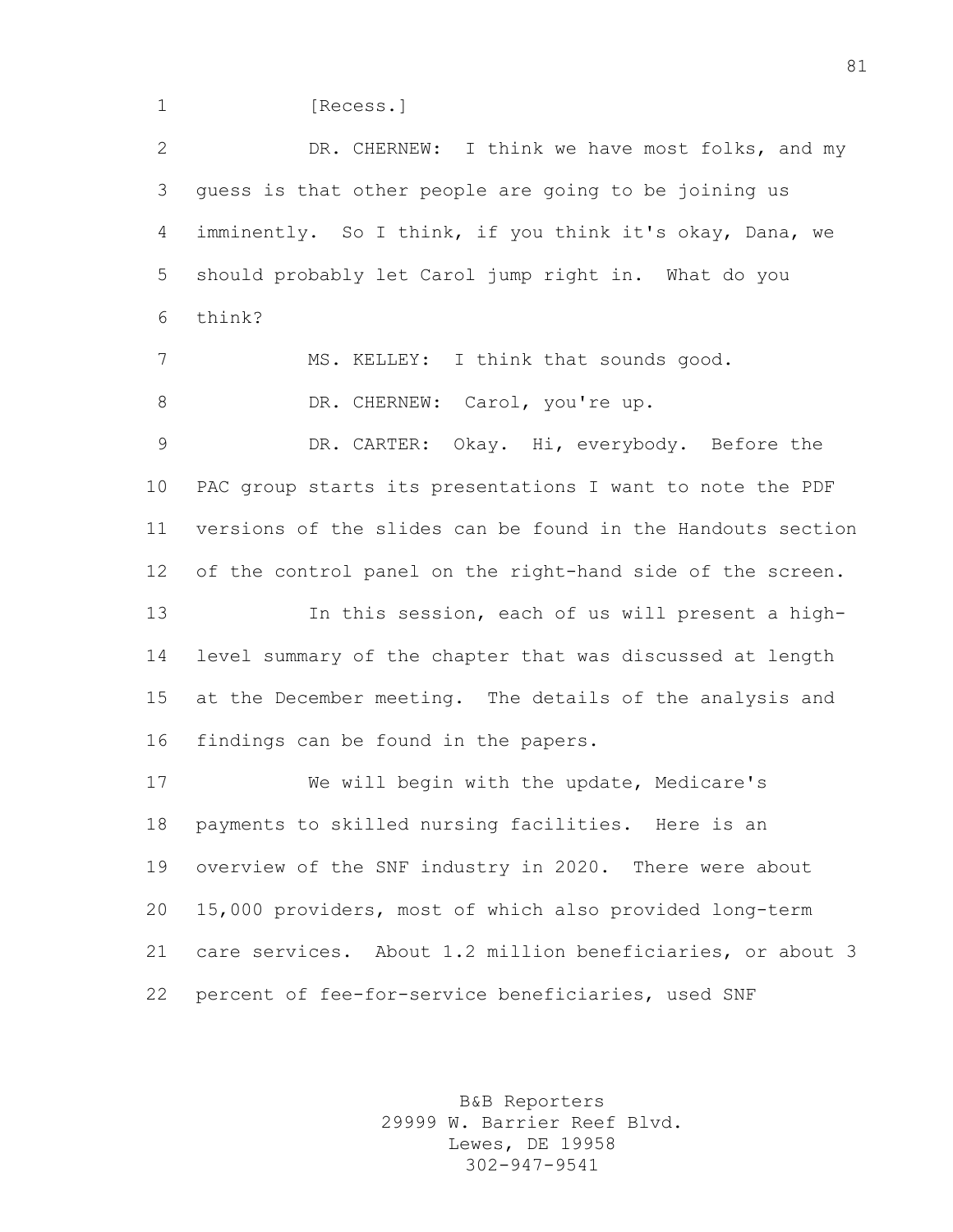[Recess.]

DR. CHERNEW: I think we have most folks, and my guess is that other people are going to be joining us imminently. So I think, if you think it's okay, Dana, we should probably let Carol jump right in. What do you think?

MS. KELLEY: I think that sounds good.

DR. CHERNEW: Carol, you're up.

DR. CARTER: Okay. Hi, everybody. Before the PAC group starts its presentations I want to note the PDF versions of the slides can be found in the Handouts section of the control panel on the right-hand side of the screen.

In this session, each of us will present a high-level summary of the chapter that was discussed at length at the December meeting. The details of the analysis and findings can be found in the papers.

We will begin with the update, Medicare's payments to skilled nursing facilities. Here is an overview of the SNF industry in 2020. There were about 15,000 providers, most of which also provided long-term care services. About 1.2 million beneficiaries, or about 3 percent of fee-for-service beneficiaries, used SNF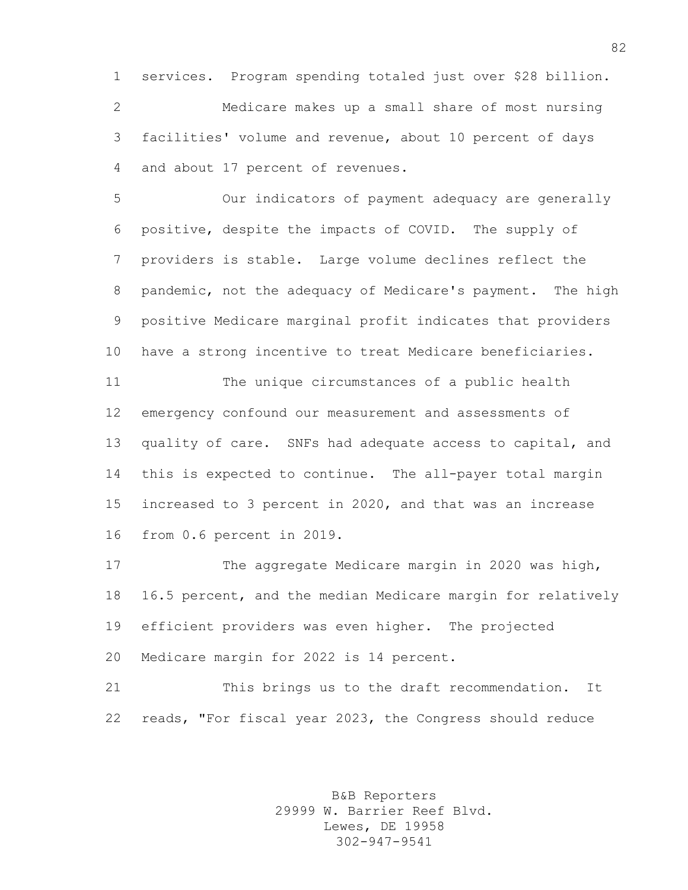services. Program spending totaled just over $28 billion.

Medicare makes up a small share of most nursing facilities' volume and revenue, about 10 percent of days and about 17 percent of revenues.

Our indicators of payment adequacy are generally positive, despite the impacts of COVID. The supply of providers is stable. Large volume declines reflect the pandemic, not the adequacy of Medicare's payment. The high positive Medicare marginal profit indicates that providers have a strong incentive to treat Medicare beneficiaries.

The unique circumstances of a public health emergency confound our measurement and assessments of quality of care. SNFs had adequate access to capital, and this is expected to continue. The all-payer total margin increased to 3 percent in 2020, and that was an increase from 0.6 percent in 2019.

The aggregate Medicare margin in 2020 was high, 16.5 percent, and the median Medicare margin for relatively efficient providers was even higher. The projected Medicare margin for 2022 is 14 percent.

This brings us to the draft recommendation. It reads, "For fiscal year 2023, the Congress should reduce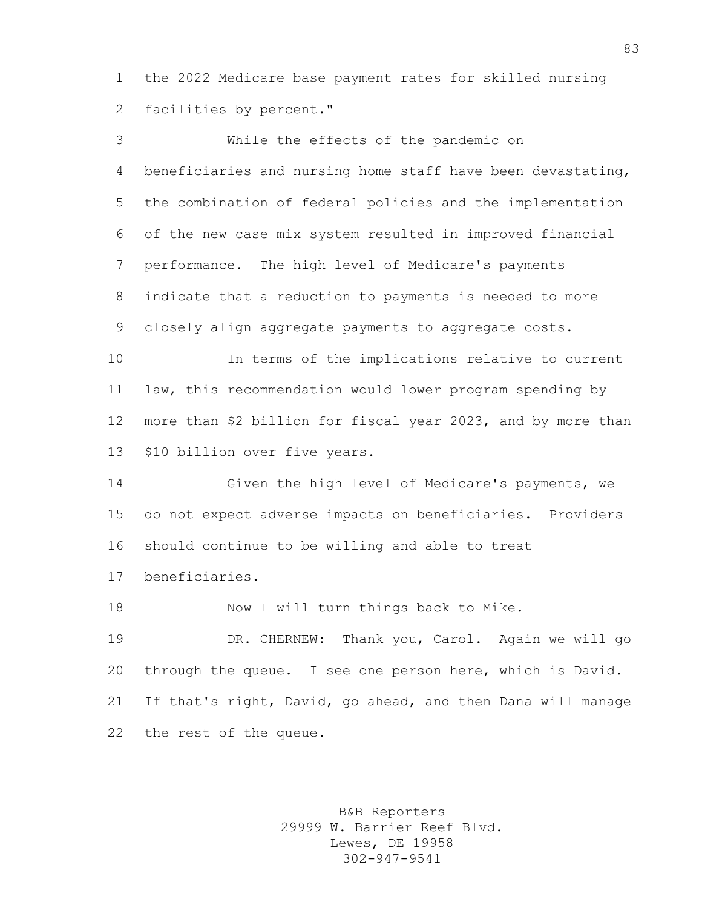the 2022 Medicare base payment rates for skilled nursing facilities by percent."

While the effects of the pandemic on beneficiaries and nursing home staff have been devastating, the combination of federal policies and the implementation of the new case mix system resulted in improved financial performance. The high level of Medicare's payments indicate that a reduction to payments is needed to more closely align aggregate payments to aggregate costs.

In terms of the implications relative to current law, this recommendation would lower program spending by more than $2 billion for fiscal year 2023, and by more than $10 billion over five years.

Given the high level of Medicare's payments, we do not expect adverse impacts on beneficiaries. Providers should continue to be willing and able to treat beneficiaries.

Now I will turn things back to Mike.

DR. CHERNEW: Thank you, Carol. Again we will go through the queue. I see one person here, which is David. If that's right, David, go ahead, and then Dana will manage the rest of the queue.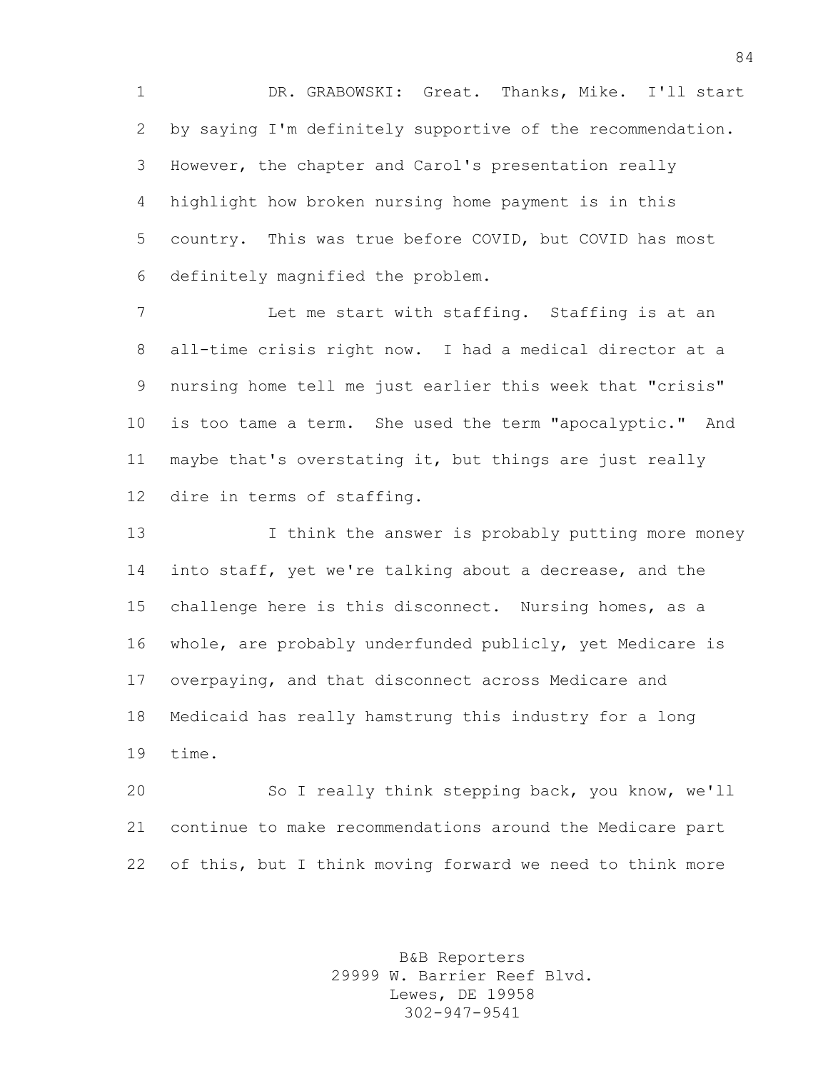DR. GRABOWSKI: Great. Thanks, Mike. I'll start by saying I'm definitely supportive of the recommendation. However, the chapter and Carol's presentation really highlight how broken nursing home payment is in this country. This was true before COVID, but COVID has most definitely magnified the problem.

Let me start with staffing. Staffing is at an all-time crisis right now. I had a medical director at a nursing home tell me just earlier this week that "crisis" is too tame a term. She used the term "apocalyptic." And maybe that's overstating it, but things are just really dire in terms of staffing.

I think the answer is probably putting more money into staff, yet we're talking about a decrease, and the challenge here is this disconnect. Nursing homes, as a whole, are probably underfunded publicly, yet Medicare is overpaying, and that disconnect across Medicare and Medicaid has really hamstrung this industry for a long time.

So I really think stepping back, you know, we'll continue to make recommendations around the Medicare part of this, but I think moving forward we need to think more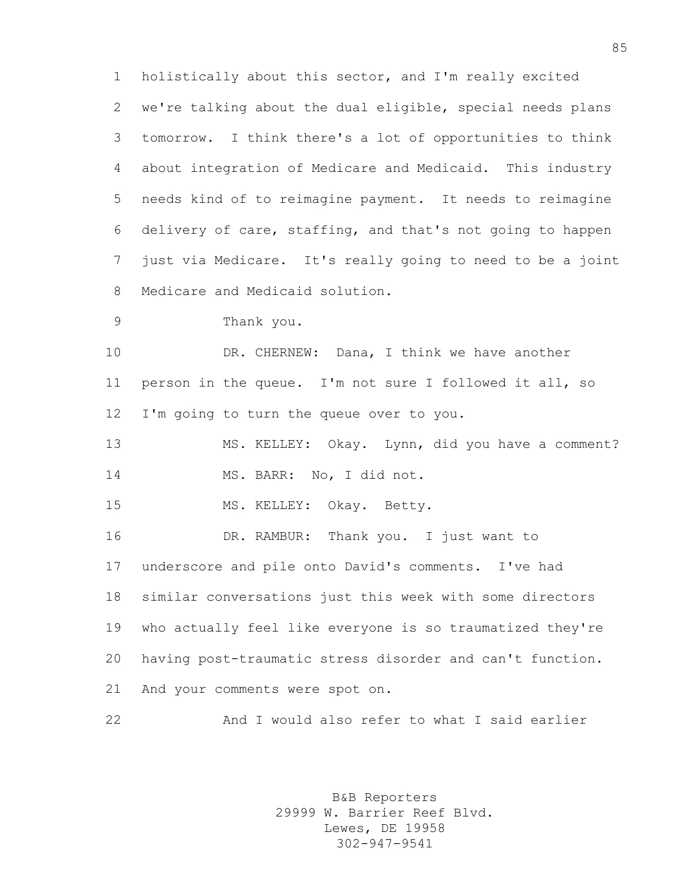holistically about this sector, and I'm really excited we're talking about the dual eligible, special needs plans tomorrow. I think there's a lot of opportunities to think about integration of Medicare and Medicaid. This industry needs kind of to reimagine payment. It needs to reimagine delivery of care, staffing, and that's not going to happen just via Medicare. It's really going to need to be a joint Medicare and Medicaid solution.

Thank you.

DR. CHERNEW: Dana, I think we have another person in the queue. I'm not sure I followed it all, so I'm going to turn the queue over to you.

MS. KELLEY: Okay. Lynn, did you have a comment?

MS. BARR: No, I did not.

MS. KELLEY: Okay. Betty.

DR. RAMBUR: Thank you. I just want to underscore and pile onto David's comments. I've had similar conversations just this week with some directors who actually feel like everyone is so traumatized they're having post-traumatic stress disorder and can't function. And your comments were spot on.

And I would also refer to what I said earlier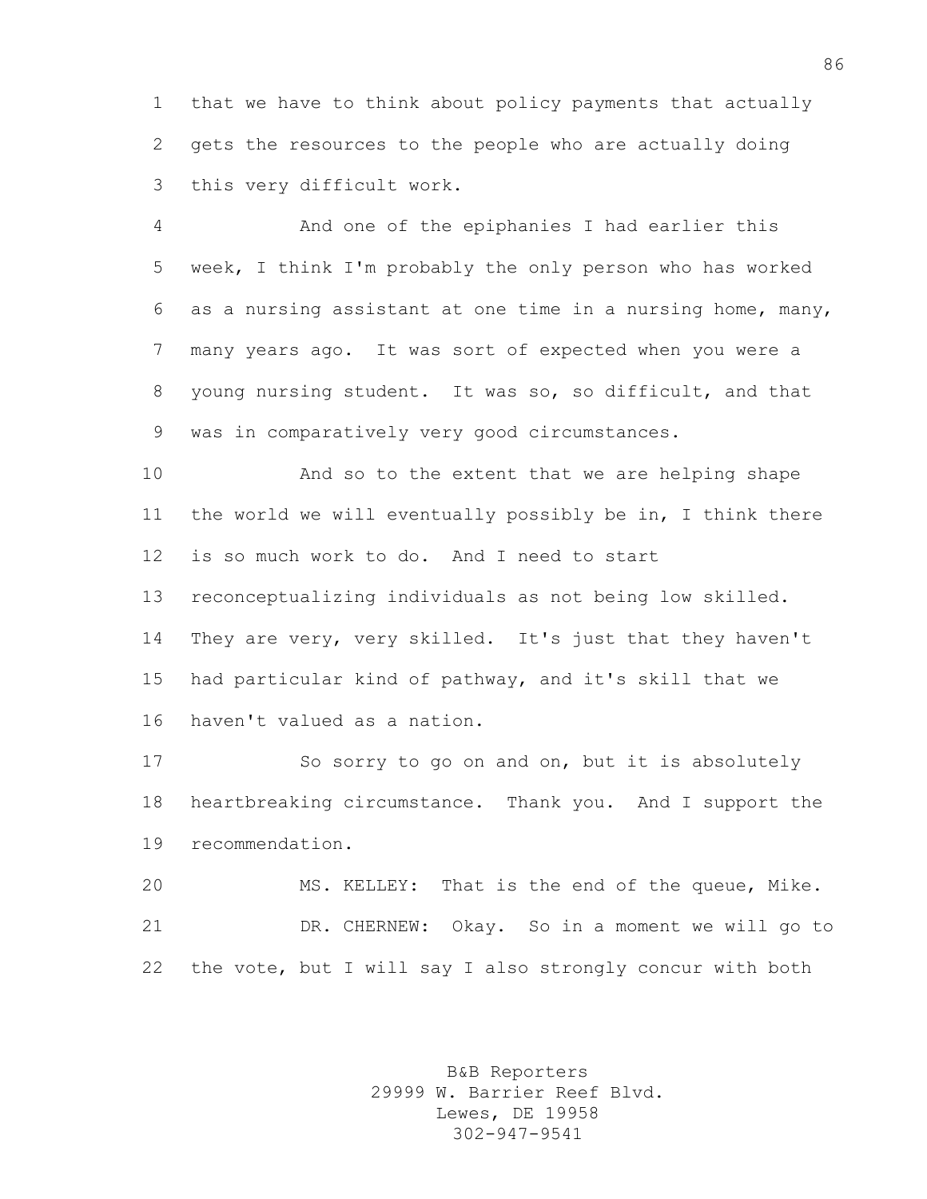that we have to think about policy payments that actually gets the resources to the people who are actually doing this very difficult work.

And one of the epiphanies I had earlier this week, I think I'm probably the only person who has worked as a nursing assistant at one time in a nursing home, many, many years ago. It was sort of expected when you were a young nursing student. It was so, so difficult, and that was in comparatively very good circumstances.

And so to the extent that we are helping shape the world we will eventually possibly be in, I think there is so much work to do. And I need to start reconceptualizing individuals as not being low skilled. They are very, very skilled. It's just that they haven't had particular kind of pathway, and it's skill that we haven't valued as a nation.

So sorry to go on and on, but it is absolutely heartbreaking circumstance. Thank you. And I support the recommendation.

MS. KELLEY: That is the end of the queue, Mike.

DR. CHERNEW: Okay. So in a moment we will go to the vote, but I will say I also strongly concur with both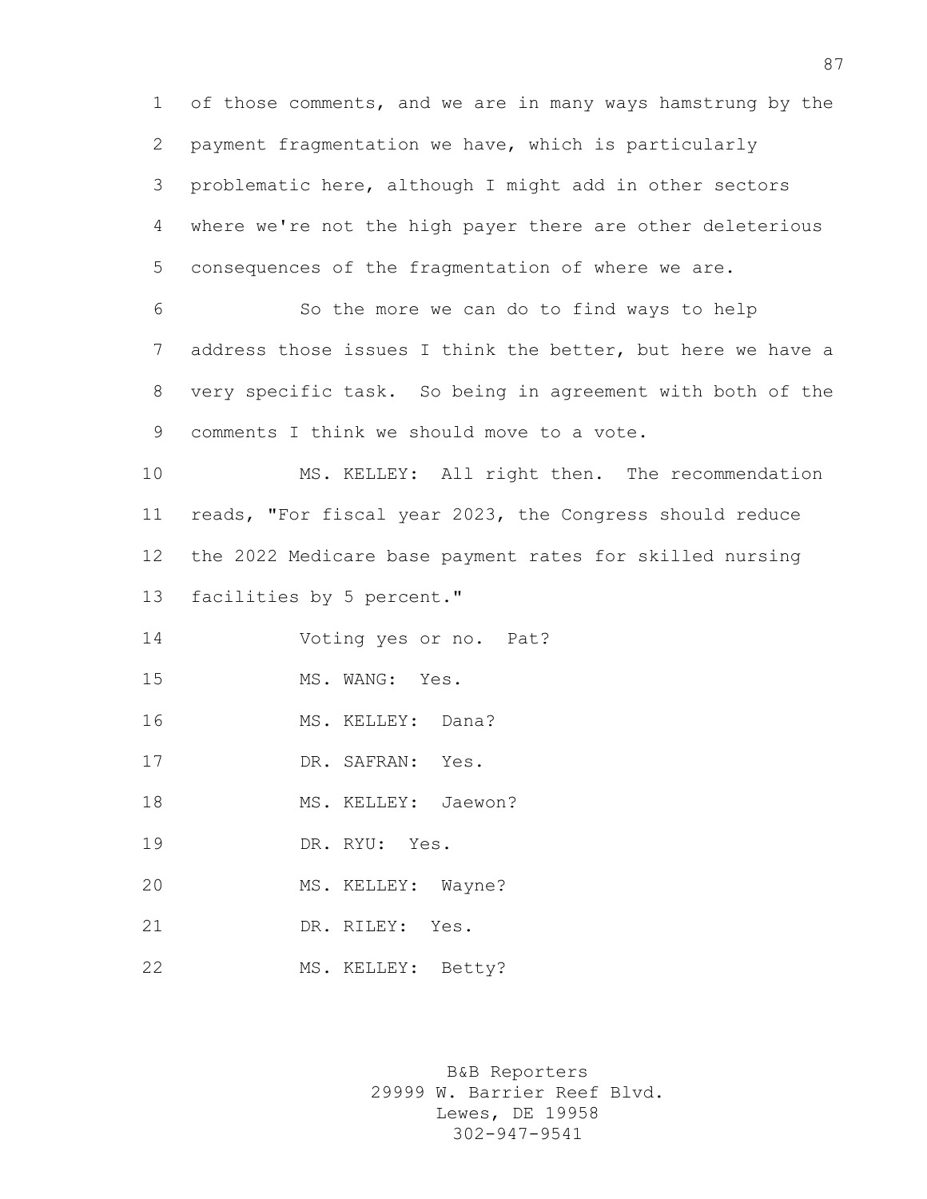of those comments, and we are in many ways hamstrung by the payment fragmentation we have, which is particularly problematic here, although I might add in other sectors where we're not the high payer there are other deleterious consequences of the fragmentation of where we are.

So the more we can do to find ways to help address those issues I think the better, but here we have a very specific task. So being in agreement with both of the comments I think we should move to a vote.

MS. KELLEY: All right then. The recommendation reads, "For fiscal year 2023, the Congress should reduce the 2022 Medicare base payment rates for skilled nursing facilities by 5 percent."

Voting yes or no. Pat?

MS. WANG: Yes.

MS. KELLEY: Dana?

DR. SAFRAN: Yes.

MS. KELLEY: Jaewon?

DR. RYU: Yes.

MS. KELLEY: Wayne?

DR. RILEY: Yes.

MS. KELLEY: Betty?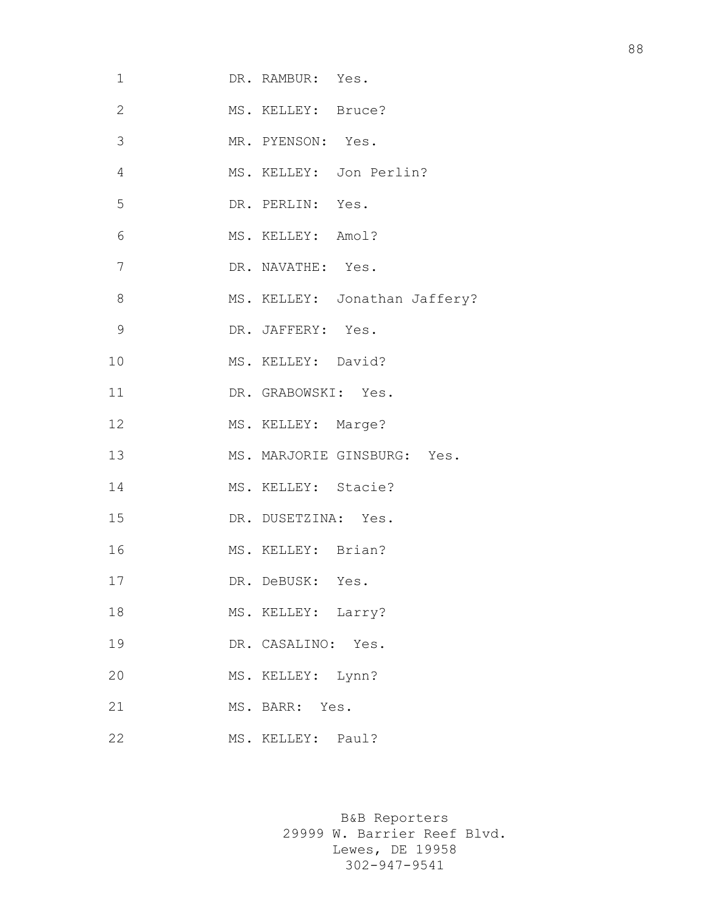1 DR. RAMBUR: Yes.

2 MS. KELLEY: Bruce?

3 MR. PYENSON: Yes.

4 MS. KELLEY: Jon Perlin?

5 DR. PERLIN: Yes.

6 MS. KELLEY: Amol?

7 DR. NAVATHE: Yes.

8 MS. KELLEY: Jonathan Jaffery?

9 DR. JAFFERY: Yes.

10 MS. KELLEY: David?

11 DR. GRABOWSKI: Yes.

12 MS. KELLEY: Marge?

13 MS. MARJORIE GINSBURG: Yes.

14 MS. KELLEY: Stacie?

15 DR. DUSETZINA: Yes.

16 MS. KELLEY: Brian?

17 DR. DeBUSK: Yes.

18 MS. KELLEY: Larry?

19 DR. CASALINO: Yes.

20 MS. KELLEY: Lynn?

21 MS. BARR: Yes.

22 MS. KELLEY: Paul?

B&B Reporters
29999 W. Barrier Reef Blvd.
Lewes, DE 19958
302-947-9541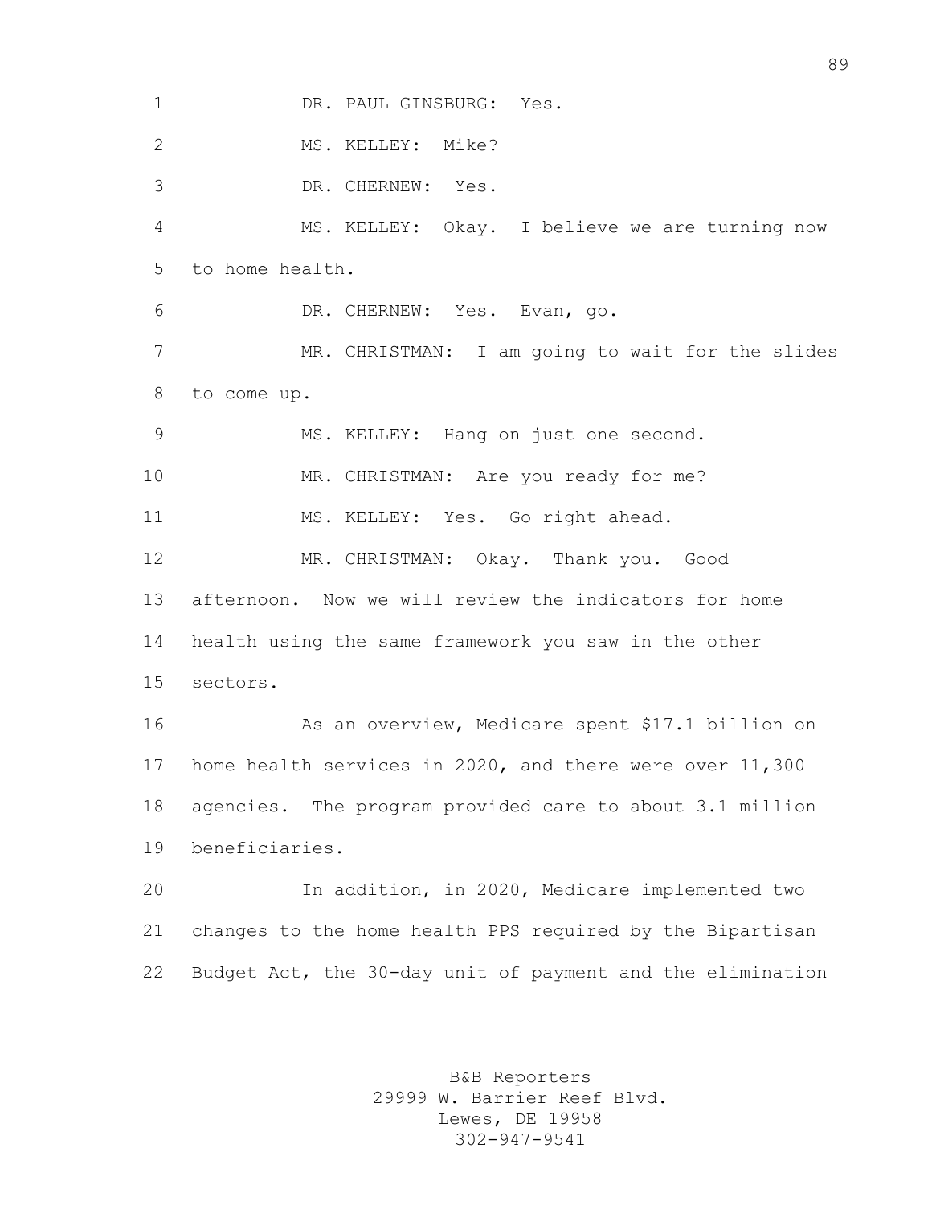DR. PAUL GINSBURG: Yes.

MS. KELLEY: Mike?

DR. CHERNEW: Yes.

MS. KELLEY: Okay. I believe we are turning now to home health.

DR. CHERNEW: Yes. Evan, go.

MR. CHRISTMAN: I am going to wait for the slides to come up.

MS. KELLEY: Hang on just one second.

MR. CHRISTMAN: Are you ready for me?

MS. KELLEY: Yes. Go right ahead.

MR. CHRISTMAN: Okay. Thank you. Good afternoon. Now we will review the indicators for home health using the same framework you saw in the other sectors.

As an overview, Medicare spent $17.1 billion on home health services in 2020, and there were over 11,300 agencies. The program provided care to about 3.1 million beneficiaries.

In addition, in 2020, Medicare implemented two changes to the home health PPS required by the Bipartisan Budget Act, the 30-day unit of payment and the elimination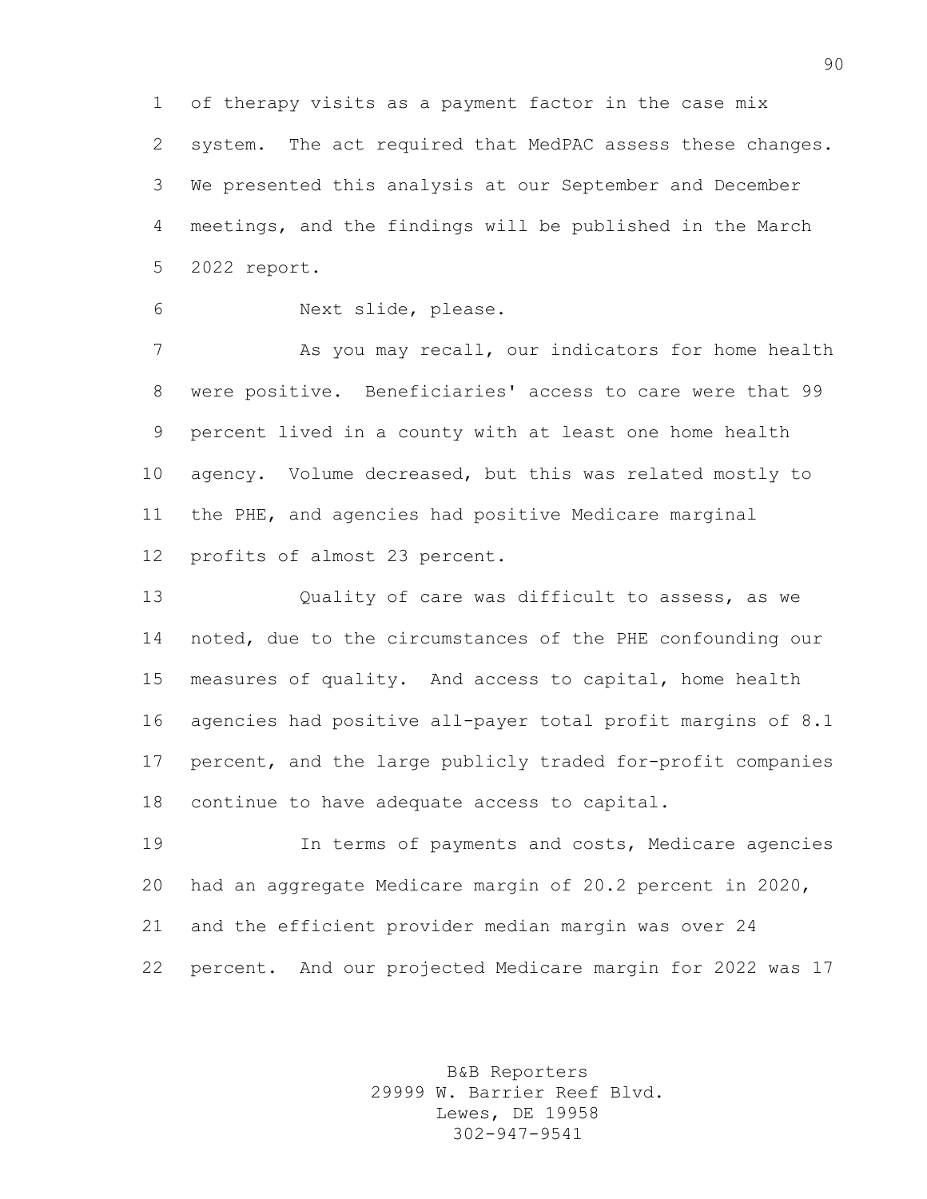of therapy visits as a payment factor in the case mix system. The act required that MedPAC assess these changes. We presented this analysis at our September and December meetings, and the findings will be published in the March 2022 report.

Next slide, please.

As you may recall, our indicators for home health were positive. Beneficiaries' access to care were that 99 percent lived in a county with at least one home health agency. Volume decreased, but this was related mostly to the PHE, and agencies had positive Medicare marginal profits of almost 23 percent.

Quality of care was difficult to assess, as we noted, due to the circumstances of the PHE confounding our measures of quality. And access to capital, home health agencies had positive all-payer total profit margins of 8.1 percent, and the large publicly traded for-profit companies continue to have adequate access to capital.

In terms of payments and costs, Medicare agencies had an aggregate Medicare margin of 20.2 percent in 2020, and the efficient provider median margin was over 24 percent. And our projected Medicare margin for 2022 was 17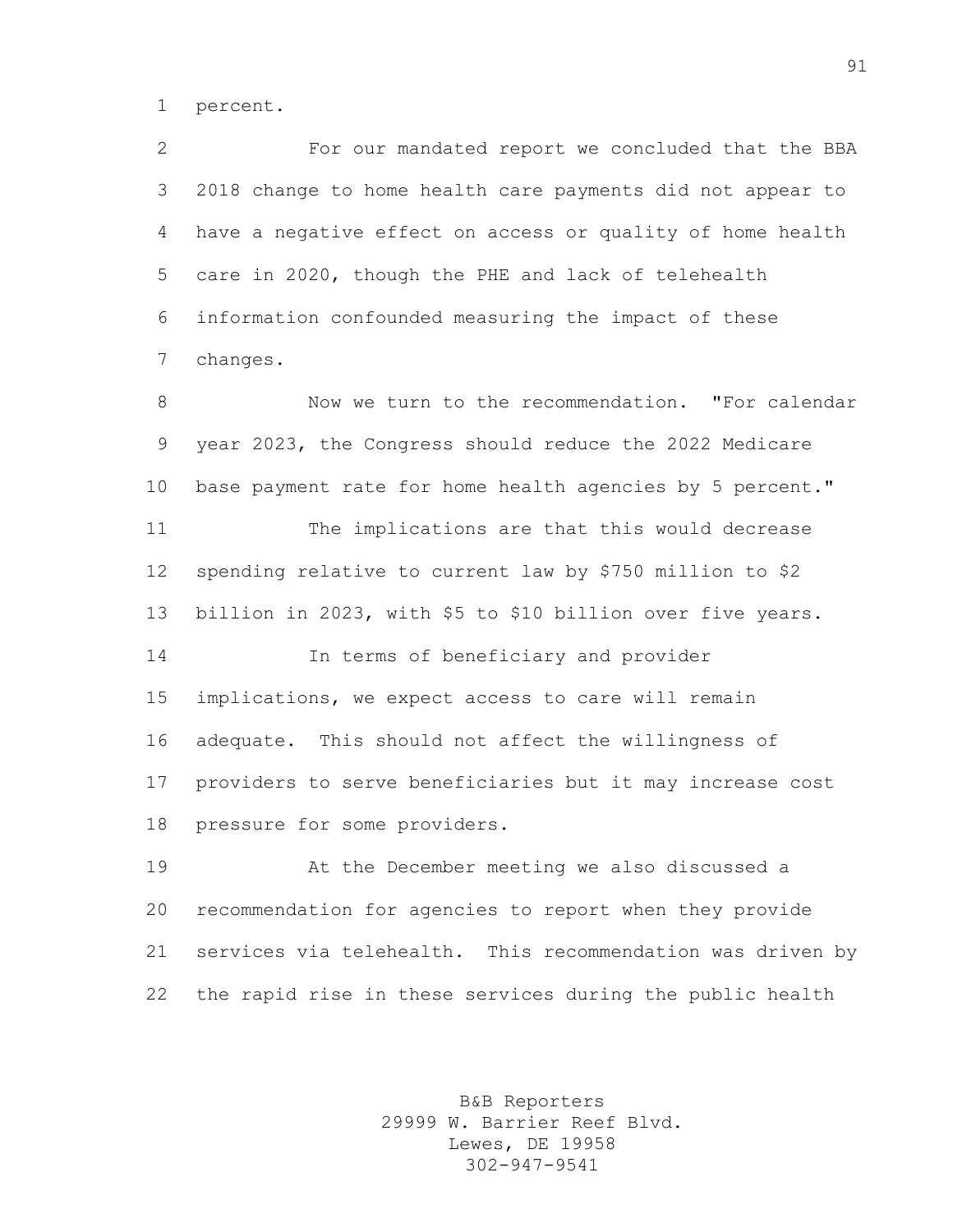percent.

For our mandated report we concluded that the BBA 2018 change to home health care payments did not appear to have a negative effect on access or quality of home health care in 2020, though the PHE and lack of telehealth information confounded measuring the impact of these changes.

Now we turn to the recommendation. "For calendar year 2023, the Congress should reduce the 2022 Medicare base payment rate for home health agencies by 5 percent."

The implications are that this would decrease spending relative to current law by $750 million to $2 billion in 2023, with $5 to $10 billion over five years.

In terms of beneficiary and provider implications, we expect access to care will remain adequate. This should not affect the willingness of providers to serve beneficiaries but it may increase cost pressure for some providers.

At the December meeting we also discussed a recommendation for agencies to report when they provide services via telehealth. This recommendation was driven by the rapid rise in these services during the public health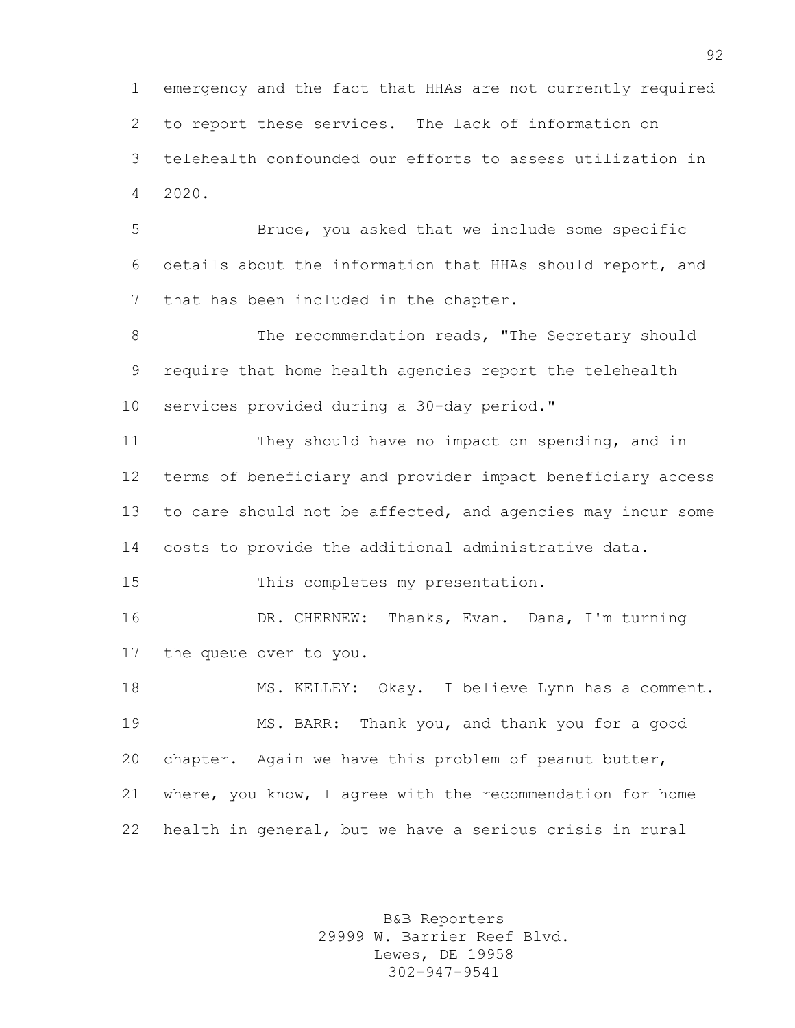emergency and the fact that HHAs are not currently required to report these services. The lack of information on telehealth confounded our efforts to assess utilization in 2020.

Bruce, you asked that we include some specific details about the information that HHAs should report, and that has been included in the chapter.

The recommendation reads, "The Secretary should require that home health agencies report the telehealth services provided during a 30-day period."

They should have no impact on spending, and in terms of beneficiary and provider impact beneficiary access to care should not be affected, and agencies may incur some costs to provide the additional administrative data.

This completes my presentation.

DR. CHERNEW: Thanks, Evan. Dana, I'm turning the queue over to you.

MS. KELLEY: Okay. I believe Lynn has a comment.

MS. BARR: Thank you, and thank you for a good chapter. Again we have this problem of peanut butter, where, you know, I agree with the recommendation for home health in general, but we have a serious crisis in rural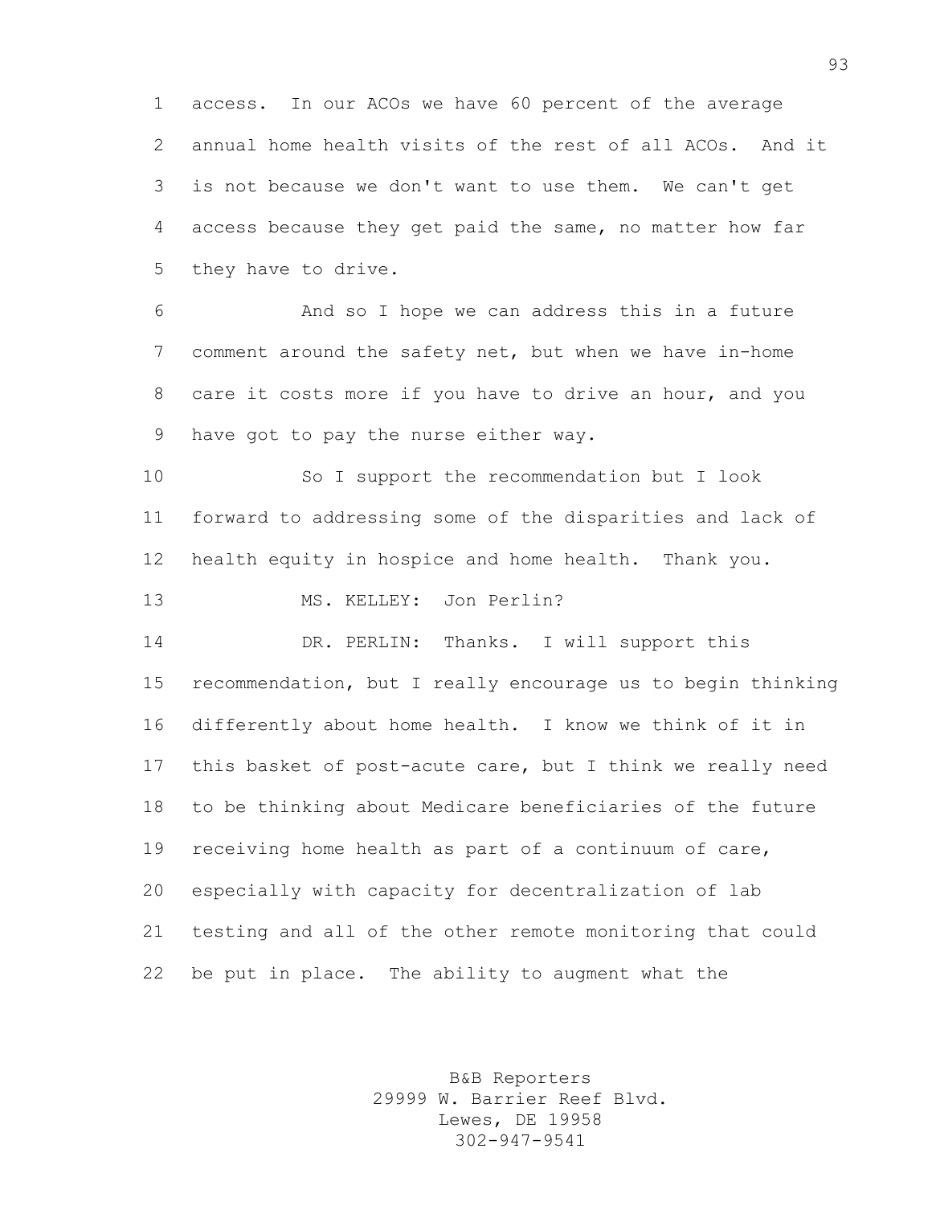access. In our ACOs we have 60 percent of the average annual home health visits of the rest of all ACOs. And it is not because we don't want to use them. We can't get access because they get paid the same, no matter how far they have to drive.

And so I hope we can address this in a future comment around the safety net, but when we have in-home care it costs more if you have to drive an hour, and you have got to pay the nurse either way.

So I support the recommendation but I look forward to addressing some of the disparities and lack of health equity in hospice and home health. Thank you.

MS. KELLEY: Jon Perlin?

DR. PERLIN: Thanks. I will support this recommendation, but I really encourage us to begin thinking differently about home health. I know we think of it in this basket of post-acute care, but I think we really need to be thinking about Medicare beneficiaries of the future receiving home health as part of a continuum of care, especially with capacity for decentralization of lab testing and all of the other remote monitoring that could be put in place. The ability to augment what the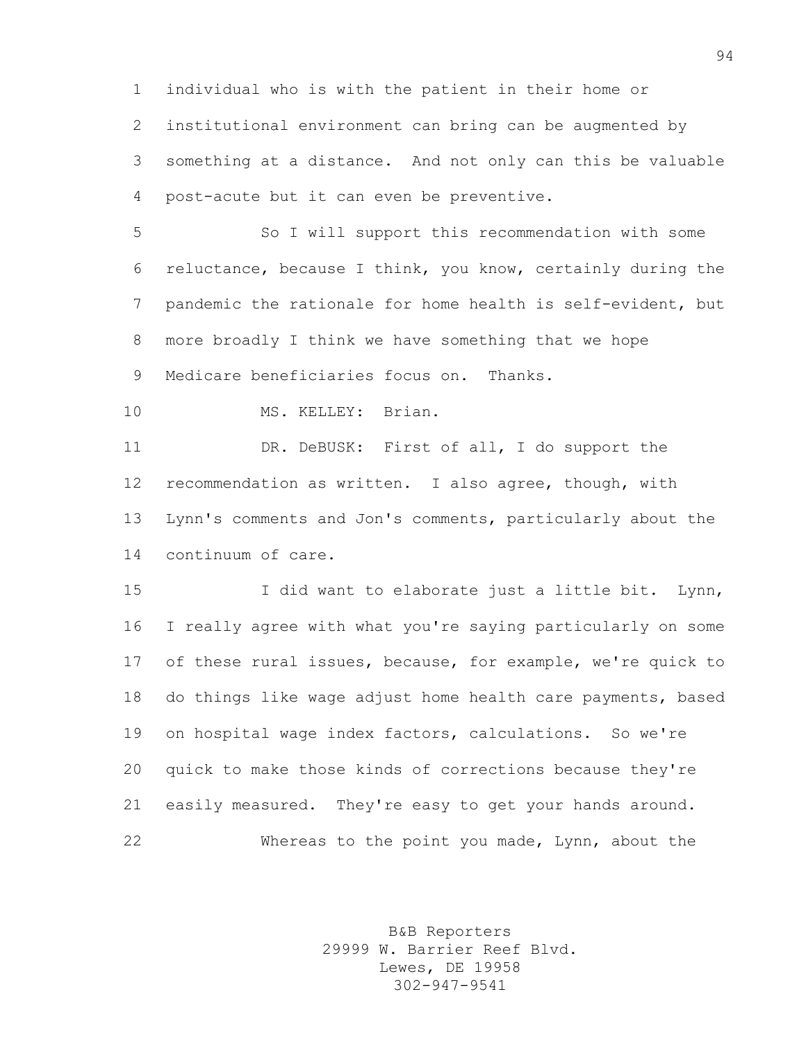individual who is with the patient in their home or institutional environment can bring can be augmented by something at a distance. And not only can this be valuable post-acute but it can even be preventive.

So I will support this recommendation with some reluctance, because I think, you know, certainly during the pandemic the rationale for home health is self-evident, but more broadly I think we have something that we hope Medicare beneficiaries focus on. Thanks.

MS. KELLEY: Brian.

DR. DeBUSK: First of all, I do support the recommendation as written. I also agree, though, with Lynn's comments and Jon's comments, particularly about the continuum of care.

I did want to elaborate just a little bit. Lynn, I really agree with what you're saying particularly on some of these rural issues, because, for example, we're quick to do things like wage adjust home health care payments, based on hospital wage index factors, calculations. So we're quick to make those kinds of corrections because they're easily measured. They're easy to get your hands around.

Whereas to the point you made, Lynn, about the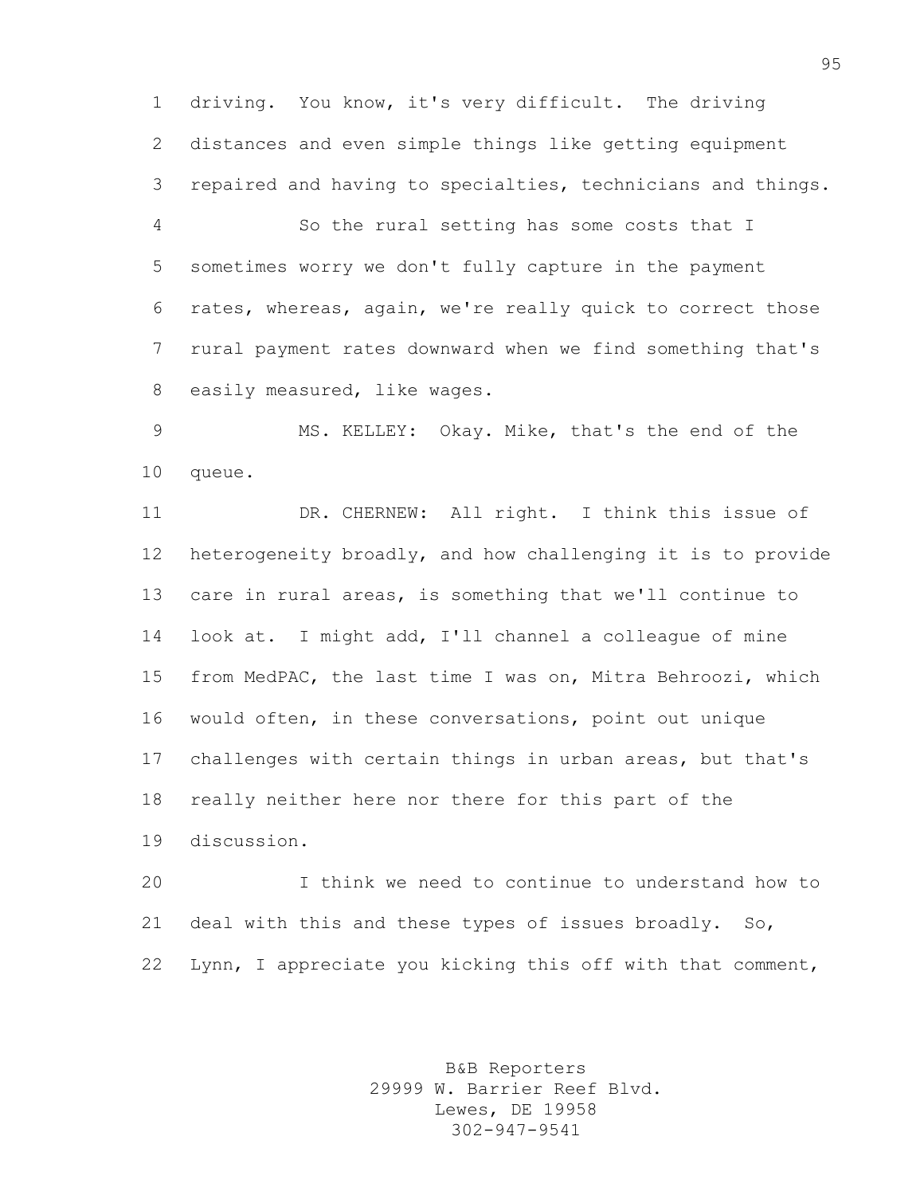driving. You know, it's very difficult. The driving distances and even simple things like getting equipment repaired and having to specialties, technicians and things.

So the rural setting has some costs that I sometimes worry we don't fully capture in the payment rates, whereas, again, we're really quick to correct those rural payment rates downward when we find something that's easily measured, like wages.

MS. KELLEY: Okay. Mike, that's the end of the queue.

DR. CHERNEW: All right. I think this issue of heterogeneity broadly, and how challenging it is to provide care in rural areas, is something that we'll continue to look at. I might add, I'll channel a colleague of mine from MedPAC, the last time I was on, Mitra Behroozi, which would often, in these conversations, point out unique challenges with certain things in urban areas, but that's really neither here nor there for this part of the discussion.

I think we need to continue to understand how to deal with this and these types of issues broadly. So, Lynn, I appreciate you kicking this off with that comment,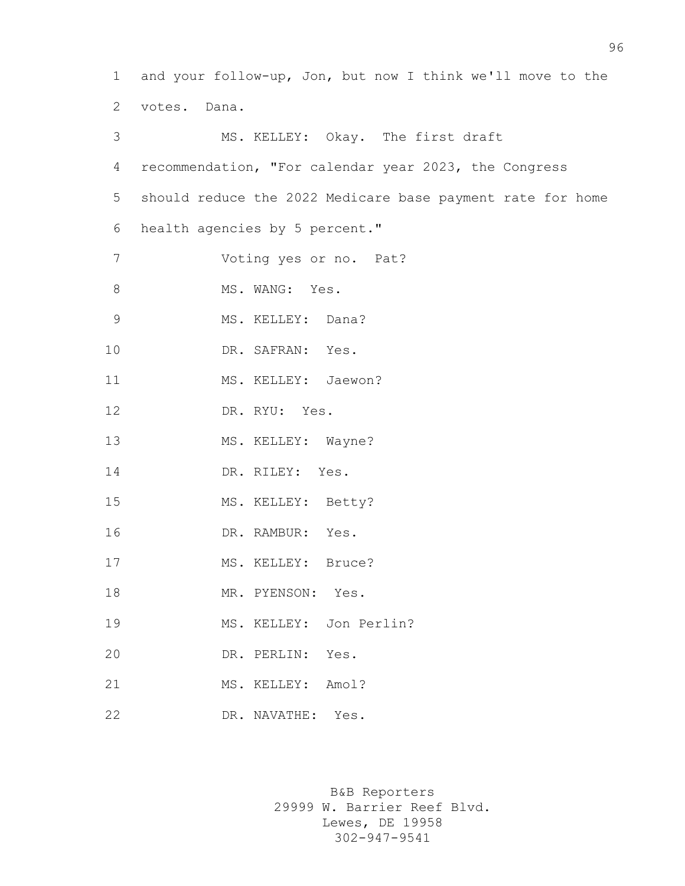and your follow-up, Jon, but now I think we'll move to the votes. Dana.

MS. KELLEY: Okay. The first draft recommendation, "For calendar year 2023, the Congress should reduce the 2022 Medicare base payment rate for home health agencies by 5 percent."

Voting yes or no. Pat?

MS. WANG: Yes.

MS. KELLEY: Dana?

DR. SAFRAN: Yes.

MS. KELLEY: Jaewon?

DR. RYU: Yes.

MS. KELLEY: Wayne?

DR. RILEY: Yes.

MS. KELLEY: Betty?

DR. RAMBUR: Yes.

MS. KELLEY: Bruce?

MR. PYENSON: Yes.

MS. KELLEY: Jon Perlin?

DR. PERLIN: Yes.

MS. KELLEY: Amol?

DR. NAVATHE: Yes.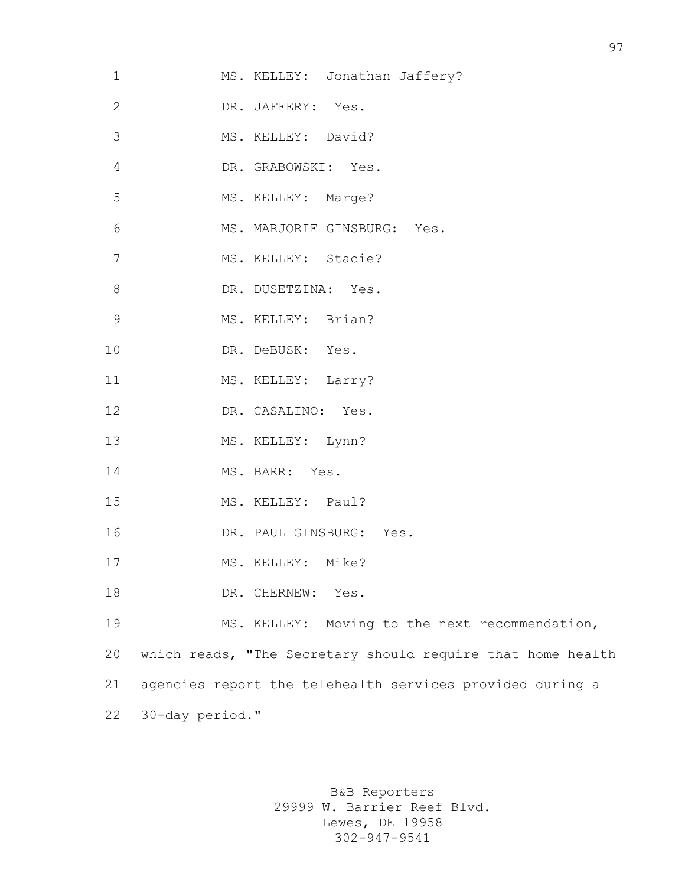MS. KELLEY: Jonathan Jaffery?

DR. JAFFERY: Yes.

MS. KELLEY: David?

DR. GRABOWSKI: Yes.

MS. KELLEY: Marge?

MS. MARJORIE GINSBURG: Yes.

MS. KELLEY: Stacie?

DR. DUSETZINA: Yes.

MS. KELLEY: Brian?

DR. DeBUSK: Yes.

MS. KELLEY: Larry?

DR. CASALINO: Yes.

MS. KELLEY: Lynn?

MS. BARR: Yes.

MS. KELLEY: Paul?

DR. PAUL GINSBURG: Yes.

MS. KELLEY: Mike?

DR. CHERNEW: Yes.

MS. KELLEY: Moving to the next recommendation, which reads, "The Secretary should require that home health agencies report the telehealth services provided during a 30-day period."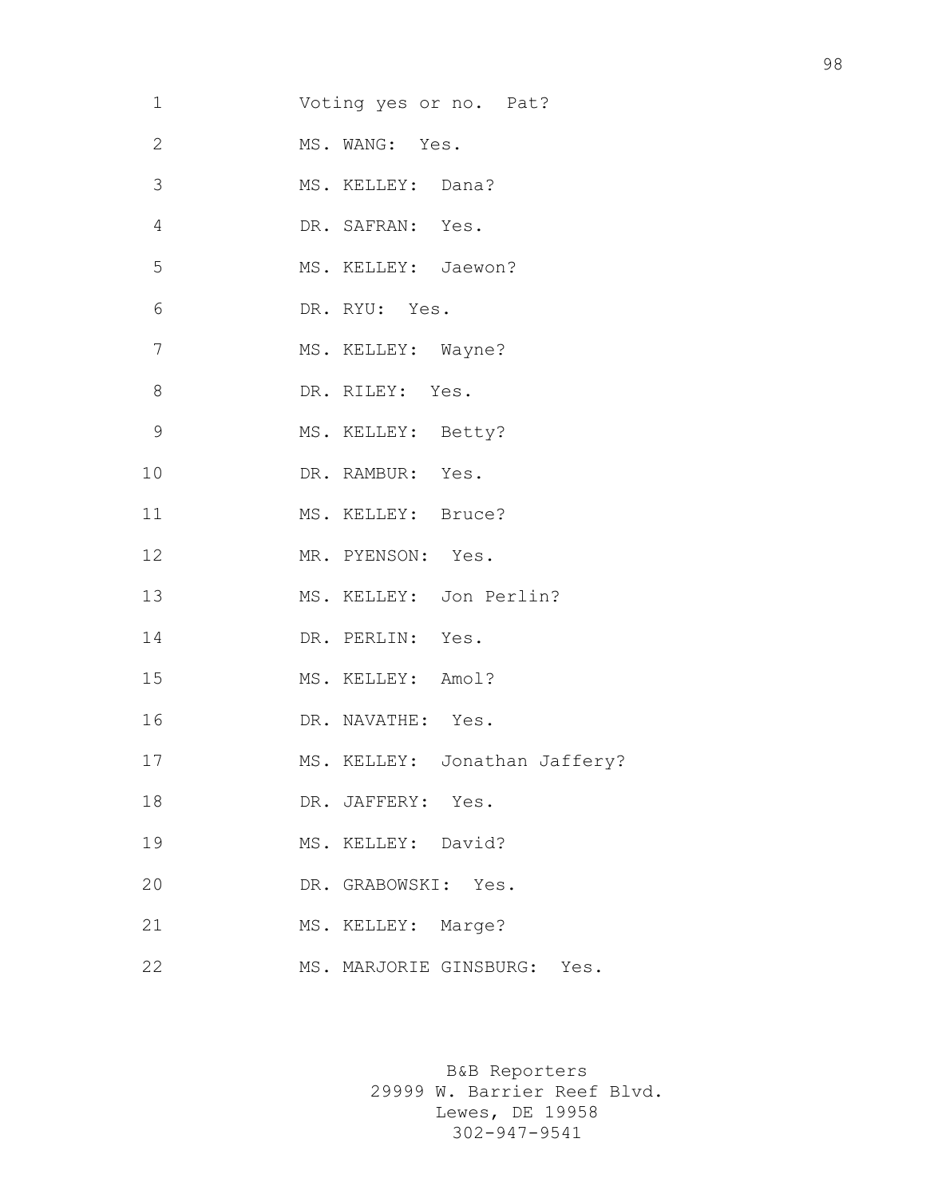1 Voting yes or no. Pat?

2 MS. WANG: Yes.

3 MS. KELLEY: Dana?

4 DR. SAFRAN: Yes.

5 MS. KELLEY: Jaewon?

6 DR. RYU: Yes.

7 MS. KELLEY: Wayne?

8 DR. RILEY: Yes.

9 MS. KELLEY: Betty?

10 DR. RAMBUR: Yes.

11 MS. KELLEY: Bruce?

12 MR. PYENSON: Yes.

13 MS. KELLEY: Jon Perlin?

14 DR. PERLIN: Yes.

15 MS. KELLEY: Amol?

16 DR. NAVATHE: Yes.

17 MS. KELLEY: Jonathan Jaffery?

18 DR. JAFFERY: Yes.

19 MS. KELLEY: David?

20 DR. GRABOWSKI: Yes.

21 MS. KELLEY: Marge?

22 MS. MARJORIE GINSBURG: Yes.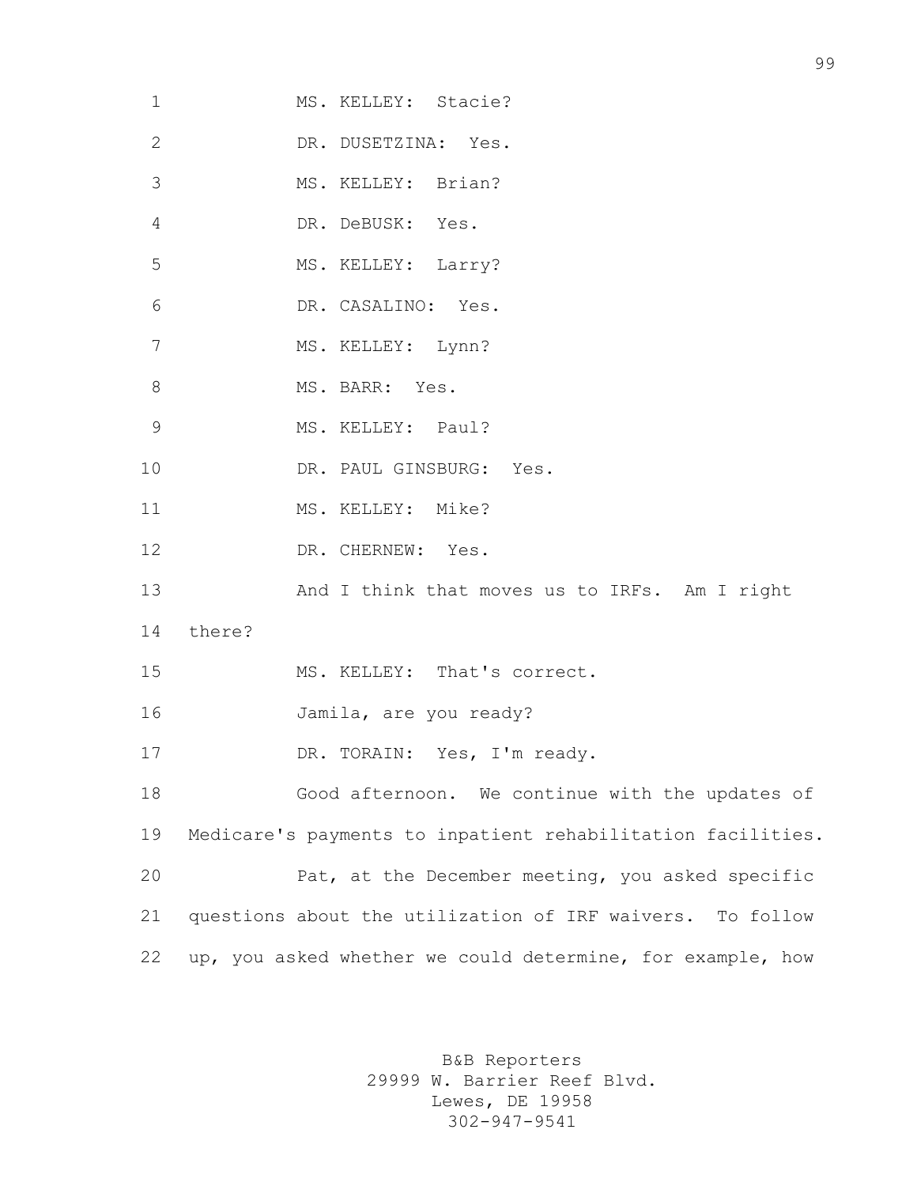MS. KELLEY: Stacie?

DR. DUSETZINA: Yes.

MS. KELLEY: Brian?

DR. DeBUSK: Yes.

MS. KELLEY: Larry?

DR. CASALINO: Yes.

MS. KELLEY: Lynn?

MS. BARR: Yes.

MS. KELLEY: Paul?

DR. PAUL GINSBURG: Yes.

MS. KELLEY: Mike?

DR. CHERNEW: Yes.

And I think that moves us to IRFs. Am I right there?

MS. KELLEY: That's correct.

Jamila, are you ready?

DR. TORAIN: Yes, I'm ready.

Good afternoon. We continue with the updates of Medicare's payments to inpatient rehabilitation facilities.

Pat, at the December meeting, you asked specific questions about the utilization of IRF waivers. To follow up, you asked whether we could determine, for example, how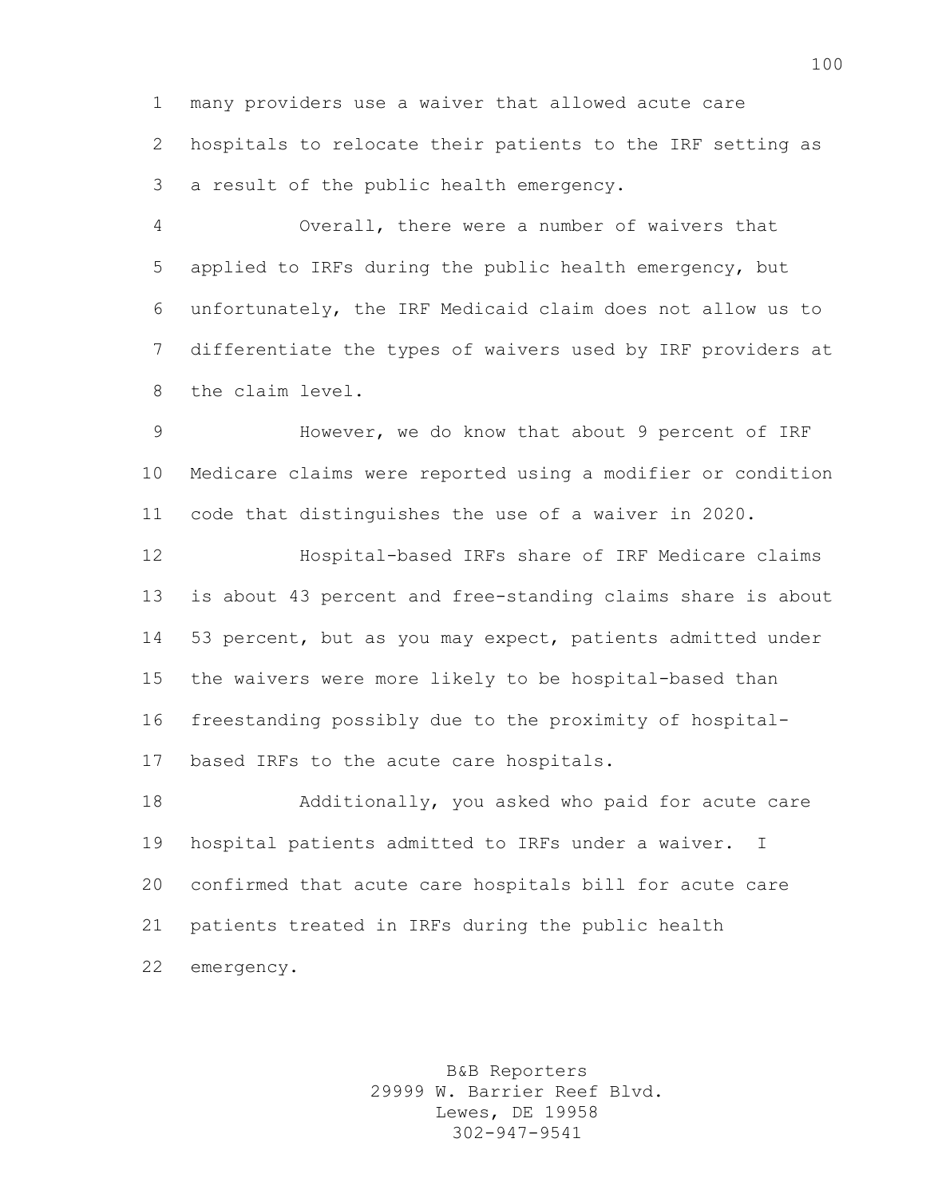many providers use a waiver that allowed acute care hospitals to relocate their patients to the IRF setting as a result of the public health emergency.

Overall, there were a number of waivers that applied to IRFs during the public health emergency, but unfortunately, the IRF Medicaid claim does not allow us to differentiate the types of waivers used by IRF providers at the claim level.

However, we do know that about 9 percent of IRF Medicare claims were reported using a modifier or condition code that distinguishes the use of a waiver in 2020.

Hospital-based IRFs share of IRF Medicare claims is about 43 percent and free-standing claims share is about 53 percent, but as you may expect, patients admitted under the waivers were more likely to be hospital-based than freestanding possibly due to the proximity of hospital-based IRFs to the acute care hospitals.

Additionally, you asked who paid for acute care hospital patients admitted to IRFs under a waiver. I confirmed that acute care hospitals bill for acute care patients treated in IRFs during the public health emergency.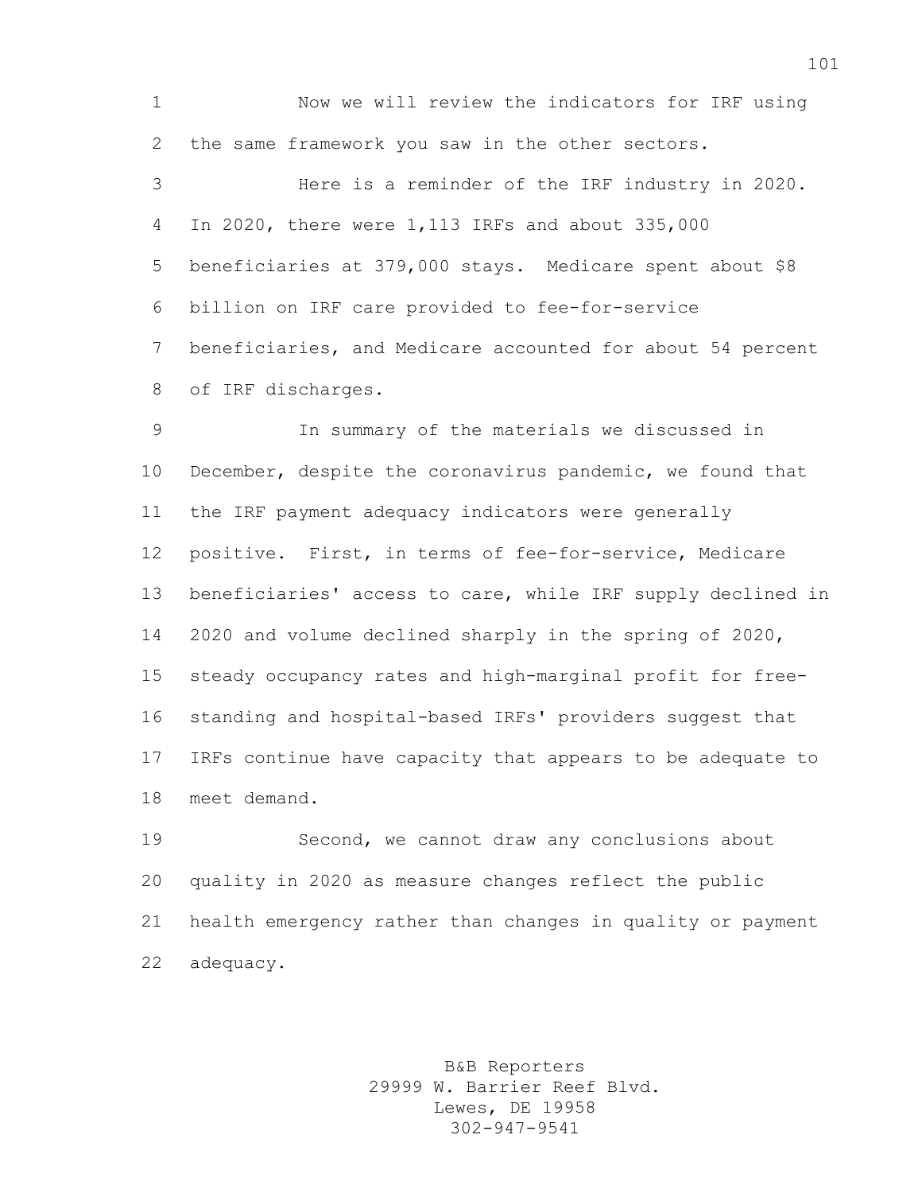Now we will review the indicators for IRF using the same framework you saw in the other sectors.

Here is a reminder of the IRF industry in 2020. In 2020, there were 1,113 IRFs and about 335,000 beneficiaries at 379,000 stays. Medicare spent about $8 billion on IRF care provided to fee-for-service beneficiaries, and Medicare accounted for about 54 percent of IRF discharges.

In summary of the materials we discussed in December, despite the coronavirus pandemic, we found that the IRF payment adequacy indicators were generally positive. First, in terms of fee-for-service, Medicare beneficiaries' access to care, while IRF supply declined in 2020 and volume declined sharply in the spring of 2020, steady occupancy rates and high-marginal profit for free-standing and hospital-based IRFs' providers suggest that IRFs continue have capacity that appears to be adequate to meet demand.

Second, we cannot draw any conclusions about quality in 2020 as measure changes reflect the public health emergency rather than changes in quality or payment adequacy.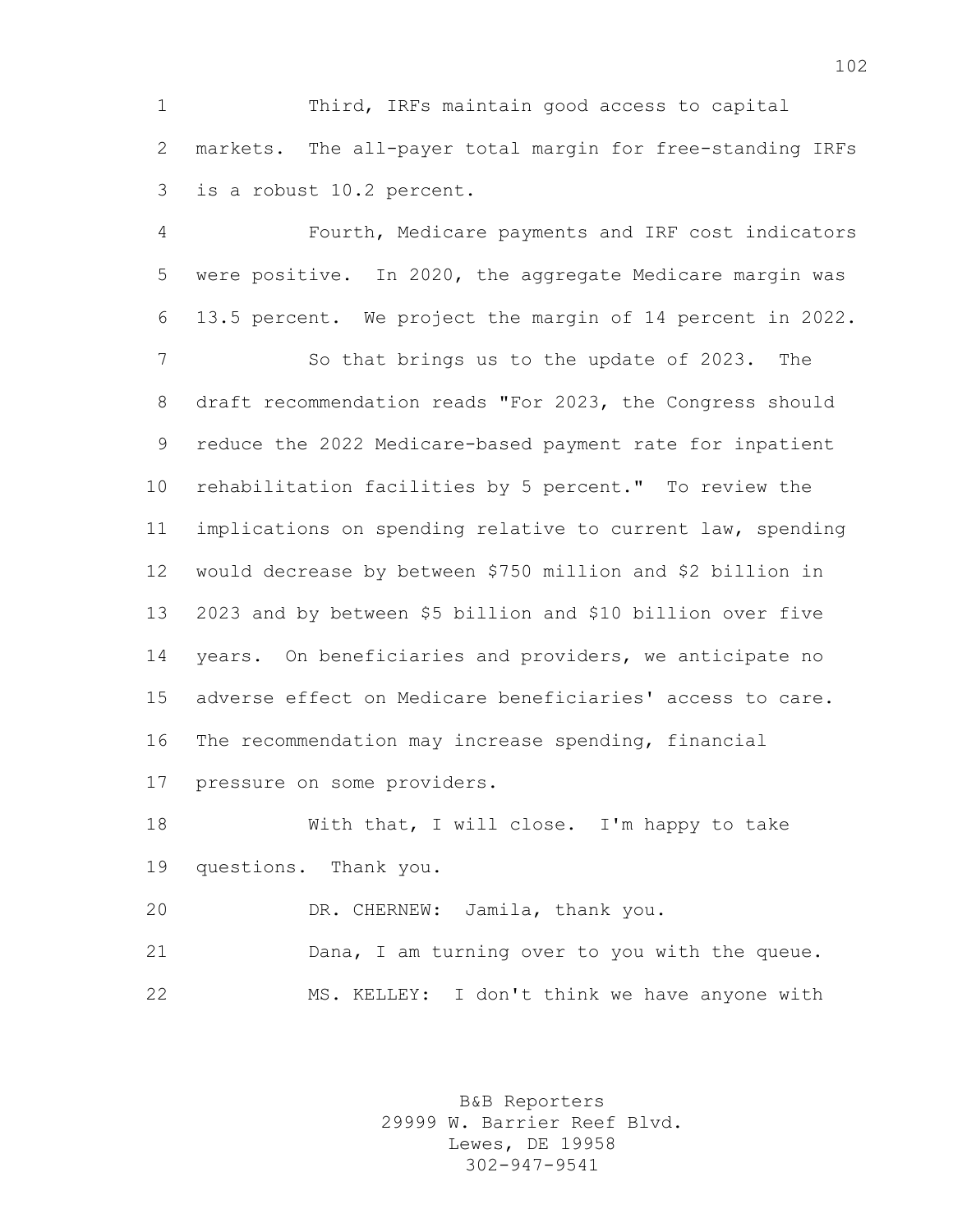Third, IRFs maintain good access to capital markets. The all-payer total margin for free-standing IRFs is a robust 10.2 percent.

Fourth, Medicare payments and IRF cost indicators were positive. In 2020, the aggregate Medicare margin was 13.5 percent. We project the margin of 14 percent in 2022.

So that brings us to the update of 2023. The draft recommendation reads "For 2023, the Congress should reduce the 2022 Medicare-based payment rate for inpatient rehabilitation facilities by 5 percent." To review the implications on spending relative to current law, spending would decrease by between $750 million and $2 billion in 2023 and by between $5 billion and $10 billion over five years. On beneficiaries and providers, we anticipate no adverse effect on Medicare beneficiaries' access to care. The recommendation may increase spending, financial pressure on some providers.

With that, I will close. I'm happy to take questions. Thank you.

DR. CHERNEW: Jamila, thank you.

Dana, I am turning over to you with the queue.

MS. KELLEY: I don't think we have anyone with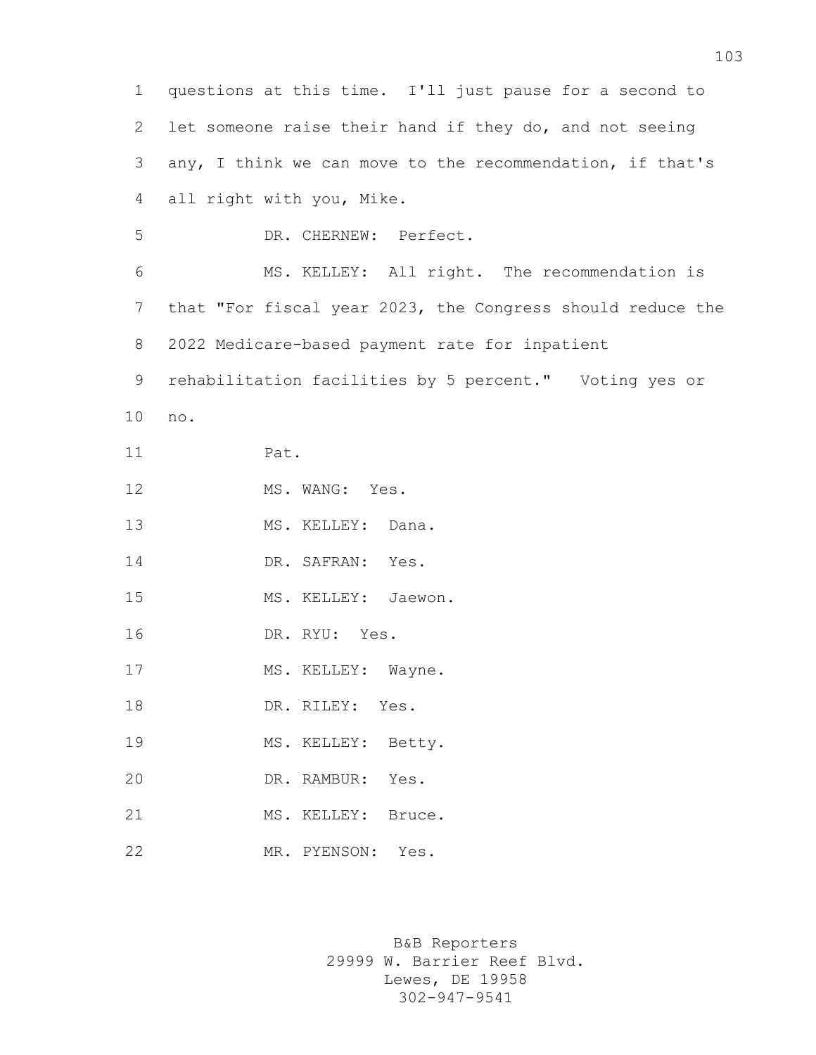questions at this time. I'll just pause for a second to let someone raise their hand if they do, and not seeing any, I think we can move to the recommendation, if that's all right with you, Mike.

DR. CHERNEW: Perfect.

MS. KELLEY: All right. The recommendation is that "For fiscal year 2023, the Congress should reduce the 2022 Medicare-based payment rate for inpatient rehabilitation facilities by 5 percent." Voting yes or no.

Pat.

MS. WANG: Yes.

MS. KELLEY: Dana.

DR. SAFRAN: Yes.

MS. KELLEY: Jaewon.

DR. RYU: Yes.

MS. KELLEY: Wayne.

DR. RILEY: Yes.

MS. KELLEY: Betty.

DR. RAMBUR: Yes.

MS. KELLEY: Bruce.

MR. PYENSON: Yes.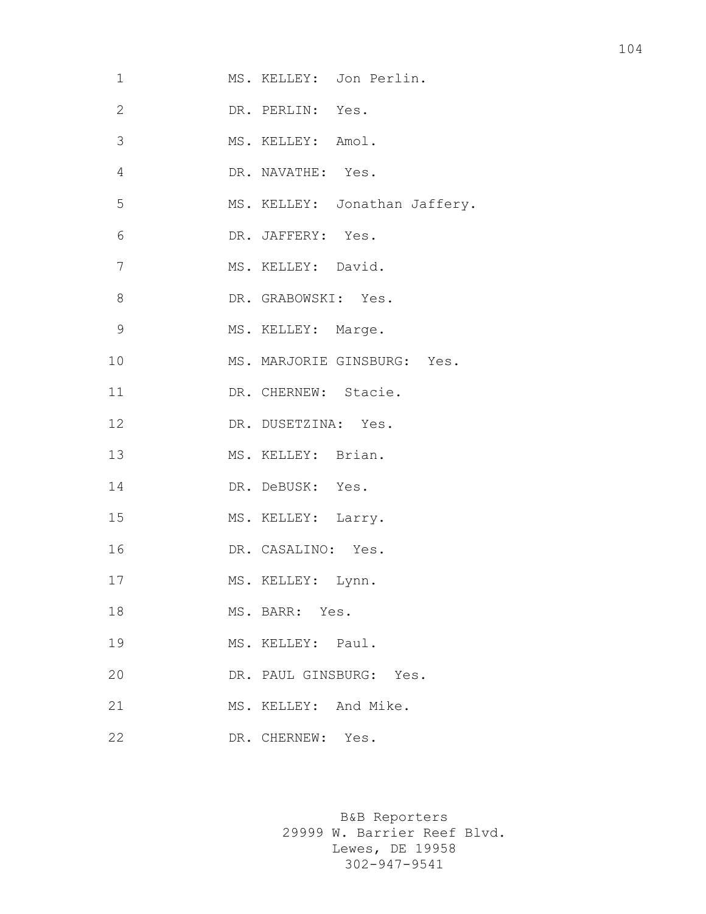1 MS. KELLEY: Jon Perlin.

2 DR. PERLIN: Yes.

3 MS. KELLEY: Amol.

4 DR. NAVATHE: Yes.

5 MS. KELLEY: Jonathan Jaffery.

6 DR. JAFFERY: Yes.

7 MS. KELLEY: David.

8 DR. GRABOWSKI: Yes.

9 MS. KELLEY: Marge.

10 MS. MARJORIE GINSBURG: Yes.

11 DR. CHERNEW: Stacie.

12 DR. DUSETZINA: Yes.

13 MS. KELLEY: Brian.

14 DR. DeBUSK: Yes.

15 MS. KELLEY: Larry.

16 DR. CASALINO: Yes.

17 MS. KELLEY: Lynn.

18 MS. BARR: Yes.

19 MS. KELLEY: Paul.

20 DR. PAUL GINSBURG: Yes.

21 MS. KELLEY: And Mike.

22 DR. CHERNEW: Yes.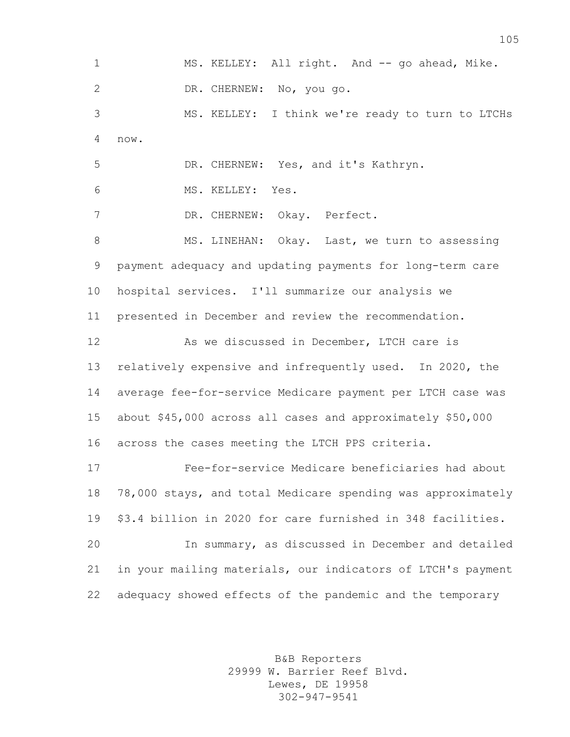MS. KELLEY: All right. And -- go ahead, Mike.

DR. CHERNEW: No, you go.

MS. KELLEY: I think we're ready to turn to LTCHs now.

DR. CHERNEW: Yes, and it's Kathryn.

MS. KELLEY: Yes.

DR. CHERNEW: Okay. Perfect.

MS. LINEHAN: Okay. Last, we turn to assessing payment adequacy and updating payments for long-term care hospital services. I'll summarize our analysis we presented in December and review the recommendation.

As we discussed in December, LTCH care is relatively expensive and infrequently used. In 2020, the average fee-for-service Medicare payment per LTCH case was about $45,000 across all cases and approximately $50,000 across the cases meeting the LTCH PPS criteria.

Fee-for-service Medicare beneficiaries had about 78,000 stays, and total Medicare spending was approximately $3.4 billion in 2020 for care furnished in 348 facilities.

In summary, as discussed in December and detailed in your mailing materials, our indicators of LTCH's payment adequacy showed effects of the pandemic and the temporary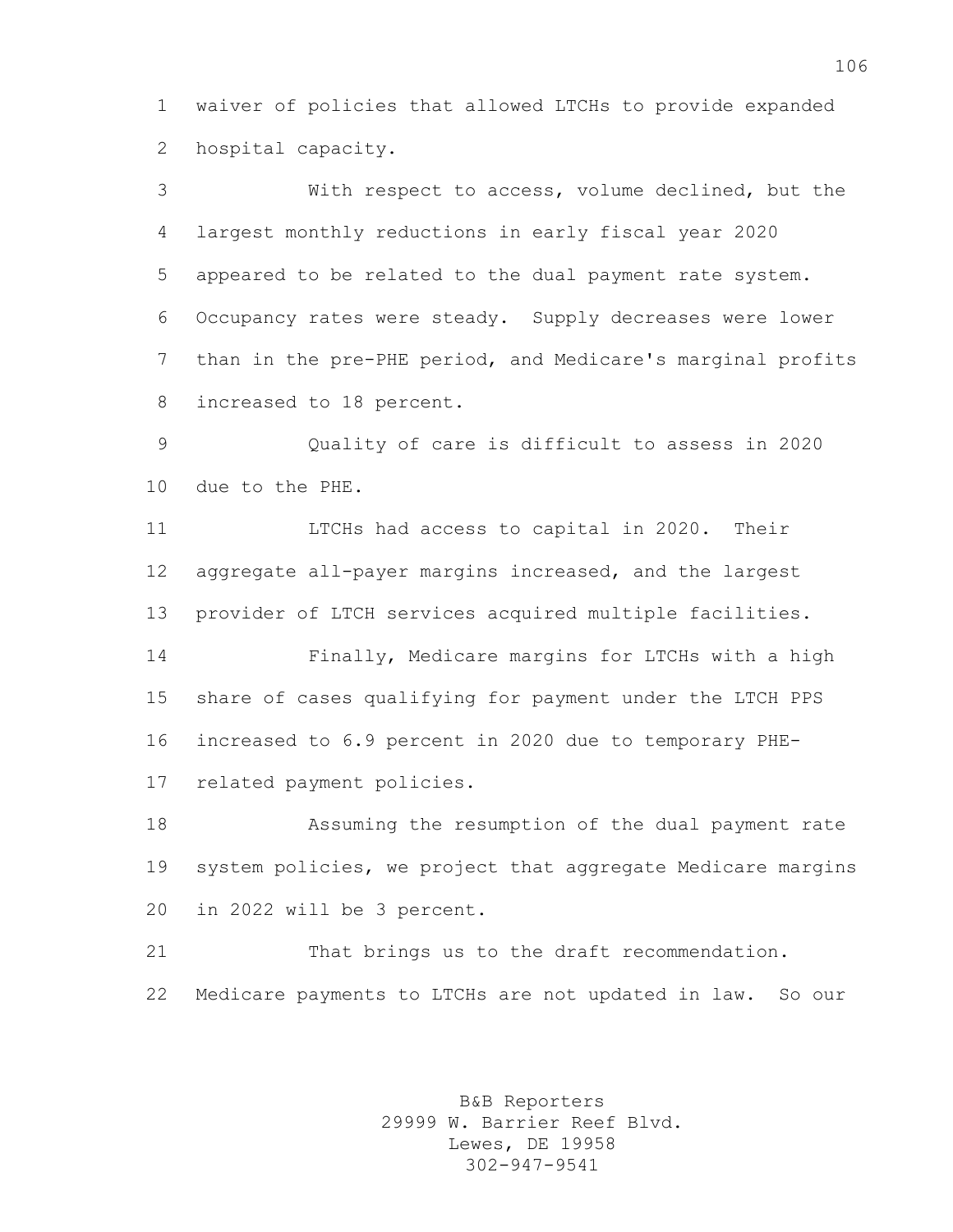waiver of policies that allowed LTCHs to provide expanded hospital capacity.

With respect to access, volume declined, but the largest monthly reductions in early fiscal year 2020 appeared to be related to the dual payment rate system. Occupancy rates were steady. Supply decreases were lower than in the pre-PHE period, and Medicare's marginal profits increased to 18 percent.

Quality of care is difficult to assess in 2020 due to the PHE.

LTCHs had access to capital in 2020. Their aggregate all-payer margins increased, and the largest provider of LTCH services acquired multiple facilities.

Finally, Medicare margins for LTCHs with a high share of cases qualifying for payment under the LTCH PPS increased to 6.9 percent in 2020 due to temporary PHE-related payment policies.

Assuming the resumption of the dual payment rate system policies, we project that aggregate Medicare margins in 2022 will be 3 percent.

That brings us to the draft recommendation. Medicare payments to LTCHs are not updated in law. So our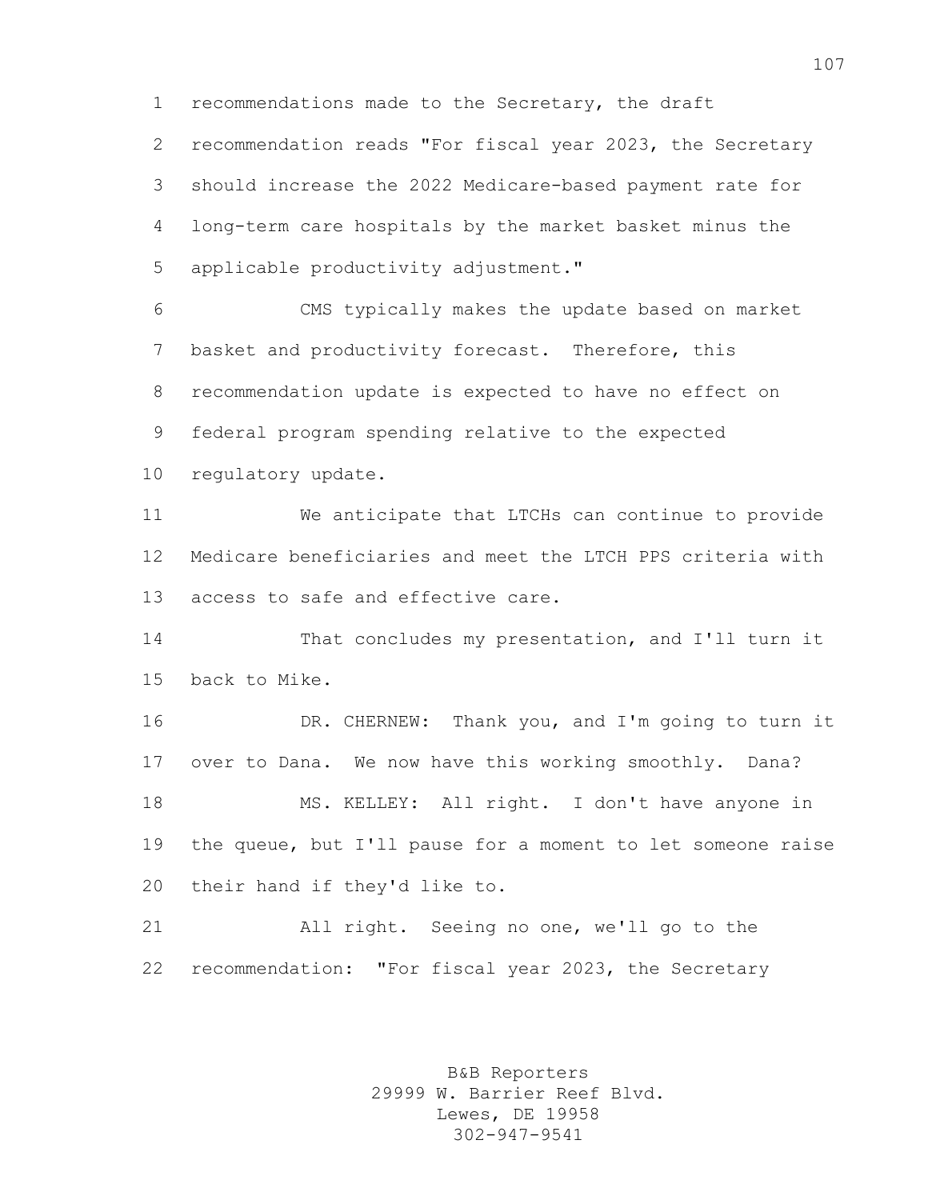recommendations made to the Secretary, the draft recommendation reads "For fiscal year 2023, the Secretary should increase the 2022 Medicare-based payment rate for long-term care hospitals by the market basket minus the applicable productivity adjustment."

CMS typically makes the update based on market basket and productivity forecast. Therefore, this recommendation update is expected to have no effect on federal program spending relative to the expected regulatory update.

We anticipate that LTCHs can continue to provide Medicare beneficiaries and meet the LTCH PPS criteria with access to safe and effective care.

That concludes my presentation, and I'll turn it back to Mike.

DR. CHERNEW: Thank you, and I'm going to turn it over to Dana. We now have this working smoothly. Dana?

MS. KELLEY: All right. I don't have anyone in the queue, but I'll pause for a moment to let someone raise their hand if they'd like to.

All right. Seeing no one, we'll go to the recommendation: "For fiscal year 2023, the Secretary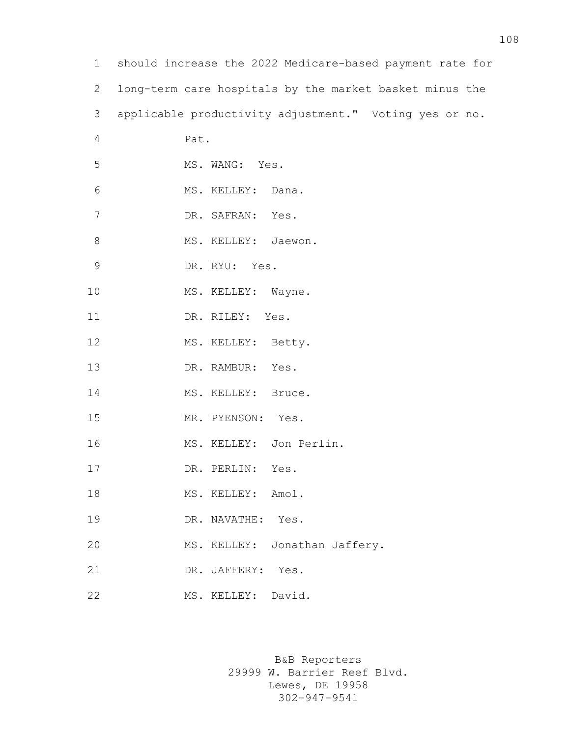should increase the 2022 Medicare-based payment rate for long-term care hospitals by the market basket minus the applicable productivity adjustment." Voting yes or no.

Pat.

MS. WANG: Yes.

MS. KELLEY: Dana.

DR. SAFRAN: Yes.

MS. KELLEY: Jaewon.

DR. RYU: Yes.

MS. KELLEY: Wayne.

DR. RILEY: Yes.

MS. KELLEY: Betty.

DR. RAMBUR: Yes.

MS. KELLEY: Bruce.

MR. PYENSON: Yes.

MS. KELLEY: Jon Perlin.

DR. PERLIN: Yes.

MS. KELLEY: Amol.

DR. NAVATHE: Yes.

MS. KELLEY: Jonathan Jaffery.

DR. JAFFERY: Yes.

MS. KELLEY: David.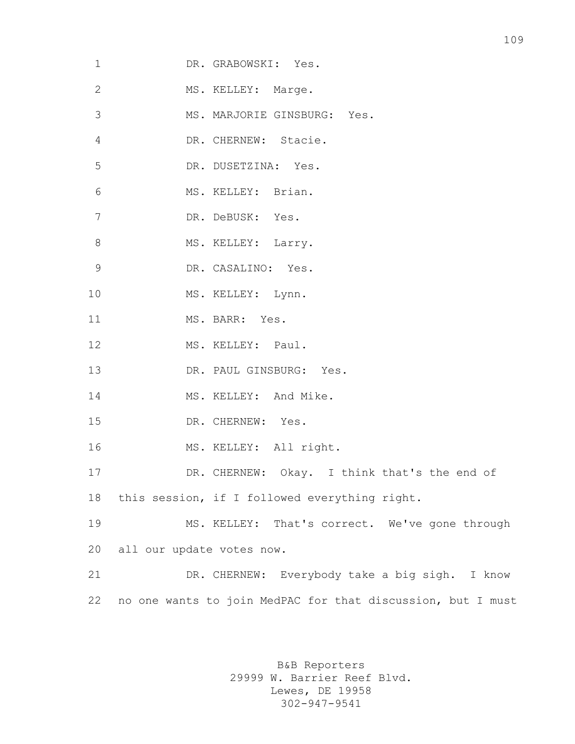DR. GRABOWSKI: Yes.

MS. KELLEY: Marge.

MS. MARJORIE GINSBURG: Yes.

DR. CHERNEW: Stacie.

DR. DUSETZINA: Yes.

MS. KELLEY: Brian.

DR. DeBUSK: Yes.

MS. KELLEY: Larry.

DR. CASALINO: Yes.

MS. KELLEY: Lynn.

MS. BARR: Yes.

MS. KELLEY: Paul.

DR. PAUL GINSBURG: Yes.

MS. KELLEY: And Mike.

DR. CHERNEW: Yes.

MS. KELLEY: All right.

DR. CHERNEW: Okay. I think that's the end of this session, if I followed everything right.

MS. KELLEY: That's correct. We've gone through all our update votes now.

DR. CHERNEW: Everybody take a big sigh. I know no one wants to join MedPAC for that discussion, but I must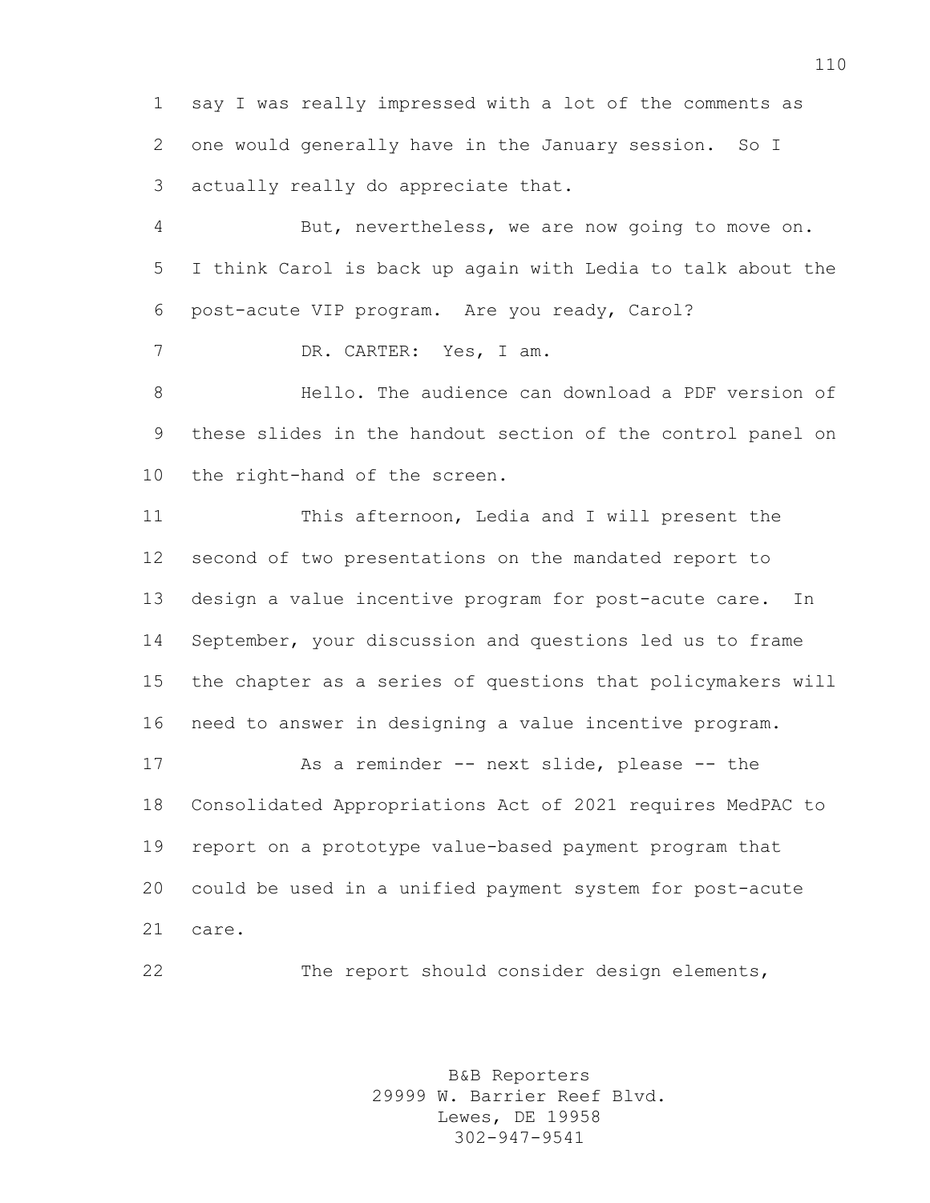say I was really impressed with a lot of the comments as one would generally have in the January session. So I actually really do appreciate that.

But, nevertheless, we are now going to move on. I think Carol is back up again with Ledia to talk about the post-acute VIP program. Are you ready, Carol?

DR. CARTER: Yes, I am.

Hello. The audience can download a PDF version of these slides in the handout section of the control panel on the right-hand of the screen.

This afternoon, Ledia and I will present the second of two presentations on the mandated report to design a value incentive program for post-acute care. In September, your discussion and questions led us to frame the chapter as a series of questions that policymakers will need to answer in designing a value incentive program.

As a reminder -- next slide, please -- the Consolidated Appropriations Act of 2021 requires MedPAC to report on a prototype value-based payment program that could be used in a unified payment system for post-acute care.

The report should consider design elements,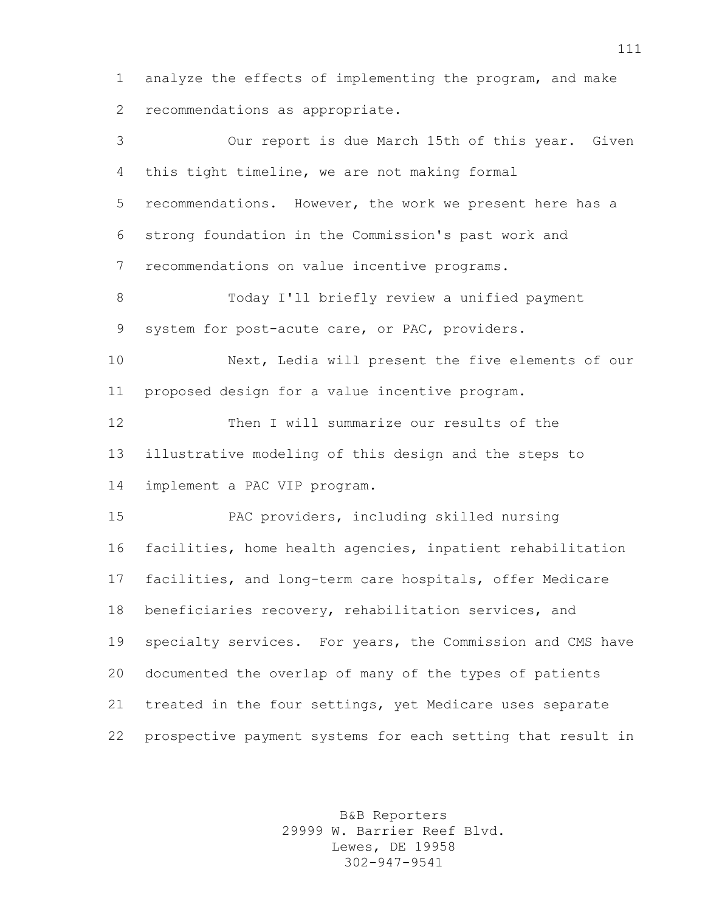analyze the effects of implementing the program, and make recommendations as appropriate.

Our report is due March 15th of this year. Given this tight timeline, we are not making formal recommendations. However, the work we present here has a strong foundation in the Commission's past work and recommendations on value incentive programs.

Today I'll briefly review a unified payment system for post-acute care, or PAC, providers.

Next, Ledia will present the five elements of our proposed design for a value incentive program.

Then I will summarize our results of the illustrative modeling of this design and the steps to implement a PAC VIP program.

PAC providers, including skilled nursing facilities, home health agencies, inpatient rehabilitation facilities, and long-term care hospitals, offer Medicare beneficiaries recovery, rehabilitation services, and specialty services. For years, the Commission and CMS have documented the overlap of many of the types of patients treated in the four settings, yet Medicare uses separate prospective payment systems for each setting that result in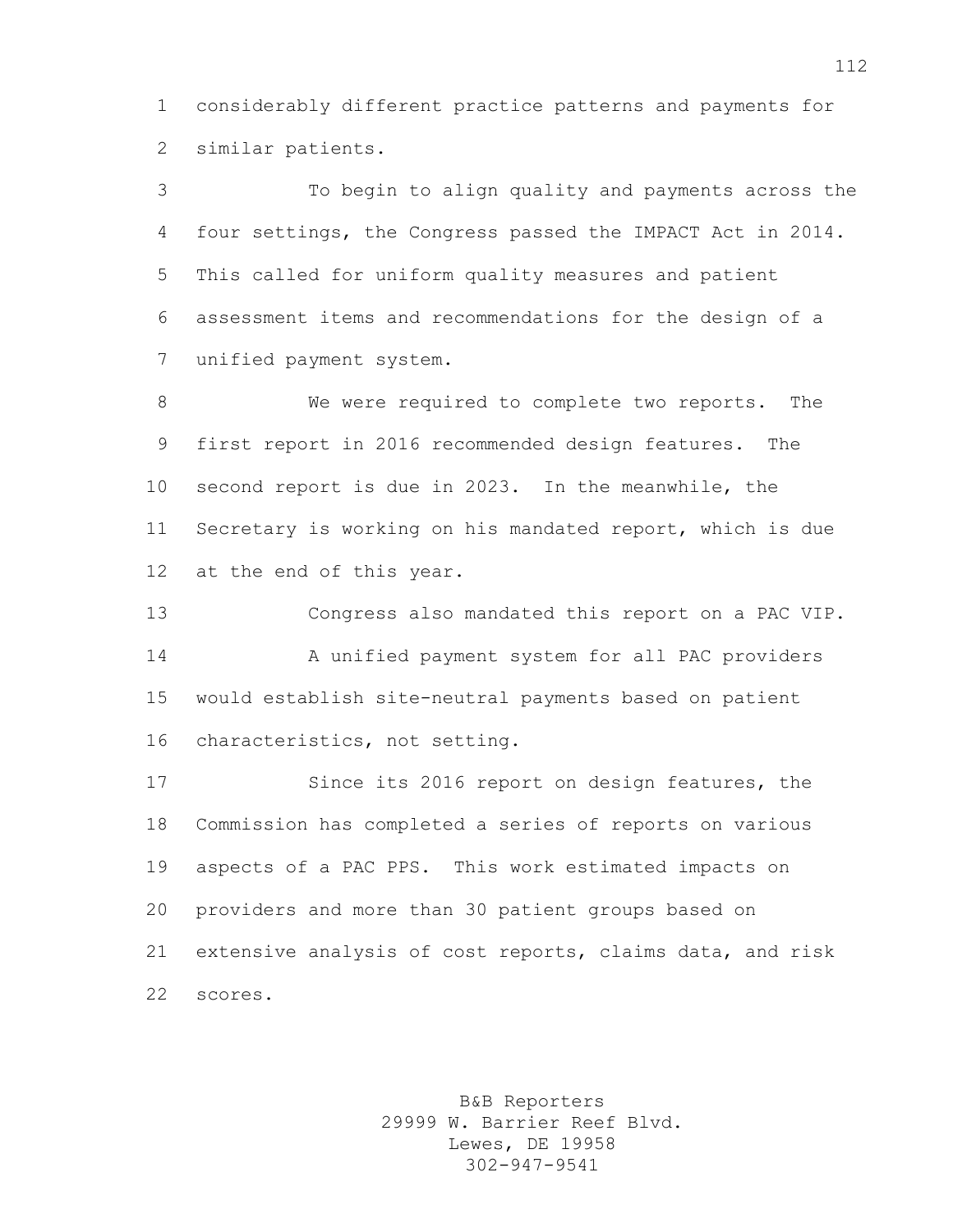considerably different practice patterns and payments for similar patients.

To begin to align quality and payments across the four settings, the Congress passed the IMPACT Act in 2014. This called for uniform quality measures and patient assessment items and recommendations for the design of a unified payment system.

We were required to complete two reports. The first report in 2016 recommended design features. The second report is due in 2023. In the meanwhile, the Secretary is working on his mandated report, which is due at the end of this year.

Congress also mandated this report on a PAC VIP.

A unified payment system for all PAC providers would establish site-neutral payments based on patient characteristics, not setting.

Since its 2016 report on design features, the Commission has completed a series of reports on various aspects of a PAC PPS. This work estimated impacts on providers and more than 30 patient groups based on extensive analysis of cost reports, claims data, and risk scores.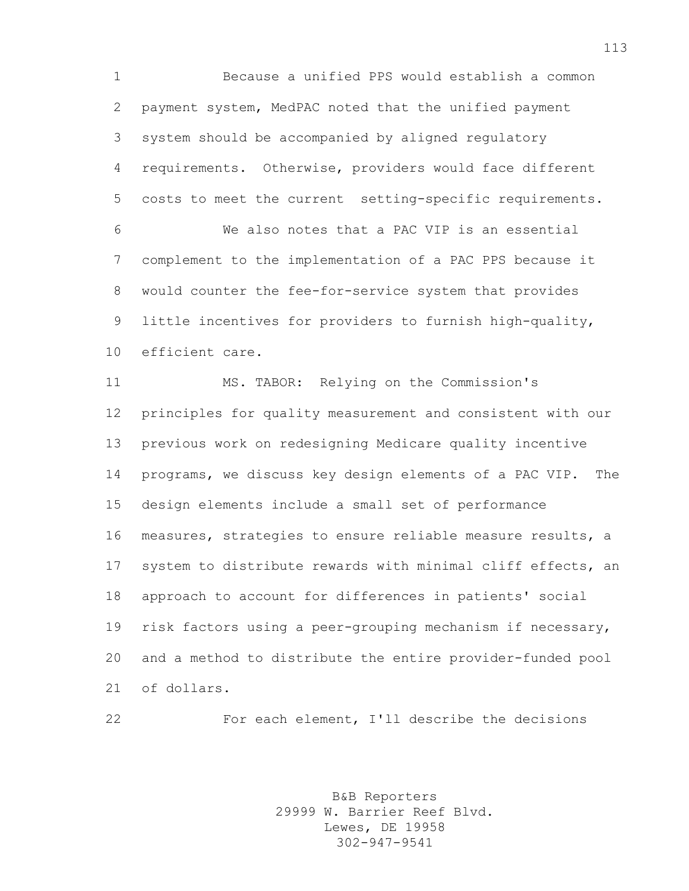Because a unified PPS would establish a common payment system, MedPAC noted that the unified payment system should be accompanied by aligned regulatory requirements. Otherwise, providers would face different costs to meet the current setting-specific requirements.

We also notes that a PAC VIP is an essential complement to the implementation of a PAC PPS because it would counter the fee-for-service system that provides little incentives for providers to furnish high-quality, efficient care.

MS. TABOR: Relying on the Commission's principles for quality measurement and consistent with our previous work on redesigning Medicare quality incentive programs, we discuss key design elements of a PAC VIP. The design elements include a small set of performance measures, strategies to ensure reliable measure results, a system to distribute rewards with minimal cliff effects, an approach to account for differences in patients' social risk factors using a peer-grouping mechanism if necessary, and a method to distribute the entire provider-funded pool of dollars.

For each element, I'll describe the decisions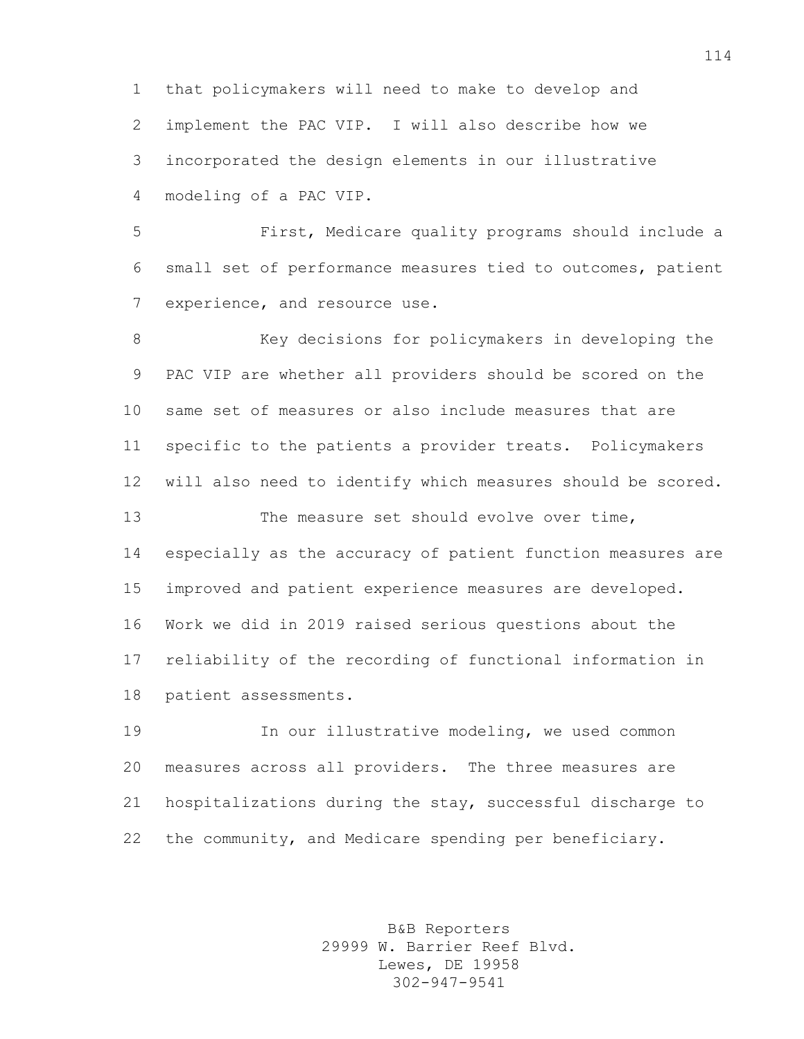that policymakers will need to make to develop and implement the PAC VIP. I will also describe how we incorporated the design elements in our illustrative modeling of a PAC VIP.

First, Medicare quality programs should include a small set of performance measures tied to outcomes, patient experience, and resource use.

Key decisions for policymakers in developing the PAC VIP are whether all providers should be scored on the same set of measures or also include measures that are specific to the patients a provider treats. Policymakers will also need to identify which measures should be scored.

The measure set should evolve over time, especially as the accuracy of patient function measures are improved and patient experience measures are developed. Work we did in 2019 raised serious questions about the reliability of the recording of functional information in patient assessments.

In our illustrative modeling, we used common measures across all providers. The three measures are hospitalizations during the stay, successful discharge to the community, and Medicare spending per beneficiary.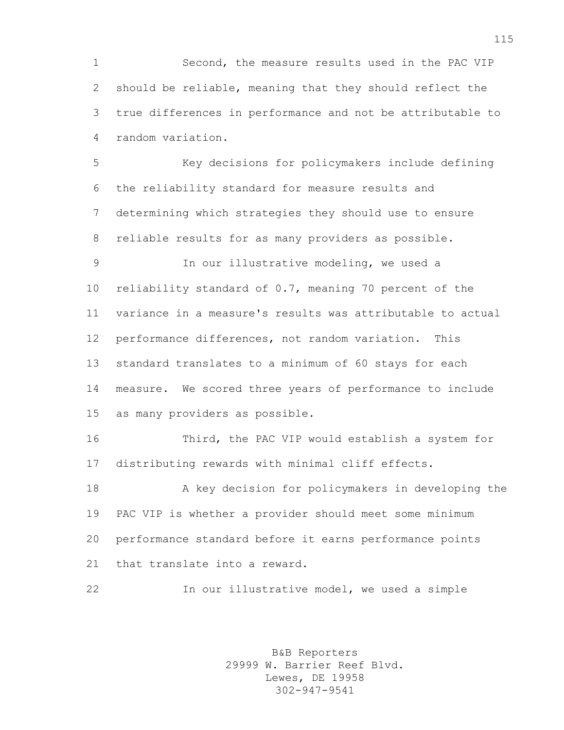Second, the measure results used in the PAC VIP should be reliable, meaning that they should reflect the true differences in performance and not be attributable to random variation.

Key decisions for policymakers include defining the reliability standard for measure results and determining which strategies they should use to ensure reliable results for as many providers as possible.

In our illustrative modeling, we used a reliability standard of 0.7, meaning 70 percent of the variance in a measure's results was attributable to actual performance differences, not random variation. This standard translates to a minimum of 60 stays for each measure. We scored three years of performance to include as many providers as possible.

Third, the PAC VIP would establish a system for distributing rewards with minimal cliff effects.

A key decision for policymakers in developing the PAC VIP is whether a provider should meet some minimum performance standard before it earns performance points that translate into a reward.

In our illustrative model, we used a simple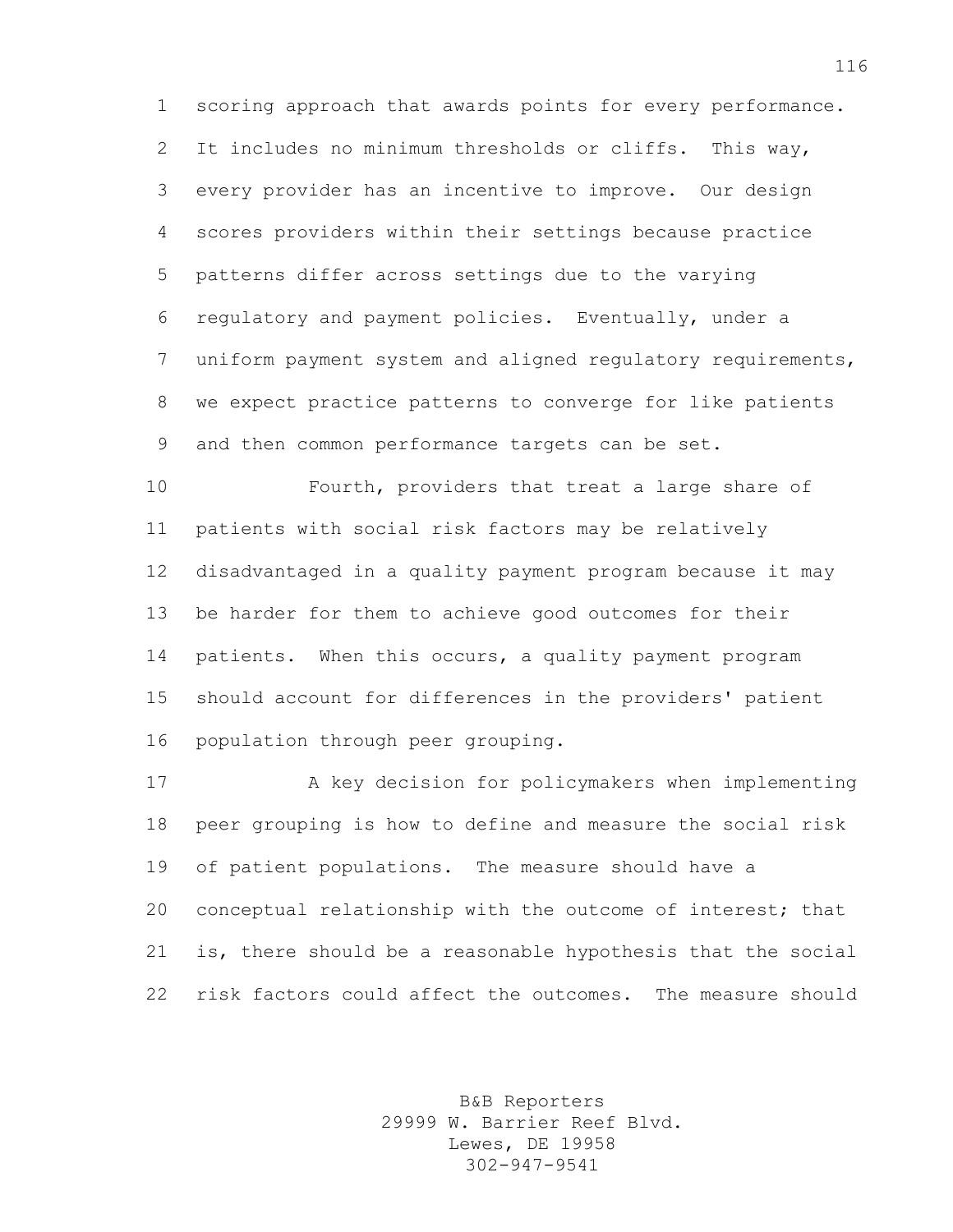scoring approach that awards points for every performance. It includes no minimum thresholds or cliffs. This way, every provider has an incentive to improve. Our design scores providers within their settings because practice patterns differ across settings due to the varying regulatory and payment policies. Eventually, under a uniform payment system and aligned regulatory requirements, we expect practice patterns to converge for like patients and then common performance targets can be set.

Fourth, providers that treat a large share of patients with social risk factors may be relatively disadvantaged in a quality payment program because it may be harder for them to achieve good outcomes for their patients. When this occurs, a quality payment program should account for differences in the providers' patient population through peer grouping.

A key decision for policymakers when implementing peer grouping is how to define and measure the social risk of patient populations. The measure should have a conceptual relationship with the outcome of interest; that is, there should be a reasonable hypothesis that the social risk factors could affect the outcomes. The measure should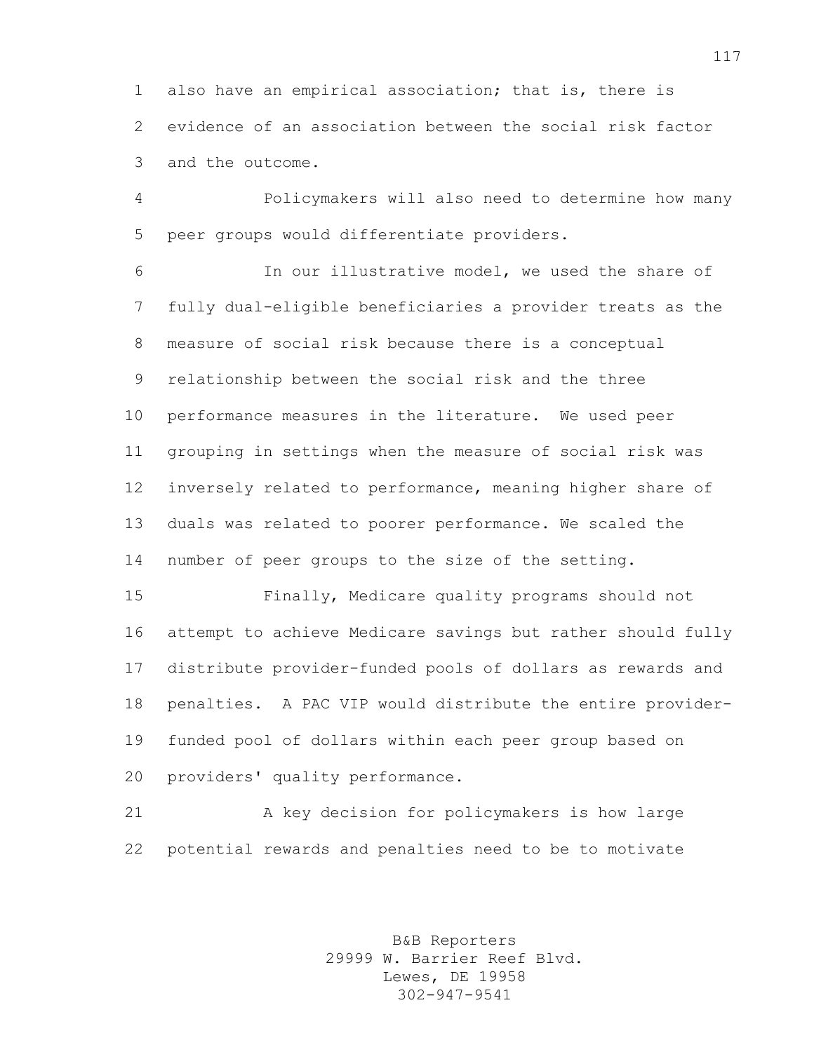also have an empirical association; that is, there is evidence of an association between the social risk factor and the outcome.

Policymakers will also need to determine how many peer groups would differentiate providers.

In our illustrative model, we used the share of fully dual-eligible beneficiaries a provider treats as the measure of social risk because there is a conceptual relationship between the social risk and the three performance measures in the literature. We used peer grouping in settings when the measure of social risk was inversely related to performance, meaning higher share of duals was related to poorer performance. We scaled the number of peer groups to the size of the setting.

Finally, Medicare quality programs should not attempt to achieve Medicare savings but rather should fully distribute provider-funded pools of dollars as rewards and penalties. A PAC VIP would distribute the entire provider-funded pool of dollars within each peer group based on providers' quality performance.

A key decision for policymakers is how large potential rewards and penalties need to be to motivate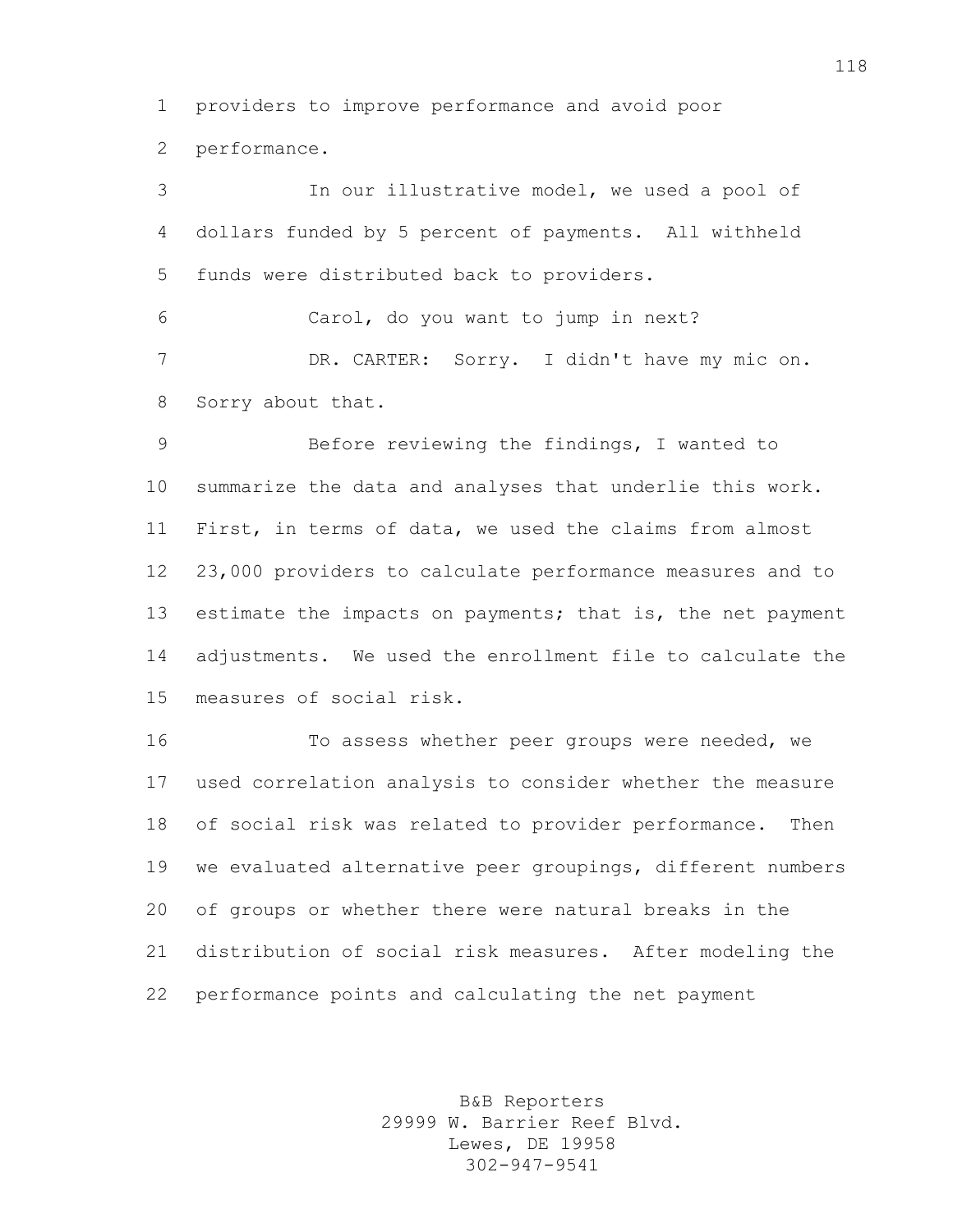providers to improve performance and avoid poor performance.

In our illustrative model, we used a pool of dollars funded by 5 percent of payments. All withheld funds were distributed back to providers.

Carol, do you want to jump in next?

DR. CARTER: Sorry. I didn't have my mic on. Sorry about that.

Before reviewing the findings, I wanted to summarize the data and analyses that underlie this work. First, in terms of data, we used the claims from almost 23,000 providers to calculate performance measures and to estimate the impacts on payments; that is, the net payment adjustments. We used the enrollment file to calculate the measures of social risk.

To assess whether peer groups were needed, we used correlation analysis to consider whether the measure of social risk was related to provider performance. Then we evaluated alternative peer groupings, different numbers of groups or whether there were natural breaks in the distribution of social risk measures. After modeling the performance points and calculating the net payment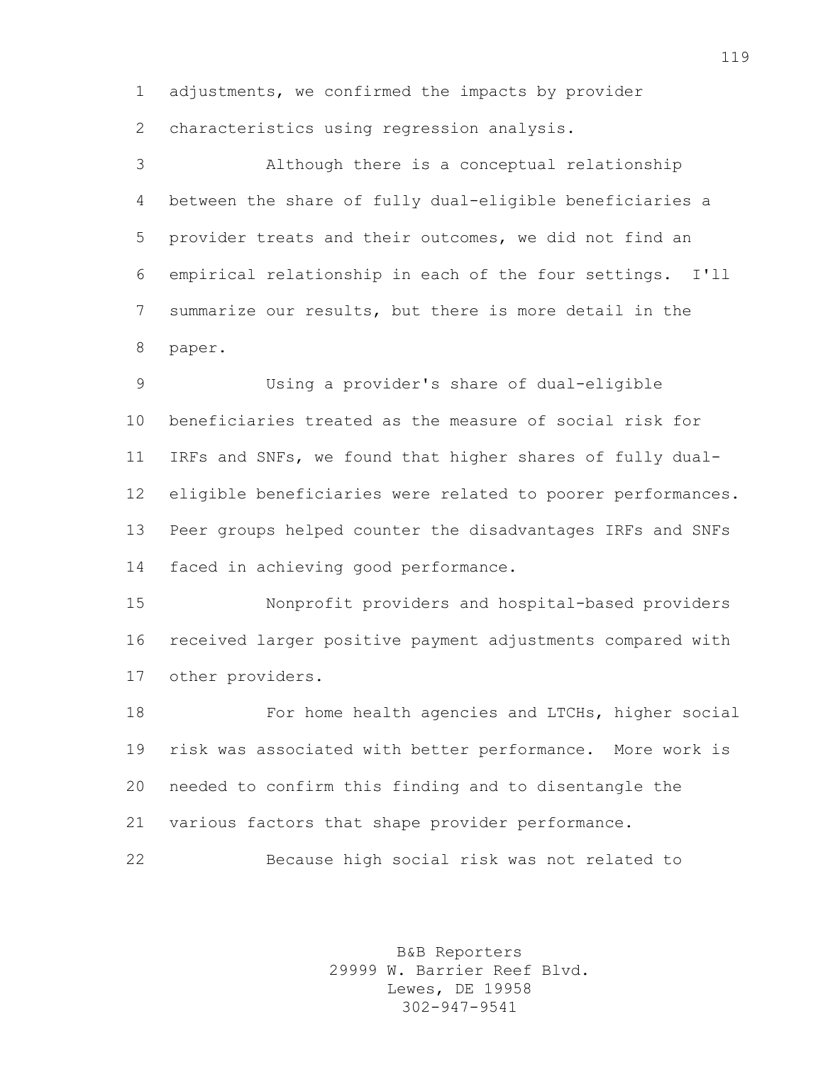adjustments, we confirmed the impacts by provider characteristics using regression analysis.

Although there is a conceptual relationship between the share of fully dual-eligible beneficiaries a provider treats and their outcomes, we did not find an empirical relationship in each of the four settings. I'll summarize our results, but there is more detail in the paper.

Using a provider's share of dual-eligible beneficiaries treated as the measure of social risk for IRFs and SNFs, we found that higher shares of fully dual-eligible beneficiaries were related to poorer performances. Peer groups helped counter the disadvantages IRFs and SNFs faced in achieving good performance.

Nonprofit providers and hospital-based providers received larger positive payment adjustments compared with other providers.

For home health agencies and LTCHs, higher social risk was associated with better performance. More work is needed to confirm this finding and to disentangle the various factors that shape provider performance.

Because high social risk was not related to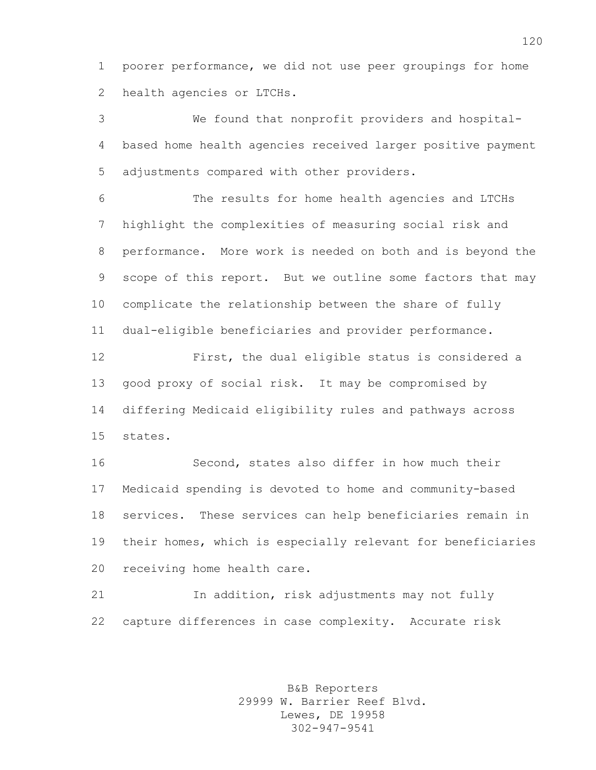poorer performance, we did not use peer groupings for home health agencies or LTCHs.

We found that nonprofit providers and hospital-based home health agencies received larger positive payment adjustments compared with other providers.

The results for home health agencies and LTCHs highlight the complexities of measuring social risk and performance. More work is needed on both and is beyond the scope of this report. But we outline some factors that may complicate the relationship between the share of fully dual-eligible beneficiaries and provider performance.

First, the dual eligible status is considered a good proxy of social risk. It may be compromised by differing Medicaid eligibility rules and pathways across states.

Second, states also differ in how much their Medicaid spending is devoted to home and community-based services. These services can help beneficiaries remain in their homes, which is especially relevant for beneficiaries receiving home health care.

In addition, risk adjustments may not fully capture differences in case complexity. Accurate risk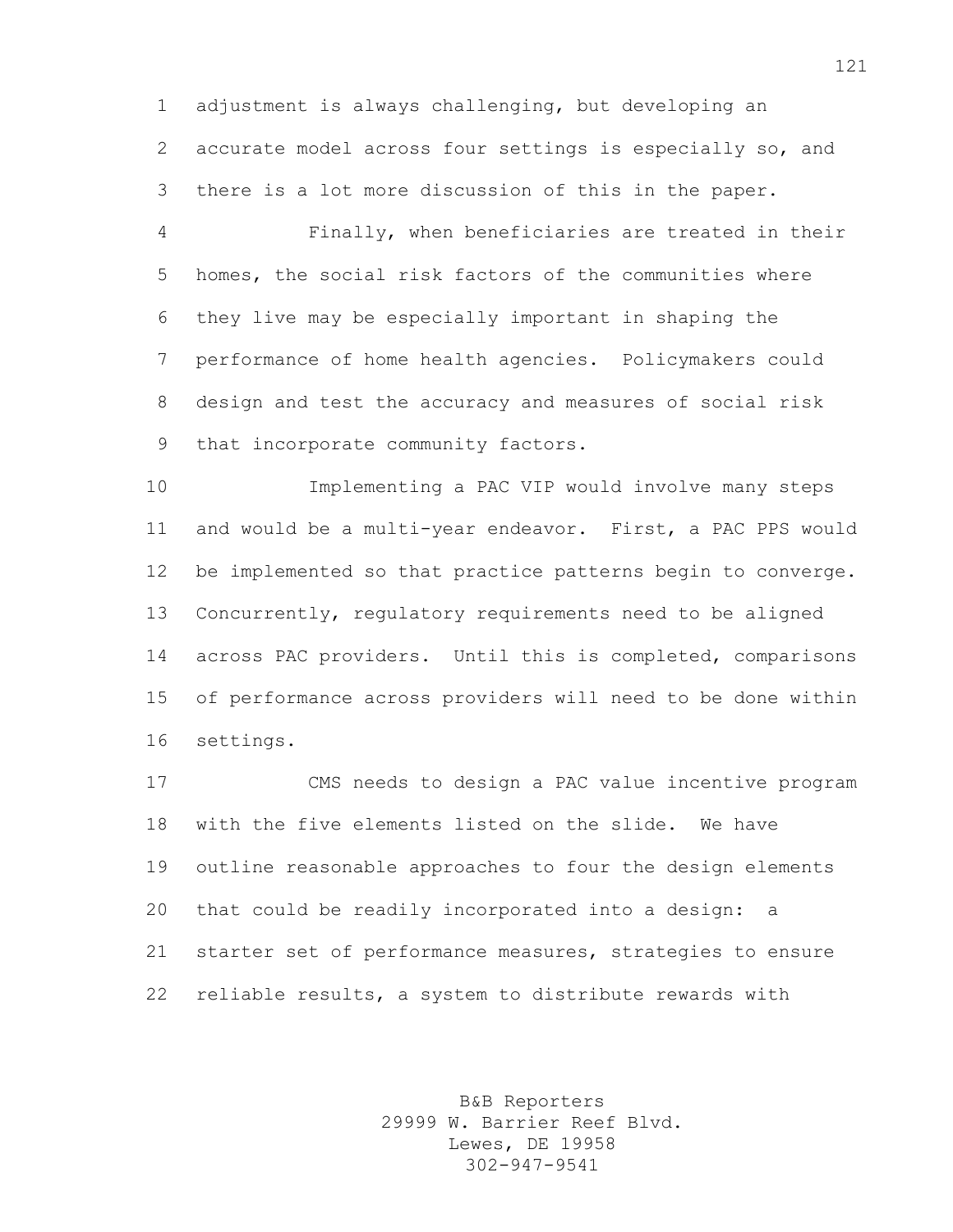adjustment is always challenging, but developing an accurate model across four settings is especially so, and there is a lot more discussion of this in the paper.

Finally, when beneficiaries are treated in their homes, the social risk factors of the communities where they live may be especially important in shaping the performance of home health agencies. Policymakers could design and test the accuracy and measures of social risk that incorporate community factors.

Implementing a PAC VIP would involve many steps and would be a multi-year endeavor. First, a PAC PPS would be implemented so that practice patterns begin to converge. Concurrently, regulatory requirements need to be aligned across PAC providers. Until this is completed, comparisons of performance across providers will need to be done within settings.

CMS needs to design a PAC value incentive program with the five elements listed on the slide. We have outline reasonable approaches to four the design elements that could be readily incorporated into a design: a starter set of performance measures, strategies to ensure reliable results, a system to distribute rewards with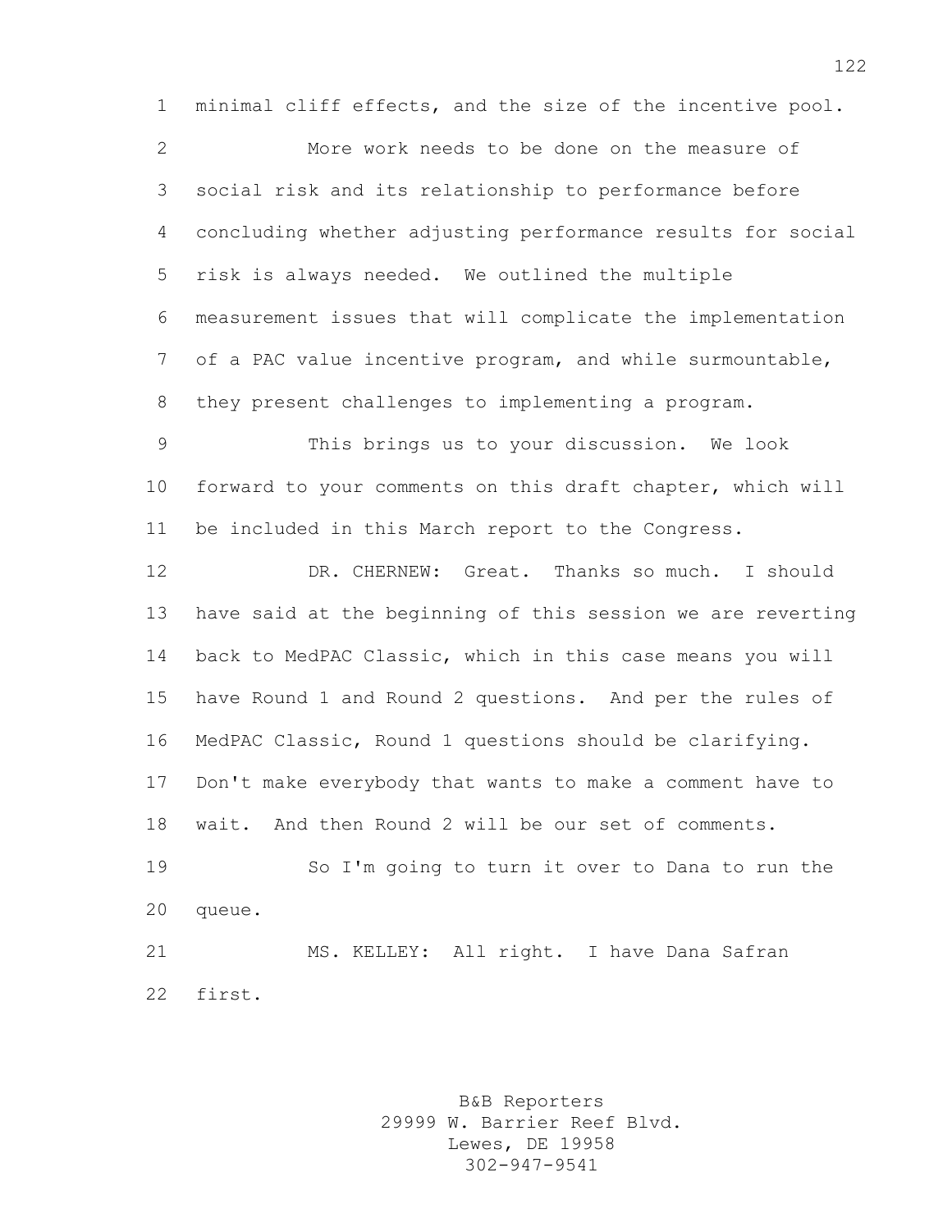minimal cliff effects, and the size of the incentive pool.

More work needs to be done on the measure of social risk and its relationship to performance before concluding whether adjusting performance results for social risk is always needed. We outlined the multiple measurement issues that will complicate the implementation of a PAC value incentive program, and while surmountable, they present challenges to implementing a program.

This brings us to your discussion. We look forward to your comments on this draft chapter, which will be included in this March report to the Congress.

DR. CHERNEW: Great. Thanks so much. I should have said at the beginning of this session we are reverting back to MedPAC Classic, which in this case means you will have Round 1 and Round 2 questions. And per the rules of MedPAC Classic, Round 1 questions should be clarifying. Don't make everybody that wants to make a comment have to wait. And then Round 2 will be our set of comments.

So I'm going to turn it over to Dana to run the queue.

MS. KELLEY: All right. I have Dana Safran first.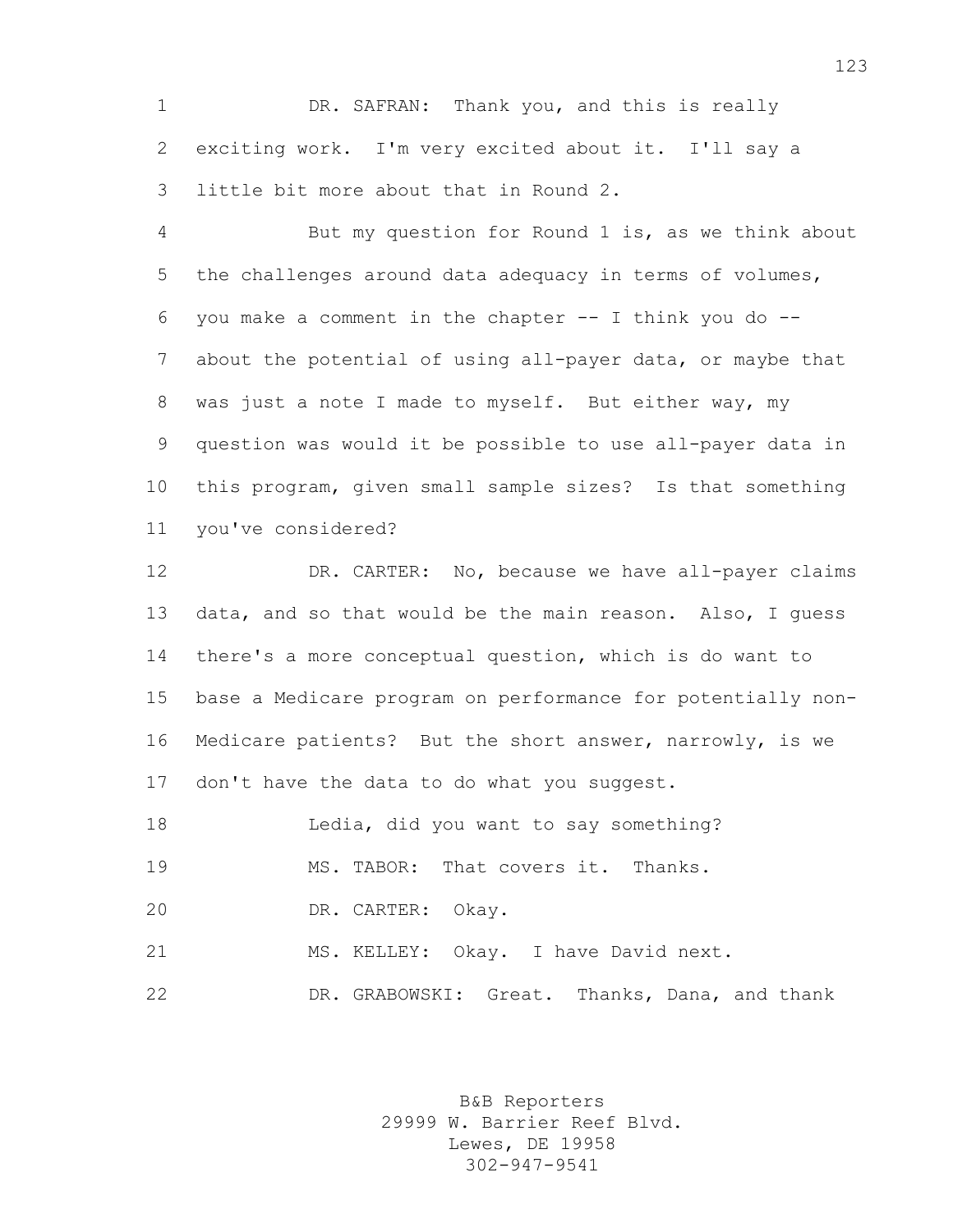DR. SAFRAN: Thank you, and this is really exciting work. I'm very excited about it. I'll say a little bit more about that in Round 2.

But my question for Round 1 is, as we think about the challenges around data adequacy in terms of volumes, you make a comment in the chapter -- I think you do -- about the potential of using all-payer data, or maybe that was just a note I made to myself. But either way, my question was would it be possible to use all-payer data in this program, given small sample sizes? Is that something you've considered?

DR. CARTER: No, because we have all-payer claims data, and so that would be the main reason. Also, I guess there's a more conceptual question, which is do want to base a Medicare program on performance for potentially non-Medicare patients? But the short answer, narrowly, is we don't have the data to do what you suggest.

Ledia, did you want to say something?

MS. TABOR: That covers it. Thanks.

DR. CARTER: Okay.

MS. KELLEY: Okay. I have David next.

DR. GRABOWSKI: Great. Thanks, Dana, and thank

B&B Reporters
29999 W. Barrier Reef Blvd.
Lewes, DE 19958
302-947-9541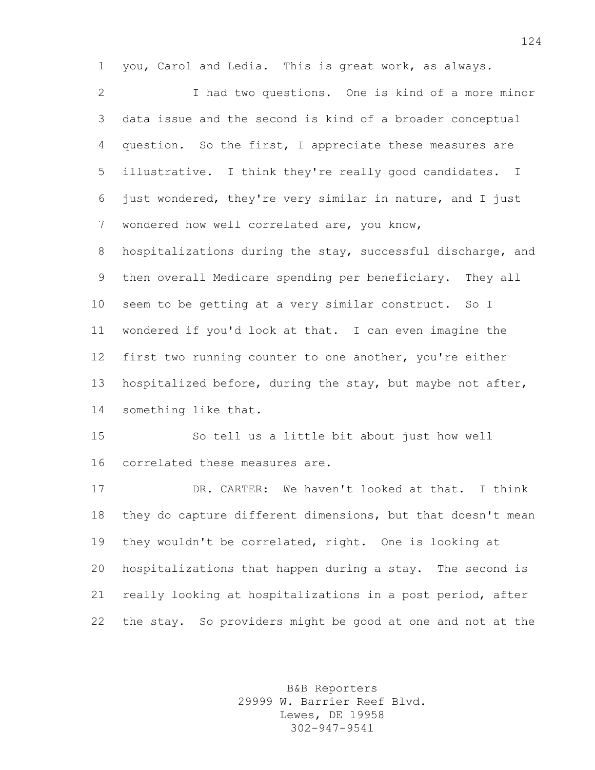you, Carol and Ledia. This is great work, as always.

I had two questions. One is kind of a more minor data issue and the second is kind of a broader conceptual question. So the first, I appreciate these measures are illustrative. I think they're really good candidates. I just wondered, they're very similar in nature, and I just wondered how well correlated are, you know, hospitalizations during the stay, successful discharge, and then overall Medicare spending per beneficiary. They all seem to be getting at a very similar construct. So I wondered if you'd look at that. I can even imagine the first two running counter to one another, you're either hospitalized before, during the stay, but maybe not after, something like that.

So tell us a little bit about just how well correlated these measures are.

DR. CARTER: We haven't looked at that. I think they do capture different dimensions, but that doesn't mean they wouldn't be correlated, right. One is looking at hospitalizations that happen during a stay. The second is really looking at hospitalizations in a post period, after the stay. So providers might be good at one and not at the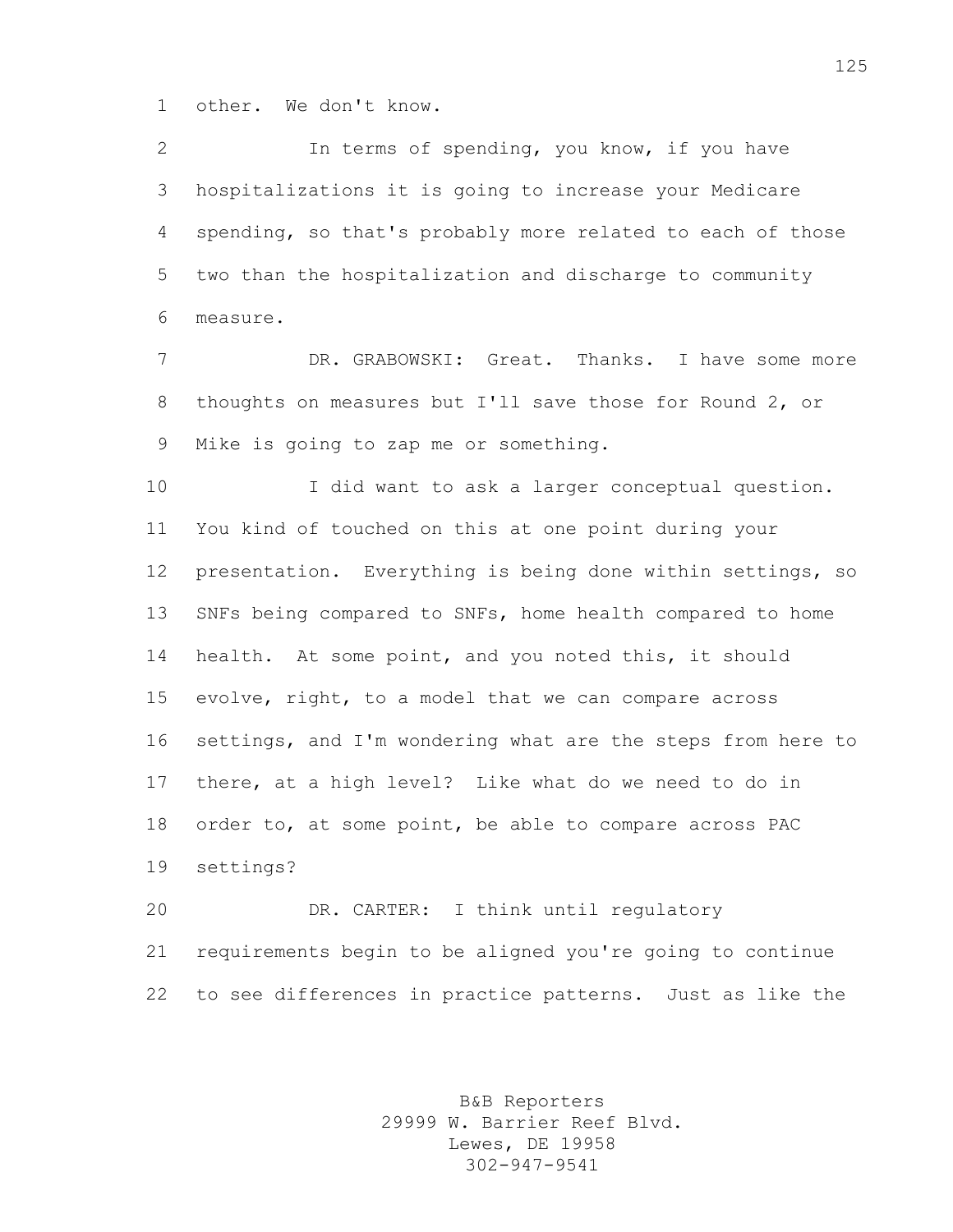other. We don't know.

In terms of spending, you know, if you have hospitalizations it is going to increase your Medicare spending, so that's probably more related to each of those two than the hospitalization and discharge to community measure.

DR. GRABOWSKI: Great. Thanks. I have some more thoughts on measures but I'll save those for Round 2, or Mike is going to zap me or something.

I did want to ask a larger conceptual question. You kind of touched on this at one point during your presentation. Everything is being done within settings, so SNFs being compared to SNFs, home health compared to home health. At some point, and you noted this, it should evolve, right, to a model that we can compare across settings, and I'm wondering what are the steps from here to there, at a high level? Like what do we need to do in order to, at some point, be able to compare across PAC settings?

DR. CARTER: I think until regulatory requirements begin to be aligned you're going to continue to see differences in practice patterns. Just as like the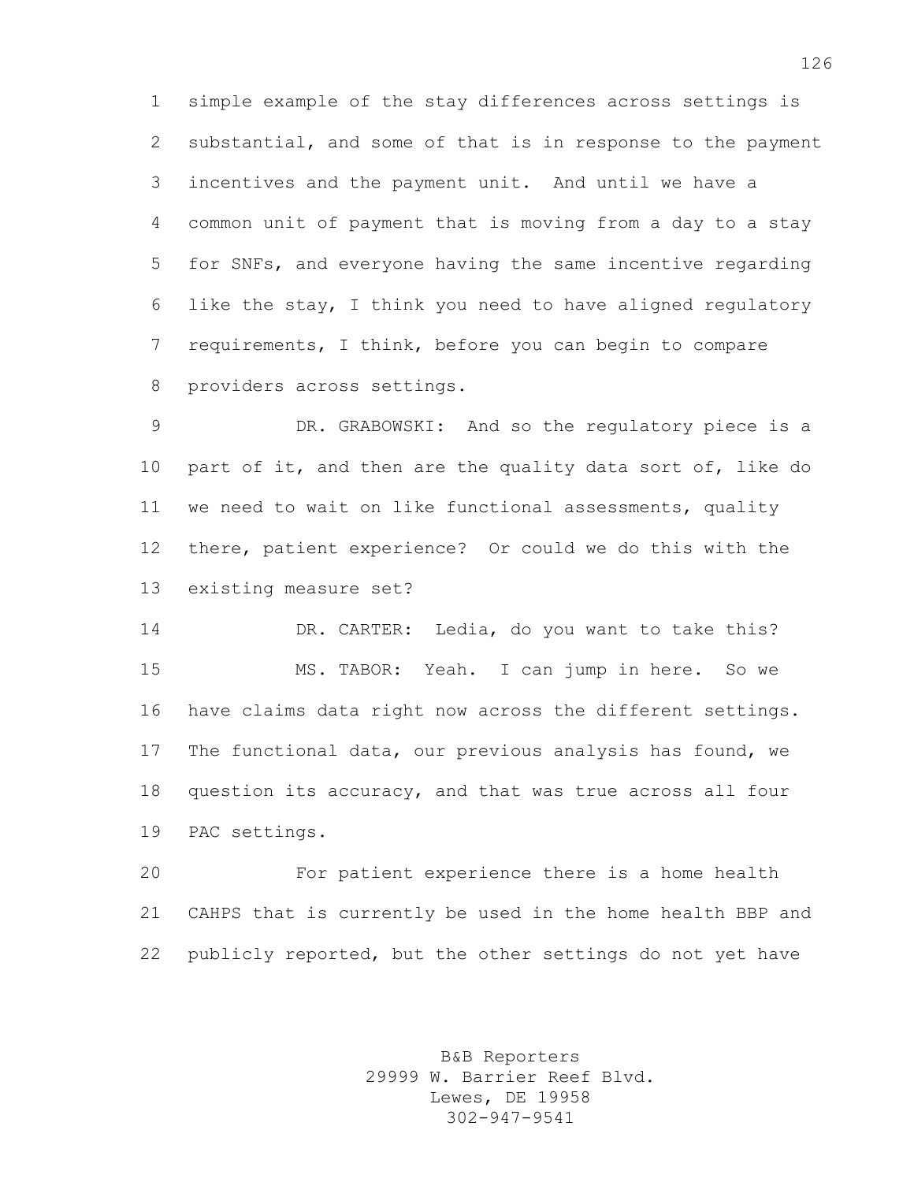simple example of the stay differences across settings is substantial, and some of that is in response to the payment incentives and the payment unit. And until we have a common unit of payment that is moving from a day to a stay for SNFs, and everyone having the same incentive regarding like the stay, I think you need to have aligned regulatory requirements, I think, before you can begin to compare providers across settings.

DR. GRABOWSKI: And so the regulatory piece is a part of it, and then are the quality data sort of, like do we need to wait on like functional assessments, quality there, patient experience? Or could we do this with the existing measure set?

DR. CARTER: Ledia, do you want to take this?

MS. TABOR: Yeah. I can jump in here. So we have claims data right now across the different settings. The functional data, our previous analysis has found, we question its accuracy, and that was true across all four PAC settings.

For patient experience there is a home health CAHPS that is currently be used in the home health BBP and publicly reported, but the other settings do not yet have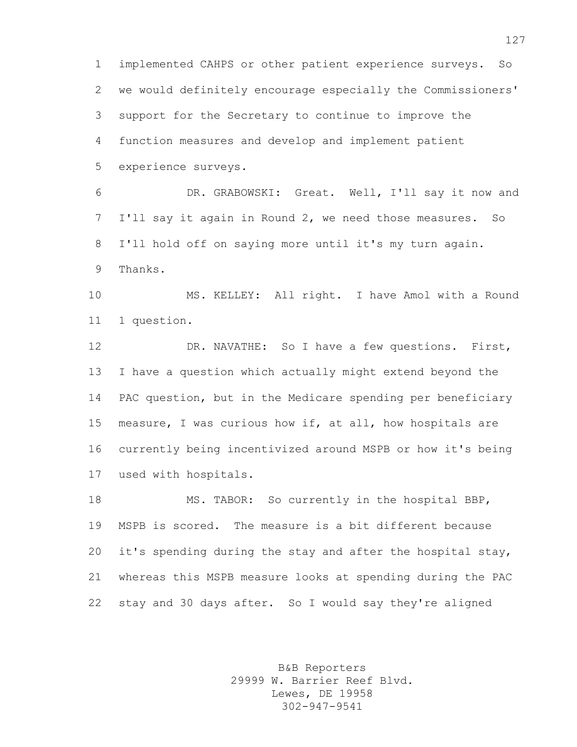implemented CAHPS or other patient experience surveys. So we would definitely encourage especially the Commissioners' support for the Secretary to continue to improve the function measures and develop and implement patient experience surveys.

DR. GRABOWSKI: Great. Well, I'll say it now and I'll say it again in Round 2, we need those measures. So I'll hold off on saying more until it's my turn again. Thanks.

MS. KELLEY: All right. I have Amol with a Round 1 question.

DR. NAVATHE: So I have a few questions. First, I have a question which actually might extend beyond the PAC question, but in the Medicare spending per beneficiary measure, I was curious how if, at all, how hospitals are currently being incentivized around MSPB or how it's being used with hospitals.

MS. TABOR: So currently in the hospital BBP, MSPB is scored. The measure is a bit different because it's spending during the stay and after the hospital stay, whereas this MSPB measure looks at spending during the PAC stay and 30 days after. So I would say they're aligned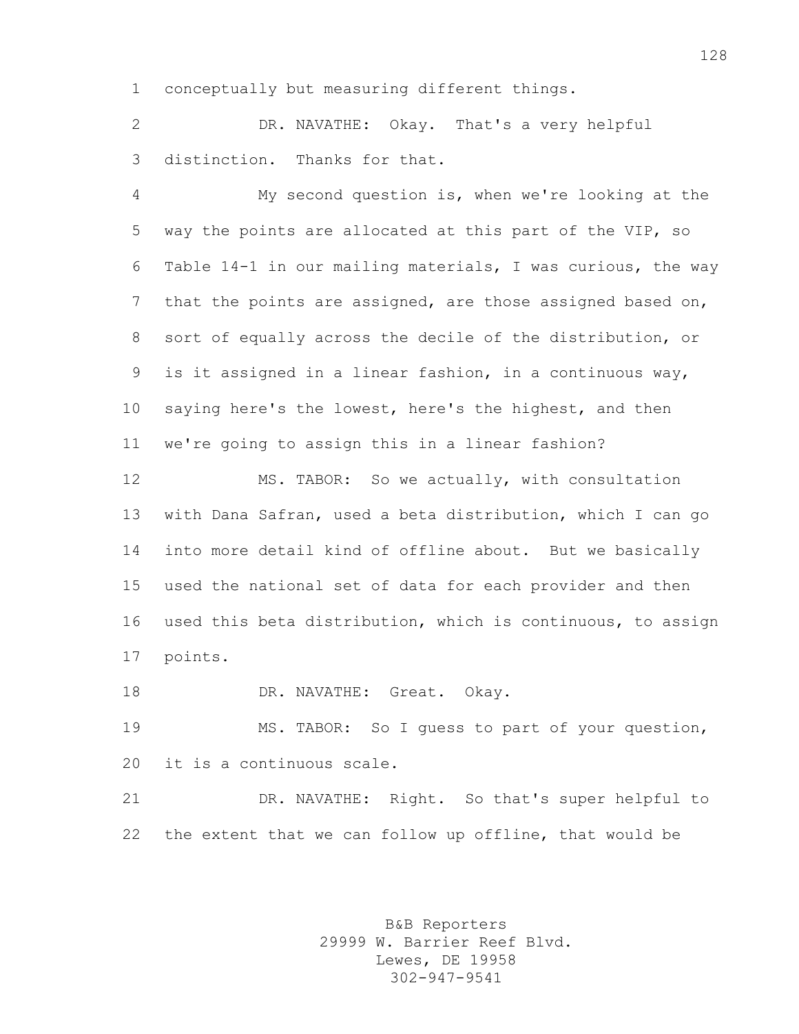conceptually but measuring different things.

DR. NAVATHE: Okay. That's a very helpful distinction. Thanks for that.

My second question is, when we're looking at the way the points are allocated at this part of the VIP, so Table 14-1 in our mailing materials, I was curious, the way that the points are assigned, are those assigned based on, sort of equally across the decile of the distribution, or is it assigned in a linear fashion, in a continuous way, saying here's the lowest, here's the highest, and then we're going to assign this in a linear fashion?

MS. TABOR: So we actually, with consultation with Dana Safran, used a beta distribution, which I can go into more detail kind of offline about. But we basically used the national set of data for each provider and then used this beta distribution, which is continuous, to assign points.

DR. NAVATHE: Great. Okay.

MS. TABOR: So I guess to part of your question, it is a continuous scale.

DR. NAVATHE: Right. So that's super helpful to the extent that we can follow up offline, that would be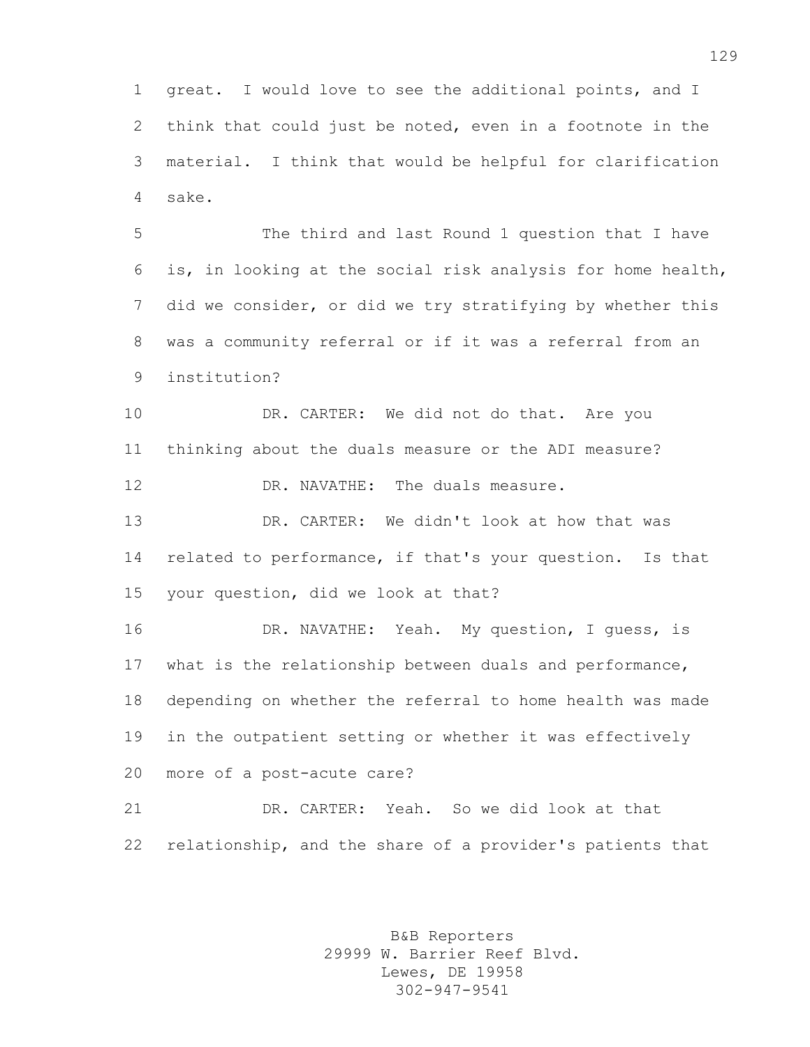great. I would love to see the additional points, and I think that could just be noted, even in a footnote in the material. I think that would be helpful for clarification sake.

The third and last Round 1 question that I have is, in looking at the social risk analysis for home health, did we consider, or did we try stratifying by whether this was a community referral or if it was a referral from an institution?

DR. CARTER: We did not do that. Are you thinking about the duals measure or the ADI measure?

DR. NAVATHE: The duals measure.

DR. CARTER: We didn't look at how that was related to performance, if that's your question. Is that your question, did we look at that?

DR. NAVATHE: Yeah. My question, I guess, is what is the relationship between duals and performance, depending on whether the referral to home health was made in the outpatient setting or whether it was effectively more of a post-acute care?

DR. CARTER: Yeah. So we did look at that relationship, and the share of a provider's patients that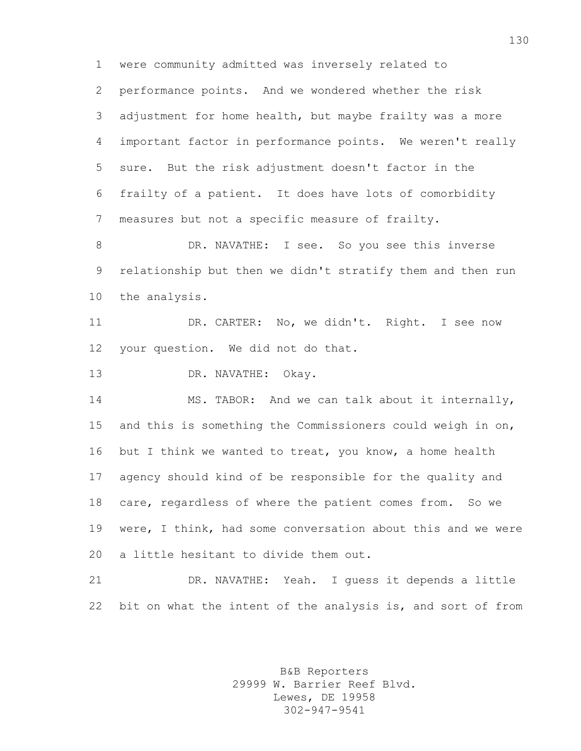were community admitted was inversely related to performance points. And we wondered whether the risk adjustment for home health, but maybe frailty was a more important factor in performance points. We weren't really sure. But the risk adjustment doesn't factor in the frailty of a patient. It does have lots of comorbidity measures but not a specific measure of frailty.

DR. NAVATHE: I see. So you see this inverse relationship but then we didn't stratify them and then run the analysis.

DR. CARTER: No, we didn't. Right. I see now your question. We did not do that.

DR. NAVATHE: Okay.

MS. TABOR: And we can talk about it internally, and this is something the Commissioners could weigh in on, but I think we wanted to treat, you know, a home health agency should kind of be responsible for the quality and care, regardless of where the patient comes from. So we were, I think, had some conversation about this and we were a little hesitant to divide them out.

DR. NAVATHE: Yeah. I guess it depends a little bit on what the intent of the analysis is, and sort of from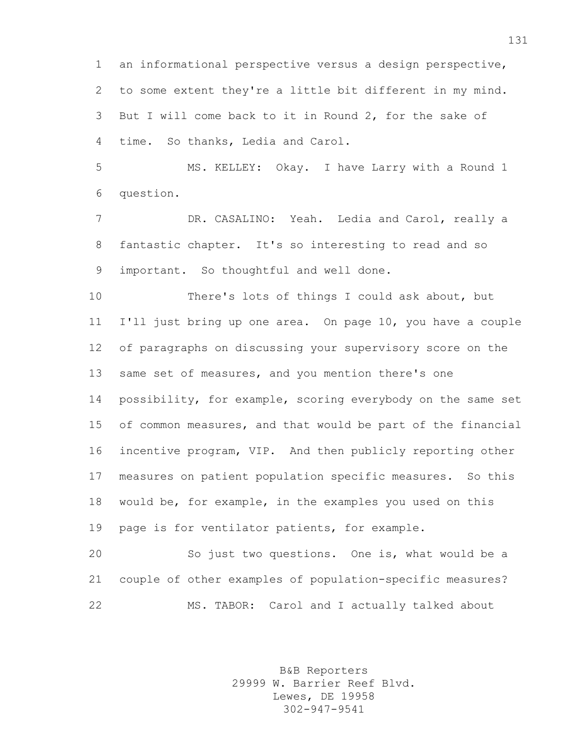an informational perspective versus a design perspective, to some extent they're a little bit different in my mind. But I will come back to it in Round 2, for the sake of time. So thanks, Ledia and Carol.

MS. KELLEY: Okay. I have Larry with a Round 1 question.

DR. CASALINO: Yeah. Ledia and Carol, really a fantastic chapter. It's so interesting to read and so important. So thoughtful and well done.

There's lots of things I could ask about, but I'll just bring up one area. On page 10, you have a couple of paragraphs on discussing your supervisory score on the same set of measures, and you mention there's one possibility, for example, scoring everybody on the same set of common measures, and that would be part of the financial incentive program, VIP. And then publicly reporting other measures on patient population specific measures. So this would be, for example, in the examples you used on this page is for ventilator patients, for example.

So just two questions. One is, what would be a couple of other examples of population-specific measures?

MS. TABOR: Carol and I actually talked about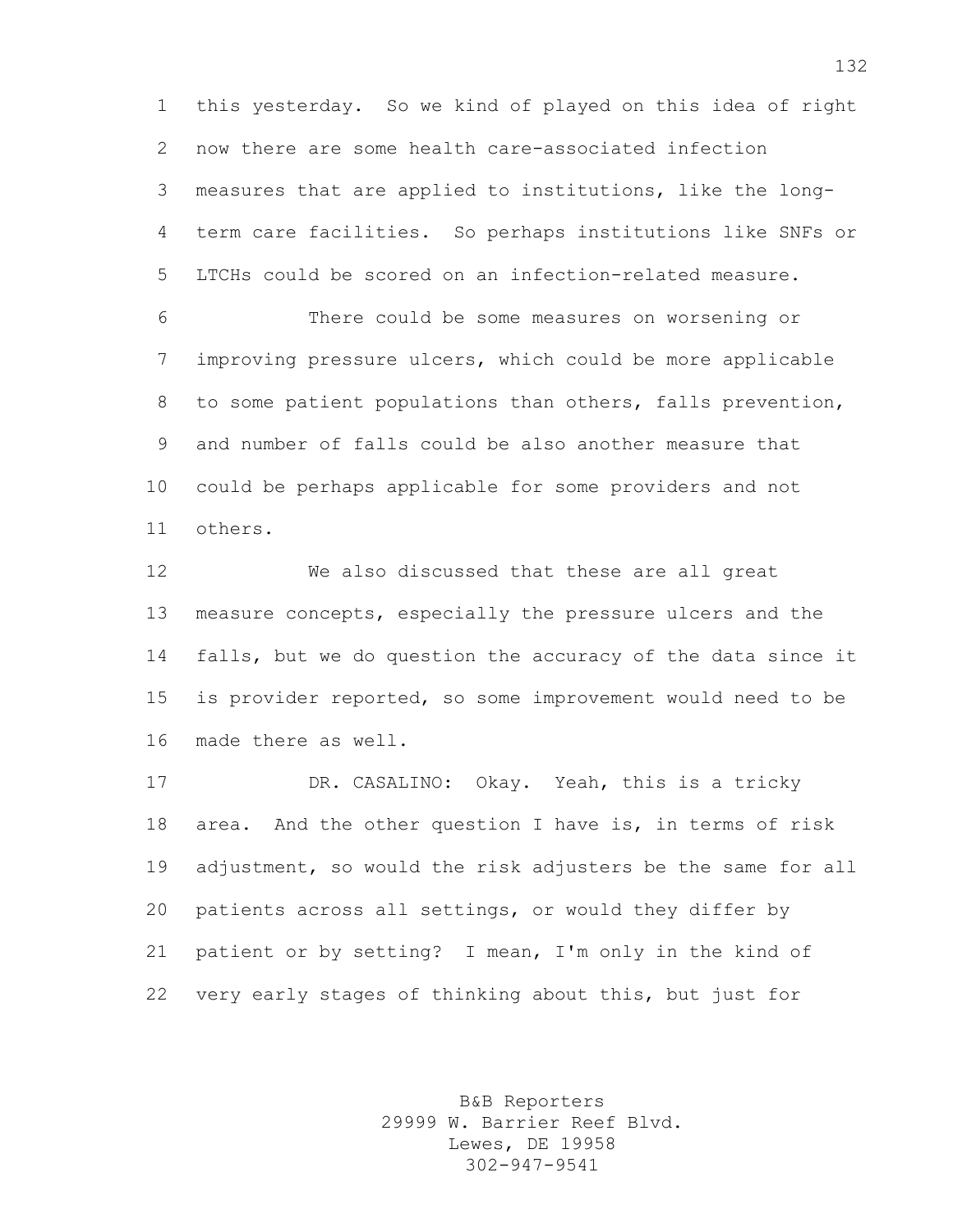this yesterday. So we kind of played on this idea of right now there are some health care-associated infection measures that are applied to institutions, like the long-term care facilities. So perhaps institutions like SNFs or LTCHs could be scored on an infection-related measure.

There could be some measures on worsening or improving pressure ulcers, which could be more applicable to some patient populations than others, falls prevention, and number of falls could be also another measure that could be perhaps applicable for some providers and not others.

We also discussed that these are all great measure concepts, especially the pressure ulcers and the falls, but we do question the accuracy of the data since it is provider reported, so some improvement would need to be made there as well.

DR. CASALINO: Okay. Yeah, this is a tricky area. And the other question I have is, in terms of risk adjustment, so would the risk adjusters be the same for all patients across all settings, or would they differ by patient or by setting? I mean, I'm only in the kind of very early stages of thinking about this, but just for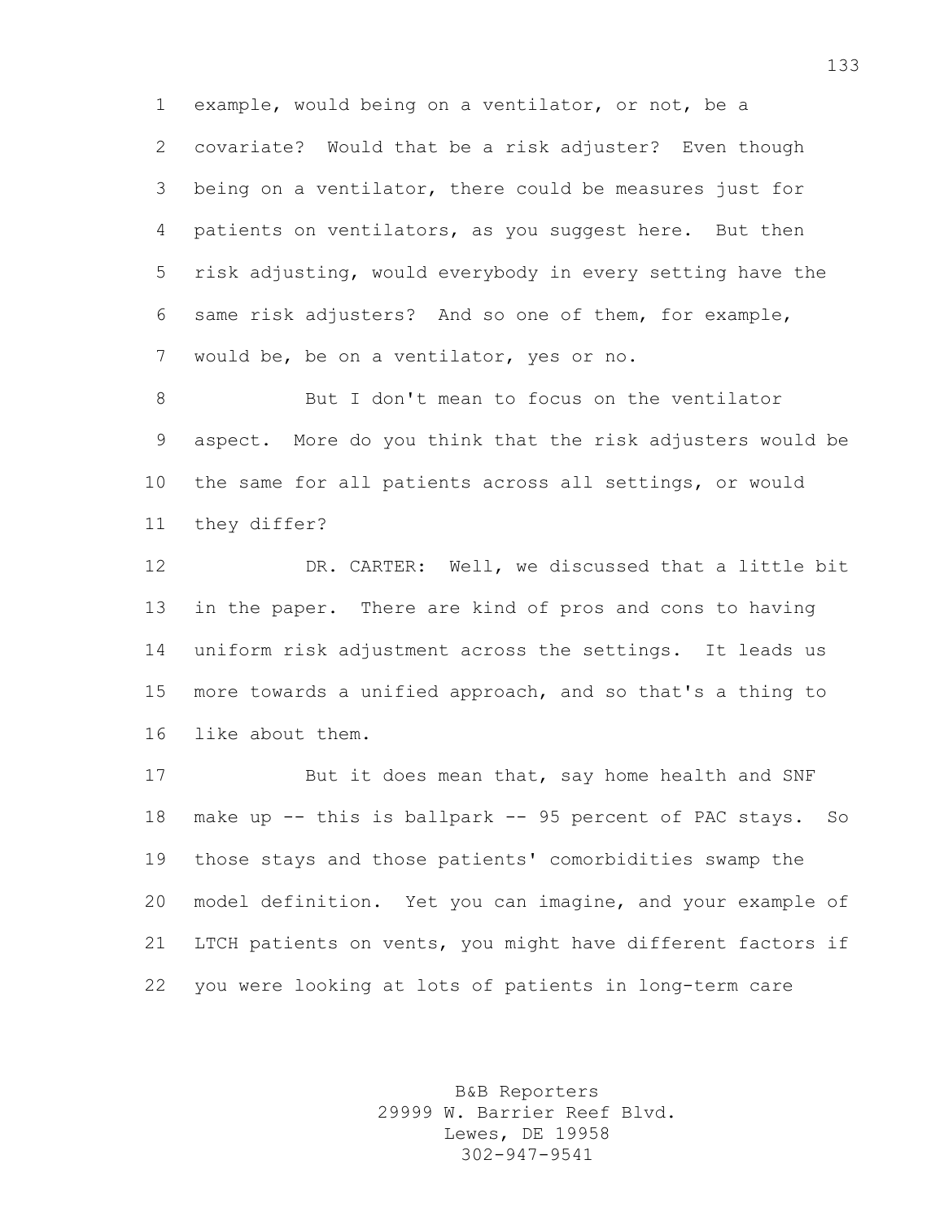example, would being on a ventilator, or not, be a covariate? Would that be a risk adjuster? Even though being on a ventilator, there could be measures just for patients on ventilators, as you suggest here. But then risk adjusting, would everybody in every setting have the same risk adjusters? And so one of them, for example, would be, be on a ventilator, yes or no.

But I don't mean to focus on the ventilator aspect. More do you think that the risk adjusters would be the same for all patients across all settings, or would they differ?

DR. CARTER: Well, we discussed that a little bit in the paper. There are kind of pros and cons to having uniform risk adjustment across the settings. It leads us more towards a unified approach, and so that's a thing to like about them.

But it does mean that, say home health and SNF make up -- this is ballpark -- 95 percent of PAC stays. So those stays and those patients' comorbidities swamp the model definition. Yet you can imagine, and your example of LTCH patients on vents, you might have different factors if you were looking at lots of patients in long-term care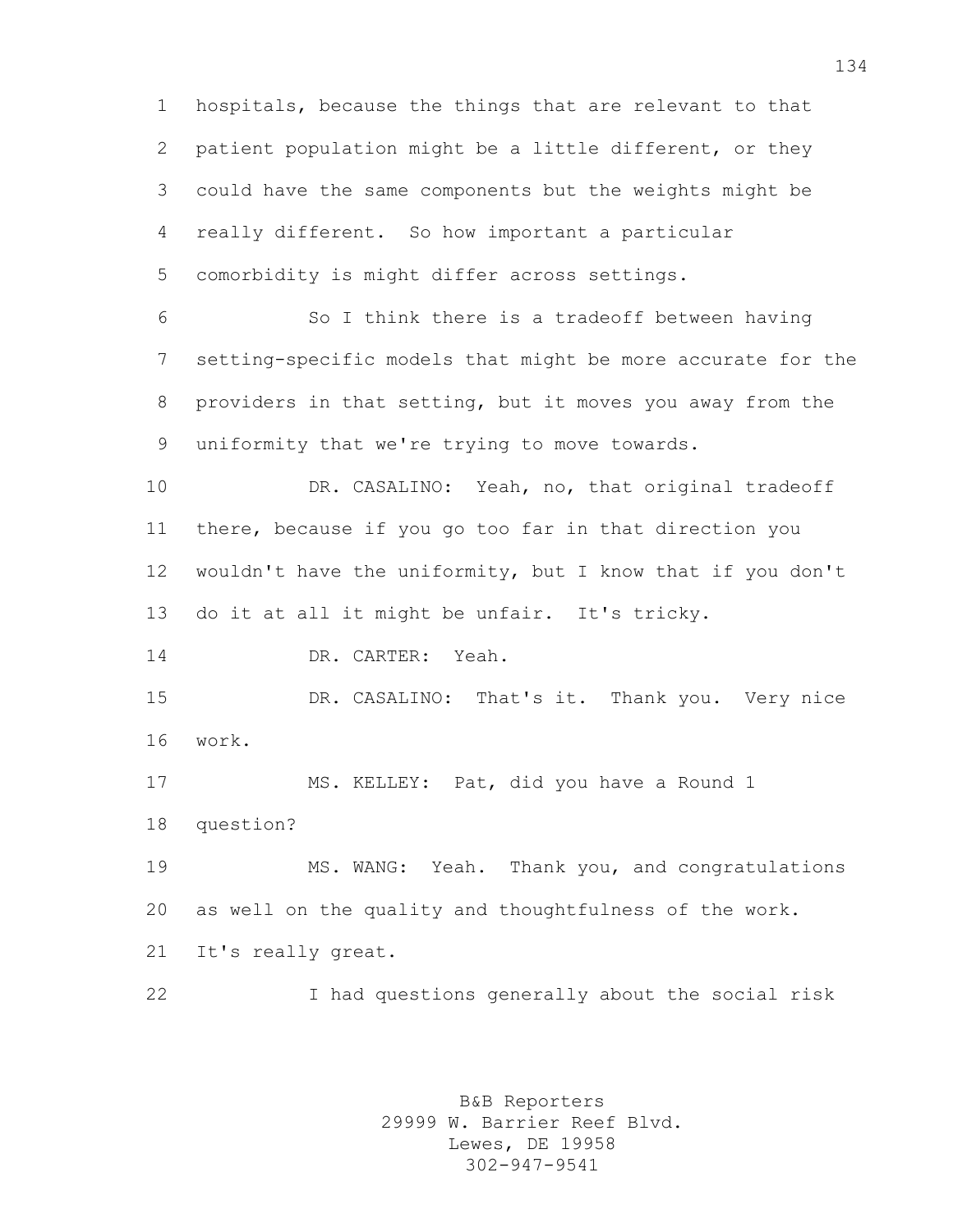hospitals, because the things that are relevant to that patient population might be a little different, or they could have the same components but the weights might be really different. So how important a particular comorbidity is might differ across settings.

So I think there is a tradeoff between having setting-specific models that might be more accurate for the providers in that setting, but it moves you away from the uniformity that we're trying to move towards.

DR. CASALINO: Yeah, no, that original tradeoff there, because if you go too far in that direction you wouldn't have the uniformity, but I know that if you don't do it at all it might be unfair. It's tricky.

DR. CARTER: Yeah.

DR. CASALINO: That's it. Thank you. Very nice work.

MS. KELLEY: Pat, did you have a Round 1 question?

MS. WANG: Yeah. Thank you, and congratulations as well on the quality and thoughtfulness of the work. It's really great.

I had questions generally about the social risk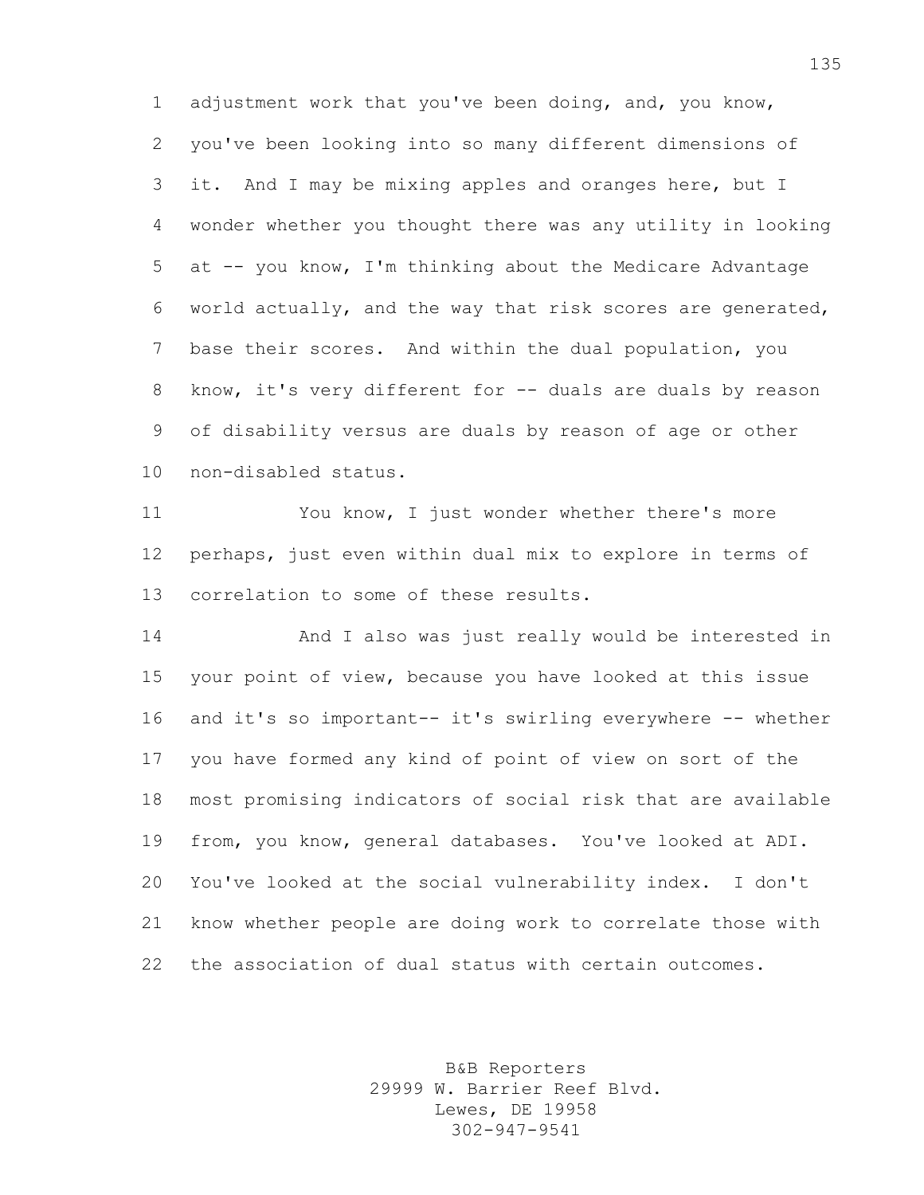adjustment work that you've been doing, and, you know, you've been looking into so many different dimensions of it. And I may be mixing apples and oranges here, but I wonder whether you thought there was any utility in looking at -- you know, I'm thinking about the Medicare Advantage world actually, and the way that risk scores are generated, base their scores. And within the dual population, you know, it's very different for -- duals are duals by reason of disability versus are duals by reason of age or other non-disabled status.

You know, I just wonder whether there's more perhaps, just even within dual mix to explore in terms of correlation to some of these results.

And I also was just really would be interested in your point of view, because you have looked at this issue and it's so important-- it's swirling everywhere -- whether you have formed any kind of point of view on sort of the most promising indicators of social risk that are available from, you know, general databases. You've looked at ADI. You've looked at the social vulnerability index. I don't know whether people are doing work to correlate those with the association of dual status with certain outcomes.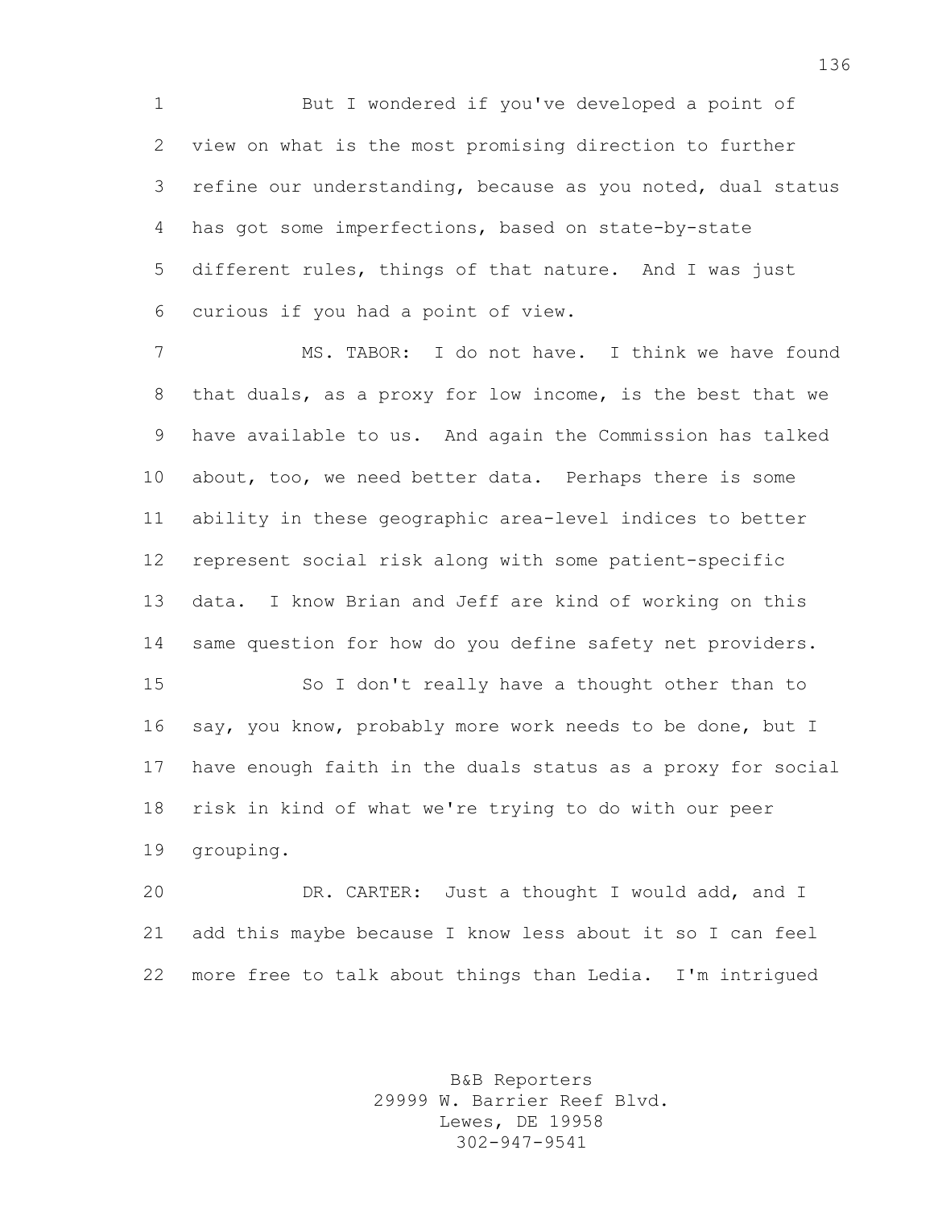But I wondered if you've developed a point of view on what is the most promising direction to further refine our understanding, because as you noted, dual status has got some imperfections, based on state-by-state different rules, things of that nature. And I was just curious if you had a point of view.

MS. TABOR: I do not have. I think we have found that duals, as a proxy for low income, is the best that we have available to us. And again the Commission has talked about, too, we need better data. Perhaps there is some ability in these geographic area-level indices to better represent social risk along with some patient-specific data. I know Brian and Jeff are kind of working on this same question for how do you define safety net providers.

So I don't really have a thought other than to say, you know, probably more work needs to be done, but I have enough faith in the duals status as a proxy for social risk in kind of what we're trying to do with our peer grouping.

DR. CARTER: Just a thought I would add, and I add this maybe because I know less about it so I can feel more free to talk about things than Ledia. I'm intrigued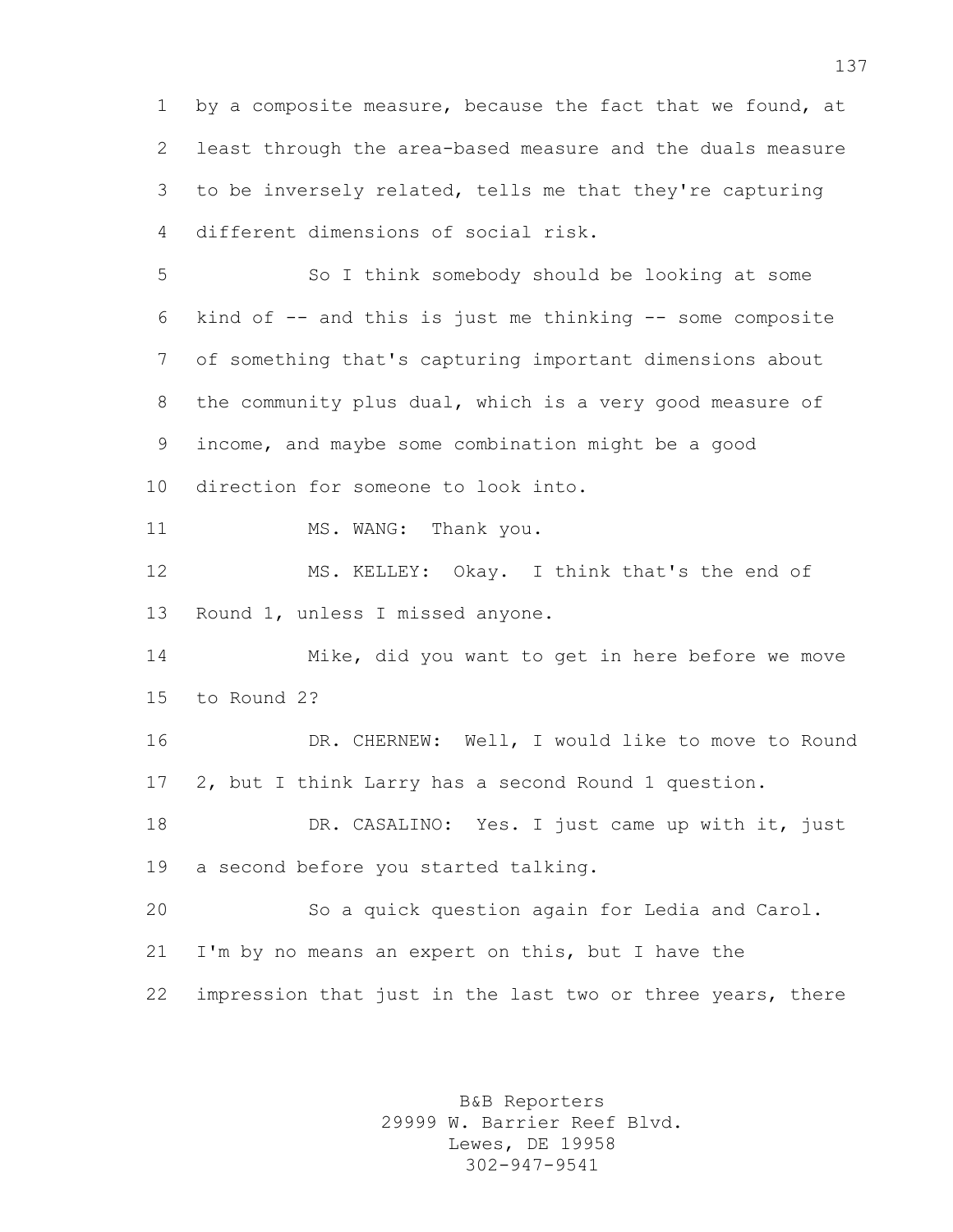by a composite measure, because the fact that we found, at least through the area-based measure and the duals measure to be inversely related, tells me that they're capturing different dimensions of social risk.

So I think somebody should be looking at some kind of -- and this is just me thinking -- some composite of something that's capturing important dimensions about the community plus dual, which is a very good measure of income, and maybe some combination might be a good direction for someone to look into.

MS. WANG: Thank you.

MS. KELLEY: Okay. I think that's the end of Round 1, unless I missed anyone.

Mike, did you want to get in here before we move to Round 2?

DR. CHERNEW: Well, I would like to move to Round 2, but I think Larry has a second Round 1 question.

DR. CASALINO: Yes. I just came up with it, just a second before you started talking.

So a quick question again for Ledia and Carol. I'm by no means an expert on this, but I have the impression that just in the last two or three years, there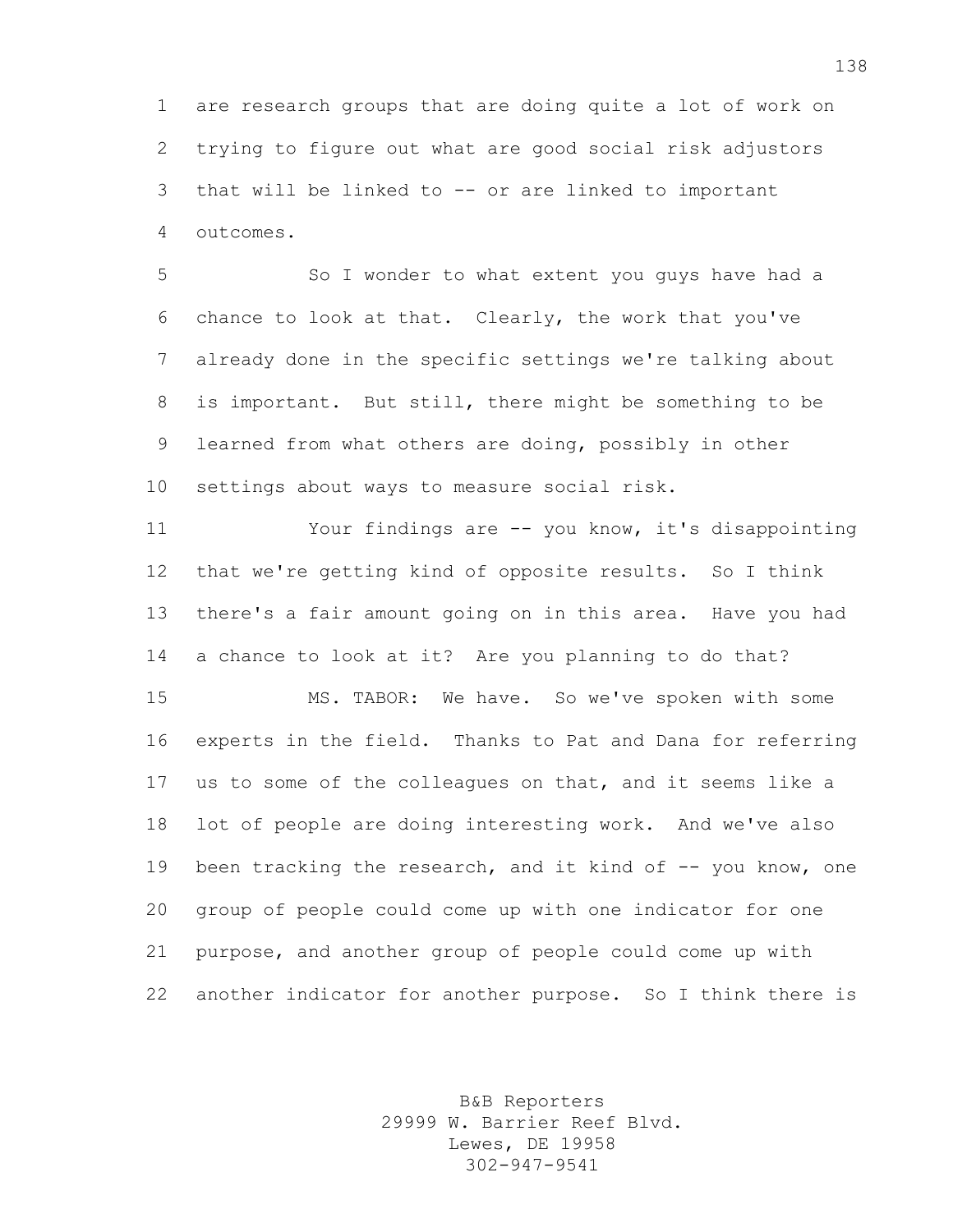are research groups that are doing quite a lot of work on trying to figure out what are good social risk adjustors that will be linked to -- or are linked to important outcomes.

So I wonder to what extent you guys have had a chance to look at that. Clearly, the work that you've already done in the specific settings we're talking about is important. But still, there might be something to be learned from what others are doing, possibly in other settings about ways to measure social risk.

Your findings are -- you know, it's disappointing that we're getting kind of opposite results. So I think there's a fair amount going on in this area. Have you had a chance to look at it? Are you planning to do that?

MS. TABOR: We have. So we've spoken with some experts in the field. Thanks to Pat and Dana for referring us to some of the colleagues on that, and it seems like a lot of people are doing interesting work. And we've also been tracking the research, and it kind of -- you know, one group of people could come up with one indicator for one purpose, and another group of people could come up with another indicator for another purpose. So I think there is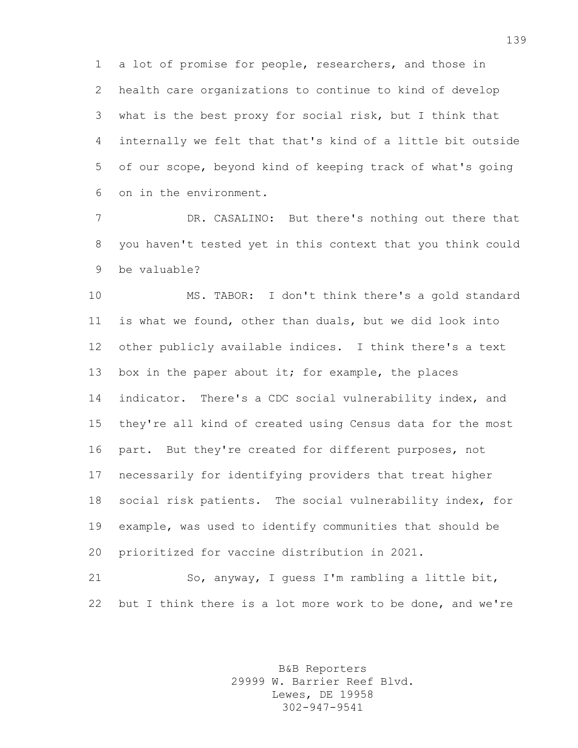a lot of promise for people, researchers, and those in health care organizations to continue to kind of develop what is the best proxy for social risk, but I think that internally we felt that that's kind of a little bit outside of our scope, beyond kind of keeping track of what's going on in the environment.

DR. CASALINO: But there's nothing out there that you haven't tested yet in this context that you think could be valuable?

MS. TABOR: I don't think there's a gold standard is what we found, other than duals, but we did look into other publicly available indices. I think there's a text box in the paper about it; for example, the places indicator. There's a CDC social vulnerability index, and they're all kind of created using Census data for the most part. But they're created for different purposes, not necessarily for identifying providers that treat higher social risk patients. The social vulnerability index, for example, was used to identify communities that should be prioritized for vaccine distribution in 2021.

So, anyway, I guess I'm rambling a little bit, but I think there is a lot more work to be done, and we're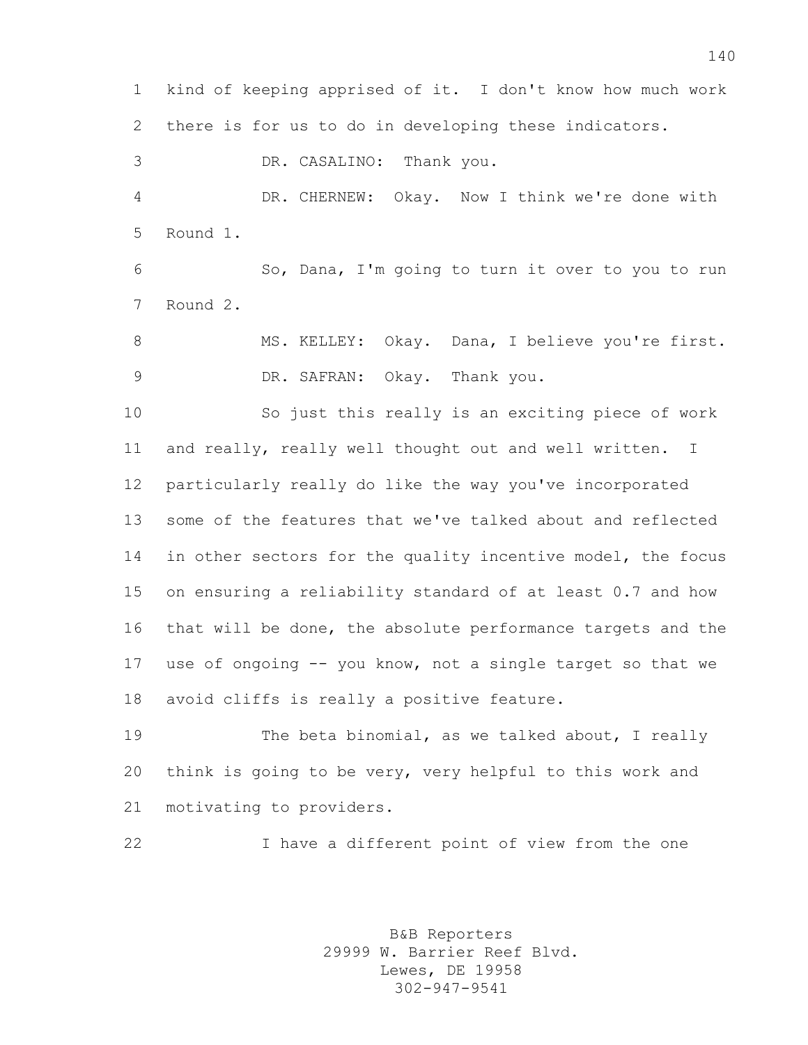kind of keeping apprised of it. I don't know how much work there is for us to do in developing these indicators.

DR. CASALINO: Thank you.

DR. CHERNEW: Okay. Now I think we're done with Round 1.

So, Dana, I'm going to turn it over to you to run Round 2.

MS. KELLEY: Okay. Dana, I believe you're first.

DR. SAFRAN: Okay. Thank you.

So just this really is an exciting piece of work and really, really well thought out and well written. I particularly really do like the way you've incorporated some of the features that we've talked about and reflected in other sectors for the quality incentive model, the focus on ensuring a reliability standard of at least 0.7 and how that will be done, the absolute performance targets and the use of ongoing -- you know, not a single target so that we avoid cliffs is really a positive feature.

The beta binomial, as we talked about, I really think is going to be very, very helpful to this work and motivating to providers.

I have a different point of view from the one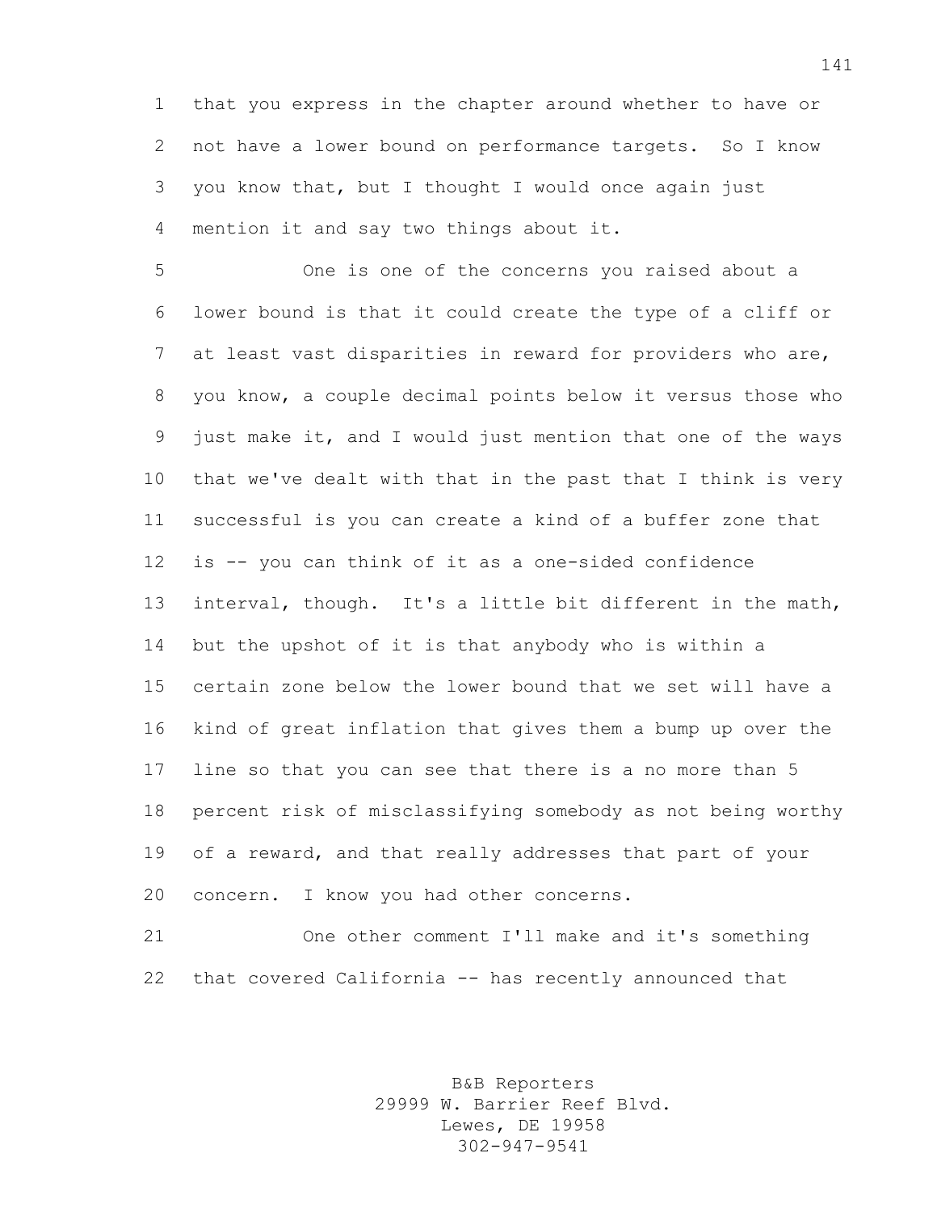that you express in the chapter around whether to have or not have a lower bound on performance targets. So I know you know that, but I thought I would once again just mention it and say two things about it.

One is one of the concerns you raised about a lower bound is that it could create the type of a cliff or at least vast disparities in reward for providers who are, you know, a couple decimal points below it versus those who just make it, and I would just mention that one of the ways that we've dealt with that in the past that I think is very successful is you can create a kind of a buffer zone that is -- you can think of it as a one-sided confidence interval, though. It's a little bit different in the math, but the upshot of it is that anybody who is within a certain zone below the lower bound that we set will have a kind of great inflation that gives them a bump up over the line so that you can see that there is a no more than 5 percent risk of misclassifying somebody as not being worthy of a reward, and that really addresses that part of your concern. I know you had other concerns.

One other comment I'll make and it's something that covered California -- has recently announced that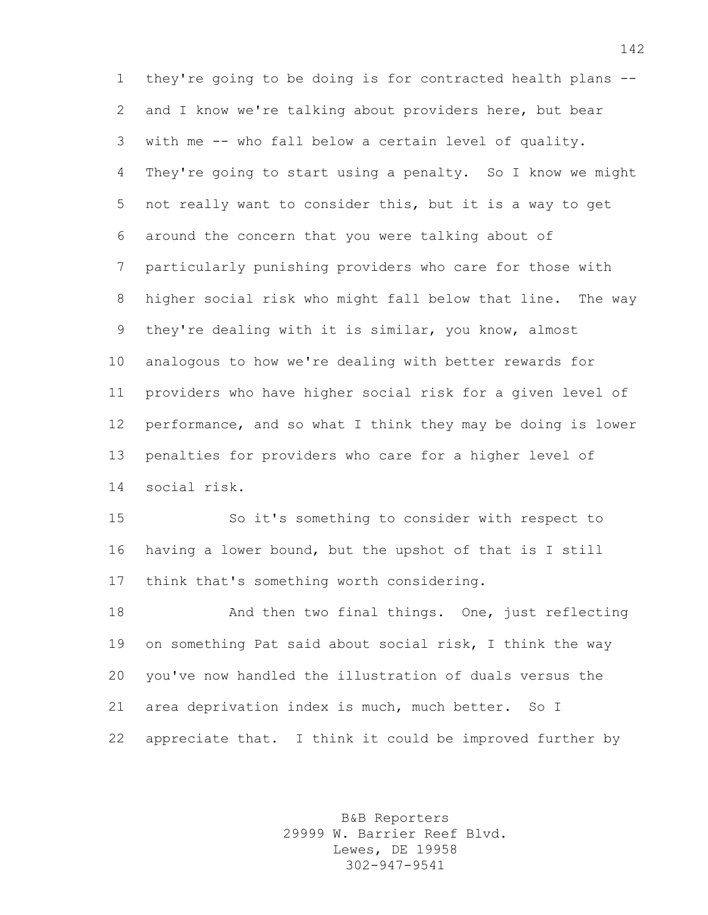they're going to be doing is for contracted health plans -- and I know we're talking about providers here, but bear with me -- who fall below a certain level of quality. They're going to start using a penalty. So I know we might not really want to consider this, but it is a way to get around the concern that you were talking about of particularly punishing providers who care for those with higher social risk who might fall below that line. The way they're dealing with it is similar, you know, almost analogous to how we're dealing with better rewards for providers who have higher social risk for a given level of performance, and so what I think they may be doing is lower penalties for providers who care for a higher level of social risk.

So it's something to consider with respect to having a lower bound, but the upshot of that is I still think that's something worth considering.

And then two final things. One, just reflecting on something Pat said about social risk, I think the way you've now handled the illustration of duals versus the area deprivation index is much, much better. So I appreciate that. I think it could be improved further by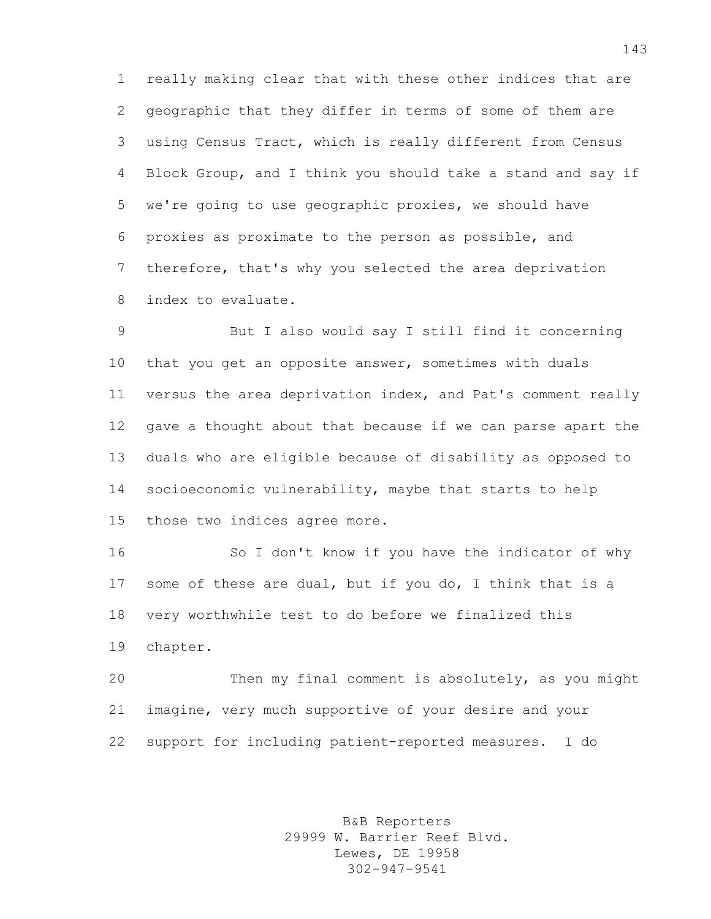really making clear that with these other indices that are geographic that they differ in terms of some of them are using Census Tract, which is really different from Census Block Group, and I think you should take a stand and say if we're going to use geographic proxies, we should have proxies as proximate to the person as possible, and therefore, that's why you selected the area deprivation index to evaluate.

But I also would say I still find it concerning that you get an opposite answer, sometimes with duals versus the area deprivation index, and Pat's comment really gave a thought about that because if we can parse apart the duals who are eligible because of disability as opposed to socioeconomic vulnerability, maybe that starts to help those two indices agree more.

So I don't know if you have the indicator of why some of these are dual, but if you do, I think that is a very worthwhile test to do before we finalized this chapter.

Then my final comment is absolutely, as you might imagine, very much supportive of your desire and your support for including patient-reported measures. I do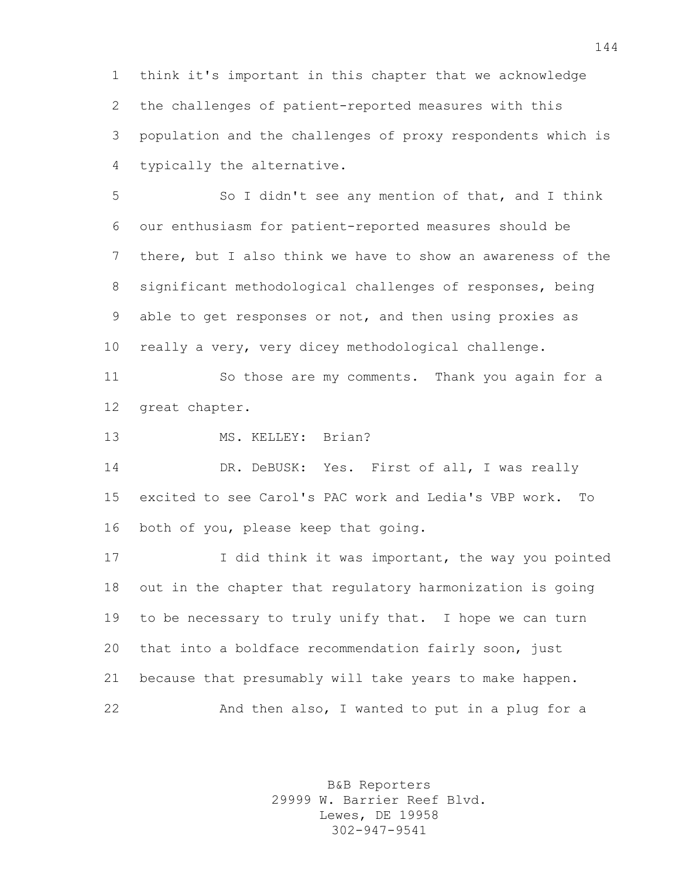think it's important in this chapter that we acknowledge the challenges of patient-reported measures with this population and the challenges of proxy respondents which is typically the alternative.

So I didn't see any mention of that, and I think our enthusiasm for patient-reported measures should be there, but I also think we have to show an awareness of the significant methodological challenges of responses, being able to get responses or not, and then using proxies as really a very, very dicey methodological challenge.

So those are my comments. Thank you again for a great chapter.

MS. KELLEY: Brian?

DR. DeBUSK: Yes. First of all, I was really excited to see Carol's PAC work and Ledia's VBP work. To both of you, please keep that going.

I did think it was important, the way you pointed out in the chapter that regulatory harmonization is going to be necessary to truly unify that. I hope we can turn that into a boldface recommendation fairly soon, just because that presumably will take years to make happen.

And then also, I wanted to put in a plug for a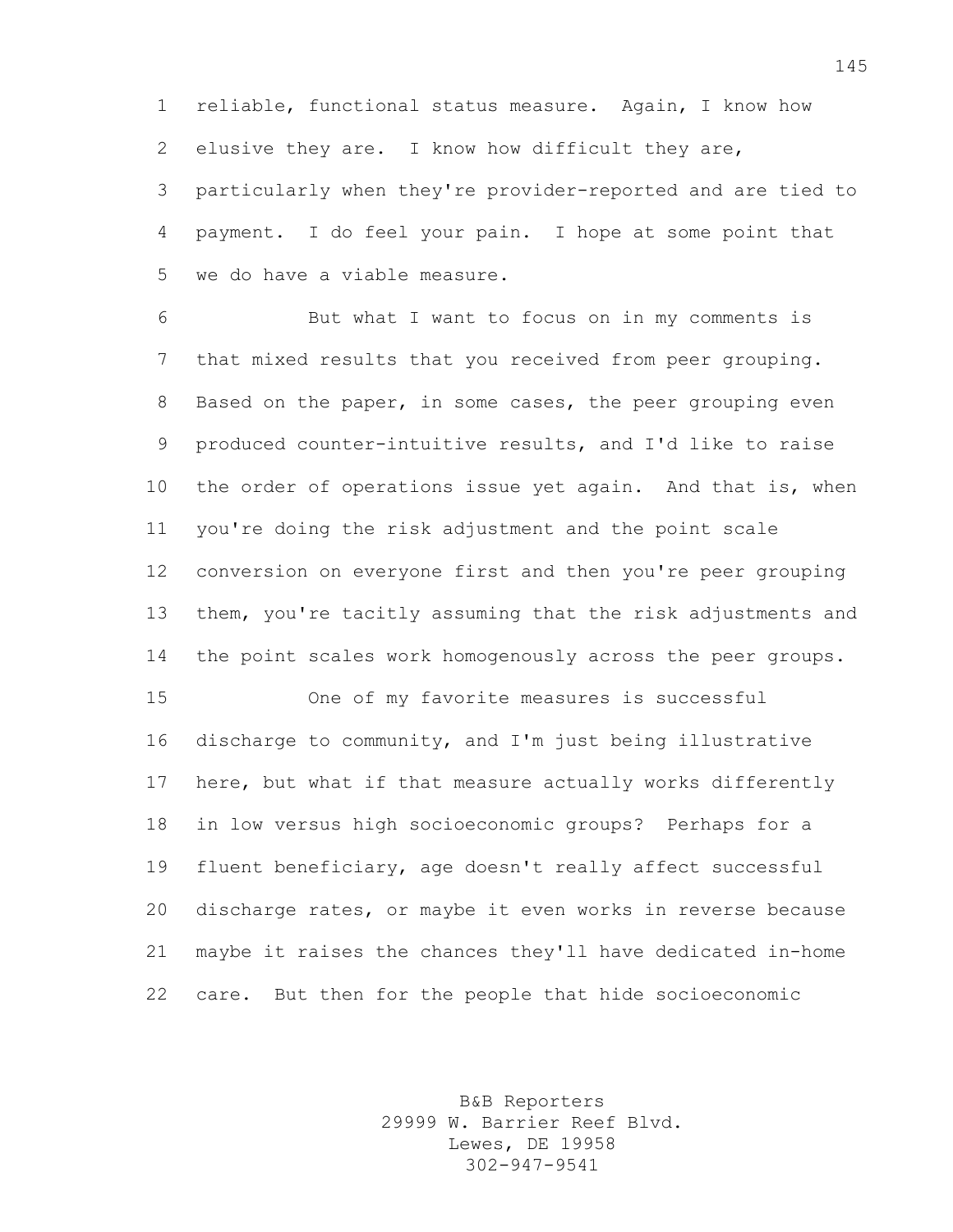reliable, functional status measure. Again, I know how elusive they are. I know how difficult they are, particularly when they're provider-reported and are tied to payment. I do feel your pain. I hope at some point that we do have a viable measure.

But what I want to focus on in my comments is that mixed results that you received from peer grouping. Based on the paper, in some cases, the peer grouping even produced counter-intuitive results, and I'd like to raise the order of operations issue yet again. And that is, when you're doing the risk adjustment and the point scale conversion on everyone first and then you're peer grouping them, you're tacitly assuming that the risk adjustments and the point scales work homogenously across the peer groups.

One of my favorite measures is successful discharge to community, and I'm just being illustrative here, but what if that measure actually works differently in low versus high socioeconomic groups? Perhaps for a fluent beneficiary, age doesn't really affect successful discharge rates, or maybe it even works in reverse because maybe it raises the chances they'll have dedicated in-home care. But then for the people that hide socioeconomic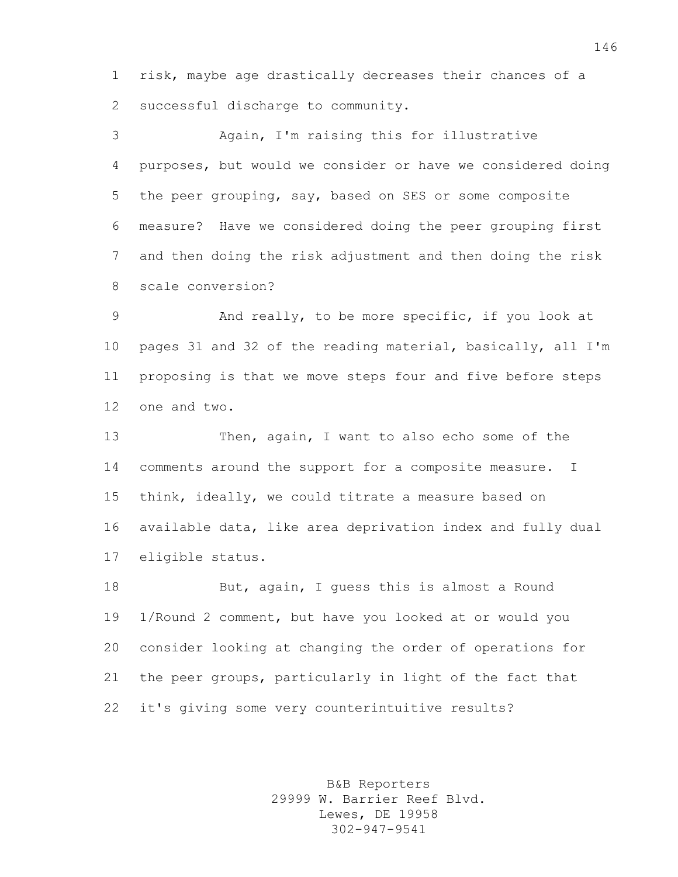risk, maybe age drastically decreases their chances of a successful discharge to community.

Again, I'm raising this for illustrative purposes, but would we consider or have we considered doing the peer grouping, say, based on SES or some composite measure? Have we considered doing the peer grouping first and then doing the risk adjustment and then doing the risk scale conversion?

And really, to be more specific, if you look at pages 31 and 32 of the reading material, basically, all I'm proposing is that we move steps four and five before steps one and two.

Then, again, I want to also echo some of the comments around the support for a composite measure. I think, ideally, we could titrate a measure based on available data, like area deprivation index and fully dual eligible status.

But, again, I guess this is almost a Round 1/Round 2 comment, but have you looked at or would you consider looking at changing the order of operations for the peer groups, particularly in light of the fact that it's giving some very counterintuitive results?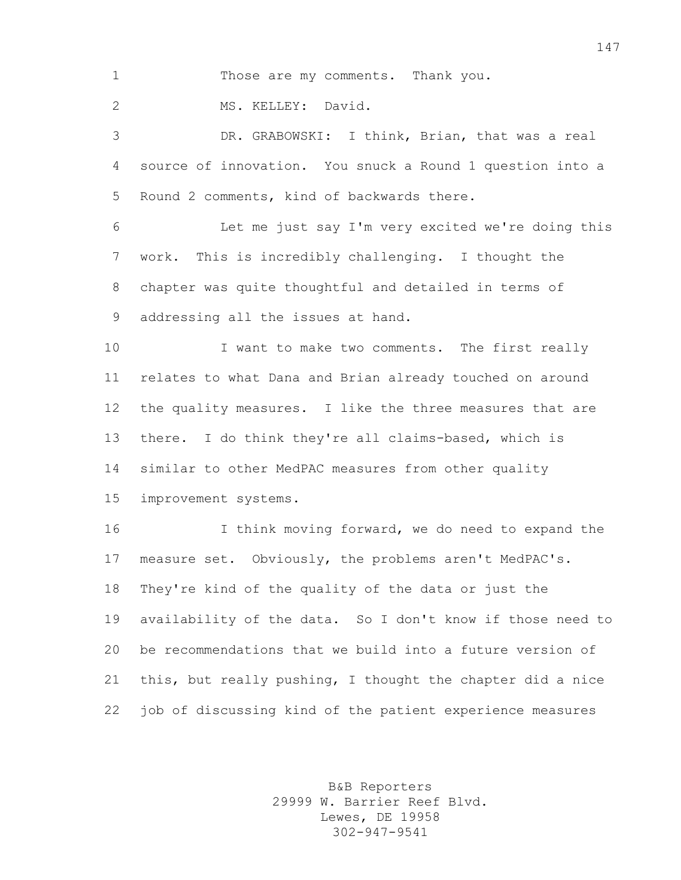Those are my comments. Thank you.

MS. KELLEY: David.

DR. GRABOWSKI: I think, Brian, that was a real source of innovation. You snuck a Round 1 question into a Round 2 comments, kind of backwards there.

Let me just say I'm very excited we're doing this work. This is incredibly challenging. I thought the chapter was quite thoughtful and detailed in terms of addressing all the issues at hand.

I want to make two comments. The first really relates to what Dana and Brian already touched on around the quality measures. I like the three measures that are there. I do think they're all claims-based, which is similar to other MedPAC measures from other quality improvement systems.

I think moving forward, we do need to expand the measure set. Obviously, the problems aren't MedPAC's. They're kind of the quality of the data or just the availability of the data. So I don't know if those need to be recommendations that we build into a future version of this, but really pushing, I thought the chapter did a nice job of discussing kind of the patient experience measures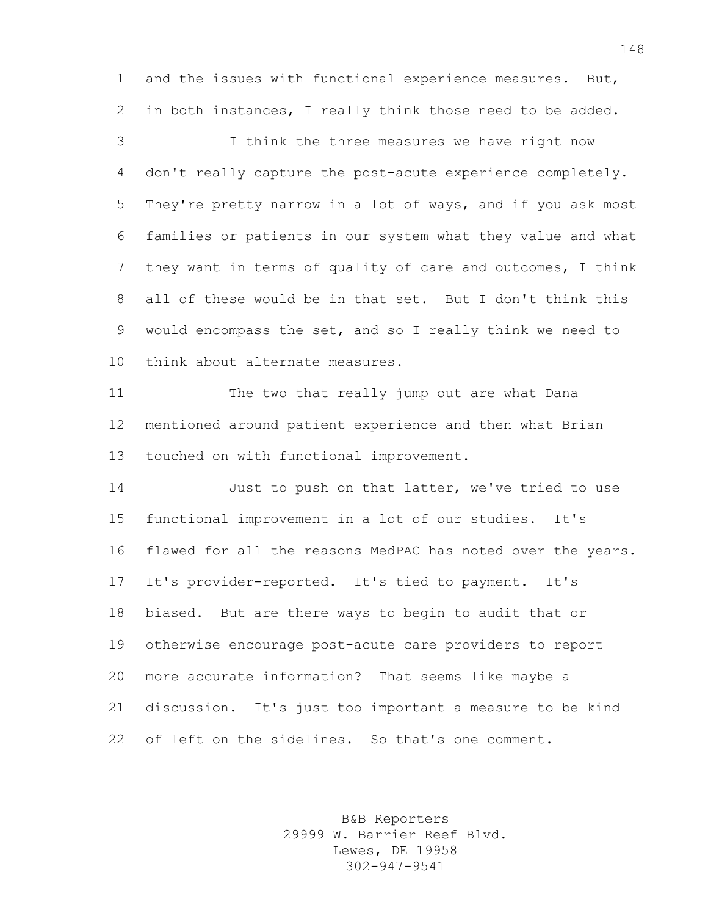and the issues with functional experience measures. But, in both instances, I really think those need to be added.

I think the three measures we have right now don't really capture the post-acute experience completely. They're pretty narrow in a lot of ways, and if you ask most families or patients in our system what they value and what they want in terms of quality of care and outcomes, I think all of these would be in that set. But I don't think this would encompass the set, and so I really think we need to think about alternate measures.

The two that really jump out are what Dana mentioned around patient experience and then what Brian touched on with functional improvement.

Just to push on that latter, we've tried to use functional improvement in a lot of our studies. It's flawed for all the reasons MedPAC has noted over the years. It's provider-reported. It's tied to payment. It's biased. But are there ways to begin to audit that or otherwise encourage post-acute care providers to report more accurate information? That seems like maybe a discussion. It's just too important a measure to be kind of left on the sidelines. So that's one comment.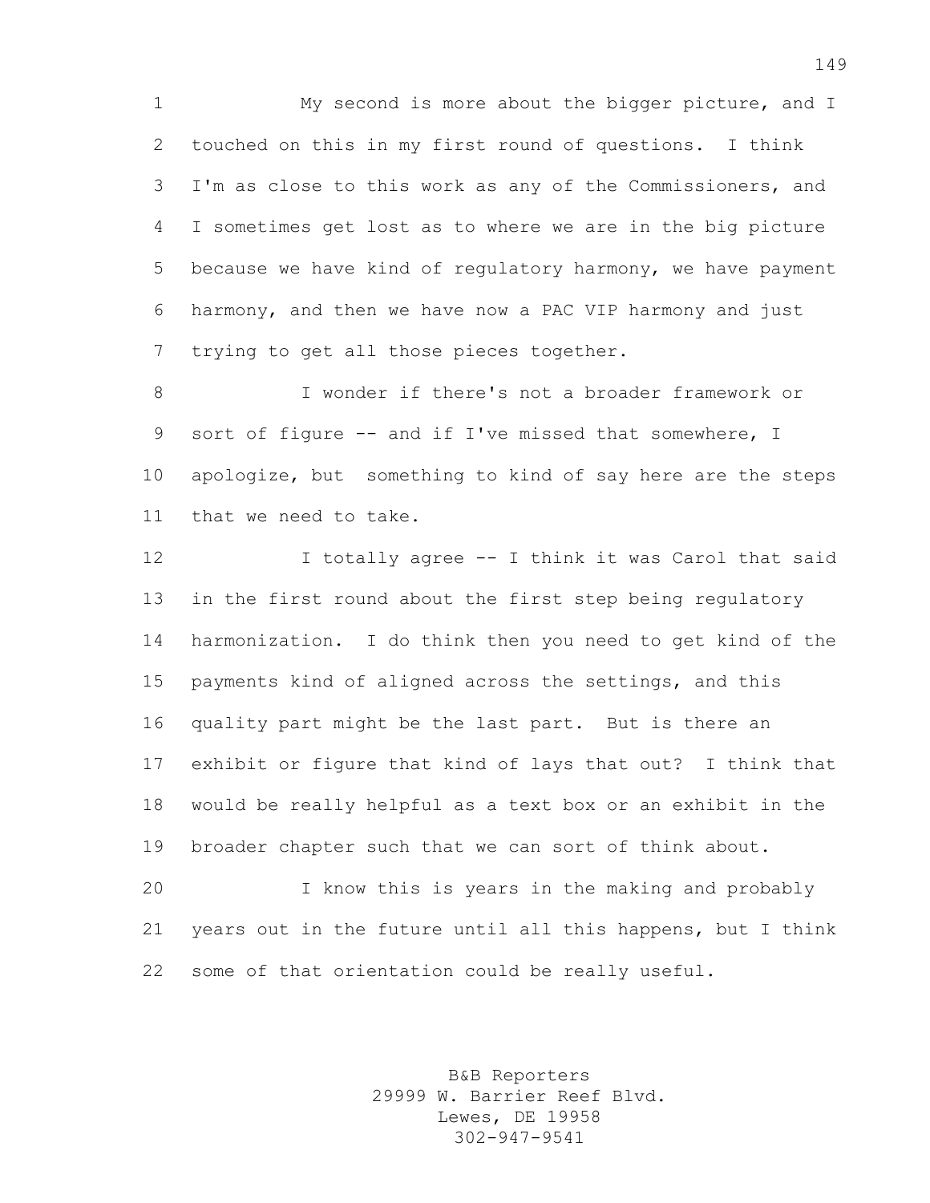My second is more about the bigger picture, and I touched on this in my first round of questions. I think I'm as close to this work as any of the Commissioners, and I sometimes get lost as to where we are in the big picture because we have kind of regulatory harmony, we have payment harmony, and then we have now a PAC VIP harmony and just trying to get all those pieces together.

I wonder if there's not a broader framework or sort of figure -- and if I've missed that somewhere, I apologize, but something to kind of say here are the steps that we need to take.

I totally agree -- I think it was Carol that said in the first round about the first step being regulatory harmonization. I do think then you need to get kind of the payments kind of aligned across the settings, and this quality part might be the last part. But is there an exhibit or figure that kind of lays that out? I think that would be really helpful as a text box or an exhibit in the broader chapter such that we can sort of think about.

I know this is years in the making and probably years out in the future until all this happens, but I think some of that orientation could be really useful.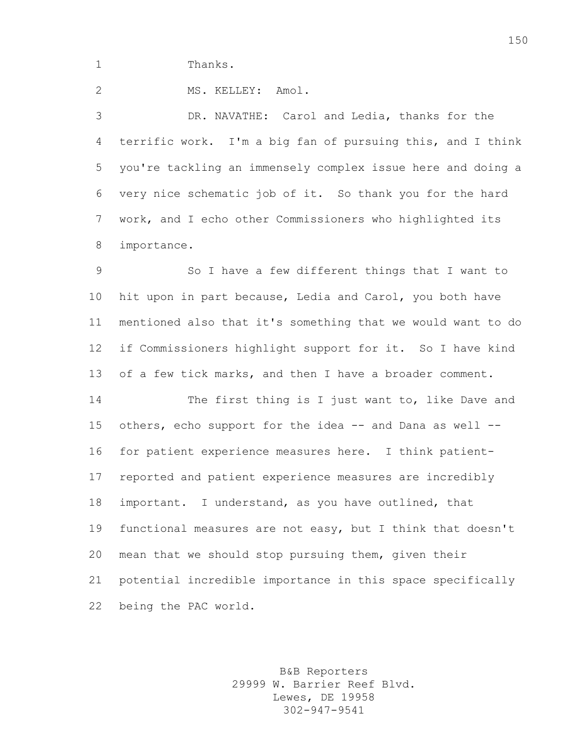Thanks.

MS. KELLEY: Amol.

DR. NAVATHE: Carol and Ledia, thanks for the terrific work. I'm a big fan of pursuing this, and I think you're tackling an immensely complex issue here and doing a very nice schematic job of it. So thank you for the hard work, and I echo other Commissioners who highlighted its importance.

So I have a few different things that I want to hit upon in part because, Ledia and Carol, you both have mentioned also that it's something that we would want to do if Commissioners highlight support for it. So I have kind of a few tick marks, and then I have a broader comment.

The first thing is I just want to, like Dave and others, echo support for the idea -- and Dana as well -- for patient experience measures here. I think patient-reported and patient experience measures are incredibly important. I understand, as you have outlined, that functional measures are not easy, but I think that doesn't mean that we should stop pursuing them, given their potential incredible importance in this space specifically being the PAC world.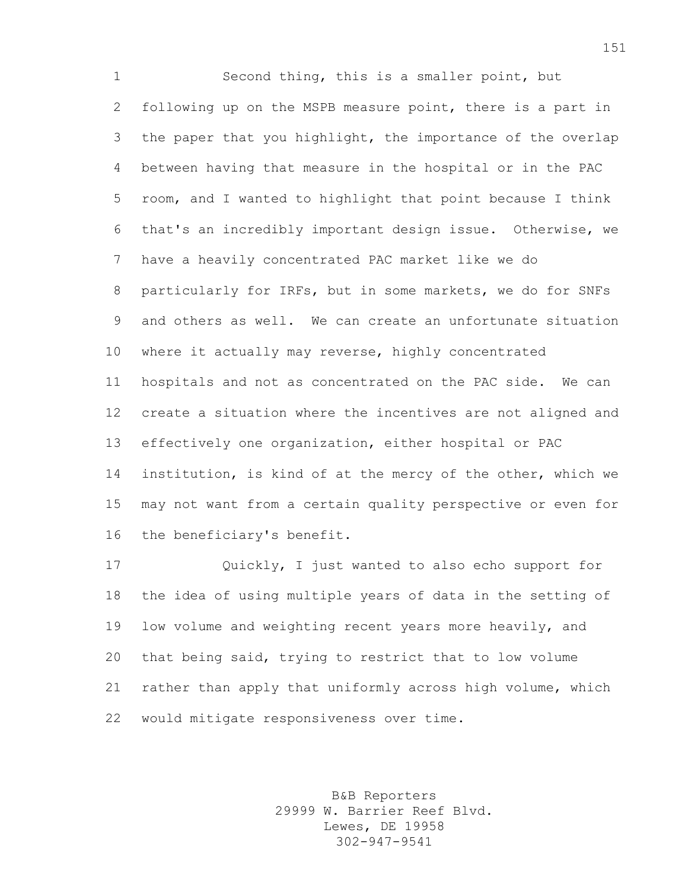Second thing, this is a smaller point, but following up on the MSPB measure point, there is a part in the paper that you highlight, the importance of the overlap between having that measure in the hospital or in the PAC room, and I wanted to highlight that point because I think that's an incredibly important design issue. Otherwise, we have a heavily concentrated PAC market like we do particularly for IRFs, but in some markets, we do for SNFs and others as well. We can create an unfortunate situation where it actually may reverse, highly concentrated hospitals and not as concentrated on the PAC side. We can create a situation where the incentives are not aligned and effectively one organization, either hospital or PAC institution, is kind of at the mercy of the other, which we may not want from a certain quality perspective or even for the beneficiary's benefit.

Quickly, I just wanted to also echo support for the idea of using multiple years of data in the setting of low volume and weighting recent years more heavily, and that being said, trying to restrict that to low volume rather than apply that uniformly across high volume, which would mitigate responsiveness over time.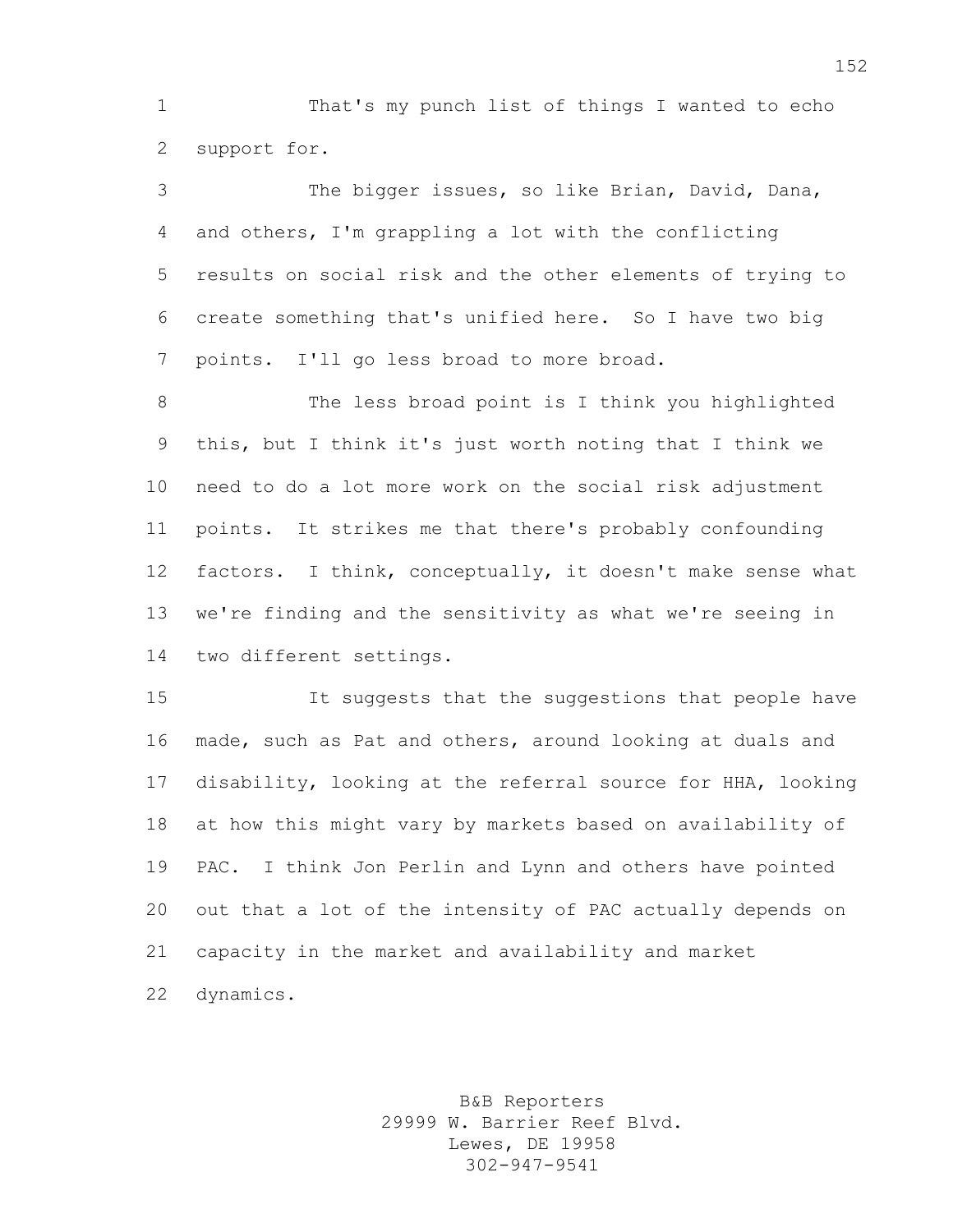That's my punch list of things I wanted to echo support for.

The bigger issues, so like Brian, David, Dana, and others, I'm grappling a lot with the conflicting results on social risk and the other elements of trying to create something that's unified here. So I have two big points. I'll go less broad to more broad.

The less broad point is I think you highlighted this, but I think it's just worth noting that I think we need to do a lot more work on the social risk adjustment points. It strikes me that there's probably confounding factors. I think, conceptually, it doesn't make sense what we're finding and the sensitivity as what we're seeing in two different settings.

It suggests that the suggestions that people have made, such as Pat and others, around looking at duals and disability, looking at the referral source for HHA, looking at how this might vary by markets based on availability of PAC. I think Jon Perlin and Lynn and others have pointed out that a lot of the intensity of PAC actually depends on capacity in the market and availability and market dynamics.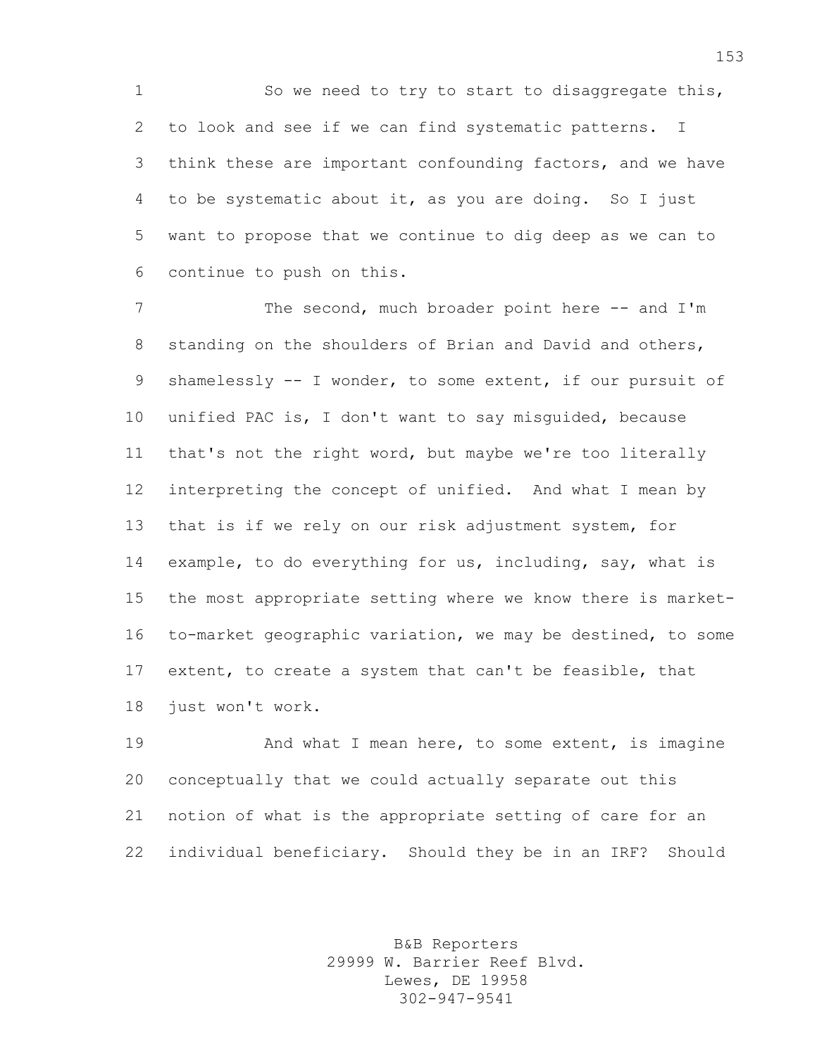So we need to try to start to disaggregate this, to look and see if we can find systematic patterns. I think these are important confounding factors, and we have to be systematic about it, as you are doing. So I just want to propose that we continue to dig deep as we can to continue to push on this.

The second, much broader point here -- and I'm standing on the shoulders of Brian and David and others, shamelessly -- I wonder, to some extent, if our pursuit of unified PAC is, I don't want to say misguided, because that's not the right word, but maybe we're too literally interpreting the concept of unified. And what I mean by that is if we rely on our risk adjustment system, for example, to do everything for us, including, say, what is the most appropriate setting where we know there is market-to-market geographic variation, we may be destined, to some extent, to create a system that can't be feasible, that just won't work.

And what I mean here, to some extent, is imagine conceptually that we could actually separate out this notion of what is the appropriate setting of care for an individual beneficiary. Should they be in an IRF? Should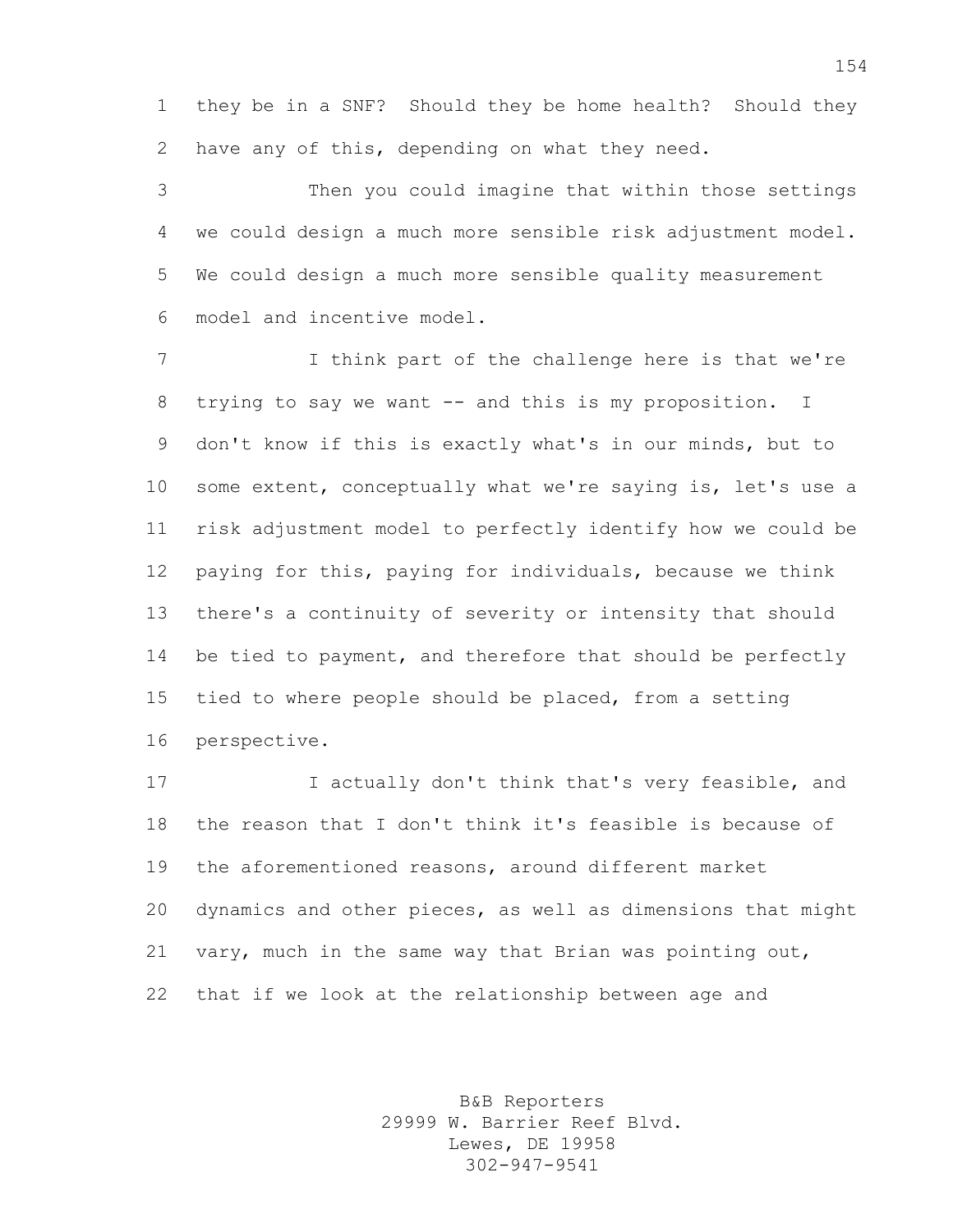they be in a SNF? Should they be home health? Should they have any of this, depending on what they need.

Then you could imagine that within those settings we could design a much more sensible risk adjustment model. We could design a much more sensible quality measurement model and incentive model.

I think part of the challenge here is that we're trying to say we want -- and this is my proposition. I don't know if this is exactly what's in our minds, but to some extent, conceptually what we're saying is, let's use a risk adjustment model to perfectly identify how we could be paying for this, paying for individuals, because we think there's a continuity of severity or intensity that should be tied to payment, and therefore that should be perfectly tied to where people should be placed, from a setting perspective.

I actually don't think that's very feasible, and the reason that I don't think it's feasible is because of the aforementioned reasons, around different market dynamics and other pieces, as well as dimensions that might vary, much in the same way that Brian was pointing out, that if we look at the relationship between age and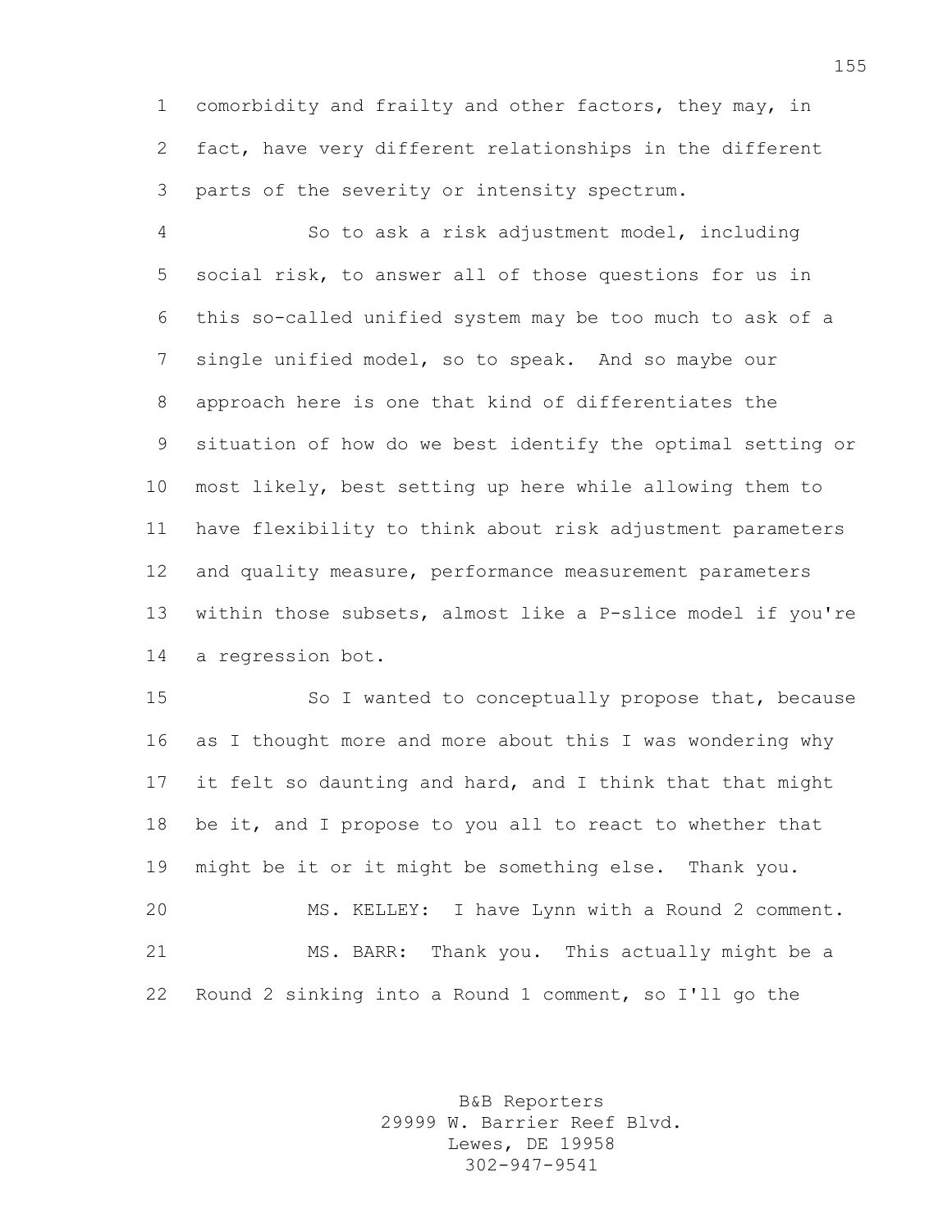comorbidity and frailty and other factors, they may, in fact, have very different relationships in the different parts of the severity or intensity spectrum.

So to ask a risk adjustment model, including social risk, to answer all of those questions for us in this so-called unified system may be too much to ask of a single unified model, so to speak. And so maybe our approach here is one that kind of differentiates the situation of how do we best identify the optimal setting or most likely, best setting up here while allowing them to have flexibility to think about risk adjustment parameters and quality measure, performance measurement parameters within those subsets, almost like a P-slice model if you're a regression bot.

So I wanted to conceptually propose that, because as I thought more and more about this I was wondering why it felt so daunting and hard, and I think that that might be it, and I propose to you all to react to whether that might be it or it might be something else. Thank you.

MS. KELLEY: I have Lynn with a Round 2 comment.

MS. BARR: Thank you. This actually might be a Round 2 sinking into a Round 1 comment, so I'll go the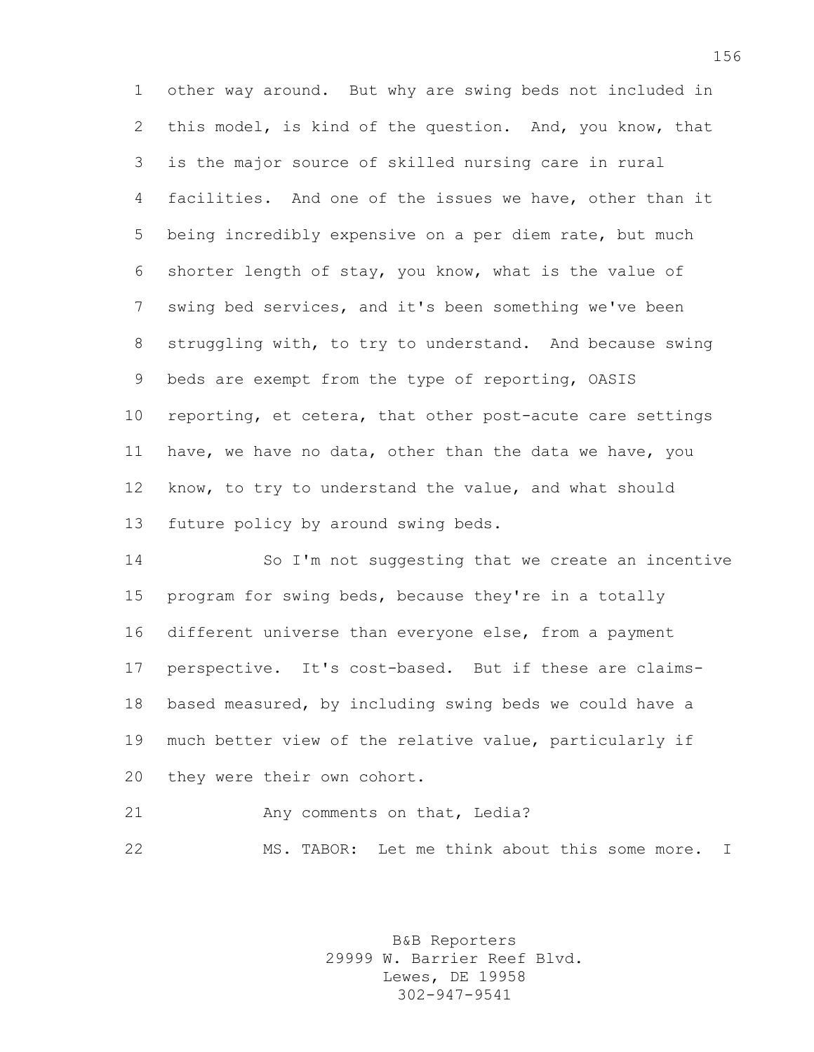other way around. But why are swing beds not included in this model, is kind of the question. And, you know, that is the major source of skilled nursing care in rural facilities. And one of the issues we have, other than it being incredibly expensive on a per diem rate, but much shorter length of stay, you know, what is the value of swing bed services, and it's been something we've been struggling with, to try to understand. And because swing beds are exempt from the type of reporting, OASIS reporting, et cetera, that other post-acute care settings have, we have no data, other than the data we have, you know, to try to understand the value, and what should future policy by around swing beds.

So I'm not suggesting that we create an incentive program for swing beds, because they're in a totally different universe than everyone else, from a payment perspective. It's cost-based. But if these are claims-based measured, by including swing beds we could have a much better view of the relative value, particularly if they were their own cohort.

Any comments on that, Ledia?

MS. TABOR: Let me think about this some more. I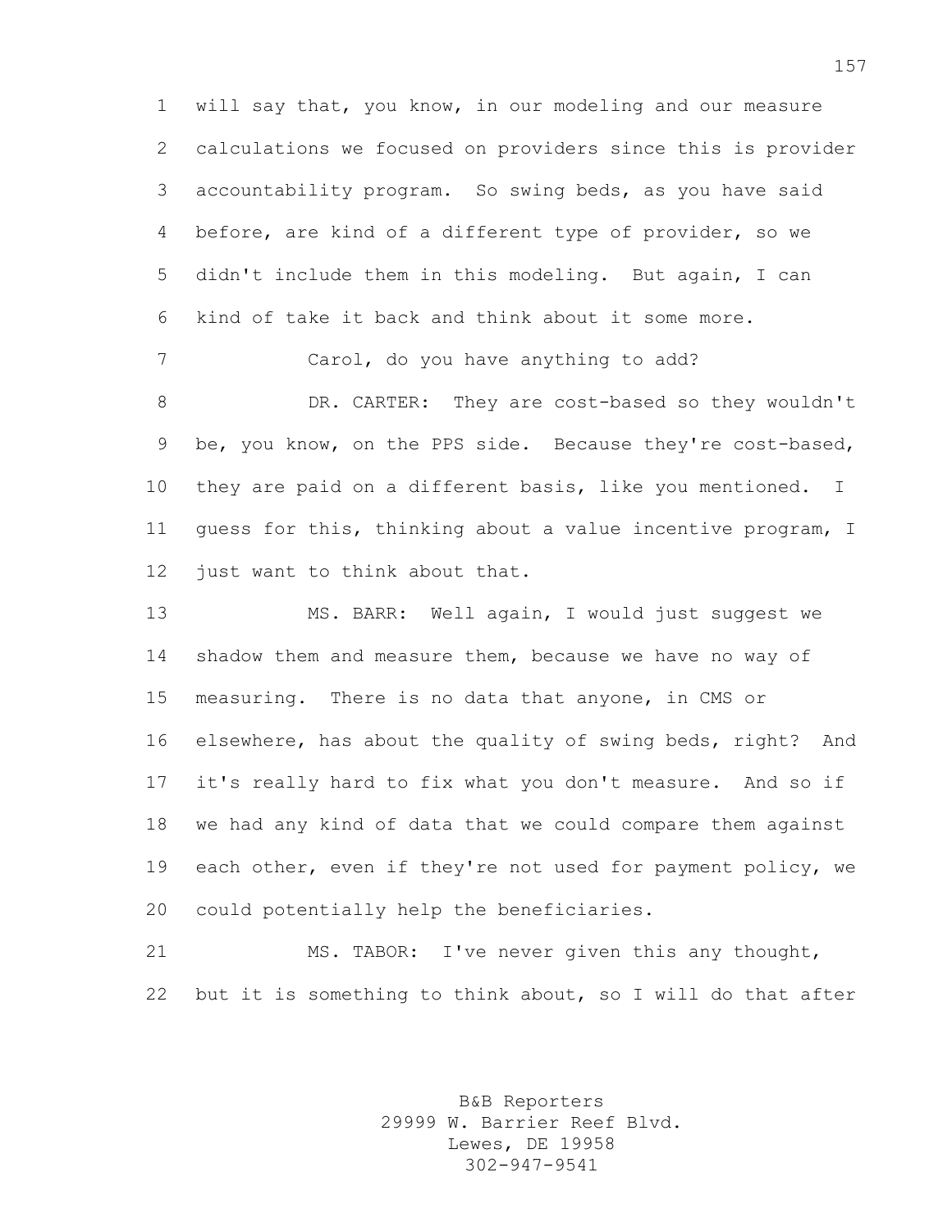will say that, you know, in our modeling and our measure calculations we focused on providers since this is provider accountability program. So swing beds, as you have said before, are kind of a different type of provider, so we didn't include them in this modeling. But again, I can kind of take it back and think about it some more.

Carol, do you have anything to add?

DR. CARTER: They are cost-based so they wouldn't be, you know, on the PPS side. Because they're cost-based, they are paid on a different basis, like you mentioned. I guess for this, thinking about a value incentive program, I just want to think about that.

MS. BARR: Well again, I would just suggest we shadow them and measure them, because we have no way of measuring. There is no data that anyone, in CMS or elsewhere, has about the quality of swing beds, right? And it's really hard to fix what you don't measure. And so if we had any kind of data that we could compare them against each other, even if they're not used for payment policy, we could potentially help the beneficiaries.

MS. TABOR: I've never given this any thought, but it is something to think about, so I will do that after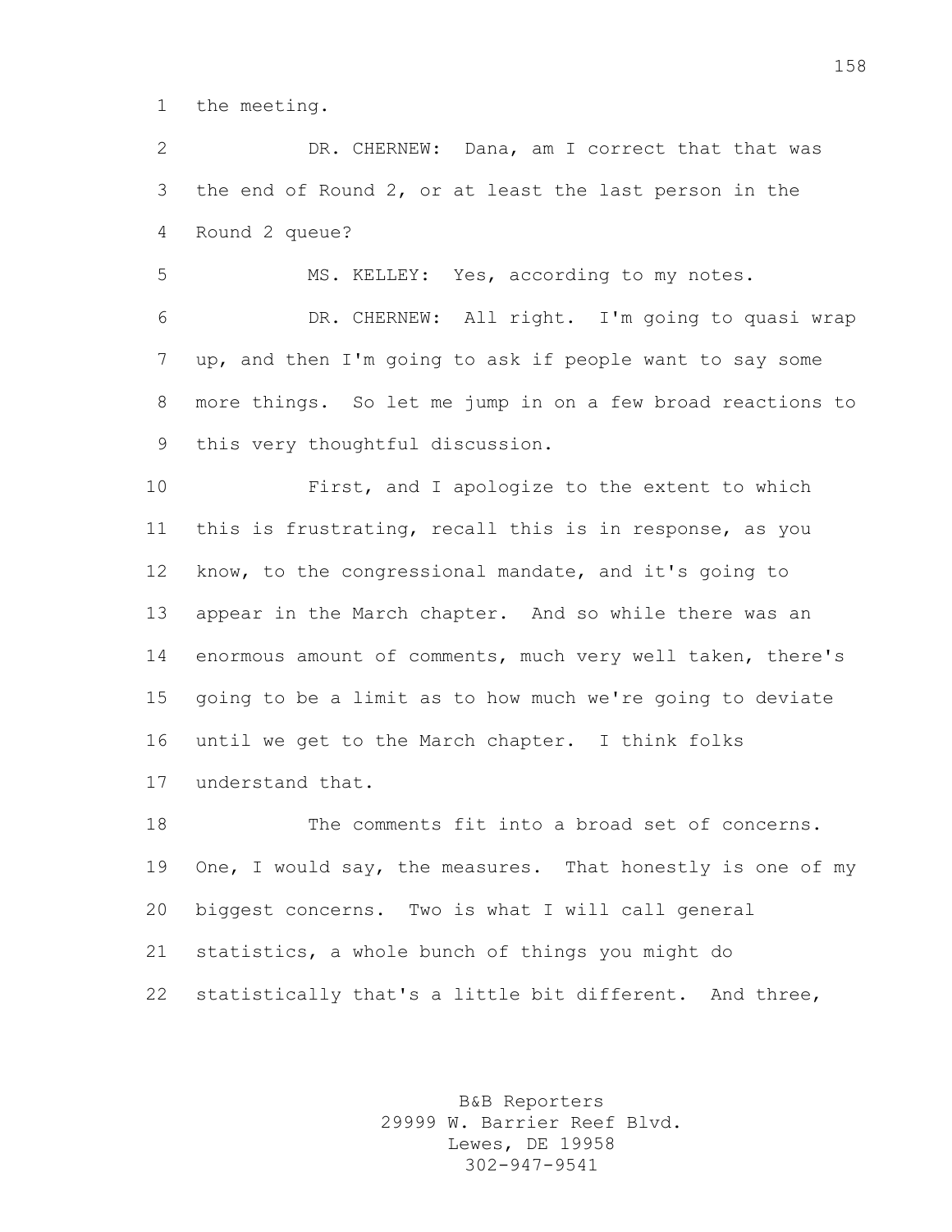the meeting.

DR. CHERNEW: Dana, am I correct that that was the end of Round 2, or at least the last person in the Round 2 queue?

MS. KELLEY: Yes, according to my notes.

DR. CHERNEW: All right. I'm going to quasi wrap up, and then I'm going to ask if people want to say some more things. So let me jump in on a few broad reactions to this very thoughtful discussion.

First, and I apologize to the extent to which this is frustrating, recall this is in response, as you know, to the congressional mandate, and it's going to appear in the March chapter. And so while there was an enormous amount of comments, much very well taken, there's going to be a limit as to how much we're going to deviate until we get to the March chapter. I think folks understand that.

The comments fit into a broad set of concerns. One, I would say, the measures. That honestly is one of my biggest concerns. Two is what I will call general statistics, a whole bunch of things you might do statistically that's a little bit different. And three,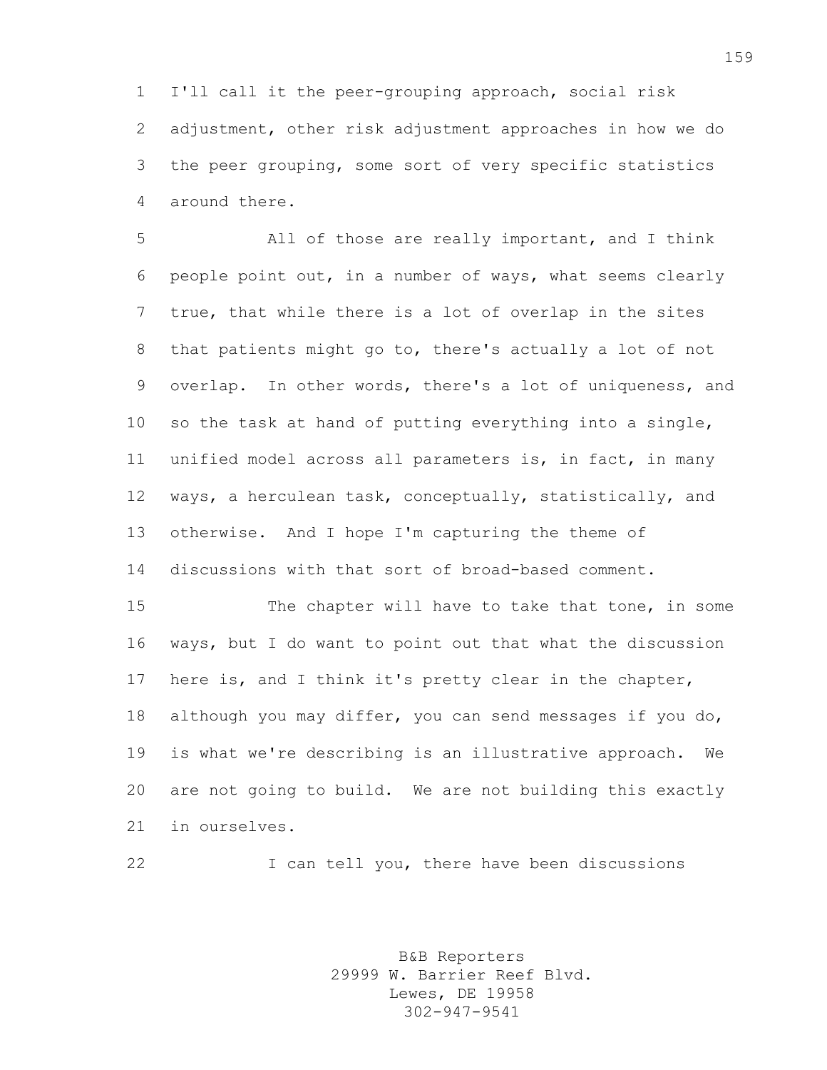I'll call it the peer-grouping approach, social risk adjustment, other risk adjustment approaches in how we do the peer grouping, some sort of very specific statistics around there.

All of those are really important, and I think people point out, in a number of ways, what seems clearly true, that while there is a lot of overlap in the sites that patients might go to, there's actually a lot of not overlap. In other words, there's a lot of uniqueness, and so the task at hand of putting everything into a single, unified model across all parameters is, in fact, in many ways, a herculean task, conceptually, statistically, and otherwise. And I hope I'm capturing the theme of discussions with that sort of broad-based comment.

The chapter will have to take that tone, in some ways, but I do want to point out that what the discussion here is, and I think it's pretty clear in the chapter, although you may differ, you can send messages if you do, is what we're describing is an illustrative approach. We are not going to build. We are not building this exactly in ourselves.

I can tell you, there have been discussions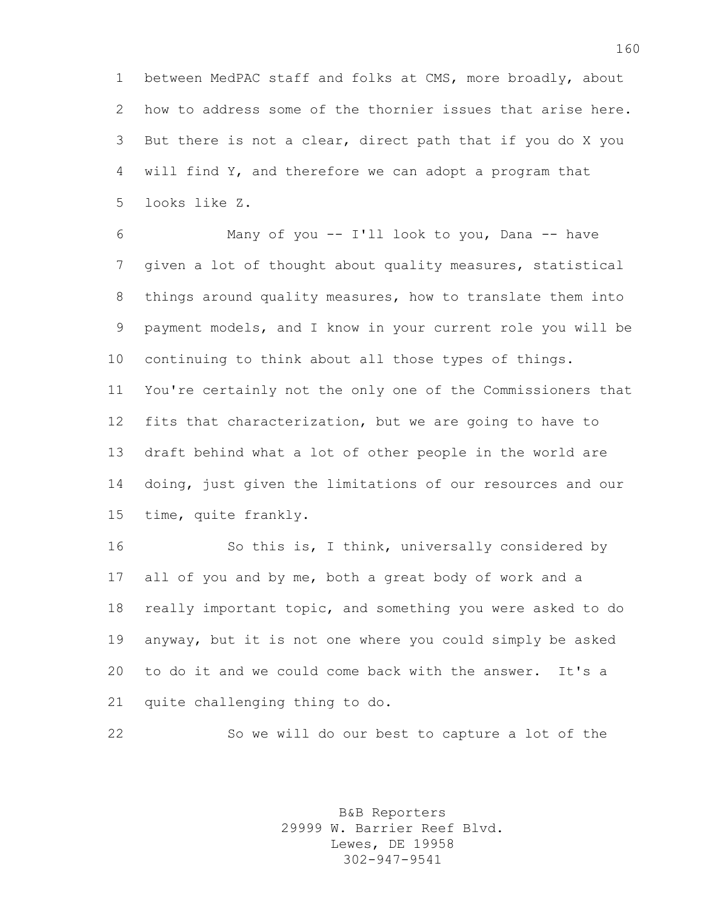between MedPAC staff and folks at CMS, more broadly, about how to address some of the thornier issues that arise here. But there is not a clear, direct path that if you do X you will find Y, and therefore we can adopt a program that looks like Z.

Many of you -- I'll look to you, Dana -- have given a lot of thought about quality measures, statistical things around quality measures, how to translate them into payment models, and I know in your current role you will be continuing to think about all those types of things. You're certainly not the only one of the Commissioners that fits that characterization, but we are going to have to draft behind what a lot of other people in the world are doing, just given the limitations of our resources and our time, quite frankly.

So this is, I think, universally considered by all of you and by me, both a great body of work and a really important topic, and something you were asked to do anyway, but it is not one where you could simply be asked to do it and we could come back with the answer. It's a quite challenging thing to do.

So we will do our best to capture a lot of the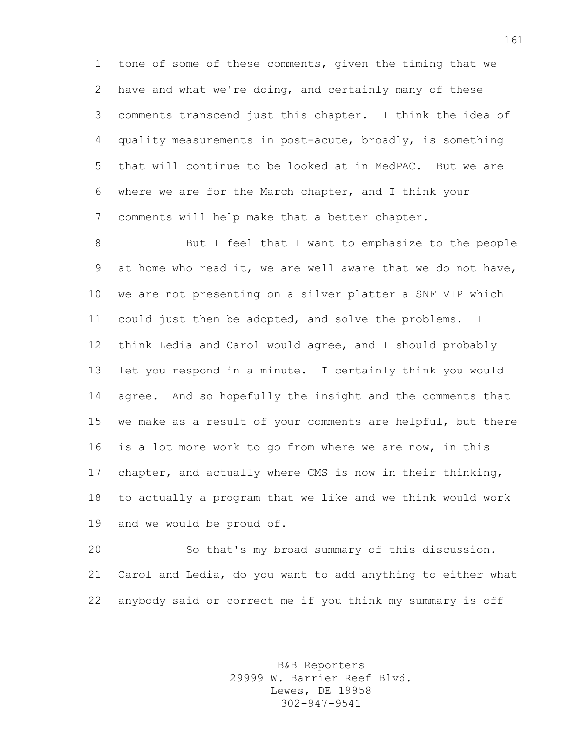tone of some of these comments, given the timing that we have and what we're doing, and certainly many of these comments transcend just this chapter. I think the idea of quality measurements in post-acute, broadly, is something that will continue to be looked at in MedPAC. But we are where we are for the March chapter, and I think your comments will help make that a better chapter.

But I feel that I want to emphasize to the people at home who read it, we are well aware that we do not have, we are not presenting on a silver platter a SNF VIP which could just then be adopted, and solve the problems. I think Ledia and Carol would agree, and I should probably let you respond in a minute. I certainly think you would agree. And so hopefully the insight and the comments that we make as a result of your comments are helpful, but there is a lot more work to go from where we are now, in this chapter, and actually where CMS is now in their thinking, to actually a program that we like and we think would work and we would be proud of.

So that's my broad summary of this discussion. Carol and Ledia, do you want to add anything to either what anybody said or correct me if you think my summary is off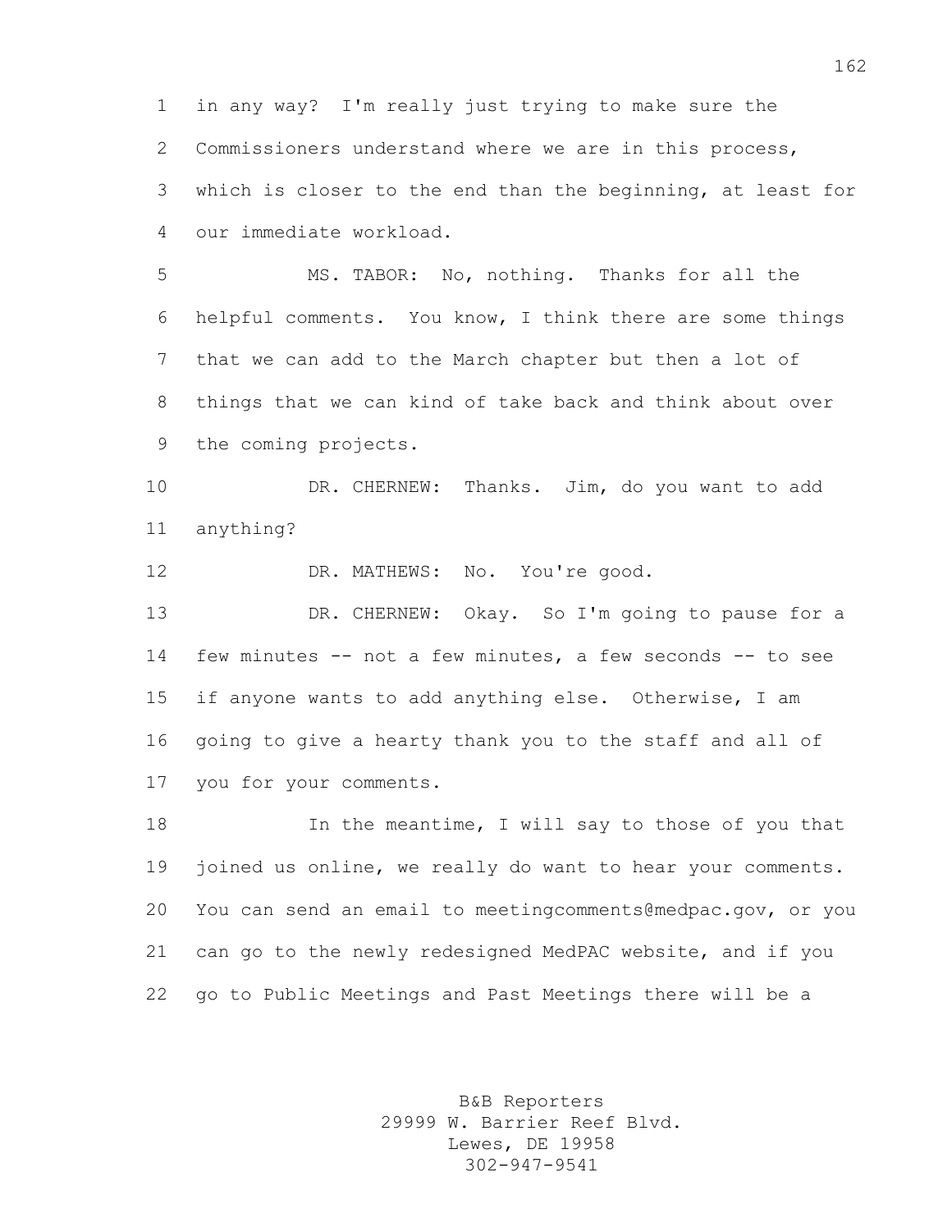in any way? I'm really just trying to make sure the Commissioners understand where we are in this process, which is closer to the end than the beginning, at least for our immediate workload.

MS. TABOR: No, nothing. Thanks for all the helpful comments. You know, I think there are some things that we can add to the March chapter but then a lot of things that we can kind of take back and think about over the coming projects.

DR. CHERNEW: Thanks. Jim, do you want to add anything?

DR. MATHEWS: No. You're good.

DR. CHERNEW: Okay. So I'm going to pause for a few minutes -- not a few minutes, a few seconds -- to see if anyone wants to add anything else. Otherwise, I am going to give a hearty thank you to the staff and all of you for your comments.

In the meantime, I will say to those of you that joined us online, we really do want to hear your comments. You can send an email to meetingcomments@medpac.gov, or you can go to the newly redesigned MedPAC website, and if you go to Public Meetings and Past Meetings there will be a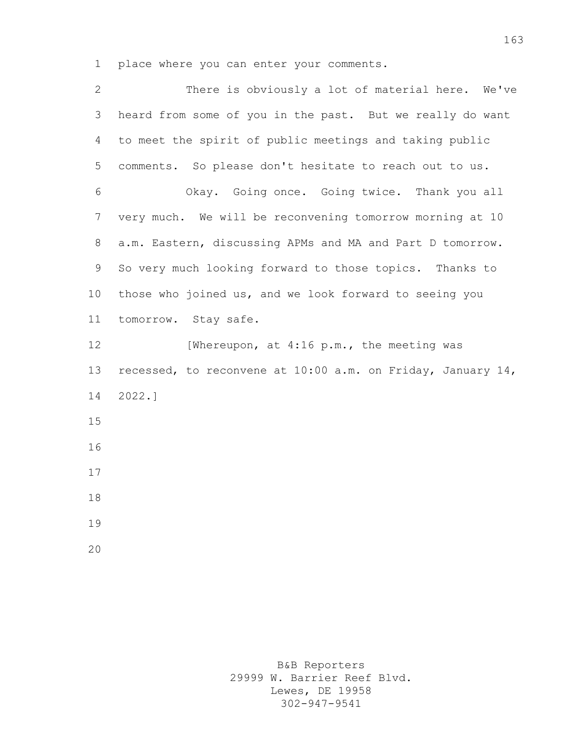place where you can enter your comments.

There is obviously a lot of material here. We've heard from some of you in the past. But we really do want to meet the spirit of public meetings and taking public comments. So please don't hesitate to reach out to us.

Okay. Going once. Going twice. Thank you all very much. We will be reconvening tomorrow morning at 10 a.m. Eastern, discussing APMs and MA and Part D tomorrow. So very much looking forward to those topics. Thanks to those who joined us, and we look forward to seeing you tomorrow. Stay safe.

[Whereupon, at 4:16 p.m., the meeting was recessed, to reconvene at 10:00 a.m. on Friday, January 14, 2022.]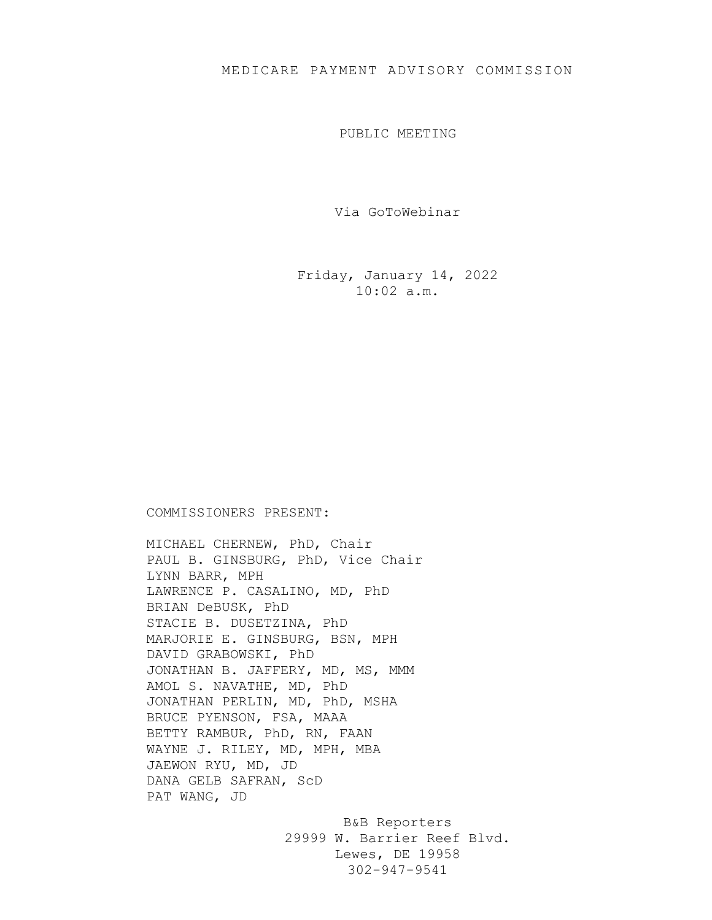# MEDICARE PAYMENT ADVISORY COMMISSION

## PUBLIC MEETING

Via GoToWebinar

Friday, January 14, 2022
10:02 a.m.

COMMISSIONERS PRESENT:

MICHAEL CHERNEW, PhD, Chair
PAUL B. GINSBURG, PhD, Vice Chair
LYNN BARR, MPH
LAWRENCE P. CASALINO, MD, PhD
BRIAN DeBUSK, PhD
STACIE B. DUSETZINA, PhD
MARJORIE E. GINSBURG, BSN, MPH
DAVID GRABOWSKI, PhD
JONATHAN B. JAFFERY, MD, MS, MMM
AMOL S. NAVATHE, MD, PhD
JONATHAN PERLIN, MD, PhD, MSHA
BRUCE PYENSON, FSA, MAAA
BETTY RAMBUR, PhD, RN, FAAN
WAYNE J. RILEY, MD, MPH, MBA
JAEWON RYU, MD, JD
DANA GELB SAFRAN, ScD
PAT WANG, JD

B&B Reporters
29999 W. Barrier Reef Blvd.
Lewes, DE 19958
302-947-9541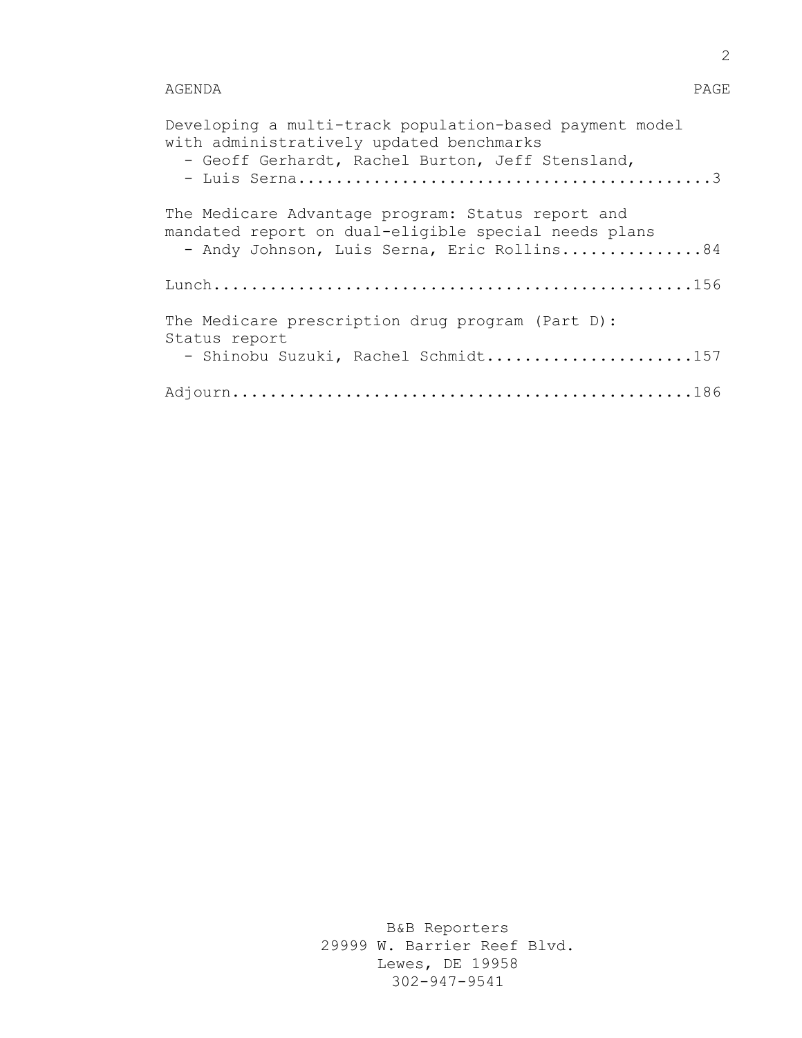AGENDA PAGE

Developing a multi-track population-based payment model with administratively updated benchmarks
- Geoff Gerhardt, Rachel Burton, Jeff Stensland,
- Luis Serna..........................................3

The Medicare Advantage program: Status report and mandated report on dual-eligible special needs plans
- Andy Johnson, Luis Serna, Eric Rollins...............84

Lunch..................................................156

The Medicare prescription drug program (Part D): Status report
- Shinobu Suzuki, Rachel Schmidt......................157

Adjourn................................................186

B&B Reporters
29999 W. Barrier Reef Blvd.
Lewes, DE 19958
302-947-9541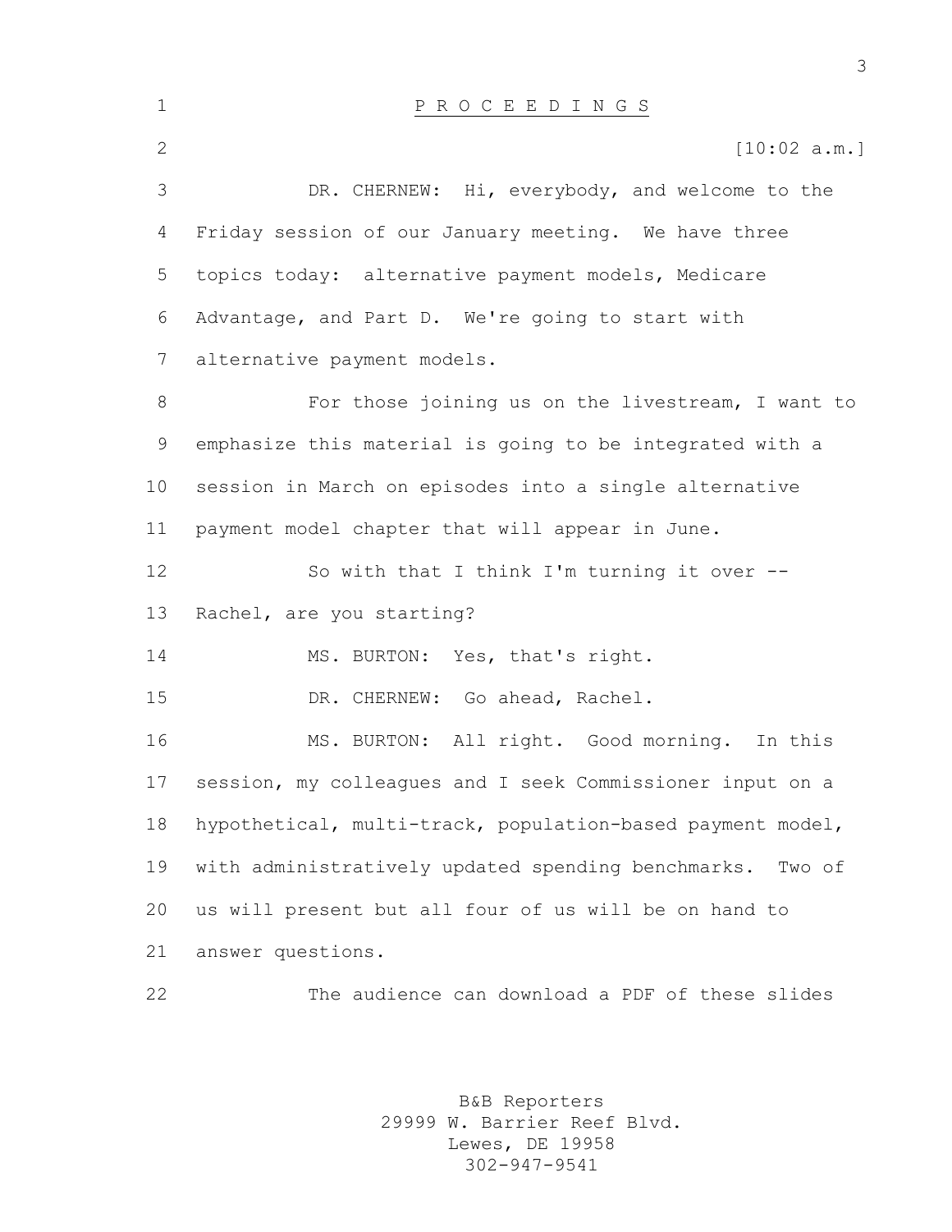P R O C E E D I N G S

[10:02 a.m.]

DR. CHERNEW: Hi, everybody, and welcome to the Friday session of our January meeting. We have three topics today: alternative payment models, Medicare Advantage, and Part D. We're going to start with alternative payment models.

For those joining us on the livestream, I want to emphasize this material is going to be integrated with a session in March on episodes into a single alternative payment model chapter that will appear in June.

So with that I think I'm turning it over -- Rachel, are you starting?

MS. BURTON: Yes, that's right.

DR. CHERNEW: Go ahead, Rachel.

MS. BURTON: All right. Good morning. In this session, my colleagues and I seek Commissioner input on a hypothetical, multi-track, population-based payment model, with administratively updated spending benchmarks. Two of us will present but all four of us will be on hand to answer questions.

The audience can download a PDF of these slides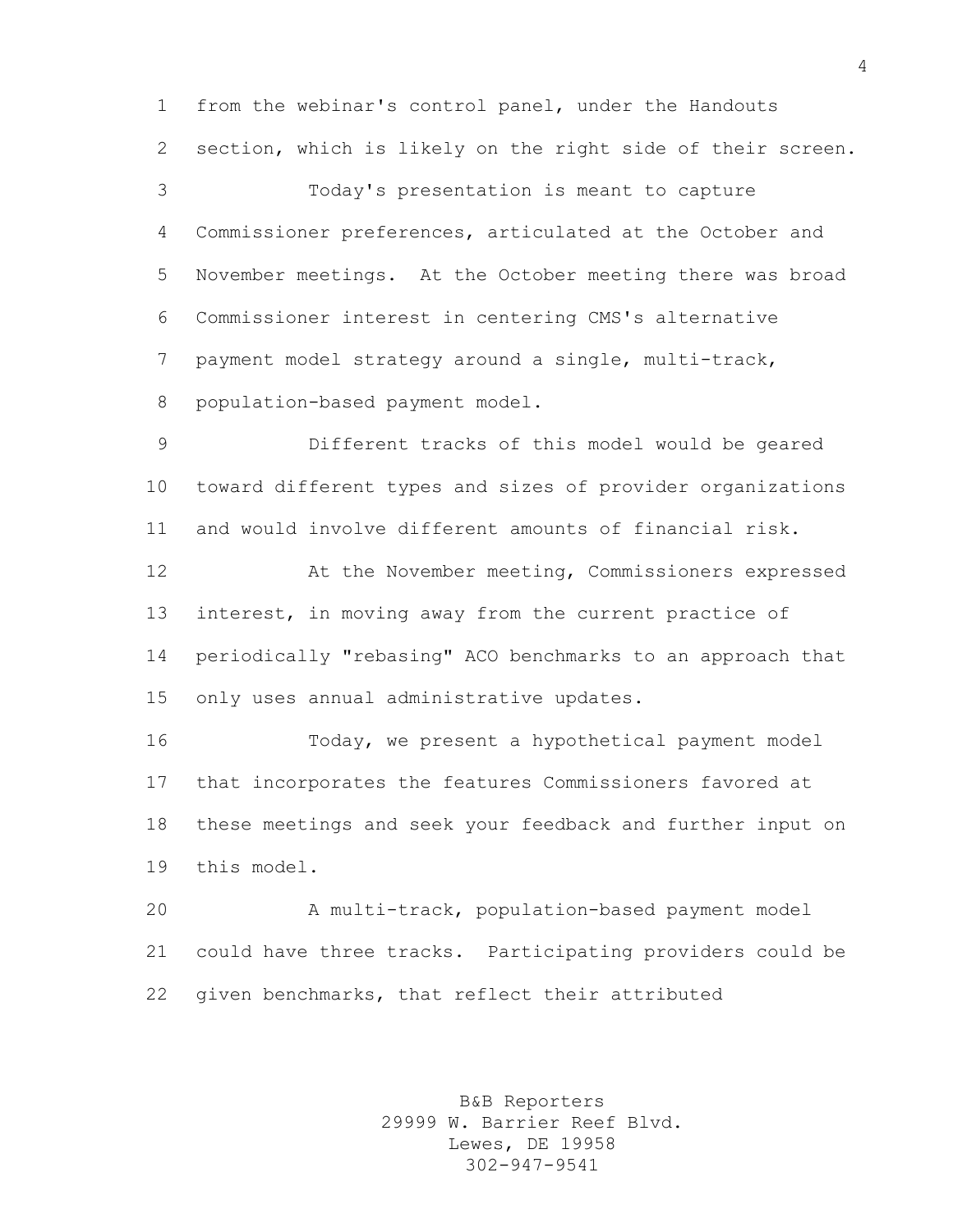from the webinar's control panel, under the Handouts section, which is likely on the right side of their screen.

Today's presentation is meant to capture Commissioner preferences, articulated at the October and November meetings. At the October meeting there was broad Commissioner interest in centering CMS's alternative payment model strategy around a single, multi-track, population-based payment model.

Different tracks of this model would be geared toward different types and sizes of provider organizations and would involve different amounts of financial risk.

At the November meeting, Commissioners expressed interest, in moving away from the current practice of periodically "rebasing" ACO benchmarks to an approach that only uses annual administrative updates.

Today, we present a hypothetical payment model that incorporates the features Commissioners favored at these meetings and seek your feedback and further input on this model.

A multi-track, population-based payment model could have three tracks. Participating providers could be given benchmarks, that reflect their attributed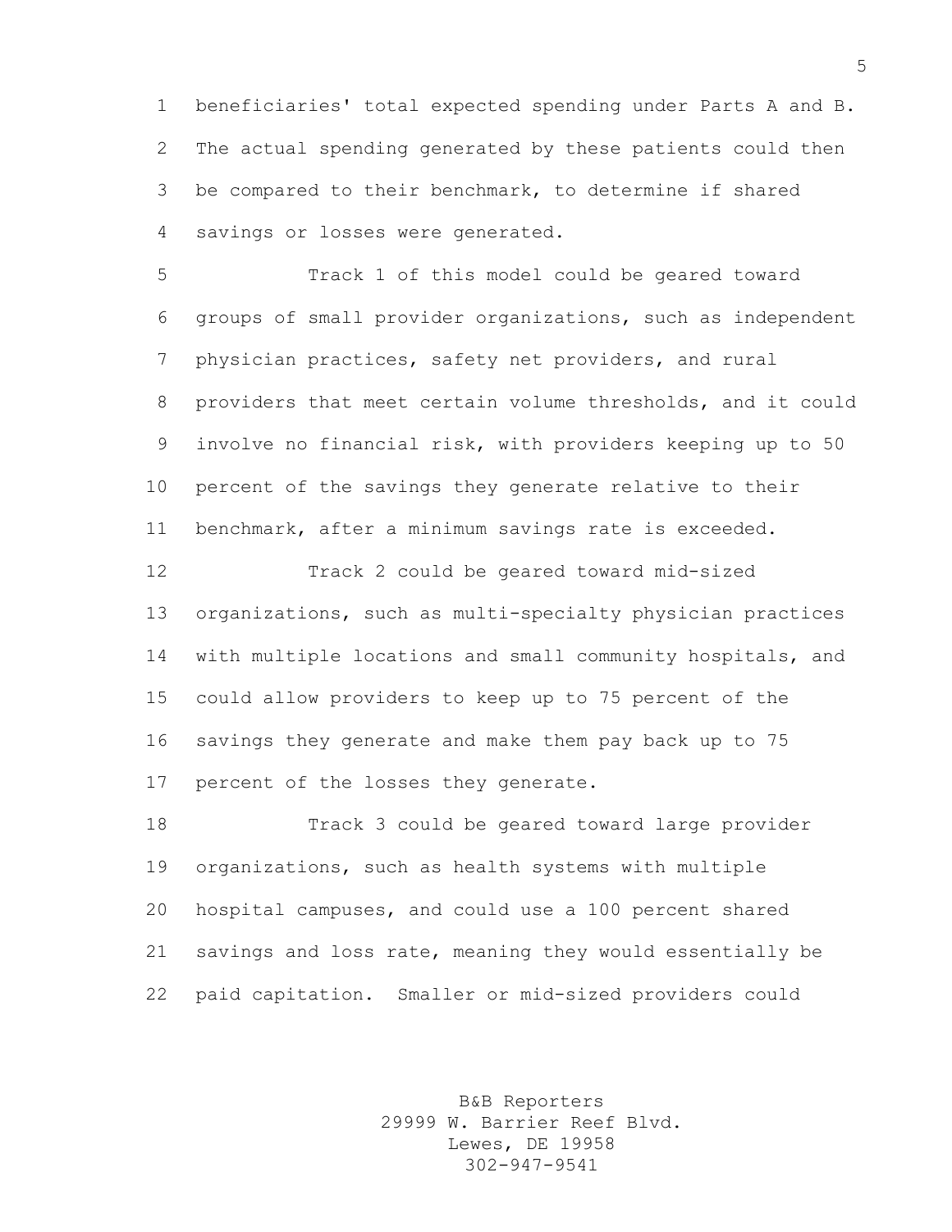beneficiaries' total expected spending under Parts A and B. The actual spending generated by these patients could then be compared to their benchmark, to determine if shared savings or losses were generated.

Track 1 of this model could be geared toward groups of small provider organizations, such as independent physician practices, safety net providers, and rural providers that meet certain volume thresholds, and it could involve no financial risk, with providers keeping up to 50 percent of the savings they generate relative to their benchmark, after a minimum savings rate is exceeded.

Track 2 could be geared toward mid-sized organizations, such as multi-specialty physician practices with multiple locations and small community hospitals, and could allow providers to keep up to 75 percent of the savings they generate and make them pay back up to 75 percent of the losses they generate.

Track 3 could be geared toward large provider organizations, such as health systems with multiple hospital campuses, and could use a 100 percent shared savings and loss rate, meaning they would essentially be paid capitation. Smaller or mid-sized providers could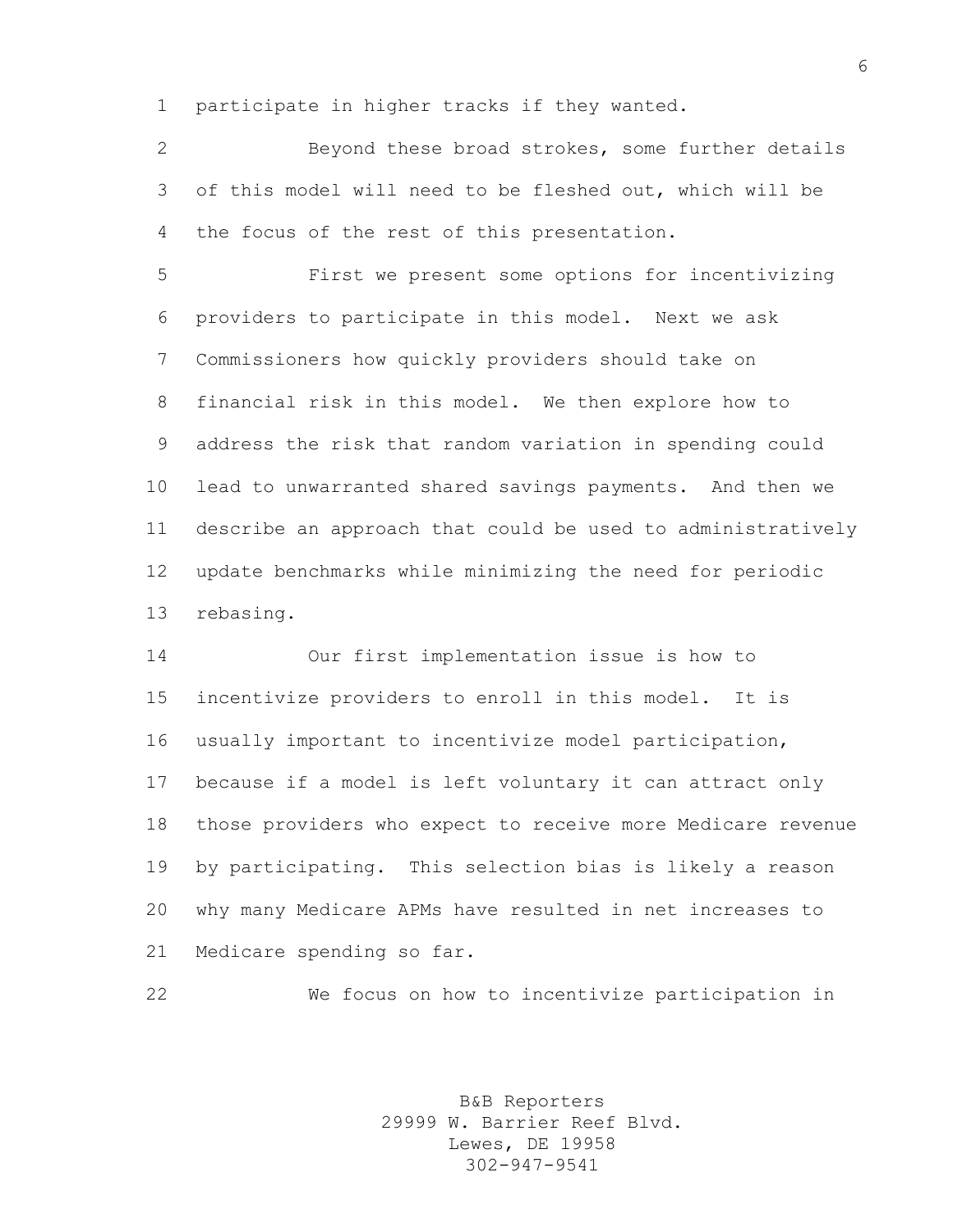participate in higher tracks if they wanted.

Beyond these broad strokes, some further details of this model will need to be fleshed out, which will be the focus of the rest of this presentation.

First we present some options for incentivizing providers to participate in this model. Next we ask Commissioners how quickly providers should take on financial risk in this model. We then explore how to address the risk that random variation in spending could lead to unwarranted shared savings payments. And then we describe an approach that could be used to administratively update benchmarks while minimizing the need for periodic rebasing.

Our first implementation issue is how to incentivize providers to enroll in this model. It is usually important to incentivize model participation, because if a model is left voluntary it can attract only those providers who expect to receive more Medicare revenue by participating. This selection bias is likely a reason why many Medicare APMs have resulted in net increases to Medicare spending so far.

We focus on how to incentivize participation in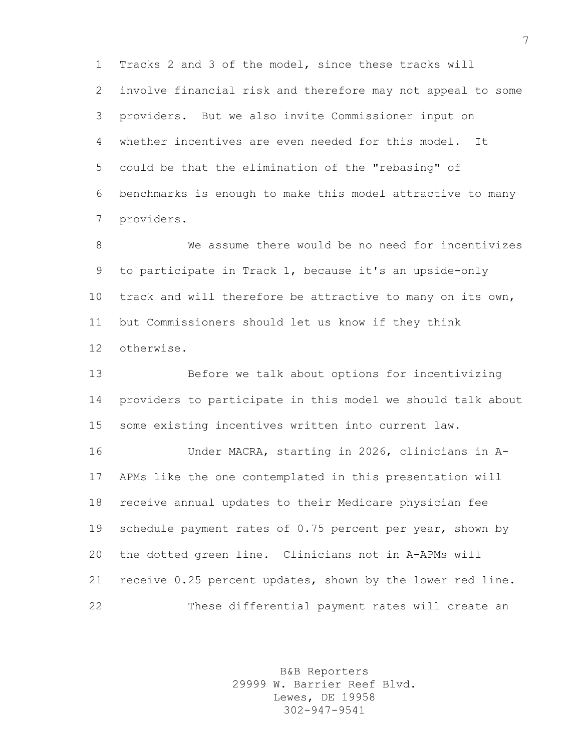Tracks 2 and 3 of the model, since these tracks will involve financial risk and therefore may not appeal to some providers. But we also invite Commissioner input on whether incentives are even needed for this model. It could be that the elimination of the "rebasing" of benchmarks is enough to make this model attractive to many providers.

We assume there would be no need for incentivizes to participate in Track 1, because it's an upside-only track and will therefore be attractive to many on its own, but Commissioners should let us know if they think otherwise.

Before we talk about options for incentivizing providers to participate in this model we should talk about some existing incentives written into current law.

Under MACRA, starting in 2026, clinicians in A-APMs like the one contemplated in this presentation will receive annual updates to their Medicare physician fee schedule payment rates of 0.75 percent per year, shown by the dotted green line. Clinicians not in A-APMs will receive 0.25 percent updates, shown by the lower red line.

These differential payment rates will create an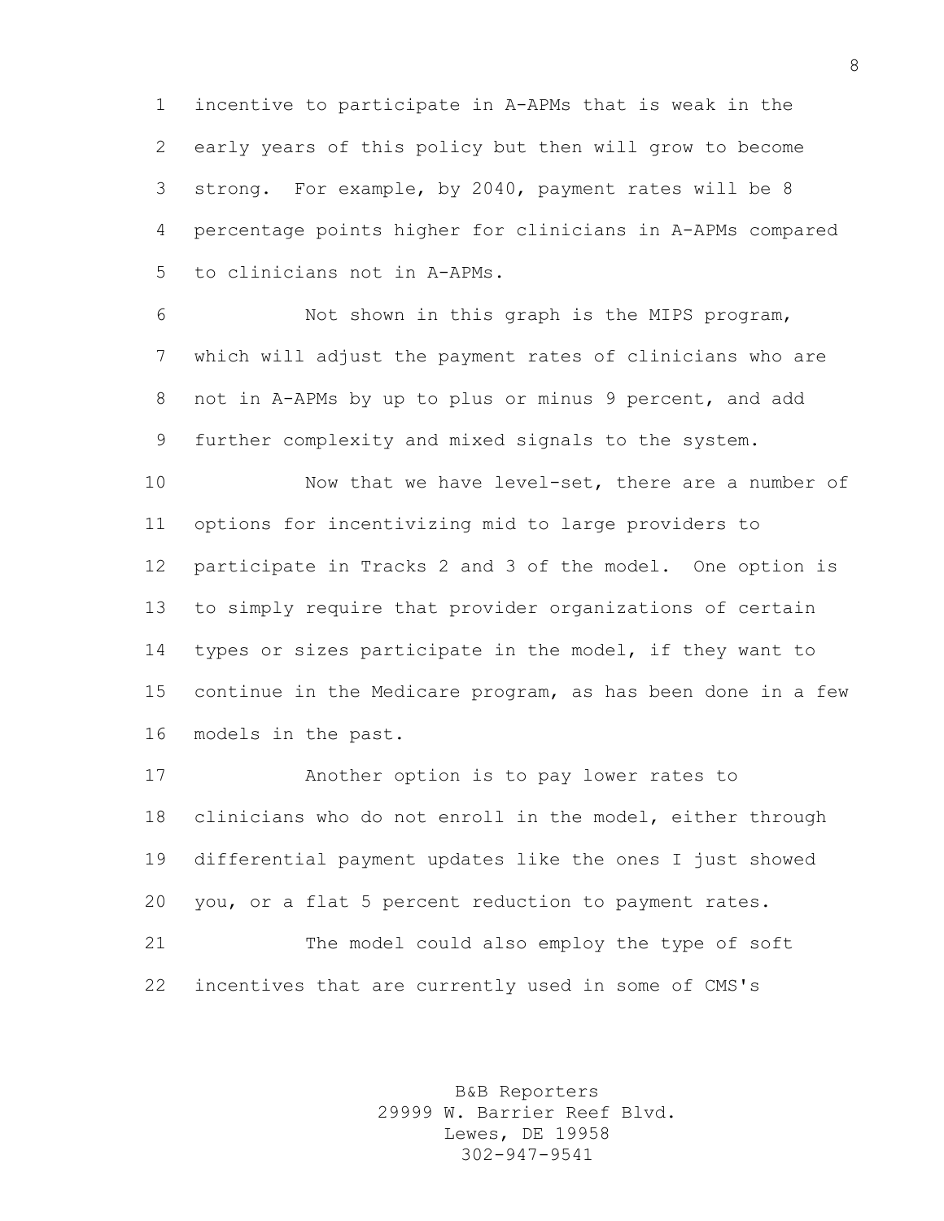incentive to participate in A-APMs that is weak in the early years of this policy but then will grow to become strong. For example, by 2040, payment rates will be 8 percentage points higher for clinicians in A-APMs compared to clinicians not in A-APMs.

Not shown in this graph is the MIPS program, which will adjust the payment rates of clinicians who are not in A-APMs by up to plus or minus 9 percent, and add further complexity and mixed signals to the system.

Now that we have level-set, there are a number of options for incentivizing mid to large providers to participate in Tracks 2 and 3 of the model. One option is to simply require that provider organizations of certain types or sizes participate in the model, if they want to continue in the Medicare program, as has been done in a few models in the past.

Another option is to pay lower rates to clinicians who do not enroll in the model, either through differential payment updates like the ones I just showed you, or a flat 5 percent reduction to payment rates.

The model could also employ the type of soft incentives that are currently used in some of CMS's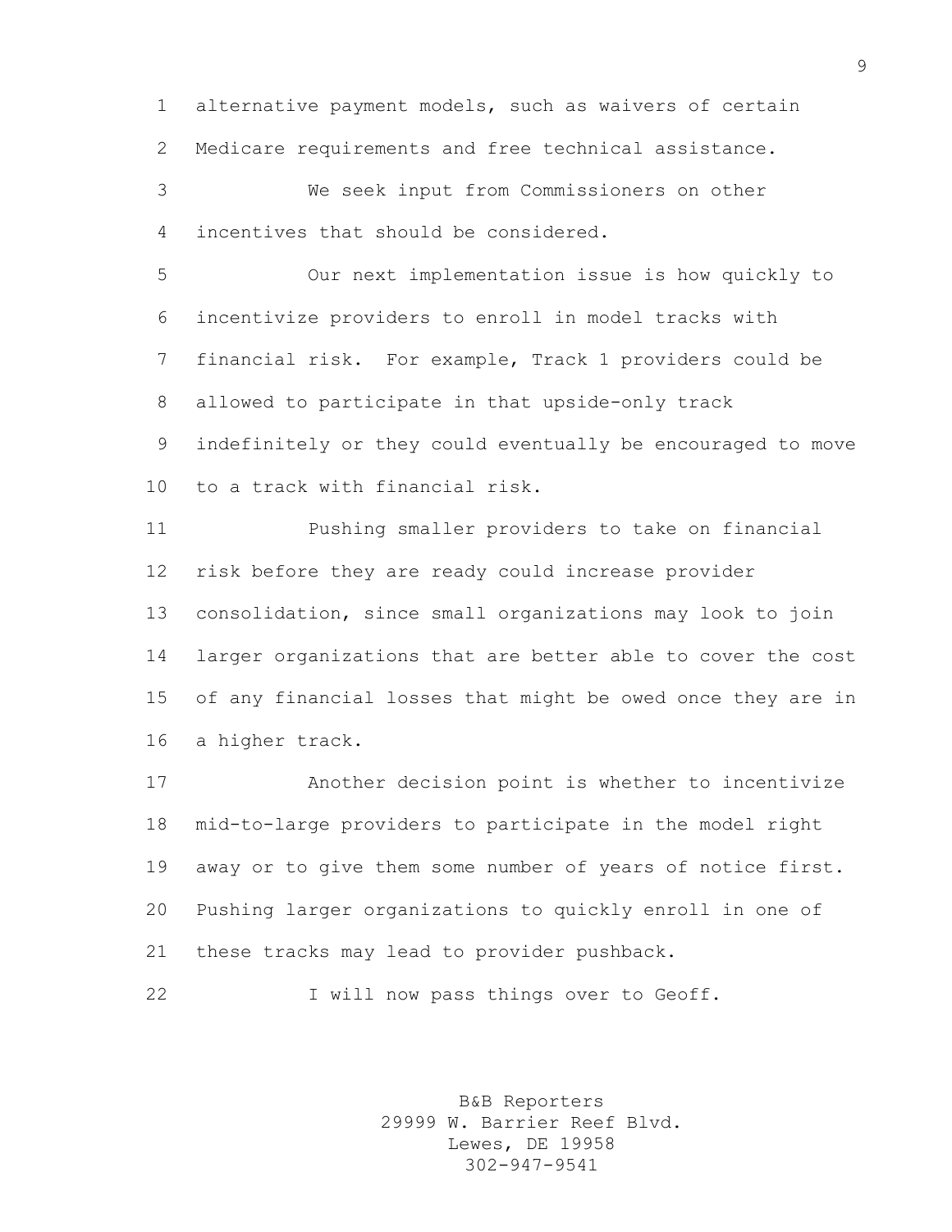alternative payment models, such as waivers of certain Medicare requirements and free technical assistance.

We seek input from Commissioners on other incentives that should be considered.

Our next implementation issue is how quickly to incentivize providers to enroll in model tracks with financial risk. For example, Track 1 providers could be allowed to participate in that upside-only track indefinitely or they could eventually be encouraged to move to a track with financial risk.

Pushing smaller providers to take on financial risk before they are ready could increase provider consolidation, since small organizations may look to join larger organizations that are better able to cover the cost of any financial losses that might be owed once they are in a higher track.

Another decision point is whether to incentivize mid-to-large providers to participate in the model right away or to give them some number of years of notice first. Pushing larger organizations to quickly enroll in one of these tracks may lead to provider pushback.

I will now pass things over to Geoff.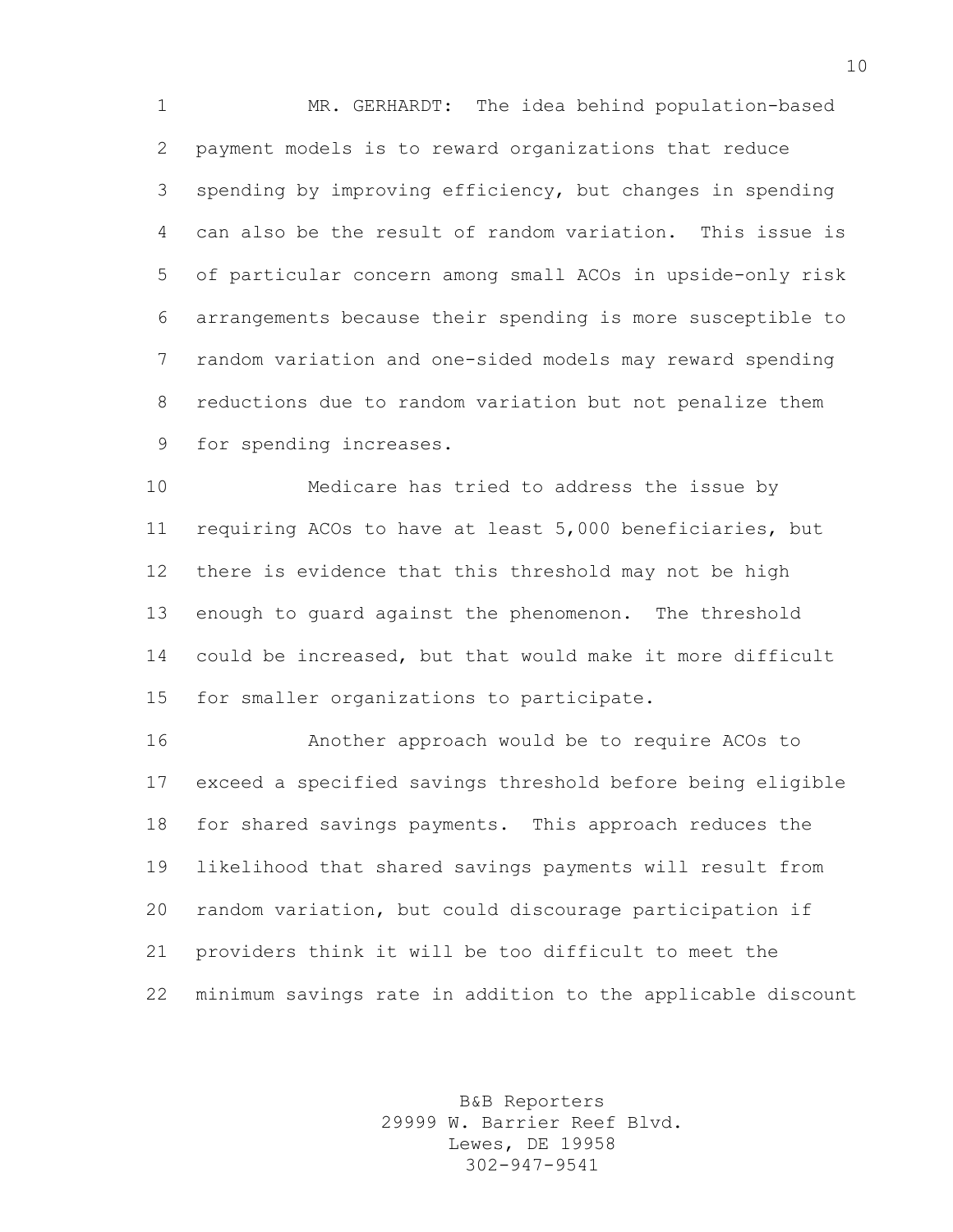MR. GERHARDT: The idea behind population-based payment models is to reward organizations that reduce spending by improving efficiency, but changes in spending can also be the result of random variation. This issue is of particular concern among small ACOs in upside-only risk arrangements because their spending is more susceptible to random variation and one-sided models may reward spending reductions due to random variation but not penalize them for spending increases.

Medicare has tried to address the issue by requiring ACOs to have at least 5,000 beneficiaries, but there is evidence that this threshold may not be high enough to guard against the phenomenon. The threshold could be increased, but that would make it more difficult for smaller organizations to participate.

Another approach would be to require ACOs to exceed a specified savings threshold before being eligible for shared savings payments. This approach reduces the likelihood that shared savings payments will result from random variation, but could discourage participation if providers think it will be too difficult to meet the minimum savings rate in addition to the applicable discount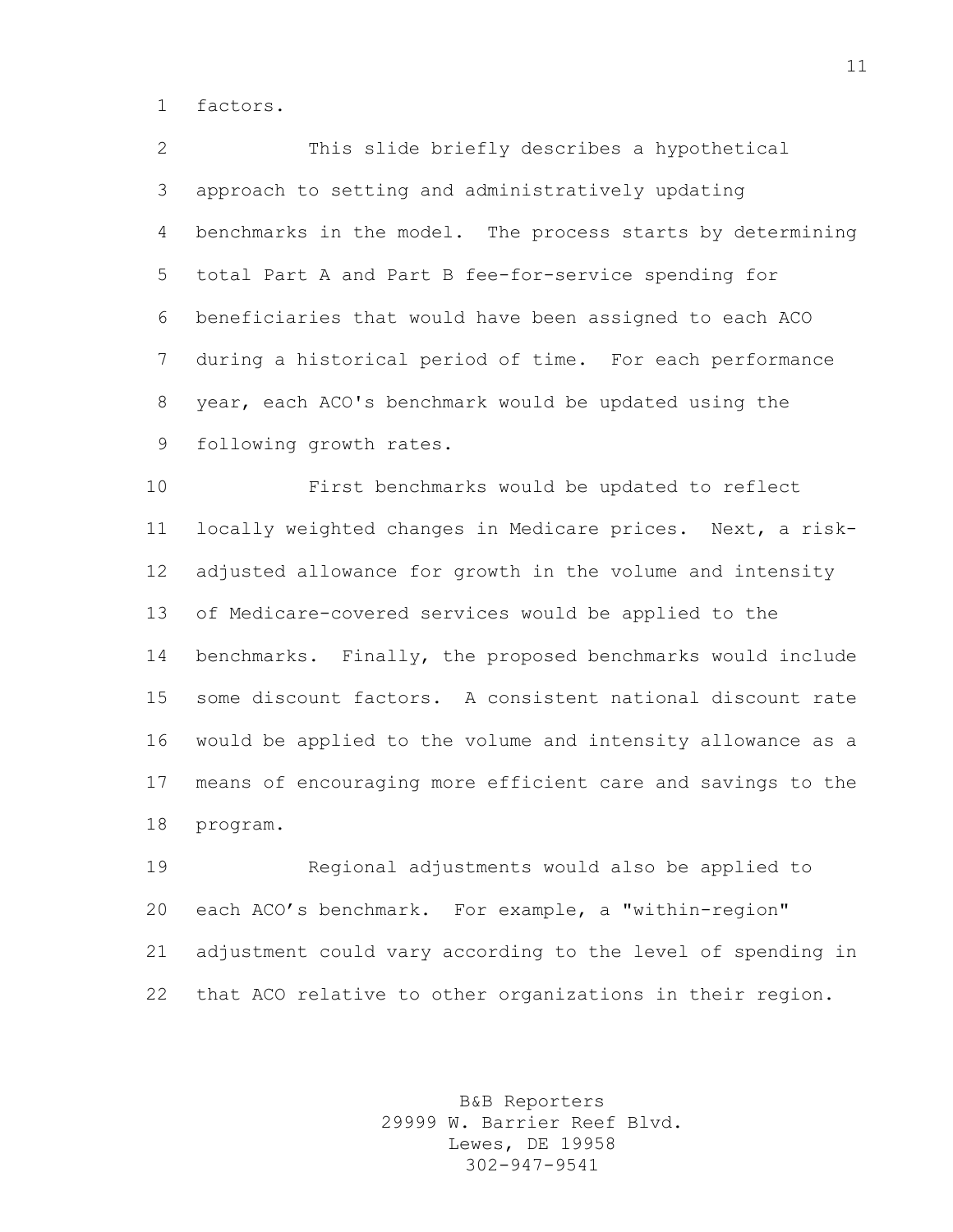factors.

This slide briefly describes a hypothetical approach to setting and administratively updating benchmarks in the model. The process starts by determining total Part A and Part B fee-for-service spending for beneficiaries that would have been assigned to each ACO during a historical period of time. For each performance year, each ACO's benchmark would be updated using the following growth rates.

First benchmarks would be updated to reflect locally weighted changes in Medicare prices. Next, a risk-adjusted allowance for growth in the volume and intensity of Medicare-covered services would be applied to the benchmarks. Finally, the proposed benchmarks would include some discount factors. A consistent national discount rate would be applied to the volume and intensity allowance as a means of encouraging more efficient care and savings to the program.

Regional adjustments would also be applied to each ACO's benchmark. For example, a "within-region" adjustment could vary according to the level of spending in that ACO relative to other organizations in their region.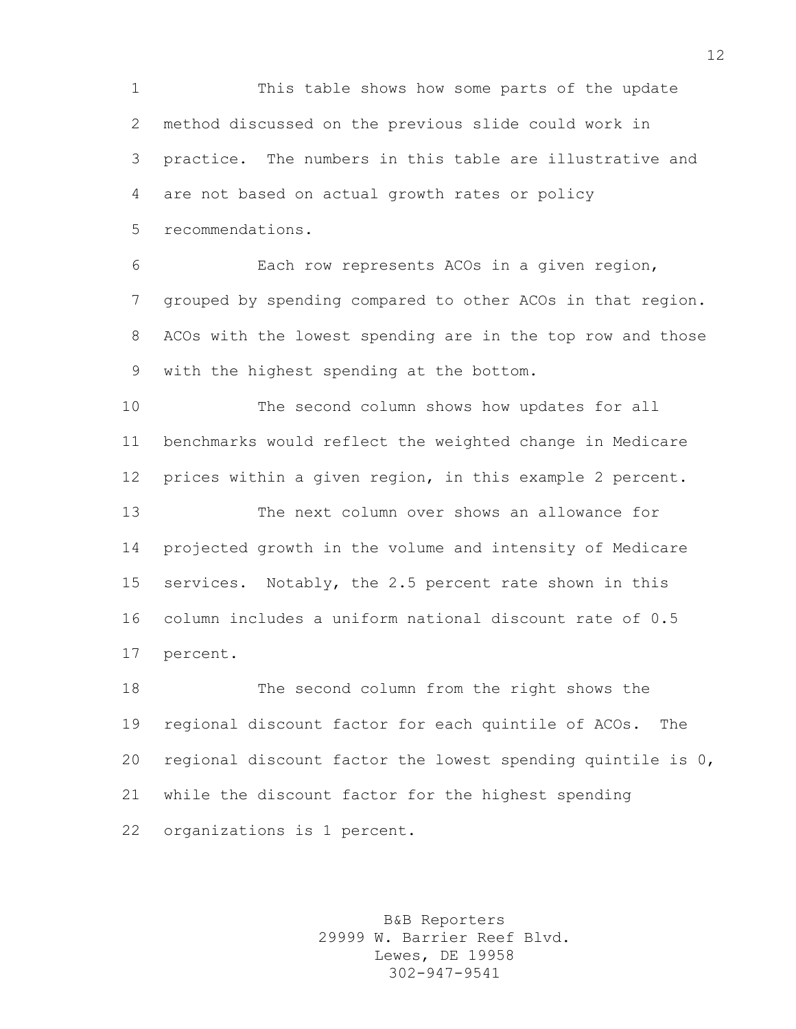This table shows how some parts of the update method discussed on the previous slide could work in practice. The numbers in this table are illustrative and are not based on actual growth rates or policy recommendations.

Each row represents ACOs in a given region, grouped by spending compared to other ACOs in that region. ACOs with the lowest spending are in the top row and those with the highest spending at the bottom.

The second column shows how updates for all benchmarks would reflect the weighted change in Medicare prices within a given region, in this example 2 percent.

The next column over shows an allowance for projected growth in the volume and intensity of Medicare services. Notably, the 2.5 percent rate shown in this column includes a uniform national discount rate of 0.5 percent.

The second column from the right shows the regional discount factor for each quintile of ACOs. The regional discount factor the lowest spending quintile is 0, while the discount factor for the highest spending organizations is 1 percent.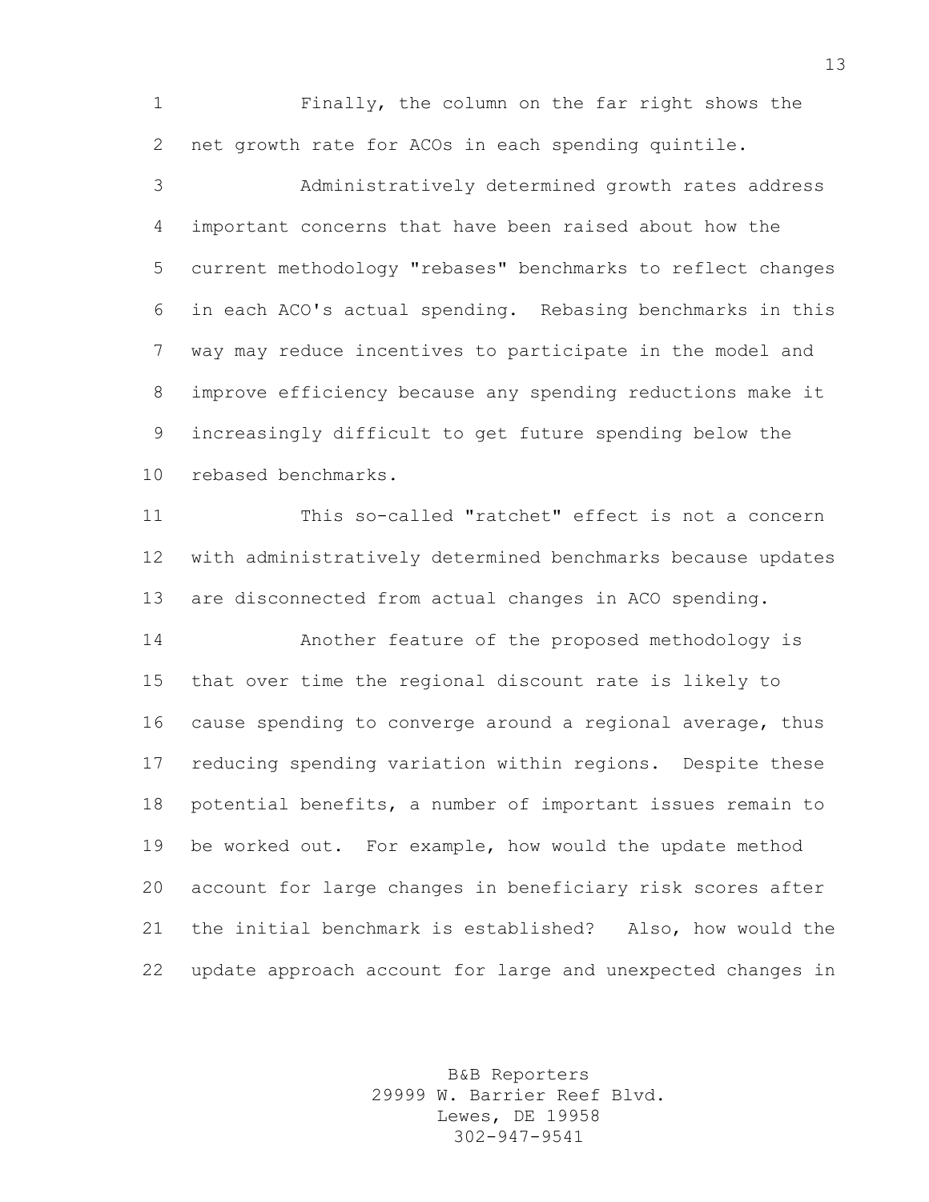Finally, the column on the far right shows the net growth rate for ACOs in each spending quintile.

Administratively determined growth rates address important concerns that have been raised about how the current methodology "rebases" benchmarks to reflect changes in each ACO's actual spending. Rebasing benchmarks in this way may reduce incentives to participate in the model and improve efficiency because any spending reductions make it increasingly difficult to get future spending below the rebased benchmarks.

This so-called "ratchet" effect is not a concern with administratively determined benchmarks because updates are disconnected from actual changes in ACO spending.

Another feature of the proposed methodology is that over time the regional discount rate is likely to cause spending to converge around a regional average, thus reducing spending variation within regions. Despite these potential benefits, a number of important issues remain to be worked out. For example, how would the update method account for large changes in beneficiary risk scores after the initial benchmark is established? Also, how would the update approach account for large and unexpected changes in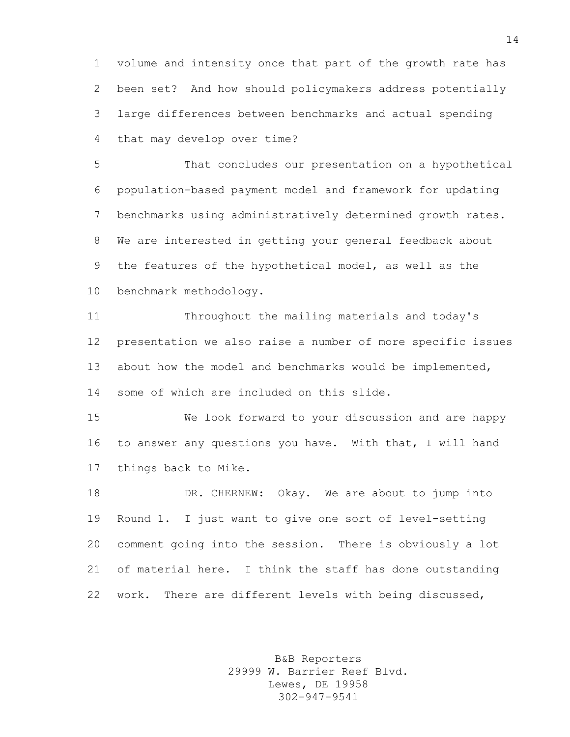volume and intensity once that part of the growth rate has been set? And how should policymakers address potentially large differences between benchmarks and actual spending that may develop over time?

That concludes our presentation on a hypothetical population-based payment model and framework for updating benchmarks using administratively determined growth rates. We are interested in getting your general feedback about the features of the hypothetical model, as well as the benchmark methodology.

Throughout the mailing materials and today's presentation we also raise a number of more specific issues about how the model and benchmarks would be implemented, some of which are included on this slide.

We look forward to your discussion and are happy to answer any questions you have. With that, I will hand things back to Mike.

DR. CHERNEW: Okay. We are about to jump into Round 1. I just want to give one sort of level-setting comment going into the session. There is obviously a lot of material here. I think the staff has done outstanding work. There are different levels with being discussed,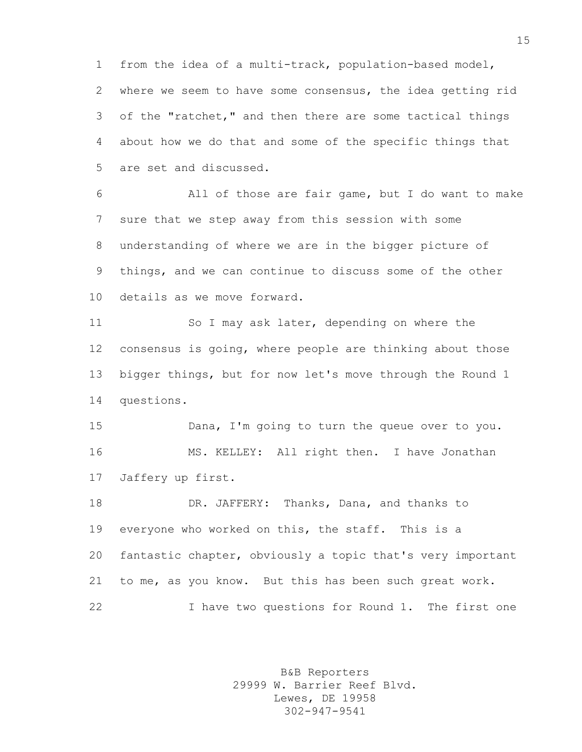from the idea of a multi-track, population-based model, where we seem to have some consensus, the idea getting rid of the "ratchet," and then there are some tactical things about how we do that and some of the specific things that are set and discussed.

All of those are fair game, but I do want to make sure that we step away from this session with some understanding of where we are in the bigger picture of things, and we can continue to discuss some of the other details as we move forward.

So I may ask later, depending on where the consensus is going, where people are thinking about those bigger things, but for now let's move through the Round 1 questions.

Dana, I'm going to turn the queue over to you.

MS. KELLEY: All right then. I have Jonathan Jaffery up first.

DR. JAFFERY: Thanks, Dana, and thanks to everyone who worked on this, the staff. This is a fantastic chapter, obviously a topic that's very important to me, as you know. But this has been such great work.

I have two questions for Round 1. The first one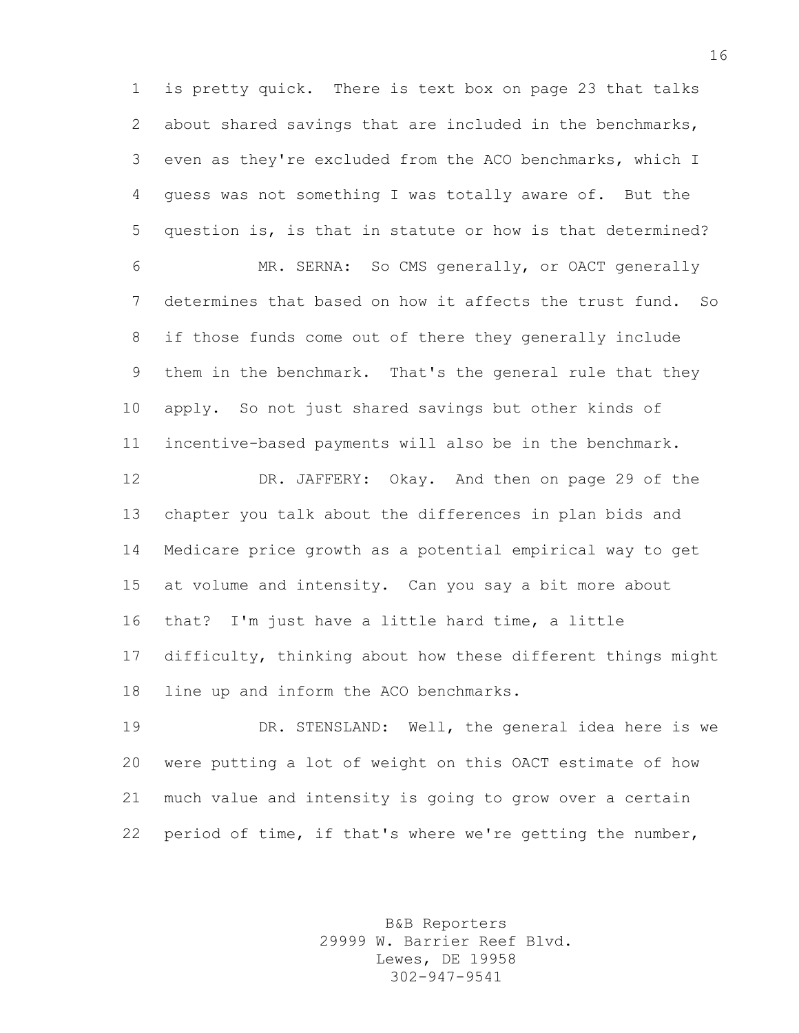is pretty quick. There is text box on page 23 that talks about shared savings that are included in the benchmarks, even as they're excluded from the ACO benchmarks, which I guess was not something I was totally aware of. But the question is, is that in statute or how is that determined?

MR. SERNA: So CMS generally, or OACT generally determines that based on how it affects the trust fund. So if those funds come out of there they generally include them in the benchmark. That's the general rule that they apply. So not just shared savings but other kinds of incentive-based payments will also be in the benchmark.

DR. JAFFERY: Okay. And then on page 29 of the chapter you talk about the differences in plan bids and Medicare price growth as a potential empirical way to get at volume and intensity. Can you say a bit more about that? I'm just have a little hard time, a little difficulty, thinking about how these different things might line up and inform the ACO benchmarks.

DR. STENSLAND: Well, the general idea here is we were putting a lot of weight on this OACT estimate of how much value and intensity is going to grow over a certain period of time, if that's where we're getting the number,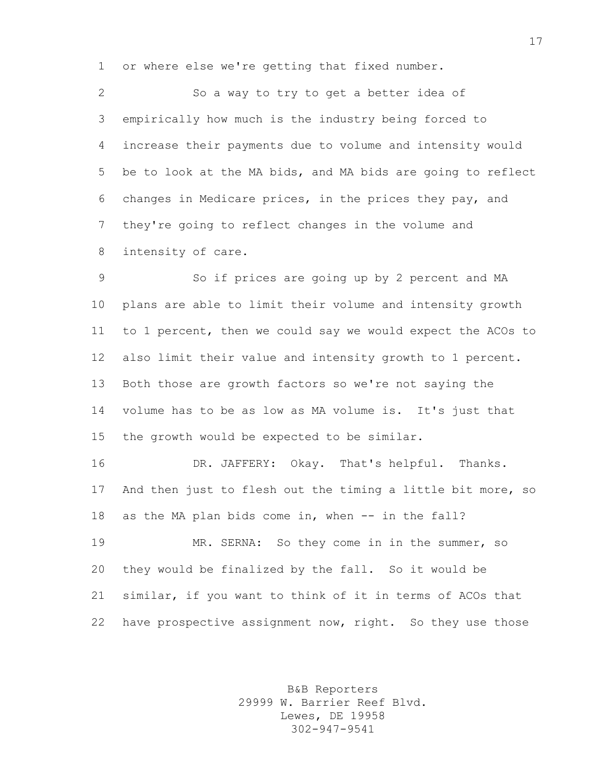or where else we're getting that fixed number.

So a way to try to get a better idea of empirically how much is the industry being forced to increase their payments due to volume and intensity would be to look at the MA bids, and MA bids are going to reflect changes in Medicare prices, in the prices they pay, and they're going to reflect changes in the volume and intensity of care.

So if prices are going up by 2 percent and MA plans are able to limit their volume and intensity growth to 1 percent, then we could say we would expect the ACOs to also limit their value and intensity growth to 1 percent. Both those are growth factors so we're not saying the volume has to be as low as MA volume is. It's just that the growth would be expected to be similar.

DR. JAFFERY: Okay. That's helpful. Thanks. And then just to flesh out the timing a little bit more, so as the MA plan bids come in, when -- in the fall?

MR. SERNA: So they come in in the summer, so they would be finalized by the fall. So it would be similar, if you want to think of it in terms of ACOs that have prospective assignment now, right. So they use those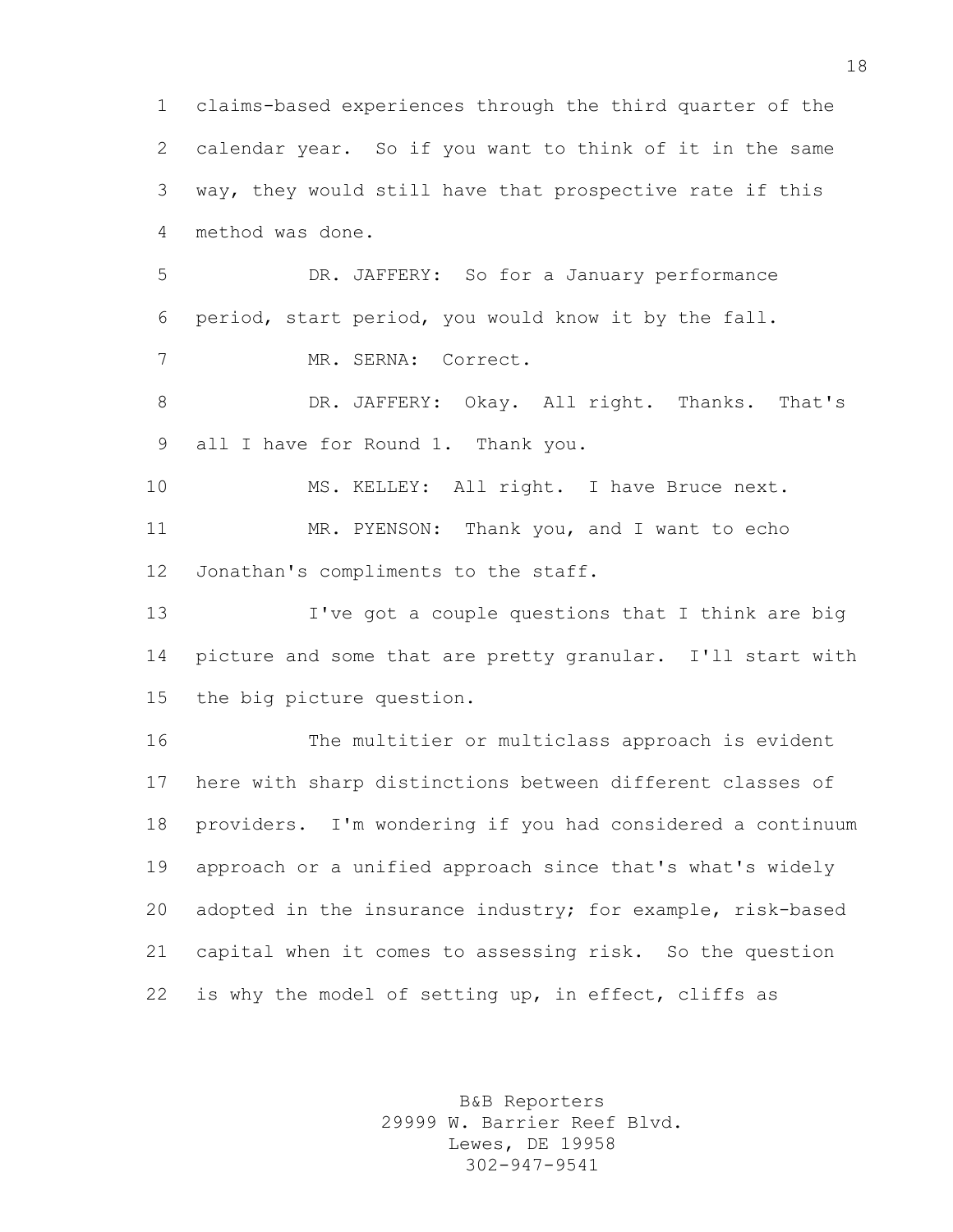claims-based experiences through the third quarter of the calendar year. So if you want to think of it in the same way, they would still have that prospective rate if this method was done.

DR. JAFFERY: So for a January performance period, start period, you would know it by the fall.

MR. SERNA: Correct.

DR. JAFFERY: Okay. All right. Thanks. That's all I have for Round 1. Thank you.

MS. KELLEY: All right. I have Bruce next.

MR. PYENSON: Thank you, and I want to echo Jonathan's compliments to the staff.

I've got a couple questions that I think are big picture and some that are pretty granular. I'll start with the big picture question.

The multitier or multiclass approach is evident here with sharp distinctions between different classes of providers. I'm wondering if you had considered a continuum approach or a unified approach since that's what's widely adopted in the insurance industry; for example, risk-based capital when it comes to assessing risk. So the question is why the model of setting up, in effect, cliffs as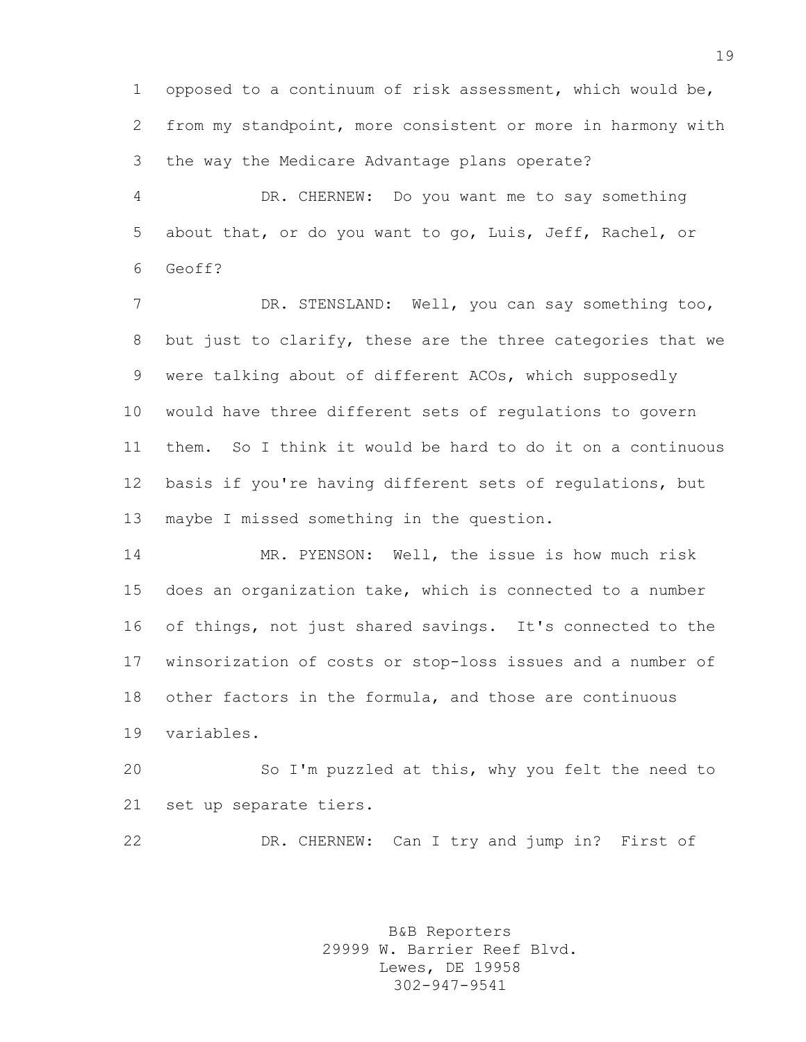opposed to a continuum of risk assessment, which would be, from my standpoint, more consistent or more in harmony with the way the Medicare Advantage plans operate?

DR. CHERNEW: Do you want me to say something about that, or do you want to go, Luis, Jeff, Rachel, or Geoff?

DR. STENSLAND: Well, you can say something too, but just to clarify, these are the three categories that we were talking about of different ACOs, which supposedly would have three different sets of regulations to govern them. So I think it would be hard to do it on a continuous basis if you're having different sets of regulations, but maybe I missed something in the question.

MR. PYENSON: Well, the issue is how much risk does an organization take, which is connected to a number of things, not just shared savings. It's connected to the winsorization of costs or stop-loss issues and a number of other factors in the formula, and those are continuous variables.

So I'm puzzled at this, why you felt the need to set up separate tiers.

DR. CHERNEW: Can I try and jump in? First of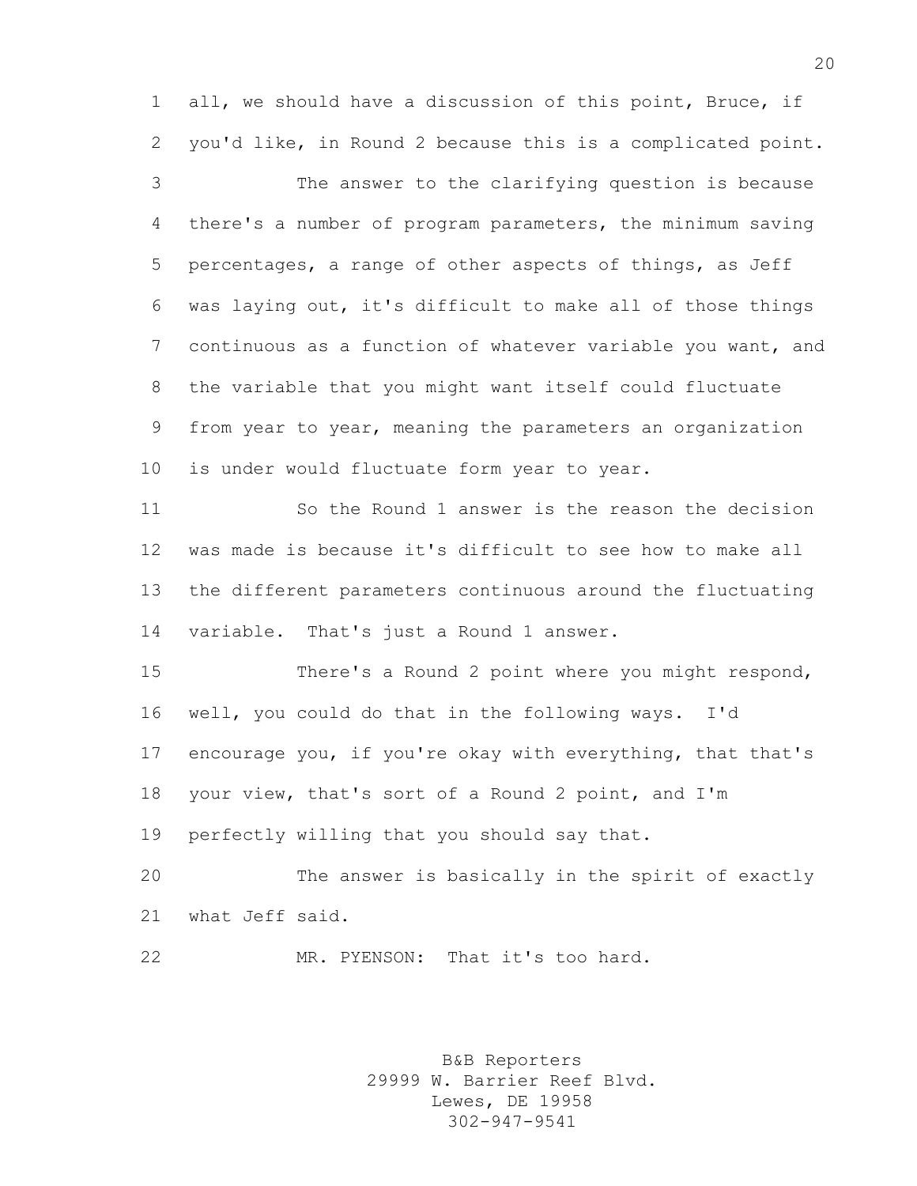all, we should have a discussion of this point, Bruce, if you'd like, in Round 2 because this is a complicated point.

The answer to the clarifying question is because there's a number of program parameters, the minimum saving percentages, a range of other aspects of things, as Jeff was laying out, it's difficult to make all of those things continuous as a function of whatever variable you want, and the variable that you might want itself could fluctuate from year to year, meaning the parameters an organization is under would fluctuate form year to year.

So the Round 1 answer is the reason the decision was made is because it's difficult to see how to make all the different parameters continuous around the fluctuating variable. That's just a Round 1 answer.

There's a Round 2 point where you might respond, well, you could do that in the following ways. I'd encourage you, if you're okay with everything, that that's your view, that's sort of a Round 2 point, and I'm perfectly willing that you should say that.

The answer is basically in the spirit of exactly what Jeff said.

MR. PYENSON: That it's too hard.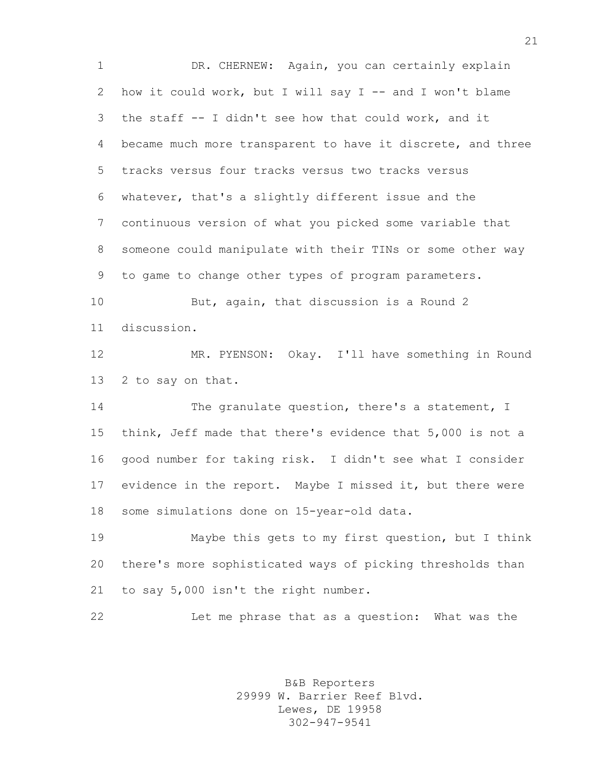DR. CHERNEW: Again, you can certainly explain how it could work, but I will say I -- and I won't blame the staff -- I didn't see how that could work, and it became much more transparent to have it discrete, and three tracks versus four tracks versus two tracks versus whatever, that's a slightly different issue and the continuous version of what you picked some variable that someone could manipulate with their TINs or some other way to game to change other types of program parameters.

But, again, that discussion is a Round 2 discussion.

MR. PYENSON: Okay. I'll have something in Round 2 to say on that.

The granulate question, there's a statement, I think, Jeff made that there's evidence that 5,000 is not a good number for taking risk. I didn't see what I consider evidence in the report. Maybe I missed it, but there were some simulations done on 15-year-old data.

Maybe this gets to my first question, but I think there's more sophisticated ways of picking thresholds than to say 5,000 isn't the right number.

Let me phrase that as a question: What was the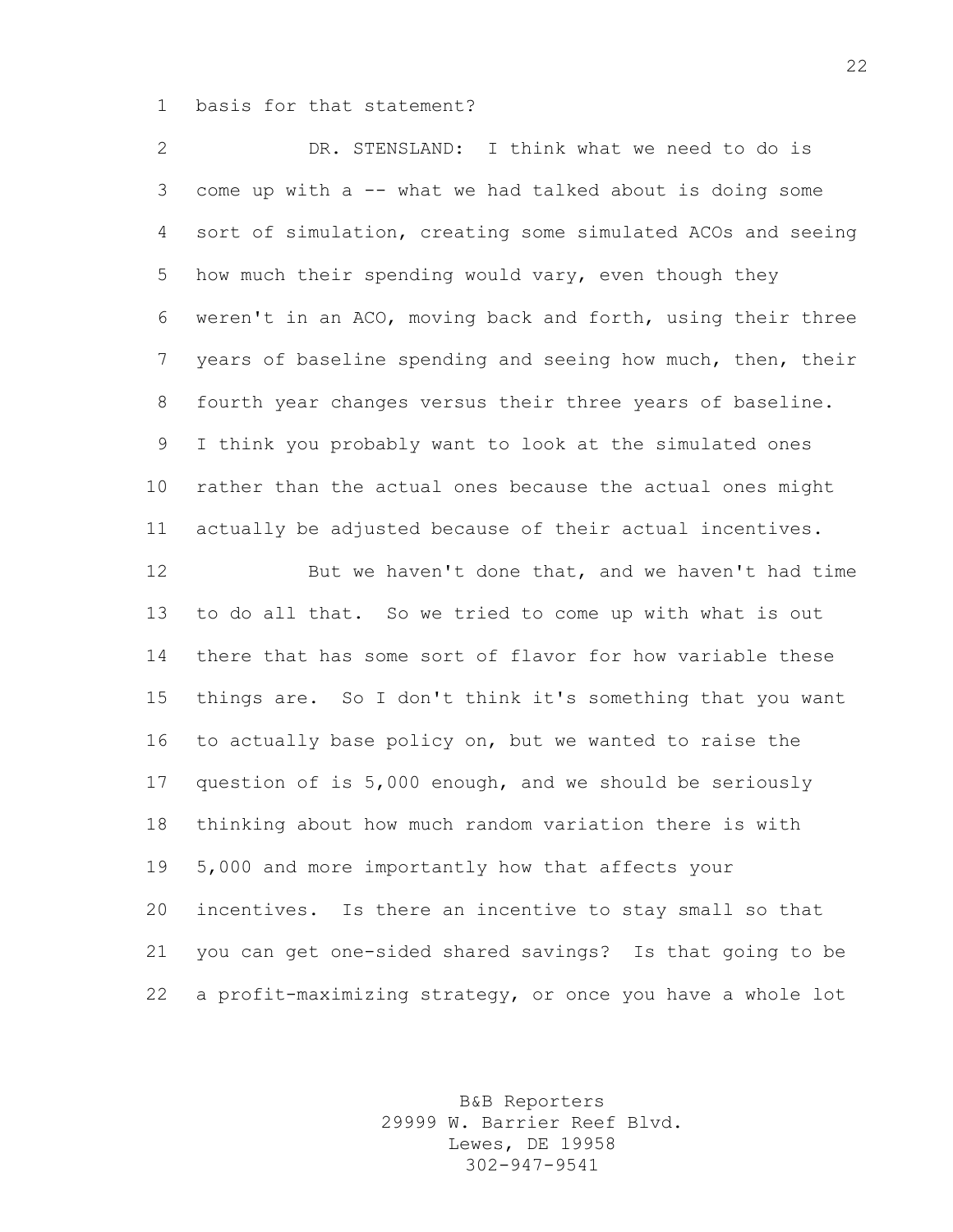basis for that statement?

DR. STENSLAND: I think what we need to do is come up with a -- what we had talked about is doing some sort of simulation, creating some simulated ACOs and seeing how much their spending would vary, even though they weren't in an ACO, moving back and forth, using their three years of baseline spending and seeing how much, then, their fourth year changes versus their three years of baseline. I think you probably want to look at the simulated ones rather than the actual ones because the actual ones might actually be adjusted because of their actual incentives.

But we haven't done that, and we haven't had time to do all that. So we tried to come up with what is out there that has some sort of flavor for how variable these things are. So I don't think it's something that you want to actually base policy on, but we wanted to raise the question of is 5,000 enough, and we should be seriously thinking about how much random variation there is with 5,000 and more importantly how that affects your incentives. Is there an incentive to stay small so that you can get one-sided shared savings? Is that going to be a profit-maximizing strategy, or once you have a whole lot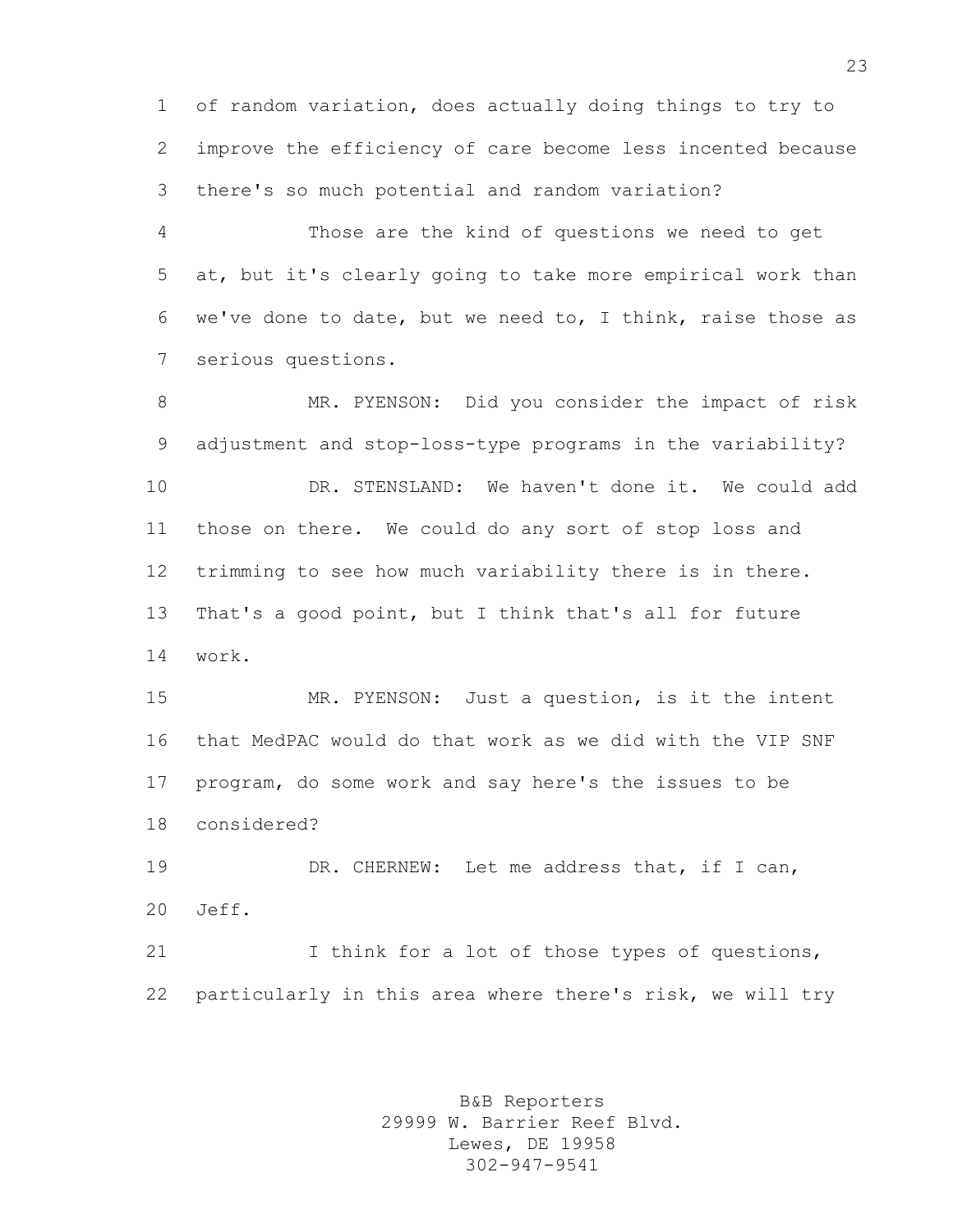of random variation, does actually doing things to try to improve the efficiency of care become less incented because there's so much potential and random variation?

Those are the kind of questions we need to get at, but it's clearly going to take more empirical work than we've done to date, but we need to, I think, raise those as serious questions.

MR. PYENSON: Did you consider the impact of risk adjustment and stop-loss-type programs in the variability?

DR. STENSLAND: We haven't done it. We could add those on there. We could do any sort of stop loss and trimming to see how much variability there is in there. That's a good point, but I think that's all for future work.

MR. PYENSON: Just a question, is it the intent that MedPAC would do that work as we did with the VIP SNF program, do some work and say here's the issues to be considered?

DR. CHERNEW: Let me address that, if I can, Jeff.

I think for a lot of those types of questions, particularly in this area where there's risk, we will try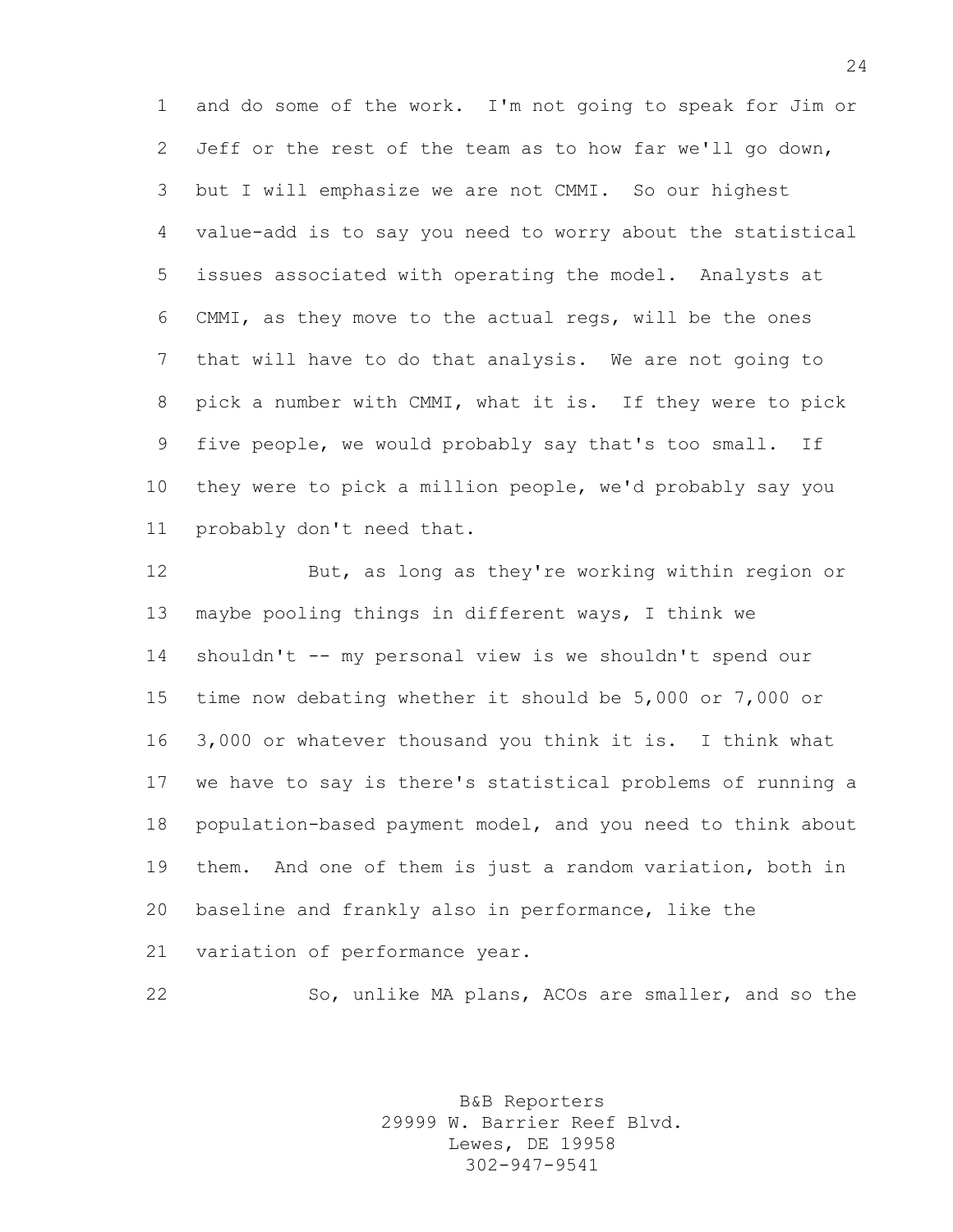and do some of the work. I'm not going to speak for Jim or Jeff or the rest of the team as to how far we'll go down, but I will emphasize we are not CMMI. So our highest value-add is to say you need to worry about the statistical issues associated with operating the model. Analysts at CMMI, as they move to the actual regs, will be the ones that will have to do that analysis. We are not going to pick a number with CMMI, what it is. If they were to pick five people, we would probably say that's too small. If they were to pick a million people, we'd probably say you probably don't need that.

But, as long as they're working within region or maybe pooling things in different ways, I think we shouldn't -- my personal view is we shouldn't spend our time now debating whether it should be 5,000 or 7,000 or 3,000 or whatever thousand you think it is. I think what we have to say is there's statistical problems of running a population-based payment model, and you need to think about them. And one of them is just a random variation, both in baseline and frankly also in performance, like the variation of performance year.

So, unlike MA plans, ACOs are smaller, and so the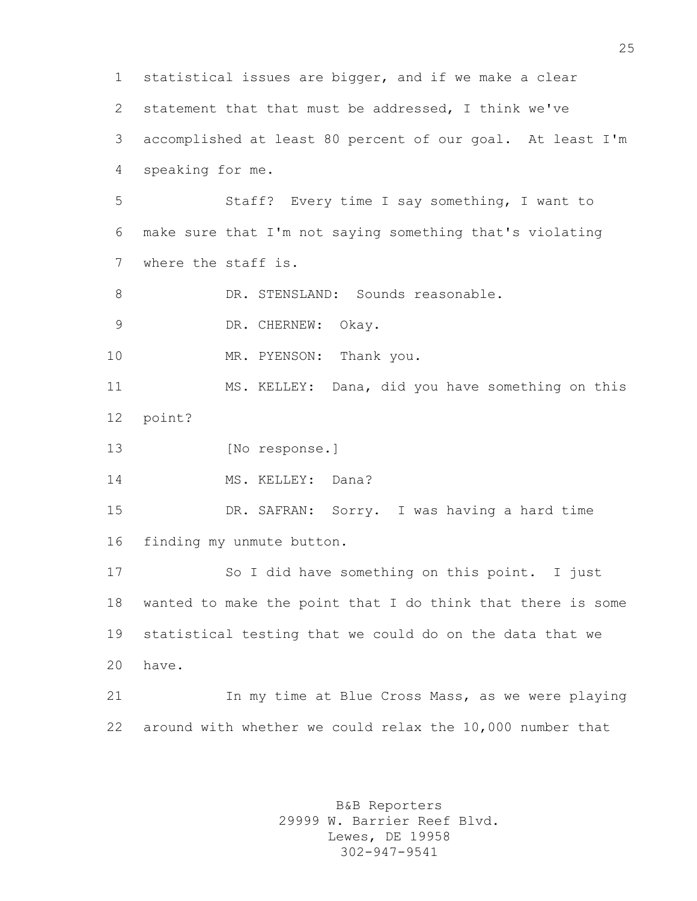statistical issues are bigger, and if we make a clear statement that that must be addressed, I think we've accomplished at least 80 percent of our goal. At least I'm speaking for me.

Staff? Every time I say something, I want to make sure that I'm not saying something that's violating where the staff is.

DR. STENSLAND: Sounds reasonable.

DR. CHERNEW: Okay.

MR. PYENSON: Thank you.

MS. KELLEY: Dana, did you have something on this point?

[No response.]

MS. KELLEY: Dana?

DR. SAFRAN: Sorry. I was having a hard time finding my unmute button.

So I did have something on this point. I just wanted to make the point that I do think that there is some statistical testing that we could do on the data that we have.

In my time at Blue Cross Mass, as we were playing around with whether we could relax the 10,000 number that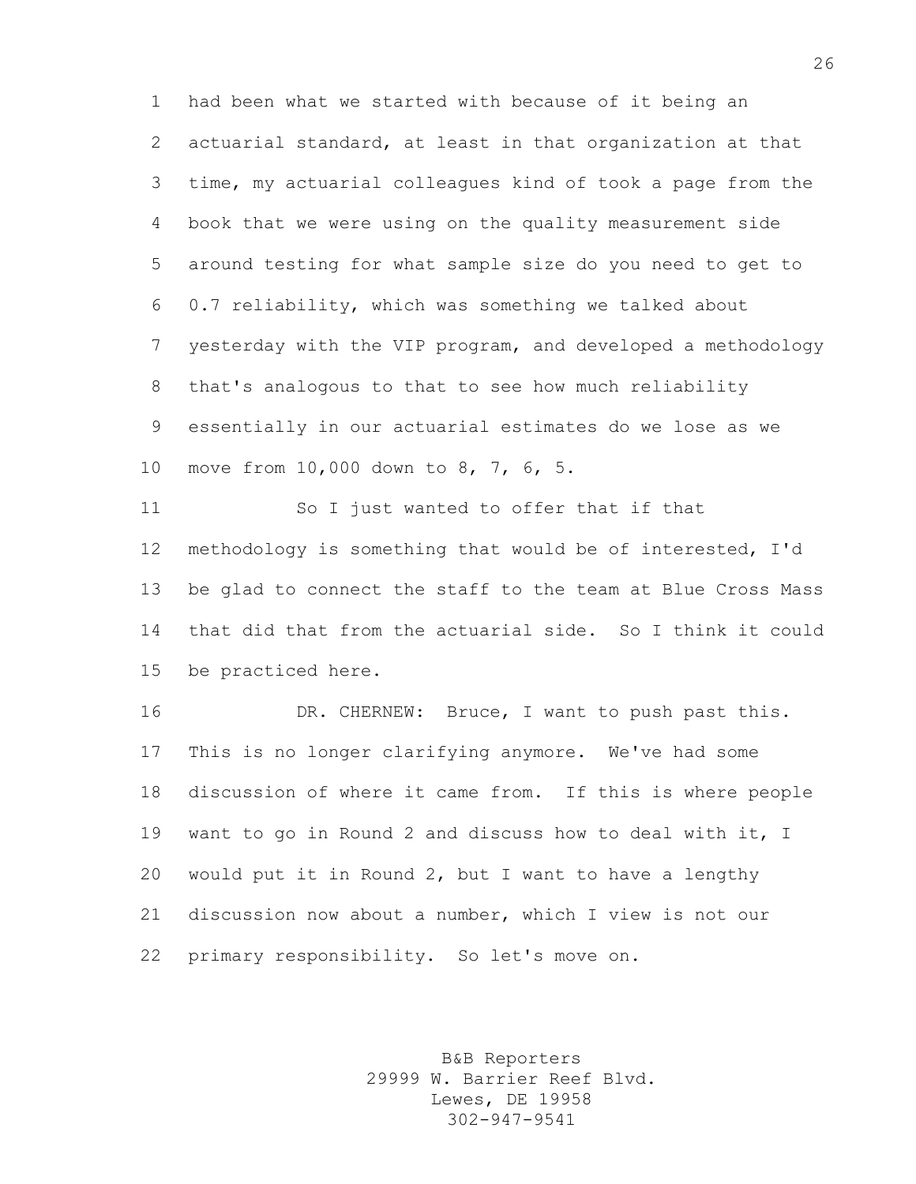had been what we started with because of it being an actuarial standard, at least in that organization at that time, my actuarial colleagues kind of took a page from the book that we were using on the quality measurement side around testing for what sample size do you need to get to 0.7 reliability, which was something we talked about yesterday with the VIP program, and developed a methodology that's analogous to that to see how much reliability essentially in our actuarial estimates do we lose as we move from 10,000 down to 8, 7, 6, 5.

So I just wanted to offer that if that methodology is something that would be of interested, I'd be glad to connect the staff to the team at Blue Cross Mass that did that from the actuarial side. So I think it could be practiced here.

DR. CHERNEW: Bruce, I want to push past this. This is no longer clarifying anymore. We've had some discussion of where it came from. If this is where people want to go in Round 2 and discuss how to deal with it, I would put it in Round 2, but I want to have a lengthy discussion now about a number, which I view is not our primary responsibility. So let's move on.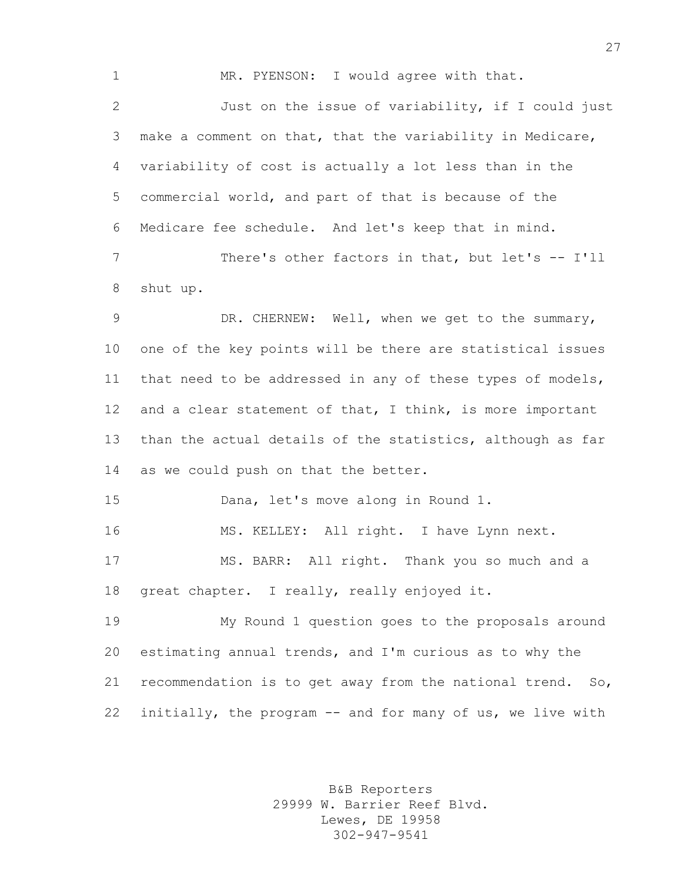MR. PYENSON: I would agree with that.

Just on the issue of variability, if I could just make a comment on that, that the variability in Medicare, variability of cost is actually a lot less than in the commercial world, and part of that is because of the Medicare fee schedule. And let's keep that in mind.

There's other factors in that, but let's -- I'll shut up.

DR. CHERNEW: Well, when we get to the summary, one of the key points will be there are statistical issues that need to be addressed in any of these types of models, and a clear statement of that, I think, is more important than the actual details of the statistics, although as far as we could push on that the better.

Dana, let's move along in Round 1.

MS. KELLEY: All right. I have Lynn next.

MS. BARR: All right. Thank you so much and a great chapter. I really, really enjoyed it.

My Round 1 question goes to the proposals around estimating annual trends, and I'm curious as to why the recommendation is to get away from the national trend. So, initially, the program -- and for many of us, we live with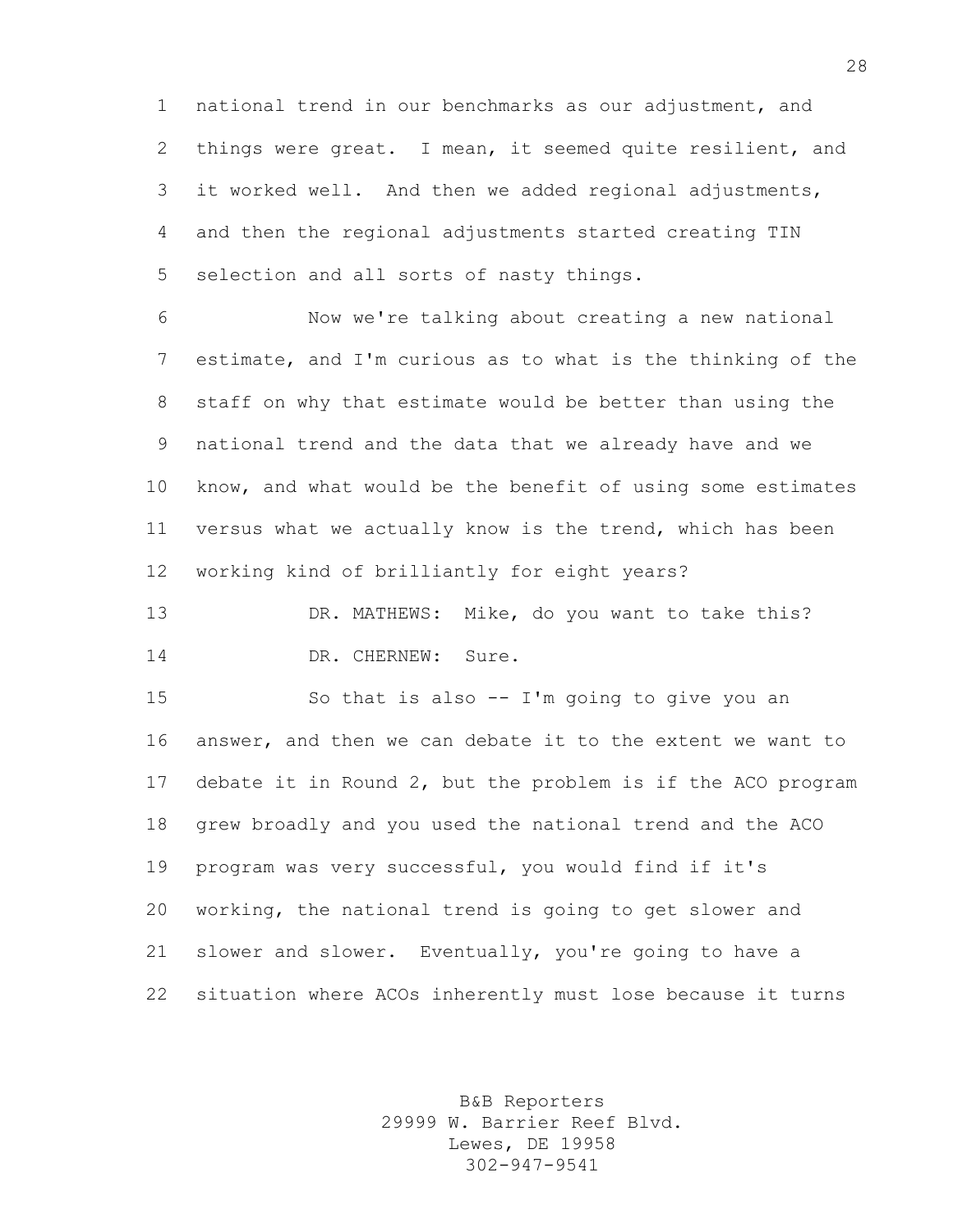national trend in our benchmarks as our adjustment, and things were great. I mean, it seemed quite resilient, and it worked well. And then we added regional adjustments, and then the regional adjustments started creating TIN selection and all sorts of nasty things.

Now we're talking about creating a new national estimate, and I'm curious as to what is the thinking of the staff on why that estimate would be better than using the national trend and the data that we already have and we know, and what would be the benefit of using some estimates versus what we actually know is the trend, which has been working kind of brilliantly for eight years?

DR. MATHEWS: Mike, do you want to take this?

DR. CHERNEW: Sure.

So that is also -- I'm going to give you an answer, and then we can debate it to the extent we want to debate it in Round 2, but the problem is if the ACO program grew broadly and you used the national trend and the ACO program was very successful, you would find if it's working, the national trend is going to get slower and slower and slower. Eventually, you're going to have a situation where ACOs inherently must lose because it turns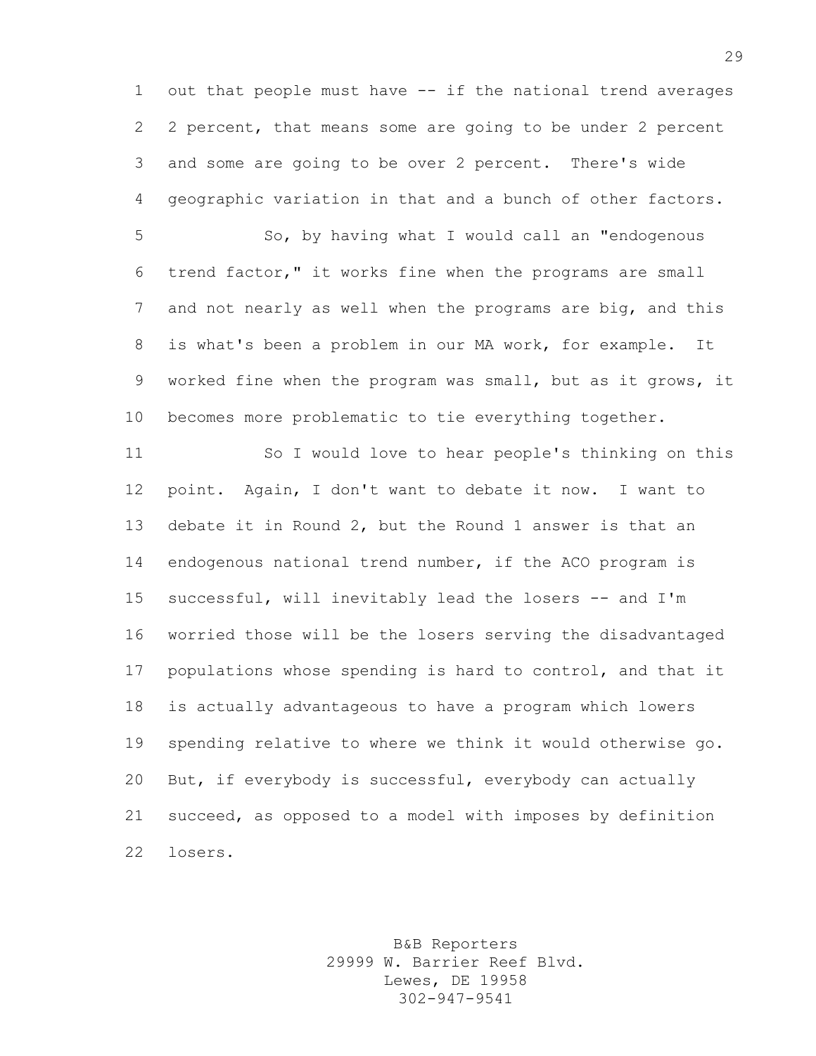out that people must have -- if the national trend averages 2 percent, that means some are going to be under 2 percent and some are going to be over 2 percent. There's wide geographic variation in that and a bunch of other factors.

So, by having what I would call an "endogenous trend factor," it works fine when the programs are small and not nearly as well when the programs are big, and this is what's been a problem in our MA work, for example. It worked fine when the program was small, but as it grows, it becomes more problematic to tie everything together.

So I would love to hear people's thinking on this point. Again, I don't want to debate it now. I want to debate it in Round 2, but the Round 1 answer is that an endogenous national trend number, if the ACO program is successful, will inevitably lead the losers -- and I'm worried those will be the losers serving the disadvantaged populations whose spending is hard to control, and that it is actually advantageous to have a program which lowers spending relative to where we think it would otherwise go. But, if everybody is successful, everybody can actually succeed, as opposed to a model with imposes by definition losers.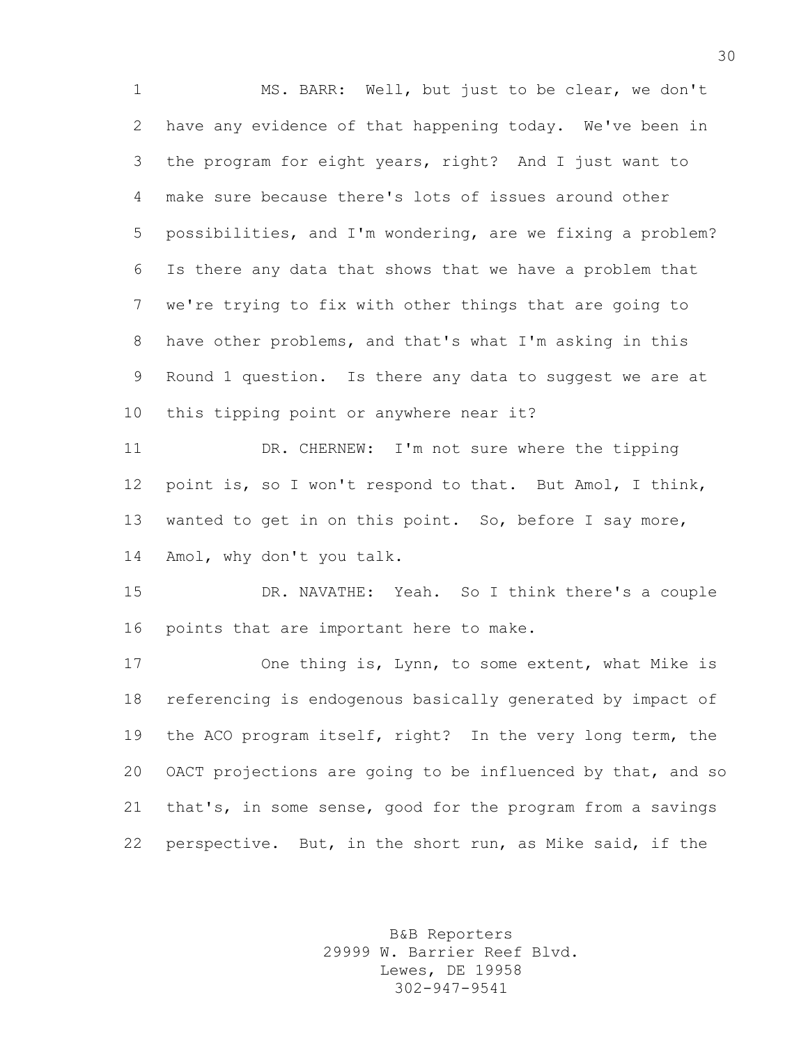MS. BARR: Well, but just to be clear, we don't have any evidence of that happening today. We've been in the program for eight years, right? And I just want to make sure because there's lots of issues around other possibilities, and I'm wondering, are we fixing a problem? Is there any data that shows that we have a problem that we're trying to fix with other things that are going to have other problems, and that's what I'm asking in this Round 1 question. Is there any data to suggest we are at this tipping point or anywhere near it?

DR. CHERNEW: I'm not sure where the tipping point is, so I won't respond to that. But Amol, I think, wanted to get in on this point. So, before I say more, Amol, why don't you talk.

DR. NAVATHE: Yeah. So I think there's a couple points that are important here to make.

One thing is, Lynn, to some extent, what Mike is referencing is endogenous basically generated by impact of the ACO program itself, right? In the very long term, the OACT projections are going to be influenced by that, and so that's, in some sense, good for the program from a savings perspective. But, in the short run, as Mike said, if the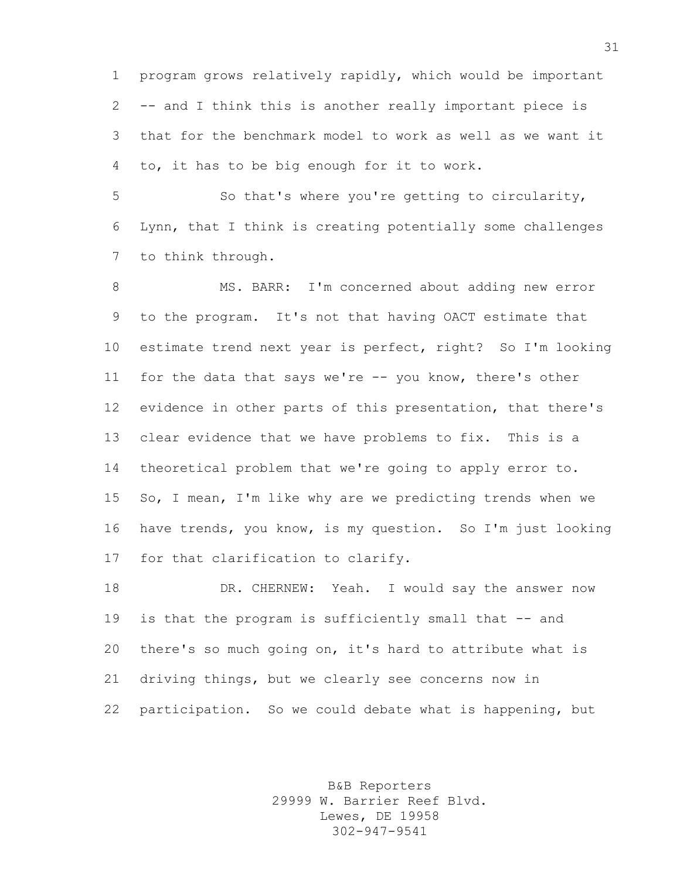program grows relatively rapidly, which would be important -- and I think this is another really important piece is that for the benchmark model to work as well as we want it to, it has to be big enough for it to work.

So that's where you're getting to circularity, Lynn, that I think is creating potentially some challenges to think through.

MS. BARR: I'm concerned about adding new error to the program. It's not that having OACT estimate that estimate trend next year is perfect, right? So I'm looking for the data that says we're -- you know, there's other evidence in other parts of this presentation, that there's clear evidence that we have problems to fix. This is a theoretical problem that we're going to apply error to. So, I mean, I'm like why are we predicting trends when we have trends, you know, is my question. So I'm just looking for that clarification to clarify.

DR. CHERNEW: Yeah. I would say the answer now is that the program is sufficiently small that -- and there's so much going on, it's hard to attribute what is driving things, but we clearly see concerns now in participation. So we could debate what is happening, but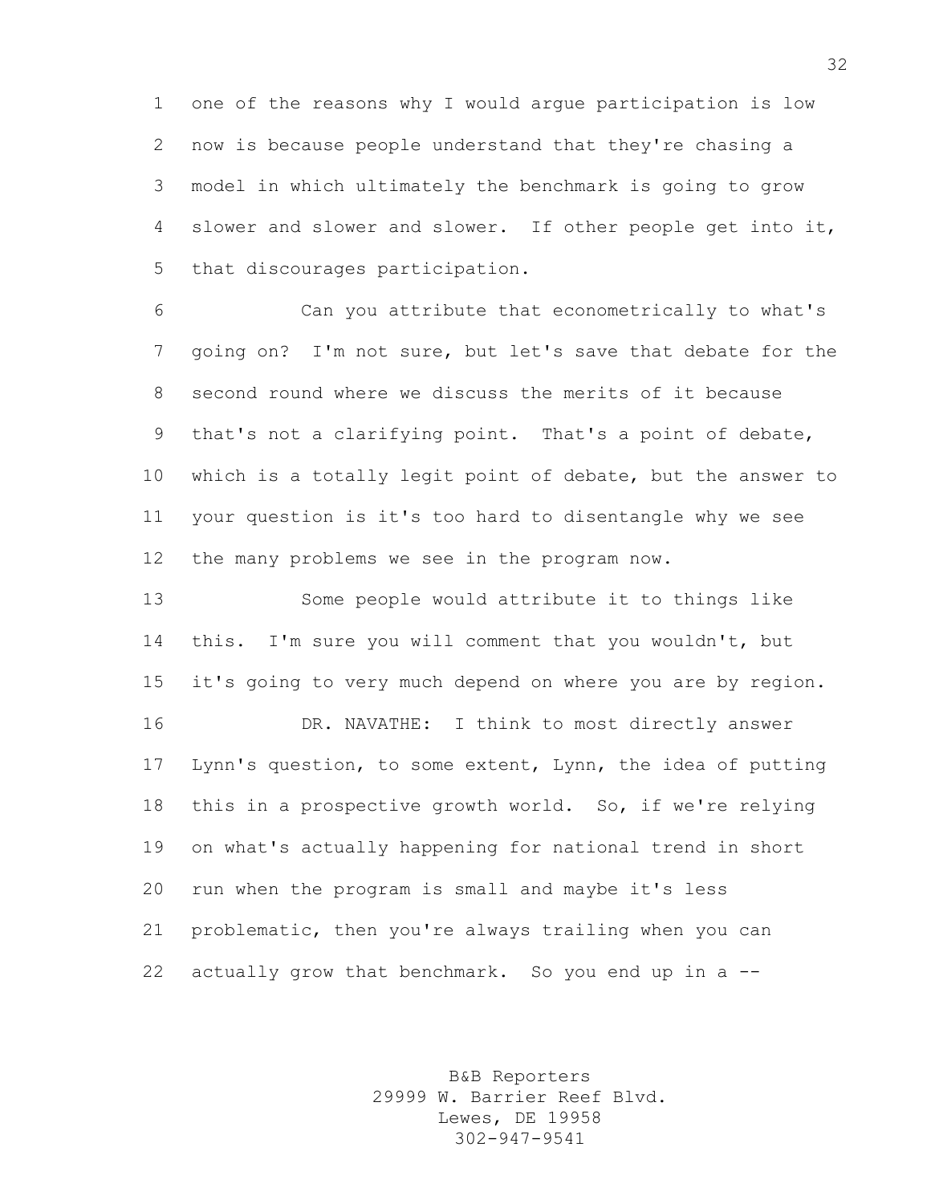one of the reasons why I would argue participation is low now is because people understand that they're chasing a model in which ultimately the benchmark is going to grow slower and slower and slower. If other people get into it, that discourages participation.

Can you attribute that econometrically to what's going on? I'm not sure, but let's save that debate for the second round where we discuss the merits of it because that's not a clarifying point. That's a point of debate, which is a totally legit point of debate, but the answer to your question is it's too hard to disentangle why we see the many problems we see in the program now.

Some people would attribute it to things like this. I'm sure you will comment that you wouldn't, but it's going to very much depend on where you are by region.

DR. NAVATHE: I think to most directly answer Lynn's question, to some extent, Lynn, the idea of putting this in a prospective growth world. So, if we're relying on what's actually happening for national trend in short run when the program is small and maybe it's less problematic, then you're always trailing when you can actually grow that benchmark. So you end up in a --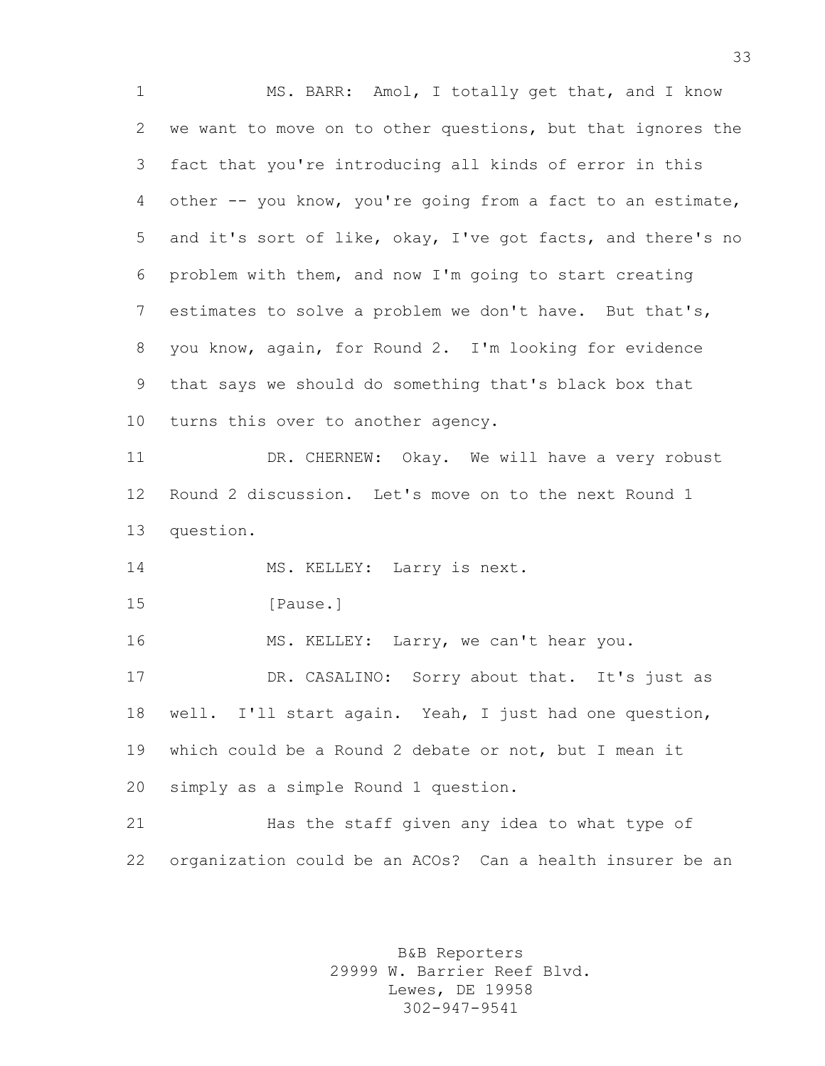MS. BARR: Amol, I totally get that, and I know we want to move on to other questions, but that ignores the fact that you're introducing all kinds of error in this other -- you know, you're going from a fact to an estimate, and it's sort of like, okay, I've got facts, and there's no problem with them, and now I'm going to start creating estimates to solve a problem we don't have. But that's, you know, again, for Round 2. I'm looking for evidence that says we should do something that's black box that turns this over to another agency.

DR. CHERNEW: Okay. We will have a very robust Round 2 discussion. Let's move on to the next Round 1 question.

MS. KELLEY: Larry is next.

[Pause.]

MS. KELLEY: Larry, we can't hear you.

DR. CASALINO: Sorry about that. It's just as well. I'll start again. Yeah, I just had one question, which could be a Round 2 debate or not, but I mean it simply as a simple Round 1 question.

Has the staff given any idea to what type of organization could be an ACOs? Can a health insurer be an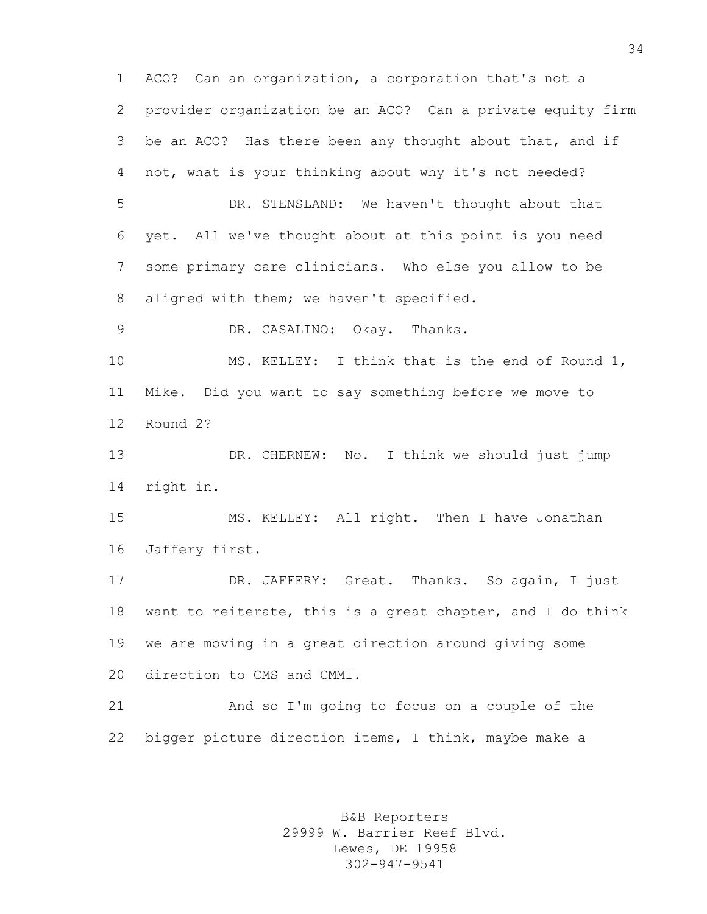ACO? Can an organization, a corporation that's not a provider organization be an ACO? Can a private equity firm be an ACO? Has there been any thought about that, and if not, what is your thinking about why it's not needed?

DR. STENSLAND: We haven't thought about that yet. All we've thought about at this point is you need some primary care clinicians. Who else you allow to be aligned with them; we haven't specified.

DR. CASALINO: Okay. Thanks.

MS. KELLEY: I think that is the end of Round 1, Mike. Did you want to say something before we move to Round 2?

DR. CHERNEW: No. I think we should just jump right in.

MS. KELLEY: All right. Then I have Jonathan Jaffery first.

DR. JAFFERY: Great. Thanks. So again, I just want to reiterate, this is a great chapter, and I do think we are moving in a great direction around giving some direction to CMS and CMMI.

And so I'm going to focus on a couple of the bigger picture direction items, I think, maybe make a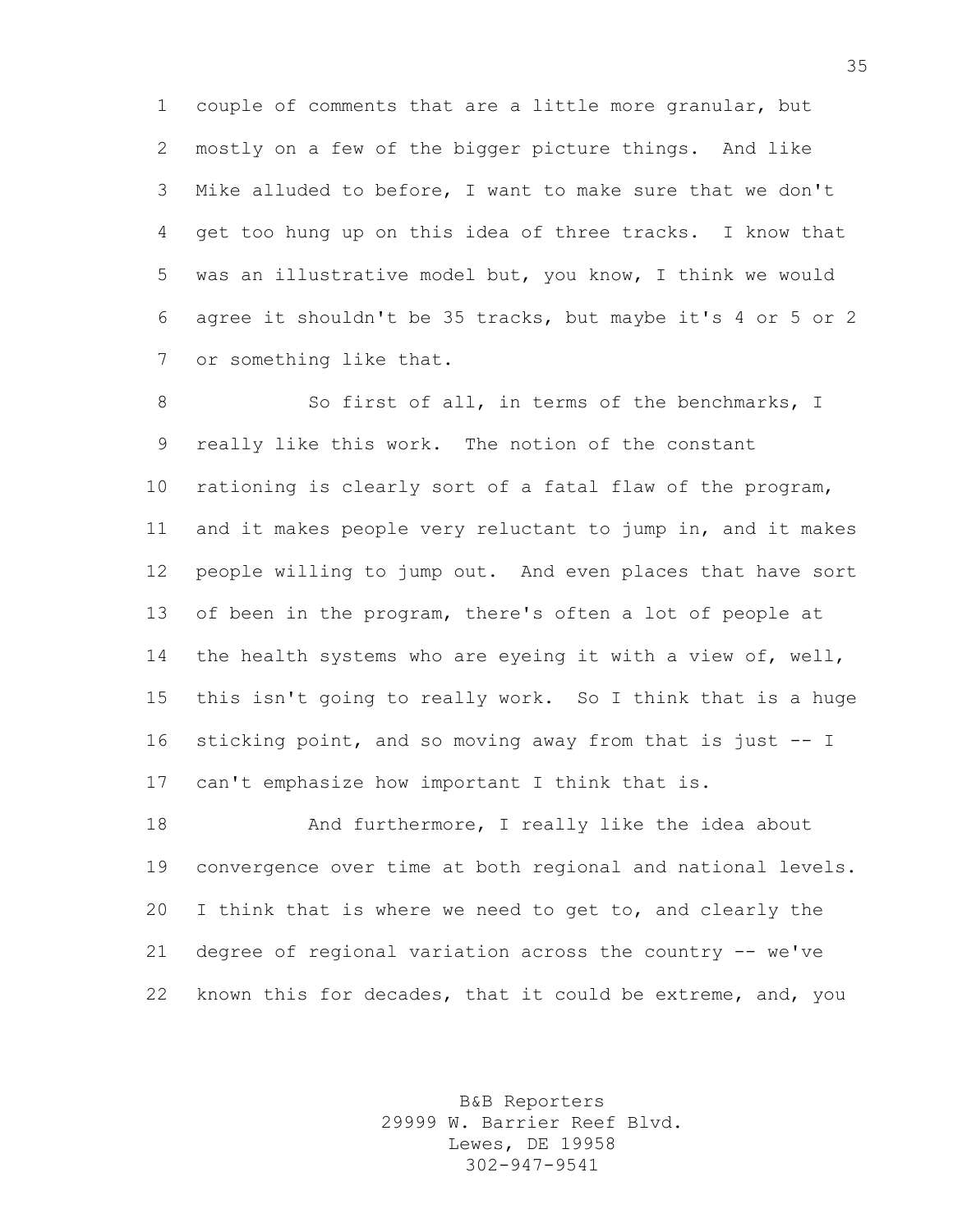couple of comments that are a little more granular, but mostly on a few of the bigger picture things. And like Mike alluded to before, I want to make sure that we don't get too hung up on this idea of three tracks. I know that was an illustrative model but, you know, I think we would agree it shouldn't be 35 tracks, but maybe it's 4 or 5 or 2 or something like that.

So first of all, in terms of the benchmarks, I really like this work. The notion of the constant rationing is clearly sort of a fatal flaw of the program, and it makes people very reluctant to jump in, and it makes people willing to jump out. And even places that have sort of been in the program, there's often a lot of people at the health systems who are eyeing it with a view of, well, this isn't going to really work. So I think that is a huge sticking point, and so moving away from that is just -- I can't emphasize how important I think that is.

And furthermore, I really like the idea about convergence over time at both regional and national levels. I think that is where we need to get to, and clearly the degree of regional variation across the country -- we've known this for decades, that it could be extreme, and, you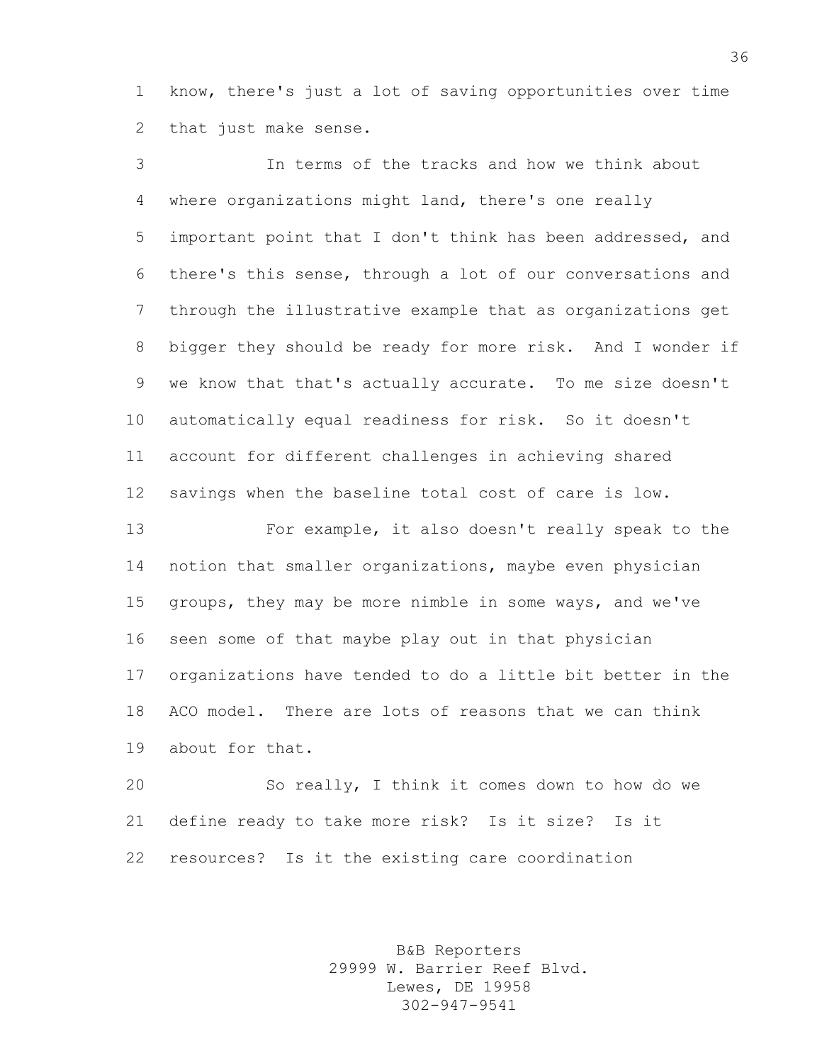know, there's just a lot of saving opportunities over time that just make sense.

In terms of the tracks and how we think about where organizations might land, there's one really important point that I don't think has been addressed, and there's this sense, through a lot of our conversations and through the illustrative example that as organizations get bigger they should be ready for more risk. And I wonder if we know that that's actually accurate. To me size doesn't automatically equal readiness for risk. So it doesn't account for different challenges in achieving shared savings when the baseline total cost of care is low.

For example, it also doesn't really speak to the notion that smaller organizations, maybe even physician groups, they may be more nimble in some ways, and we've seen some of that maybe play out in that physician organizations have tended to do a little bit better in the ACO model. There are lots of reasons that we can think about for that.

So really, I think it comes down to how do we define ready to take more risk? Is it size? Is it resources? Is it the existing care coordination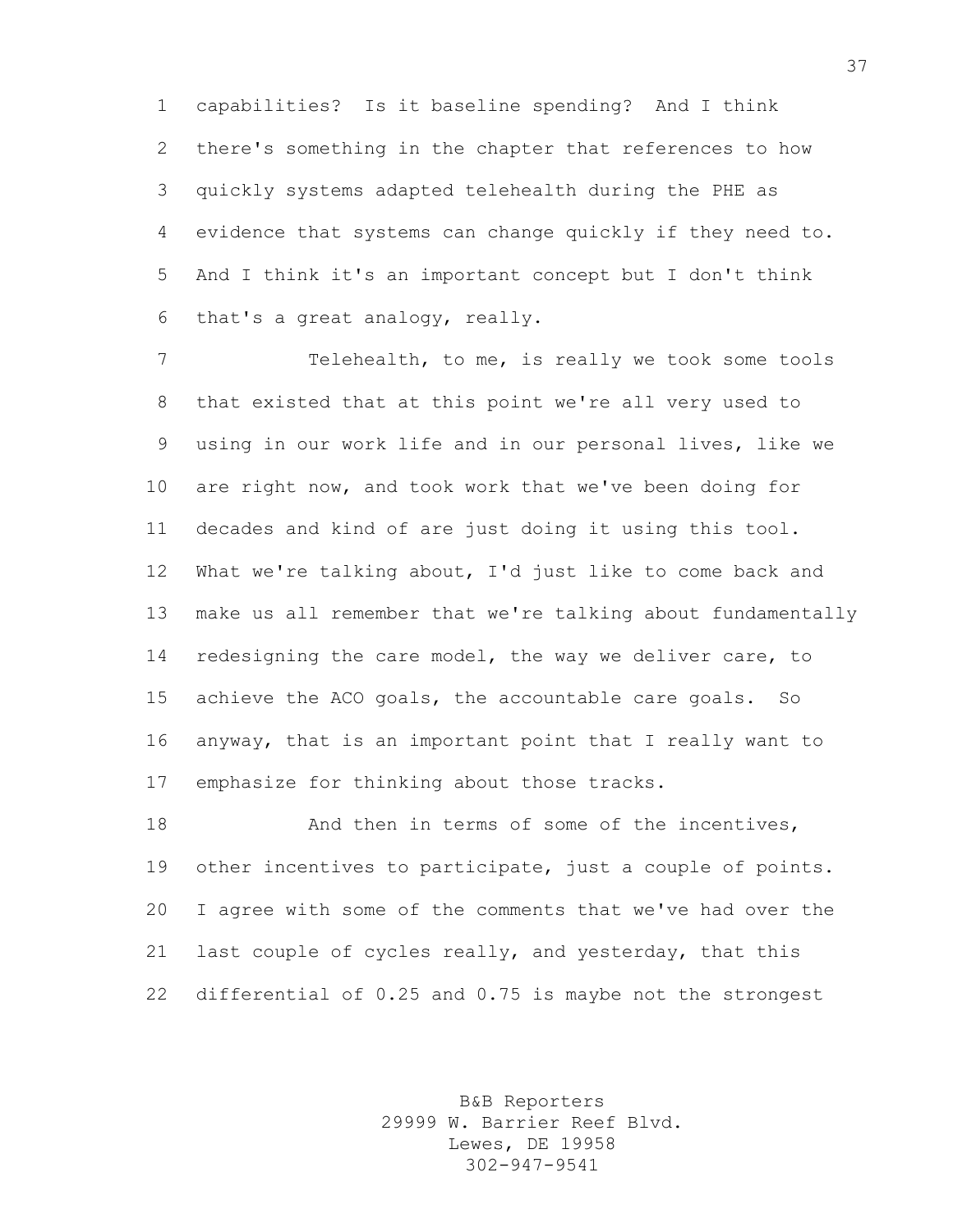capabilities? Is it baseline spending? And I think there's something in the chapter that references to how quickly systems adapted telehealth during the PHE as evidence that systems can change quickly if they need to. And I think it's an important concept but I don't think that's a great analogy, really.

Telehealth, to me, is really we took some tools that existed that at this point we're all very used to using in our work life and in our personal lives, like we are right now, and took work that we've been doing for decades and kind of are just doing it using this tool. What we're talking about, I'd just like to come back and make us all remember that we're talking about fundamentally redesigning the care model, the way we deliver care, to achieve the ACO goals, the accountable care goals. So anyway, that is an important point that I really want to emphasize for thinking about those tracks.

And then in terms of some of the incentives, other incentives to participate, just a couple of points. I agree with some of the comments that we've had over the last couple of cycles really, and yesterday, that this differential of 0.25 and 0.75 is maybe not the strongest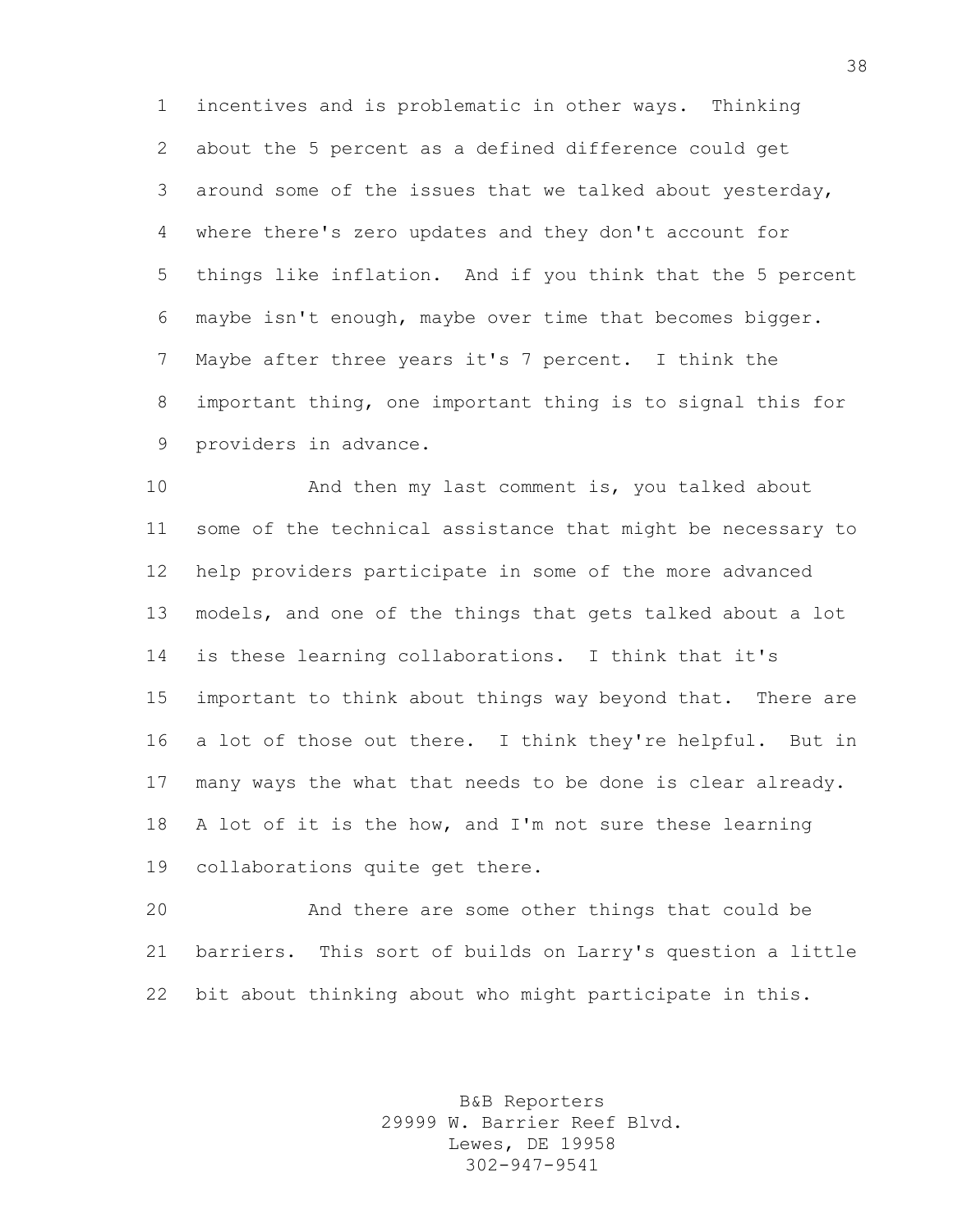incentives and is problematic in other ways. Thinking about the 5 percent as a defined difference could get around some of the issues that we talked about yesterday, where there's zero updates and they don't account for things like inflation. And if you think that the 5 percent maybe isn't enough, maybe over time that becomes bigger. Maybe after three years it's 7 percent. I think the important thing, one important thing is to signal this for providers in advance.

And then my last comment is, you talked about some of the technical assistance that might be necessary to help providers participate in some of the more advanced models, and one of the things that gets talked about a lot is these learning collaborations. I think that it's important to think about things way beyond that. There are a lot of those out there. I think they're helpful. But in many ways the what that needs to be done is clear already. A lot of it is the how, and I'm not sure these learning collaborations quite get there.

And there are some other things that could be barriers. This sort of builds on Larry's question a little bit about thinking about who might participate in this.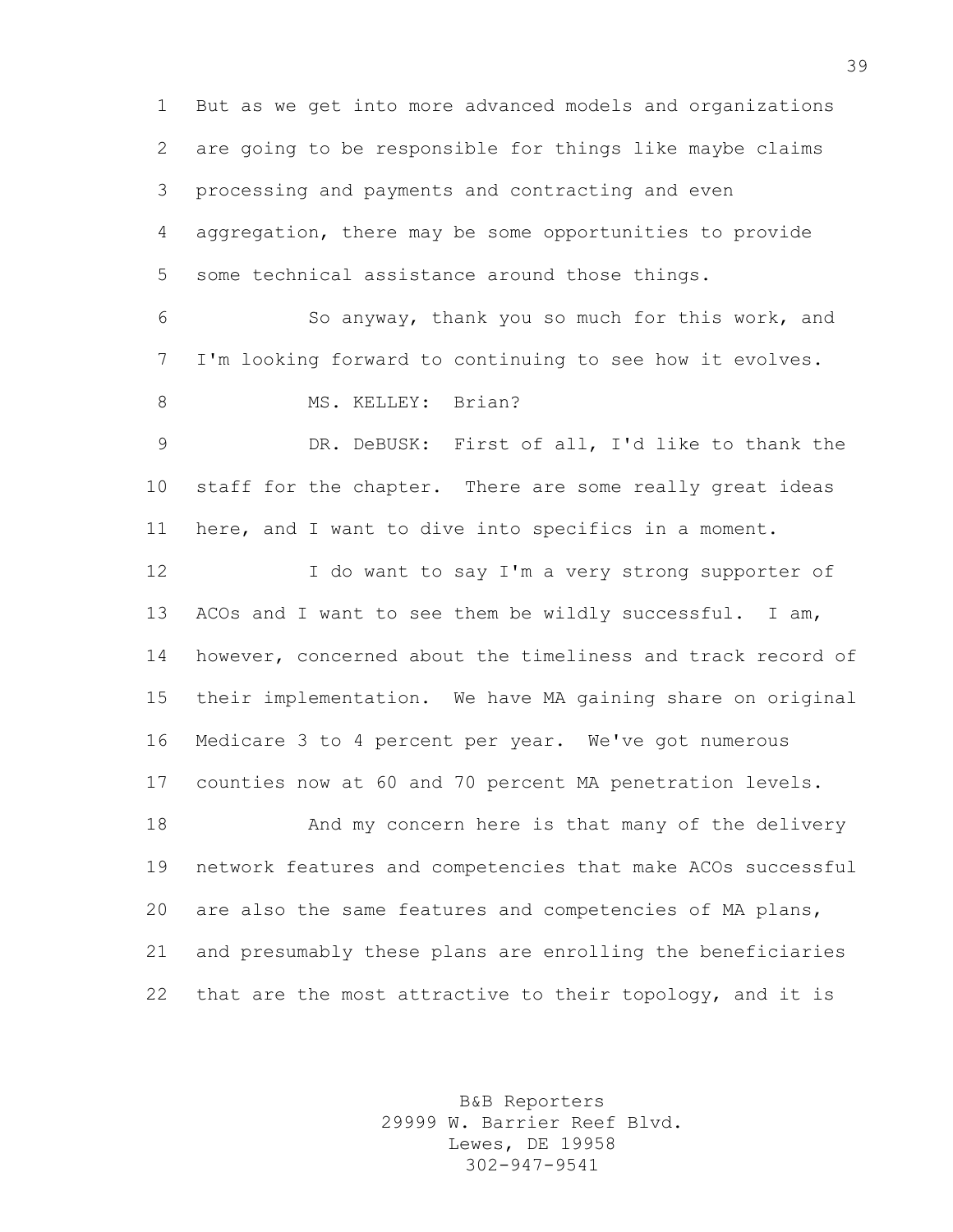But as we get into more advanced models and organizations are going to be responsible for things like maybe claims processing and payments and contracting and even aggregation, there may be some opportunities to provide some technical assistance around those things.

So anyway, thank you so much for this work, and I'm looking forward to continuing to see how it evolves.

MS. KELLEY: Brian?

DR. DeBUSK: First of all, I'd like to thank the staff for the chapter. There are some really great ideas here, and I want to dive into specifics in a moment.

I do want to say I'm a very strong supporter of ACOs and I want to see them be wildly successful. I am, however, concerned about the timeliness and track record of their implementation. We have MA gaining share on original Medicare 3 to 4 percent per year. We've got numerous counties now at 60 and 70 percent MA penetration levels.

And my concern here is that many of the delivery network features and competencies that make ACOs successful are also the same features and competencies of MA plans, and presumably these plans are enrolling the beneficiaries that are the most attractive to their topology, and it is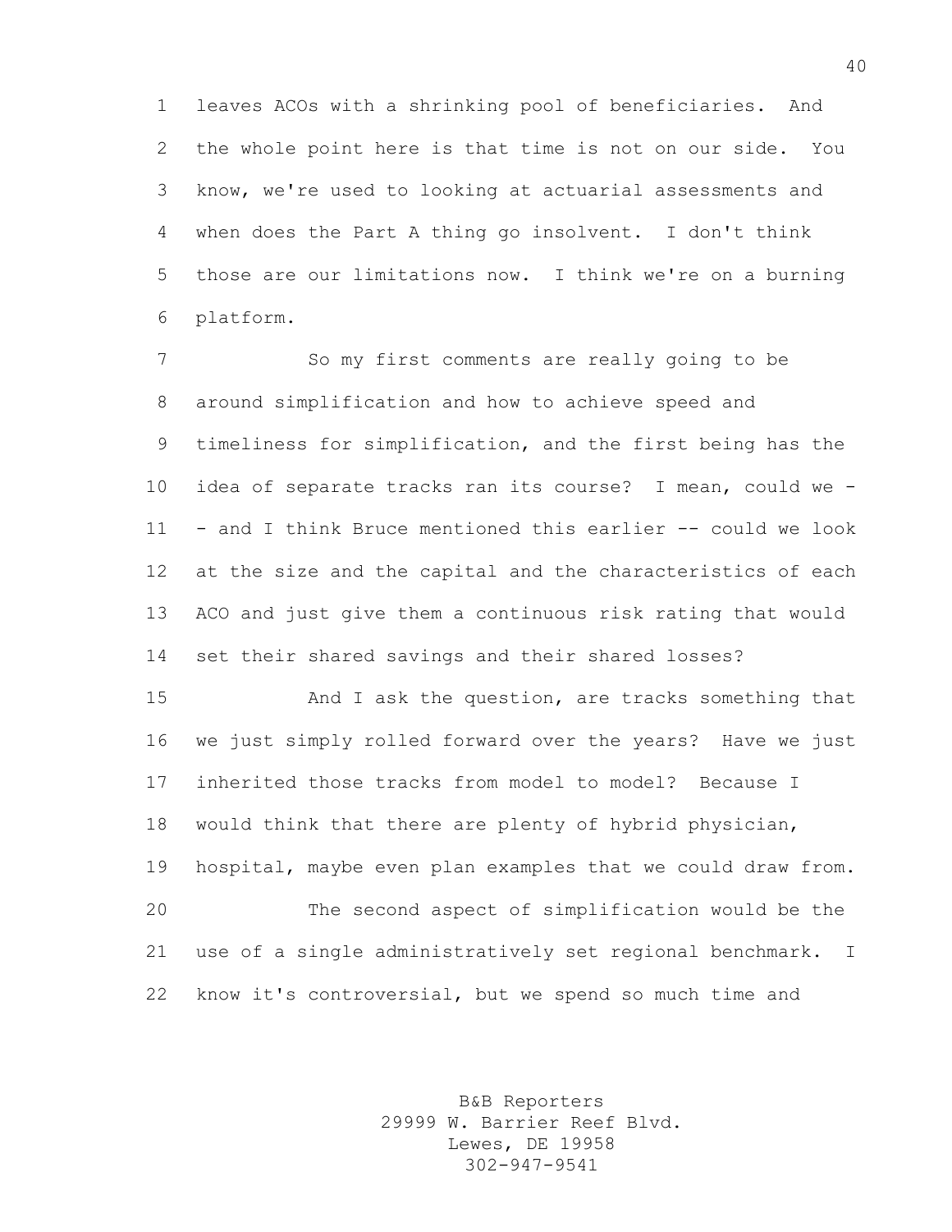leaves ACOs with a shrinking pool of beneficiaries. And the whole point here is that time is not on our side. You know, we're used to looking at actuarial assessments and when does the Part A thing go insolvent. I don't think those are our limitations now. I think we're on a burning platform.

So my first comments are really going to be around simplification and how to achieve speed and timeliness for simplification, and the first being has the idea of separate tracks ran its course? I mean, could we -- and I think Bruce mentioned this earlier -- could we look at the size and the capital and the characteristics of each ACO and just give them a continuous risk rating that would set their shared savings and their shared losses?

And I ask the question, are tracks something that we just simply rolled forward over the years? Have we just inherited those tracks from model to model? Because I would think that there are plenty of hybrid physician, hospital, maybe even plan examples that we could draw from.

The second aspect of simplification would be the use of a single administratively set regional benchmark. I know it's controversial, but we spend so much time and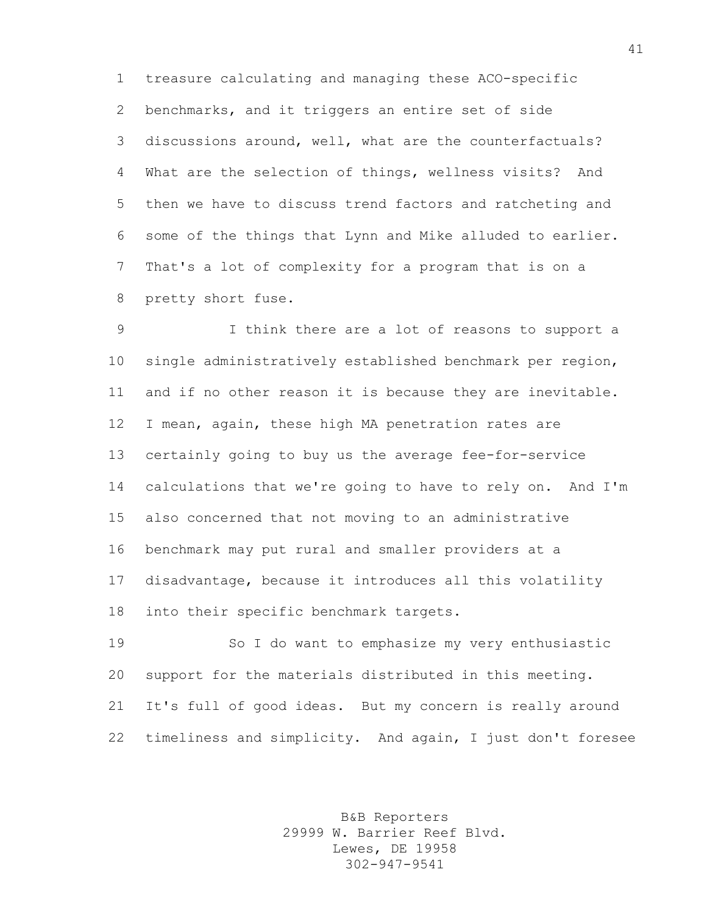treasure calculating and managing these ACO-specific benchmarks, and it triggers an entire set of side discussions around, well, what are the counterfactuals? What are the selection of things, wellness visits? And then we have to discuss trend factors and ratcheting and some of the things that Lynn and Mike alluded to earlier. That's a lot of complexity for a program that is on a pretty short fuse.

I think there are a lot of reasons to support a single administratively established benchmark per region, and if no other reason it is because they are inevitable. I mean, again, these high MA penetration rates are certainly going to buy us the average fee-for-service calculations that we're going to have to rely on. And I'm also concerned that not moving to an administrative benchmark may put rural and smaller providers at a disadvantage, because it introduces all this volatility into their specific benchmark targets.

So I do want to emphasize my very enthusiastic support for the materials distributed in this meeting. It's full of good ideas. But my concern is really around timeliness and simplicity. And again, I just don't foresee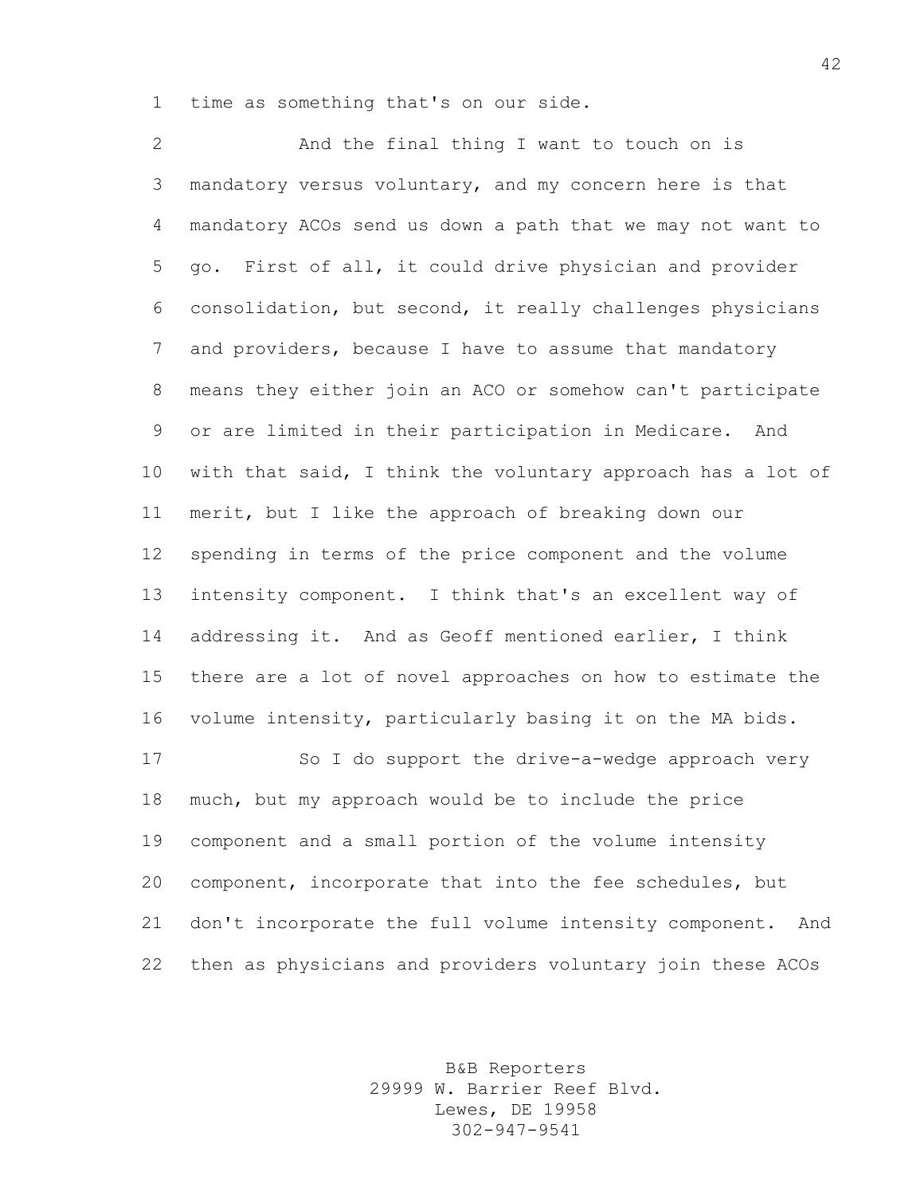time as something that's on our side.

And the final thing I want to touch on is mandatory versus voluntary, and my concern here is that mandatory ACOs send us down a path that we may not want to go. First of all, it could drive physician and provider consolidation, but second, it really challenges physicians and providers, because I have to assume that mandatory means they either join an ACO or somehow can't participate or are limited in their participation in Medicare. And with that said, I think the voluntary approach has a lot of merit, but I like the approach of breaking down our spending in terms of the price component and the volume intensity component. I think that's an excellent way of addressing it. And as Geoff mentioned earlier, I think there are a lot of novel approaches on how to estimate the volume intensity, particularly basing it on the MA bids.

So I do support the drive-a-wedge approach very much, but my approach would be to include the price component and a small portion of the volume intensity component, incorporate that into the fee schedules, but don't incorporate the full volume intensity component. And then as physicians and providers voluntary join these ACOs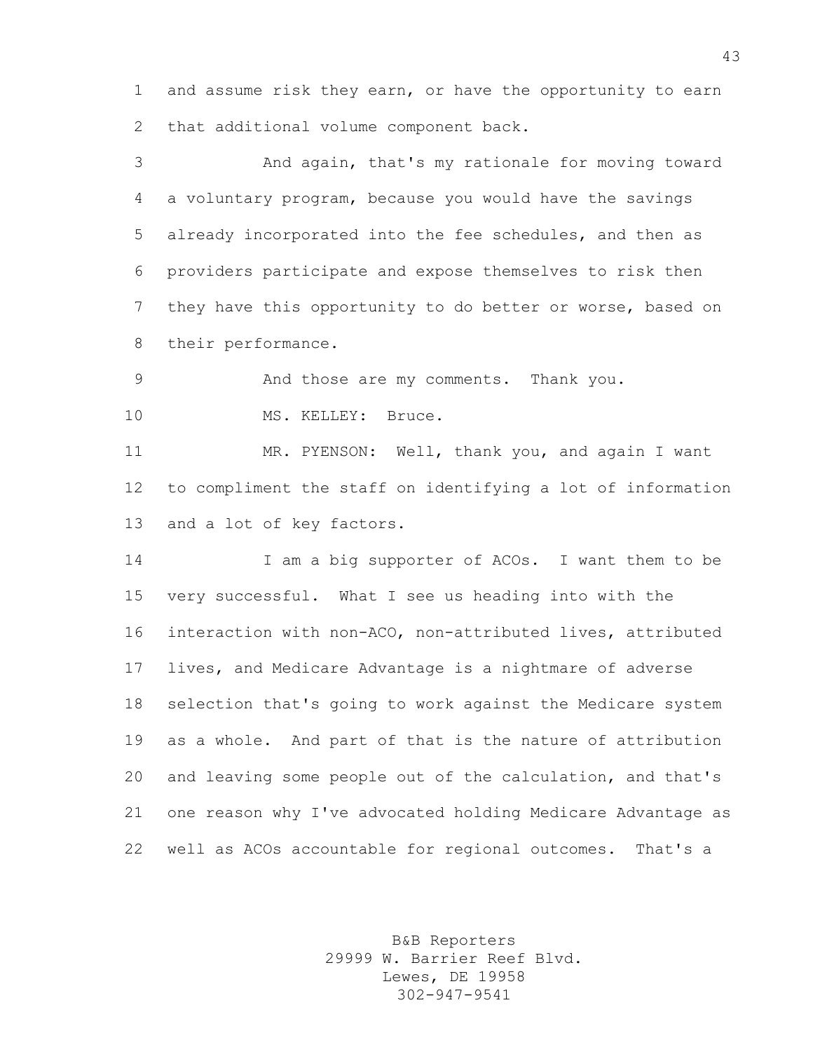and assume risk they earn, or have the opportunity to earn that additional volume component back.

And again, that's my rationale for moving toward a voluntary program, because you would have the savings already incorporated into the fee schedules, and then as providers participate and expose themselves to risk then they have this opportunity to do better or worse, based on their performance.

And those are my comments. Thank you.

MS. KELLEY: Bruce.

MR. PYENSON: Well, thank you, and again I want to compliment the staff on identifying a lot of information and a lot of key factors.

I am a big supporter of ACOs. I want them to be very successful. What I see us heading into with the interaction with non-ACO, non-attributed lives, attributed lives, and Medicare Advantage is a nightmare of adverse selection that's going to work against the Medicare system as a whole. And part of that is the nature of attribution and leaving some people out of the calculation, and that's one reason why I've advocated holding Medicare Advantage as well as ACOs accountable for regional outcomes. That's a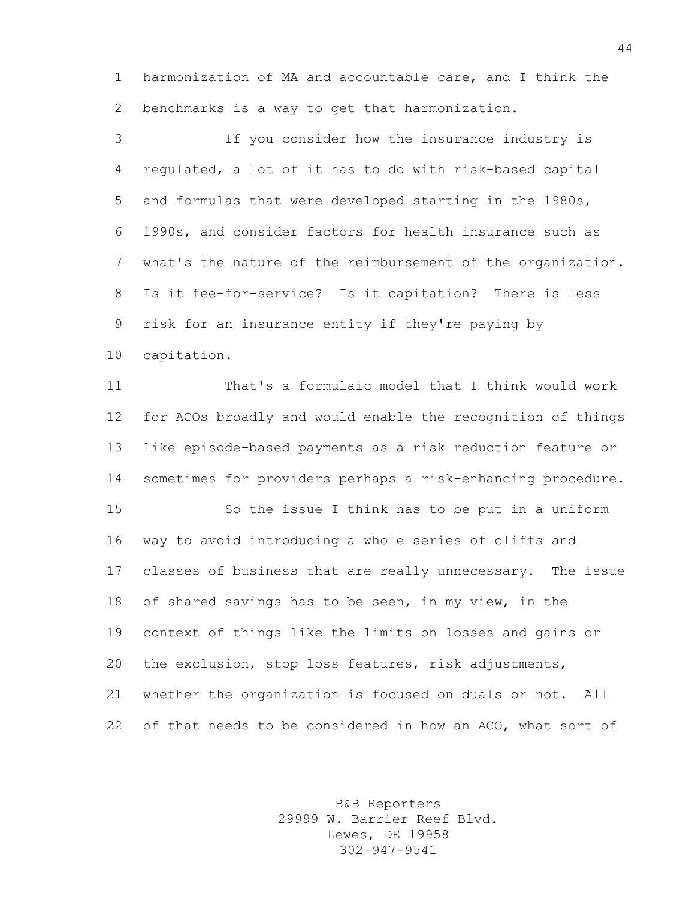harmonization of MA and accountable care, and I think the benchmarks is a way to get that harmonization.

If you consider how the insurance industry is regulated, a lot of it has to do with risk-based capital and formulas that were developed starting in the 1980s, 1990s, and consider factors for health insurance such as what's the nature of the reimbursement of the organization. Is it fee-for-service? Is it capitation? There is less risk for an insurance entity if they're paying by capitation.

That's a formulaic model that I think would work for ACOs broadly and would enable the recognition of things like episode-based payments as a risk reduction feature or sometimes for providers perhaps a risk-enhancing procedure.

So the issue I think has to be put in a uniform way to avoid introducing a whole series of cliffs and classes of business that are really unnecessary. The issue of shared savings has to be seen, in my view, in the context of things like the limits on losses and gains or the exclusion, stop loss features, risk adjustments, whether the organization is focused on duals or not. All of that needs to be considered in how an ACO, what sort of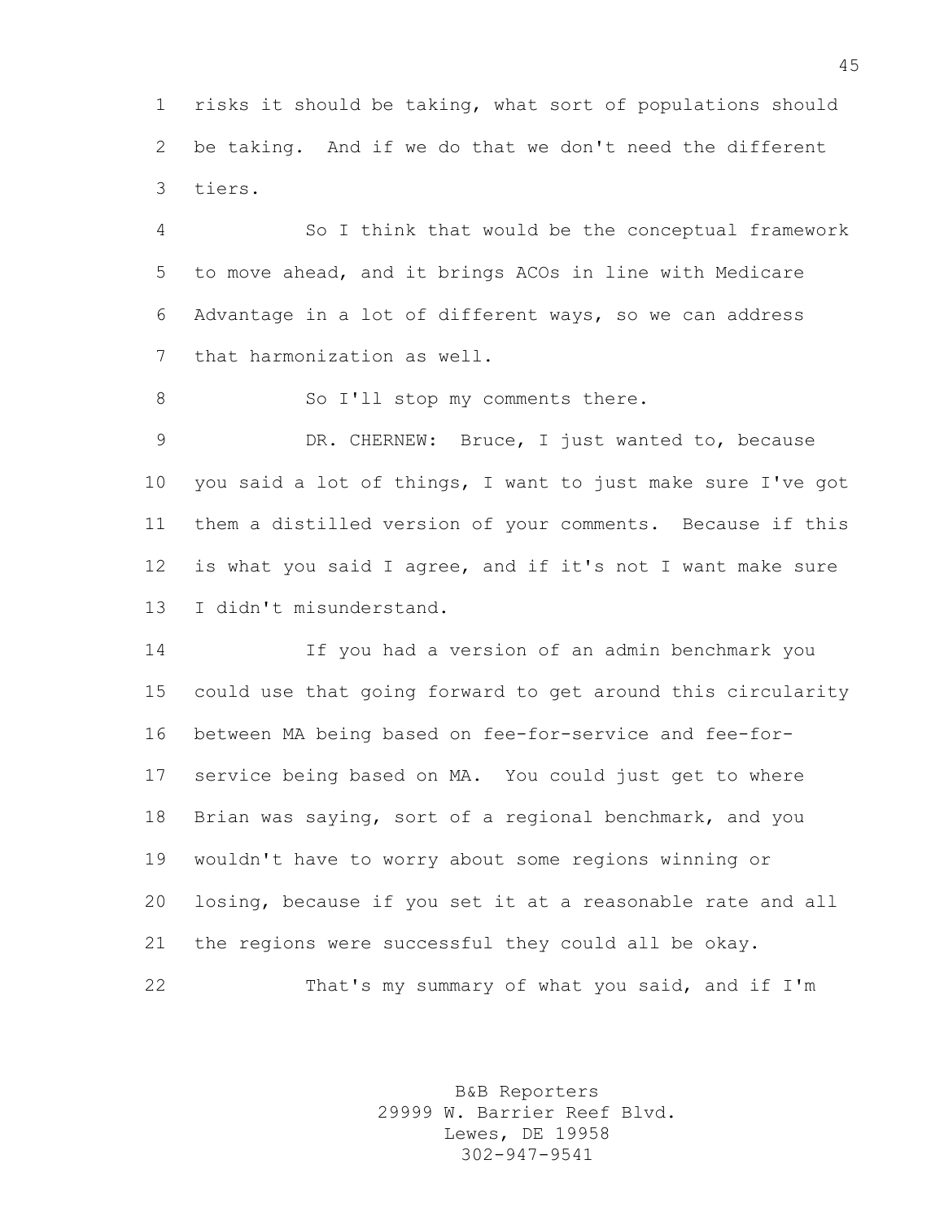risks it should be taking, what sort of populations should be taking. And if we do that we don't need the different tiers.

So I think that would be the conceptual framework to move ahead, and it brings ACOs in line with Medicare Advantage in a lot of different ways, so we can address that harmonization as well.

So I'll stop my comments there.

DR. CHERNEW: Bruce, I just wanted to, because you said a lot of things, I want to just make sure I've got them a distilled version of your comments. Because if this is what you said I agree, and if it's not I want make sure I didn't misunderstand.

If you had a version of an admin benchmark you could use that going forward to get around this circularity between MA being based on fee-for-service and fee-for-service being based on MA. You could just get to where Brian was saying, sort of a regional benchmark, and you wouldn't have to worry about some regions winning or losing, because if you set it at a reasonable rate and all the regions were successful they could all be okay.

That's my summary of what you said, and if I'm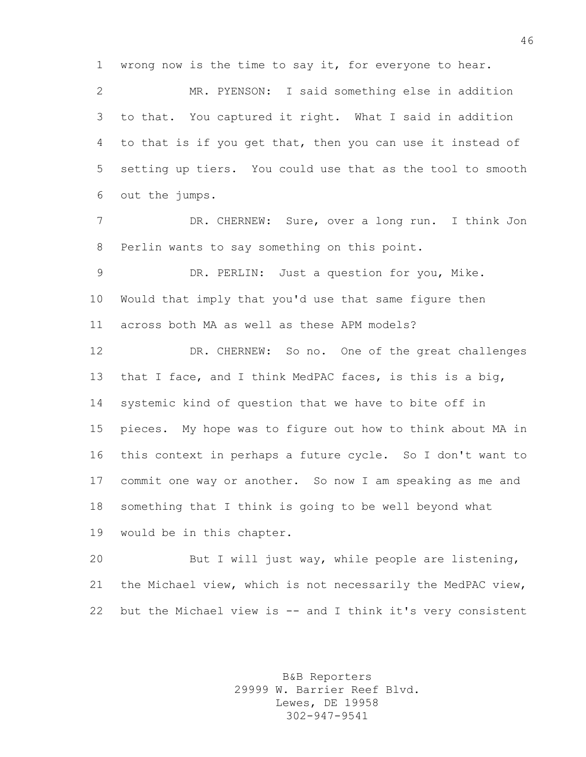wrong now is the time to say it, for everyone to hear.

MR. PYENSON: I said something else in addition to that. You captured it right. What I said in addition to that is if you get that, then you can use it instead of setting up tiers. You could use that as the tool to smooth out the jumps.

DR. CHERNEW: Sure, over a long run. I think Jon Perlin wants to say something on this point.

DR. PERLIN: Just a question for you, Mike. Would that imply that you'd use that same figure then across both MA as well as these APM models?

DR. CHERNEW: So no. One of the great challenges that I face, and I think MedPAC faces, is this is a big, systemic kind of question that we have to bite off in pieces. My hope was to figure out how to think about MA in this context in perhaps a future cycle. So I don't want to commit one way or another. So now I am speaking as me and something that I think is going to be well beyond what would be in this chapter.

But I will just way, while people are listening, the Michael view, which is not necessarily the MedPAC view, but the Michael view is -- and I think it's very consistent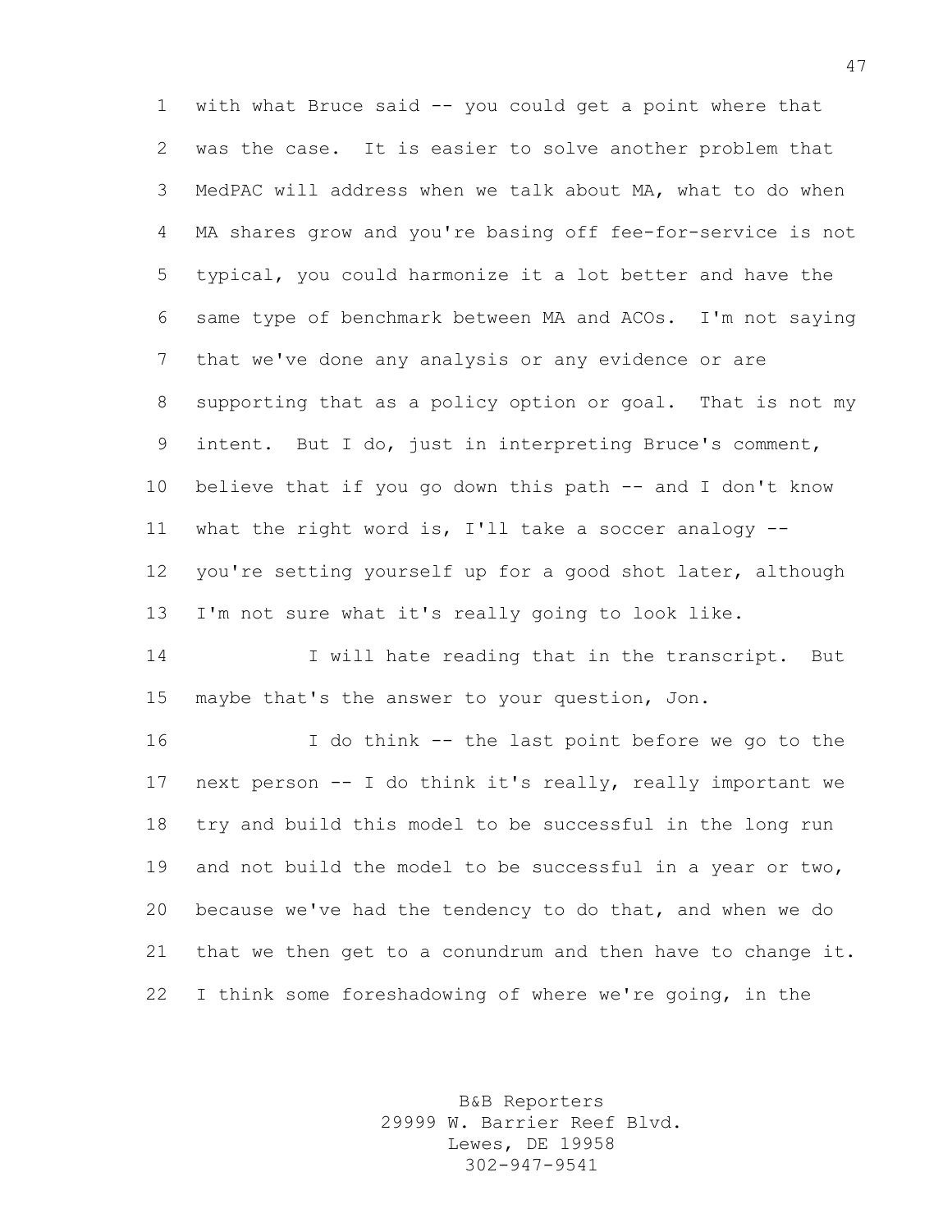with what Bruce said -- you could get a point where that was the case. It is easier to solve another problem that MedPAC will address when we talk about MA, what to do when MA shares grow and you're basing off fee-for-service is not typical, you could harmonize it a lot better and have the same type of benchmark between MA and ACOs. I'm not saying that we've done any analysis or any evidence or are supporting that as a policy option or goal. That is not my intent. But I do, just in interpreting Bruce's comment, believe that if you go down this path -- and I don't know what the right word is, I'll take a soccer analogy -- you're setting yourself up for a good shot later, although I'm not sure what it's really going to look like.

I will hate reading that in the transcript. But maybe that's the answer to your question, Jon.

I do think -- the last point before we go to the next person -- I do think it's really, really important we try and build this model to be successful in the long run and not build the model to be successful in a year or two, because we've had the tendency to do that, and when we do that we then get to a conundrum and then have to change it. I think some foreshadowing of where we're going, in the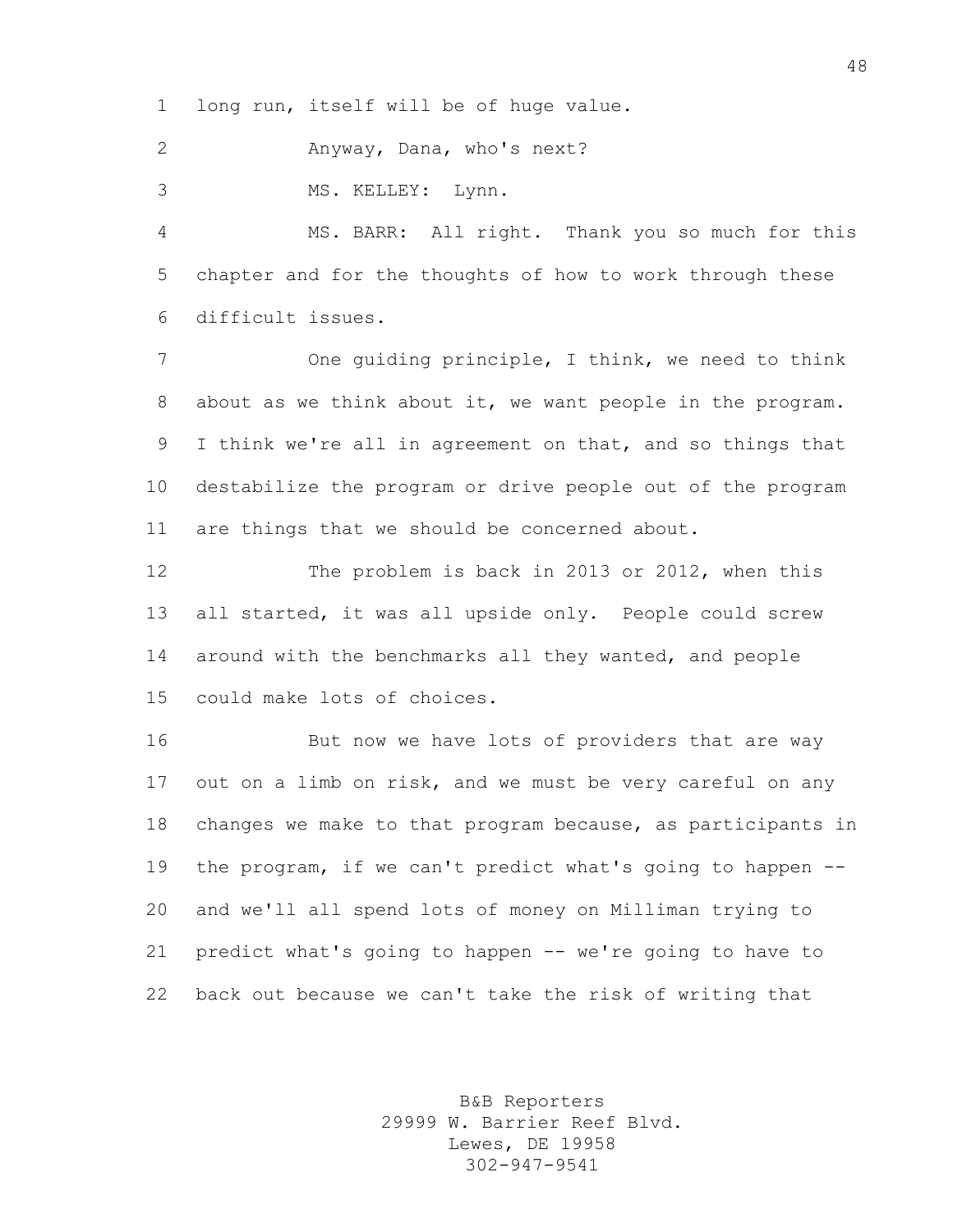long run, itself will be of huge value.

Anyway, Dana, who's next?

MS. KELLEY: Lynn.

MS. BARR: All right. Thank you so much for this chapter and for the thoughts of how to work through these difficult issues.

One guiding principle, I think, we need to think about as we think about it, we want people in the program. I think we're all in agreement on that, and so things that destabilize the program or drive people out of the program are things that we should be concerned about.

The problem is back in 2013 or 2012, when this all started, it was all upside only. People could screw around with the benchmarks all they wanted, and people could make lots of choices.

But now we have lots of providers that are way out on a limb on risk, and we must be very careful on any changes we make to that program because, as participants in the program, if we can't predict what's going to happen -- and we'll all spend lots of money on Milliman trying to predict what's going to happen -- we're going to have to back out because we can't take the risk of writing that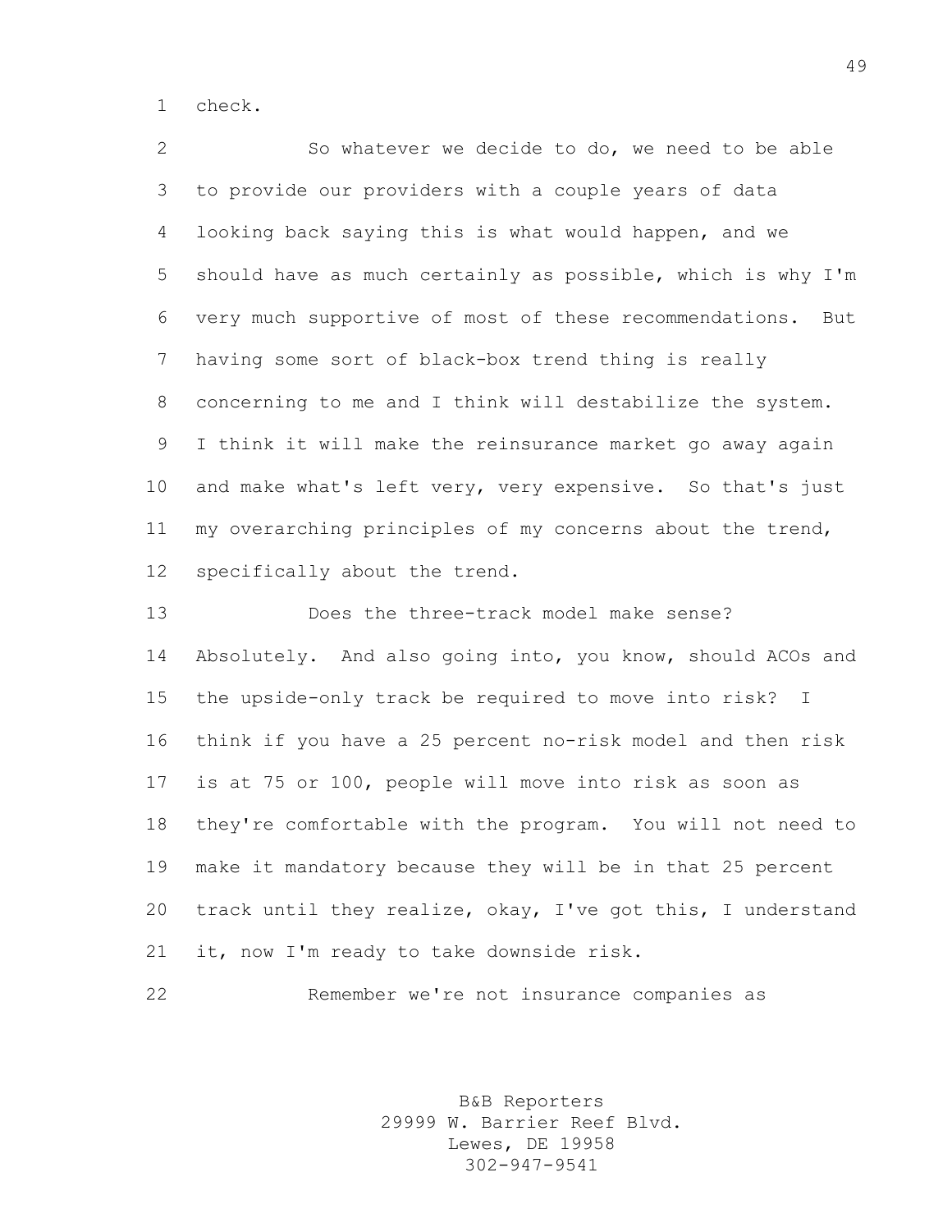check.

So whatever we decide to do, we need to be able to provide our providers with a couple years of data looking back saying this is what would happen, and we should have as much certainly as possible, which is why I'm very much supportive of most of these recommendations. But having some sort of black-box trend thing is really concerning to me and I think will destabilize the system. I think it will make the reinsurance market go away again and make what's left very, very expensive. So that's just my overarching principles of my concerns about the trend, specifically about the trend.

Does the three-track model make sense? Absolutely. And also going into, you know, should ACOs and the upside-only track be required to move into risk? I think if you have a 25 percent no-risk model and then risk is at 75 or 100, people will move into risk as soon as they're comfortable with the program. You will not need to make it mandatory because they will be in that 25 percent track until they realize, okay, I've got this, I understand it, now I'm ready to take downside risk.

Remember we're not insurance companies as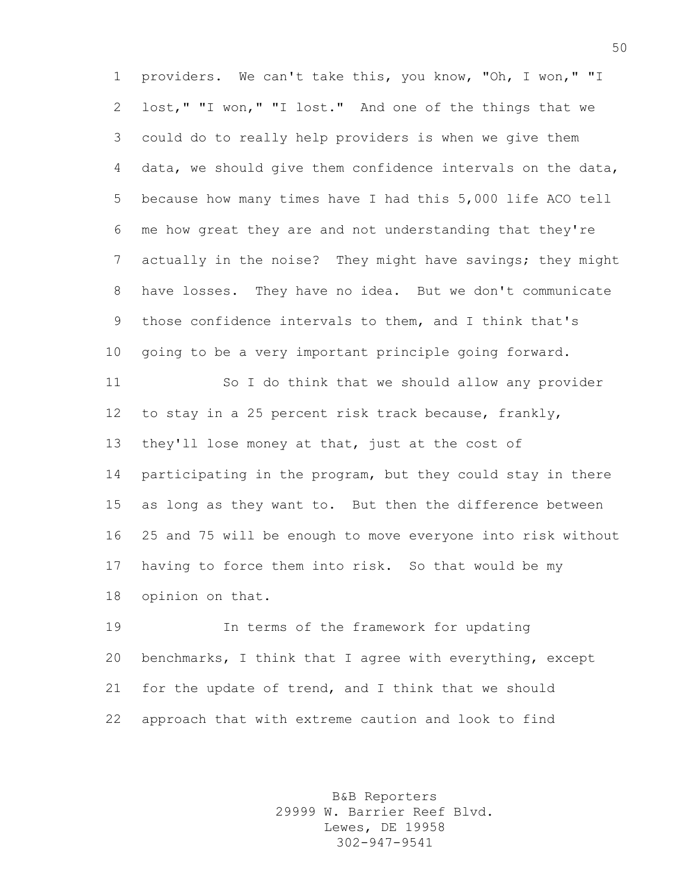providers. We can't take this, you know, "Oh, I won," "I lost," "I won," "I lost." And one of the things that we could do to really help providers is when we give them data, we should give them confidence intervals on the data, because how many times have I had this 5,000 life ACO tell me how great they are and not understanding that they're actually in the noise? They might have savings; they might have losses. They have no idea. But we don't communicate those confidence intervals to them, and I think that's going to be a very important principle going forward.

So I do think that we should allow any provider to stay in a 25 percent risk track because, frankly, they'll lose money at that, just at the cost of participating in the program, but they could stay in there as long as they want to. But then the difference between 25 and 75 will be enough to move everyone into risk without having to force them into risk. So that would be my opinion on that.

In terms of the framework for updating benchmarks, I think that I agree with everything, except for the update of trend, and I think that we should approach that with extreme caution and look to find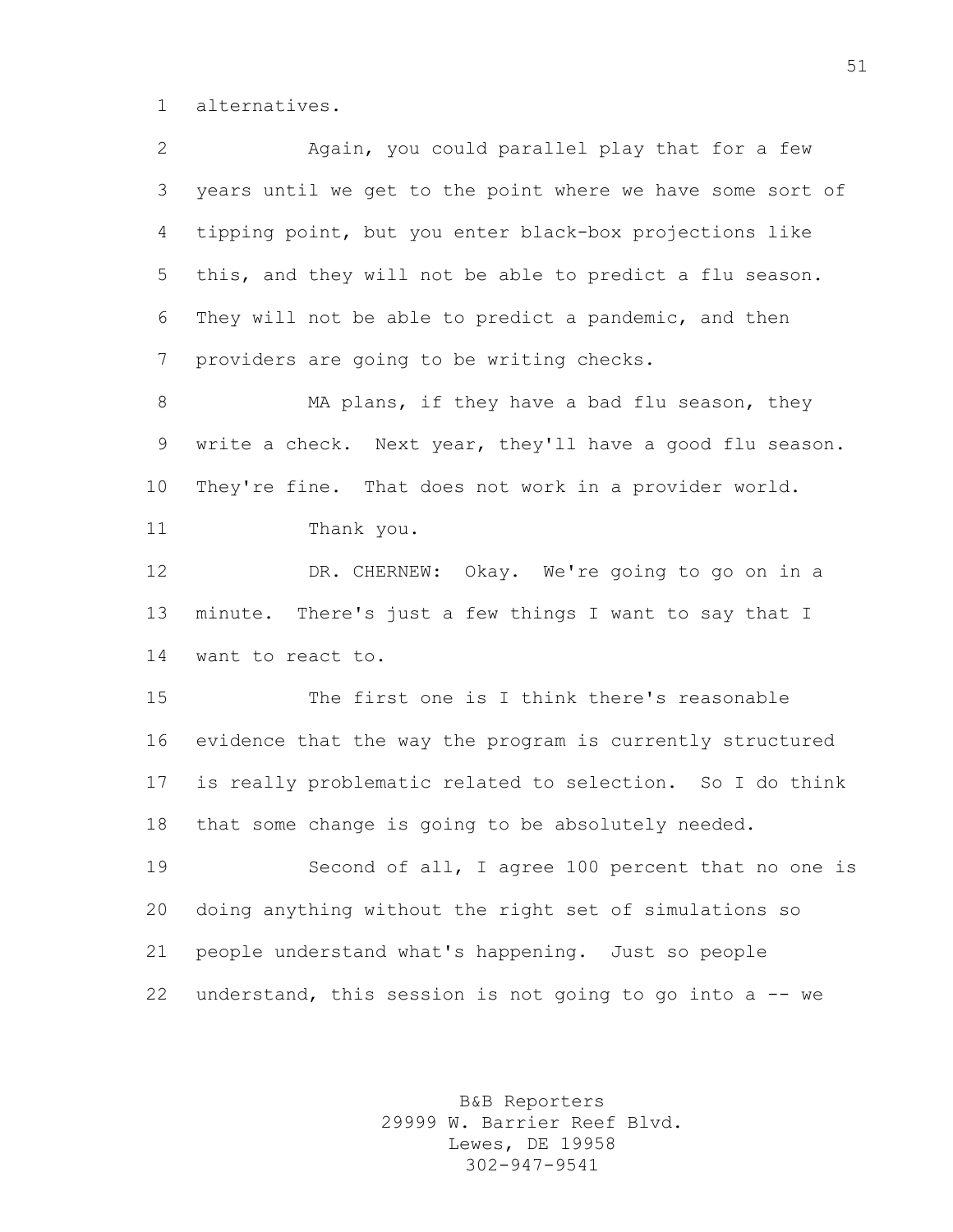alternatives.

Again, you could parallel play that for a few years until we get to the point where we have some sort of tipping point, but you enter black-box projections like this, and they will not be able to predict a flu season. They will not be able to predict a pandemic, and then providers are going to be writing checks.

MA plans, if they have a bad flu season, they write a check. Next year, they'll have a good flu season. They're fine. That does not work in a provider world.

Thank you.

DR. CHERNEW: Okay. We're going to go on in a minute. There's just a few things I want to say that I want to react to.

The first one is I think there's reasonable evidence that the way the program is currently structured is really problematic related to selection. So I do think that some change is going to be absolutely needed.

Second of all, I agree 100 percent that no one is doing anything without the right set of simulations so people understand what's happening. Just so people understand, this session is not going to go into a -- we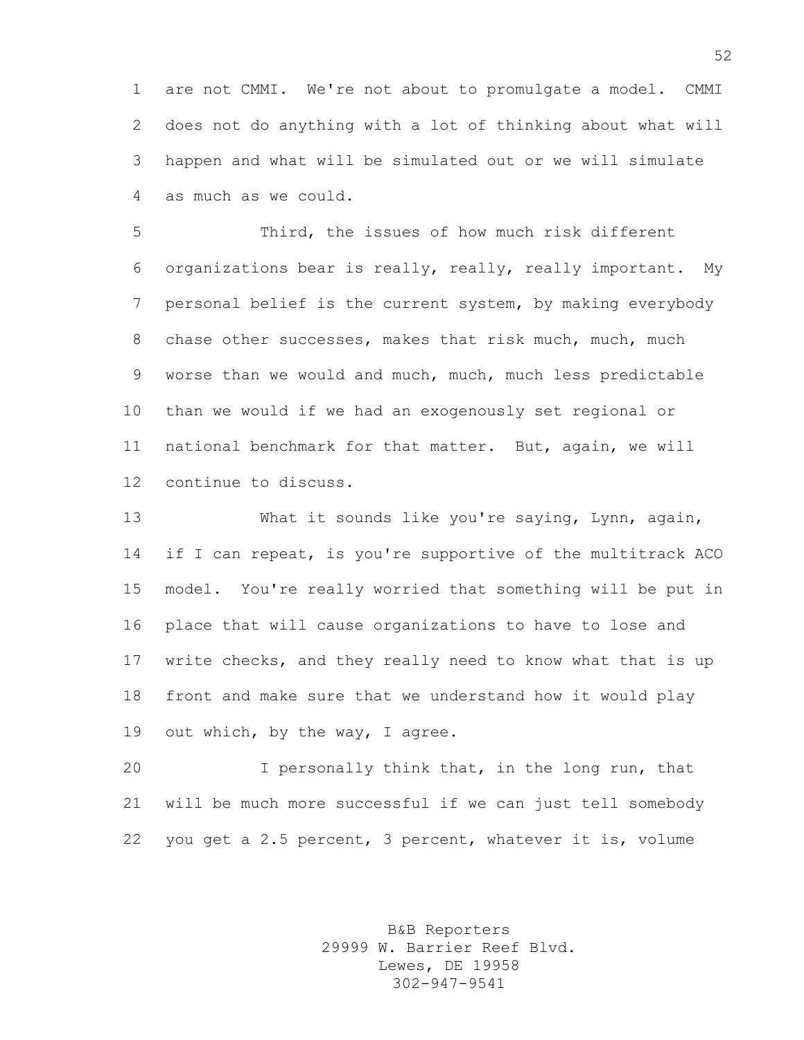are not CMMI. We're not about to promulgate a model. CMMI does not do anything with a lot of thinking about what will happen and what will be simulated out or we will simulate as much as we could.

Third, the issues of how much risk different organizations bear is really, really, really important. My personal belief is the current system, by making everybody chase other successes, makes that risk much, much, much worse than we would and much, much, much less predictable than we would if we had an exogenously set regional or national benchmark for that matter. But, again, we will continue to discuss.

What it sounds like you're saying, Lynn, again, if I can repeat, is you're supportive of the multitrack ACO model. You're really worried that something will be put in place that will cause organizations to have to lose and write checks, and they really need to know what that is up front and make sure that we understand how it would play out which, by the way, I agree.

I personally think that, in the long run, that will be much more successful if we can just tell somebody you get a 2.5 percent, 3 percent, whatever it is, volume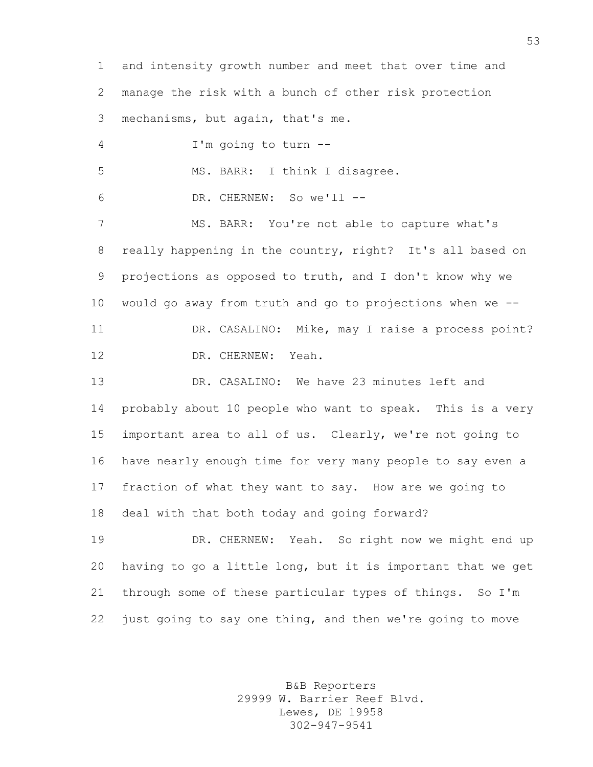and intensity growth number and meet that over time and manage the risk with a bunch of other risk protection mechanisms, but again, that's me.

I'm going to turn --

MS. BARR: I think I disagree.

DR. CHERNEW: So we'll --

MS. BARR: You're not able to capture what's really happening in the country, right? It's all based on projections as opposed to truth, and I don't know why we would go away from truth and go to projections when we --

DR. CASALINO: Mike, may I raise a process point?

DR. CHERNEW: Yeah.

DR. CASALINO: We have 23 minutes left and probably about 10 people who want to speak. This is a very important area to all of us. Clearly, we're not going to have nearly enough time for very many people to say even a fraction of what they want to say. How are we going to deal with that both today and going forward?

DR. CHERNEW: Yeah. So right now we might end up having to go a little long, but it is important that we get through some of these particular types of things. So I'm just going to say one thing, and then we're going to move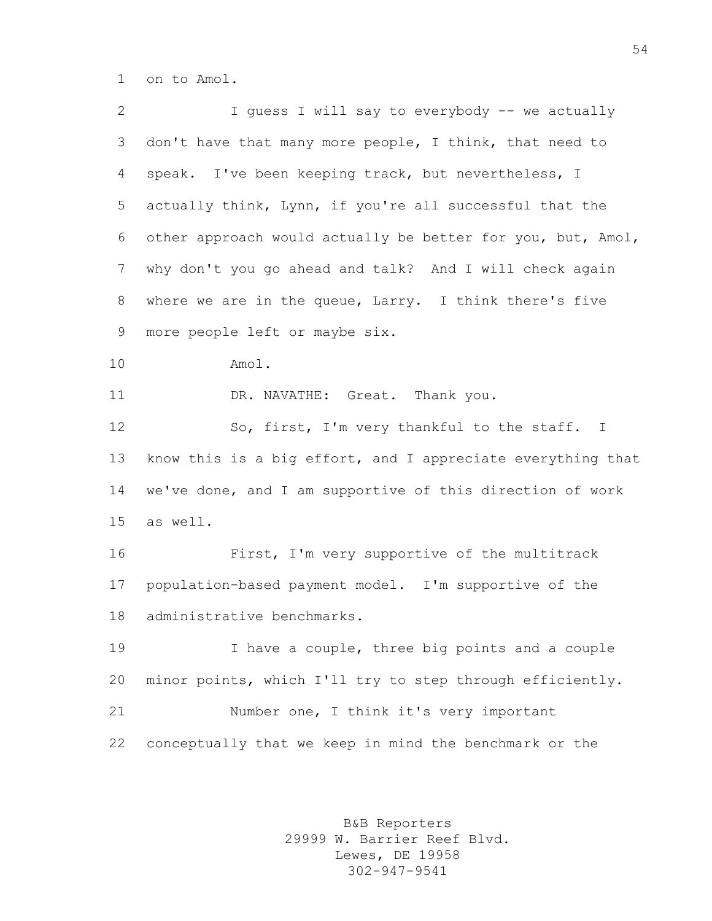on to Amol.

I guess I will say to everybody -- we actually don't have that many more people, I think, that need to speak. I've been keeping track, but nevertheless, I actually think, Lynn, if you're all successful that the other approach would actually be better for you, but, Amol, why don't you go ahead and talk? And I will check again where we are in the queue, Larry. I think there's five more people left or maybe six.

Amol.

DR. NAVATHE: Great. Thank you.

So, first, I'm very thankful to the staff. I know this is a big effort, and I appreciate everything that we've done, and I am supportive of this direction of work as well.

First, I'm very supportive of the multitrack population-based payment model. I'm supportive of the administrative benchmarks.

I have a couple, three big points and a couple minor points, which I'll try to step through efficiently.

Number one, I think it's very important conceptually that we keep in mind the benchmark or the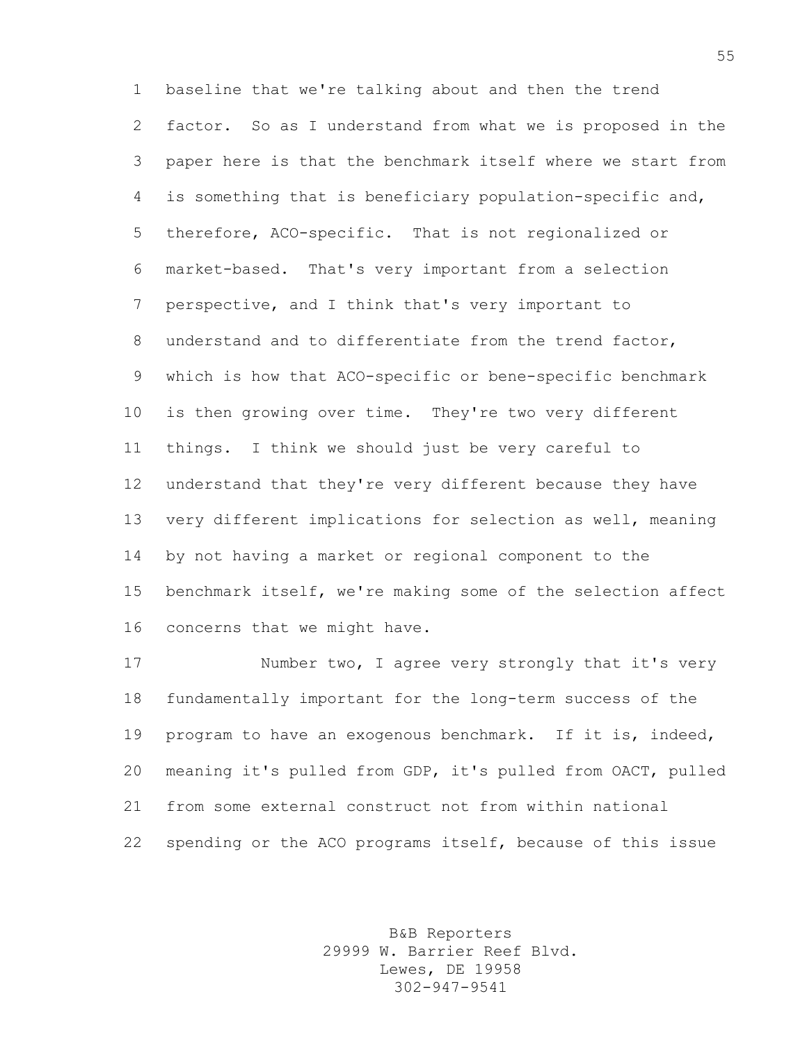baseline that we're talking about and then the trend factor. So as I understand from what we is proposed in the paper here is that the benchmark itself where we start from is something that is beneficiary population-specific and, therefore, ACO-specific. That is not regionalized or market-based. That's very important from a selection perspective, and I think that's very important to understand and to differentiate from the trend factor, which is how that ACO-specific or bene-specific benchmark is then growing over time. They're two very different things. I think we should just be very careful to understand that they're very different because they have very different implications for selection as well, meaning by not having a market or regional component to the benchmark itself, we're making some of the selection affect concerns that we might have.

Number two, I agree very strongly that it's very fundamentally important for the long-term success of the program to have an exogenous benchmark. If it is, indeed, meaning it's pulled from GDP, it's pulled from OACT, pulled from some external construct not from within national spending or the ACO programs itself, because of this issue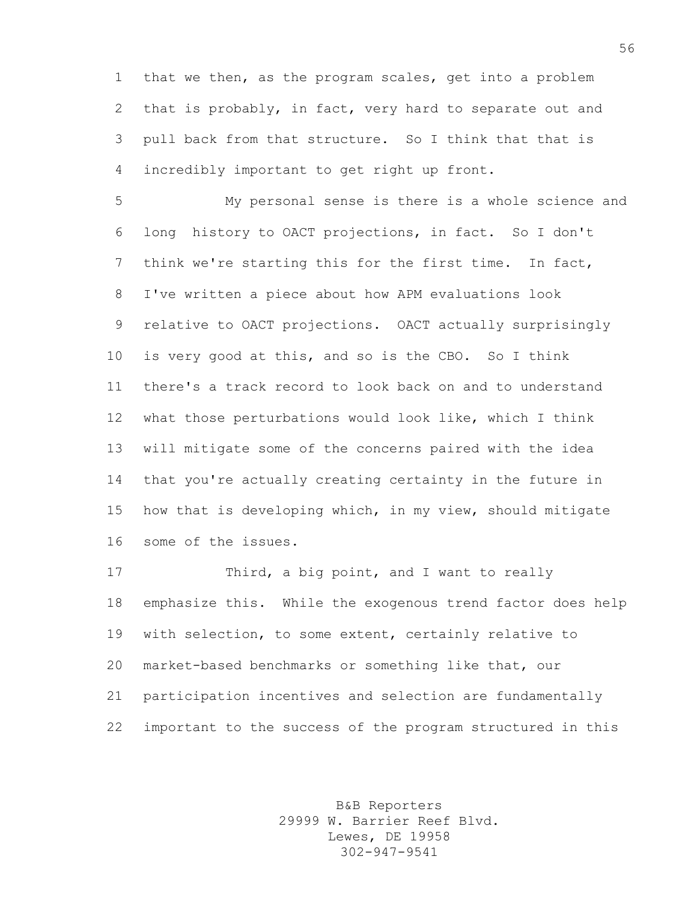that we then, as the program scales, get into a problem that is probably, in fact, very hard to separate out and pull back from that structure. So I think that that is incredibly important to get right up front.

My personal sense is there is a whole science and long history to OACT projections, in fact. So I don't think we're starting this for the first time. In fact, I've written a piece about how APM evaluations look relative to OACT projections. OACT actually surprisingly is very good at this, and so is the CBO. So I think there's a track record to look back on and to understand what those perturbations would look like, which I think will mitigate some of the concerns paired with the idea that you're actually creating certainty in the future in how that is developing which, in my view, should mitigate some of the issues.

Third, a big point, and I want to really emphasize this. While the exogenous trend factor does help with selection, to some extent, certainly relative to market-based benchmarks or something like that, our participation incentives and selection are fundamentally important to the success of the program structured in this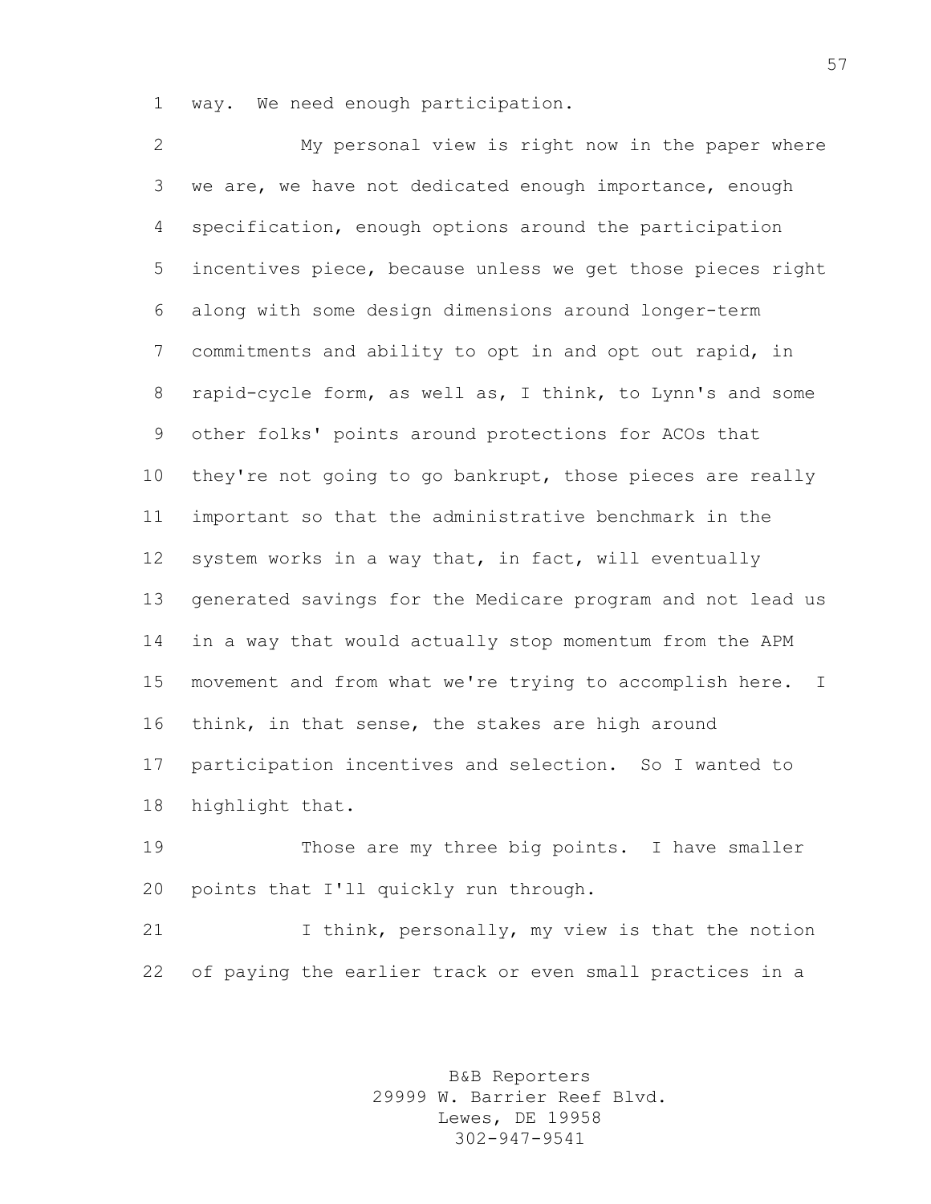way. We need enough participation.

My personal view is right now in the paper where we are, we have not dedicated enough importance, enough specification, enough options around the participation incentives piece, because unless we get those pieces right along with some design dimensions around longer-term commitments and ability to opt in and opt out rapid, in rapid-cycle form, as well as, I think, to Lynn's and some other folks' points around protections for ACOs that they're not going to go bankrupt, those pieces are really important so that the administrative benchmark in the system works in a way that, in fact, will eventually generated savings for the Medicare program and not lead us in a way that would actually stop momentum from the APM movement and from what we're trying to accomplish here. I think, in that sense, the stakes are high around participation incentives and selection. So I wanted to highlight that.

Those are my three big points. I have smaller points that I'll quickly run through.

I think, personally, my view is that the notion of paying the earlier track or even small practices in a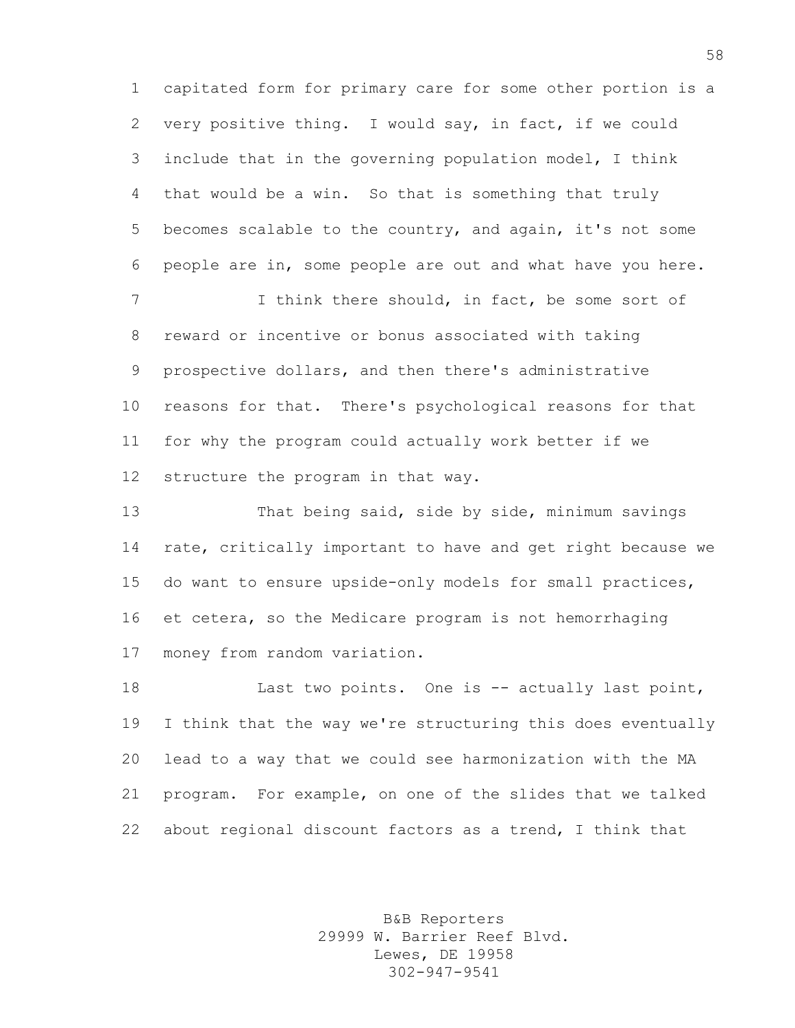capitated form for primary care for some other portion is a very positive thing. I would say, in fact, if we could include that in the governing population model, I think that would be a win. So that is something that truly becomes scalable to the country, and again, it's not some people are in, some people are out and what have you here.

I think there should, in fact, be some sort of reward or incentive or bonus associated with taking prospective dollars, and then there's administrative reasons for that. There's psychological reasons for that for why the program could actually work better if we structure the program in that way.

That being said, side by side, minimum savings rate, critically important to have and get right because we do want to ensure upside-only models for small practices, et cetera, so the Medicare program is not hemorrhaging money from random variation.

Last two points. One is -- actually last point, I think that the way we're structuring this does eventually lead to a way that we could see harmonization with the MA program. For example, on one of the slides that we talked about regional discount factors as a trend, I think that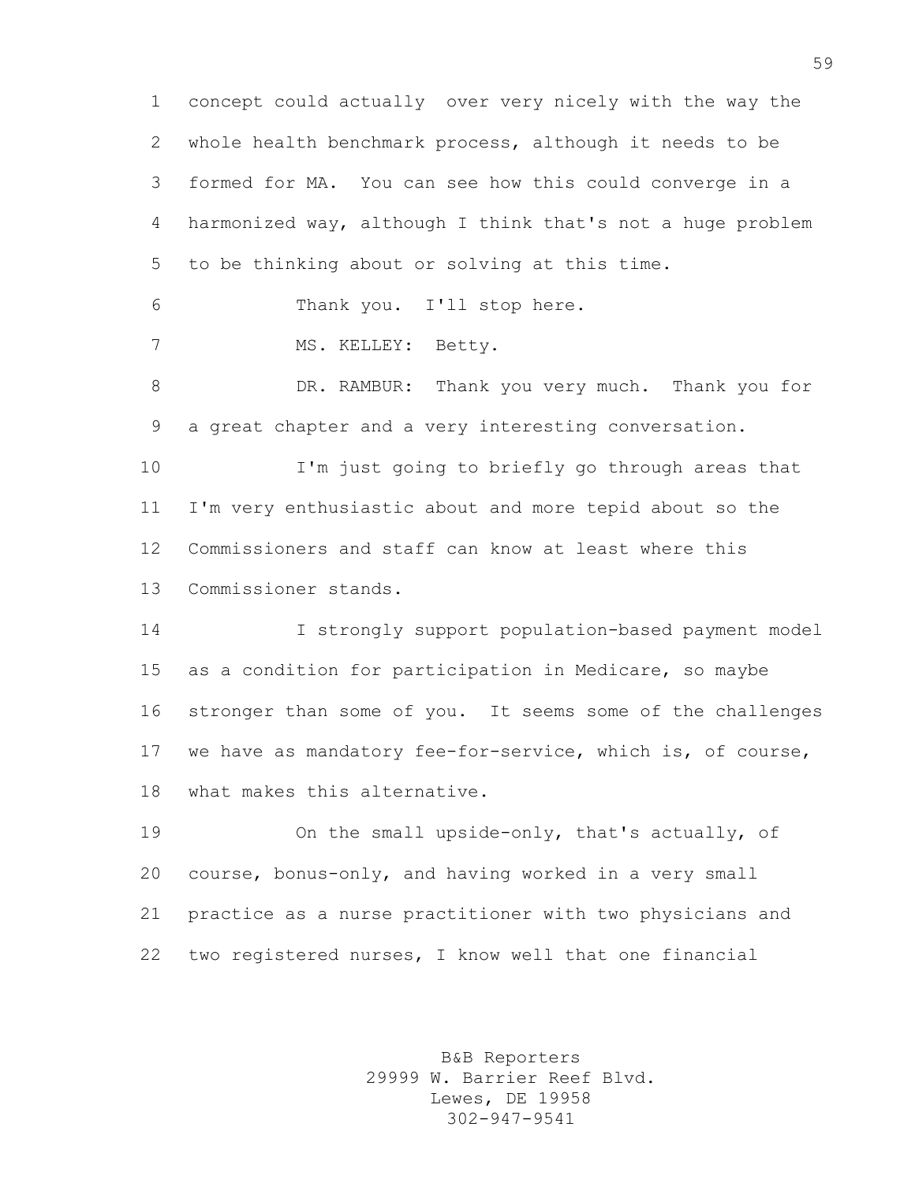concept could actually  over very nicely with the way the whole health benchmark process, although it needs to be formed for MA.  You can see how this could converge in a harmonized way, although I think that's not a huge problem to be thinking about or solving at this time.

Thank you.  I'll stop here.

MS. KELLEY:  Betty.

DR. RAMBUR:  Thank you very much.  Thank you for a great chapter and a very interesting conversation.

I'm just going to briefly go through areas that I'm very enthusiastic about and more tepid about so the Commissioners and staff can know at least where this Commissioner stands.

I strongly support population-based payment model as a condition for participation in Medicare, so maybe stronger than some of you.  It seems some of the challenges we have as mandatory fee-for-service, which is, of course, what makes this alternative.

On the small upside-only, that's actually, of course, bonus-only, and having worked in a very small practice as a nurse practitioner with two physicians and two registered nurses, I know well that one financial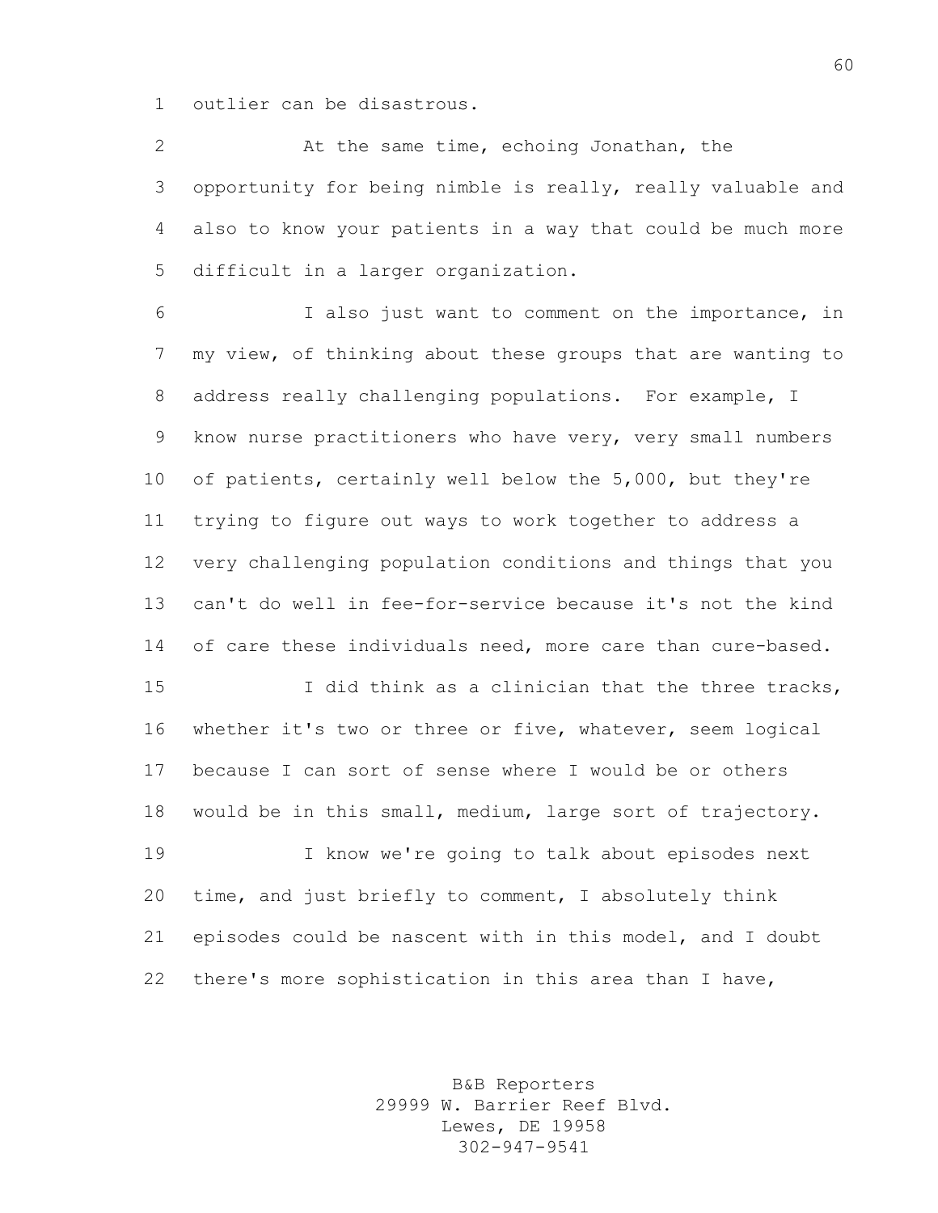outlier can be disastrous.

At the same time, echoing Jonathan, the opportunity for being nimble is really, really valuable and also to know your patients in a way that could be much more difficult in a larger organization.

I also just want to comment on the importance, in my view, of thinking about these groups that are wanting to address really challenging populations. For example, I know nurse practitioners who have very, very small numbers of patients, certainly well below the 5,000, but they're trying to figure out ways to work together to address a very challenging population conditions and things that you can't do well in fee-for-service because it's not the kind of care these individuals need, more care than cure-based.

I did think as a clinician that the three tracks, whether it's two or three or five, whatever, seem logical because I can sort of sense where I would be or others would be in this small, medium, large sort of trajectory.

I know we're going to talk about episodes next time, and just briefly to comment, I absolutely think episodes could be nascent with in this model, and I doubt there's more sophistication in this area than I have,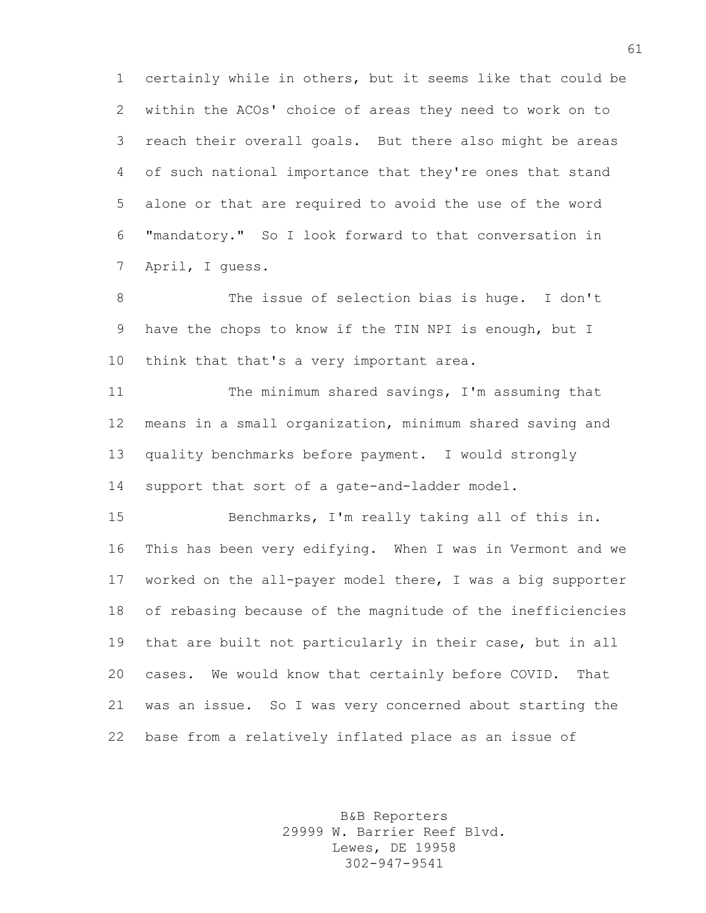certainly while in others, but it seems like that could be within the ACOs' choice of areas they need to work on to reach their overall goals. But there also might be areas of such national importance that they're ones that stand alone or that are required to avoid the use of the word "mandatory." So I look forward to that conversation in April, I guess.

The issue of selection bias is huge. I don't have the chops to know if the TIN NPI is enough, but I think that that's a very important area.

The minimum shared savings, I'm assuming that means in a small organization, minimum shared saving and quality benchmarks before payment. I would strongly support that sort of a gate-and-ladder model.

Benchmarks, I'm really taking all of this in. This has been very edifying. When I was in Vermont and we worked on the all-payer model there, I was a big supporter of rebasing because of the magnitude of the inefficiencies that are built not particularly in their case, but in all cases. We would know that certainly before COVID. That was an issue. So I was very concerned about starting the base from a relatively inflated place as an issue of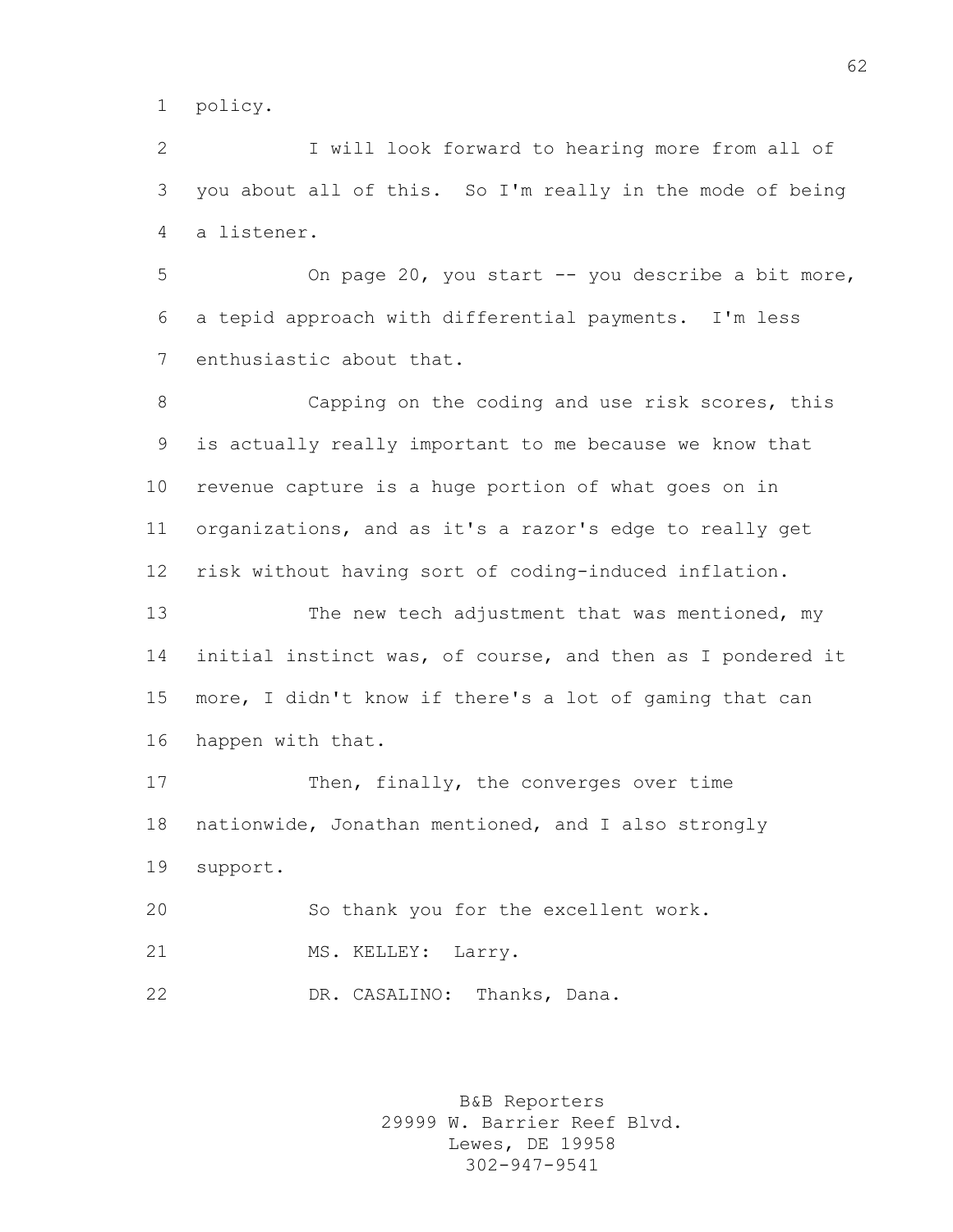policy.

I will look forward to hearing more from all of you about all of this. So I'm really in the mode of being a listener.

On page 20, you start -- you describe a bit more, a tepid approach with differential payments. I'm less enthusiastic about that.

Capping on the coding and use risk scores, this is actually really important to me because we know that revenue capture is a huge portion of what goes on in organizations, and as it's a razor's edge to really get risk without having sort of coding-induced inflation.

The new tech adjustment that was mentioned, my initial instinct was, of course, and then as I pondered it more, I didn't know if there's a lot of gaming that can happen with that.

Then, finally, the converges over time nationwide, Jonathan mentioned, and I also strongly support.

So thank you for the excellent work.

MS. KELLEY: Larry.

DR. CASALINO: Thanks, Dana.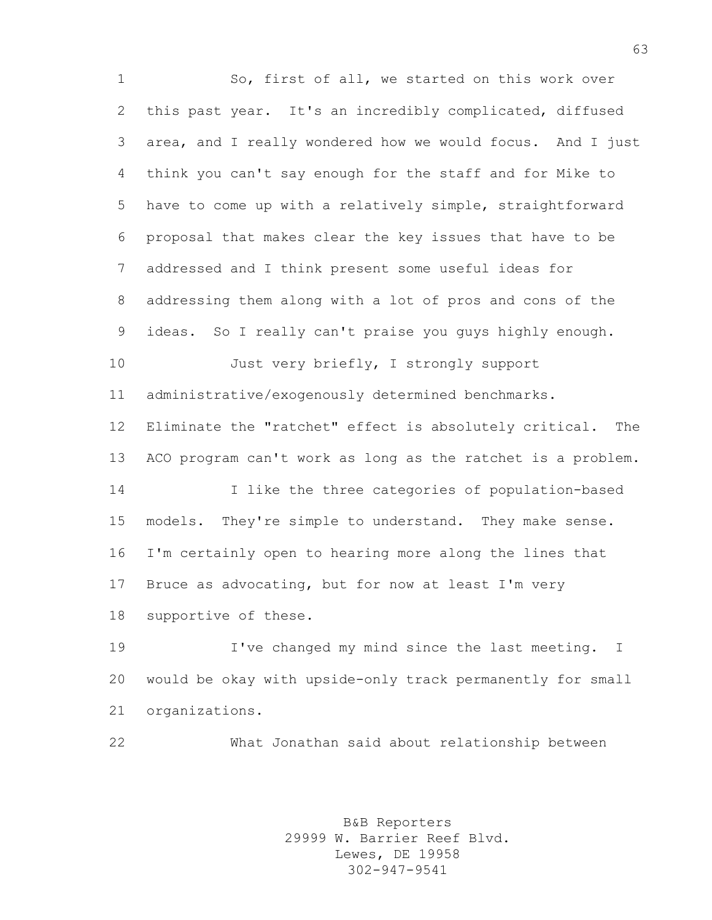So, first of all, we started on this work over this past year. It's an incredibly complicated, diffused area, and I really wondered how we would focus. And I just think you can't say enough for the staff and for Mike to have to come up with a relatively simple, straightforward proposal that makes clear the key issues that have to be addressed and I think present some useful ideas for addressing them along with a lot of pros and cons of the ideas. So I really can't praise you guys highly enough.

Just very briefly, I strongly support administrative/exogenously determined benchmarks. Eliminate the "ratchet" effect is absolutely critical. The ACO program can't work as long as the ratchet is a problem.

I like the three categories of population-based models. They're simple to understand. They make sense. I'm certainly open to hearing more along the lines that Bruce as advocating, but for now at least I'm very supportive of these.

I've changed my mind since the last meeting. I would be okay with upside-only track permanently for small organizations.

What Jonathan said about relationship between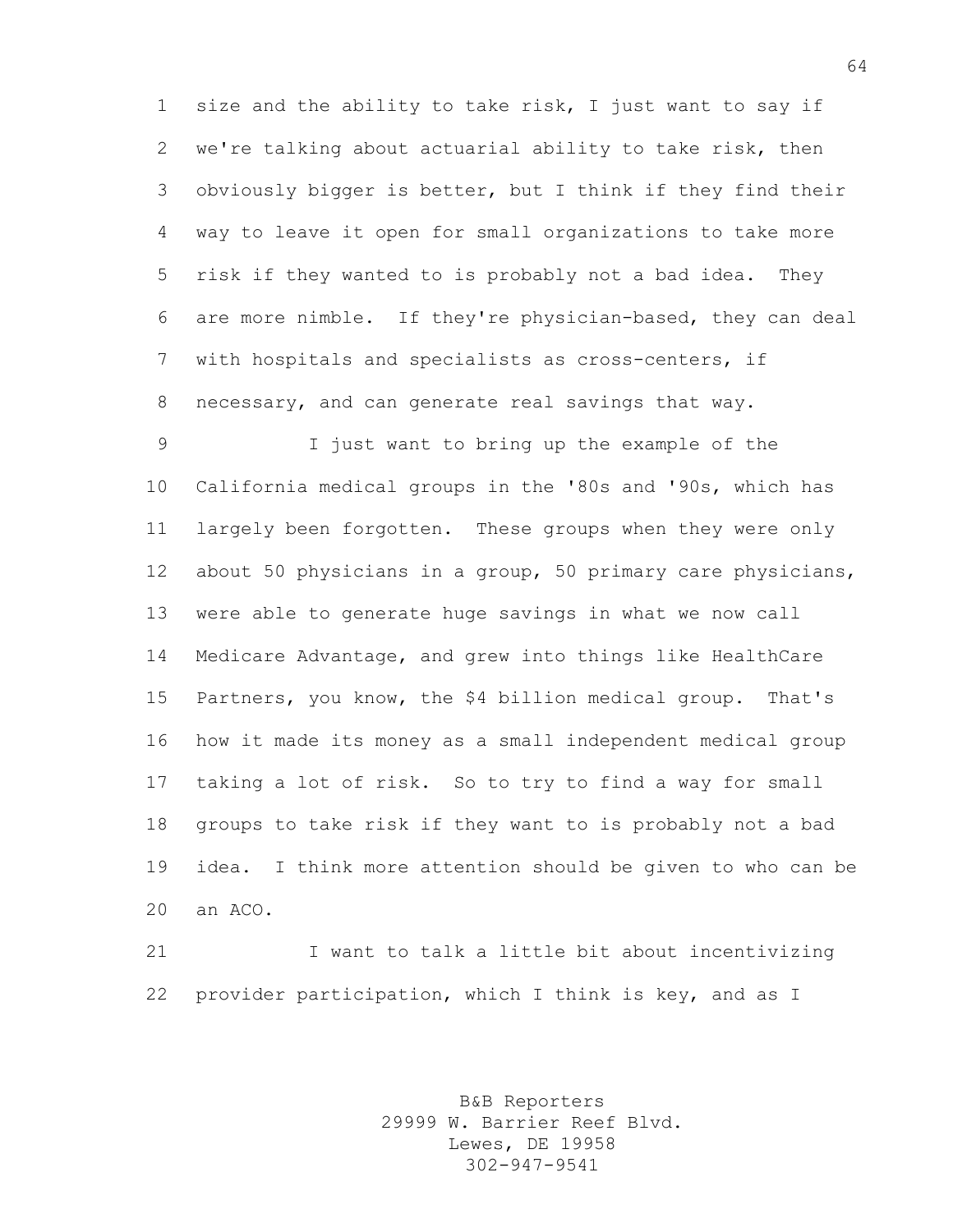size and the ability to take risk, I just want to say if we're talking about actuarial ability to take risk, then obviously bigger is better, but I think if they find their way to leave it open for small organizations to take more risk if they wanted to is probably not a bad idea. They are more nimble. If they're physician-based, they can deal with hospitals and specialists as cross-centers, if necessary, and can generate real savings that way.

I just want to bring up the example of the California medical groups in the '80s and '90s, which has largely been forgotten. These groups when they were only about 50 physicians in a group, 50 primary care physicians, were able to generate huge savings in what we now call Medicare Advantage, and grew into things like HealthCare Partners, you know, the $4 billion medical group. That's how it made its money as a small independent medical group taking a lot of risk. So to try to find a way for small groups to take risk if they want to is probably not a bad idea. I think more attention should be given to who can be an ACO.

I want to talk a little bit about incentivizing provider participation, which I think is key, and as I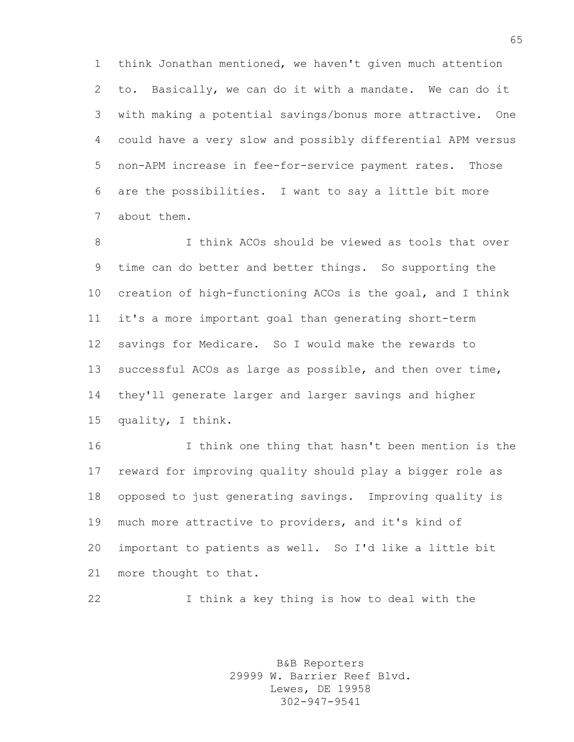think Jonathan mentioned, we haven't given much attention to. Basically, we can do it with a mandate. We can do it with making a potential savings/bonus more attractive. One could have a very slow and possibly differential APM versus non-APM increase in fee-for-service payment rates. Those are the possibilities. I want to say a little bit more about them.

I think ACOs should be viewed as tools that over time can do better and better things. So supporting the creation of high-functioning ACOs is the goal, and I think it's a more important goal than generating short-term savings for Medicare. So I would make the rewards to successful ACOs as large as possible, and then over time, they'll generate larger and larger savings and higher quality, I think.

I think one thing that hasn't been mention is the reward for improving quality should play a bigger role as opposed to just generating savings. Improving quality is much more attractive to providers, and it's kind of important to patients as well. So I'd like a little bit more thought to that.

I think a key thing is how to deal with the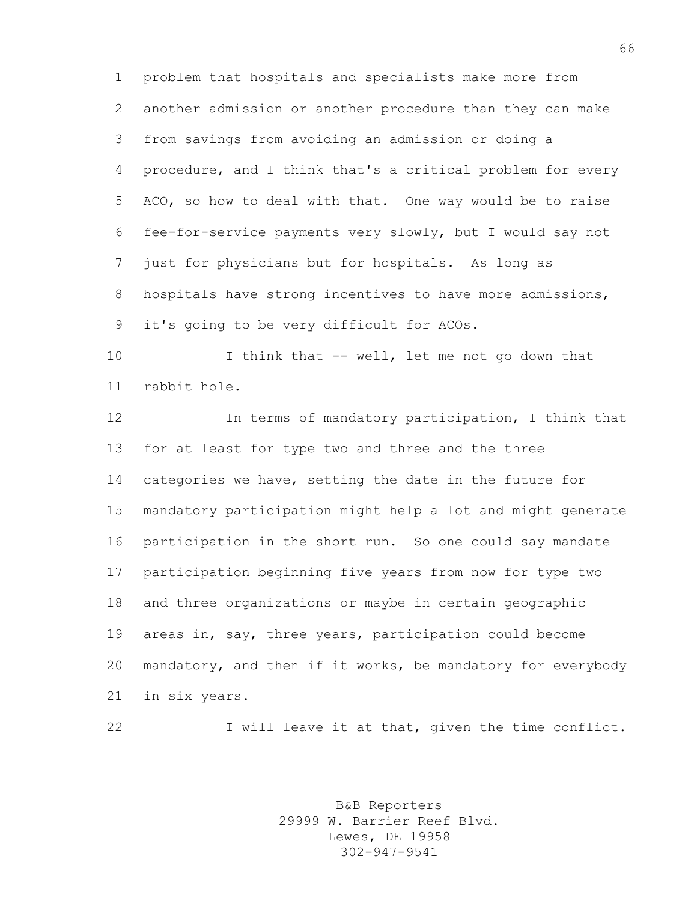problem that hospitals and specialists make more from another admission or another procedure than they can make from savings from avoiding an admission or doing a procedure, and I think that's a critical problem for every ACO, so how to deal with that. One way would be to raise fee-for-service payments very slowly, but I would say not just for physicians but for hospitals. As long as hospitals have strong incentives to have more admissions, it's going to be very difficult for ACOs.

I think that -- well, let me not go down that rabbit hole.

In terms of mandatory participation, I think that for at least for type two and three and the three categories we have, setting the date in the future for mandatory participation might help a lot and might generate participation in the short run. So one could say mandate participation beginning five years from now for type two and three organizations or maybe in certain geographic areas in, say, three years, participation could become mandatory, and then if it works, be mandatory for everybody in six years.

I will leave it at that, given the time conflict.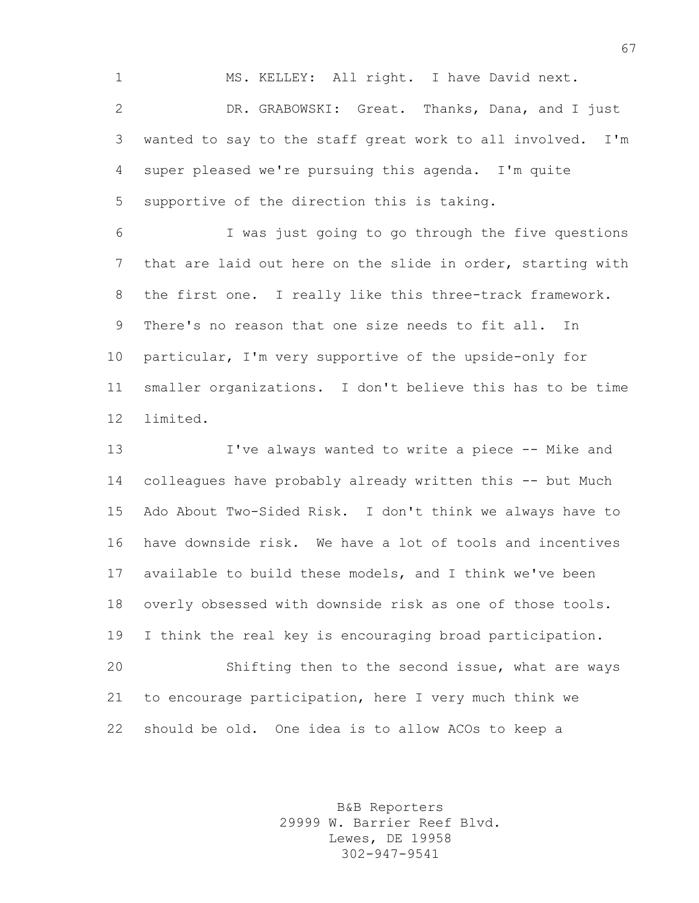MS. KELLEY: All right. I have David next.

DR. GRABOWSKI: Great. Thanks, Dana, and I just wanted to say to the staff great work to all involved. I'm super pleased we're pursuing this agenda. I'm quite supportive of the direction this is taking.

I was just going to go through the five questions that are laid out here on the slide in order, starting with the first one. I really like this three-track framework. There's no reason that one size needs to fit all. In particular, I'm very supportive of the upside-only for smaller organizations. I don't believe this has to be time limited.

I've always wanted to write a piece -- Mike and colleagues have probably already written this -- but Much Ado About Two-Sided Risk. I don't think we always have to have downside risk. We have a lot of tools and incentives available to build these models, and I think we've been overly obsessed with downside risk as one of those tools. I think the real key is encouraging broad participation.

Shifting then to the second issue, what are ways to encourage participation, here I very much think we should be old. One idea is to allow ACOs to keep a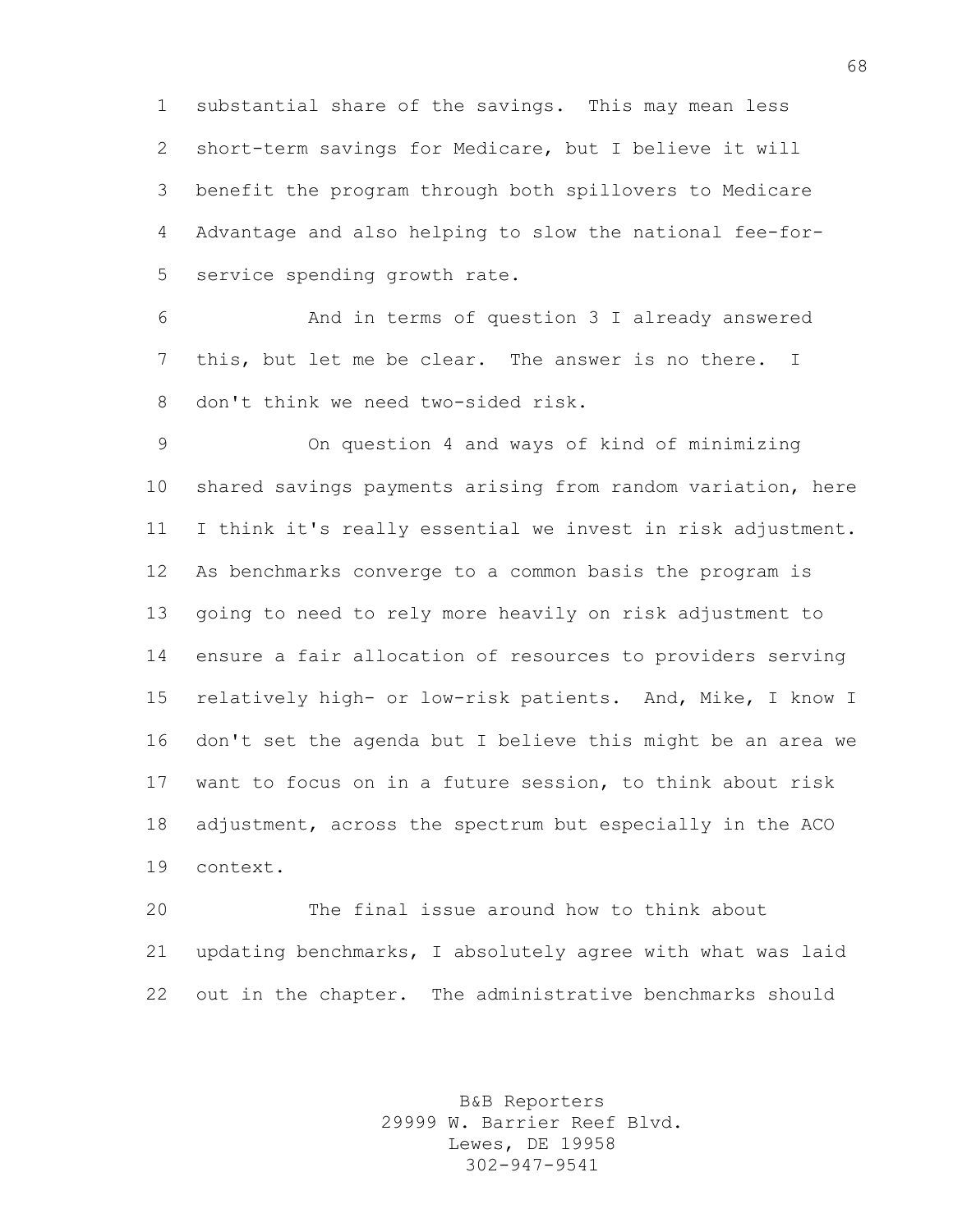substantial share of the savings. This may mean less short-term savings for Medicare, but I believe it will benefit the program through both spillovers to Medicare Advantage and also helping to slow the national fee-for-service spending growth rate.

And in terms of question 3 I already answered this, but let me be clear. The answer is no there. I don't think we need two-sided risk.

On question 4 and ways of kind of minimizing shared savings payments arising from random variation, here I think it's really essential we invest in risk adjustment. As benchmarks converge to a common basis the program is going to need to rely more heavily on risk adjustment to ensure a fair allocation of resources to providers serving relatively high- or low-risk patients. And, Mike, I know I don't set the agenda but I believe this might be an area we want to focus on in a future session, to think about risk adjustment, across the spectrum but especially in the ACO context.

The final issue around how to think about updating benchmarks, I absolutely agree with what was laid out in the chapter. The administrative benchmarks should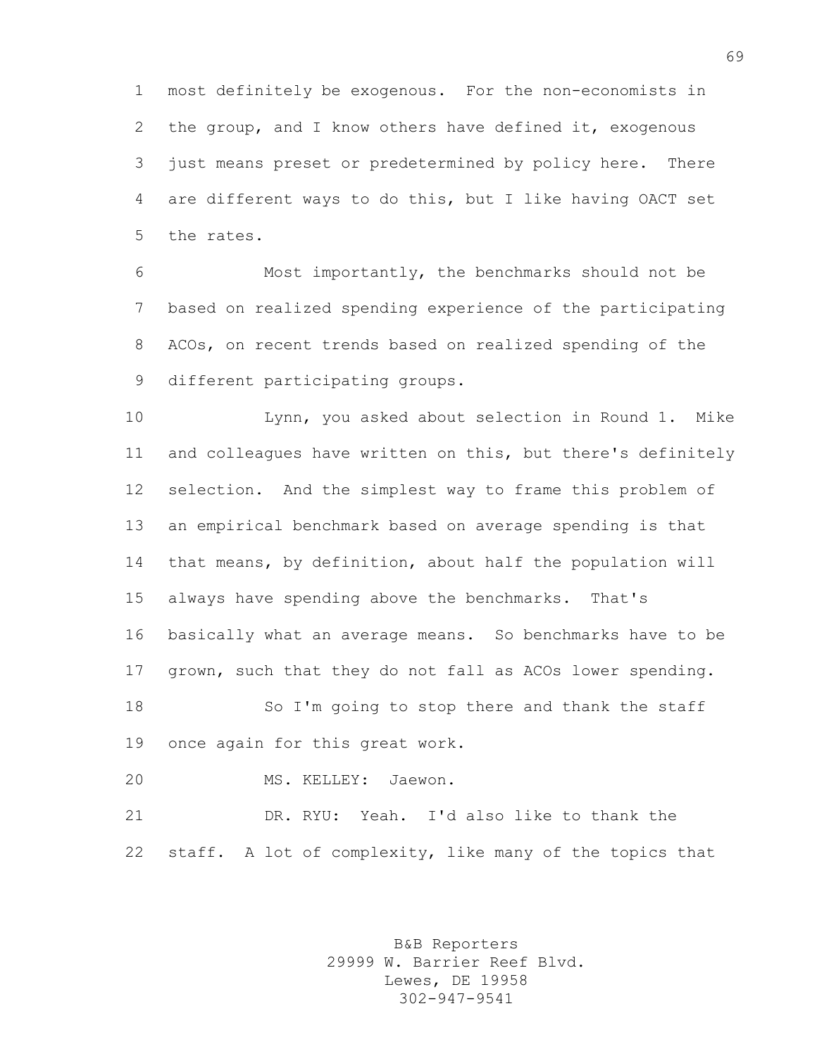most definitely be exogenous. For the non-economists in the group, and I know others have defined it, exogenous just means preset or predetermined by policy here. There are different ways to do this, but I like having OACT set the rates.

Most importantly, the benchmarks should not be based on realized spending experience of the participating ACOs, on recent trends based on realized spending of the different participating groups.

Lynn, you asked about selection in Round 1. Mike and colleagues have written on this, but there's definitely selection. And the simplest way to frame this problem of an empirical benchmark based on average spending is that that means, by definition, about half the population will always have spending above the benchmarks. That's basically what an average means. So benchmarks have to be grown, such that they do not fall as ACOs lower spending.

So I'm going to stop there and thank the staff once again for this great work.

MS. KELLEY: Jaewon.

DR. RYU: Yeah. I'd also like to thank the staff. A lot of complexity, like many of the topics that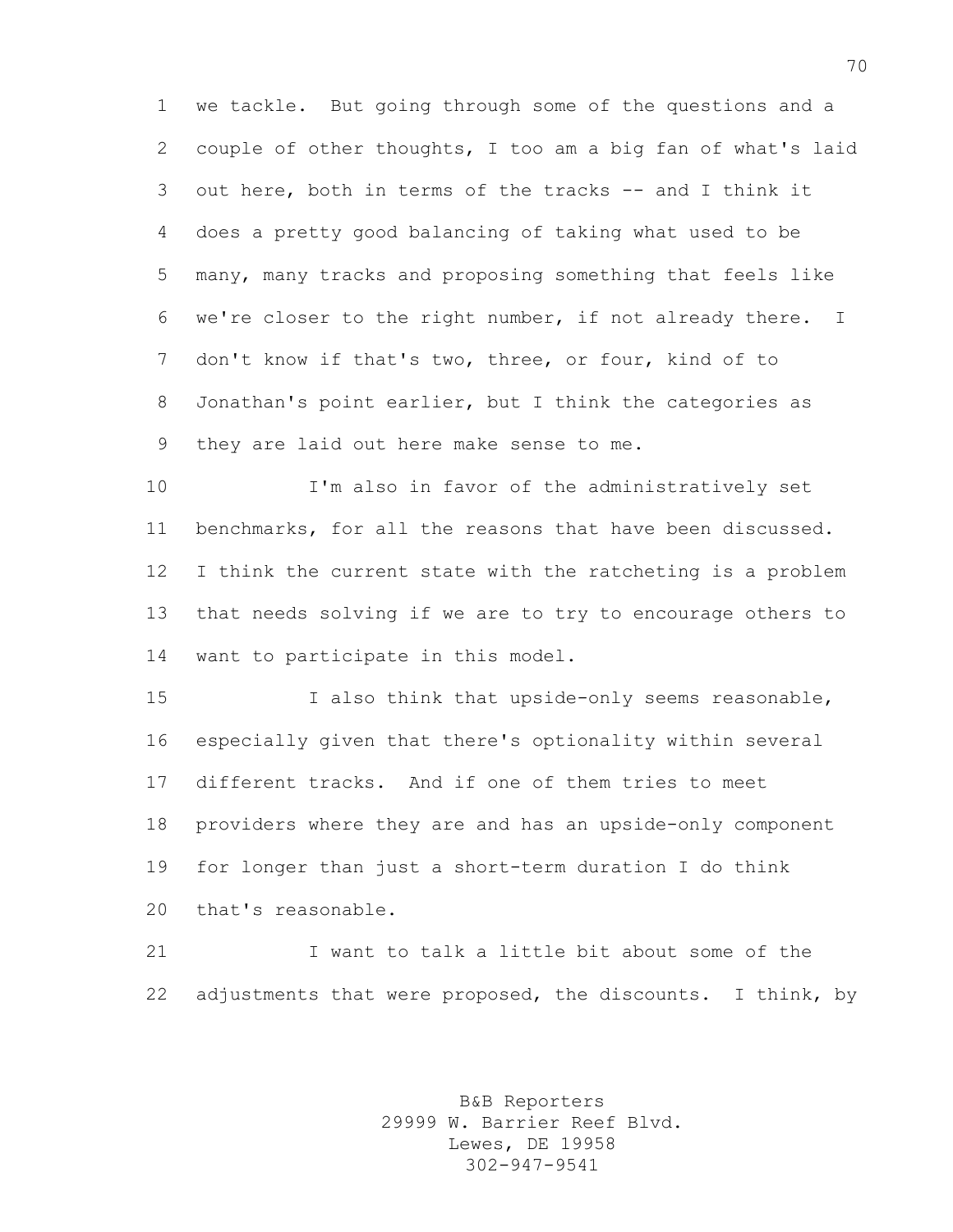we tackle. But going through some of the questions and a couple of other thoughts, I too am a big fan of what's laid out here, both in terms of the tracks -- and I think it does a pretty good balancing of taking what used to be many, many tracks and proposing something that feels like we're closer to the right number, if not already there. I don't know if that's two, three, or four, kind of to Jonathan's point earlier, but I think the categories as they are laid out here make sense to me.

I'm also in favor of the administratively set benchmarks, for all the reasons that have been discussed. I think the current state with the ratcheting is a problem that needs solving if we are to try to encourage others to want to participate in this model.

I also think that upside-only seems reasonable, especially given that there's optionality within several different tracks. And if one of them tries to meet providers where they are and has an upside-only component for longer than just a short-term duration I do think that's reasonable.

I want to talk a little bit about some of the adjustments that were proposed, the discounts. I think, by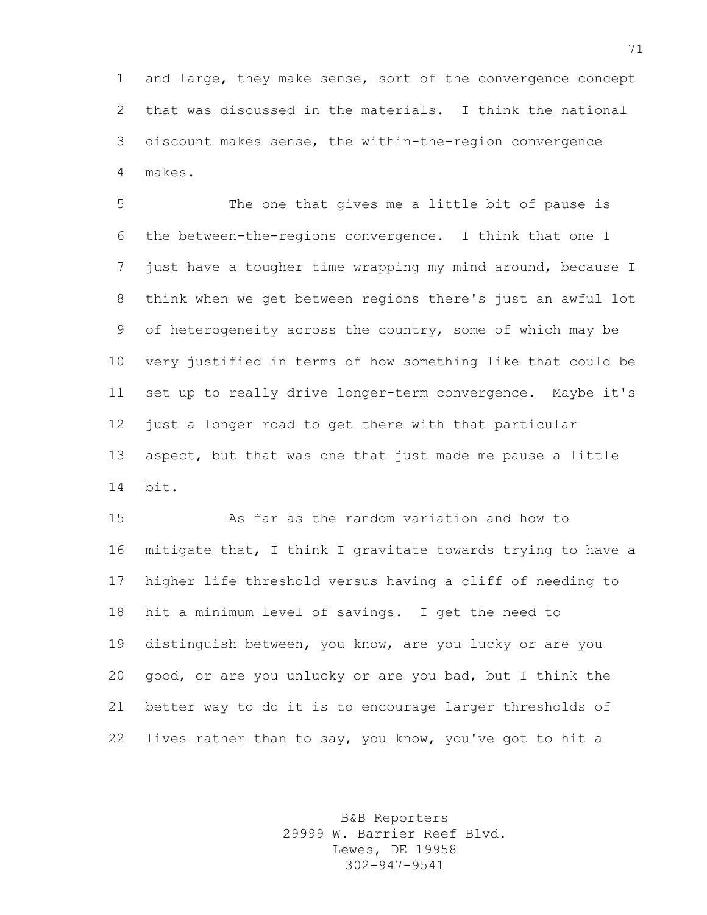and large, they make sense, sort of the convergence concept that was discussed in the materials. I think the national discount makes sense, the within-the-region convergence makes.

The one that gives me a little bit of pause is the between-the-regions convergence. I think that one I just have a tougher time wrapping my mind around, because I think when we get between regions there's just an awful lot of heterogeneity across the country, some of which may be very justified in terms of how something like that could be set up to really drive longer-term convergence. Maybe it's just a longer road to get there with that particular aspect, but that was one that just made me pause a little bit.

As far as the random variation and how to mitigate that, I think I gravitate towards trying to have a higher life threshold versus having a cliff of needing to hit a minimum level of savings. I get the need to distinguish between, you know, are you lucky or are you good, or are you unlucky or are you bad, but I think the better way to do it is to encourage larger thresholds of lives rather than to say, you know, you've got to hit a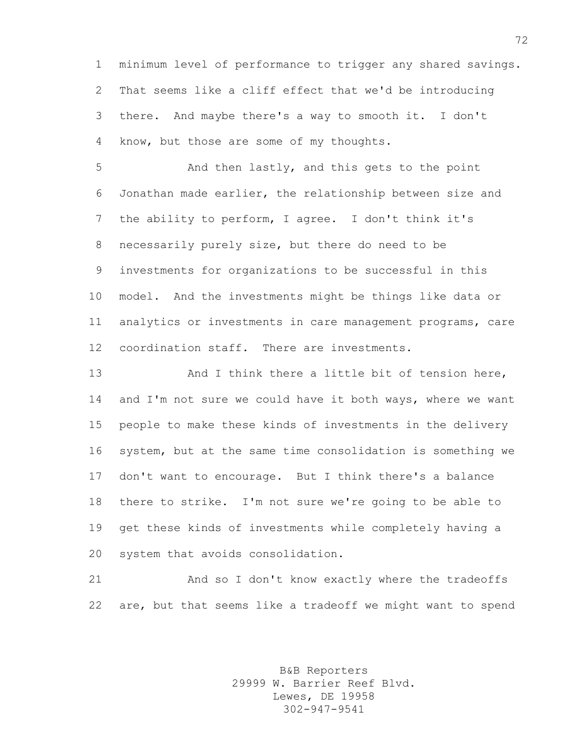minimum level of performance to trigger any shared savings. That seems like a cliff effect that we'd be introducing there. And maybe there's a way to smooth it. I don't know, but those are some of my thoughts.

And then lastly, and this gets to the point Jonathan made earlier, the relationship between size and the ability to perform, I agree. I don't think it's necessarily purely size, but there do need to be investments for organizations to be successful in this model. And the investments might be things like data or analytics or investments in care management programs, care coordination staff. There are investments.

And I think there a little bit of tension here, and I'm not sure we could have it both ways, where we want people to make these kinds of investments in the delivery system, but at the same time consolidation is something we don't want to encourage. But I think there's a balance there to strike. I'm not sure we're going to be able to get these kinds of investments while completely having a system that avoids consolidation.

And so I don't know exactly where the tradeoffs are, but that seems like a tradeoff we might want to spend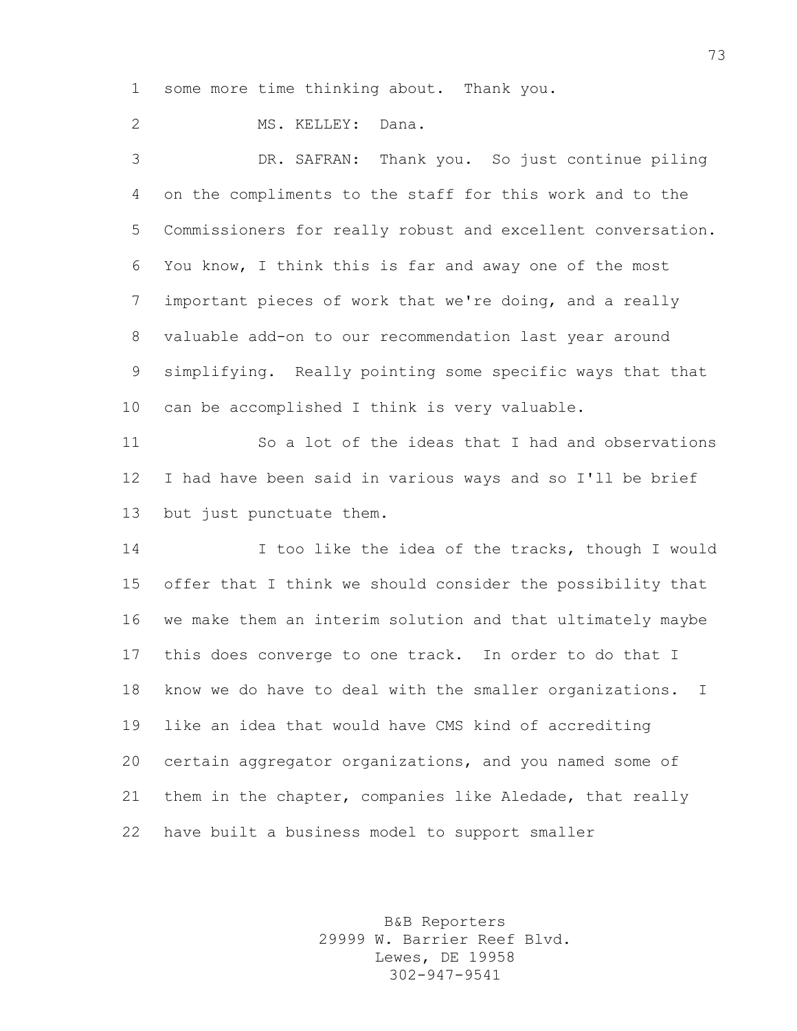some more time thinking about. Thank you.

MS. KELLEY: Dana.

DR. SAFRAN: Thank you. So just continue piling on the compliments to the staff for this work and to the Commissioners for really robust and excellent conversation. You know, I think this is far and away one of the most important pieces of work that we're doing, and a really valuable add-on to our recommendation last year around simplifying. Really pointing some specific ways that that can be accomplished I think is very valuable.

So a lot of the ideas that I had and observations I had have been said in various ways and so I'll be brief but just punctuate them.

I too like the idea of the tracks, though I would offer that I think we should consider the possibility that we make them an interim solution and that ultimately maybe this does converge to one track. In order to do that I know we do have to deal with the smaller organizations. I like an idea that would have CMS kind of accrediting certain aggregator organizations, and you named some of them in the chapter, companies like Aledade, that really have built a business model to support smaller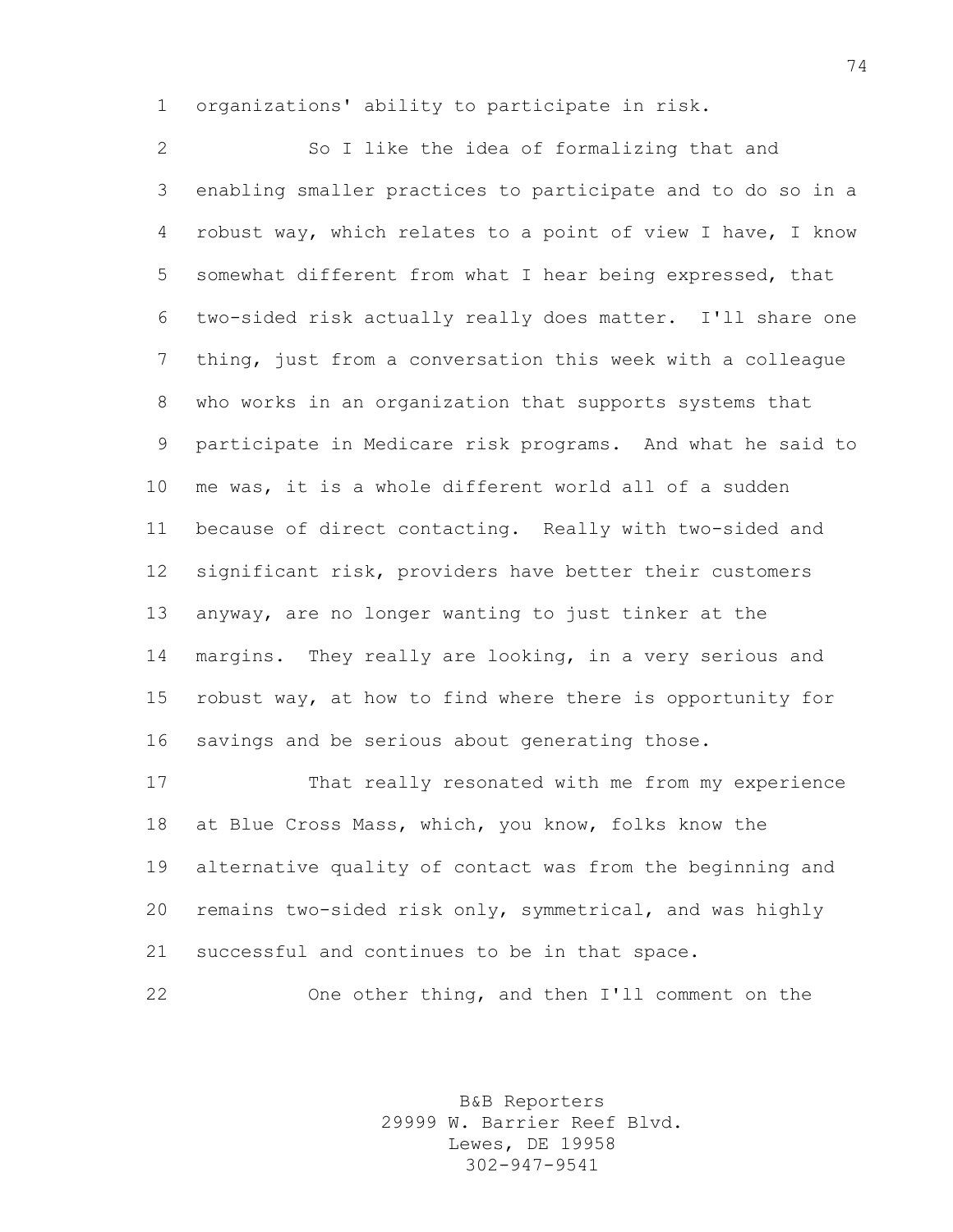organizations' ability to participate in risk.

So I like the idea of formalizing that and enabling smaller practices to participate and to do so in a robust way, which relates to a point of view I have, I know somewhat different from what I hear being expressed, that two-sided risk actually really does matter. I'll share one thing, just from a conversation this week with a colleague who works in an organization that supports systems that participate in Medicare risk programs. And what he said to me was, it is a whole different world all of a sudden because of direct contacting. Really with two-sided and significant risk, providers have better their customers anyway, are no longer wanting to just tinker at the margins. They really are looking, in a very serious and robust way, at how to find where there is opportunity for savings and be serious about generating those.

That really resonated with me from my experience at Blue Cross Mass, which, you know, folks know the alternative quality of contact was from the beginning and remains two-sided risk only, symmetrical, and was highly successful and continues to be in that space.

One other thing, and then I'll comment on the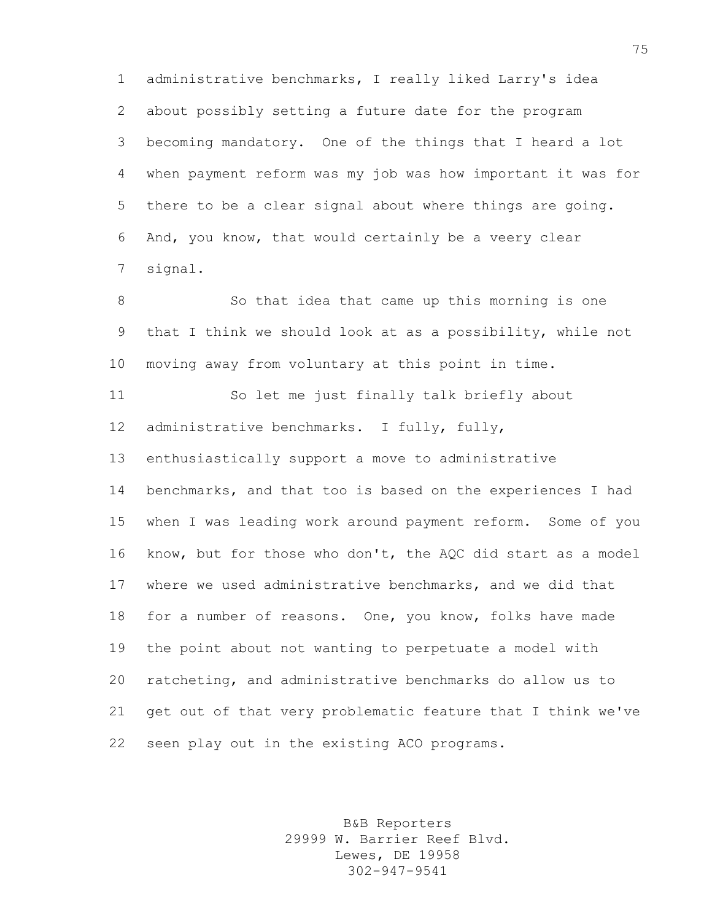administrative benchmarks, I really liked Larry's idea about possibly setting a future date for the program becoming mandatory. One of the things that I heard a lot when payment reform was my job was how important it was for there to be a clear signal about where things are going. And, you know, that would certainly be a veery clear signal.

So that idea that came up this morning is one that I think we should look at as a possibility, while not moving away from voluntary at this point in time.

So let me just finally talk briefly about administrative benchmarks. I fully, fully, enthusiastically support a move to administrative benchmarks, and that too is based on the experiences I had when I was leading work around payment reform. Some of you know, but for those who don't, the AQC did start as a model where we used administrative benchmarks, and we did that for a number of reasons. One, you know, folks have made the point about not wanting to perpetuate a model with ratcheting, and administrative benchmarks do allow us to get out of that very problematic feature that I think we've seen play out in the existing ACO programs.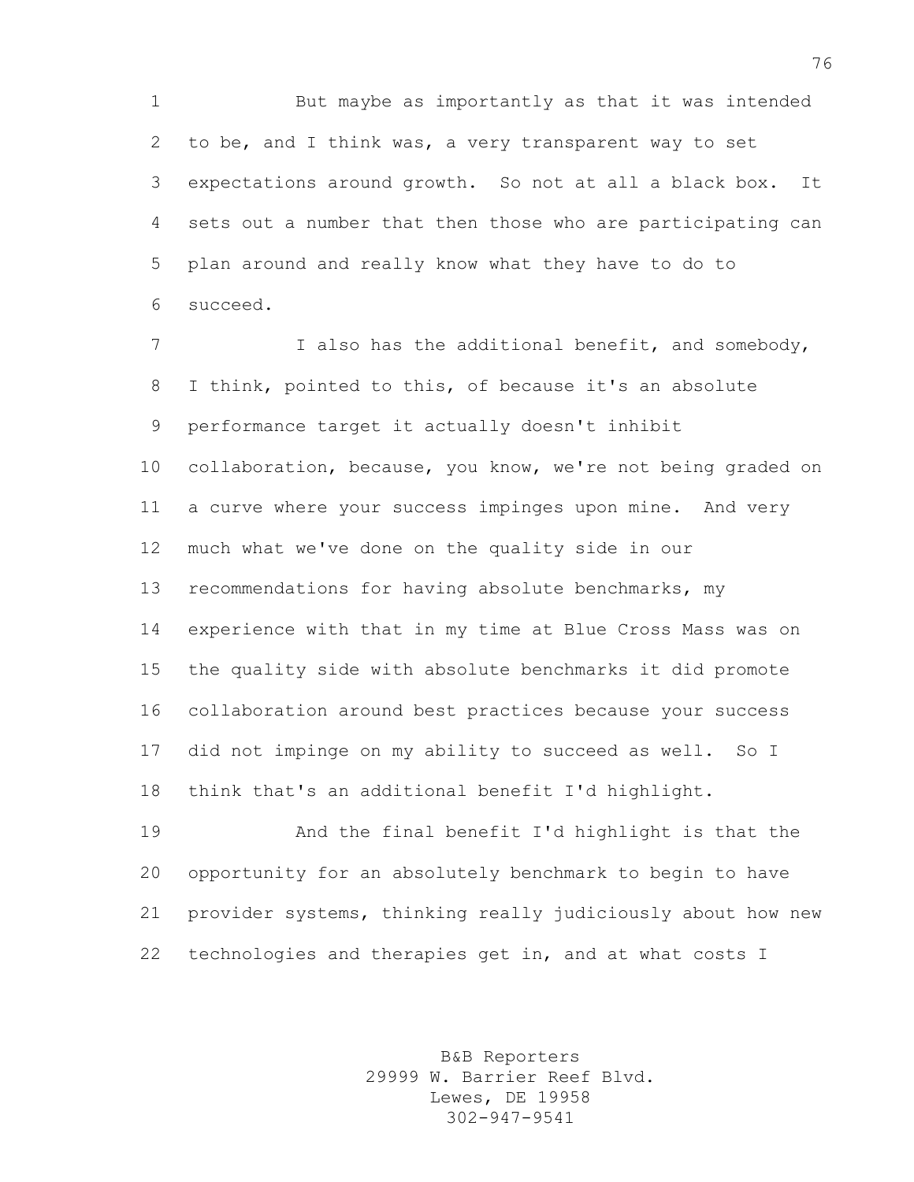But maybe as importantly as that it was intended to be, and I think was, a very transparent way to set expectations around growth. So not at all a black box. It sets out a number that then those who are participating can plan around and really know what they have to do to succeed.

I also has the additional benefit, and somebody, I think, pointed to this, of because it's an absolute performance target it actually doesn't inhibit collaboration, because, you know, we're not being graded on a curve where your success impinges upon mine. And very much what we've done on the quality side in our recommendations for having absolute benchmarks, my experience with that in my time at Blue Cross Mass was on the quality side with absolute benchmarks it did promote collaboration around best practices because your success did not impinge on my ability to succeed as well. So I think that's an additional benefit I'd highlight.

And the final benefit I'd highlight is that the opportunity for an absolutely benchmark to begin to have provider systems, thinking really judiciously about how new technologies and therapies get in, and at what costs I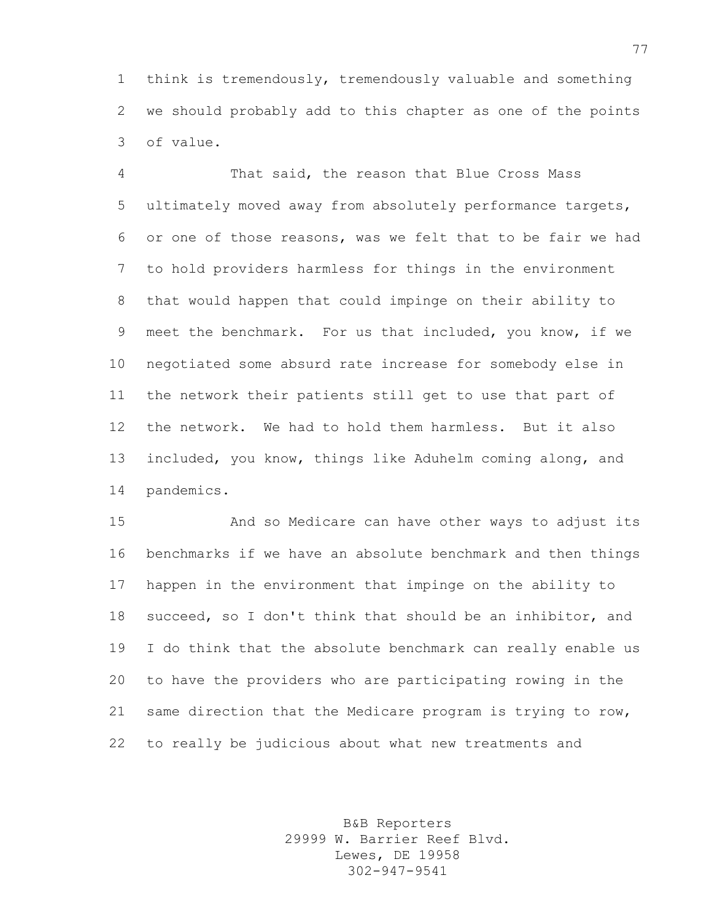think is tremendously, tremendously valuable and something we should probably add to this chapter as one of the points of value.

That said, the reason that Blue Cross Mass ultimately moved away from absolutely performance targets, or one of those reasons, was we felt that to be fair we had to hold providers harmless for things in the environment that would happen that could impinge on their ability to meet the benchmark. For us that included, you know, if we negotiated some absurd rate increase for somebody else in the network their patients still get to use that part of the network. We had to hold them harmless. But it also included, you know, things like Aduhelm coming along, and pandemics.

And so Medicare can have other ways to adjust its benchmarks if we have an absolute benchmark and then things happen in the environment that impinge on the ability to succeed, so I don't think that should be an inhibitor, and I do think that the absolute benchmark can really enable us to have the providers who are participating rowing in the same direction that the Medicare program is trying to row, to really be judicious about what new treatments and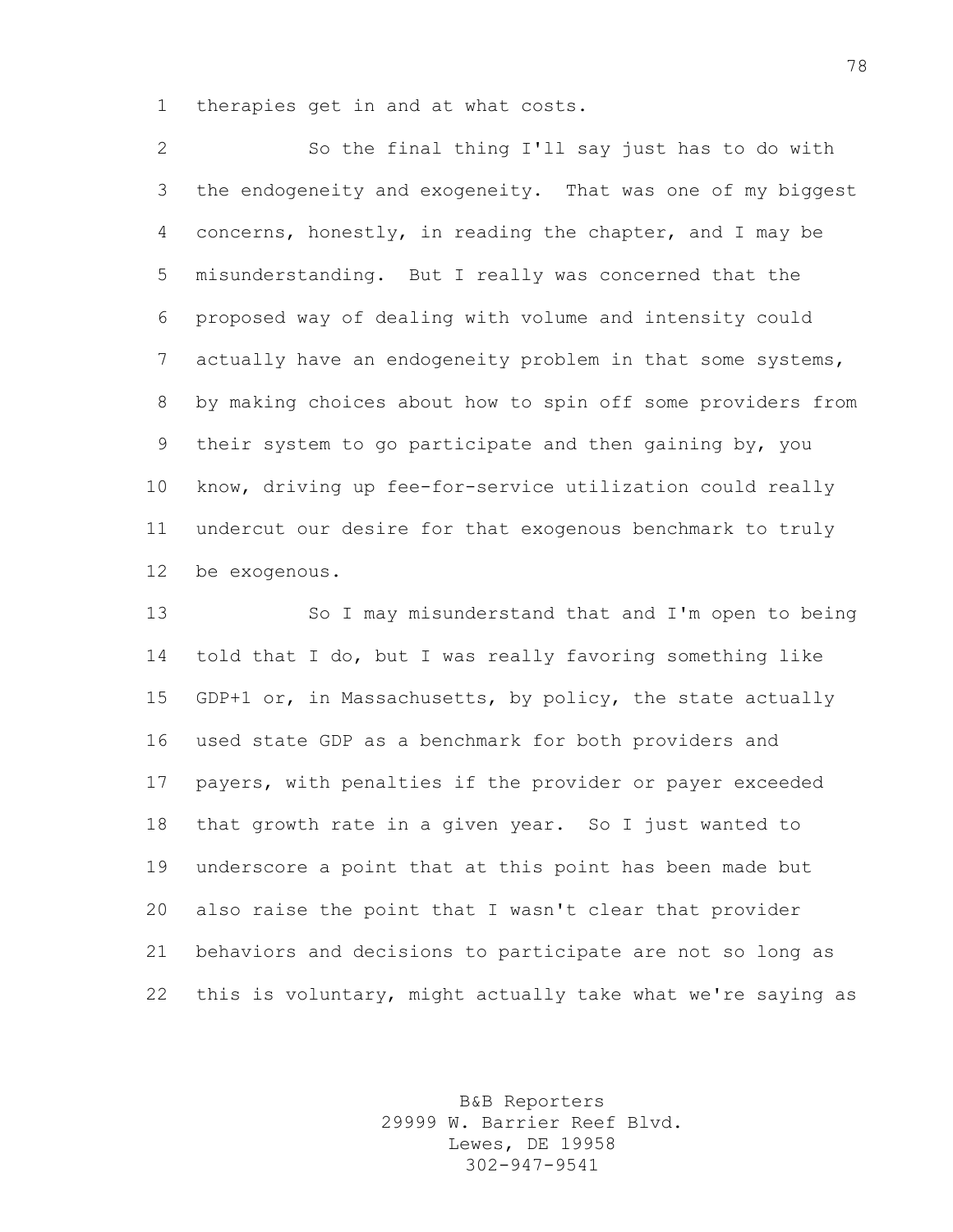therapies get in and at what costs.

So the final thing I'll say just has to do with the endogeneity and exogeneity. That was one of my biggest concerns, honestly, in reading the chapter, and I may be misunderstanding. But I really was concerned that the proposed way of dealing with volume and intensity could actually have an endogeneity problem in that some systems, by making choices about how to spin off some providers from their system to go participate and then gaining by, you know, driving up fee-for-service utilization could really undercut our desire for that exogenous benchmark to truly be exogenous.

So I may misunderstand that and I'm open to being told that I do, but I was really favoring something like GDP+1 or, in Massachusetts, by policy, the state actually used state GDP as a benchmark for both providers and payers, with penalties if the provider or payer exceeded that growth rate in a given year. So I just wanted to underscore a point that at this point has been made but also raise the point that I wasn't clear that provider behaviors and decisions to participate are not so long as this is voluntary, might actually take what we're saying as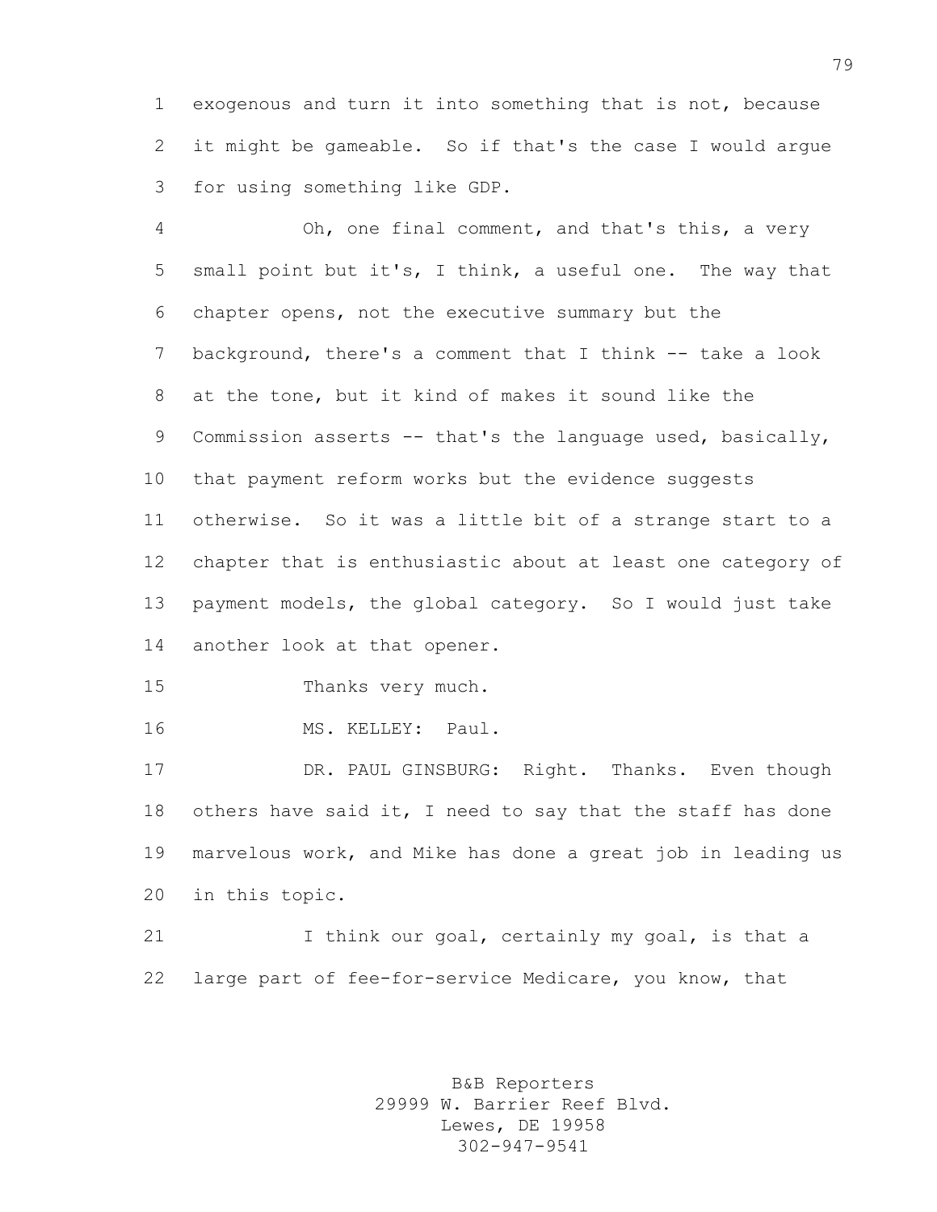exogenous and turn it into something that is not, because it might be gameable. So if that's the case I would argue for using something like GDP.

Oh, one final comment, and that's this, a very small point but it's, I think, a useful one. The way that chapter opens, not the executive summary but the background, there's a comment that I think -- take a look at the tone, but it kind of makes it sound like the Commission asserts -- that's the language used, basically, that payment reform works but the evidence suggests otherwise. So it was a little bit of a strange start to a chapter that is enthusiastic about at least one category of payment models, the global category. So I would just take another look at that opener.

Thanks very much.

MS. KELLEY: Paul.

DR. PAUL GINSBURG: Right. Thanks. Even though others have said it, I need to say that the staff has done marvelous work, and Mike has done a great job in leading us in this topic.

I think our goal, certainly my goal, is that a large part of fee-for-service Medicare, you know, that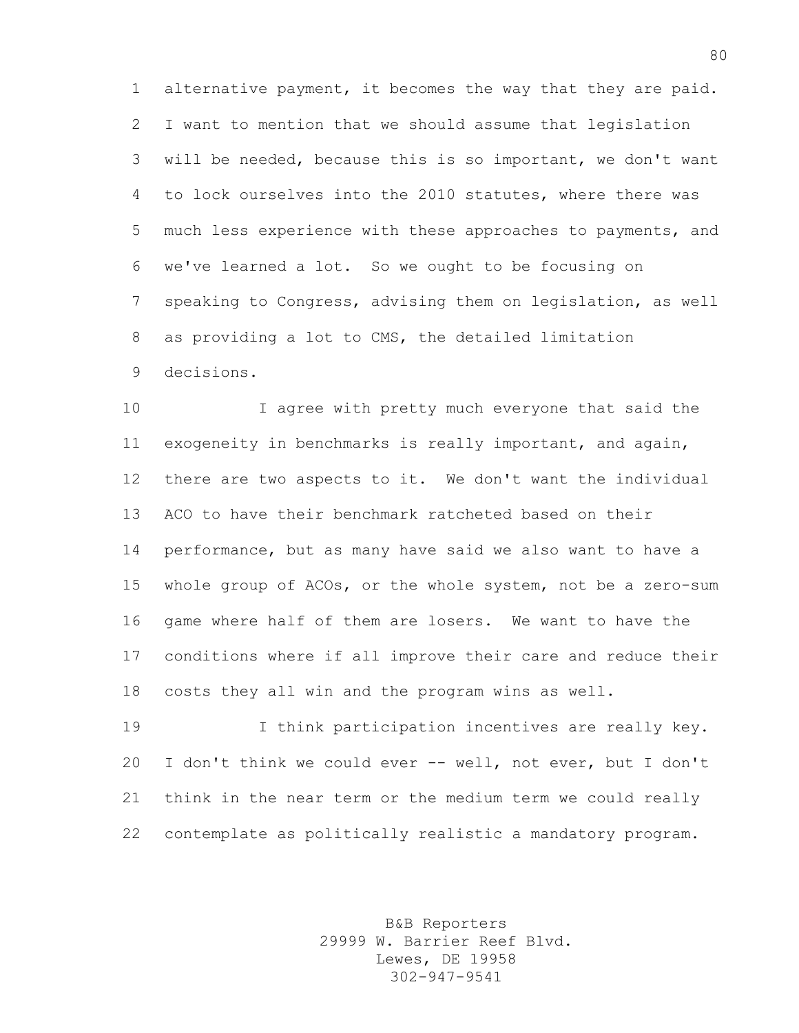alternative payment, it becomes the way that they are paid. I want to mention that we should assume that legislation will be needed, because this is so important, we don't want to lock ourselves into the 2010 statutes, where there was much less experience with these approaches to payments, and we've learned a lot. So we ought to be focusing on speaking to Congress, advising them on legislation, as well as providing a lot to CMS, the detailed limitation decisions.

I agree with pretty much everyone that said the exogeneity in benchmarks is really important, and again, there are two aspects to it. We don't want the individual ACO to have their benchmark ratcheted based on their performance, but as many have said we also want to have a whole group of ACOs, or the whole system, not be a zero-sum game where half of them are losers. We want to have the conditions where if all improve their care and reduce their costs they all win and the program wins as well.

I think participation incentives are really key. I don't think we could ever -- well, not ever, but I don't think in the near term or the medium term we could really contemplate as politically realistic a mandatory program.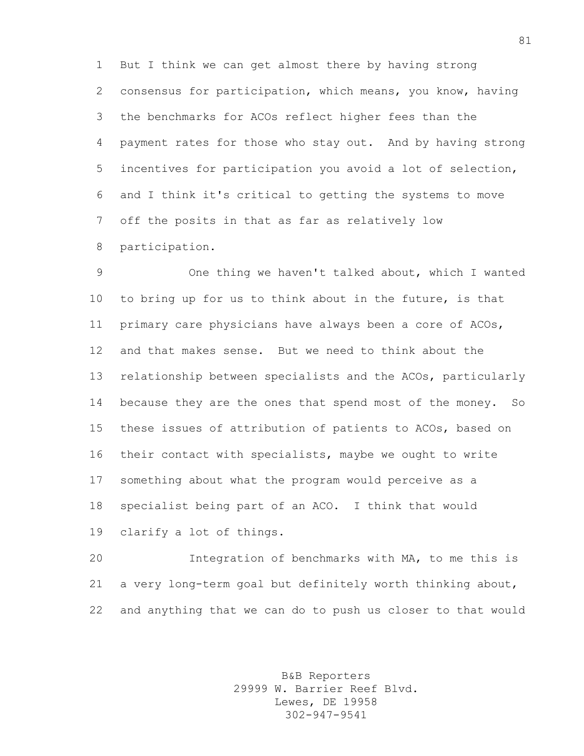But I think we can get almost there by having strong consensus for participation, which means, you know, having the benchmarks for ACOs reflect higher fees than the payment rates for those who stay out. And by having strong incentives for participation you avoid a lot of selection, and I think it's critical to getting the systems to move off the posits in that as far as relatively low participation.

One thing we haven't talked about, which I wanted to bring up for us to think about in the future, is that primary care physicians have always been a core of ACOs, and that makes sense. But we need to think about the relationship between specialists and the ACOs, particularly because they are the ones that spend most of the money. So these issues of attribution of patients to ACOs, based on their contact with specialists, maybe we ought to write something about what the program would perceive as a specialist being part of an ACO. I think that would clarify a lot of things.

Integration of benchmarks with MA, to me this is a very long-term goal but definitely worth thinking about, and anything that we can do to push us closer to that would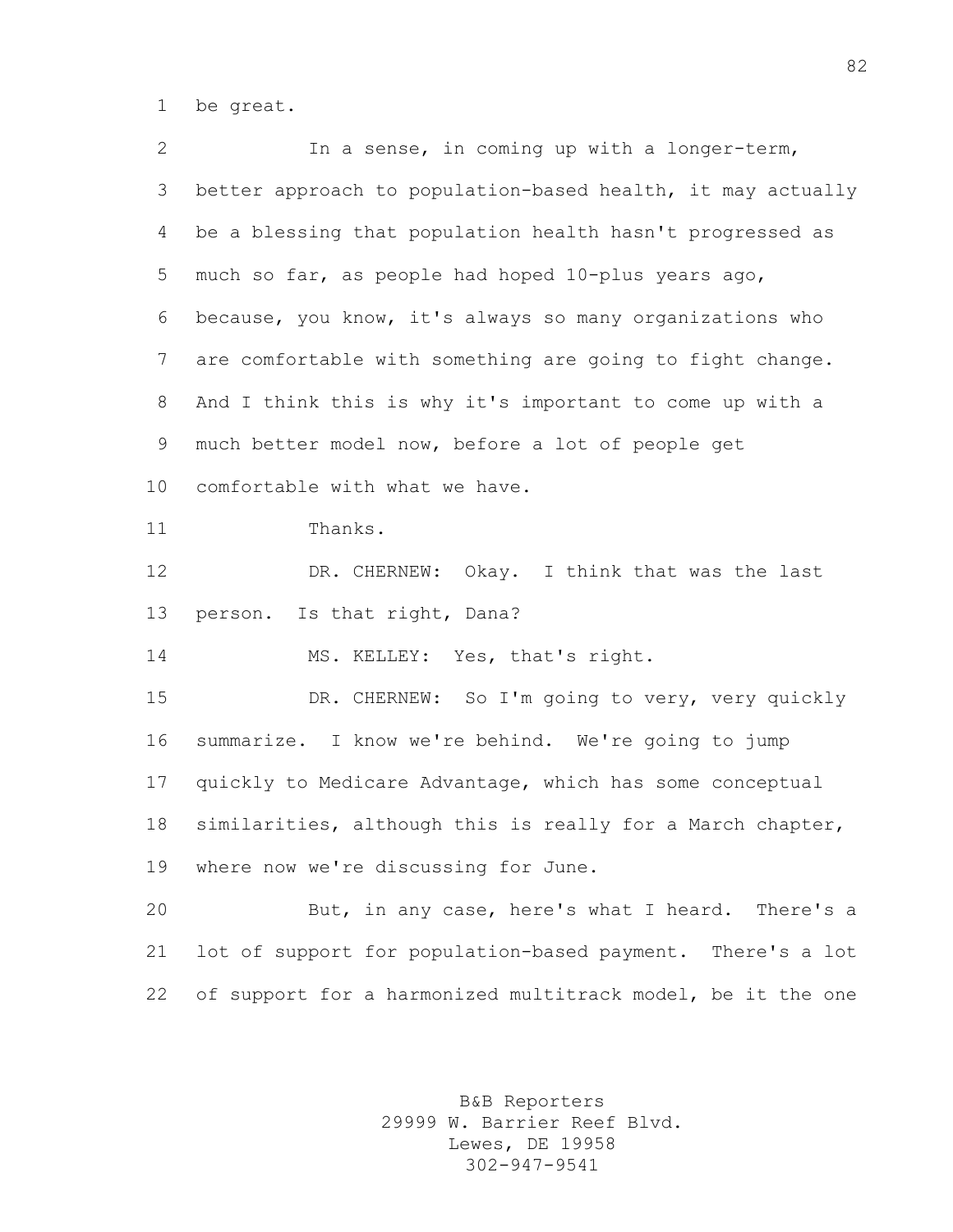be great.

In a sense, in coming up with a longer-term, better approach to population-based health, it may actually be a blessing that population health hasn't progressed as much so far, as people had hoped 10-plus years ago, because, you know, it's always so many organizations who are comfortable with something are going to fight change. And I think this is why it's important to come up with a much better model now, before a lot of people get comfortable with what we have.

Thanks.

DR. CHERNEW: Okay. I think that was the last person. Is that right, Dana?

MS. KELLEY: Yes, that's right.

DR. CHERNEW: So I'm going to very, very quickly summarize. I know we're behind. We're going to jump quickly to Medicare Advantage, which has some conceptual similarities, although this is really for a March chapter, where now we're discussing for June.

But, in any case, here's what I heard. There's a lot of support for population-based payment. There's a lot of support for a harmonized multitrack model, be it the one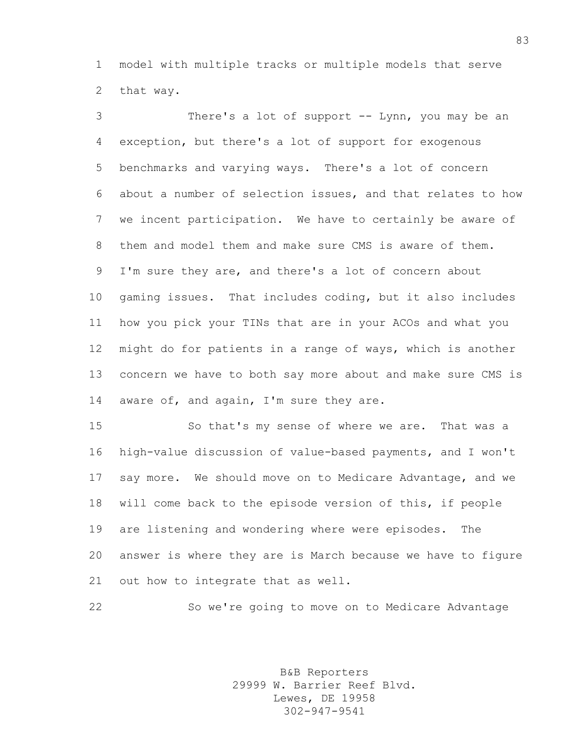model with multiple tracks or multiple models that serve that way.

There's a lot of support -- Lynn, you may be an exception, but there's a lot of support for exogenous benchmarks and varying ways. There's a lot of concern about a number of selection issues, and that relates to how we incent participation. We have to certainly be aware of them and model them and make sure CMS is aware of them. I'm sure they are, and there's a lot of concern about gaming issues. That includes coding, but it also includes how you pick your TINs that are in your ACOs and what you might do for patients in a range of ways, which is another concern we have to both say more about and make sure CMS is aware of, and again, I'm sure they are.

So that's my sense of where we are. That was a high-value discussion of value-based payments, and I won't say more. We should move on to Medicare Advantage, and we will come back to the episode version of this, if people are listening and wondering where were episodes. The answer is where they are is March because we have to figure out how to integrate that as well.

So we're going to move on to Medicare Advantage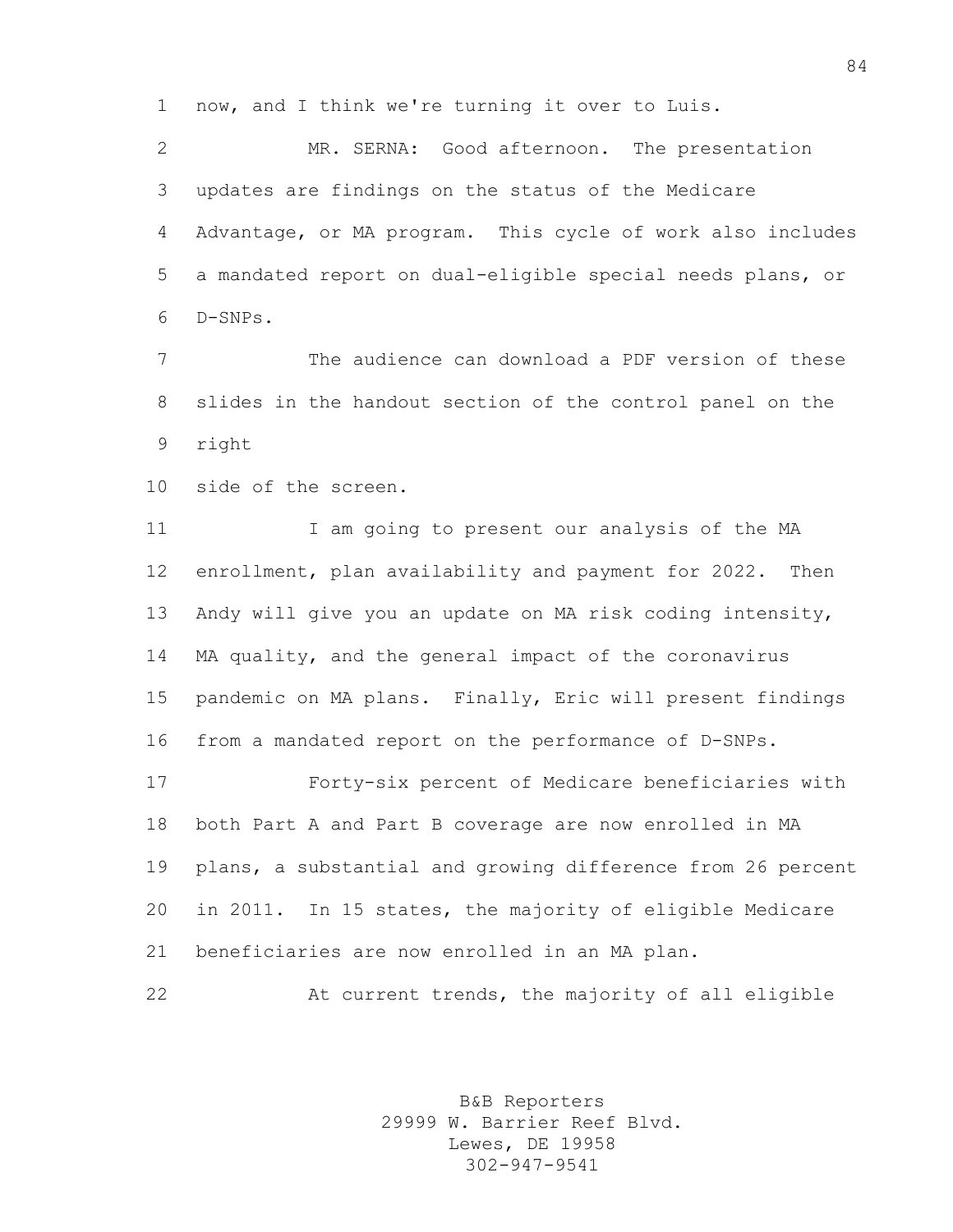now, and I think we're turning it over to Luis.

MR. SERNA: Good afternoon. The presentation updates are findings on the status of the Medicare Advantage, or MA program. This cycle of work also includes a mandated report on dual-eligible special needs plans, or D-SNPs.

The audience can download a PDF version of these slides in the handout section of the control panel on the right side of the screen.

I am going to present our analysis of the MA enrollment, plan availability and payment for 2022. Then Andy will give you an update on MA risk coding intensity, MA quality, and the general impact of the coronavirus pandemic on MA plans. Finally, Eric will present findings from a mandated report on the performance of D-SNPs.

Forty-six percent of Medicare beneficiaries with both Part A and Part B coverage are now enrolled in MA plans, a substantial and growing difference from 26 percent in 2011. In 15 states, the majority of eligible Medicare beneficiaries are now enrolled in an MA plan.

At current trends, the majority of all eligible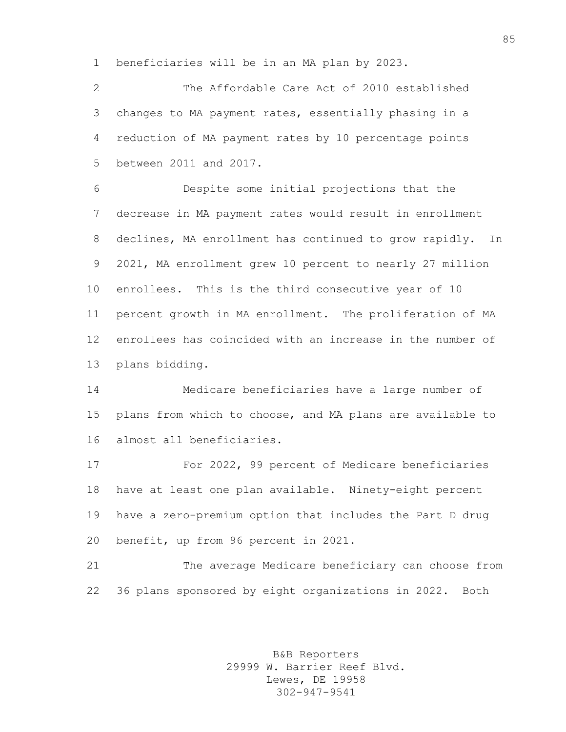beneficiaries will be in an MA plan by 2023.

The Affordable Care Act of 2010 established changes to MA payment rates, essentially phasing in a reduction of MA payment rates by 10 percentage points between 2011 and 2017.

Despite some initial projections that the decrease in MA payment rates would result in enrollment declines, MA enrollment has continued to grow rapidly. In 2021, MA enrollment grew 10 percent to nearly 27 million enrollees. This is the third consecutive year of 10 percent growth in MA enrollment. The proliferation of MA enrollees has coincided with an increase in the number of plans bidding.

Medicare beneficiaries have a large number of plans from which to choose, and MA plans are available to almost all beneficiaries.

For 2022, 99 percent of Medicare beneficiaries have at least one plan available. Ninety-eight percent have a zero-premium option that includes the Part D drug benefit, up from 96 percent in 2021.

The average Medicare beneficiary can choose from 36 plans sponsored by eight organizations in 2022. Both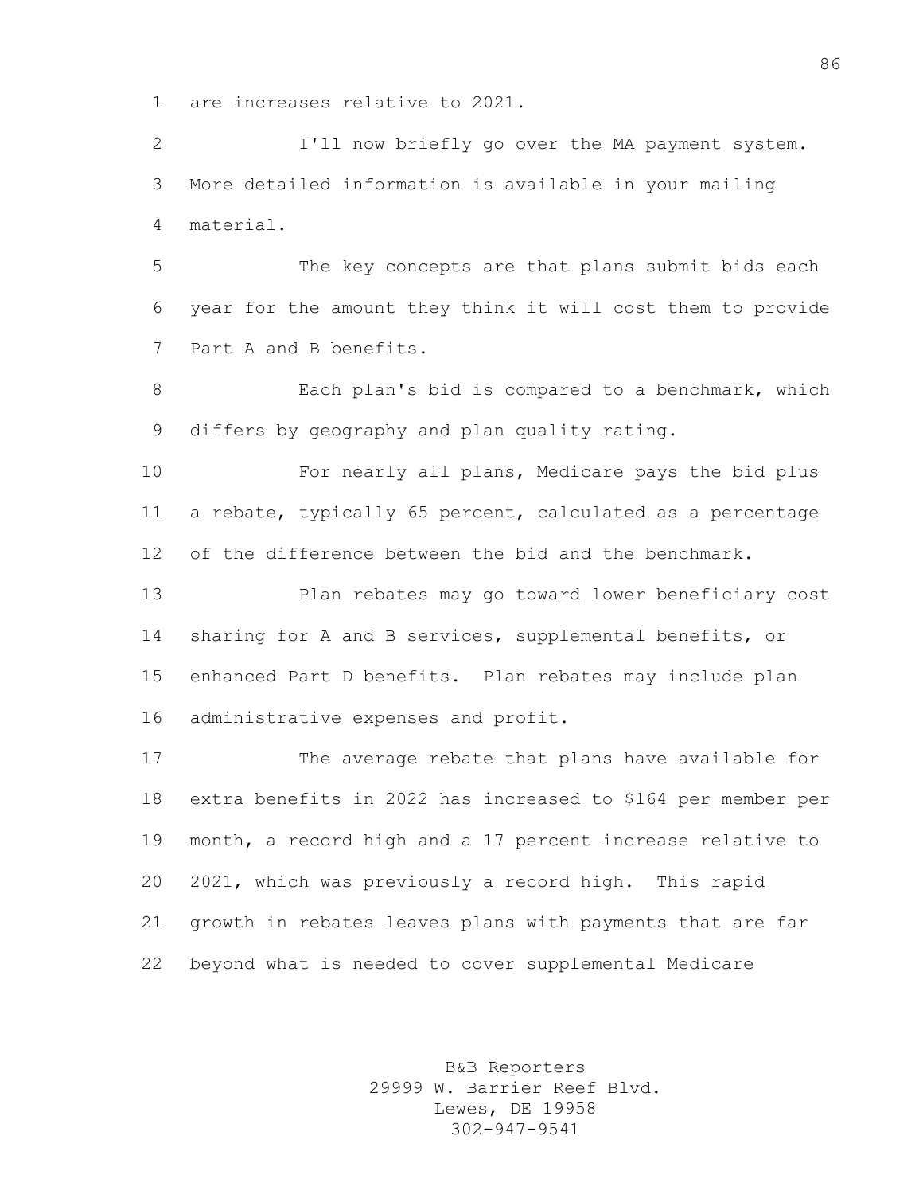are increases relative to 2021.

I'll now briefly go over the MA payment system. More detailed information is available in your mailing material.

The key concepts are that plans submit bids each year for the amount they think it will cost them to provide Part A and B benefits.

Each plan's bid is compared to a benchmark, which differs by geography and plan quality rating.

For nearly all plans, Medicare pays the bid plus a rebate, typically 65 percent, calculated as a percentage of the difference between the bid and the benchmark.

Plan rebates may go toward lower beneficiary cost sharing for A and B services, supplemental benefits, or enhanced Part D benefits. Plan rebates may include plan administrative expenses and profit.

The average rebate that plans have available for extra benefits in 2022 has increased to $164 per member per month, a record high and a 17 percent increase relative to 2021, which was previously a record high. This rapid growth in rebates leaves plans with payments that are far beyond what is needed to cover supplemental Medicare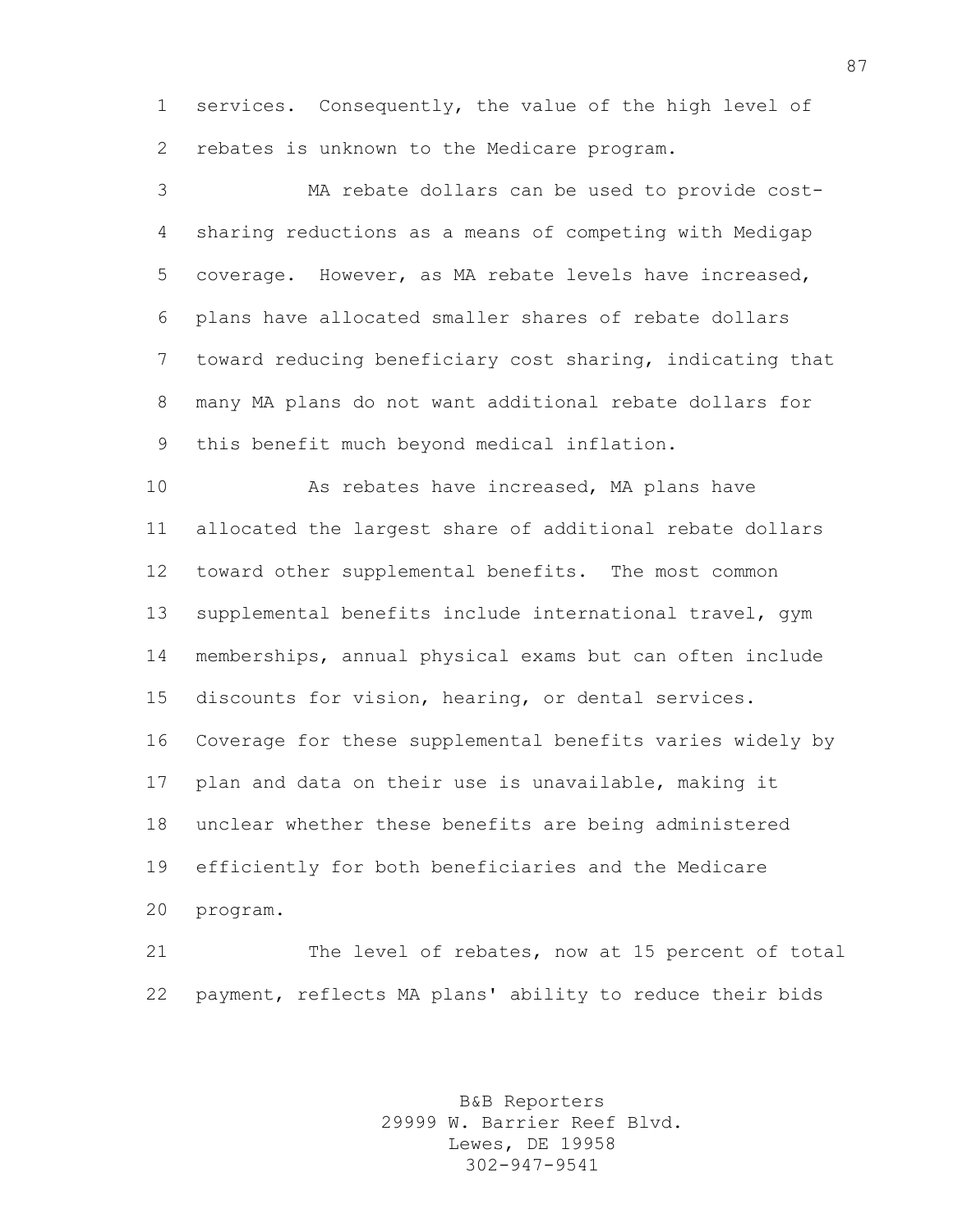services. Consequently, the value of the high level of rebates is unknown to the Medicare program.

MA rebate dollars can be used to provide cost-sharing reductions as a means of competing with Medigap coverage. However, as MA rebate levels have increased, plans have allocated smaller shares of rebate dollars toward reducing beneficiary cost sharing, indicating that many MA plans do not want additional rebate dollars for this benefit much beyond medical inflation.

As rebates have increased, MA plans have allocated the largest share of additional rebate dollars toward other supplemental benefits. The most common supplemental benefits include international travel, gym memberships, annual physical exams but can often include discounts for vision, hearing, or dental services. Coverage for these supplemental benefits varies widely by plan and data on their use is unavailable, making it unclear whether these benefits are being administered efficiently for both beneficiaries and the Medicare program.

The level of rebates, now at 15 percent of total payment, reflects MA plans' ability to reduce their bids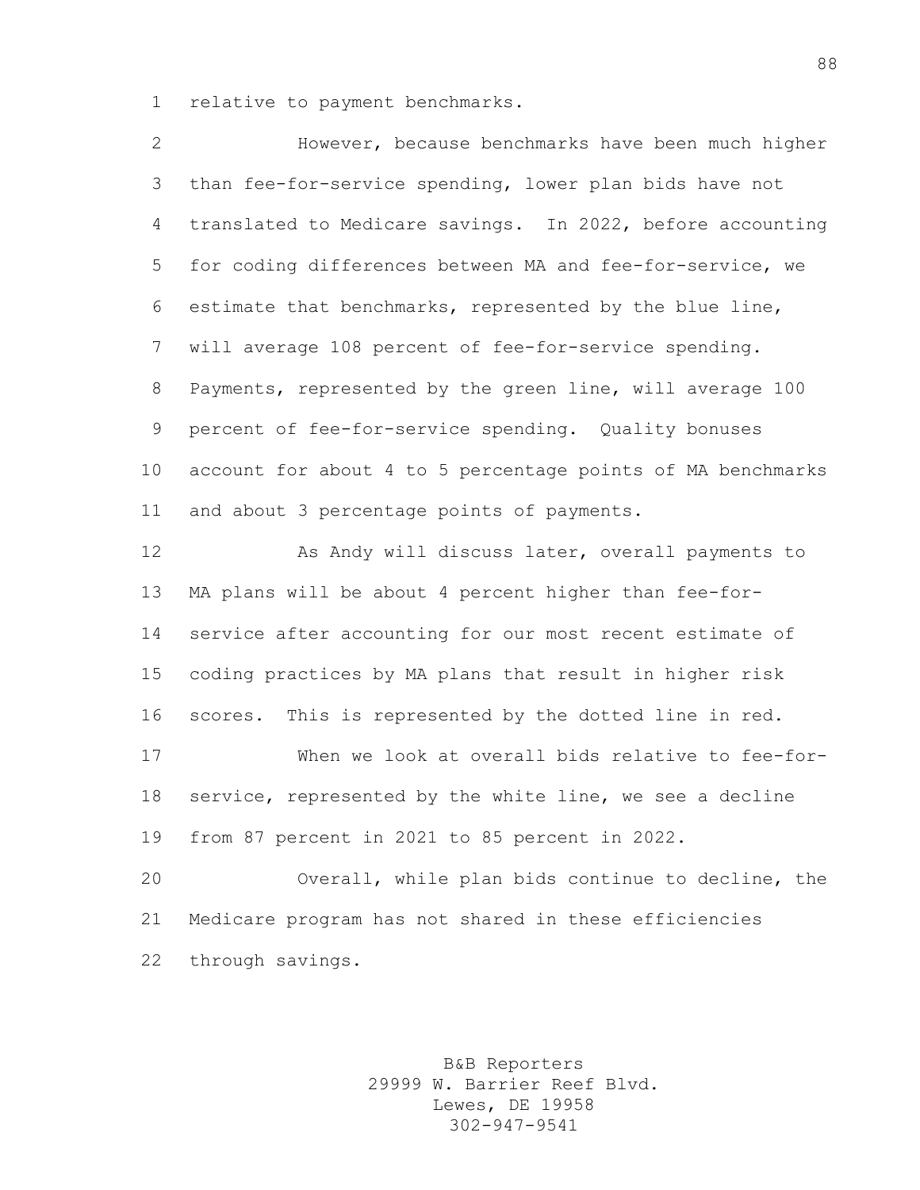relative to payment benchmarks.

However, because benchmarks have been much higher than fee-for-service spending, lower plan bids have not translated to Medicare savings. In 2022, before accounting for coding differences between MA and fee-for-service, we estimate that benchmarks, represented by the blue line, will average 108 percent of fee-for-service spending. Payments, represented by the green line, will average 100 percent of fee-for-service spending. Quality bonuses account for about 4 to 5 percentage points of MA benchmarks and about 3 percentage points of payments.

As Andy will discuss later, overall payments to MA plans will be about 4 percent higher than fee-for-service after accounting for our most recent estimate of coding practices by MA plans that result in higher risk scores. This is represented by the dotted line in red.

When we look at overall bids relative to fee-for-service, represented by the white line, we see a decline from 87 percent in 2021 to 85 percent in 2022.

Overall, while plan bids continue to decline, the Medicare program has not shared in these efficiencies through savings.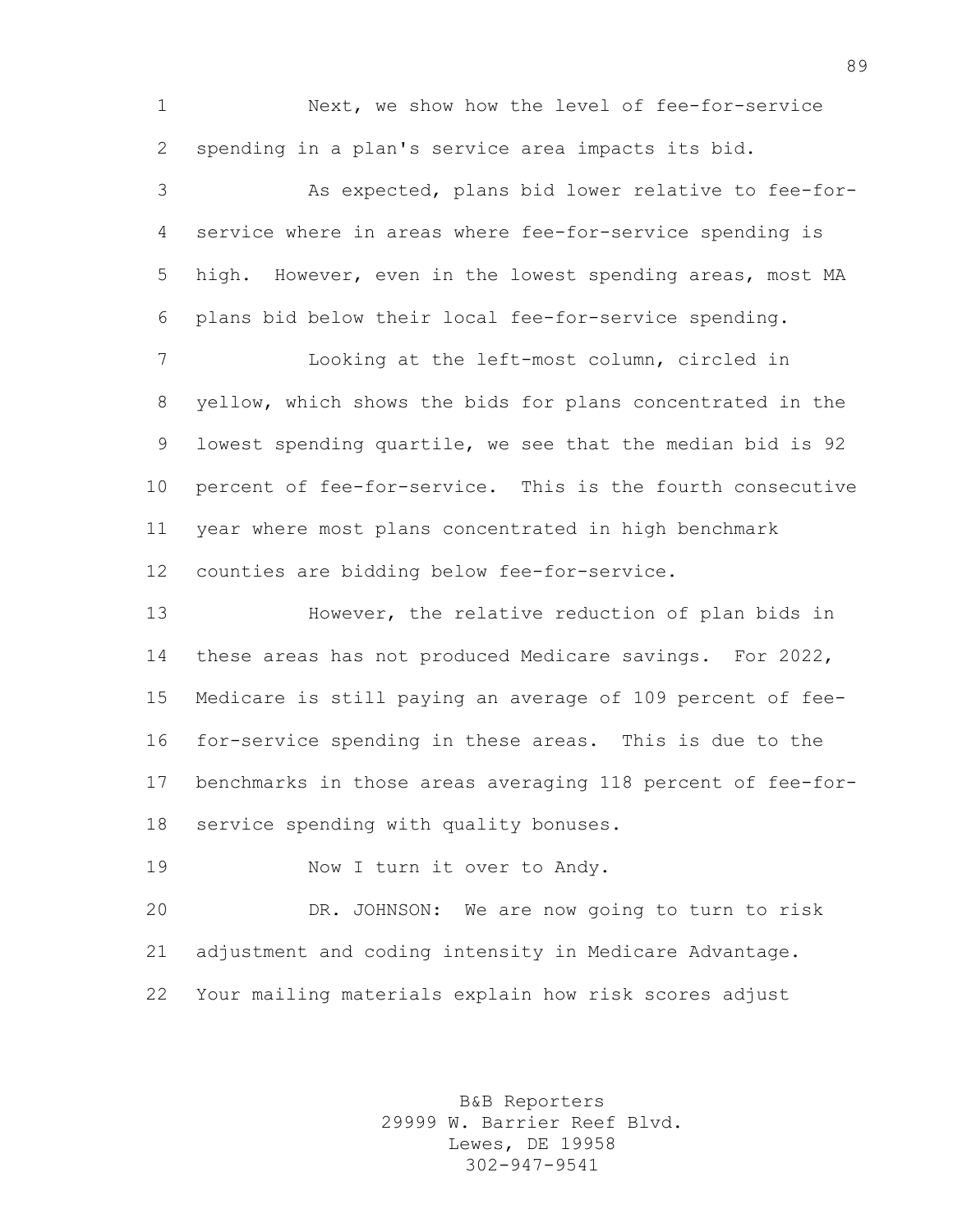Next, we show how the level of fee-for-service spending in a plan's service area impacts its bid.

As expected, plans bid lower relative to fee-for-service where in areas where fee-for-service spending is high. However, even in the lowest spending areas, most MA plans bid below their local fee-for-service spending.

Looking at the left-most column, circled in yellow, which shows the bids for plans concentrated in the lowest spending quartile, we see that the median bid is 92 percent of fee-for-service. This is the fourth consecutive year where most plans concentrated in high benchmark counties are bidding below fee-for-service.

However, the relative reduction of plan bids in these areas has not produced Medicare savings. For 2022, Medicare is still paying an average of 109 percent of fee-for-service spending in these areas. This is due to the benchmarks in those areas averaging 118 percent of fee-for-service spending with quality bonuses.

Now I turn it over to Andy.

DR. JOHNSON: We are now going to turn to risk adjustment and coding intensity in Medicare Advantage. Your mailing materials explain how risk scores adjust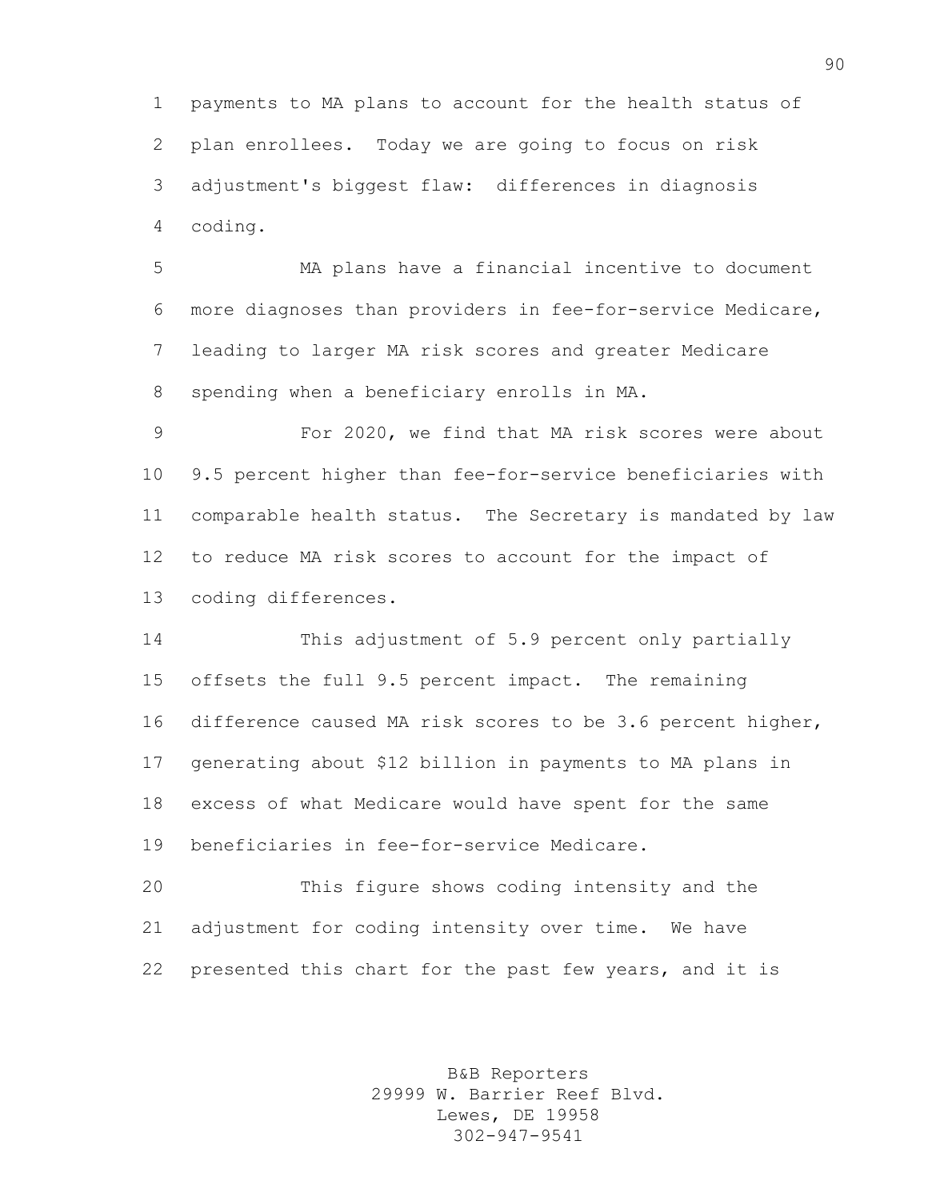payments to MA plans to account for the health status of plan enrollees. Today we are going to focus on risk adjustment's biggest flaw: differences in diagnosis coding.

MA plans have a financial incentive to document more diagnoses than providers in fee-for-service Medicare, leading to larger MA risk scores and greater Medicare spending when a beneficiary enrolls in MA.

For 2020, we find that MA risk scores were about 9.5 percent higher than fee-for-service beneficiaries with comparable health status. The Secretary is mandated by law to reduce MA risk scores to account for the impact of coding differences.

This adjustment of 5.9 percent only partially offsets the full 9.5 percent impact. The remaining difference caused MA risk scores to be 3.6 percent higher, generating about $12 billion in payments to MA plans in excess of what Medicare would have spent for the same beneficiaries in fee-for-service Medicare.

This figure shows coding intensity and the adjustment for coding intensity over time. We have presented this chart for the past few years, and it is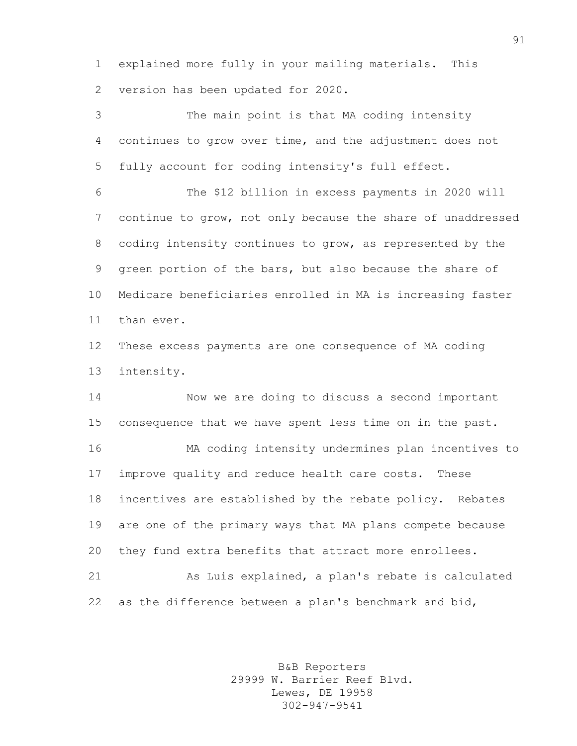explained more fully in your mailing materials. This version has been updated for 2020.

The main point is that MA coding intensity continues to grow over time, and the adjustment does not fully account for coding intensity's full effect.

The $12 billion in excess payments in 2020 will continue to grow, not only because the share of unaddressed coding intensity continues to grow, as represented by the green portion of the bars, but also because the share of Medicare beneficiaries enrolled in MA is increasing faster than ever.

These excess payments are one consequence of MA coding intensity.

Now we are doing to discuss a second important consequence that we have spent less time on in the past.

MA coding intensity undermines plan incentives to improve quality and reduce health care costs. These incentives are established by the rebate policy. Rebates are one of the primary ways that MA plans compete because they fund extra benefits that attract more enrollees.

As Luis explained, a plan's rebate is calculated as the difference between a plan's benchmark and bid,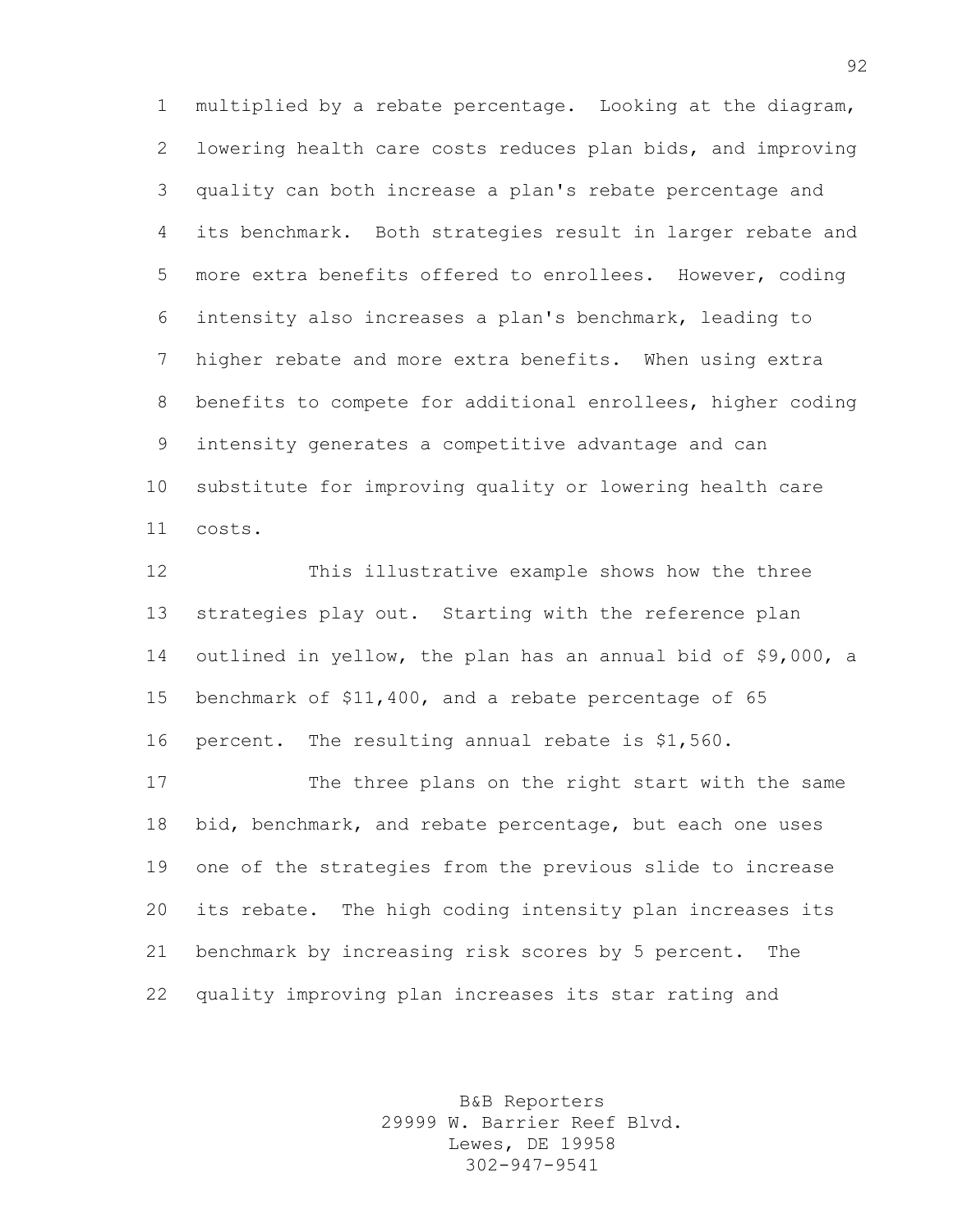multiplied by a rebate percentage. Looking at the diagram, lowering health care costs reduces plan bids, and improving quality can both increase a plan's rebate percentage and its benchmark. Both strategies result in larger rebate and more extra benefits offered to enrollees. However, coding intensity also increases a plan's benchmark, leading to higher rebate and more extra benefits. When using extra benefits to compete for additional enrollees, higher coding intensity generates a competitive advantage and can substitute for improving quality or lowering health care costs.

This illustrative example shows how the three strategies play out. Starting with the reference plan outlined in yellow, the plan has an annual bid of $9,000, a benchmark of $11,400, and a rebate percentage of 65 percent. The resulting annual rebate is $1,560.

The three plans on the right start with the same bid, benchmark, and rebate percentage, but each one uses one of the strategies from the previous slide to increase its rebate. The high coding intensity plan increases its benchmark by increasing risk scores by 5 percent. The quality improving plan increases its star rating and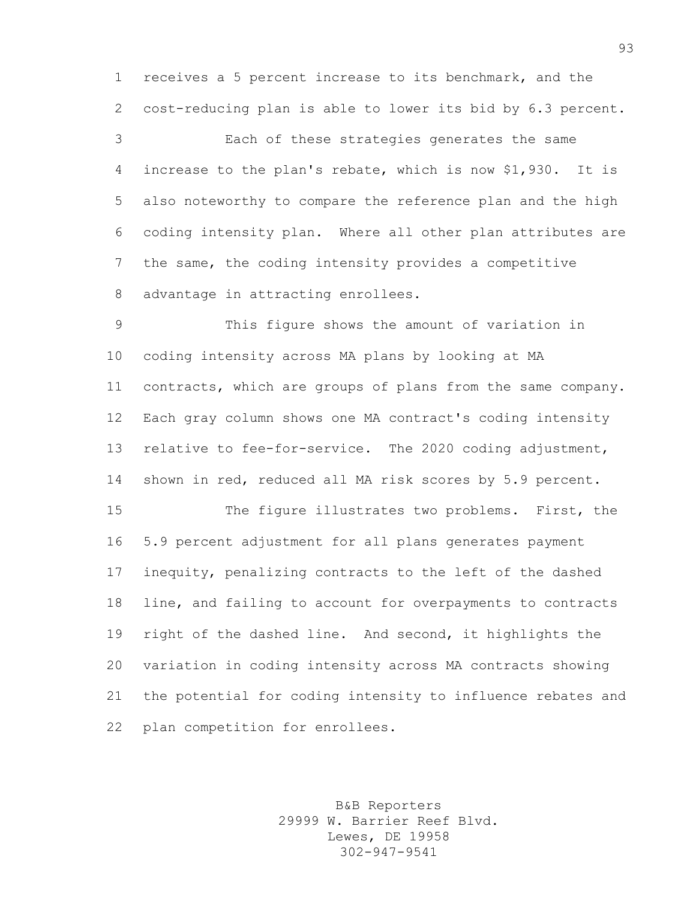receives a 5 percent increase to its benchmark, and the cost-reducing plan is able to lower its bid by 6.3 percent.

Each of these strategies generates the same increase to the plan's rebate, which is now $1,930. It is also noteworthy to compare the reference plan and the high coding intensity plan. Where all other plan attributes are the same, the coding intensity provides a competitive advantage in attracting enrollees.

This figure shows the amount of variation in coding intensity across MA plans by looking at MA contracts, which are groups of plans from the same company. Each gray column shows one MA contract's coding intensity relative to fee-for-service. The 2020 coding adjustment, shown in red, reduced all MA risk scores by 5.9 percent.

The figure illustrates two problems. First, the 5.9 percent adjustment for all plans generates payment inequity, penalizing contracts to the left of the dashed line, and failing to account for overpayments to contracts right of the dashed line. And second, it highlights the variation in coding intensity across MA contracts showing the potential for coding intensity to influence rebates and plan competition for enrollees.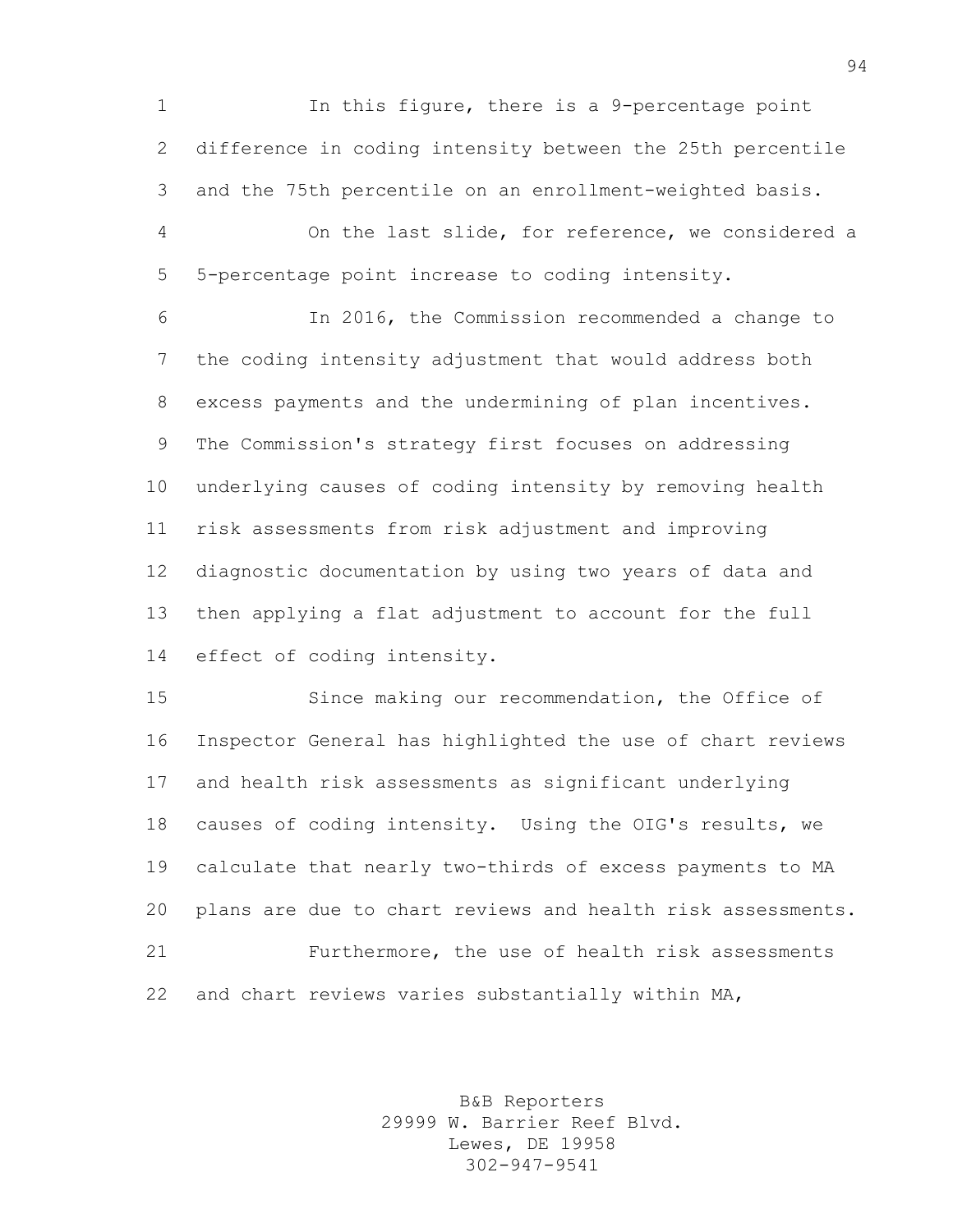In this figure, there is a 9-percentage point difference in coding intensity between the 25th percentile and the 75th percentile on an enrollment-weighted basis.

On the last slide, for reference, we considered a 5-percentage point increase to coding intensity.

In 2016, the Commission recommended a change to the coding intensity adjustment that would address both excess payments and the undermining of plan incentives. The Commission's strategy first focuses on addressing underlying causes of coding intensity by removing health risk assessments from risk adjustment and improving diagnostic documentation by using two years of data and then applying a flat adjustment to account for the full effect of coding intensity.

Since making our recommendation, the Office of Inspector General has highlighted the use of chart reviews and health risk assessments as significant underlying causes of coding intensity. Using the OIG's results, we calculate that nearly two-thirds of excess payments to MA plans are due to chart reviews and health risk assessments.

Furthermore, the use of health risk assessments and chart reviews varies substantially within MA,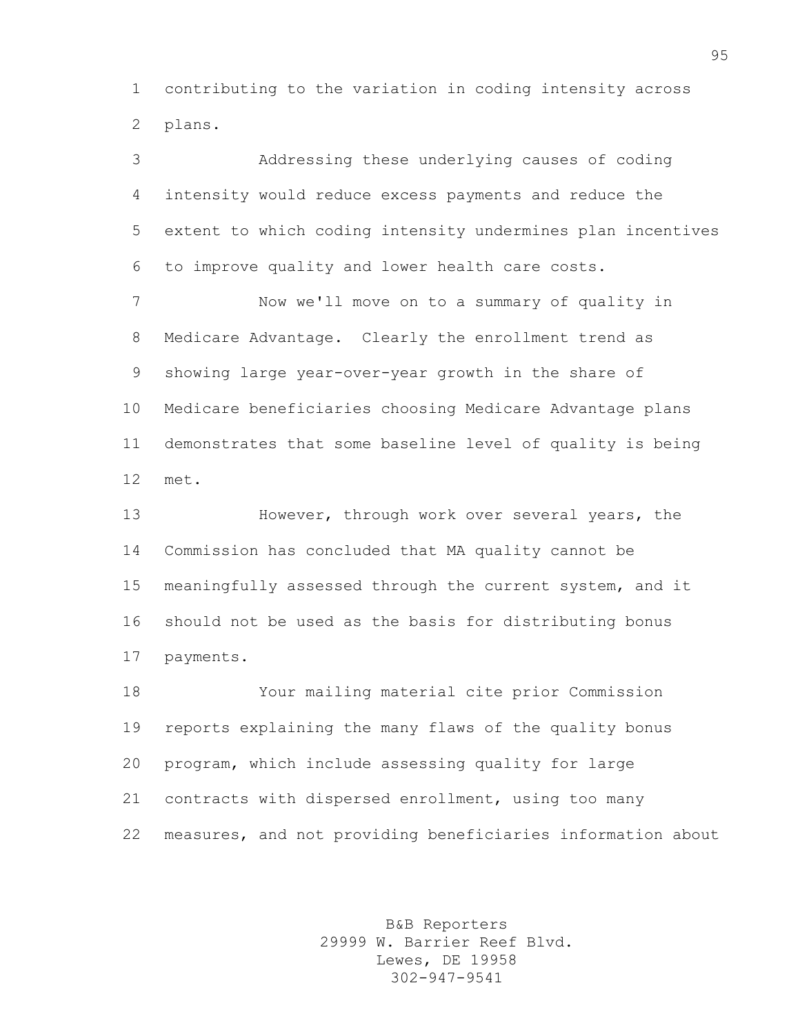contributing to the variation in coding intensity across plans.

Addressing these underlying causes of coding intensity would reduce excess payments and reduce the extent to which coding intensity undermines plan incentives to improve quality and lower health care costs.

Now we'll move on to a summary of quality in Medicare Advantage. Clearly the enrollment trend as showing large year-over-year growth in the share of Medicare beneficiaries choosing Medicare Advantage plans demonstrates that some baseline level of quality is being met.

However, through work over several years, the Commission has concluded that MA quality cannot be meaningfully assessed through the current system, and it should not be used as the basis for distributing bonus payments.

Your mailing material cite prior Commission reports explaining the many flaws of the quality bonus program, which include assessing quality for large contracts with dispersed enrollment, using too many measures, and not providing beneficiaries information about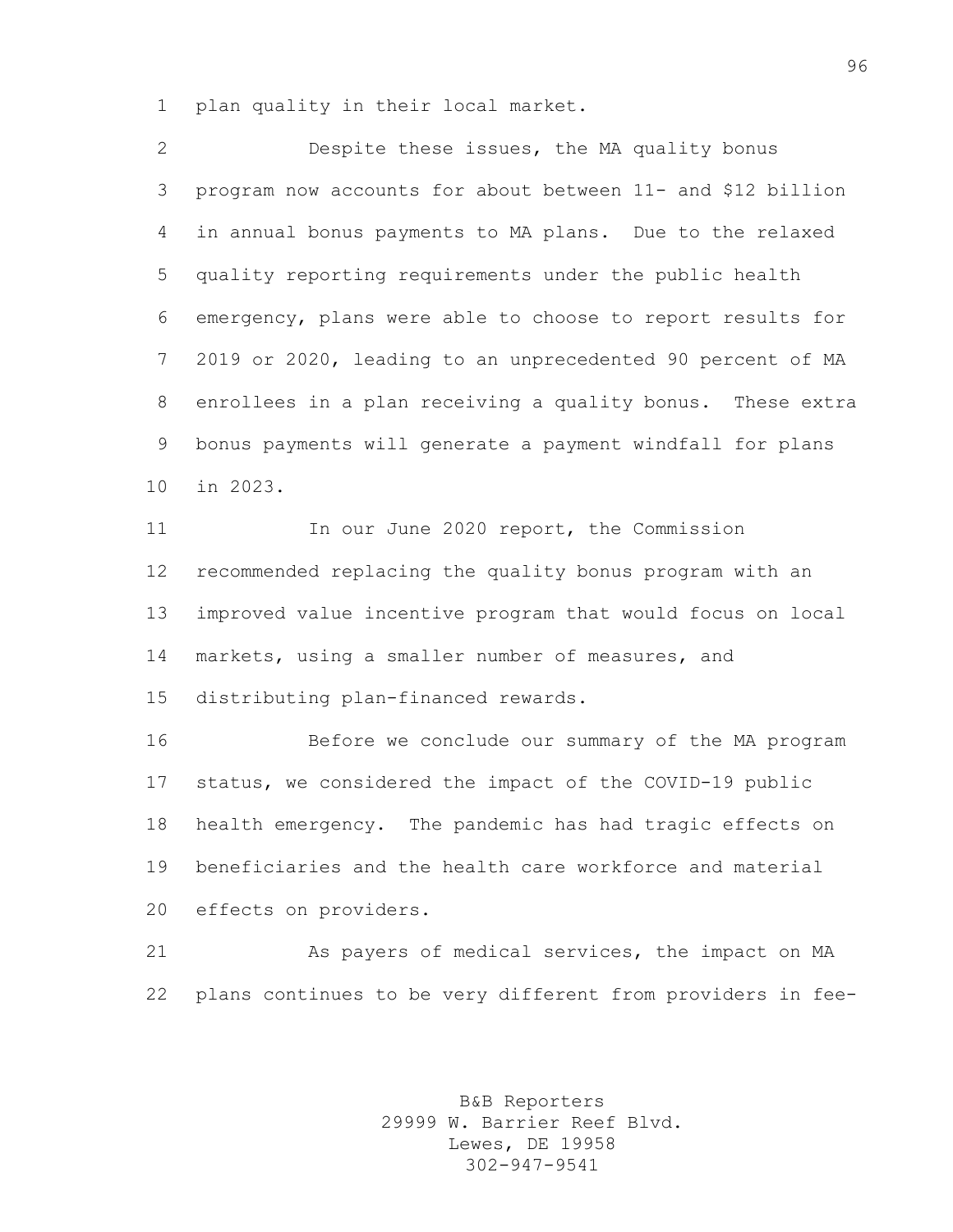plan quality in their local market.

Despite these issues, the MA quality bonus program now accounts for about between 11- and $12 billion in annual bonus payments to MA plans. Due to the relaxed quality reporting requirements under the public health emergency, plans were able to choose to report results for 2019 or 2020, leading to an unprecedented 90 percent of MA enrollees in a plan receiving a quality bonus. These extra bonus payments will generate a payment windfall for plans in 2023.

In our June 2020 report, the Commission recommended replacing the quality bonus program with an improved value incentive program that would focus on local markets, using a smaller number of measures, and distributing plan-financed rewards.

Before we conclude our summary of the MA program status, we considered the impact of the COVID-19 public health emergency. The pandemic has had tragic effects on beneficiaries and the health care workforce and material effects on providers.

As payers of medical services, the impact on MA plans continues to be very different from providers in fee-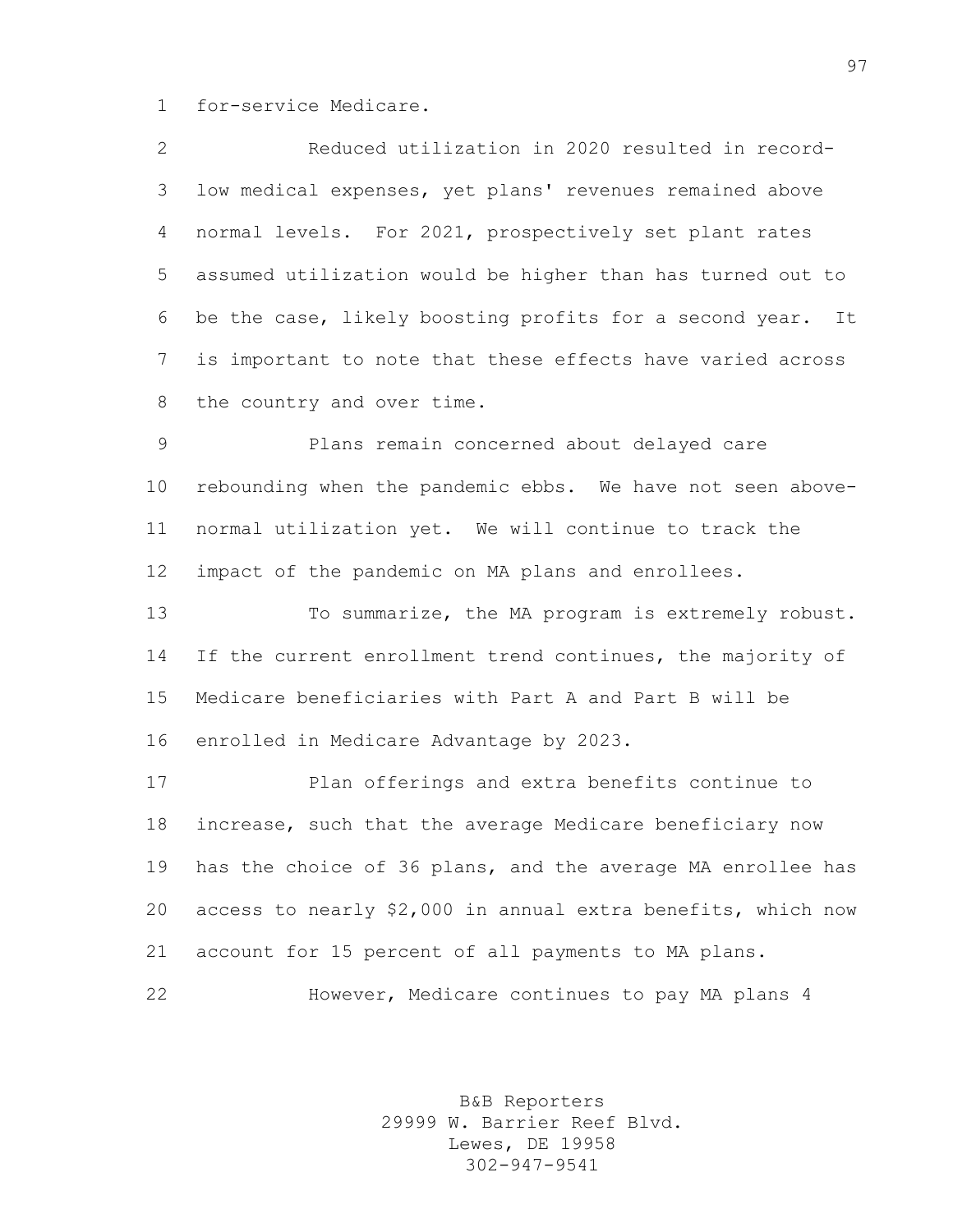for-service Medicare.

Reduced utilization in 2020 resulted in record-low medical expenses, yet plans' revenues remained above normal levels. For 2021, prospectively set plant rates assumed utilization would be higher than has turned out to be the case, likely boosting profits for a second year. It is important to note that these effects have varied across the country and over time.

Plans remain concerned about delayed care rebounding when the pandemic ebbs. We have not seen above-normal utilization yet. We will continue to track the impact of the pandemic on MA plans and enrollees.

To summarize, the MA program is extremely robust. If the current enrollment trend continues, the majority of Medicare beneficiaries with Part A and Part B will be enrolled in Medicare Advantage by 2023.

Plan offerings and extra benefits continue to increase, such that the average Medicare beneficiary now has the choice of 36 plans, and the average MA enrollee has access to nearly $2,000 in annual extra benefits, which now account for 15 percent of all payments to MA plans.

However, Medicare continues to pay MA plans 4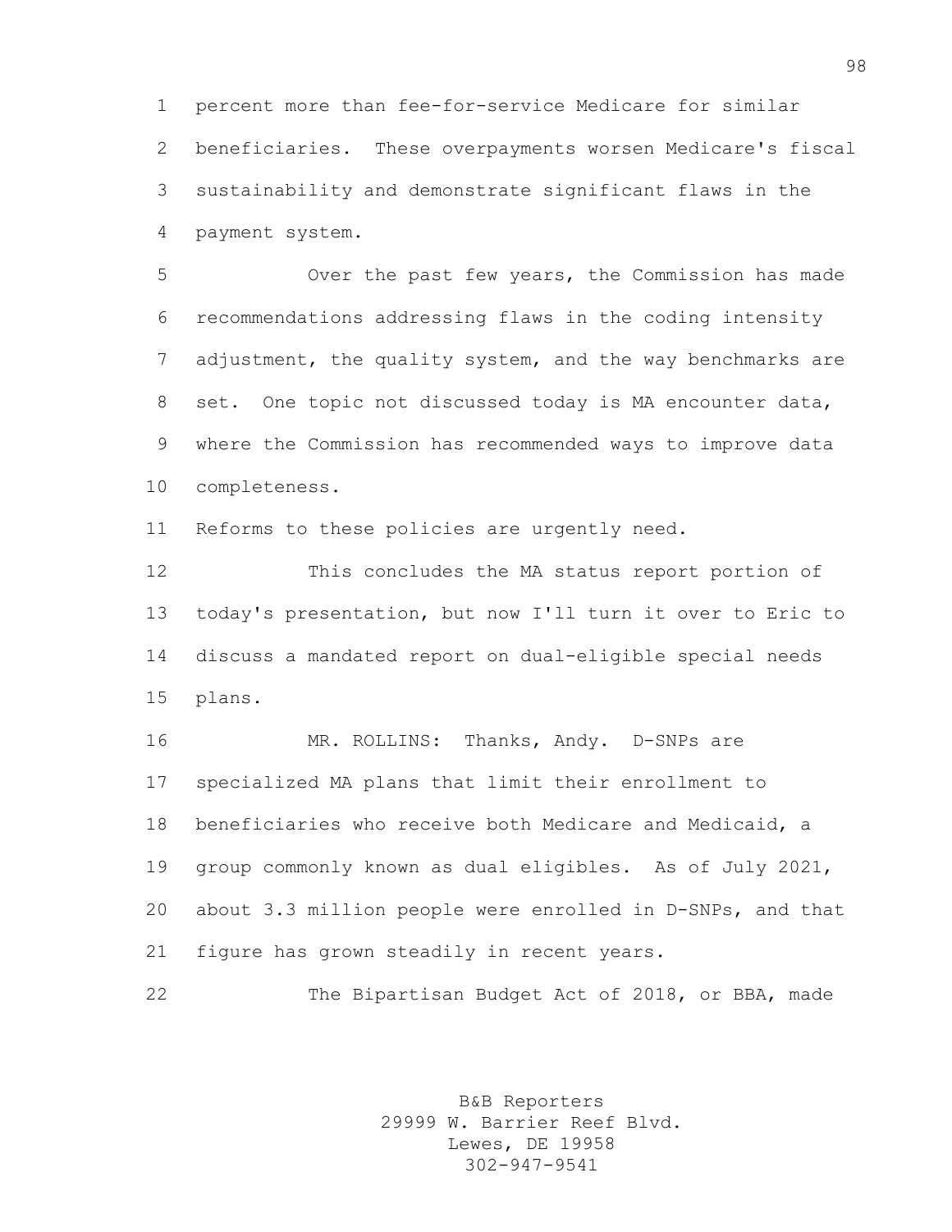percent more than fee-for-service Medicare for similar beneficiaries. These overpayments worsen Medicare's fiscal sustainability and demonstrate significant flaws in the payment system.

Over the past few years, the Commission has made recommendations addressing flaws in the coding intensity adjustment, the quality system, and the way benchmarks are set. One topic not discussed today is MA encounter data, where the Commission has recommended ways to improve data completeness.

Reforms to these policies are urgently need.

This concludes the MA status report portion of today's presentation, but now I'll turn it over to Eric to discuss a mandated report on dual-eligible special needs plans.

MR. ROLLINS: Thanks, Andy. D-SNPs are specialized MA plans that limit their enrollment to beneficiaries who receive both Medicare and Medicaid, a group commonly known as dual eligibles. As of July 2021, about 3.3 million people were enrolled in D-SNPs, and that figure has grown steadily in recent years.

The Bipartisan Budget Act of 2018, or BBA, made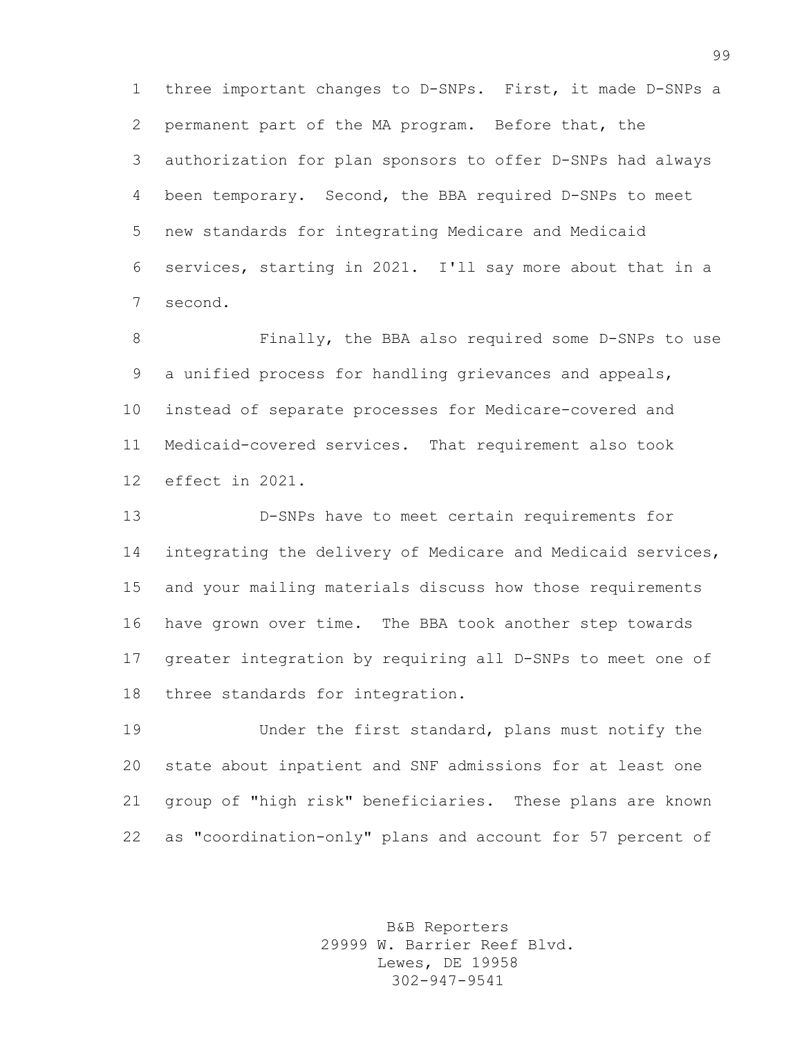three important changes to D-SNPs. First, it made D-SNPs a permanent part of the MA program. Before that, the authorization for plan sponsors to offer D-SNPs had always been temporary. Second, the BBA required D-SNPs to meet new standards for integrating Medicare and Medicaid services, starting in 2021. I'll say more about that in a second.

Finally, the BBA also required some D-SNPs to use a unified process for handling grievances and appeals, instead of separate processes for Medicare-covered and Medicaid-covered services. That requirement also took effect in 2021.

D-SNPs have to meet certain requirements for integrating the delivery of Medicare and Medicaid services, and your mailing materials discuss how those requirements have grown over time. The BBA took another step towards greater integration by requiring all D-SNPs to meet one of three standards for integration.

Under the first standard, plans must notify the state about inpatient and SNF admissions for at least one group of "high risk" beneficiaries. These plans are known as "coordination-only" plans and account for 57 percent of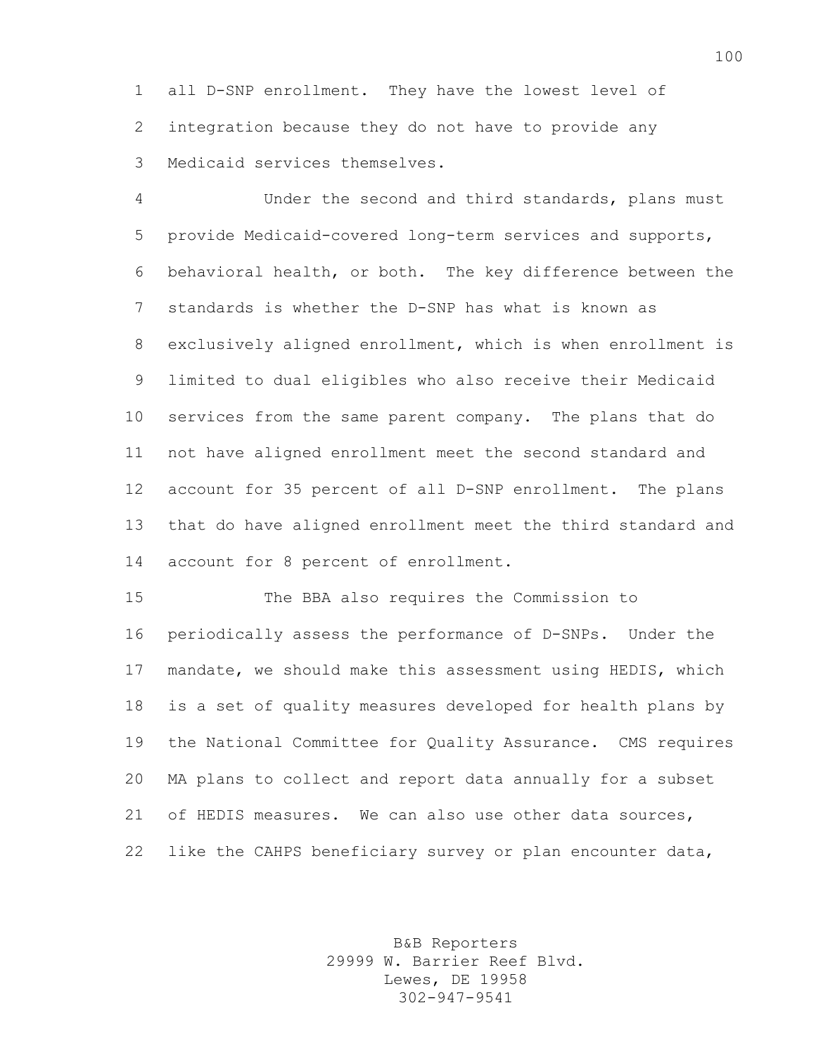all D-SNP enrollment. They have the lowest level of integration because they do not have to provide any Medicaid services themselves.

Under the second and third standards, plans must provide Medicaid-covered long-term services and supports, behavioral health, or both. The key difference between the standards is whether the D-SNP has what is known as exclusively aligned enrollment, which is when enrollment is limited to dual eligibles who also receive their Medicaid services from the same parent company. The plans that do not have aligned enrollment meet the second standard and account for 35 percent of all D-SNP enrollment. The plans that do have aligned enrollment meet the third standard and account for 8 percent of enrollment.

The BBA also requires the Commission to periodically assess the performance of D-SNPs. Under the mandate, we should make this assessment using HEDIS, which is a set of quality measures developed for health plans by the National Committee for Quality Assurance. CMS requires MA plans to collect and report data annually for a subset of HEDIS measures. We can also use other data sources, like the CAHPS beneficiary survey or plan encounter data,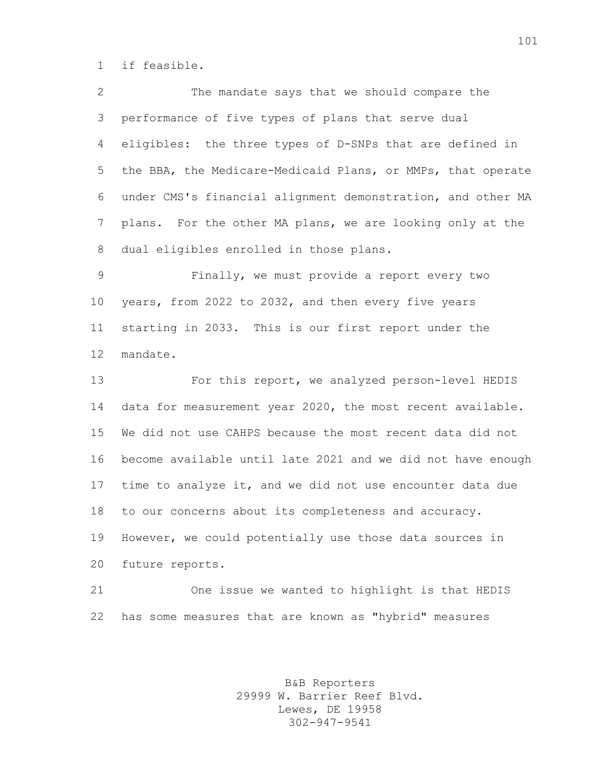if feasible.

The mandate says that we should compare the performance of five types of plans that serve dual eligibles: the three types of D-SNPs that are defined in the BBA, the Medicare-Medicaid Plans, or MMPs, that operate under CMS's financial alignment demonstration, and other MA plans. For the other MA plans, we are looking only at the dual eligibles enrolled in those plans.

Finally, we must provide a report every two years, from 2022 to 2032, and then every five years starting in 2033. This is our first report under the mandate.

For this report, we analyzed person-level HEDIS data for measurement year 2020, the most recent available. We did not use CAHPS because the most recent data did not become available until late 2021 and we did not have enough time to analyze it, and we did not use encounter data due to our concerns about its completeness and accuracy. However, we could potentially use those data sources in future reports.

One issue we wanted to highlight is that HEDIS has some measures that are known as "hybrid" measures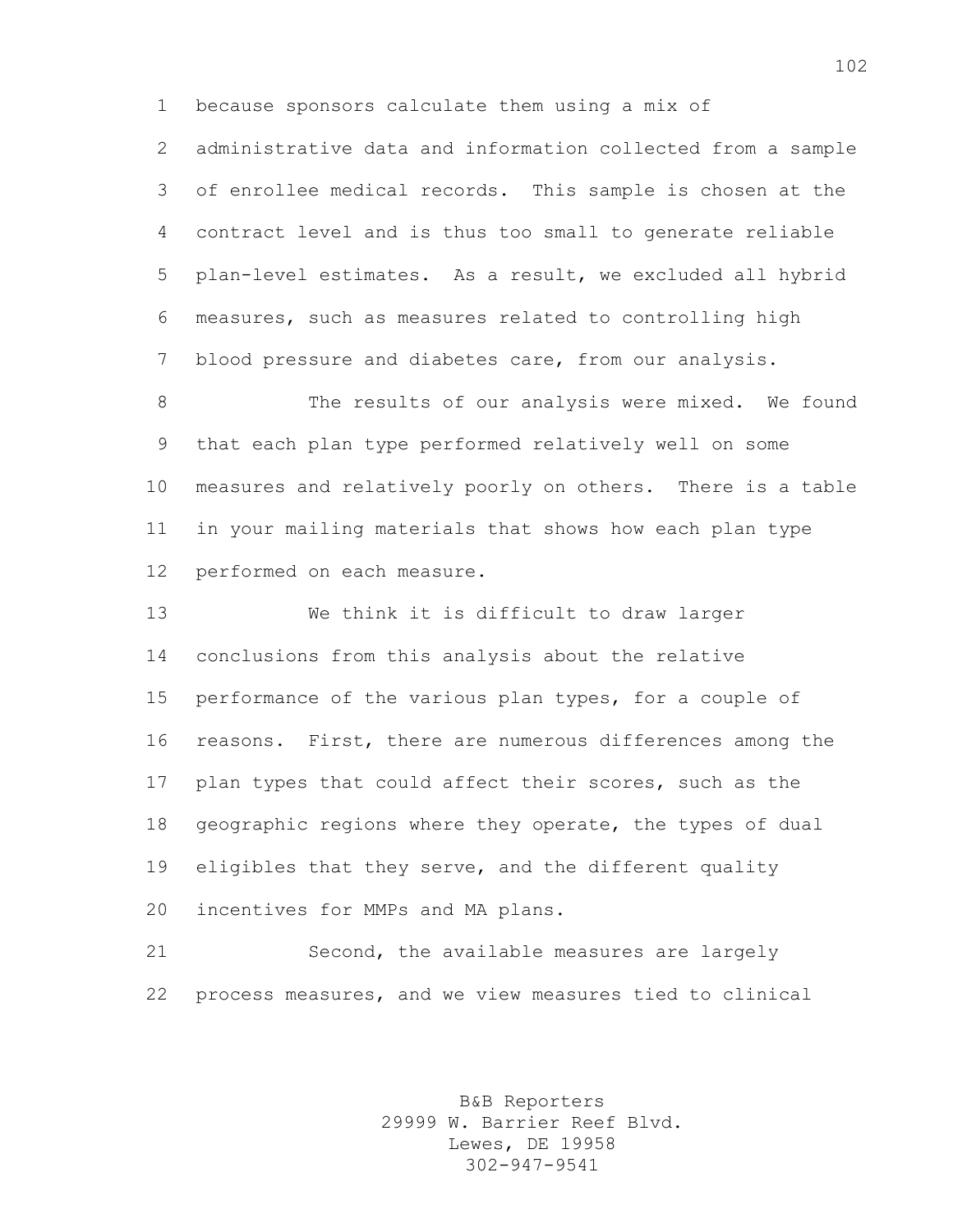because sponsors calculate them using a mix of administrative data and information collected from a sample of enrollee medical records. This sample is chosen at the contract level and is thus too small to generate reliable plan-level estimates. As a result, we excluded all hybrid measures, such as measures related to controlling high blood pressure and diabetes care, from our analysis.

The results of our analysis were mixed. We found that each plan type performed relatively well on some measures and relatively poorly on others. There is a table in your mailing materials that shows how each plan type performed on each measure.

We think it is difficult to draw larger conclusions from this analysis about the relative performance of the various plan types, for a couple of reasons. First, there are numerous differences among the plan types that could affect their scores, such as the geographic regions where they operate, the types of dual eligibles that they serve, and the different quality incentives for MMPs and MA plans.

Second, the available measures are largely process measures, and we view measures tied to clinical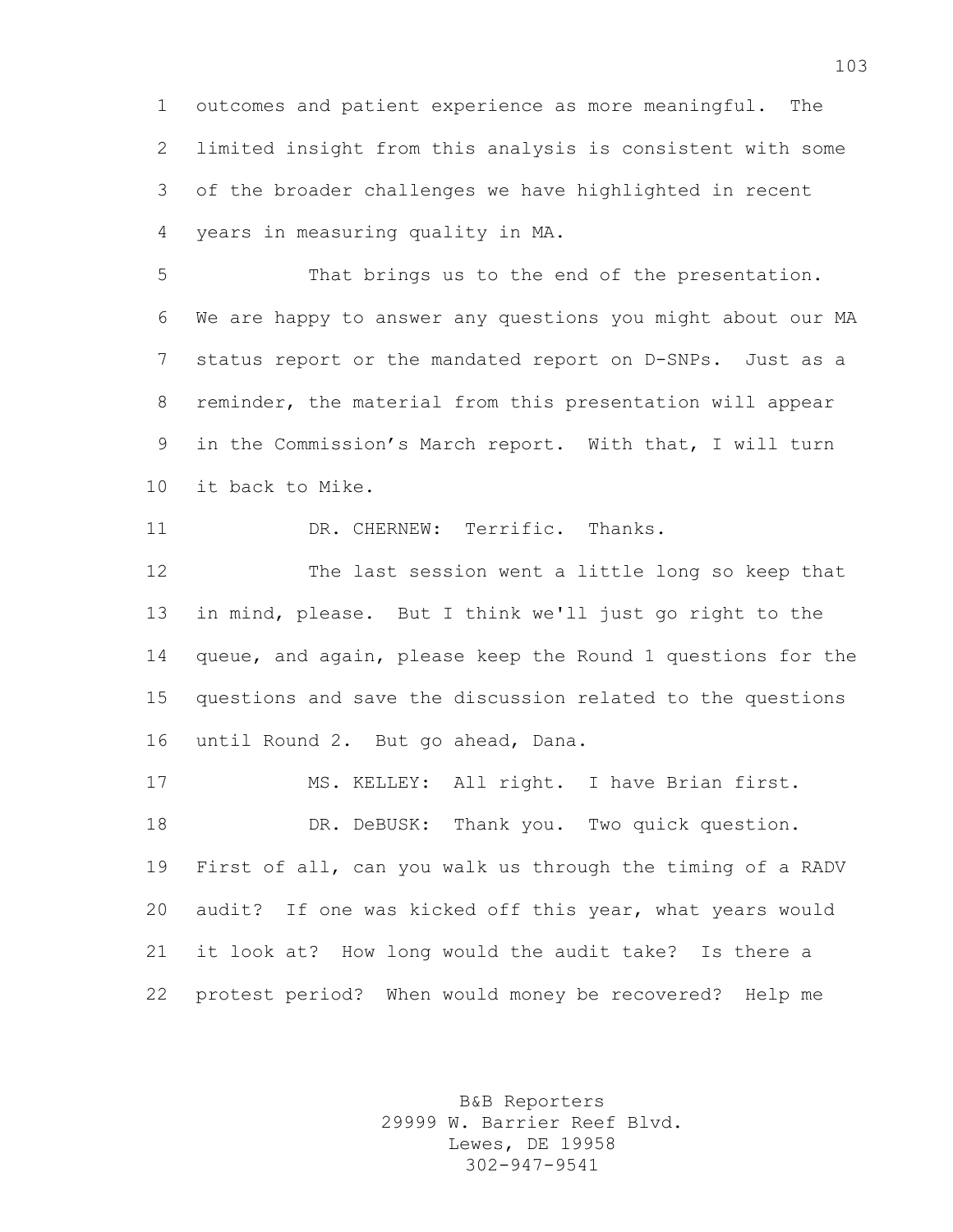outcomes and patient experience as more meaningful. The limited insight from this analysis is consistent with some of the broader challenges we have highlighted in recent years in measuring quality in MA.

That brings us to the end of the presentation. We are happy to answer any questions you might about our MA status report or the mandated report on D-SNPs. Just as a reminder, the material from this presentation will appear in the Commission's March report. With that, I will turn it back to Mike.

DR. CHERNEW: Terrific. Thanks.

The last session went a little long so keep that in mind, please. But I think we'll just go right to the queue, and again, please keep the Round 1 questions for the questions and save the discussion related to the questions until Round 2. But go ahead, Dana.

MS. KELLEY: All right. I have Brian first.

DR. DeBUSK: Thank you. Two quick question. First of all, can you walk us through the timing of a RADV audit? If one was kicked off this year, what years would it look at? How long would the audit take? Is there a protest period? When would money be recovered? Help me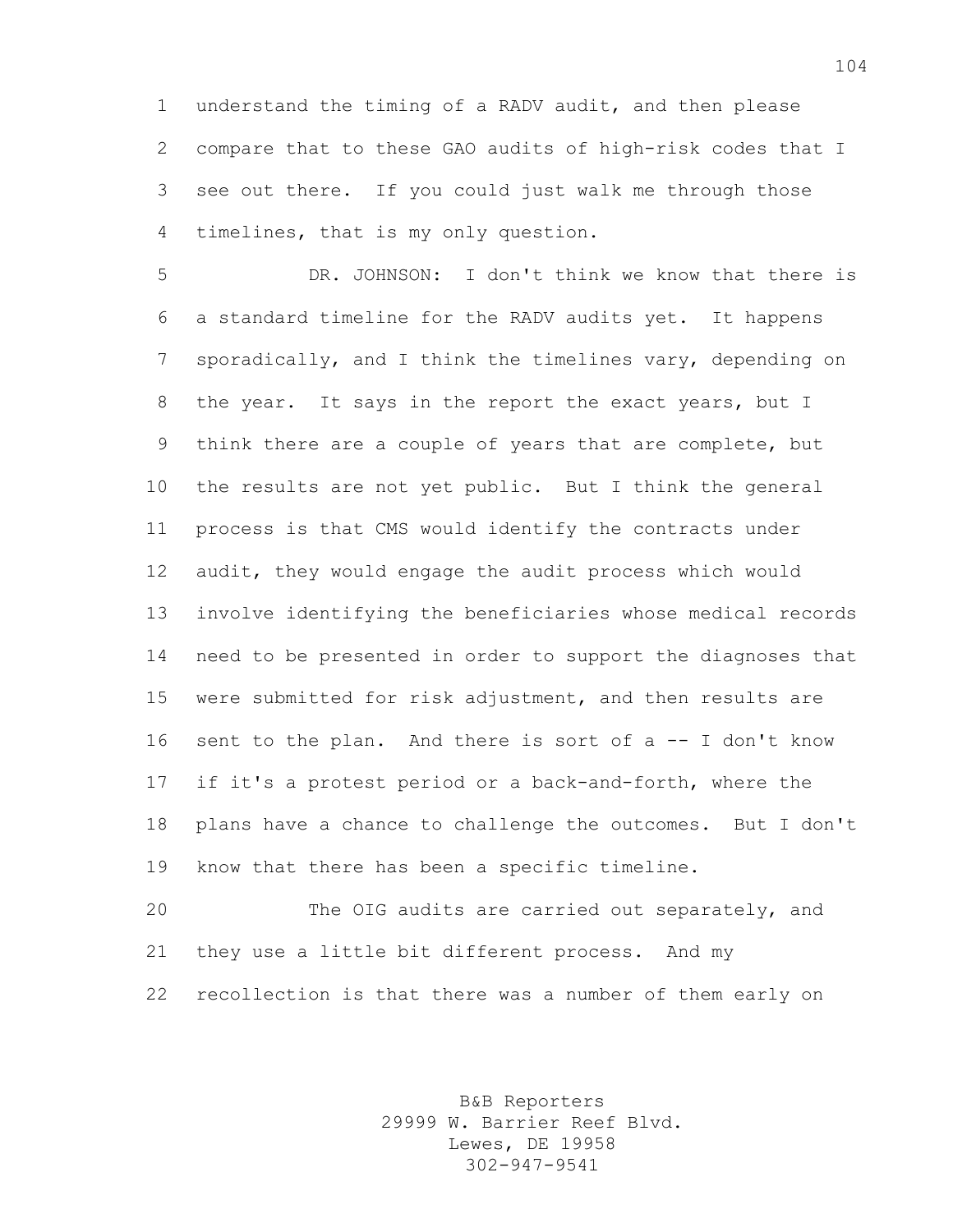understand the timing of a RADV audit, and then please compare that to these GAO audits of high-risk codes that I see out there. If you could just walk me through those timelines, that is my only question.

DR. JOHNSON: I don't think we know that there is a standard timeline for the RADV audits yet. It happens sporadically, and I think the timelines vary, depending on the year. It says in the report the exact years, but I think there are a couple of years that are complete, but the results are not yet public. But I think the general process is that CMS would identify the contracts under audit, they would engage the audit process which would involve identifying the beneficiaries whose medical records need to be presented in order to support the diagnoses that were submitted for risk adjustment, and then results are sent to the plan. And there is sort of a -- I don't know if it's a protest period or a back-and-forth, where the plans have a chance to challenge the outcomes. But I don't know that there has been a specific timeline.

The OIG audits are carried out separately, and they use a little bit different process. And my recollection is that there was a number of them early on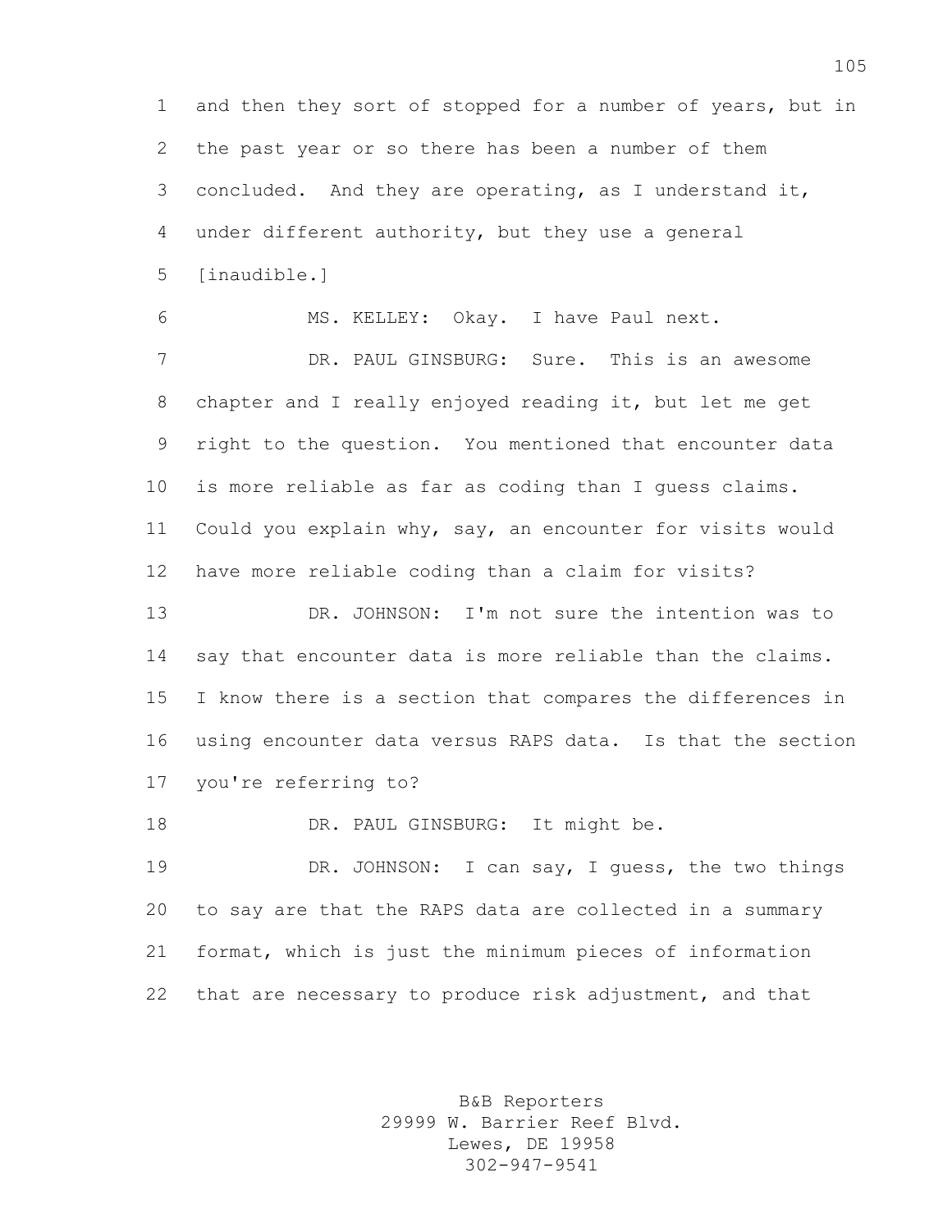and then they sort of stopped for a number of years, but in the past year or so there has been a number of them concluded. And they are operating, as I understand it, under different authority, but they use a general [inaudible.]

MS. KELLEY: Okay. I have Paul next.

DR. PAUL GINSBURG: Sure. This is an awesome chapter and I really enjoyed reading it, but let me get right to the question. You mentioned that encounter data is more reliable as far as coding than I guess claims. Could you explain why, say, an encounter for visits would have more reliable coding than a claim for visits?

DR. JOHNSON: I'm not sure the intention was to say that encounter data is more reliable than the claims. I know there is a section that compares the differences in using encounter data versus RAPS data. Is that the section you're referring to?

DR. PAUL GINSBURG: It might be.

DR. JOHNSON: I can say, I guess, the two things to say are that the RAPS data are collected in a summary format, which is just the minimum pieces of information that are necessary to produce risk adjustment, and that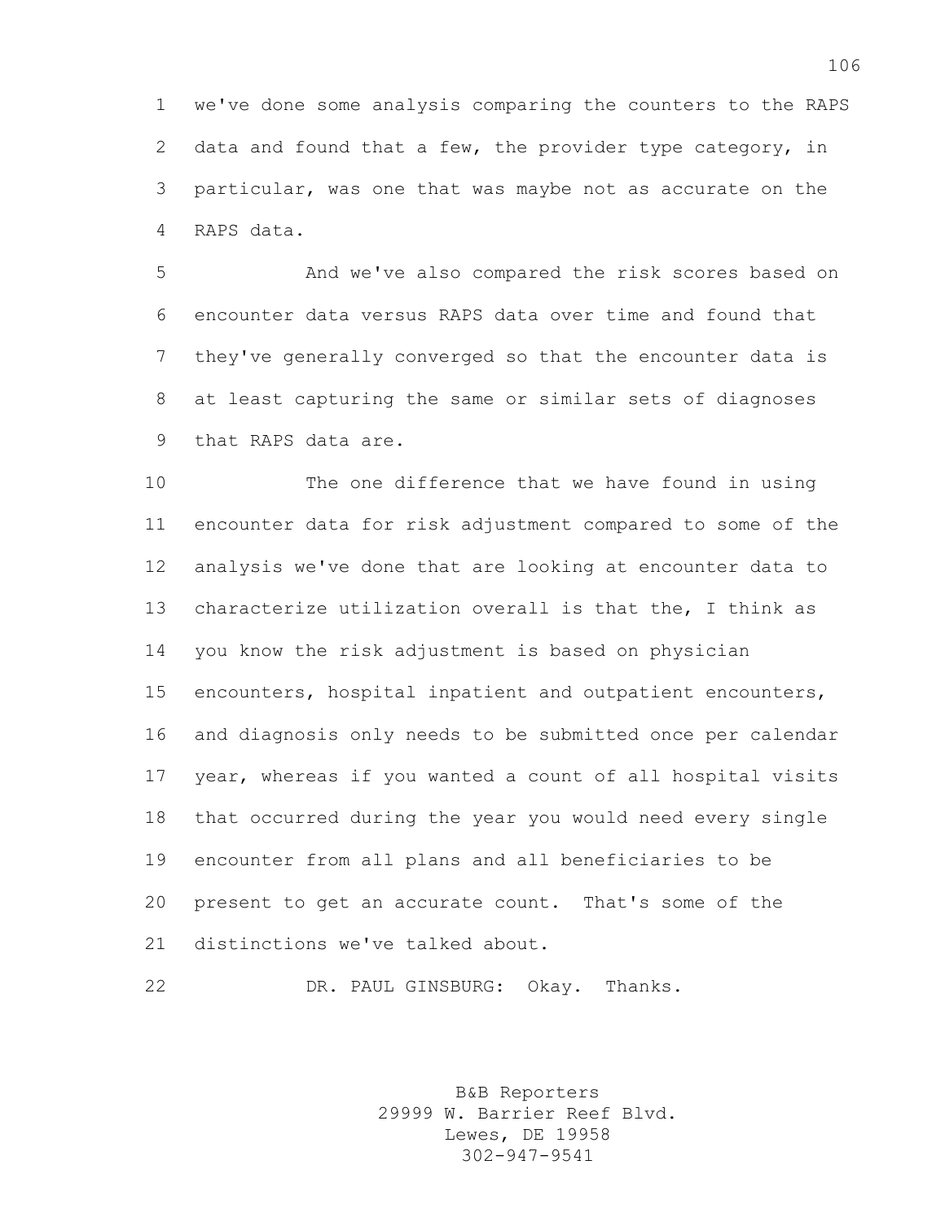we've done some analysis comparing the counters to the RAPS data and found that a few, the provider type category, in particular, was one that was maybe not as accurate on the RAPS data.

And we've also compared the risk scores based on encounter data versus RAPS data over time and found that they've generally converged so that the encounter data is at least capturing the same or similar sets of diagnoses that RAPS data are.

The one difference that we have found in using encounter data for risk adjustment compared to some of the analysis we've done that are looking at encounter data to characterize utilization overall is that the, I think as you know the risk adjustment is based on physician encounters, hospital inpatient and outpatient encounters, and diagnosis only needs to be submitted once per calendar year, whereas if you wanted a count of all hospital visits that occurred during the year you would need every single encounter from all plans and all beneficiaries to be present to get an accurate count. That's some of the distinctions we've talked about.

DR. PAUL GINSBURG: Okay. Thanks.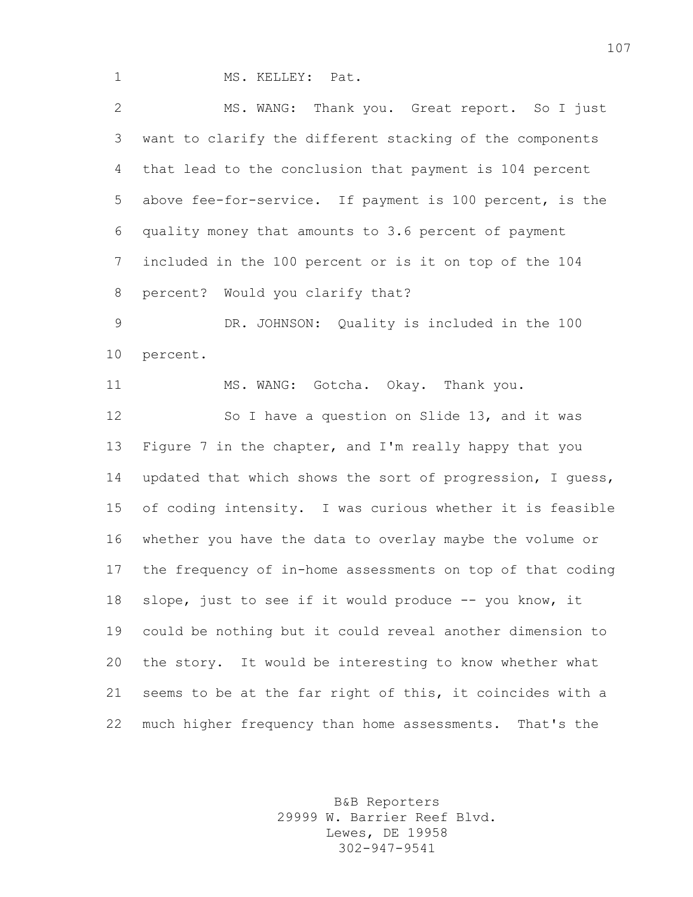MS. KELLEY: Pat.

MS. WANG: Thank you. Great report. So I just want to clarify the different stacking of the components that lead to the conclusion that payment is 104 percent above fee-for-service. If payment is 100 percent, is the quality money that amounts to 3.6 percent of payment included in the 100 percent or is it on top of the 104 percent? Would you clarify that?

DR. JOHNSON: Quality is included in the 100 percent.

MS. WANG: Gotcha. Okay. Thank you.

So I have a question on Slide 13, and it was Figure 7 in the chapter, and I'm really happy that you updated that which shows the sort of progression, I guess, of coding intensity. I was curious whether it is feasible whether you have the data to overlay maybe the volume or the frequency of in-home assessments on top of that coding slope, just to see if it would produce -- you know, it could be nothing but it could reveal another dimension to the story. It would be interesting to know whether what seems to be at the far right of this, it coincides with a much higher frequency than home assessments. That's the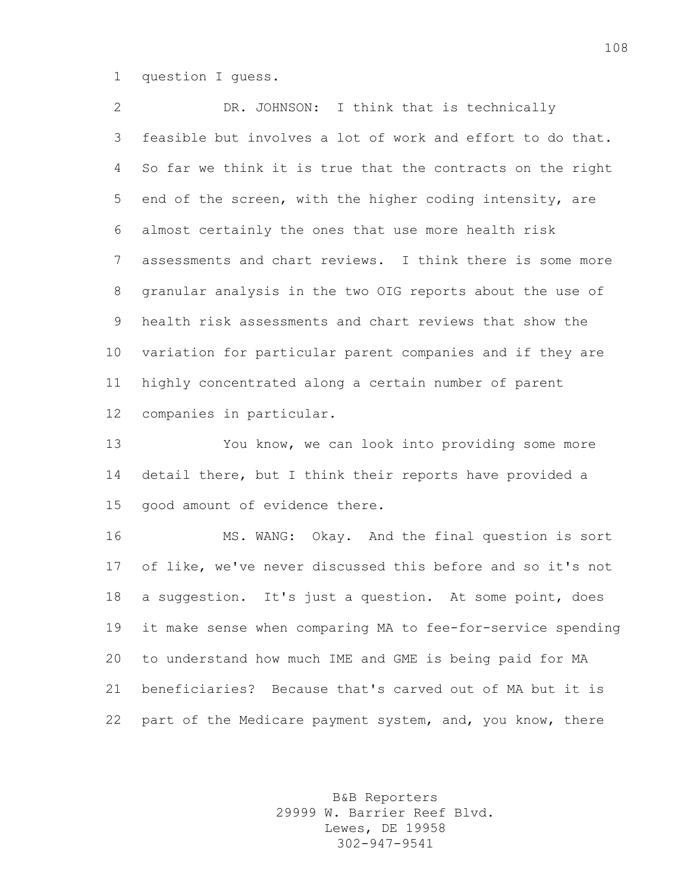question I guess.

DR. JOHNSON: I think that is technically feasible but involves a lot of work and effort to do that. So far we think it is true that the contracts on the right end of the screen, with the higher coding intensity, are almost certainly the ones that use more health risk assessments and chart reviews. I think there is some more granular analysis in the two OIG reports about the use of health risk assessments and chart reviews that show the variation for particular parent companies and if they are highly concentrated along a certain number of parent companies in particular.

You know, we can look into providing some more detail there, but I think their reports have provided a good amount of evidence there.

MS. WANG: Okay. And the final question is sort of like, we've never discussed this before and so it's not a suggestion. It's just a question. At some point, does it make sense when comparing MA to fee-for-service spending to understand how much IME and GME is being paid for MA beneficiaries? Because that's carved out of MA but it is part of the Medicare payment system, and, you know, there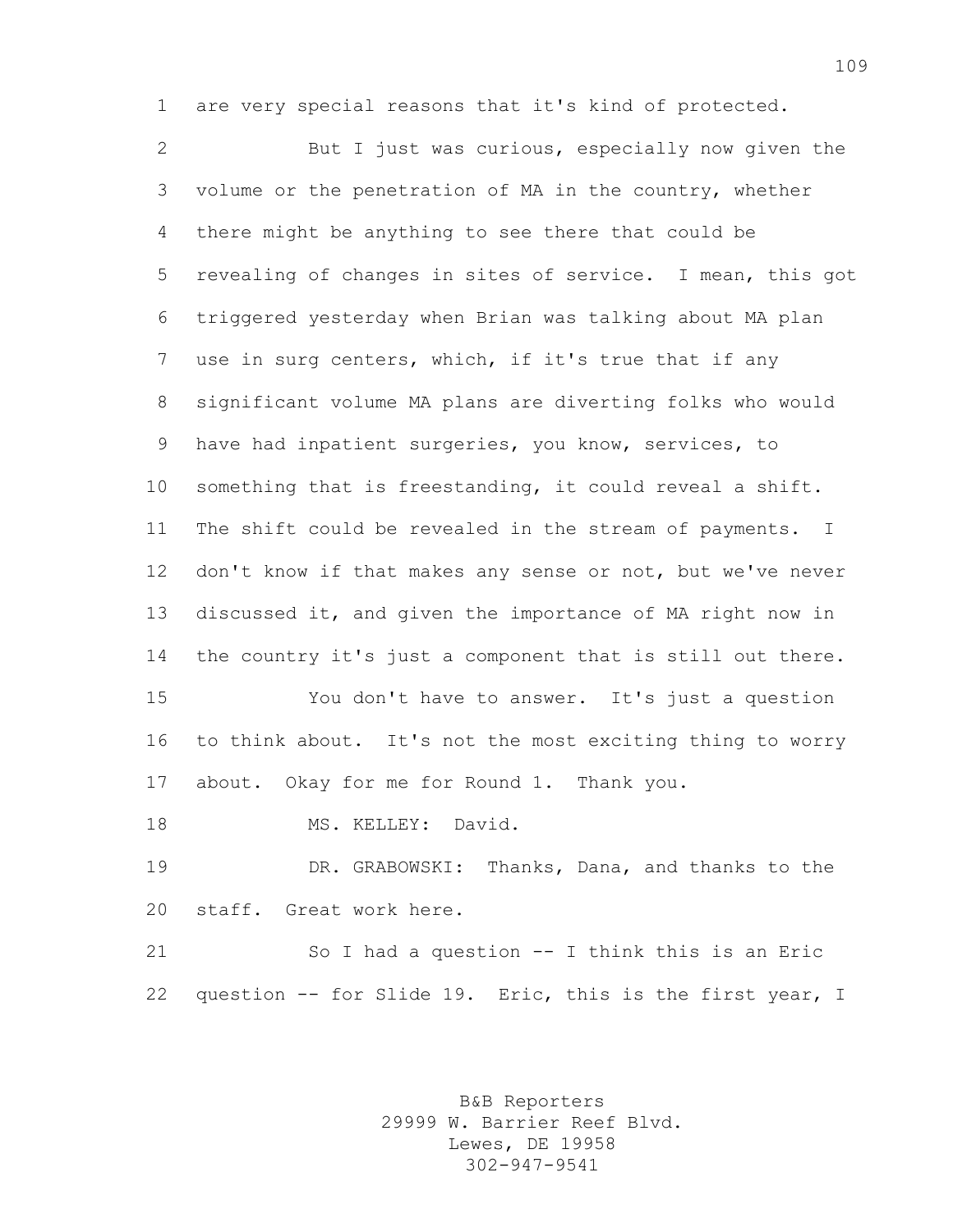are very special reasons that it's kind of protected.

But I just was curious, especially now given the volume or the penetration of MA in the country, whether there might be anything to see there that could be revealing of changes in sites of service. I mean, this got triggered yesterday when Brian was talking about MA plan use in surg centers, which, if it's true that if any significant volume MA plans are diverting folks who would have had inpatient surgeries, you know, services, to something that is freestanding, it could reveal a shift. The shift could be revealed in the stream of payments. I don't know if that makes any sense or not, but we've never discussed it, and given the importance of MA right now in the country it's just a component that is still out there.

You don't have to answer. It's just a question to think about. It's not the most exciting thing to worry about. Okay for me for Round 1. Thank you.

MS. KELLEY: David.

DR. GRABOWSKI: Thanks, Dana, and thanks to the staff. Great work here.

So I had a question -- I think this is an Eric question -- for Slide 19. Eric, this is the first year, I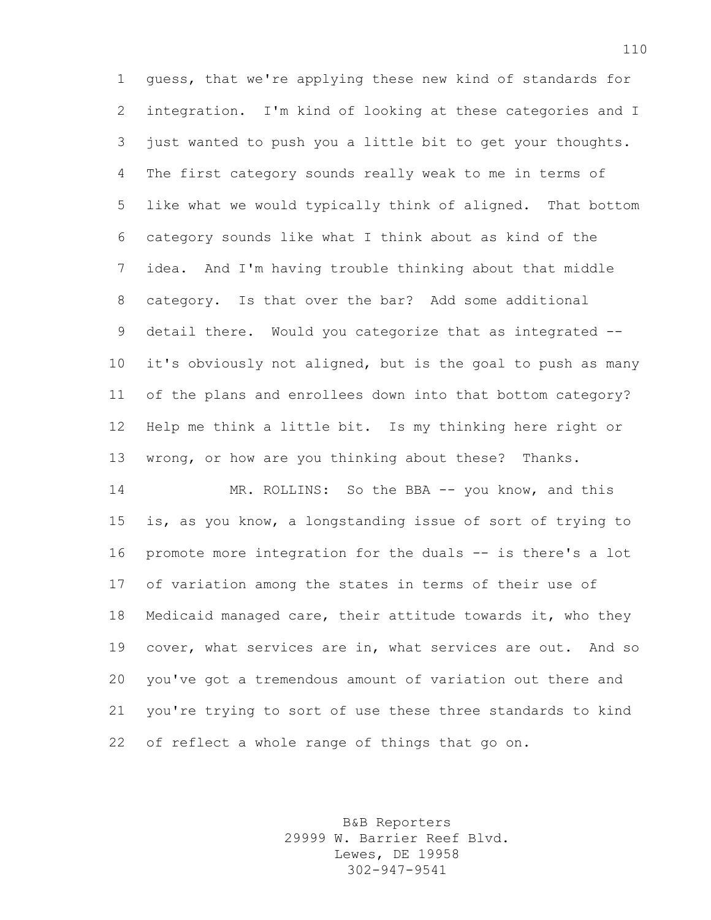guess, that we're applying these new kind of standards for integration. I'm kind of looking at these categories and I just wanted to push you a little bit to get your thoughts. The first category sounds really weak to me in terms of like what we would typically think of aligned. That bottom category sounds like what I think about as kind of the idea. And I'm having trouble thinking about that middle category. Is that over the bar? Add some additional detail there. Would you categorize that as integrated -- it's obviously not aligned, but is the goal to push as many of the plans and enrollees down into that bottom category? Help me think a little bit. Is my thinking here right or wrong, or how are you thinking about these? Thanks.

MR. ROLLINS: So the BBA -- you know, and this is, as you know, a longstanding issue of sort of trying to promote more integration for the duals -- is there's a lot of variation among the states in terms of their use of Medicaid managed care, their attitude towards it, who they cover, what services are in, what services are out. And so you've got a tremendous amount of variation out there and you're trying to sort of use these three standards to kind of reflect a whole range of things that go on.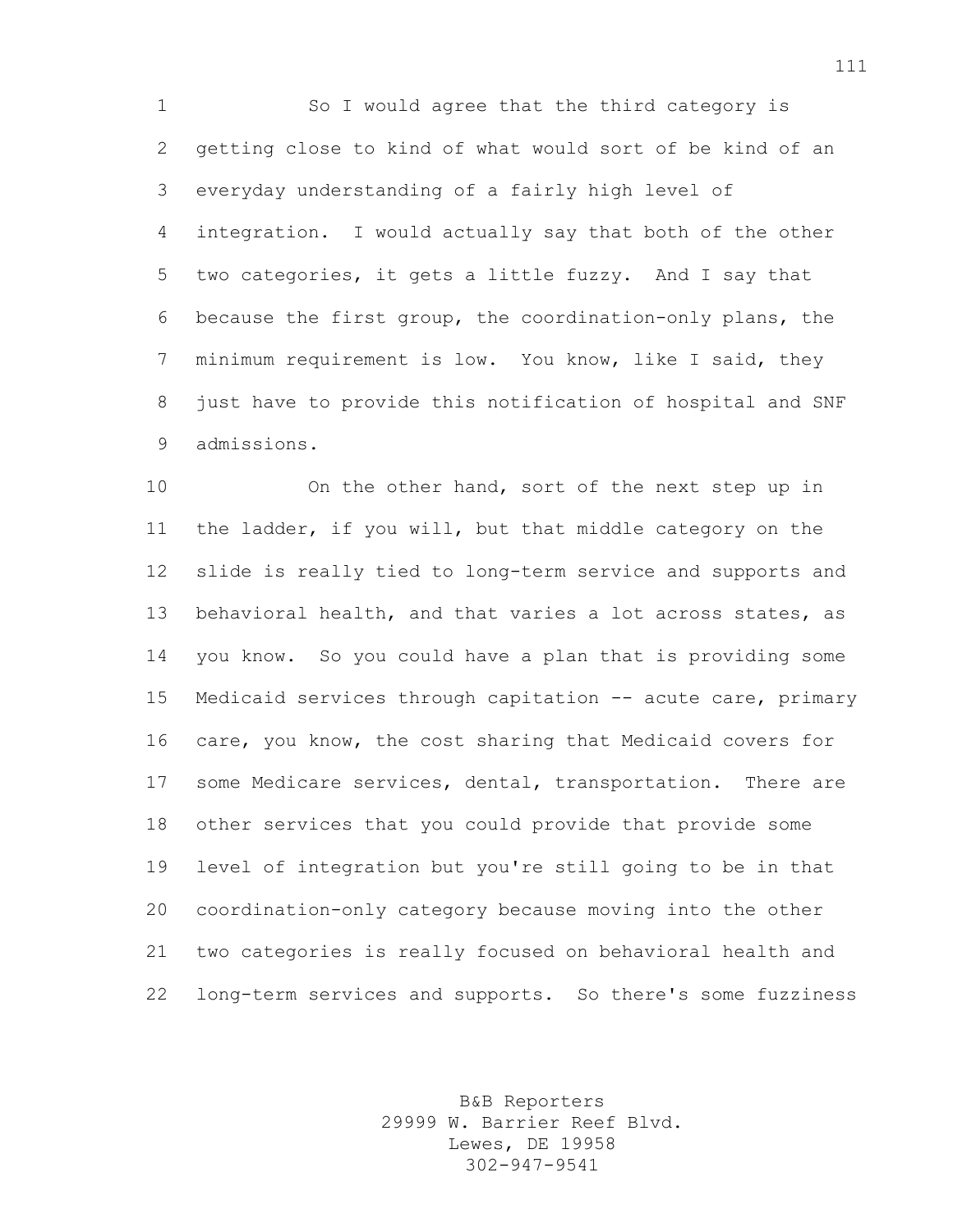So I would agree that the third category is getting close to kind of what would sort of be kind of an everyday understanding of a fairly high level of integration. I would actually say that both of the other two categories, it gets a little fuzzy. And I say that because the first group, the coordination-only plans, the minimum requirement is low. You know, like I said, they just have to provide this notification of hospital and SNF admissions.

On the other hand, sort of the next step up in the ladder, if you will, but that middle category on the slide is really tied to long-term service and supports and behavioral health, and that varies a lot across states, as you know. So you could have a plan that is providing some Medicaid services through capitation -- acute care, primary care, you know, the cost sharing that Medicaid covers for some Medicare services, dental, transportation. There are other services that you could provide that provide some level of integration but you're still going to be in that coordination-only category because moving into the other two categories is really focused on behavioral health and long-term services and supports. So there's some fuzziness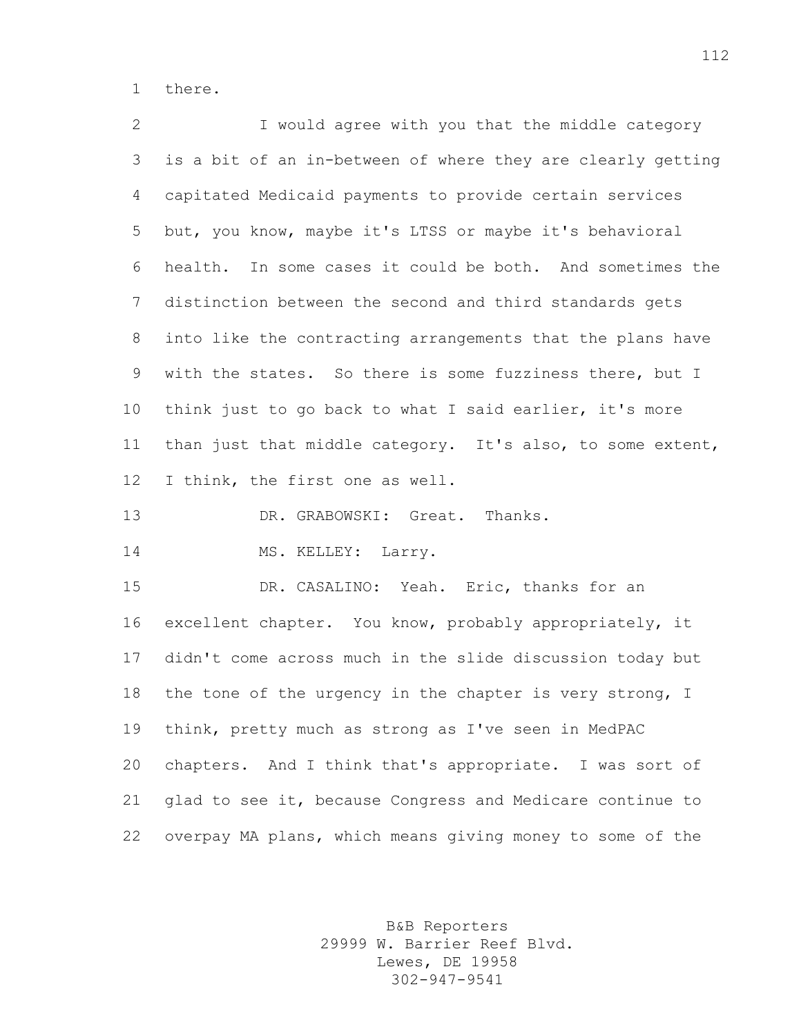there.

I would agree with you that the middle category is a bit of an in-between of where they are clearly getting capitated Medicaid payments to provide certain services but, you know, maybe it's LTSS or maybe it's behavioral health. In some cases it could be both. And sometimes the distinction between the second and third standards gets into like the contracting arrangements that the plans have with the states. So there is some fuzziness there, but I think just to go back to what I said earlier, it's more than just that middle category. It's also, to some extent, I think, the first one as well.

DR. GRABOWSKI: Great. Thanks.

MS. KELLEY: Larry.

DR. CASALINO: Yeah. Eric, thanks for an excellent chapter. You know, probably appropriately, it didn't come across much in the slide discussion today but the tone of the urgency in the chapter is very strong, I think, pretty much as strong as I've seen in MedPAC chapters. And I think that's appropriate. I was sort of glad to see it, because Congress and Medicare continue to overpay MA plans, which means giving money to some of the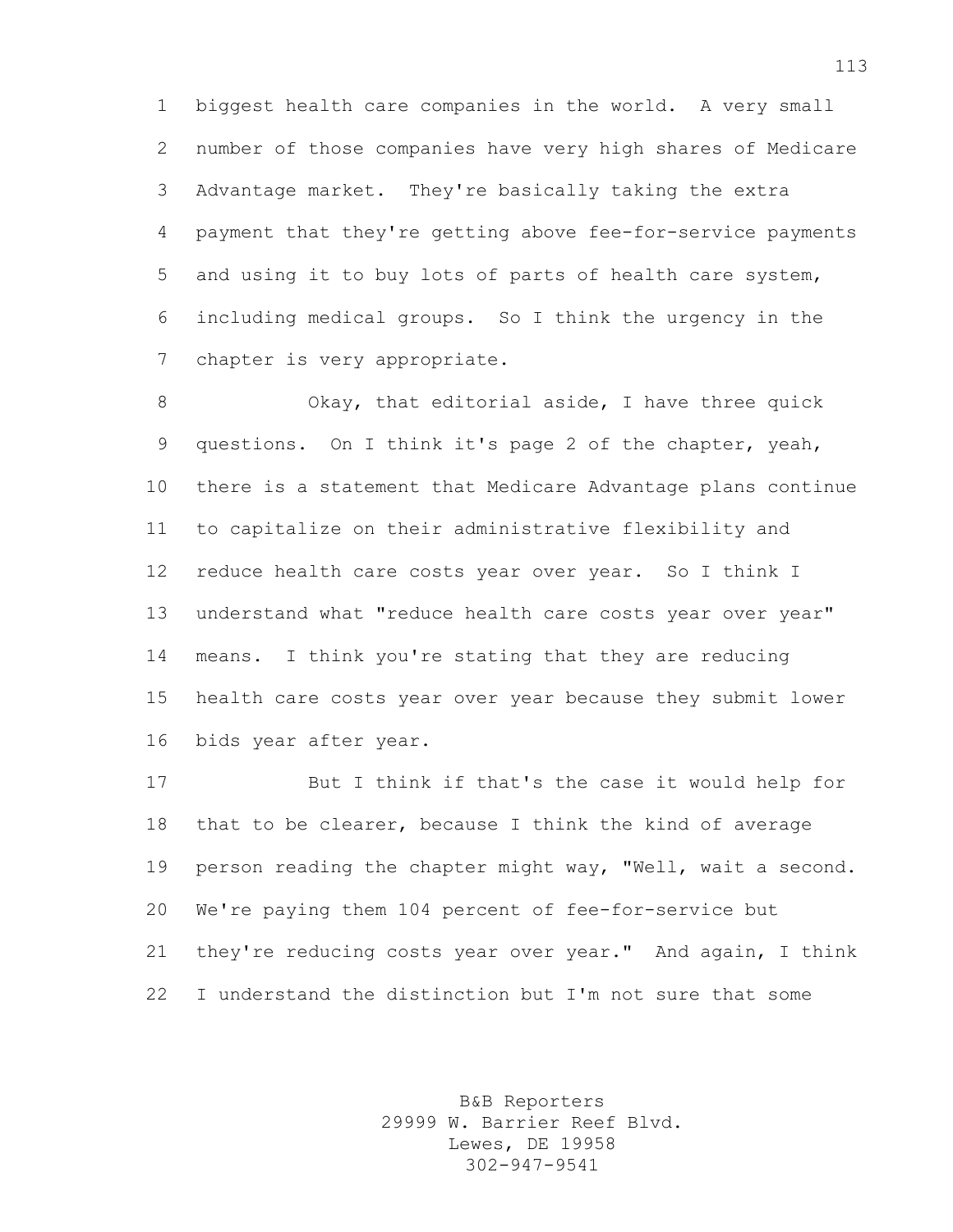biggest health care companies in the world. A very small number of those companies have very high shares of Medicare Advantage market. They're basically taking the extra payment that they're getting above fee-for-service payments and using it to buy lots of parts of health care system, including medical groups. So I think the urgency in the chapter is very appropriate.

Okay, that editorial aside, I have three quick questions. On I think it's page 2 of the chapter, yeah, there is a statement that Medicare Advantage plans continue to capitalize on their administrative flexibility and reduce health care costs year over year. So I think I understand what "reduce health care costs year over year" means. I think you're stating that they are reducing health care costs year over year because they submit lower bids year after year.

But I think if that's the case it would help for that to be clearer, because I think the kind of average person reading the chapter might way, "Well, wait a second. We're paying them 104 percent of fee-for-service but they're reducing costs year over year." And again, I think I understand the distinction but I'm not sure that some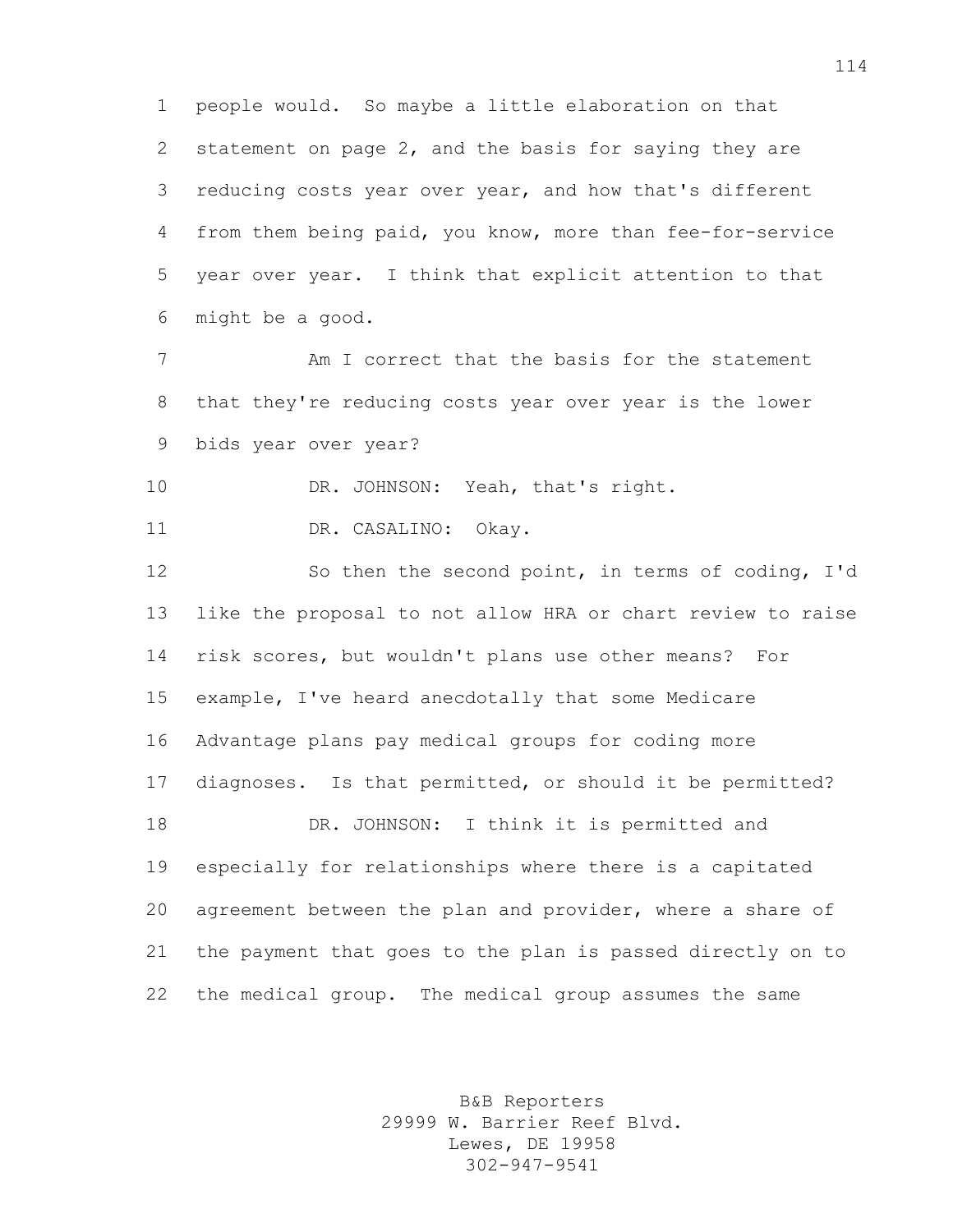people would. So maybe a little elaboration on that statement on page 2, and the basis for saying they are reducing costs year over year, and how that's different from them being paid, you know, more than fee-for-service year over year. I think that explicit attention to that might be a good.

Am I correct that the basis for the statement that they're reducing costs year over year is the lower bids year over year?

DR. JOHNSON: Yeah, that's right.

DR. CASALINO: Okay.

So then the second point, in terms of coding, I'd like the proposal to not allow HRA or chart review to raise risk scores, but wouldn't plans use other means? For example, I've heard anecdotally that some Medicare Advantage plans pay medical groups for coding more diagnoses. Is that permitted, or should it be permitted?

DR. JOHNSON: I think it is permitted and especially for relationships where there is a capitated agreement between the plan and provider, where a share of the payment that goes to the plan is passed directly on to the medical group. The medical group assumes the same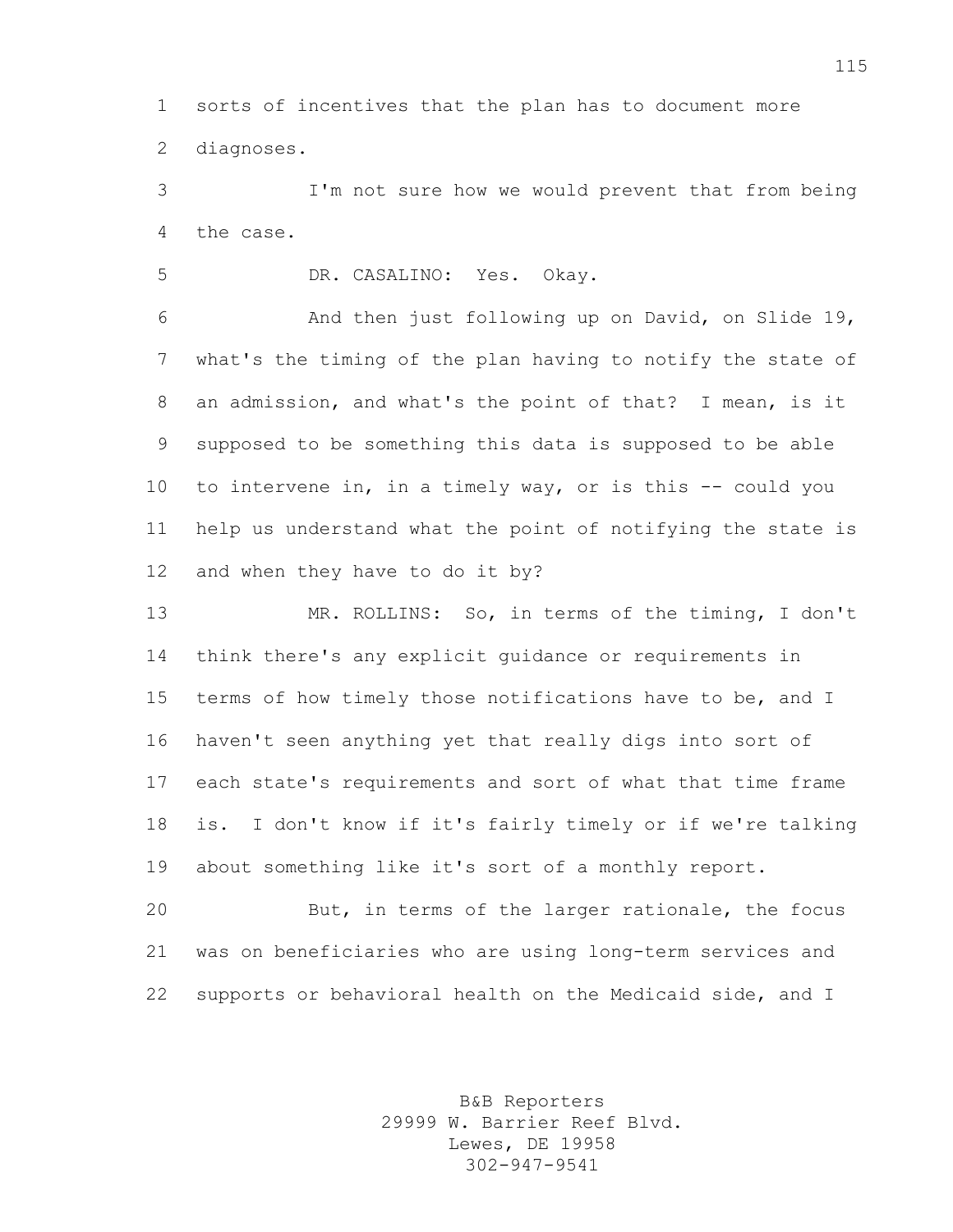sorts of incentives that the plan has to document more diagnoses.

I'm not sure how we would prevent that from being the case.

DR. CASALINO: Yes. Okay.

And then just following up on David, on Slide 19, what's the timing of the plan having to notify the state of an admission, and what's the point of that? I mean, is it supposed to be something this data is supposed to be able to intervene in, in a timely way, or is this -- could you help us understand what the point of notifying the state is and when they have to do it by?

MR. ROLLINS: So, in terms of the timing, I don't think there's any explicit guidance or requirements in terms of how timely those notifications have to be, and I haven't seen anything yet that really digs into sort of each state's requirements and sort of what that time frame is. I don't know if it's fairly timely or if we're talking about something like it's sort of a monthly report.

But, in terms of the larger rationale, the focus was on beneficiaries who are using long-term services and supports or behavioral health on the Medicaid side, and I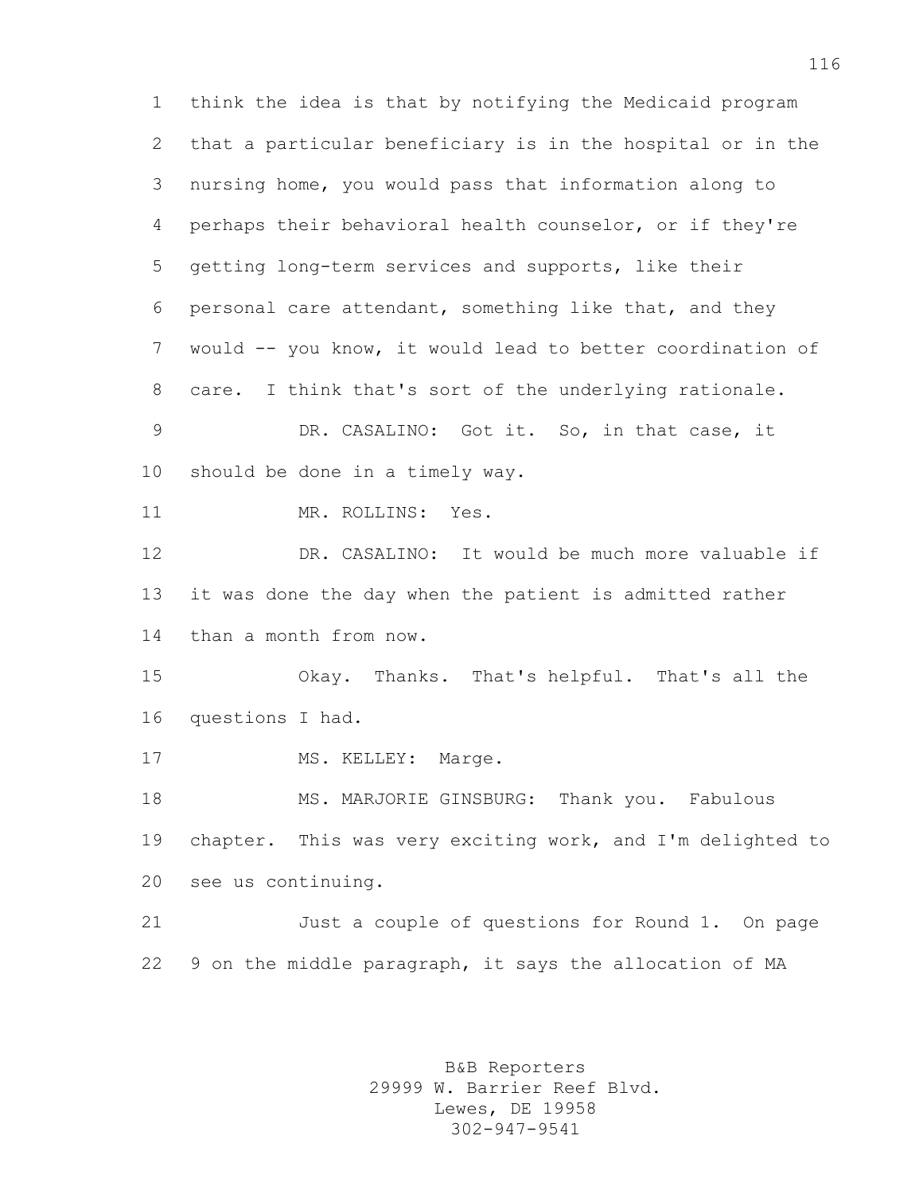think the idea is that by notifying the Medicaid program that a particular beneficiary is in the hospital or in the nursing home, you would pass that information along to perhaps their behavioral health counselor, or if they're getting long-term services and supports, like their personal care attendant, something like that, and they would -- you know, it would lead to better coordination of care. I think that's sort of the underlying rationale.

DR. CASALINO: Got it. So, in that case, it should be done in a timely way.

MR. ROLLINS: Yes.

DR. CASALINO: It would be much more valuable if it was done the day when the patient is admitted rather than a month from now.

Okay. Thanks. That's helpful. That's all the questions I had.

MS. KELLEY: Marge.

MS. MARJORIE GINSBURG: Thank you. Fabulous chapter. This was very exciting work, and I'm delighted to see us continuing.

Just a couple of questions for Round 1. On page 9 on the middle paragraph, it says the allocation of MA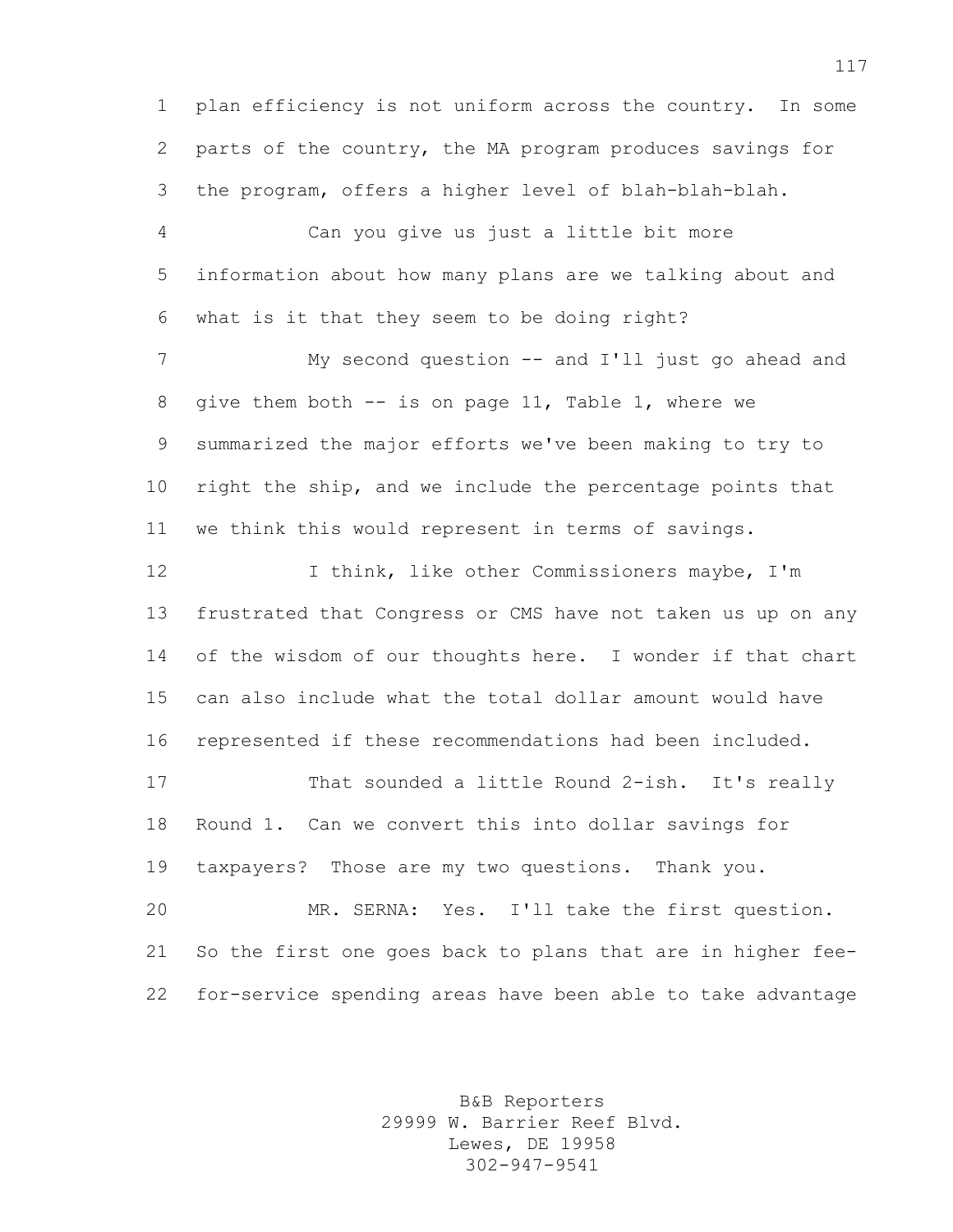plan efficiency is not uniform across the country. In some parts of the country, the MA program produces savings for the program, offers a higher level of blah-blah-blah.

Can you give us just a little bit more information about how many plans are we talking about and what is it that they seem to be doing right?

My second question -- and I'll just go ahead and give them both -- is on page 11, Table 1, where we summarized the major efforts we've been making to try to right the ship, and we include the percentage points that we think this would represent in terms of savings.

I think, like other Commissioners maybe, I'm frustrated that Congress or CMS have not taken us up on any of the wisdom of our thoughts here. I wonder if that chart can also include what the total dollar amount would have represented if these recommendations had been included.

That sounded a little Round 2-ish. It's really Round 1. Can we convert this into dollar savings for taxpayers? Those are my two questions. Thank you.

MR. SERNA: Yes. I'll take the first question. So the first one goes back to plans that are in higher fee-for-service spending areas have been able to take advantage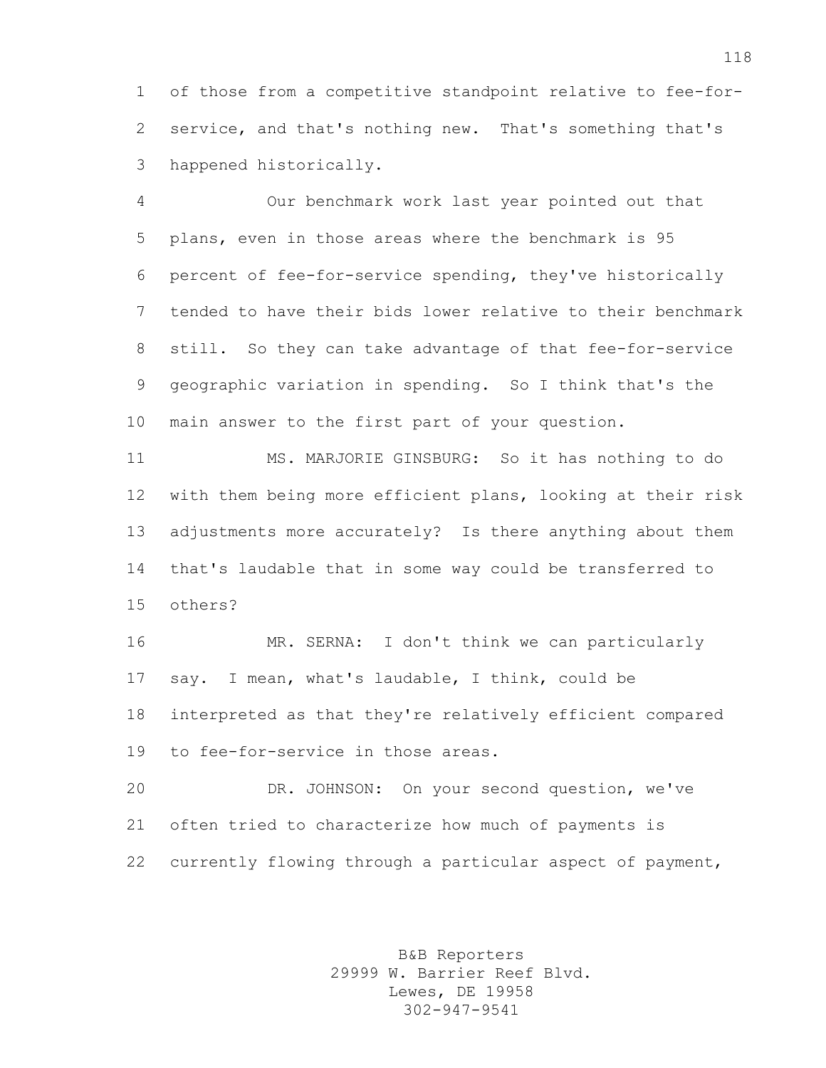of those from a competitive standpoint relative to fee-for-service, and that's nothing new. That's something that's happened historically.

Our benchmark work last year pointed out that plans, even in those areas where the benchmark is 95 percent of fee-for-service spending, they've historically tended to have their bids lower relative to their benchmark still. So they can take advantage of that fee-for-service geographic variation in spending. So I think that's the main answer to the first part of your question.

MS. MARJORIE GINSBURG: So it has nothing to do with them being more efficient plans, looking at their risk adjustments more accurately? Is there anything about them that's laudable that in some way could be transferred to others?

MR. SERNA: I don't think we can particularly say. I mean, what's laudable, I think, could be interpreted as that they're relatively efficient compared to fee-for-service in those areas.

DR. JOHNSON: On your second question, we've often tried to characterize how much of payments is currently flowing through a particular aspect of payment,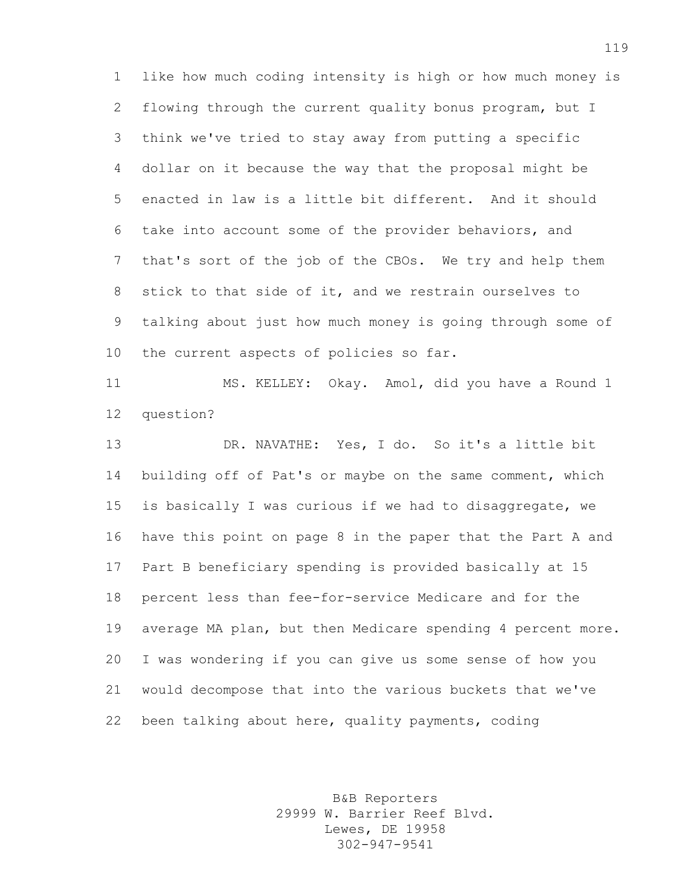like how much coding intensity is high or how much money is flowing through the current quality bonus program, but I think we've tried to stay away from putting a specific dollar on it because the way that the proposal might be enacted in law is a little bit different. And it should take into account some of the provider behaviors, and that's sort of the job of the CBOs. We try and help them stick to that side of it, and we restrain ourselves to talking about just how much money is going through some of the current aspects of policies so far.

MS. KELLEY: Okay. Amol, did you have a Round 1 question?

DR. NAVATHE: Yes, I do. So it's a little bit building off of Pat's or maybe on the same comment, which is basically I was curious if we had to disaggregate, we have this point on page 8 in the paper that the Part A and Part B beneficiary spending is provided basically at 15 percent less than fee-for-service Medicare and for the average MA plan, but then Medicare spending 4 percent more. I was wondering if you can give us some sense of how you would decompose that into the various buckets that we've been talking about here, quality payments, coding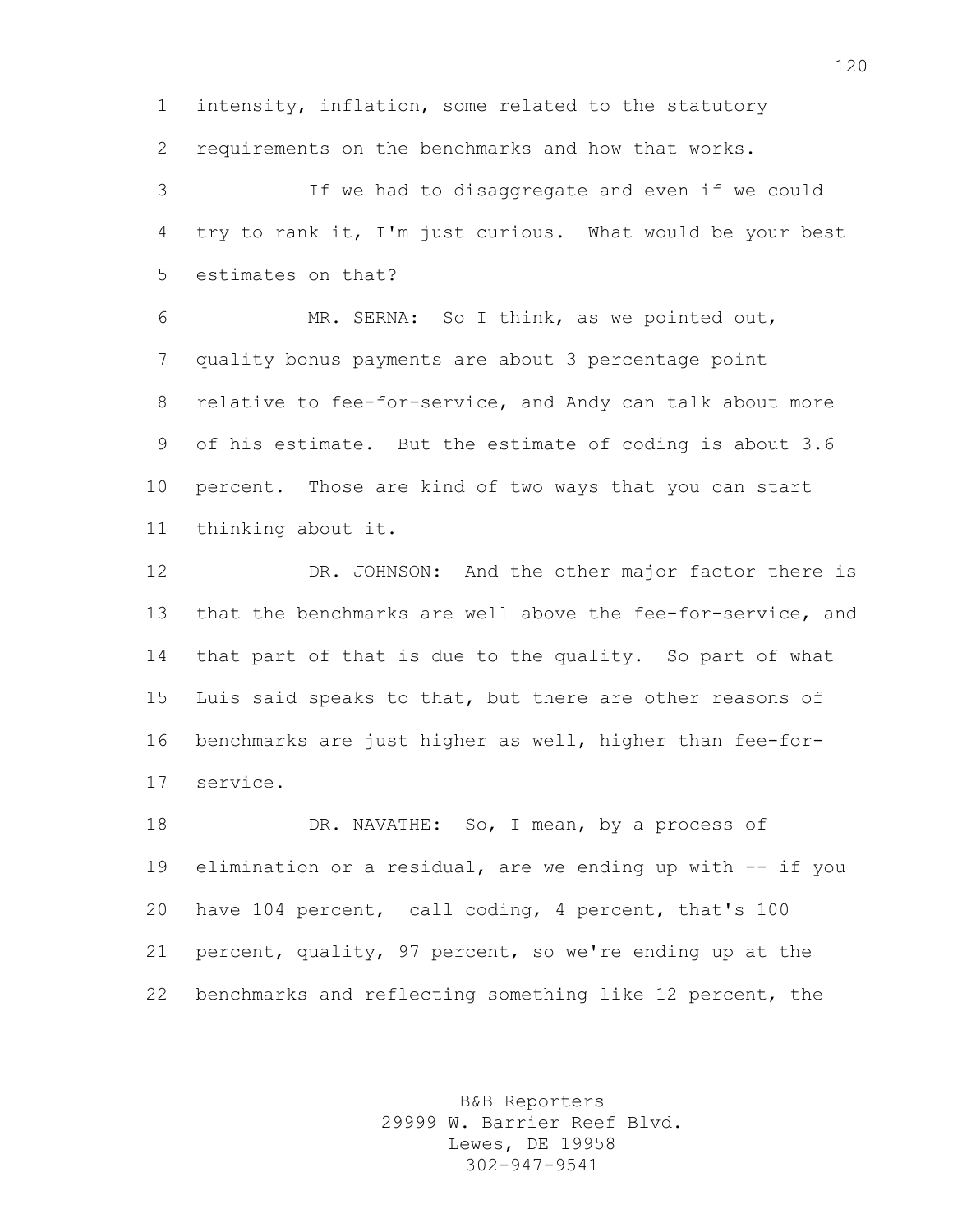intensity, inflation, some related to the statutory requirements on the benchmarks and how that works.

If we had to disaggregate and even if we could try to rank it, I'm just curious. What would be your best estimates on that?

MR. SERNA: So I think, as we pointed out, quality bonus payments are about 3 percentage point relative to fee-for-service, and Andy can talk about more of his estimate. But the estimate of coding is about 3.6 percent. Those are kind of two ways that you can start thinking about it.

DR. JOHNSON: And the other major factor there is that the benchmarks are well above the fee-for-service, and that part of that is due to the quality. So part of what Luis said speaks to that, but there are other reasons of benchmarks are just higher as well, higher than fee-for-service.

DR. NAVATHE: So, I mean, by a process of elimination or a residual, are we ending up with -- if you have 104 percent, call coding, 4 percent, that's 100 percent, quality, 97 percent, so we're ending up at the benchmarks and reflecting something like 12 percent, the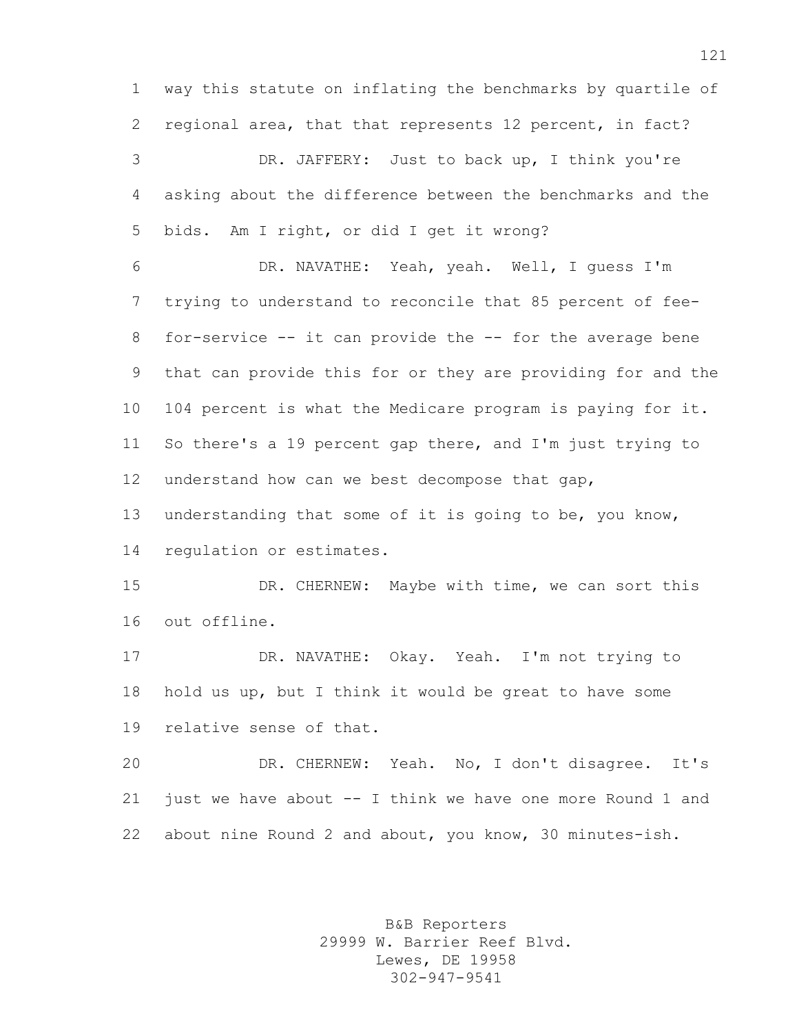way this statute on inflating the benchmarks by quartile of regional area, that that represents 12 percent, in fact?

DR. JAFFERY: Just to back up, I think you're asking about the difference between the benchmarks and the bids. Am I right, or did I get it wrong?

DR. NAVATHE: Yeah, yeah. Well, I guess I'm trying to understand to reconcile that 85 percent of fee-for-service -- it can provide the -- for the average bene that can provide this for or they are providing for and the 104 percent is what the Medicare program is paying for it. So there's a 19 percent gap there, and I'm just trying to understand how can we best decompose that gap, understanding that some of it is going to be, you know, regulation or estimates.

DR. CHERNEW: Maybe with time, we can sort this out offline.

DR. NAVATHE: Okay. Yeah. I'm not trying to hold us up, but I think it would be great to have some relative sense of that.

DR. CHERNEW: Yeah. No, I don't disagree. It's just we have about -- I think we have one more Round 1 and about nine Round 2 and about, you know, 30 minutes-ish.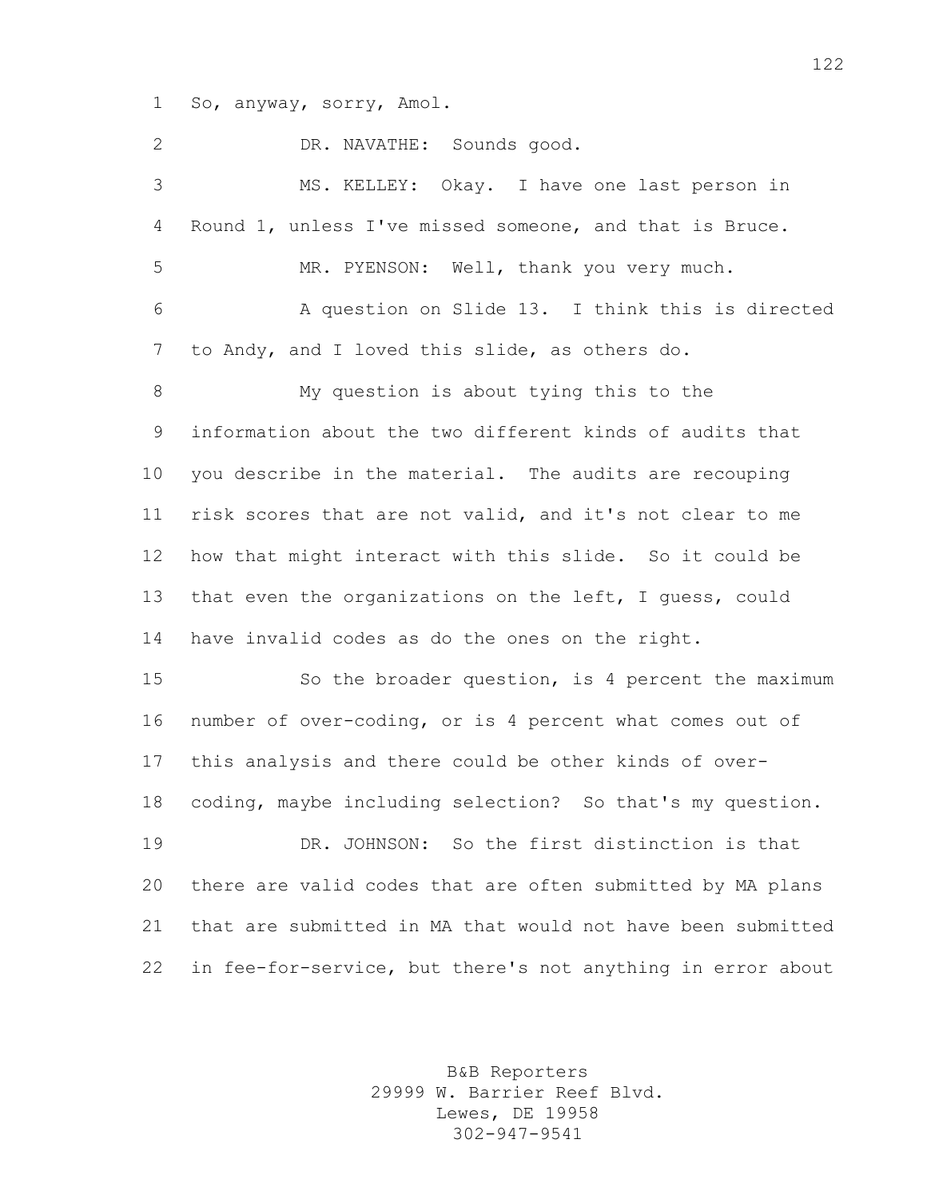So, anyway, sorry, Amol.

DR. NAVATHE: Sounds good.

MS. KELLEY: Okay. I have one last person in Round 1, unless I've missed someone, and that is Bruce.

MR. PYENSON: Well, thank you very much.

A question on Slide 13. I think this is directed to Andy, and I loved this slide, as others do.

My question is about tying this to the information about the two different kinds of audits that you describe in the material. The audits are recouping risk scores that are not valid, and it's not clear to me how that might interact with this slide. So it could be that even the organizations on the left, I guess, could have invalid codes as do the ones on the right.

So the broader question, is 4 percent the maximum number of over-coding, or is 4 percent what comes out of this analysis and there could be other kinds of over-coding, maybe including selection? So that's my question.

DR. JOHNSON: So the first distinction is that there are valid codes that are often submitted by MA plans that are submitted in MA that would not have been submitted in fee-for-service, but there's not anything in error about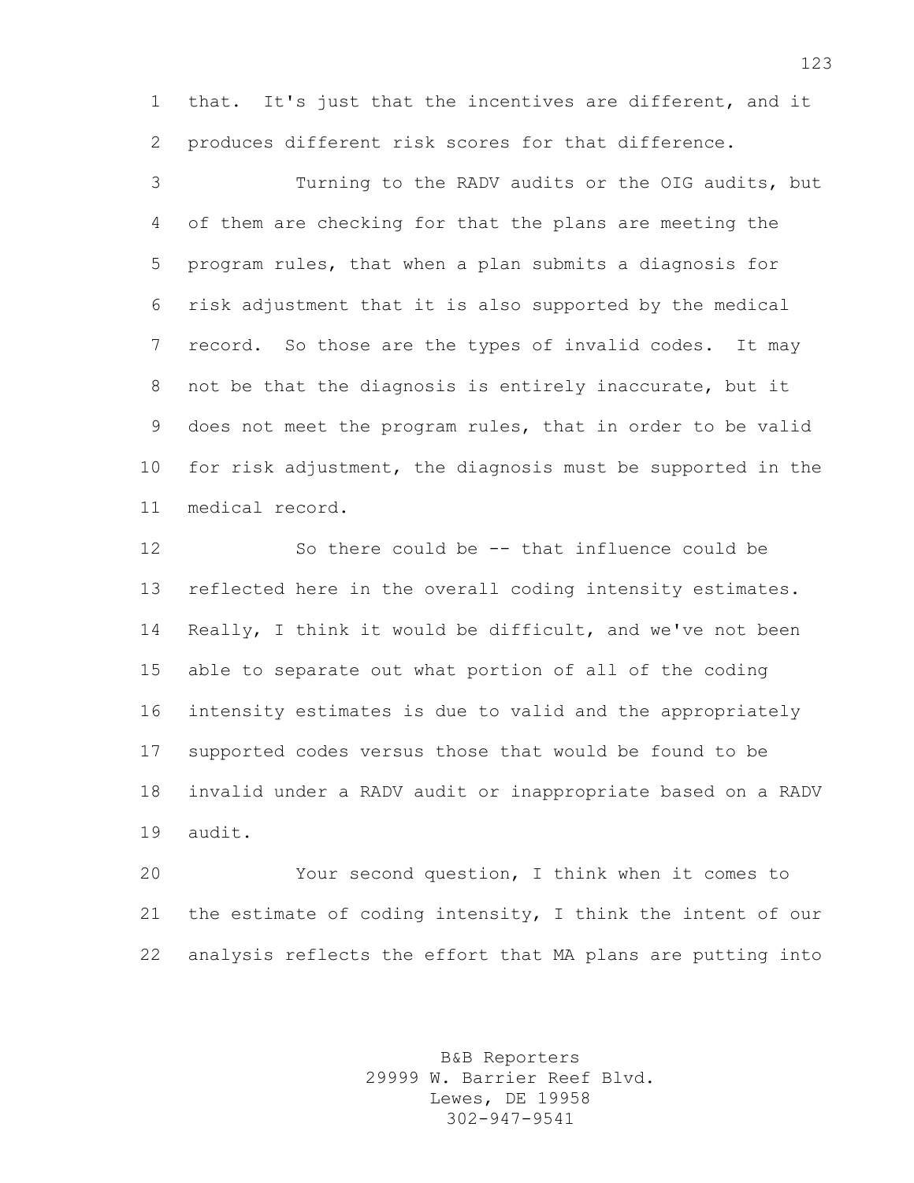that. It's just that the incentives are different, and it produces different risk scores for that difference.

Turning to the RADV audits or the OIG audits, but of them are checking for that the plans are meeting the program rules, that when a plan submits a diagnosis for risk adjustment that it is also supported by the medical record. So those are the types of invalid codes. It may not be that the diagnosis is entirely inaccurate, but it does not meet the program rules, that in order to be valid for risk adjustment, the diagnosis must be supported in the medical record.

So there could be -- that influence could be reflected here in the overall coding intensity estimates. Really, I think it would be difficult, and we've not been able to separate out what portion of all of the coding intensity estimates is due to valid and the appropriately supported codes versus those that would be found to be invalid under a RADV audit or inappropriate based on a RADV audit.

Your second question, I think when it comes to the estimate of coding intensity, I think the intent of our analysis reflects the effort that MA plans are putting into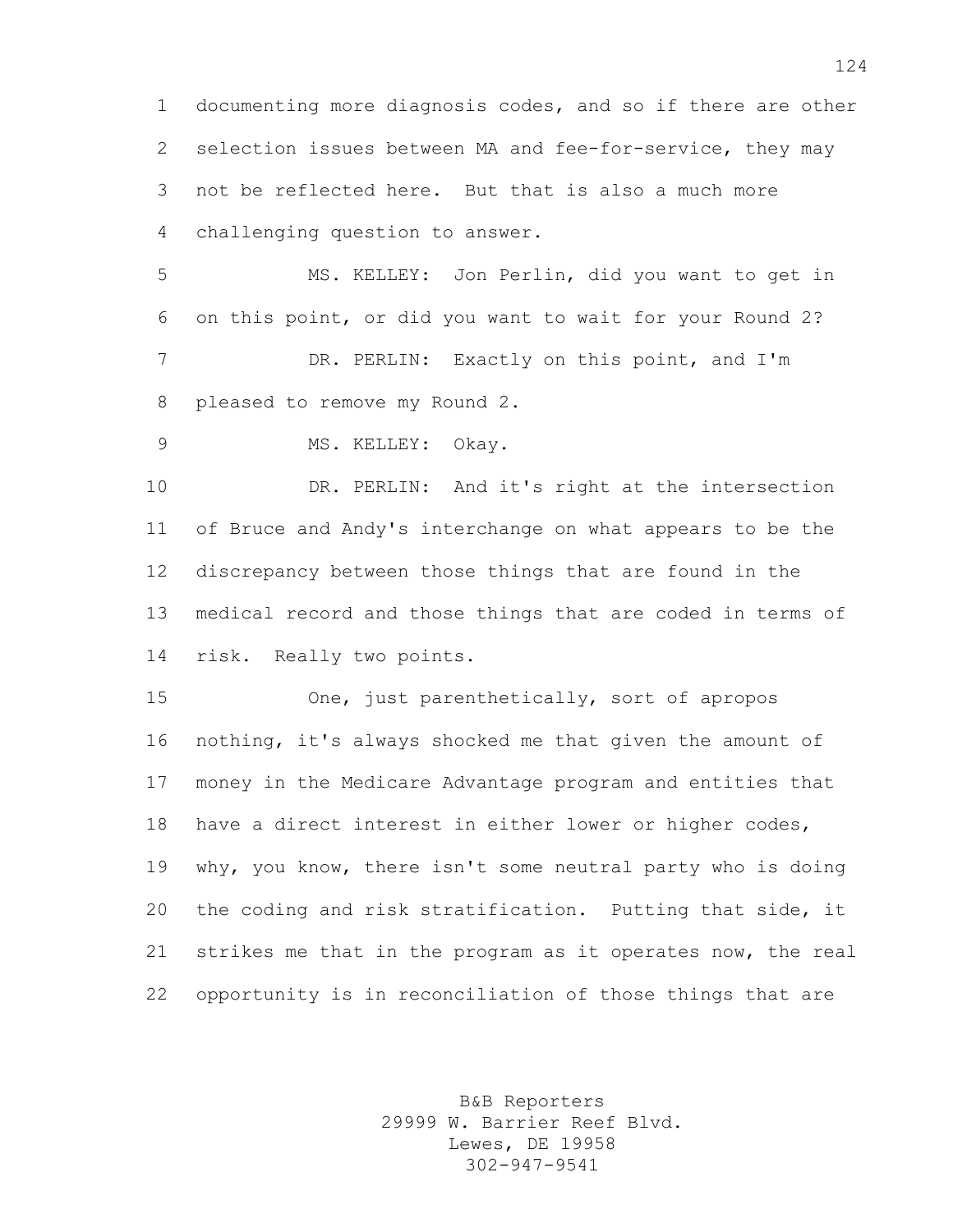documenting more diagnosis codes, and so if there are other selection issues between MA and fee-for-service, they may not be reflected here. But that is also a much more challenging question to answer.

MS. KELLEY: Jon Perlin, did you want to get in on this point, or did you want to wait for your Round 2?

DR. PERLIN: Exactly on this point, and I'm pleased to remove my Round 2.

MS. KELLEY: Okay.

DR. PERLIN: And it's right at the intersection of Bruce and Andy's interchange on what appears to be the discrepancy between those things that are found in the medical record and those things that are coded in terms of risk. Really two points.

One, just parenthetically, sort of apropos nothing, it's always shocked me that given the amount of money in the Medicare Advantage program and entities that have a direct interest in either lower or higher codes, why, you know, there isn't some neutral party who is doing the coding and risk stratification. Putting that side, it strikes me that in the program as it operates now, the real opportunity is in reconciliation of those things that are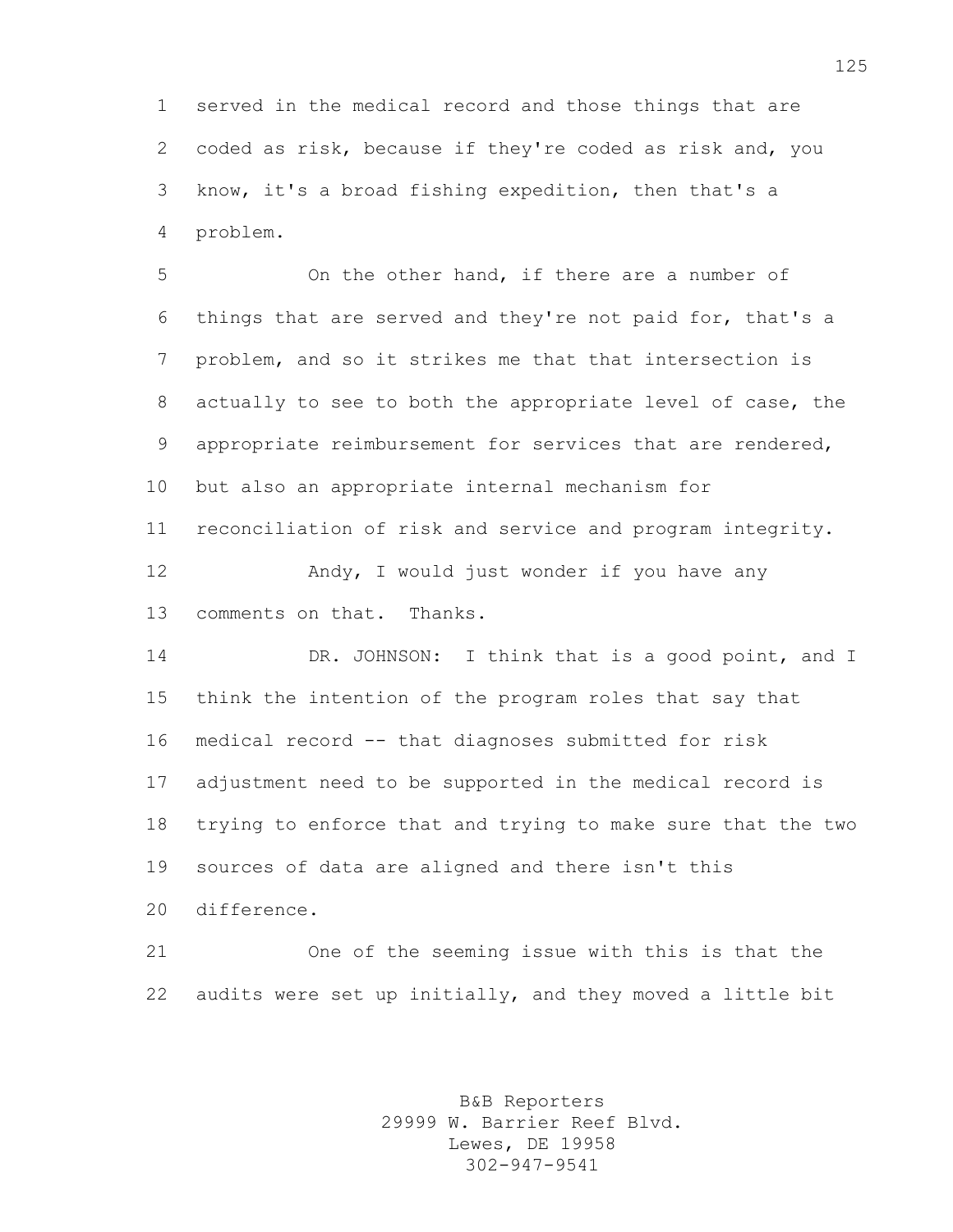served in the medical record and those things that are coded as risk, because if they're coded as risk and, you know, it's a broad fishing expedition, then that's a problem.

On the other hand, if there are a number of things that are served and they're not paid for, that's a problem, and so it strikes me that that intersection is actually to see to both the appropriate level of case, the appropriate reimbursement for services that are rendered, but also an appropriate internal mechanism for reconciliation of risk and service and program integrity.

Andy, I would just wonder if you have any comments on that. Thanks.

DR. JOHNSON: I think that is a good point, and I think the intention of the program roles that say that medical record -- that diagnoses submitted for risk adjustment need to be supported in the medical record is trying to enforce that and trying to make sure that the two sources of data are aligned and there isn't this difference.

One of the seeming issue with this is that the audits were set up initially, and they moved a little bit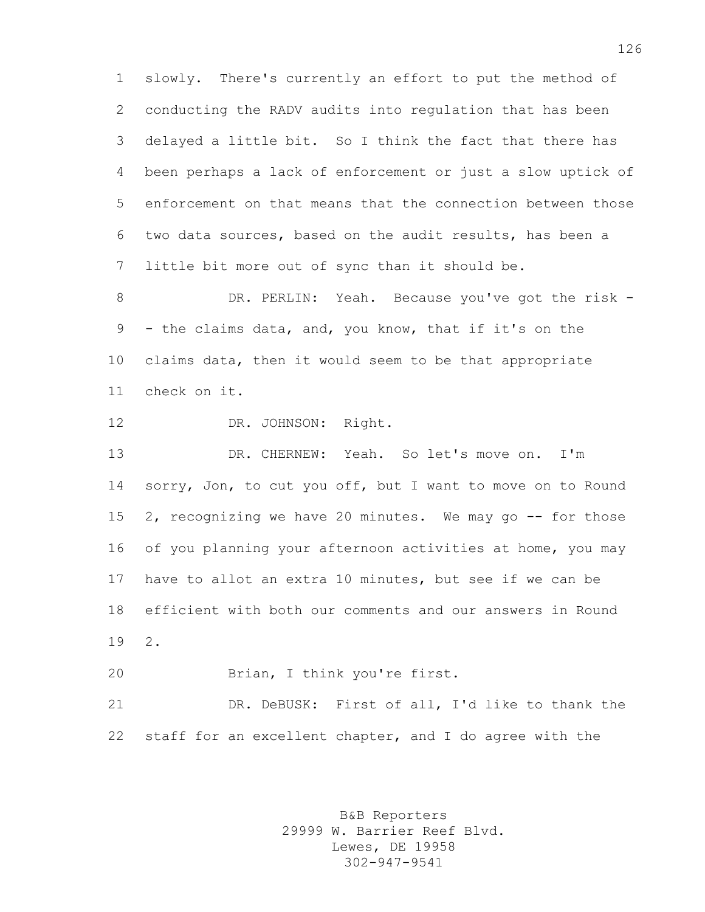slowly. There's currently an effort to put the method of conducting the RADV audits into regulation that has been delayed a little bit. So I think the fact that there has been perhaps a lack of enforcement or just a slow uptick of enforcement on that means that the connection between those two data sources, based on the audit results, has been a little bit more out of sync than it should be.

DR. PERLIN: Yeah. Because you've got the risk -- the claims data, and, you know, that if it's on the claims data, then it would seem to be that appropriate check on it.

DR. JOHNSON: Right.

DR. CHERNEW: Yeah. So let's move on. I'm sorry, Jon, to cut you off, but I want to move on to Round 2, recognizing we have 20 minutes. We may go -- for those of you planning your afternoon activities at home, you may have to allot an extra 10 minutes, but see if we can be efficient with both our comments and our answers in Round 2.

Brian, I think you're first.

DR. DeBUSK: First of all, I'd like to thank the staff for an excellent chapter, and I do agree with the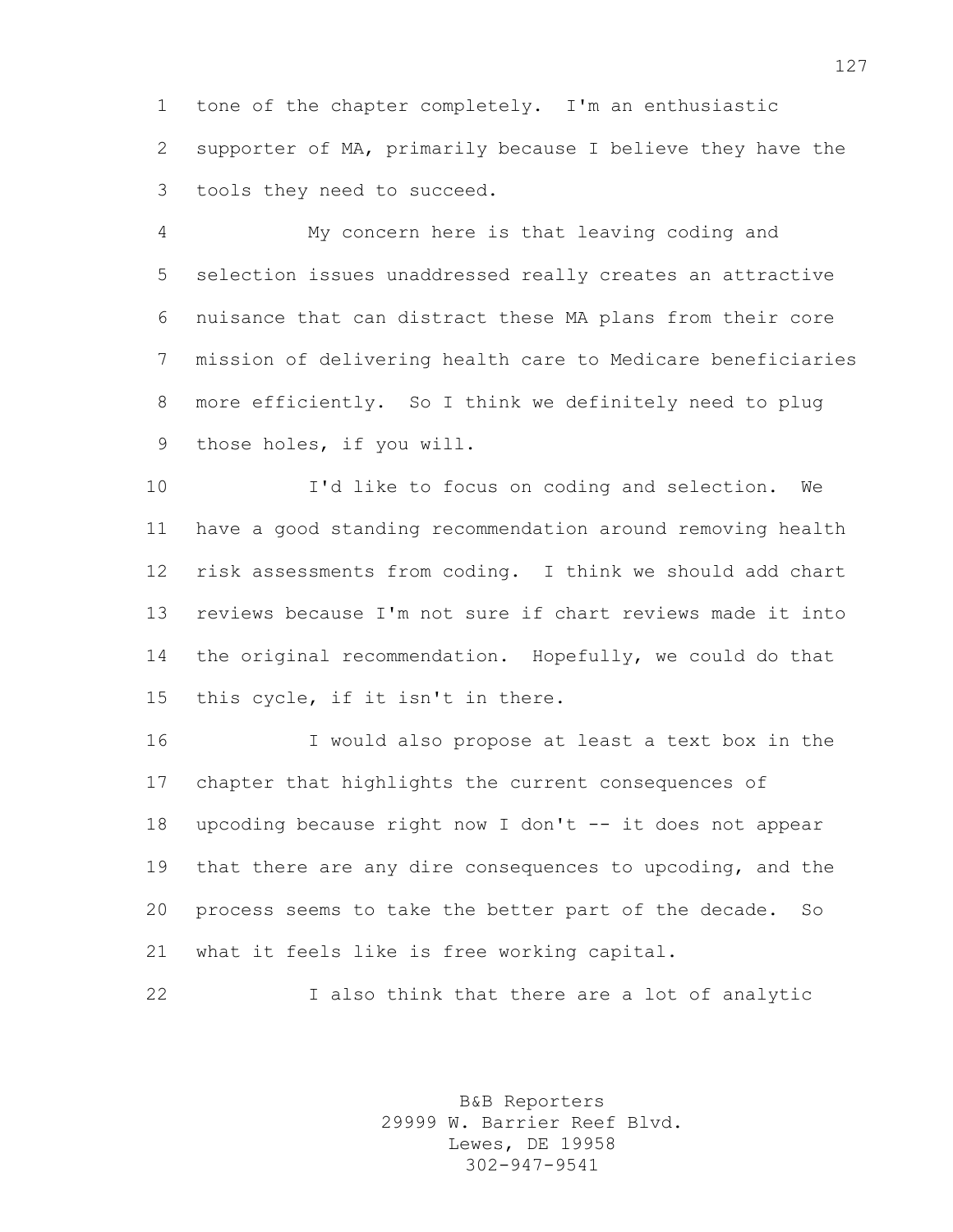tone of the chapter completely. I'm an enthusiastic supporter of MA, primarily because I believe they have the tools they need to succeed.

My concern here is that leaving coding and selection issues unaddressed really creates an attractive nuisance that can distract these MA plans from their core mission of delivering health care to Medicare beneficiaries more efficiently. So I think we definitely need to plug those holes, if you will.

I'd like to focus on coding and selection. We have a good standing recommendation around removing health risk assessments from coding. I think we should add chart reviews because I'm not sure if chart reviews made it into the original recommendation. Hopefully, we could do that this cycle, if it isn't in there.

I would also propose at least a text box in the chapter that highlights the current consequences of upcoding because right now I don't -- it does not appear that there are any dire consequences to upcoding, and the process seems to take the better part of the decade. So what it feels like is free working capital.

I also think that there are a lot of analytic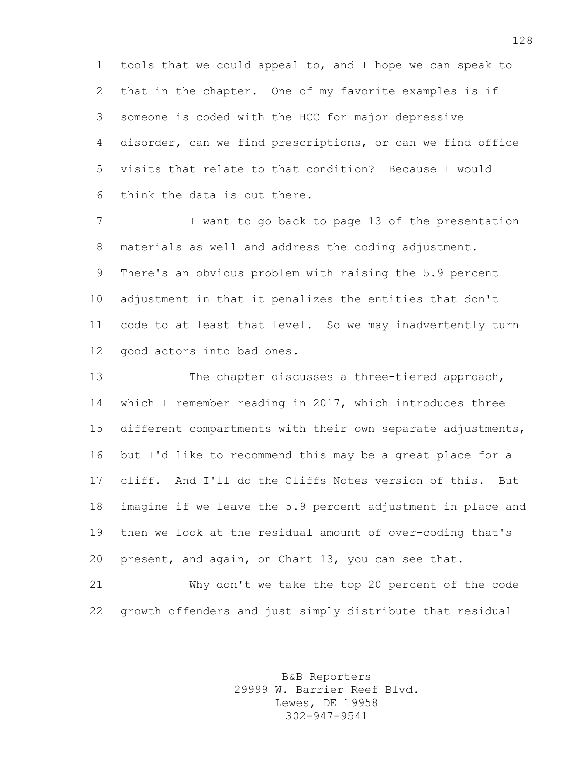tools that we could appeal to, and I hope we can speak to that in the chapter. One of my favorite examples is if someone is coded with the HCC for major depressive disorder, can we find prescriptions, or can we find office visits that relate to that condition? Because I would think the data is out there.

I want to go back to page 13 of the presentation materials as well and address the coding adjustment. There's an obvious problem with raising the 5.9 percent adjustment in that it penalizes the entities that don't code to at least that level. So we may inadvertently turn good actors into bad ones.

The chapter discusses a three-tiered approach, which I remember reading in 2017, which introduces three different compartments with their own separate adjustments, but I'd like to recommend this may be a great place for a cliff. And I'll do the Cliffs Notes version of this. But imagine if we leave the 5.9 percent adjustment in place and then we look at the residual amount of over-coding that's present, and again, on Chart 13, you can see that.

Why don't we take the top 20 percent of the code growth offenders and just simply distribute that residual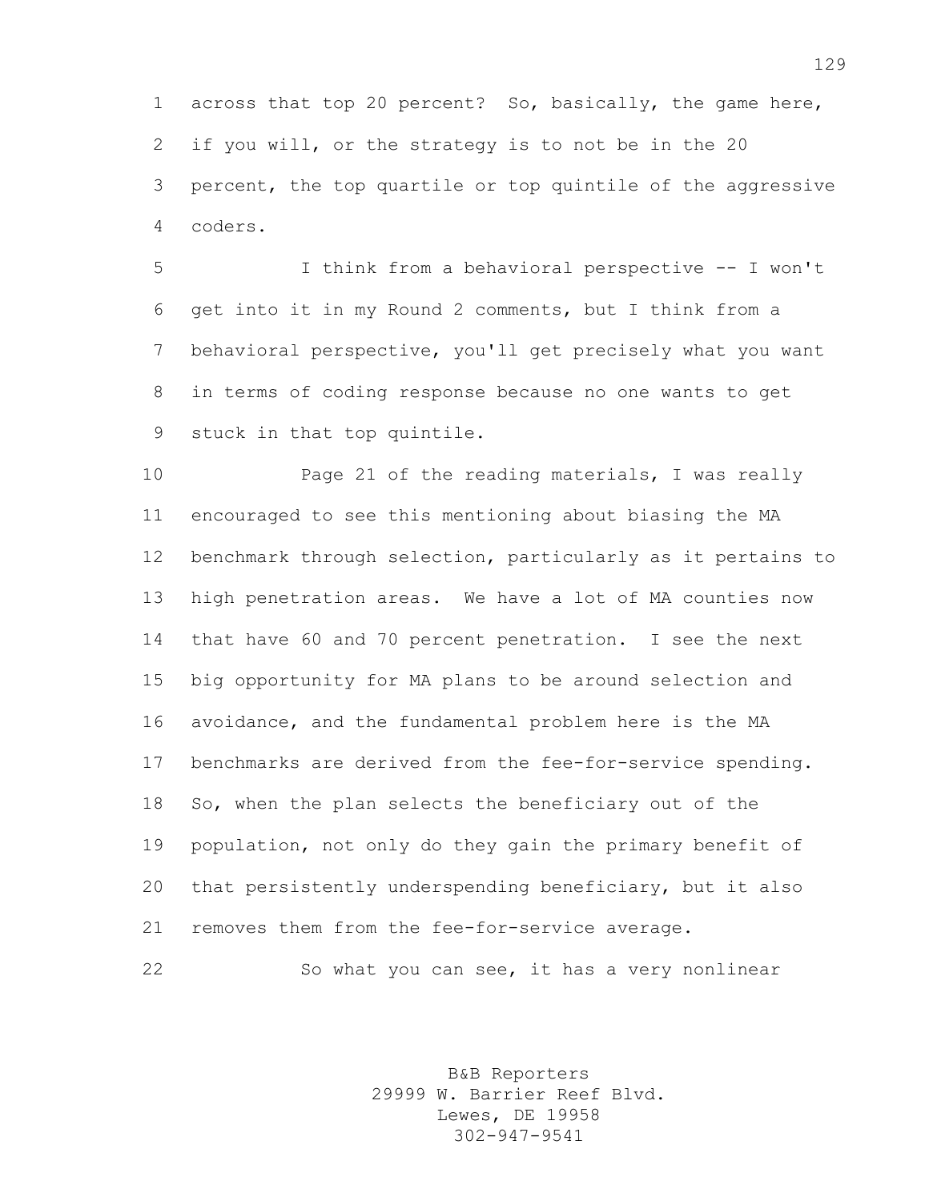across that top 20 percent? So, basically, the game here, if you will, or the strategy is to not be in the 20 percent, the top quartile or top quintile of the aggressive coders.

I think from a behavioral perspective -- I won't get into it in my Round 2 comments, but I think from a behavioral perspective, you'll get precisely what you want in terms of coding response because no one wants to get stuck in that top quintile.

Page 21 of the reading materials, I was really encouraged to see this mentioning about biasing the MA benchmark through selection, particularly as it pertains to high penetration areas. We have a lot of MA counties now that have 60 and 70 percent penetration. I see the next big opportunity for MA plans to be around selection and avoidance, and the fundamental problem here is the MA benchmarks are derived from the fee-for-service spending. So, when the plan selects the beneficiary out of the population, not only do they gain the primary benefit of that persistently underspending beneficiary, but it also removes them from the fee-for-service average.

So what you can see, it has a very nonlinear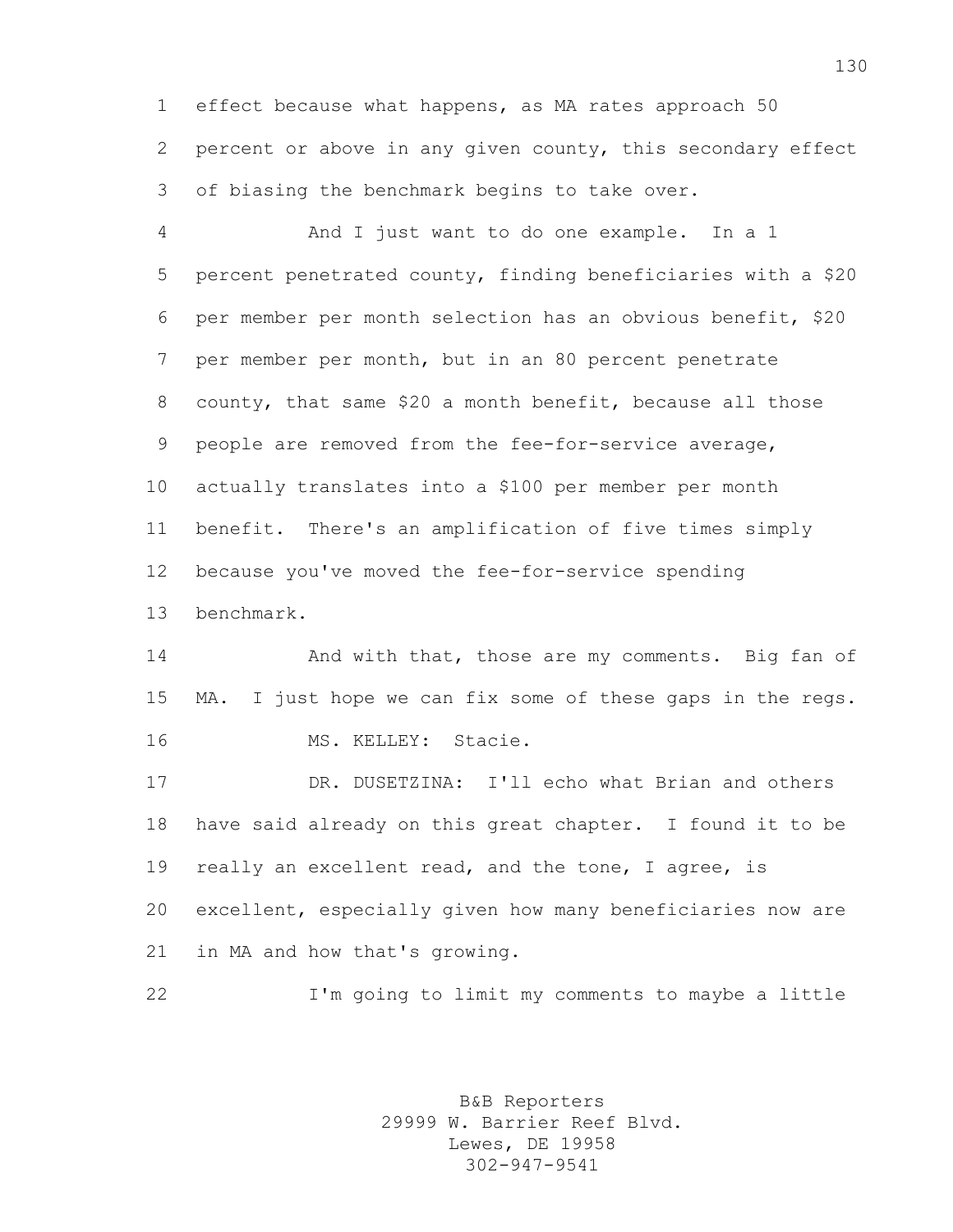effect because what happens, as MA rates approach 50 percent or above in any given county, this secondary effect of biasing the benchmark begins to take over.

And I just want to do one example. In a 1 percent penetrated county, finding beneficiaries with a $20 per member per month selection has an obvious benefit, $20 per member per month, but in an 80 percent penetrate county, that same $20 a month benefit, because all those people are removed from the fee-for-service average, actually translates into a $100 per member per month benefit. There's an amplification of five times simply because you've moved the fee-for-service spending benchmark.

And with that, those are my comments. Big fan of MA. I just hope we can fix some of these gaps in the regs.

MS. KELLEY: Stacie.

DR. DUSETZINA: I'll echo what Brian and others have said already on this great chapter. I found it to be really an excellent read, and the tone, I agree, is excellent, especially given how many beneficiaries now are in MA and how that's growing.

I'm going to limit my comments to maybe a little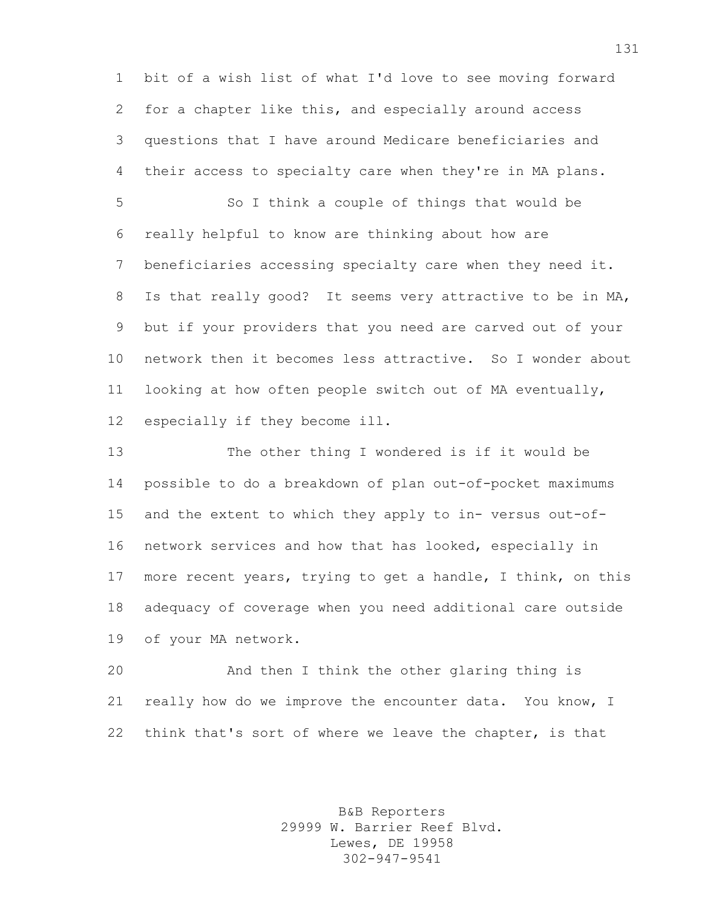bit of a wish list of what I'd love to see moving forward for a chapter like this, and especially around access questions that I have around Medicare beneficiaries and their access to specialty care when they're in MA plans.

So I think a couple of things that would be really helpful to know are thinking about how are beneficiaries accessing specialty care when they need it. Is that really good? It seems very attractive to be in MA, but if your providers that you need are carved out of your network then it becomes less attractive. So I wonder about looking at how often people switch out of MA eventually, especially if they become ill.

The other thing I wondered is if it would be possible to do a breakdown of plan out-of-pocket maximums and the extent to which they apply to in- versus out-of-network services and how that has looked, especially in more recent years, trying to get a handle, I think, on this adequacy of coverage when you need additional care outside of your MA network.

And then I think the other glaring thing is really how do we improve the encounter data. You know, I think that's sort of where we leave the chapter, is that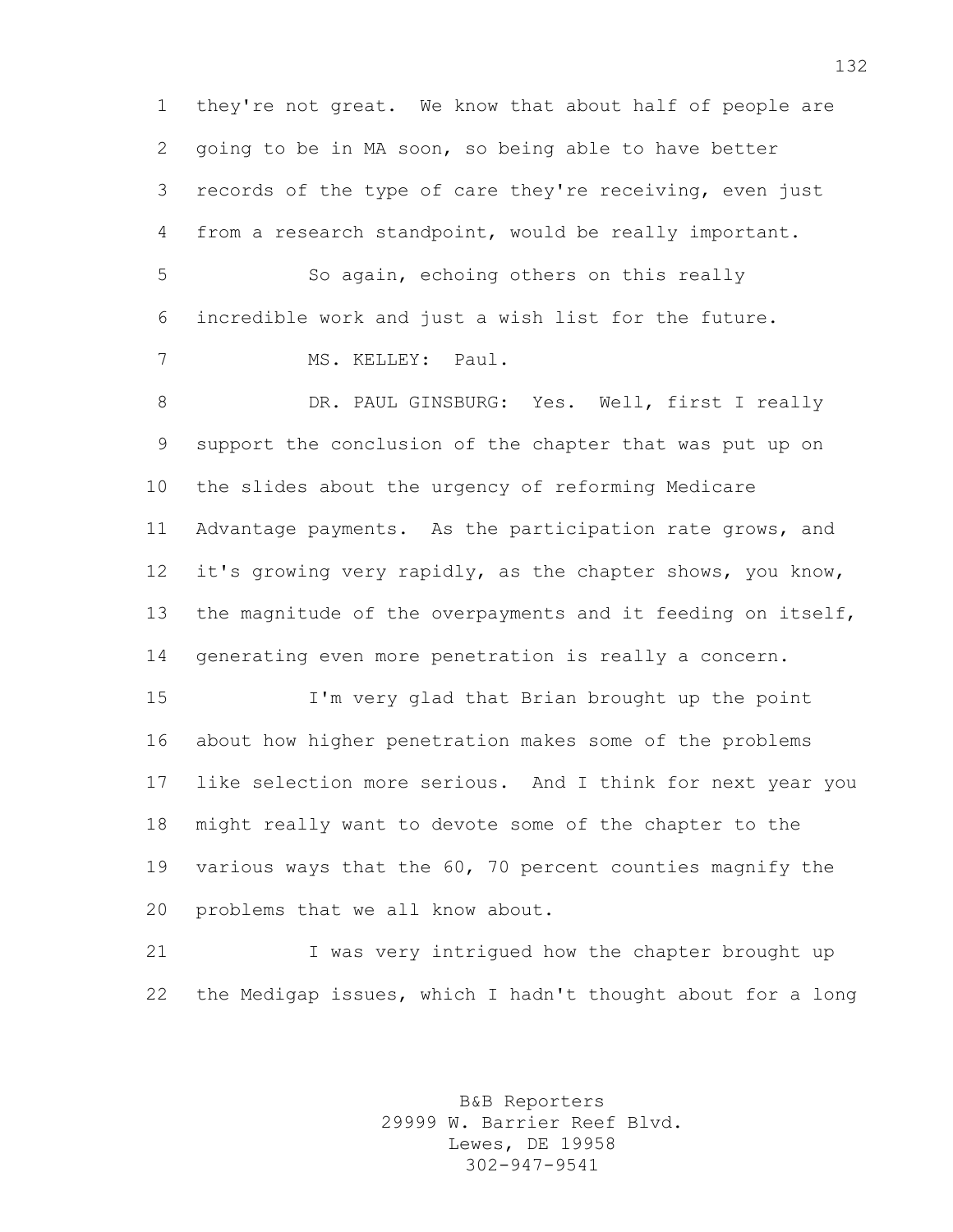they're not great. We know that about half of people are going to be in MA soon, so being able to have better records of the type of care they're receiving, even just from a research standpoint, would be really important.

So again, echoing others on this really incredible work and just a wish list for the future.

MS. KELLEY: Paul.

DR. PAUL GINSBURG: Yes. Well, first I really support the conclusion of the chapter that was put up on the slides about the urgency of reforming Medicare Advantage payments. As the participation rate grows, and it's growing very rapidly, as the chapter shows, you know, the magnitude of the overpayments and it feeding on itself, generating even more penetration is really a concern.

I'm very glad that Brian brought up the point about how higher penetration makes some of the problems like selection more serious. And I think for next year you might really want to devote some of the chapter to the various ways that the 60, 70 percent counties magnify the problems that we all know about.

I was very intrigued how the chapter brought up the Medigap issues, which I hadn't thought about for a long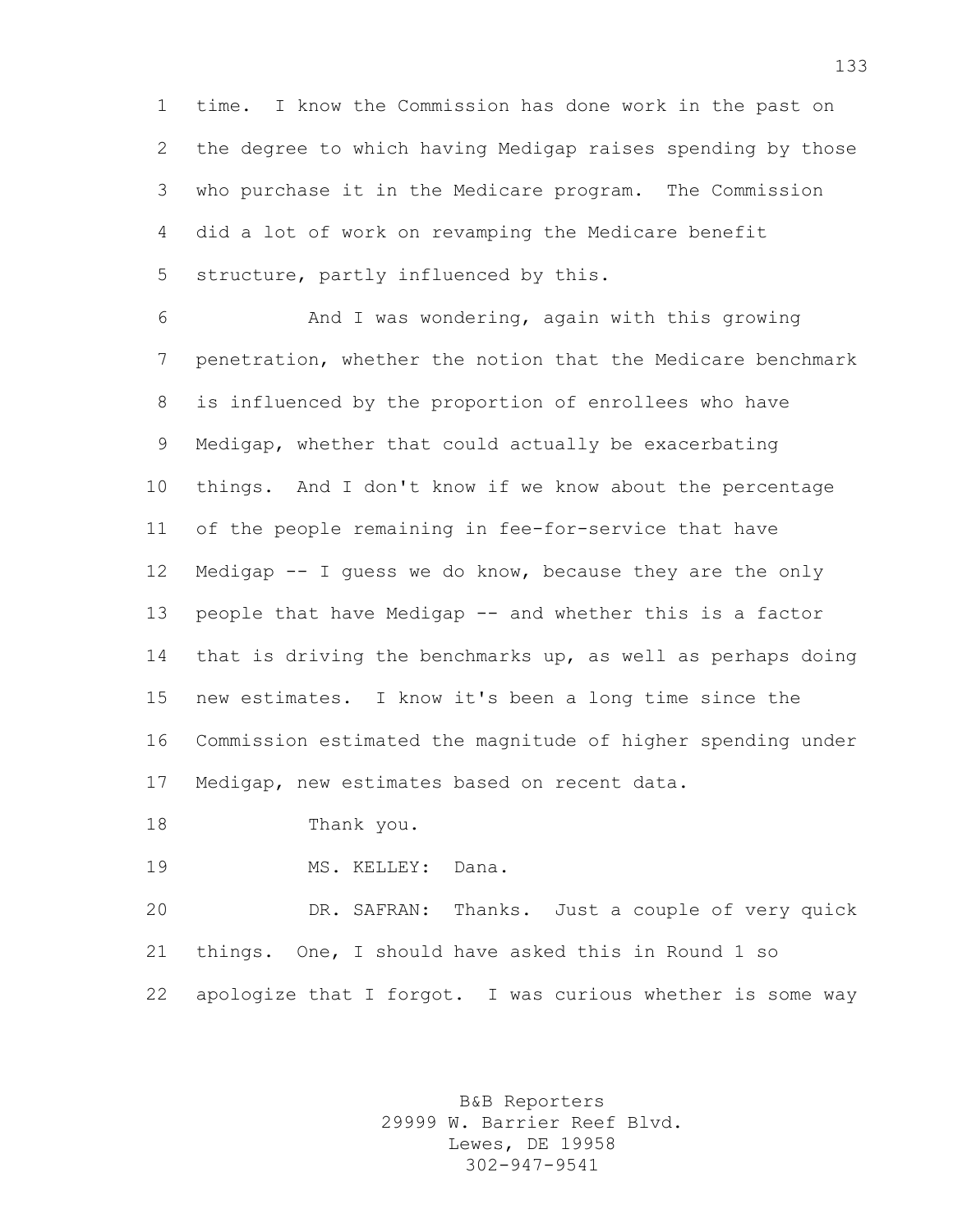time. I know the Commission has done work in the past on the degree to which having Medigap raises spending by those who purchase it in the Medicare program. The Commission did a lot of work on revamping the Medicare benefit structure, partly influenced by this.

And I was wondering, again with this growing penetration, whether the notion that the Medicare benchmark is influenced by the proportion of enrollees who have Medigap, whether that could actually be exacerbating things. And I don't know if we know about the percentage of the people remaining in fee-for-service that have Medigap -- I guess we do know, because they are the only people that have Medigap -- and whether this is a factor that is driving the benchmarks up, as well as perhaps doing new estimates. I know it's been a long time since the Commission estimated the magnitude of higher spending under Medigap, new estimates based on recent data.

Thank you.

MS. KELLEY: Dana.

DR. SAFRAN: Thanks. Just a couple of very quick things. One, I should have asked this in Round 1 so apologize that I forgot. I was curious whether is some way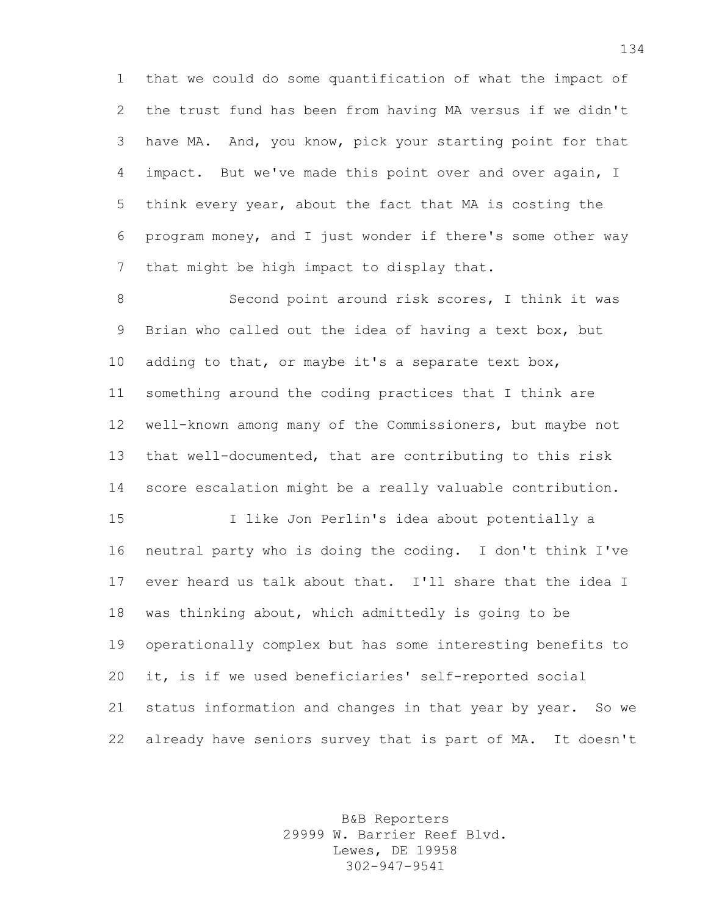that we could do some quantification of what the impact of the trust fund has been from having MA versus if we didn't have MA. And, you know, pick your starting point for that impact. But we've made this point over and over again, I think every year, about the fact that MA is costing the program money, and I just wonder if there's some other way that might be high impact to display that.

Second point around risk scores, I think it was Brian who called out the idea of having a text box, but adding to that, or maybe it's a separate text box, something around the coding practices that I think are well-known among many of the Commissioners, but maybe not that well-documented, that are contributing to this risk score escalation might be a really valuable contribution.

I like Jon Perlin's idea about potentially a neutral party who is doing the coding. I don't think I've ever heard us talk about that. I'll share that the idea I was thinking about, which admittedly is going to be operationally complex but has some interesting benefits to it, is if we used beneficiaries' self-reported social status information and changes in that year by year. So we already have seniors survey that is part of MA. It doesn't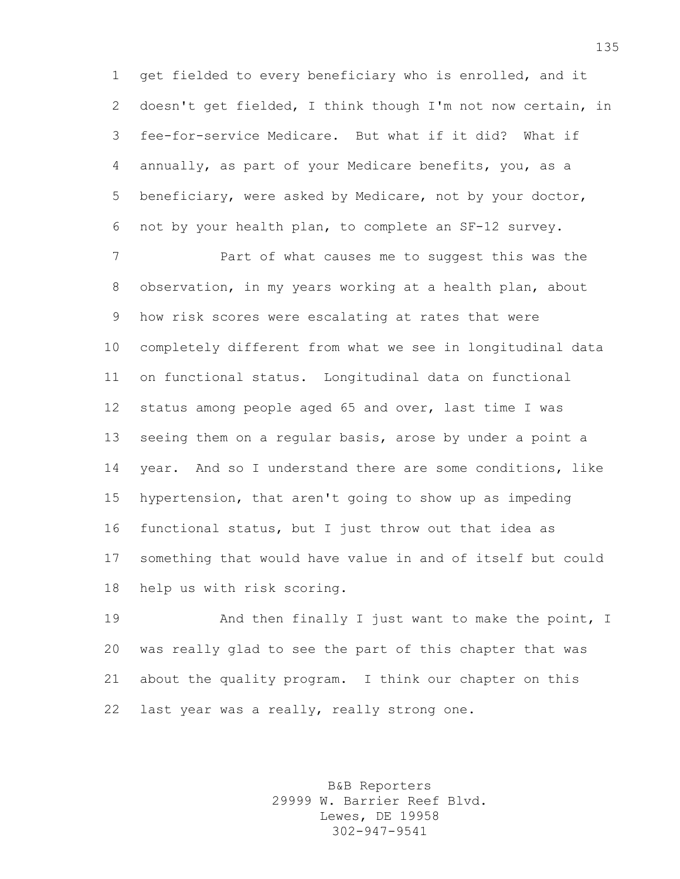get fielded to every beneficiary who is enrolled, and it doesn't get fielded, I think though I'm not now certain, in fee-for-service Medicare. But what if it did? What if annually, as part of your Medicare benefits, you, as a beneficiary, were asked by Medicare, not by your doctor, not by your health plan, to complete an SF-12 survey.

Part of what causes me to suggest this was the observation, in my years working at a health plan, about how risk scores were escalating at rates that were completely different from what we see in longitudinal data on functional status. Longitudinal data on functional status among people aged 65 and over, last time I was seeing them on a regular basis, arose by under a point a year. And so I understand there are some conditions, like hypertension, that aren't going to show up as impeding functional status, but I just throw out that idea as something that would have value in and of itself but could help us with risk scoring.

And then finally I just want to make the point, I was really glad to see the part of this chapter that was about the quality program. I think our chapter on this last year was a really, really strong one.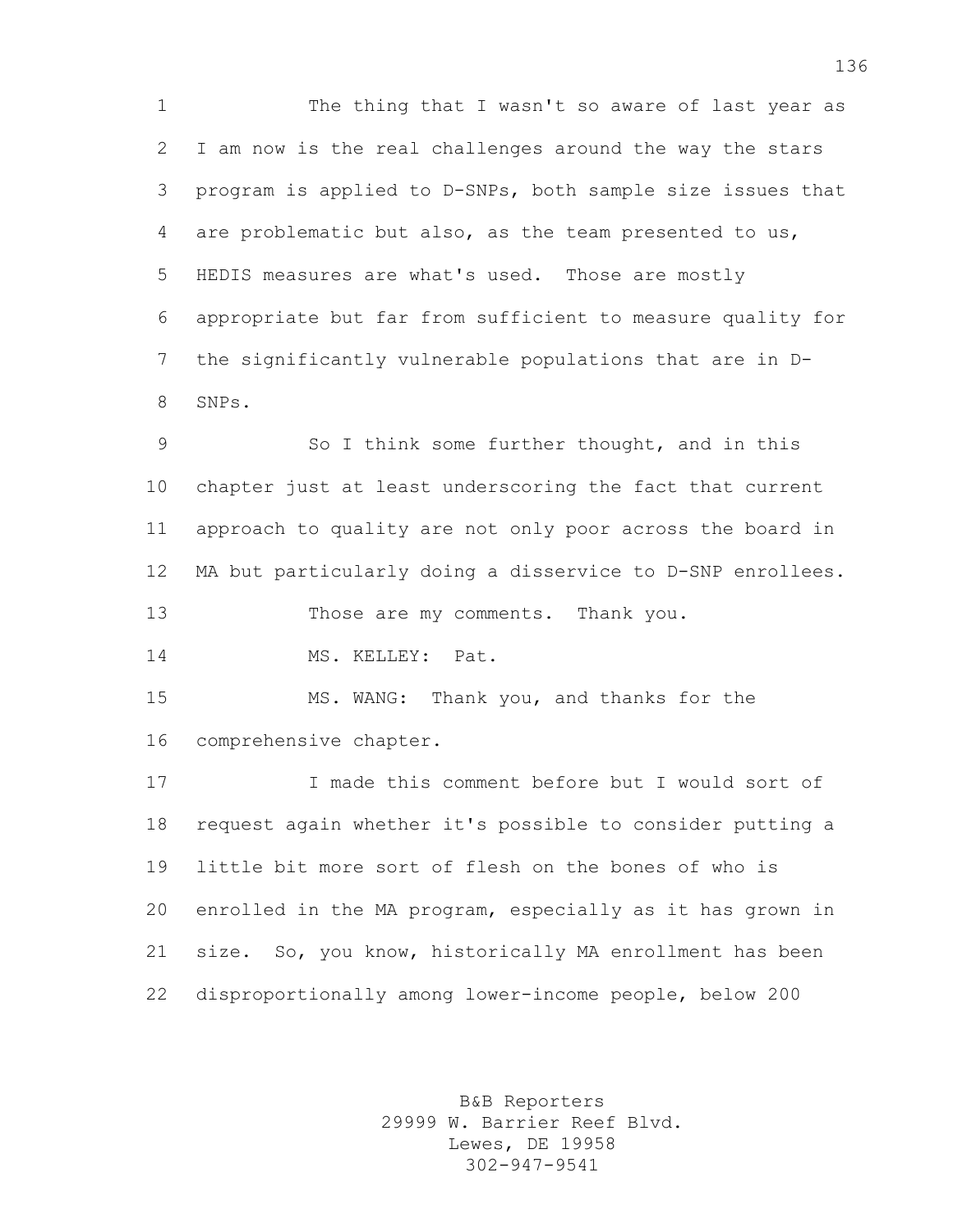The thing that I wasn't so aware of last year as I am now is the real challenges around the way the stars program is applied to D-SNPs, both sample size issues that are problematic but also, as the team presented to us, HEDIS measures are what's used. Those are mostly appropriate but far from sufficient to measure quality for the significantly vulnerable populations that are in D-SNPs.

So I think some further thought, and in this chapter just at least underscoring the fact that current approach to quality are not only poor across the board in MA but particularly doing a disservice to D-SNP enrollees.

Those are my comments. Thank you.

MS. KELLEY: Pat.

MS. WANG: Thank you, and thanks for the comprehensive chapter.

I made this comment before but I would sort of request again whether it's possible to consider putting a little bit more sort of flesh on the bones of who is enrolled in the MA program, especially as it has grown in size. So, you know, historically MA enrollment has been disproportionally among lower-income people, below 200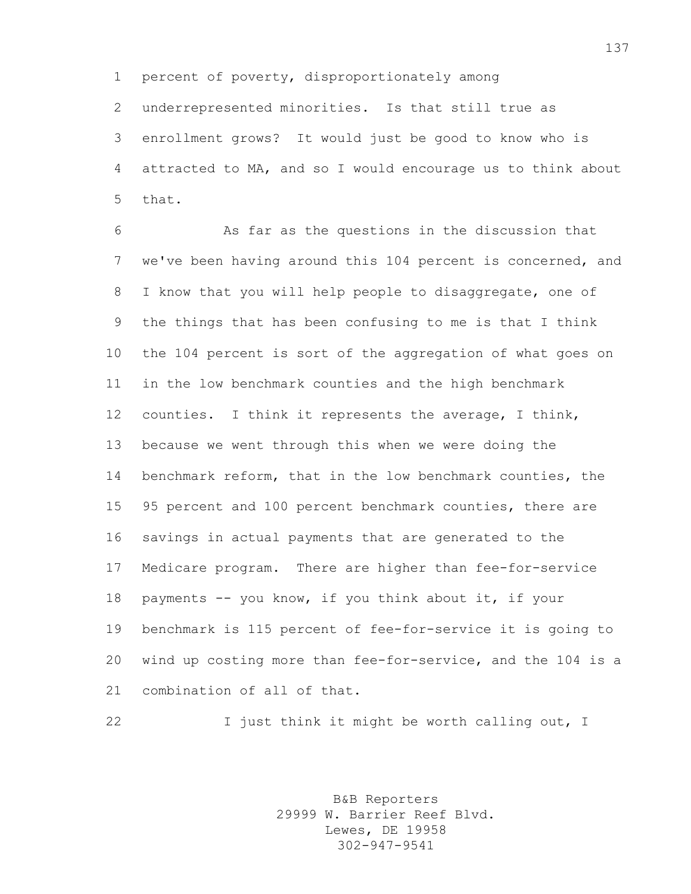percent of poverty, disproportionately among underrepresented minorities. Is that still true as enrollment grows? It would just be good to know who is attracted to MA, and so I would encourage us to think about that.

As far as the questions in the discussion that we've been having around this 104 percent is concerned, and I know that you will help people to disaggregate, one of the things that has been confusing to me is that I think the 104 percent is sort of the aggregation of what goes on in the low benchmark counties and the high benchmark counties. I think it represents the average, I think, because we went through this when we were doing the benchmark reform, that in the low benchmark counties, the 95 percent and 100 percent benchmark counties, there are savings in actual payments that are generated to the Medicare program. There are higher than fee-for-service payments -- you know, if you think about it, if your benchmark is 115 percent of fee-for-service it is going to wind up costing more than fee-for-service, and the 104 is a combination of all of that.

I just think it might be worth calling out, I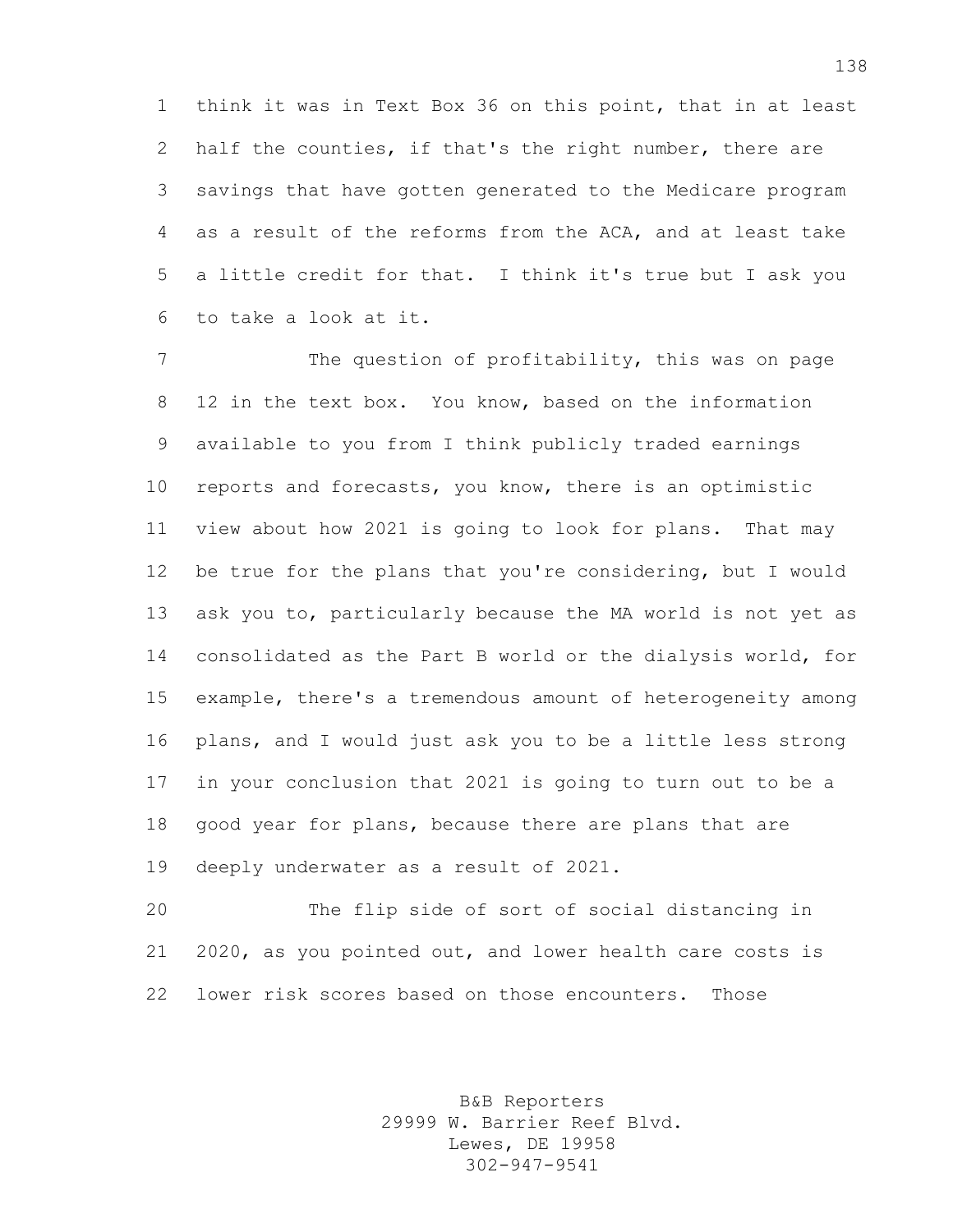think it was in Text Box 36 on this point, that in at least half the counties, if that's the right number, there are savings that have gotten generated to the Medicare program as a result of the reforms from the ACA, and at least take a little credit for that. I think it's true but I ask you to take a look at it.

The question of profitability, this was on page 12 in the text box. You know, based on the information available to you from I think publicly traded earnings reports and forecasts, you know, there is an optimistic view about how 2021 is going to look for plans. That may be true for the plans that you're considering, but I would ask you to, particularly because the MA world is not yet as consolidated as the Part B world or the dialysis world, for example, there's a tremendous amount of heterogeneity among plans, and I would just ask you to be a little less strong in your conclusion that 2021 is going to turn out to be a good year for plans, because there are plans that are deeply underwater as a result of 2021.

The flip side of sort of social distancing in 2020, as you pointed out, and lower health care costs is lower risk scores based on those encounters. Those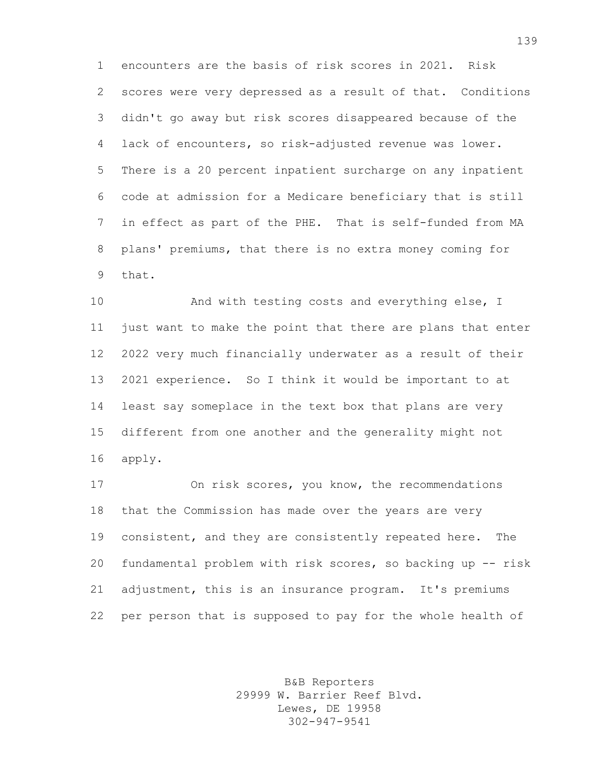encounters are the basis of risk scores in 2021. Risk scores were very depressed as a result of that. Conditions didn't go away but risk scores disappeared because of the lack of encounters, so risk-adjusted revenue was lower. There is a 20 percent inpatient surcharge on any inpatient code at admission for a Medicare beneficiary that is still in effect as part of the PHE. That is self-funded from MA plans' premiums, that there is no extra money coming for that.

And with testing costs and everything else, I just want to make the point that there are plans that enter 2022 very much financially underwater as a result of their 2021 experience. So I think it would be important to at least say someplace in the text box that plans are very different from one another and the generality might not apply.

On risk scores, you know, the recommendations that the Commission has made over the years are very consistent, and they are consistently repeated here. The fundamental problem with risk scores, so backing up -- risk adjustment, this is an insurance program. It's premiums per person that is supposed to pay for the whole health of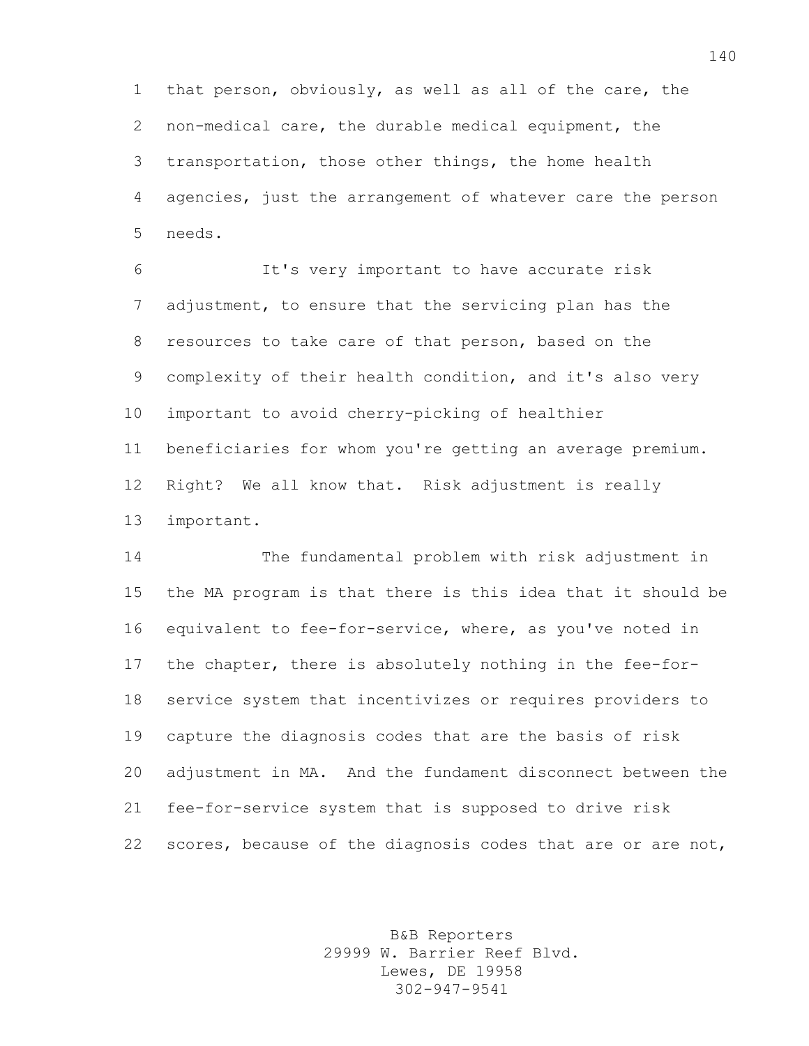that person, obviously, as well as all of the care, the non-medical care, the durable medical equipment, the transportation, those other things, the home health agencies, just the arrangement of whatever care the person needs.

It's very important to have accurate risk adjustment, to ensure that the servicing plan has the resources to take care of that person, based on the complexity of their health condition, and it's also very important to avoid cherry-picking of healthier beneficiaries for whom you're getting an average premium. Right? We all know that. Risk adjustment is really important.

The fundamental problem with risk adjustment in the MA program is that there is this idea that it should be equivalent to fee-for-service, where, as you've noted in the chapter, there is absolutely nothing in the fee-for-service system that incentivizes or requires providers to capture the diagnosis codes that are the basis of risk adjustment in MA. And the fundament disconnect between the fee-for-service system that is supposed to drive risk scores, because of the diagnosis codes that are or are not,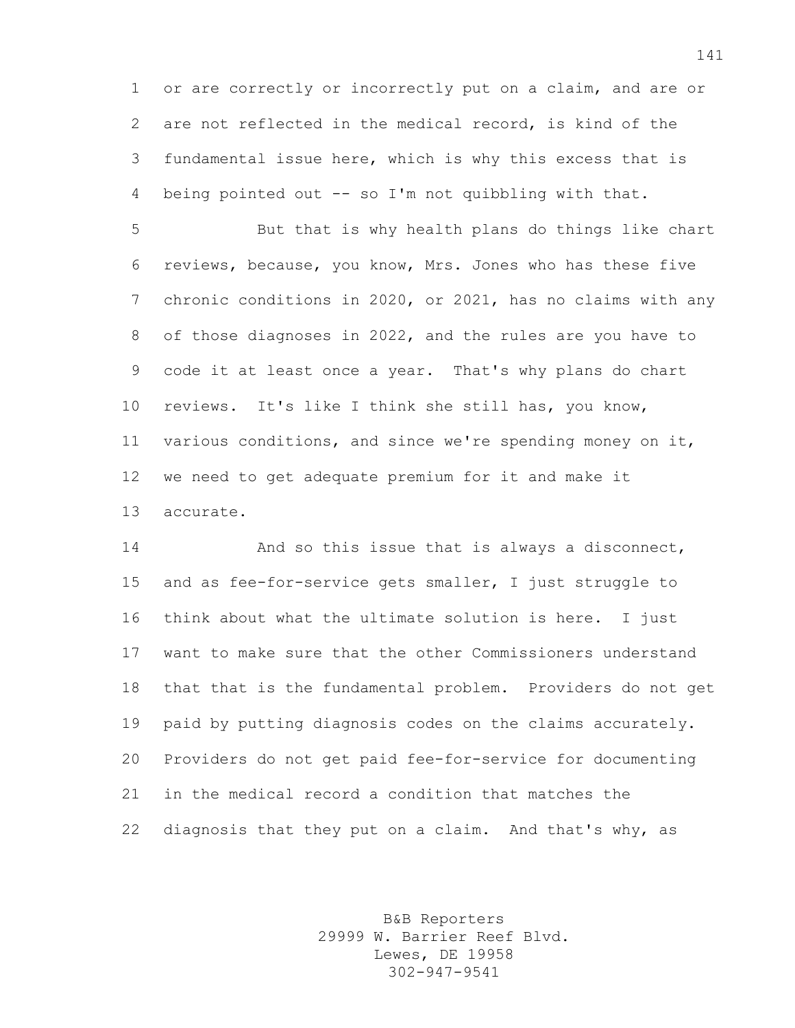or are correctly or incorrectly put on a claim, and are or are not reflected in the medical record, is kind of the fundamental issue here, which is why this excess that is being pointed out -- so I'm not quibbling with that.

But that is why health plans do things like chart reviews, because, you know, Mrs. Jones who has these five chronic conditions in 2020, or 2021, has no claims with any of those diagnoses in 2022, and the rules are you have to code it at least once a year. That's why plans do chart reviews. It's like I think she still has, you know, various conditions, and since we're spending money on it, we need to get adequate premium for it and make it accurate.

And so this issue that is always a disconnect, and as fee-for-service gets smaller, I just struggle to think about what the ultimate solution is here. I just want to make sure that the other Commissioners understand that that is the fundamental problem. Providers do not get paid by putting diagnosis codes on the claims accurately. Providers do not get paid fee-for-service for documenting in the medical record a condition that matches the diagnosis that they put on a claim. And that's why, as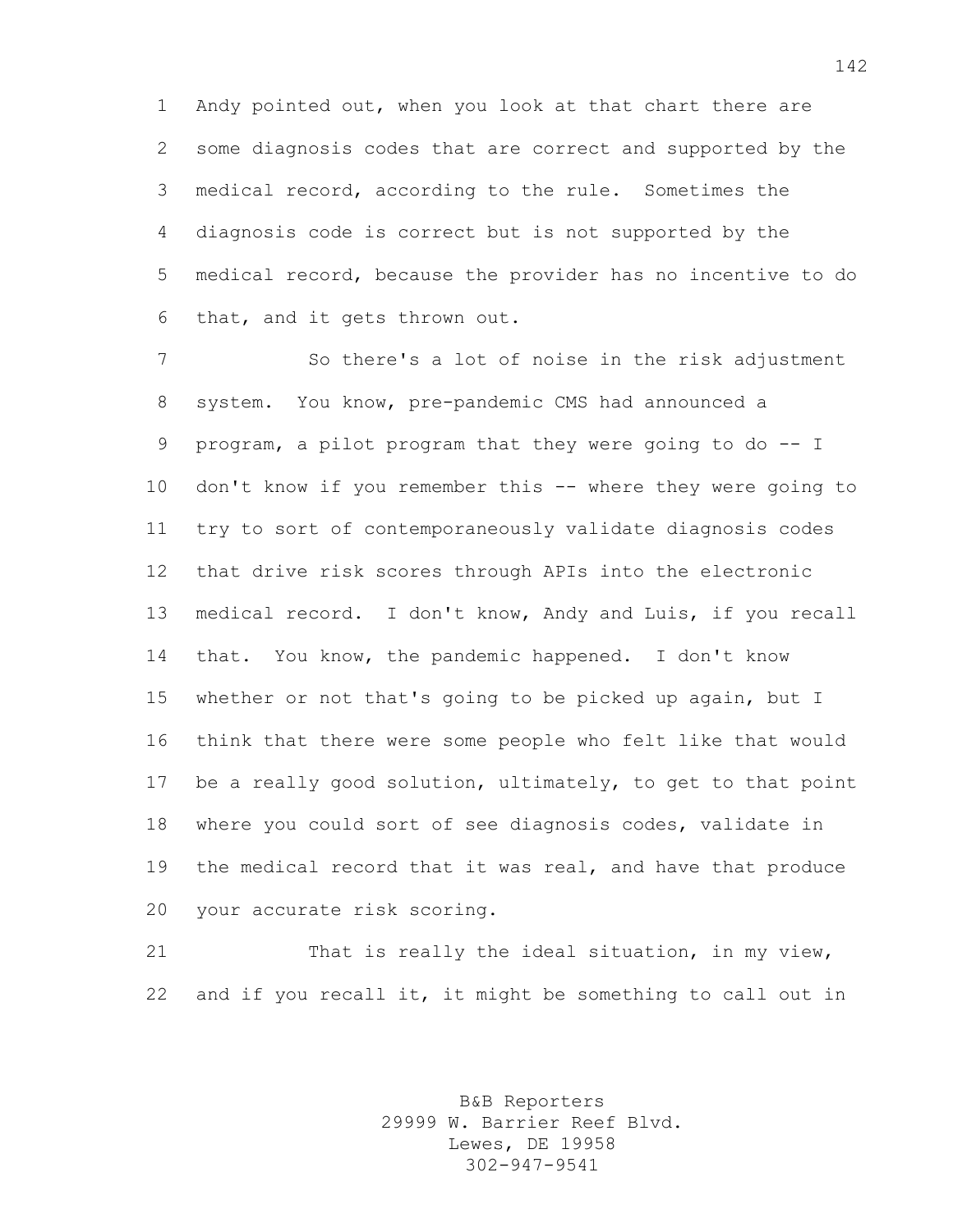Andy pointed out, when you look at that chart there are some diagnosis codes that are correct and supported by the medical record, according to the rule. Sometimes the diagnosis code is correct but is not supported by the medical record, because the provider has no incentive to do that, and it gets thrown out.

So there's a lot of noise in the risk adjustment system. You know, pre-pandemic CMS had announced a program, a pilot program that they were going to do -- I don't know if you remember this -- where they were going to try to sort of contemporaneously validate diagnosis codes that drive risk scores through APIs into the electronic medical record. I don't know, Andy and Luis, if you recall that. You know, the pandemic happened. I don't know whether or not that's going to be picked up again, but I think that there were some people who felt like that would be a really good solution, ultimately, to get to that point where you could sort of see diagnosis codes, validate in the medical record that it was real, and have that produce your accurate risk scoring.

That is really the ideal situation, in my view, and if you recall it, it might be something to call out in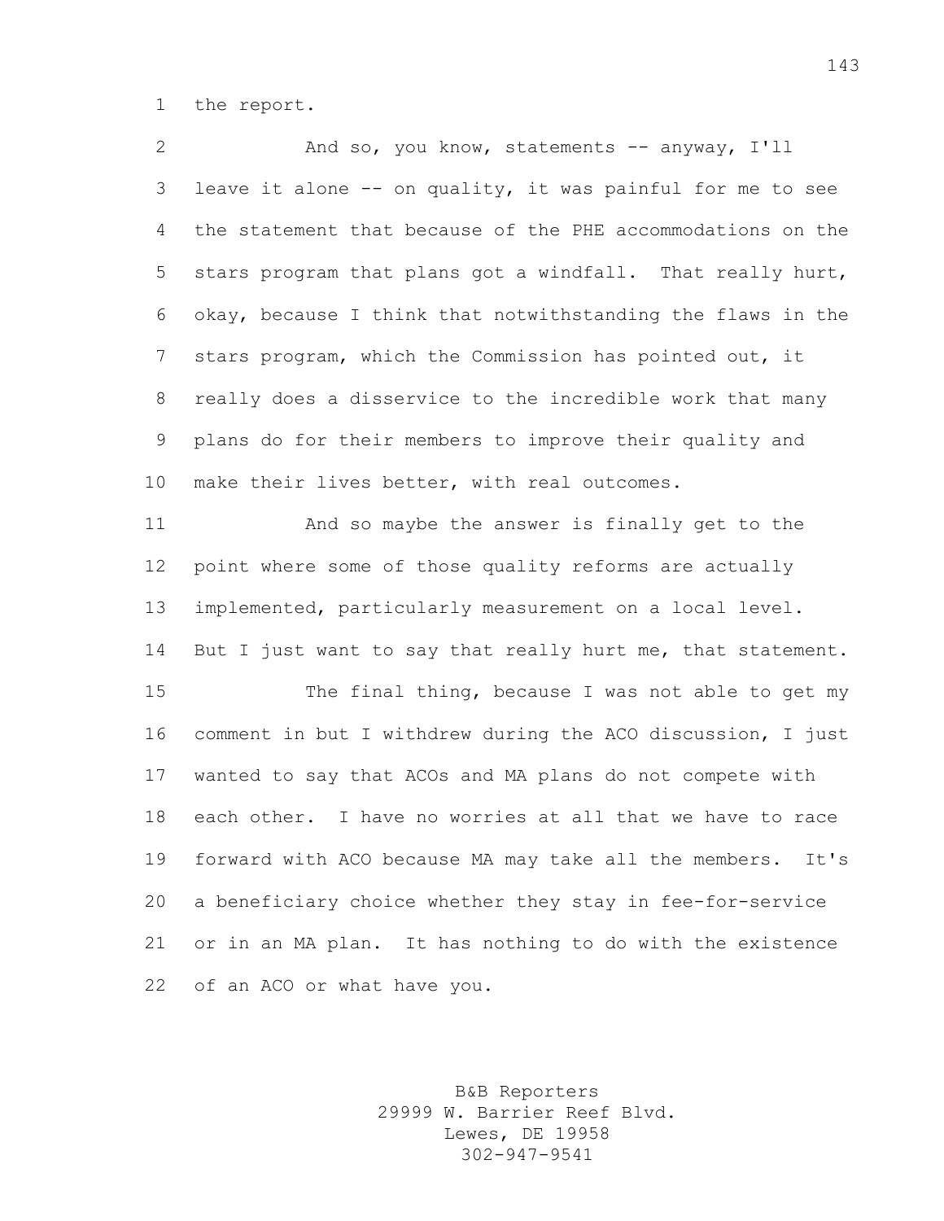the report.

And so, you know, statements -- anyway, I'll leave it alone -- on quality, it was painful for me to see the statement that because of the PHE accommodations on the stars program that plans got a windfall. That really hurt, okay, because I think that notwithstanding the flaws in the stars program, which the Commission has pointed out, it really does a disservice to the incredible work that many plans do for their members to improve their quality and make their lives better, with real outcomes.

And so maybe the answer is finally get to the point where some of those quality reforms are actually implemented, particularly measurement on a local level. But I just want to say that really hurt me, that statement.

The final thing, because I was not able to get my comment in but I withdrew during the ACO discussion, I just wanted to say that ACOs and MA plans do not compete with each other. I have no worries at all that we have to race forward with ACO because MA may take all the members. It's a beneficiary choice whether they stay in fee-for-service or in an MA plan. It has nothing to do with the existence of an ACO or what have you.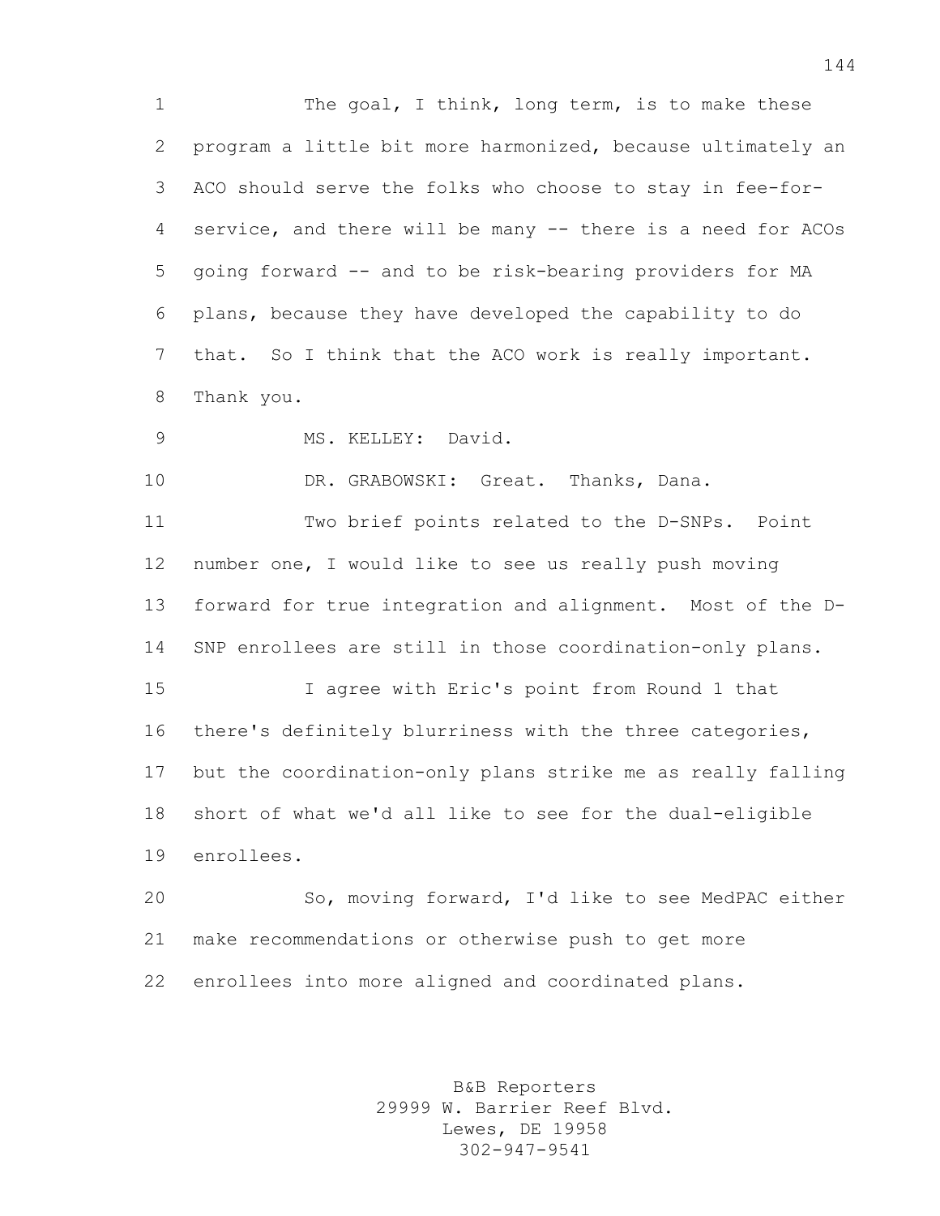The goal, I think, long term, is to make these program a little bit more harmonized, because ultimately an ACO should serve the folks who choose to stay in fee-for-service, and there will be many -- there is a need for ACOs going forward -- and to be risk-bearing providers for MA plans, because they have developed the capability to do that. So I think that the ACO work is really important. Thank you.

MS. KELLEY: David.

DR. GRABOWSKI: Great. Thanks, Dana.

Two brief points related to the D-SNPs. Point number one, I would like to see us really push moving forward for true integration and alignment. Most of the D-SNP enrollees are still in those coordination-only plans.

I agree with Eric's point from Round 1 that there's definitely blurriness with the three categories, but the coordination-only plans strike me as really falling short of what we'd all like to see for the dual-eligible enrollees.

So, moving forward, I'd like to see MedPAC either make recommendations or otherwise push to get more enrollees into more aligned and coordinated plans.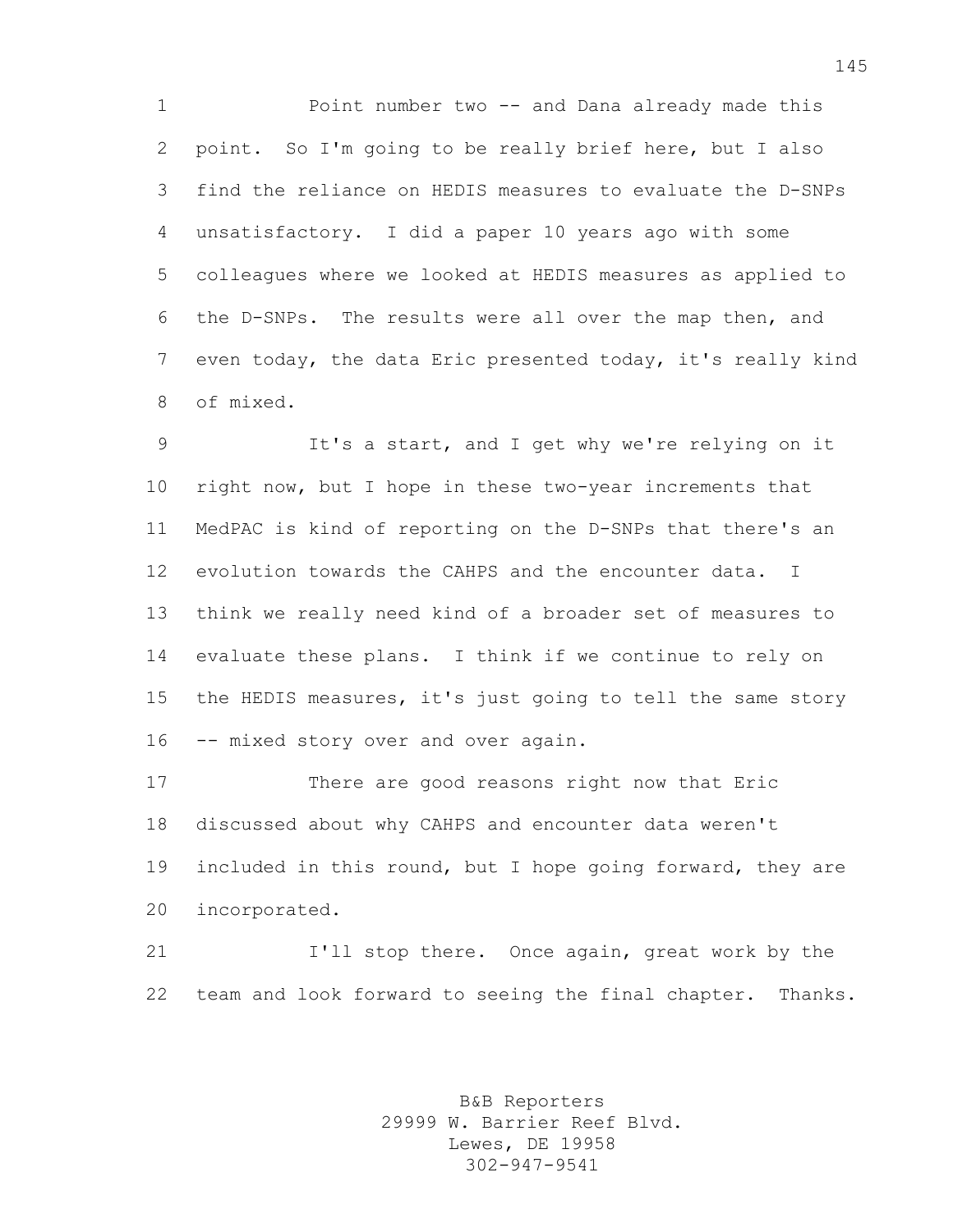Point number two -- and Dana already made this point. So I'm going to be really brief here, but I also find the reliance on HEDIS measures to evaluate the D-SNPs unsatisfactory. I did a paper 10 years ago with some colleagues where we looked at HEDIS measures as applied to the D-SNPs. The results were all over the map then, and even today, the data Eric presented today, it's really kind of mixed.

It's a start, and I get why we're relying on it right now, but I hope in these two-year increments that MedPAC is kind of reporting on the D-SNPs that there's an evolution towards the CAHPS and the encounter data. I think we really need kind of a broader set of measures to evaluate these plans. I think if we continue to rely on the HEDIS measures, it's just going to tell the same story -- mixed story over and over again.

There are good reasons right now that Eric discussed about why CAHPS and encounter data weren't included in this round, but I hope going forward, they are incorporated.

I'll stop there. Once again, great work by the team and look forward to seeing the final chapter. Thanks.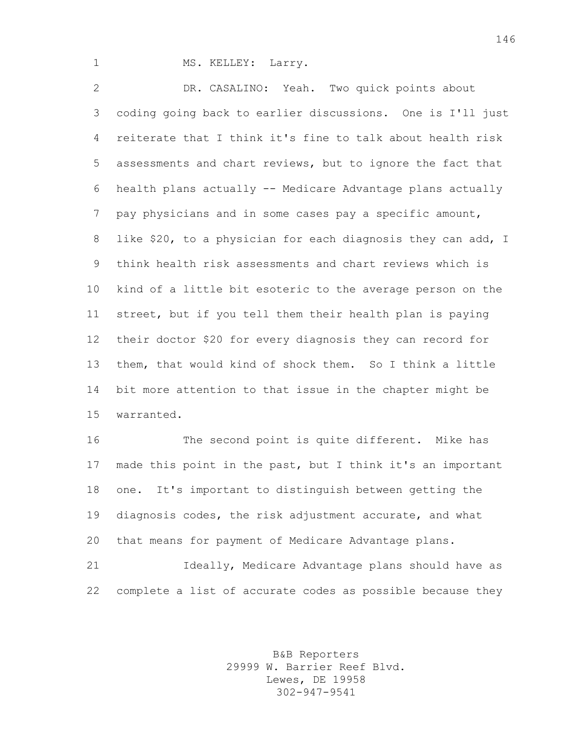MS. KELLEY: Larry.

DR. CASALINO: Yeah. Two quick points about coding going back to earlier discussions. One is I'll just reiterate that I think it's fine to talk about health risk assessments and chart reviews, but to ignore the fact that health plans actually -- Medicare Advantage plans actually pay physicians and in some cases pay a specific amount, like $20, to a physician for each diagnosis they can add, I think health risk assessments and chart reviews which is kind of a little bit esoteric to the average person on the street, but if you tell them their health plan is paying their doctor $20 for every diagnosis they can record for them, that would kind of shock them. So I think a little bit more attention to that issue in the chapter might be warranted.

The second point is quite different. Mike has made this point in the past, but I think it's an important one. It's important to distinguish between getting the diagnosis codes, the risk adjustment accurate, and what that means for payment of Medicare Advantage plans.

Ideally, Medicare Advantage plans should have as complete a list of accurate codes as possible because they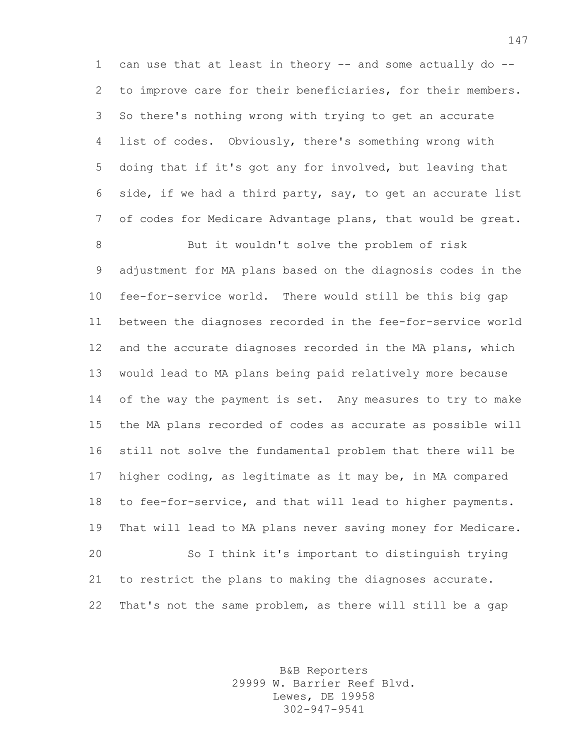can use that at least in theory -- and some actually do -- to improve care for their beneficiaries, for their members. So there's nothing wrong with trying to get an accurate list of codes. Obviously, there's something wrong with doing that if it's got any for involved, but leaving that side, if we had a third party, say, to get an accurate list of codes for Medicare Advantage plans, that would be great.

But it wouldn't solve the problem of risk adjustment for MA plans based on the diagnosis codes in the fee-for-service world. There would still be this big gap between the diagnoses recorded in the fee-for-service world and the accurate diagnoses recorded in the MA plans, which would lead to MA plans being paid relatively more because of the way the payment is set. Any measures to try to make the MA plans recorded of codes as accurate as possible will still not solve the fundamental problem that there will be higher coding, as legitimate as it may be, in MA compared to fee-for-service, and that will lead to higher payments. That will lead to MA plans never saving money for Medicare.

So I think it's important to distinguish trying to restrict the plans to making the diagnoses accurate. That's not the same problem, as there will still be a gap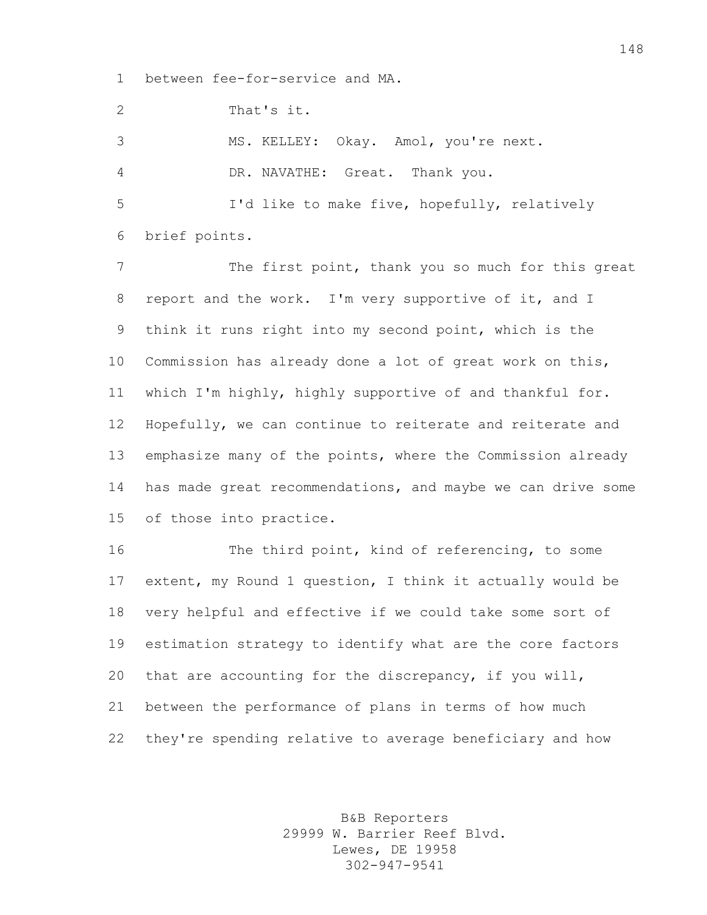between fee-for-service and MA.

That's it.

MS. KELLEY: Okay. Amol, you're next.

DR. NAVATHE: Great. Thank you.

I'd like to make five, hopefully, relatively brief points.

The first point, thank you so much for this great report and the work. I'm very supportive of it, and I think it runs right into my second point, which is the Commission has already done a lot of great work on this, which I'm highly, highly supportive of and thankful for. Hopefully, we can continue to reiterate and reiterate and emphasize many of the points, where the Commission already has made great recommendations, and maybe we can drive some of those into practice.

The third point, kind of referencing, to some extent, my Round 1 question, I think it actually would be very helpful and effective if we could take some sort of estimation strategy to identify what are the core factors that are accounting for the discrepancy, if you will, between the performance of plans in terms of how much they're spending relative to average beneficiary and how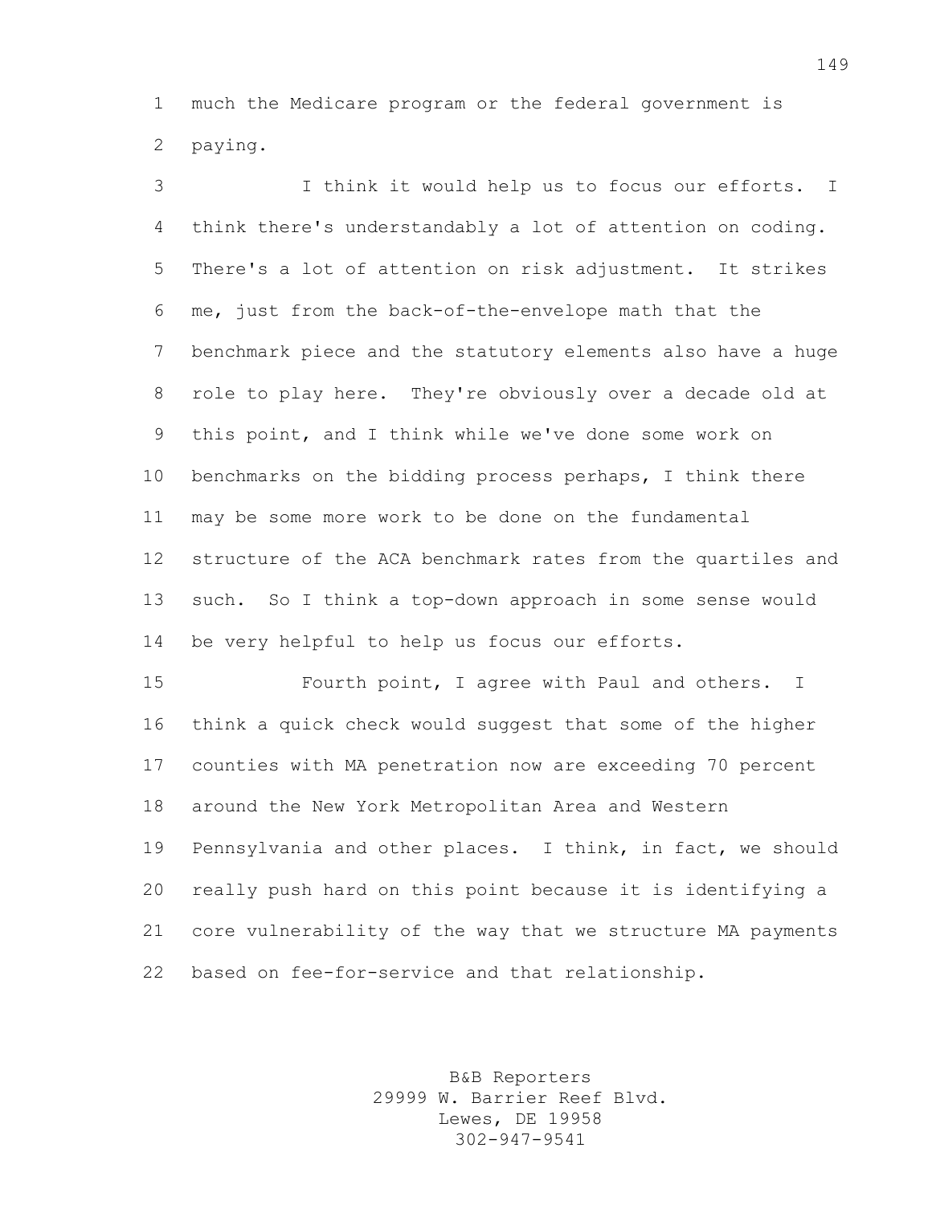much the Medicare program or the federal government is paying.

I think it would help us to focus our efforts. I think there's understandably a lot of attention on coding. There's a lot of attention on risk adjustment. It strikes me, just from the back-of-the-envelope math that the benchmark piece and the statutory elements also have a huge role to play here. They're obviously over a decade old at this point, and I think while we've done some work on benchmarks on the bidding process perhaps, I think there may be some more work to be done on the fundamental structure of the ACA benchmark rates from the quartiles and such. So I think a top-down approach in some sense would be very helpful to help us focus our efforts.

Fourth point, I agree with Paul and others. I think a quick check would suggest that some of the higher counties with MA penetration now are exceeding 70 percent around the New York Metropolitan Area and Western Pennsylvania and other places. I think, in fact, we should really push hard on this point because it is identifying a core vulnerability of the way that we structure MA payments based on fee-for-service and that relationship.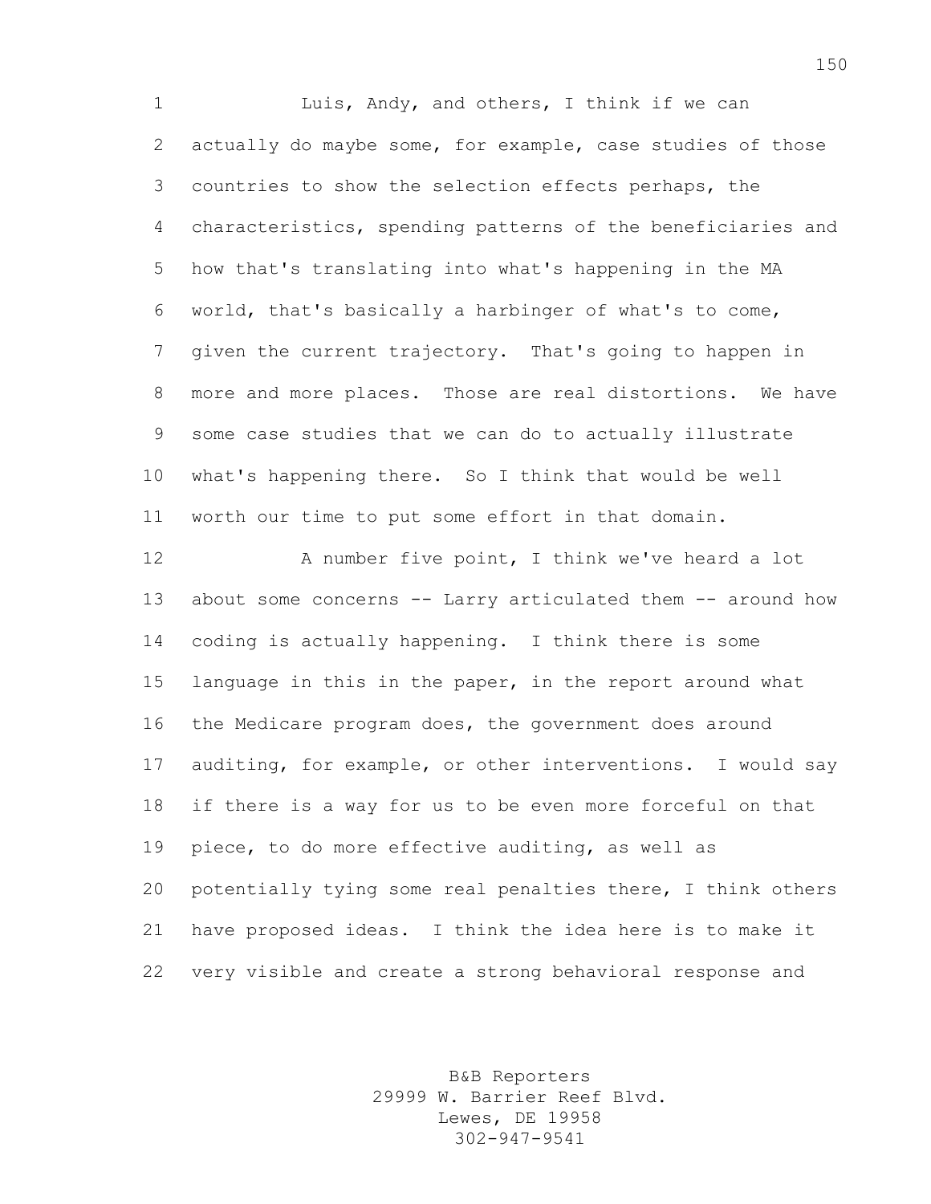Luis, Andy, and others, I think if we can actually do maybe some, for example, case studies of those countries to show the selection effects perhaps, the characteristics, spending patterns of the beneficiaries and how that's translating into what's happening in the MA world, that's basically a harbinger of what's to come, given the current trajectory. That's going to happen in more and more places. Those are real distortions. We have some case studies that we can do to actually illustrate what's happening there. So I think that would be well worth our time to put some effort in that domain.

A number five point, I think we've heard a lot about some concerns -- Larry articulated them -- around how coding is actually happening. I think there is some language in this in the paper, in the report around what the Medicare program does, the government does around auditing, for example, or other interventions. I would say if there is a way for us to be even more forceful on that piece, to do more effective auditing, as well as potentially tying some real penalties there, I think others have proposed ideas. I think the idea here is to make it very visible and create a strong behavioral response and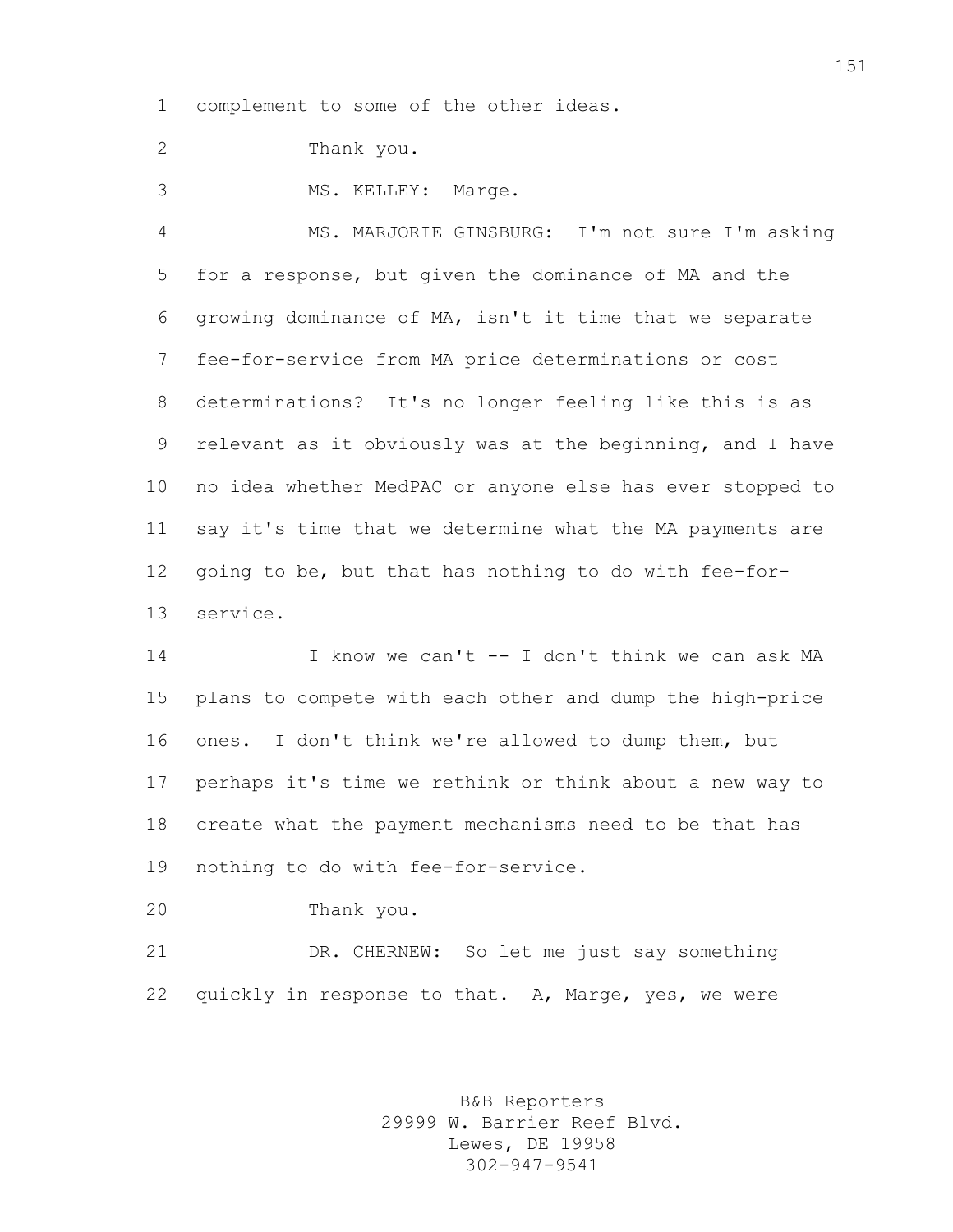complement to some of the other ideas.

Thank you.

MS. KELLEY: Marge.

MS. MARJORIE GINSBURG: I'm not sure I'm asking for a response, but given the dominance of MA and the growing dominance of MA, isn't it time that we separate fee-for-service from MA price determinations or cost determinations? It's no longer feeling like this is as relevant as it obviously was at the beginning, and I have no idea whether MedPAC or anyone else has ever stopped to say it's time that we determine what the MA payments are going to be, but that has nothing to do with fee-for-service.

I know we can't -- I don't think we can ask MA plans to compete with each other and dump the high-price ones. I don't think we're allowed to dump them, but perhaps it's time we rethink or think about a new way to create what the payment mechanisms need to be that has nothing to do with fee-for-service.

Thank you.

DR. CHERNEW: So let me just say something quickly in response to that. A, Marge, yes, we were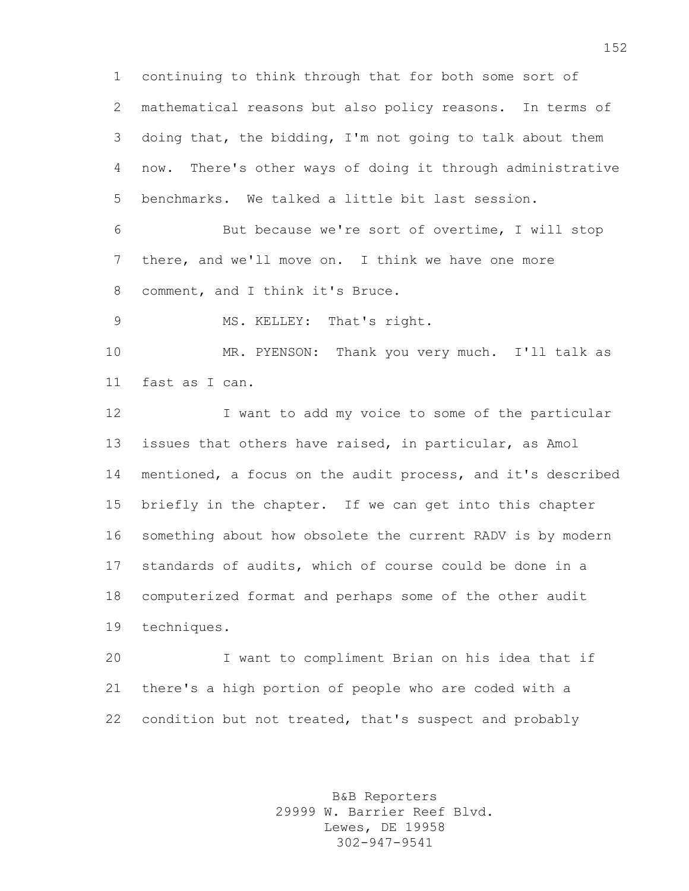continuing to think through that for both some sort of mathematical reasons but also policy reasons. In terms of doing that, the bidding, I'm not going to talk about them now. There's other ways of doing it through administrative benchmarks. We talked a little bit last session.

But because we're sort of overtime, I will stop there, and we'll move on. I think we have one more comment, and I think it's Bruce.

MS. KELLEY: That's right.

MR. PYENSON: Thank you very much. I'll talk as fast as I can.

I want to add my voice to some of the particular issues that others have raised, in particular, as Amol mentioned, a focus on the audit process, and it's described briefly in the chapter. If we can get into this chapter something about how obsolete the current RADV is by modern standards of audits, which of course could be done in a computerized format and perhaps some of the other audit techniques.

I want to compliment Brian on his idea that if there's a high portion of people who are coded with a condition but not treated, that's suspect and probably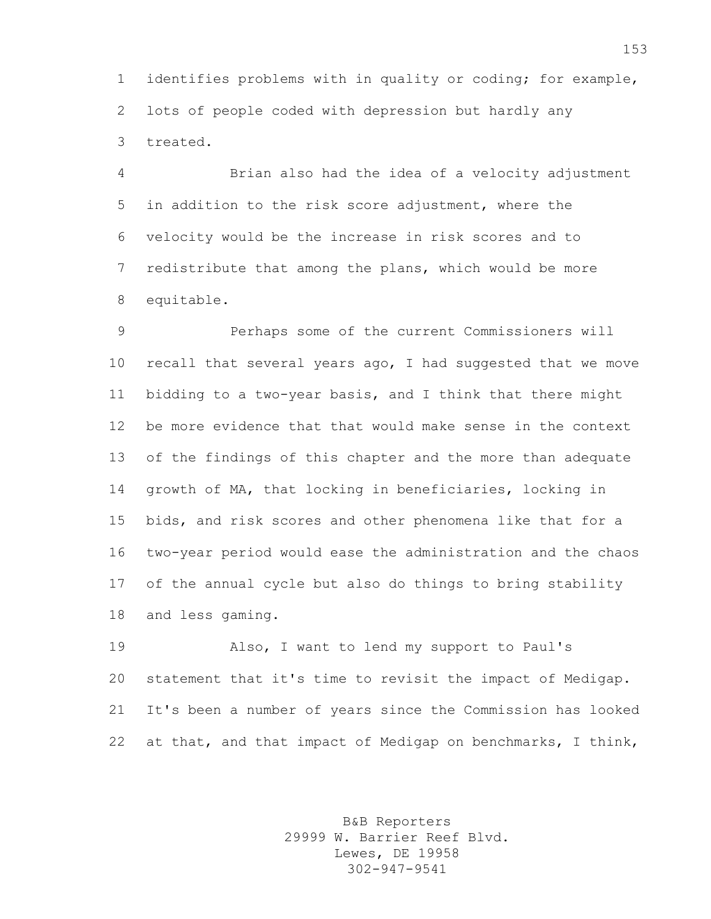identifies problems with in quality or coding; for example, lots of people coded with depression but hardly any treated.

Brian also had the idea of a velocity adjustment in addition to the risk score adjustment, where the velocity would be the increase in risk scores and to redistribute that among the plans, which would be more equitable.

Perhaps some of the current Commissioners will recall that several years ago, I had suggested that we move bidding to a two-year basis, and I think that there might be more evidence that that would make sense in the context of the findings of this chapter and the more than adequate growth of MA, that locking in beneficiaries, locking in bids, and risk scores and other phenomena like that for a two-year period would ease the administration and the chaos of the annual cycle but also do things to bring stability and less gaming.

Also, I want to lend my support to Paul's statement that it's time to revisit the impact of Medigap. It's been a number of years since the Commission has looked at that, and that impact of Medigap on benchmarks, I think,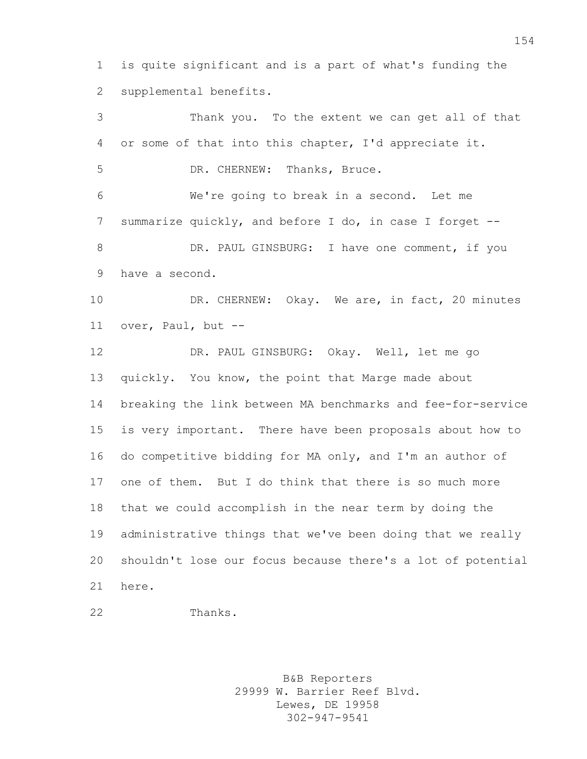is quite significant and is a part of what's funding the supplemental benefits.

Thank you. To the extent we can get all of that or some of that into this chapter, I'd appreciate it.

DR. CHERNEW: Thanks, Bruce.

We're going to break in a second. Let me summarize quickly, and before I do, in case I forget --

DR. PAUL GINSBURG: I have one comment, if you have a second.

DR. CHERNEW: Okay. We are, in fact, 20 minutes over, Paul, but --

DR. PAUL GINSBURG: Okay. Well, let me go quickly. You know, the point that Marge made about breaking the link between MA benchmarks and fee-for-service is very important. There have been proposals about how to do competitive bidding for MA only, and I'm an author of one of them. But I do think that there is so much more that we could accomplish in the near term by doing the administrative things that we've been doing that we really shouldn't lose our focus because there's a lot of potential here.

Thanks.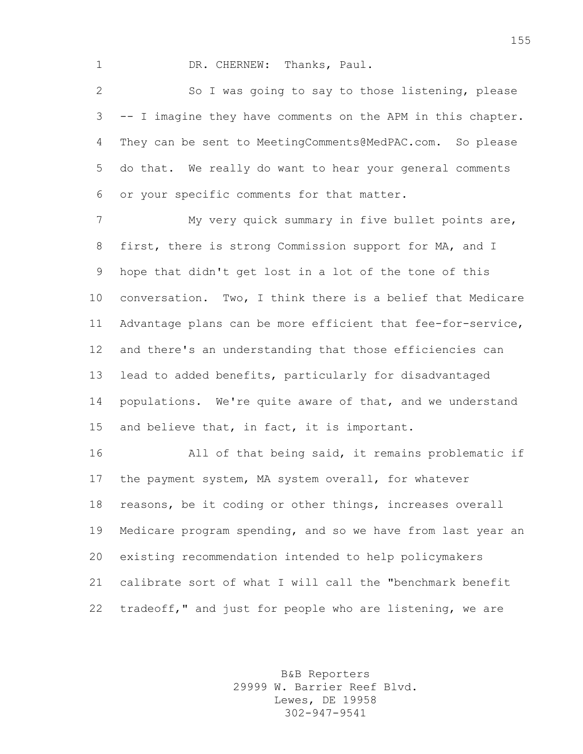DR. CHERNEW: Thanks, Paul.

So I was going to say to those listening, please -- I imagine they have comments on the APM in this chapter. They can be sent to MeetingComments@MedPAC.com. So please do that. We really do want to hear your general comments or your specific comments for that matter.

My very quick summary in five bullet points are, first, there is strong Commission support for MA, and I hope that didn't get lost in a lot of the tone of this conversation. Two, I think there is a belief that Medicare Advantage plans can be more efficient that fee-for-service, and there's an understanding that those efficiencies can lead to added benefits, particularly for disadvantaged populations. We're quite aware of that, and we understand and believe that, in fact, it is important.

All of that being said, it remains problematic if the payment system, MA system overall, for whatever reasons, be it coding or other things, increases overall Medicare program spending, and so we have from last year an existing recommendation intended to help policymakers calibrate sort of what I will call the "benchmark benefit tradeoff," and just for people who are listening, we are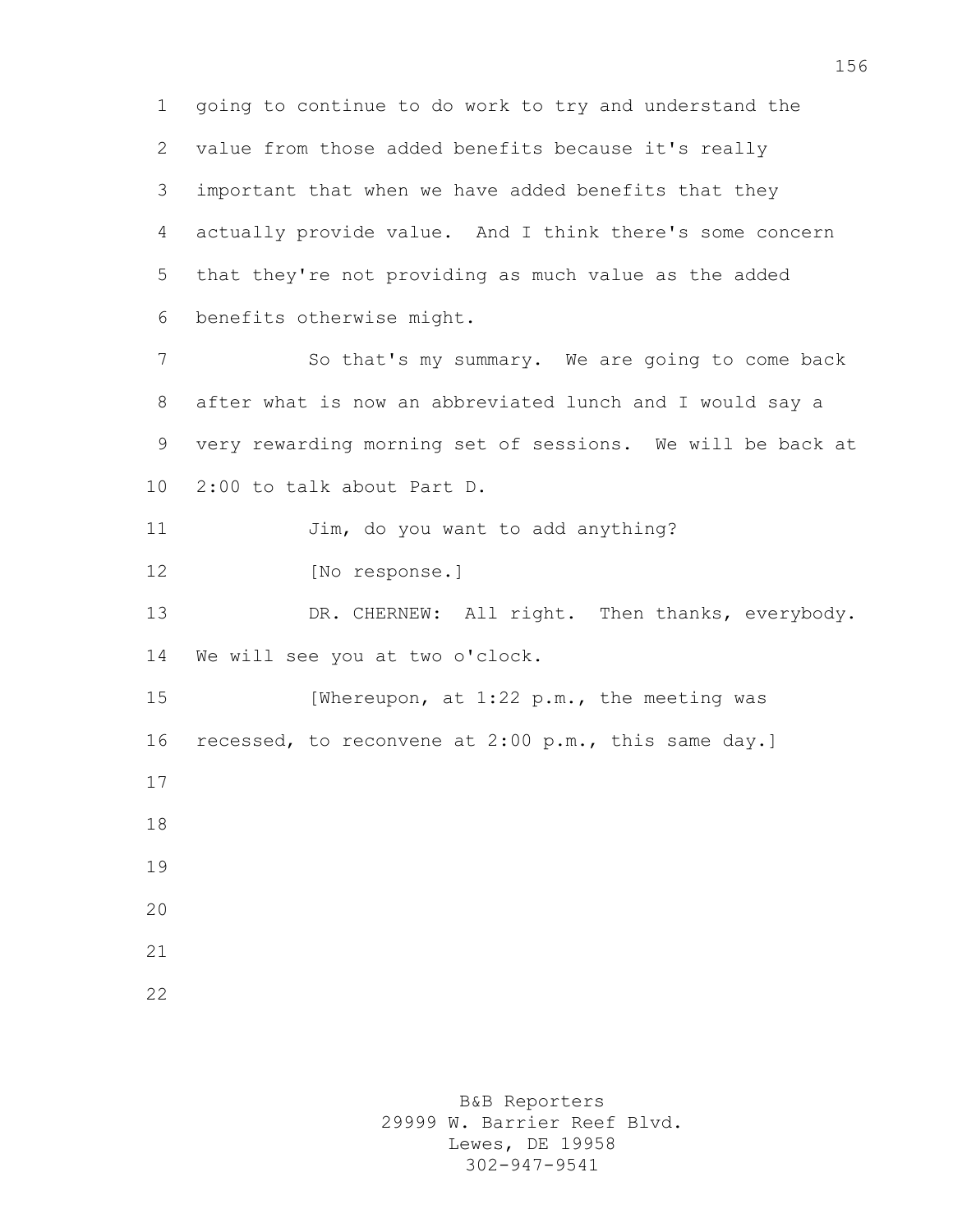going to continue to do work to try and understand the value from those added benefits because it's really important that when we have added benefits that they actually provide value. And I think there's some concern that they're not providing as much value as the added benefits otherwise might.

So that's my summary. We are going to come back after what is now an abbreviated lunch and I would say a very rewarding morning set of sessions. We will be back at 2:00 to talk about Part D.

Jim, do you want to add anything?

[No response.]

DR. CHERNEW: All right. Then thanks, everybody. We will see you at two o'clock.

[Whereupon, at 1:22 p.m., the meeting was recessed, to reconvene at 2:00 p.m., this same day.]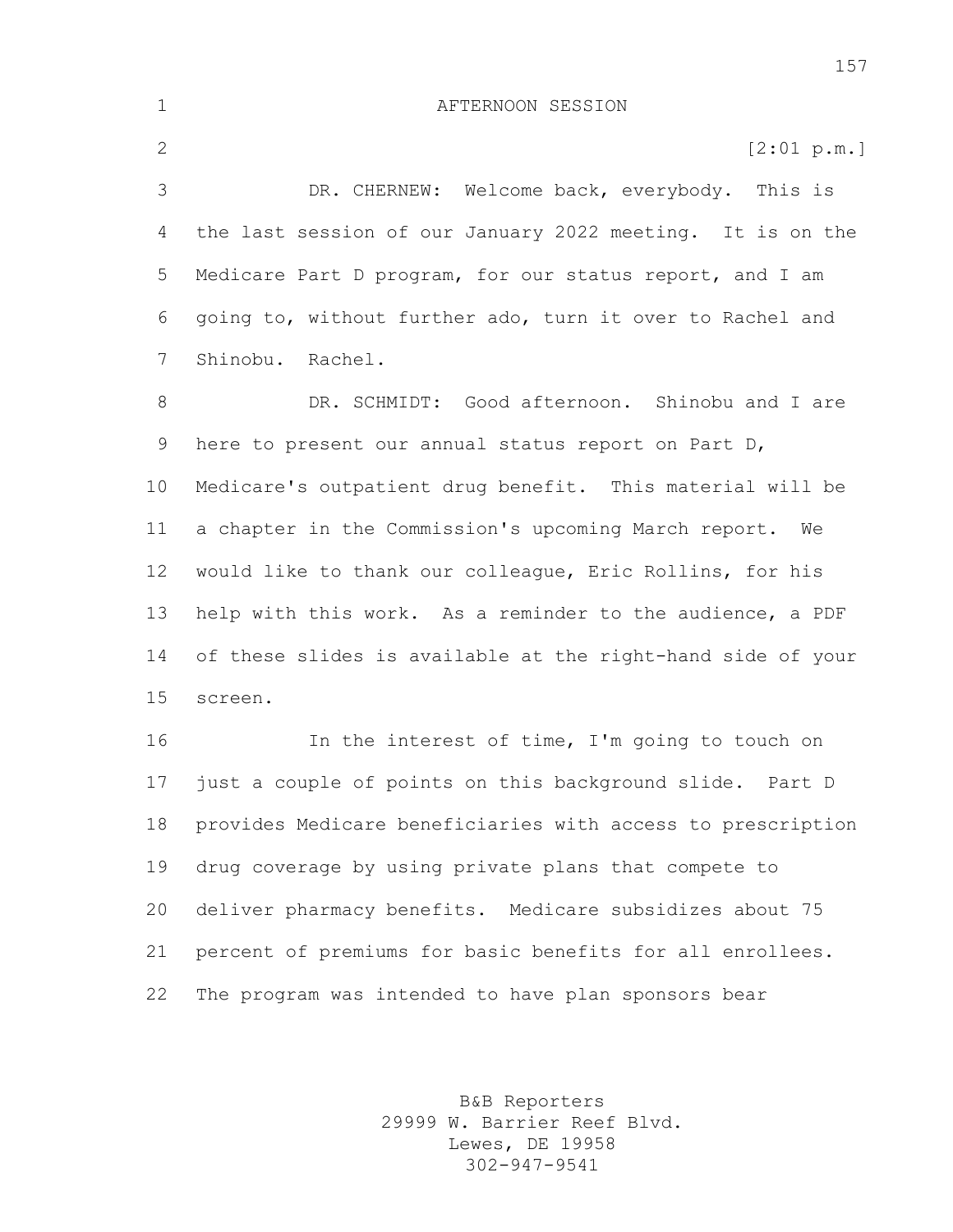AFTERNOON SESSION

[2:01 p.m.]

DR. CHERNEW: Welcome back, everybody. This is the last session of our January 2022 meeting. It is on the Medicare Part D program, for our status report, and I am going to, without further ado, turn it over to Rachel and Shinobu. Rachel.

DR. SCHMIDT: Good afternoon. Shinobu and I are here to present our annual status report on Part D, Medicare's outpatient drug benefit. This material will be a chapter in the Commission's upcoming March report. We would like to thank our colleague, Eric Rollins, for his help with this work. As a reminder to the audience, a PDF of these slides is available at the right-hand side of your screen.

In the interest of time, I'm going to touch on just a couple of points on this background slide. Part D provides Medicare beneficiaries with access to prescription drug coverage by using private plans that compete to deliver pharmacy benefits. Medicare subsidizes about 75 percent of premiums for basic benefits for all enrollees. The program was intended to have plan sponsors bear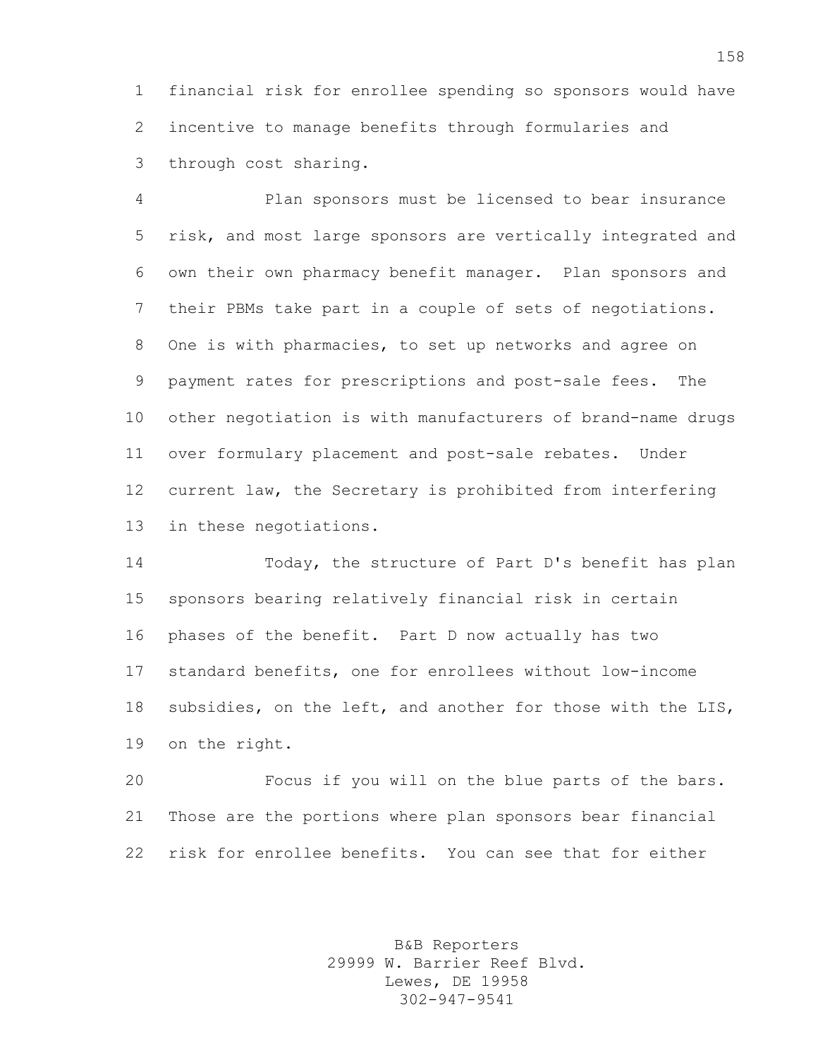financial risk for enrollee spending so sponsors would have incentive to manage benefits through formularies and through cost sharing.

Plan sponsors must be licensed to bear insurance risk, and most large sponsors are vertically integrated and own their own pharmacy benefit manager. Plan sponsors and their PBMs take part in a couple of sets of negotiations. One is with pharmacies, to set up networks and agree on payment rates for prescriptions and post-sale fees. The other negotiation is with manufacturers of brand-name drugs over formulary placement and post-sale rebates. Under current law, the Secretary is prohibited from interfering in these negotiations.

Today, the structure of Part D's benefit has plan sponsors bearing relatively financial risk in certain phases of the benefit. Part D now actually has two standard benefits, one for enrollees without low-income subsidies, on the left, and another for those with the LIS, on the right.

Focus if you will on the blue parts of the bars. Those are the portions where plan sponsors bear financial risk for enrollee benefits. You can see that for either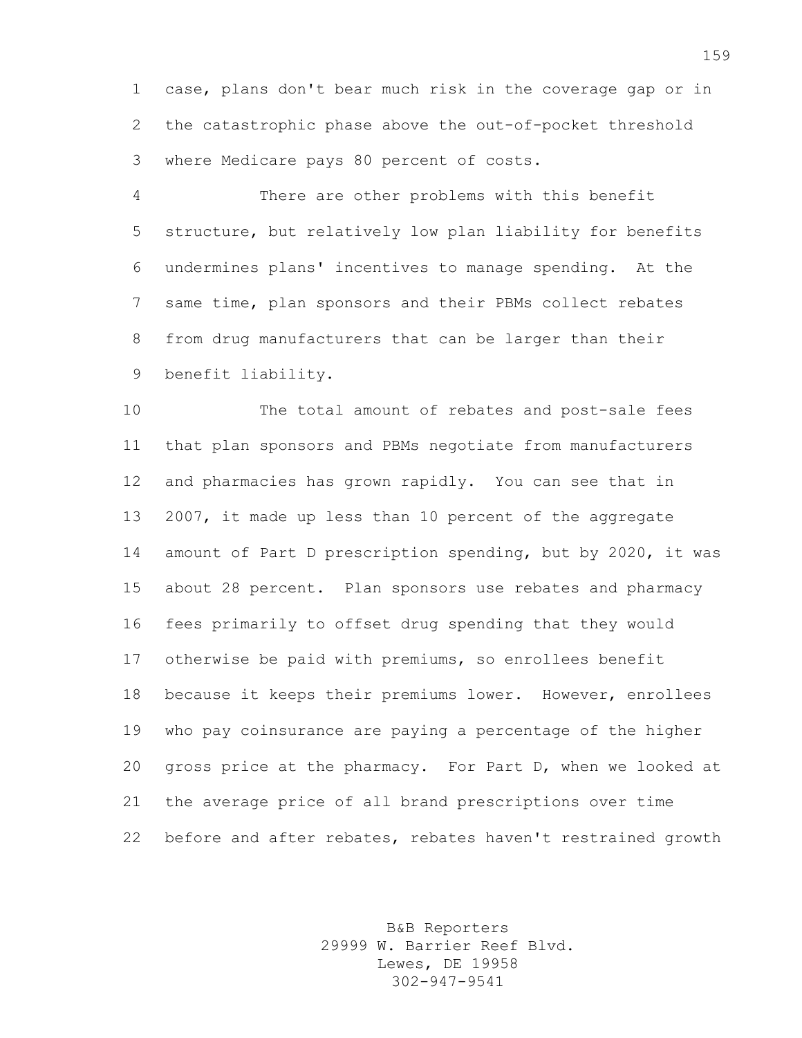case, plans don't bear much risk in the coverage gap or in the catastrophic phase above the out-of-pocket threshold where Medicare pays 80 percent of costs.

There are other problems with this benefit structure, but relatively low plan liability for benefits undermines plans' incentives to manage spending. At the same time, plan sponsors and their PBMs collect rebates from drug manufacturers that can be larger than their benefit liability.

The total amount of rebates and post-sale fees that plan sponsors and PBMs negotiate from manufacturers and pharmacies has grown rapidly. You can see that in 2007, it made up less than 10 percent of the aggregate amount of Part D prescription spending, but by 2020, it was about 28 percent. Plan sponsors use rebates and pharmacy fees primarily to offset drug spending that they would otherwise be paid with premiums, so enrollees benefit because it keeps their premiums lower. However, enrollees who pay coinsurance are paying a percentage of the higher gross price at the pharmacy. For Part D, when we looked at the average price of all brand prescriptions over time before and after rebates, rebates haven't restrained growth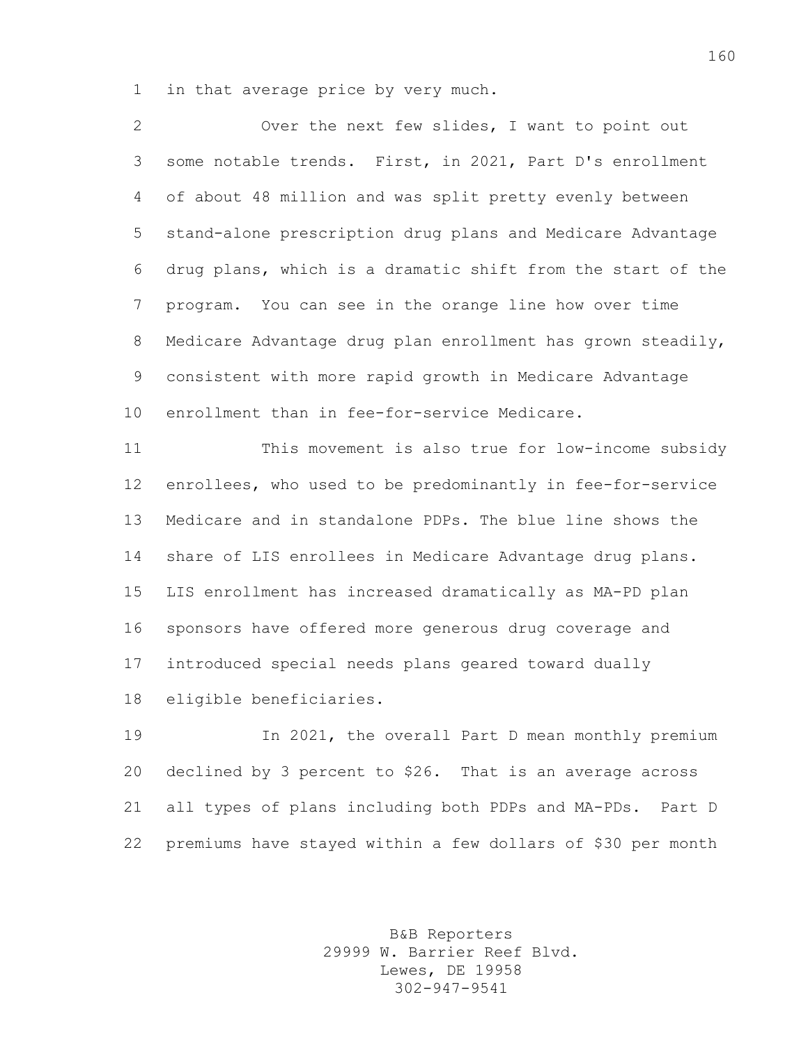in that average price by very much.

Over the next few slides, I want to point out some notable trends. First, in 2021, Part D's enrollment of about 48 million and was split pretty evenly between stand-alone prescription drug plans and Medicare Advantage drug plans, which is a dramatic shift from the start of the program. You can see in the orange line how over time Medicare Advantage drug plan enrollment has grown steadily, consistent with more rapid growth in Medicare Advantage enrollment than in fee-for-service Medicare.

This movement is also true for low-income subsidy enrollees, who used to be predominantly in fee-for-service Medicare and in standalone PDPs. The blue line shows the share of LIS enrollees in Medicare Advantage drug plans. LIS enrollment has increased dramatically as MA-PD plan sponsors have offered more generous drug coverage and introduced special needs plans geared toward dually eligible beneficiaries.

In 2021, the overall Part D mean monthly premium declined by 3 percent to $26. That is an average across all types of plans including both PDPs and MA-PDs. Part D premiums have stayed within a few dollars of $30 per month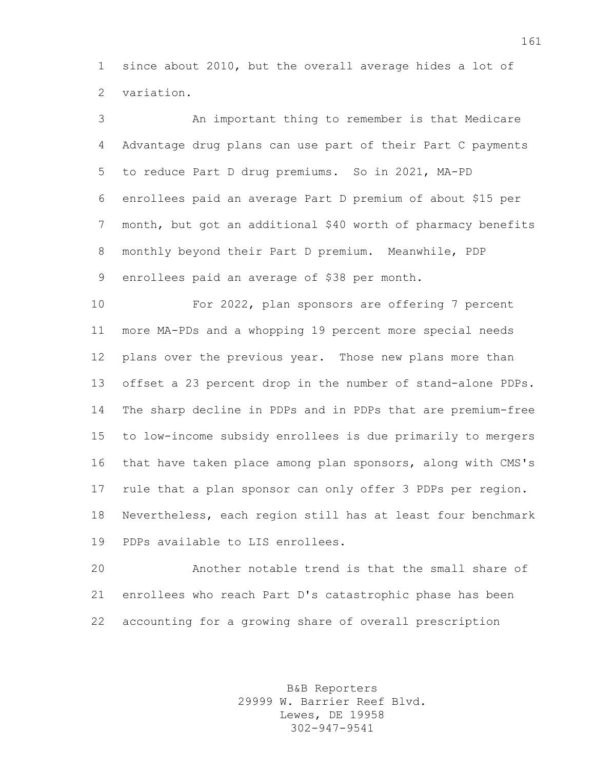since about 2010, but the overall average hides a lot of variation.

An important thing to remember is that Medicare Advantage drug plans can use part of their Part C payments to reduce Part D drug premiums. So in 2021, MA-PD enrollees paid an average Part D premium of about $15 per month, but got an additional $40 worth of pharmacy benefits monthly beyond their Part D premium. Meanwhile, PDP enrollees paid an average of $38 per month.

For 2022, plan sponsors are offering 7 percent more MA-PDs and a whopping 19 percent more special needs plans over the previous year. Those new plans more than offset a 23 percent drop in the number of stand-alone PDPs. The sharp decline in PDPs and in PDPs that are premium-free to low-income subsidy enrollees is due primarily to mergers that have taken place among plan sponsors, along with CMS's rule that a plan sponsor can only offer 3 PDPs per region. Nevertheless, each region still has at least four benchmark PDPs available to LIS enrollees.

Another notable trend is that the small share of enrollees who reach Part D's catastrophic phase has been accounting for a growing share of overall prescription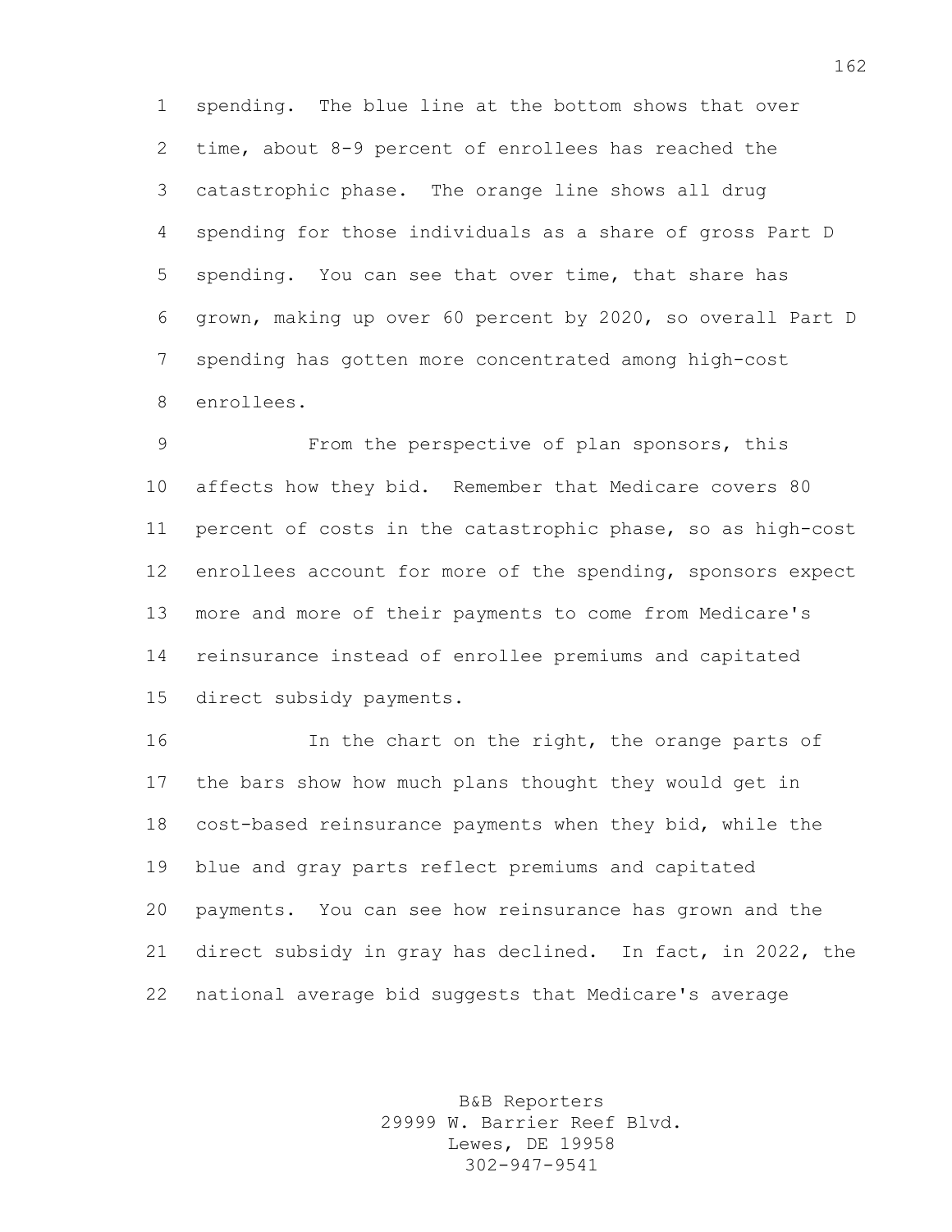spending. The blue line at the bottom shows that over time, about 8-9 percent of enrollees has reached the catastrophic phase. The orange line shows all drug spending for those individuals as a share of gross Part D spending. You can see that over time, that share has grown, making up over 60 percent by 2020, so overall Part D spending has gotten more concentrated among high-cost enrollees.

From the perspective of plan sponsors, this affects how they bid. Remember that Medicare covers 80 percent of costs in the catastrophic phase, so as high-cost enrollees account for more of the spending, sponsors expect more and more of their payments to come from Medicare's reinsurance instead of enrollee premiums and capitated direct subsidy payments.

In the chart on the right, the orange parts of the bars show how much plans thought they would get in cost-based reinsurance payments when they bid, while the blue and gray parts reflect premiums and capitated payments. You can see how reinsurance has grown and the direct subsidy in gray has declined. In fact, in 2022, the national average bid suggests that Medicare's average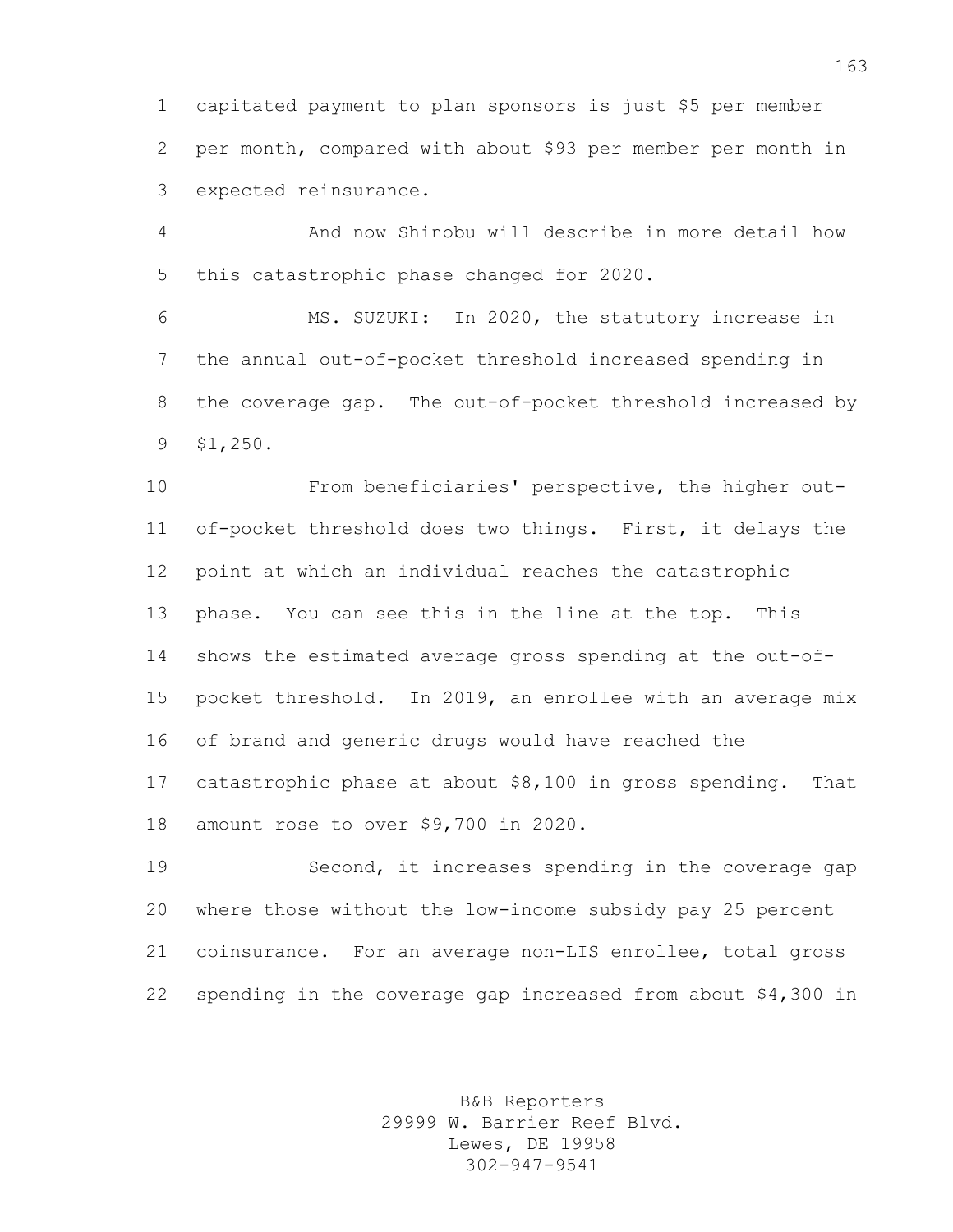capitated payment to plan sponsors is just $5 per member per month, compared with about $93 per member per month in expected reinsurance.

And now Shinobu will describe in more detail how this catastrophic phase changed for 2020.

MS. SUZUKI: In 2020, the statutory increase in the annual out-of-pocket threshold increased spending in the coverage gap. The out-of-pocket threshold increased by $1,250.

From beneficiaries' perspective, the higher out-of-pocket threshold does two things. First, it delays the point at which an individual reaches the catastrophic phase. You can see this in the line at the top. This shows the estimated average gross spending at the out-of-pocket threshold. In 2019, an enrollee with an average mix of brand and generic drugs would have reached the catastrophic phase at about $8,100 in gross spending. That amount rose to over $9,700 in 2020.

Second, it increases spending in the coverage gap where those without the low-income subsidy pay 25 percent coinsurance. For an average non-LIS enrollee, total gross spending in the coverage gap increased from about $4,300 in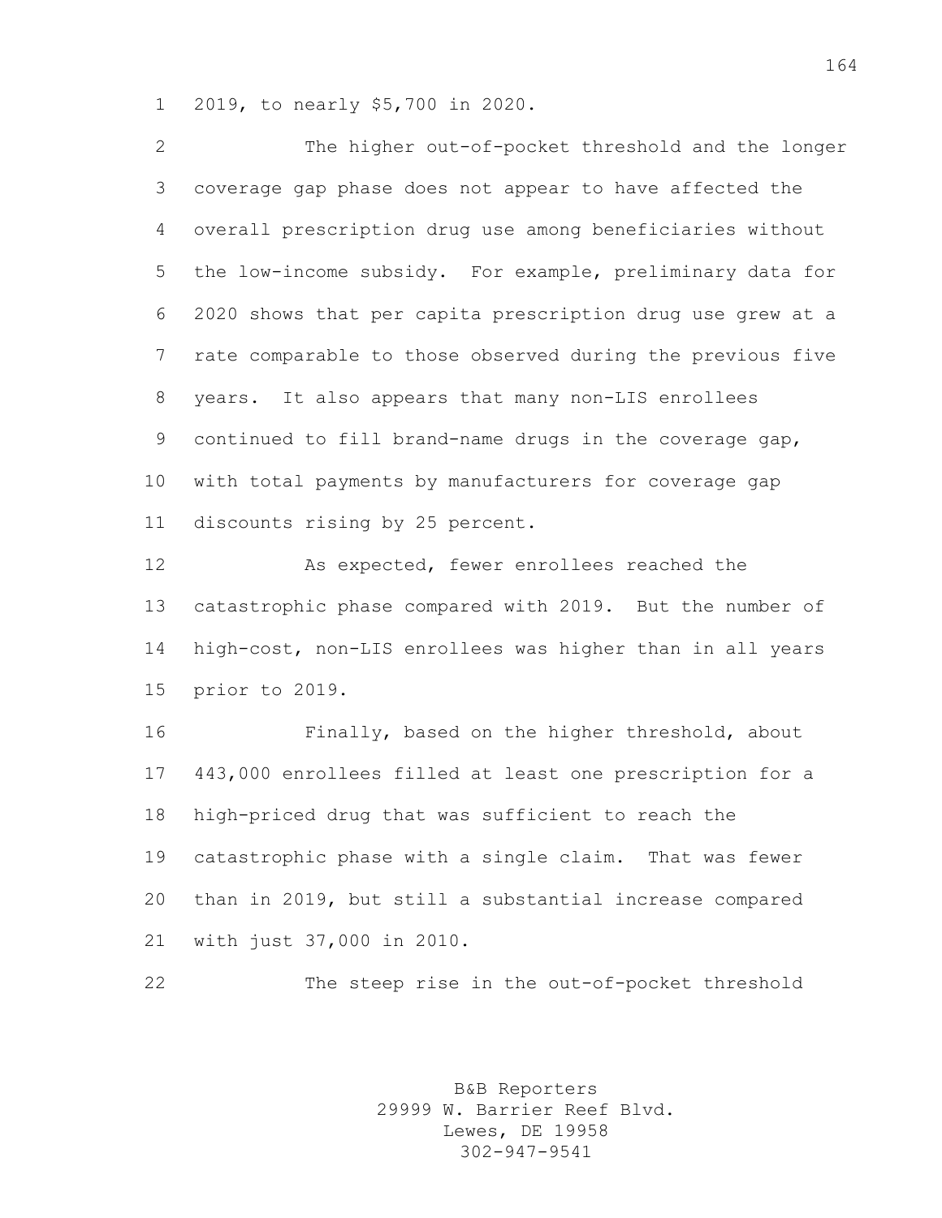2019, to nearly $5,700 in 2020.

The higher out-of-pocket threshold and the longer coverage gap phase does not appear to have affected the overall prescription drug use among beneficiaries without the low-income subsidy. For example, preliminary data for 2020 shows that per capita prescription drug use grew at a rate comparable to those observed during the previous five years. It also appears that many non-LIS enrollees continued to fill brand-name drugs in the coverage gap, with total payments by manufacturers for coverage gap discounts rising by 25 percent.

As expected, fewer enrollees reached the catastrophic phase compared with 2019. But the number of high-cost, non-LIS enrollees was higher than in all years prior to 2019.

Finally, based on the higher threshold, about 443,000 enrollees filled at least one prescription for a high-priced drug that was sufficient to reach the catastrophic phase with a single claim. That was fewer than in 2019, but still a substantial increase compared with just 37,000 in 2010.

The steep rise in the out-of-pocket threshold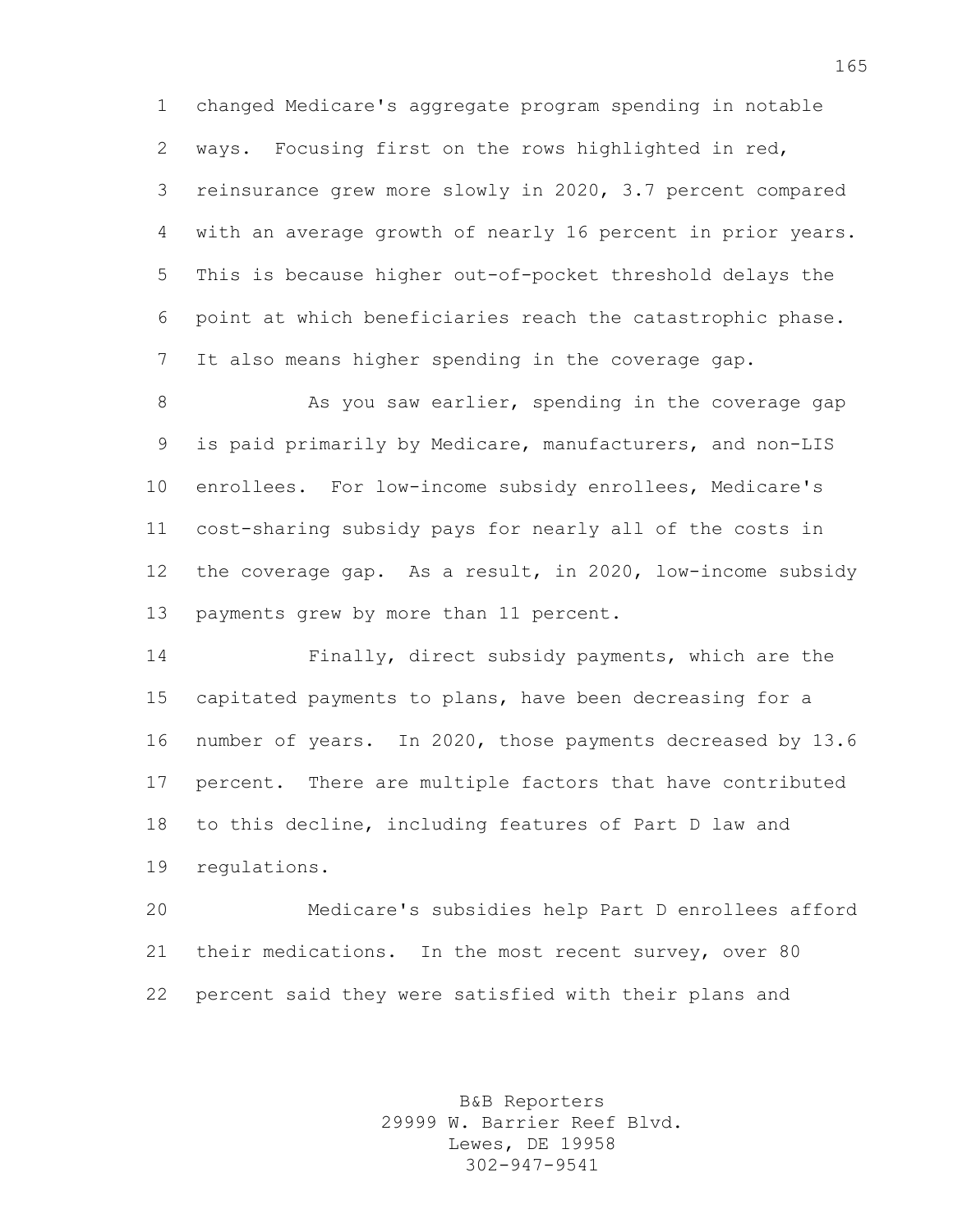changed Medicare's aggregate program spending in notable ways. Focusing first on the rows highlighted in red, reinsurance grew more slowly in 2020, 3.7 percent compared with an average growth of nearly 16 percent in prior years. This is because higher out-of-pocket threshold delays the point at which beneficiaries reach the catastrophic phase. It also means higher spending in the coverage gap.

As you saw earlier, spending in the coverage gap is paid primarily by Medicare, manufacturers, and non-LIS enrollees. For low-income subsidy enrollees, Medicare's cost-sharing subsidy pays for nearly all of the costs in the coverage gap. As a result, in 2020, low-income subsidy payments grew by more than 11 percent.

Finally, direct subsidy payments, which are the capitated payments to plans, have been decreasing for a number of years. In 2020, those payments decreased by 13.6 percent. There are multiple factors that have contributed to this decline, including features of Part D law and regulations.

Medicare's subsidies help Part D enrollees afford their medications. In the most recent survey, over 80 percent said they were satisfied with their plans and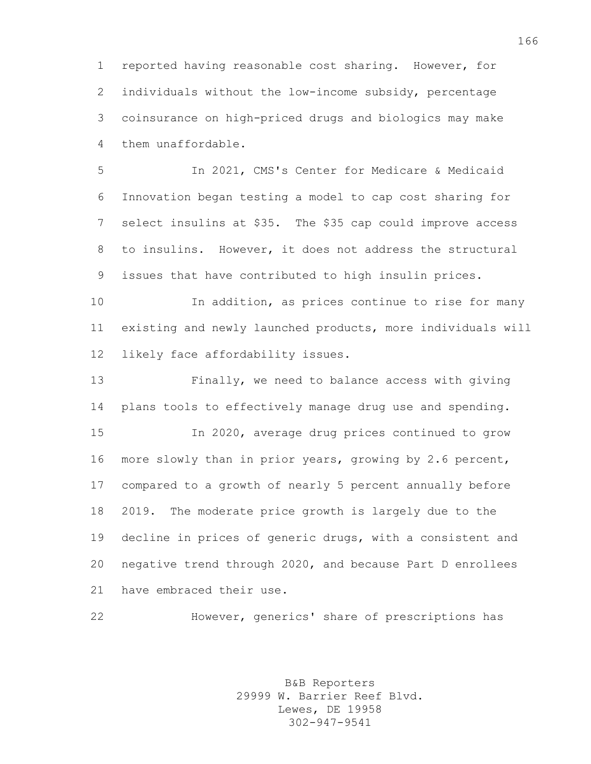reported having reasonable cost sharing. However, for individuals without the low-income subsidy, percentage coinsurance on high-priced drugs and biologics may make them unaffordable.

In 2021, CMS's Center for Medicare & Medicaid Innovation began testing a model to cap cost sharing for select insulins at $35. The $35 cap could improve access to insulins. However, it does not address the structural issues that have contributed to high insulin prices.

In addition, as prices continue to rise for many existing and newly launched products, more individuals will likely face affordability issues.

Finally, we need to balance access with giving plans tools to effectively manage drug use and spending.

In 2020, average drug prices continued to grow more slowly than in prior years, growing by 2.6 percent, compared to a growth of nearly 5 percent annually before 2019. The moderate price growth is largely due to the decline in prices of generic drugs, with a consistent and negative trend through 2020, and because Part D enrollees have embraced their use.

However, generics' share of prescriptions has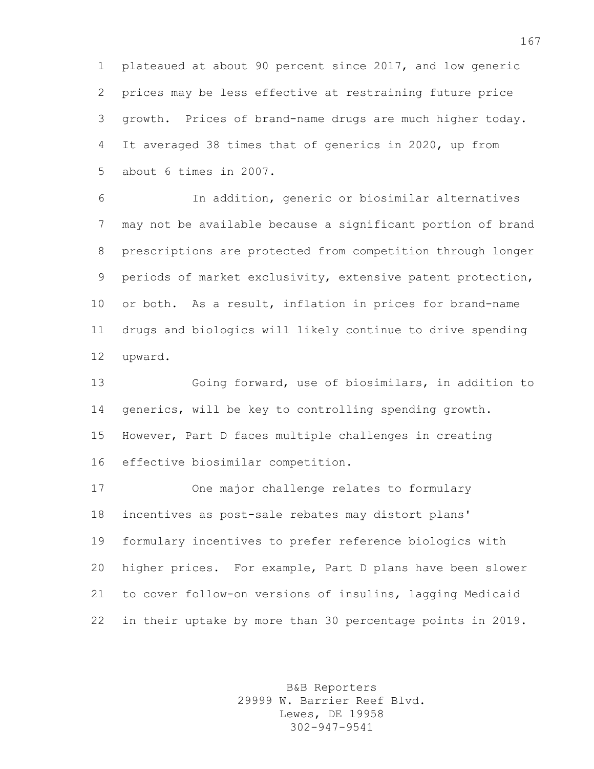plateaued at about 90 percent since 2017, and low generic prices may be less effective at restraining future price growth. Prices of brand-name drugs are much higher today. It averaged 38 times that of generics in 2020, up from about 6 times in 2007.

In addition, generic or biosimilar alternatives may not be available because a significant portion of brand prescriptions are protected from competition through longer periods of market exclusivity, extensive patent protection, or both. As a result, inflation in prices for brand-name drugs and biologics will likely continue to drive spending upward.

Going forward, use of biosimilars, in addition to generics, will be key to controlling spending growth. However, Part D faces multiple challenges in creating effective biosimilar competition.

One major challenge relates to formulary incentives as post-sale rebates may distort plans' formulary incentives to prefer reference biologics with higher prices. For example, Part D plans have been slower to cover follow-on versions of insulins, lagging Medicaid in their uptake by more than 30 percentage points in 2019.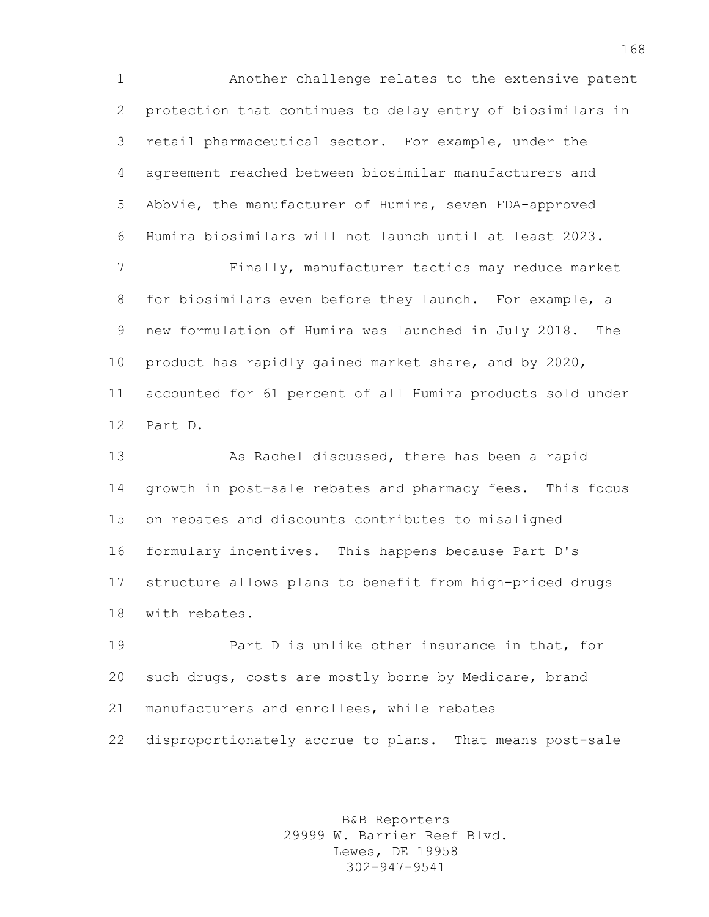Another challenge relates to the extensive patent protection that continues to delay entry of biosimilars in retail pharmaceutical sector. For example, under the agreement reached between biosimilar manufacturers and AbbVie, the manufacturer of Humira, seven FDA-approved Humira biosimilars will not launch until at least 2023.

Finally, manufacturer tactics may reduce market for biosimilars even before they launch. For example, a new formulation of Humira was launched in July 2018. The product has rapidly gained market share, and by 2020, accounted for 61 percent of all Humira products sold under Part D.

As Rachel discussed, there has been a rapid growth in post-sale rebates and pharmacy fees. This focus on rebates and discounts contributes to misaligned formulary incentives. This happens because Part D's structure allows plans to benefit from high-priced drugs with rebates.

Part D is unlike other insurance in that, for such drugs, costs are mostly borne by Medicare, brand manufacturers and enrollees, while rebates disproportionately accrue to plans. That means post-sale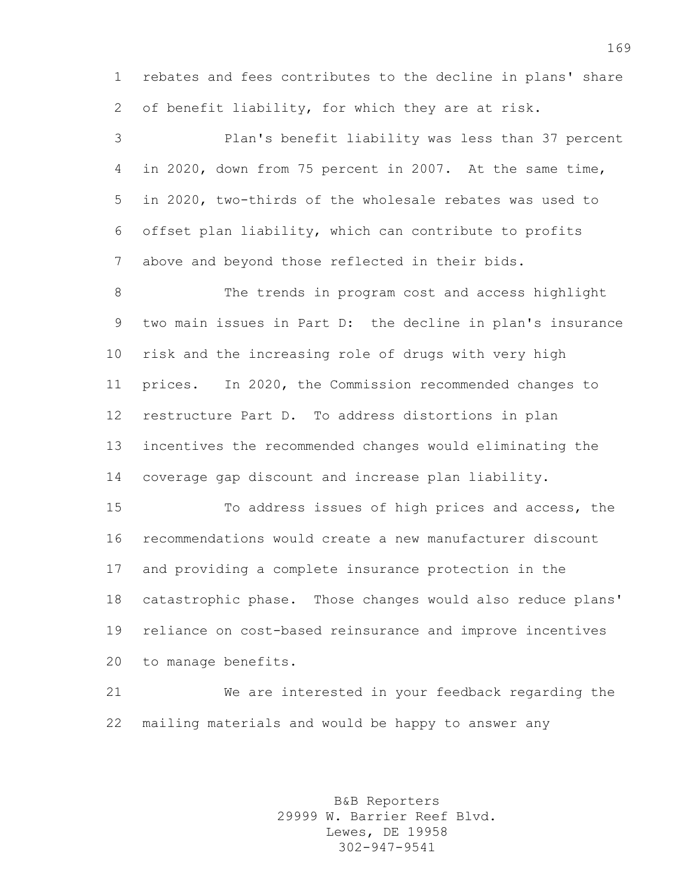rebates and fees contributes to the decline in plans' share of benefit liability, for which they are at risk.

Plan's benefit liability was less than 37 percent in 2020, down from 75 percent in 2007. At the same time, in 2020, two-thirds of the wholesale rebates was used to offset plan liability, which can contribute to profits above and beyond those reflected in their bids.

The trends in program cost and access highlight two main issues in Part D: the decline in plan's insurance risk and the increasing role of drugs with very high prices. In 2020, the Commission recommended changes to restructure Part D. To address distortions in plan incentives the recommended changes would eliminating the coverage gap discount and increase plan liability.

To address issues of high prices and access, the recommendations would create a new manufacturer discount and providing a complete insurance protection in the catastrophic phase. Those changes would also reduce plans' reliance on cost-based reinsurance and improve incentives to manage benefits.

We are interested in your feedback regarding the mailing materials and would be happy to answer any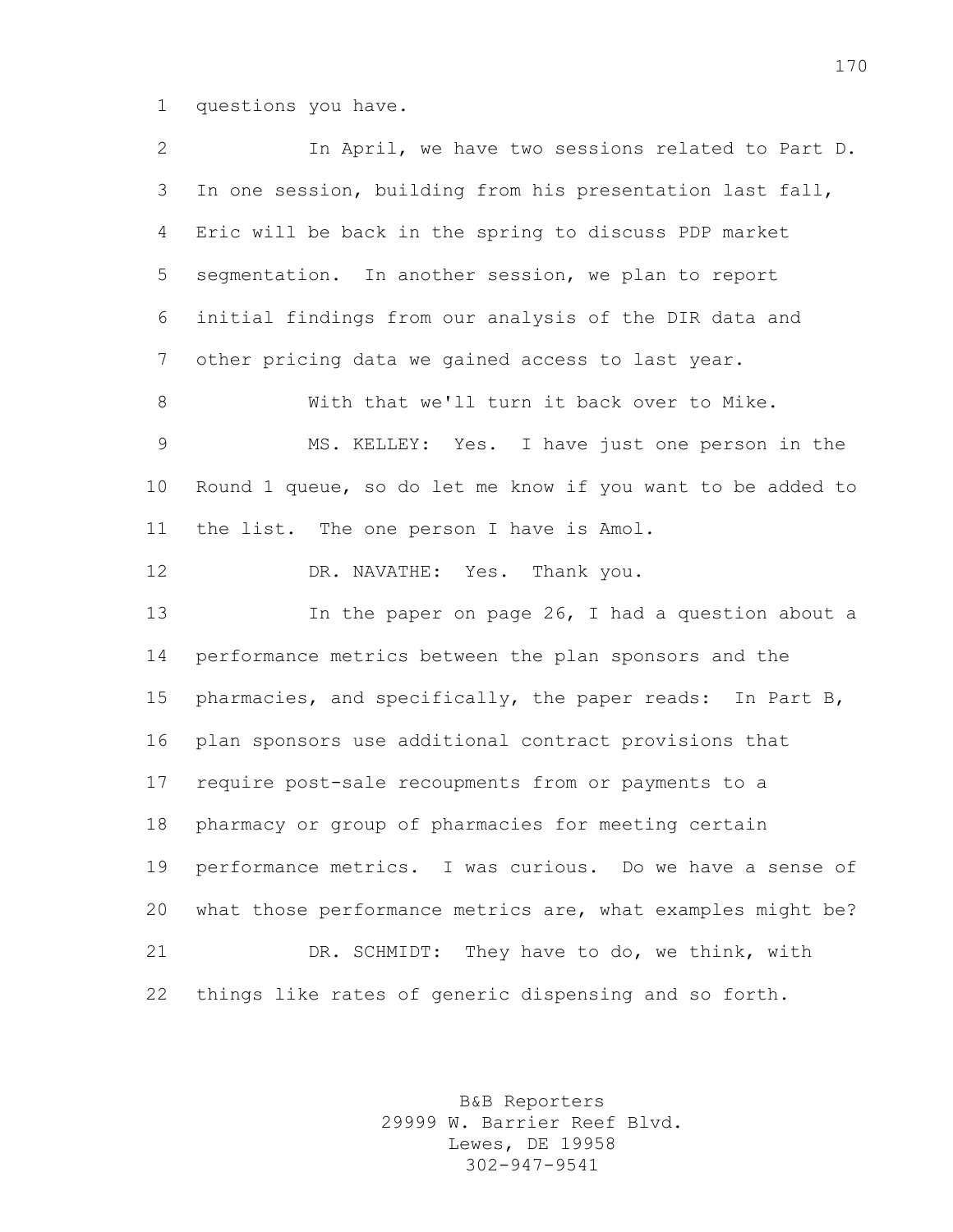questions you have.

In April, we have two sessions related to Part D. In one session, building from his presentation last fall, Eric will be back in the spring to discuss PDP market segmentation. In another session, we plan to report initial findings from our analysis of the DIR data and other pricing data we gained access to last year.

With that we'll turn it back over to Mike.

MS. KELLEY: Yes. I have just one person in the Round 1 queue, so do let me know if you want to be added to the list. The one person I have is Amol.

DR. NAVATHE: Yes. Thank you.

In the paper on page 26, I had a question about a performance metrics between the plan sponsors and the pharmacies, and specifically, the paper reads: In Part B, plan sponsors use additional contract provisions that require post-sale recoupments from or payments to a pharmacy or group of pharmacies for meeting certain performance metrics. I was curious. Do we have a sense of what those performance metrics are, what examples might be?

DR. SCHMIDT: They have to do, we think, with things like rates of generic dispensing and so forth.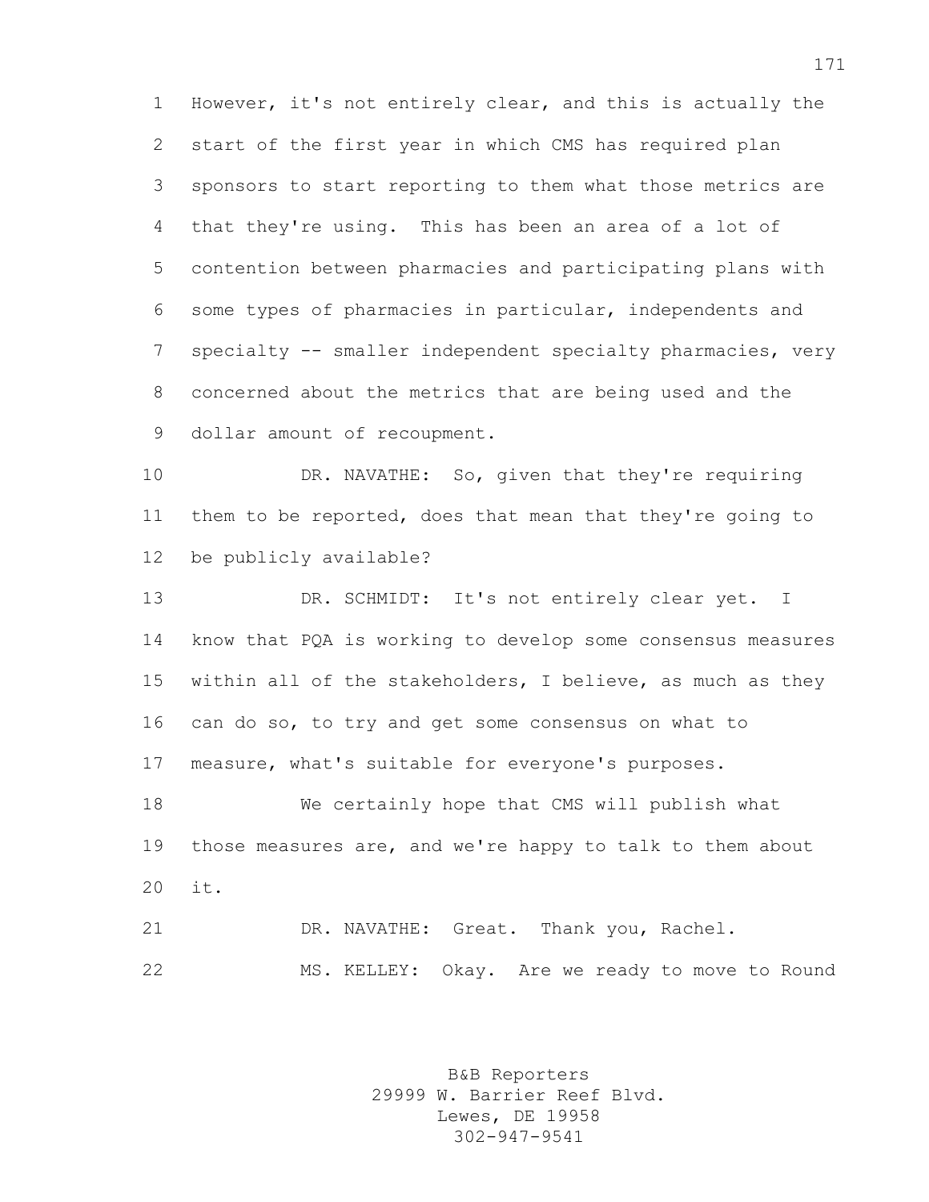However, it's not entirely clear, and this is actually the start of the first year in which CMS has required plan sponsors to start reporting to them what those metrics are that they're using. This has been an area of a lot of contention between pharmacies and participating plans with some types of pharmacies in particular, independents and specialty -- smaller independent specialty pharmacies, very concerned about the metrics that are being used and the dollar amount of recoupment.

DR. NAVATHE: So, given that they're requiring them to be reported, does that mean that they're going to be publicly available?

DR. SCHMIDT: It's not entirely clear yet. I know that PQA is working to develop some consensus measures within all of the stakeholders, I believe, as much as they can do so, to try and get some consensus on what to measure, what's suitable for everyone's purposes.

We certainly hope that CMS will publish what those measures are, and we're happy to talk to them about it.

DR. NAVATHE: Great. Thank you, Rachel.

MS. KELLEY: Okay. Are we ready to move to Round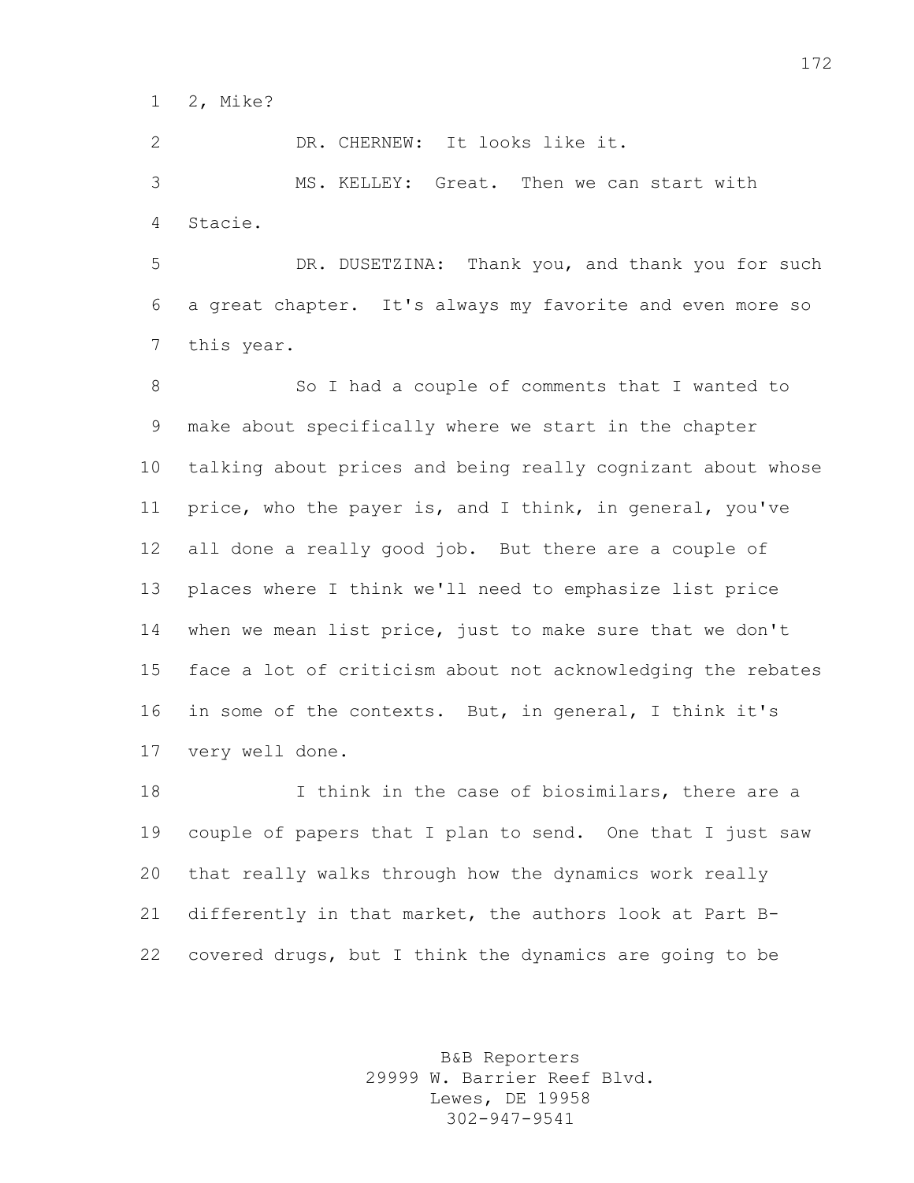2, Mike?

DR. CHERNEW: It looks like it.

MS. KELLEY: Great. Then we can start with Stacie.

DR. DUSETZINA: Thank you, and thank you for such a great chapter. It's always my favorite and even more so this year.

So I had a couple of comments that I wanted to make about specifically where we start in the chapter talking about prices and being really cognizant about whose price, who the payer is, and I think, in general, you've all done a really good job. But there are a couple of places where I think we'll need to emphasize list price when we mean list price, just to make sure that we don't face a lot of criticism about not acknowledging the rebates in some of the contexts. But, in general, I think it's very well done.

I think in the case of biosimilars, there are a couple of papers that I plan to send. One that I just saw that really walks through how the dynamics work really differently in that market, the authors look at Part B-covered drugs, but I think the dynamics are going to be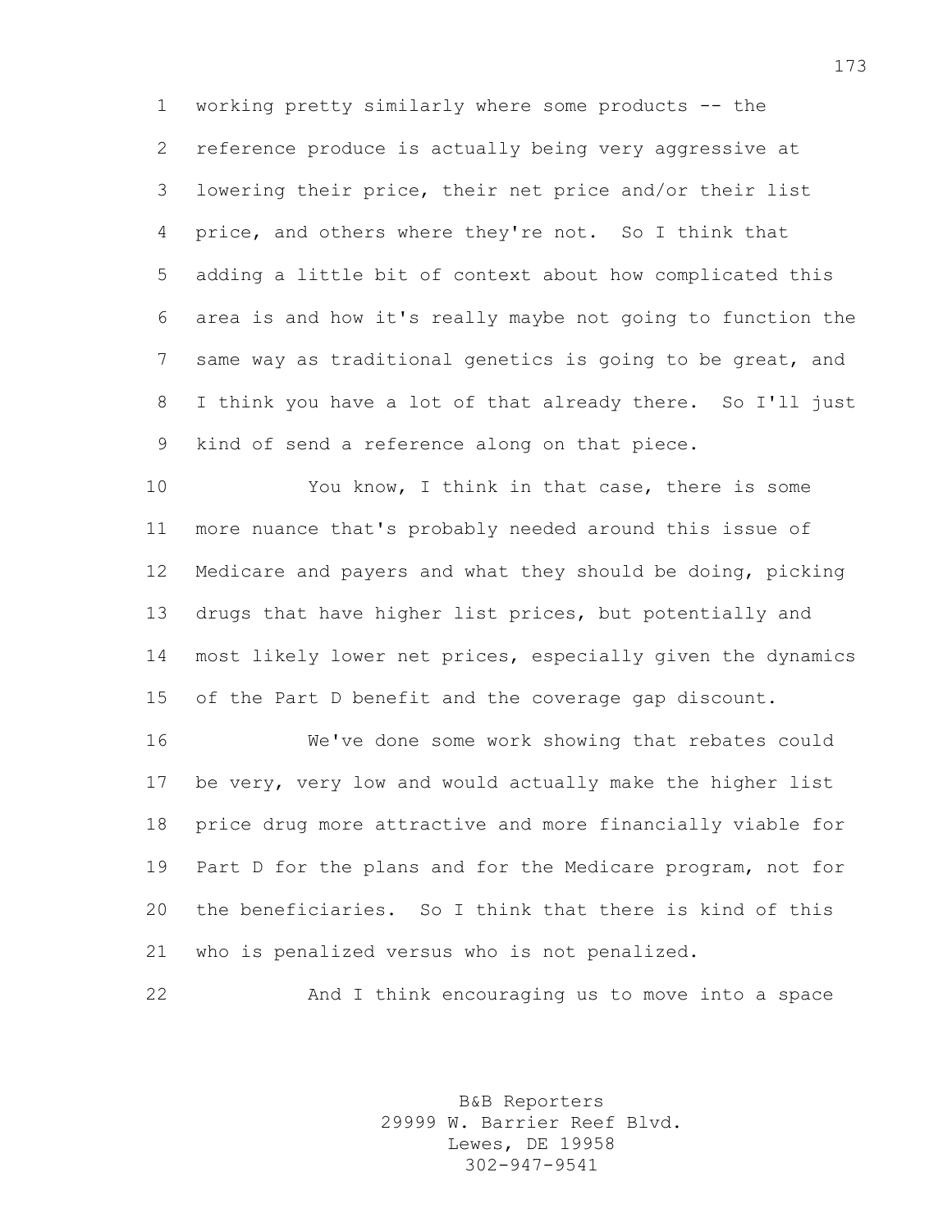working pretty similarly where some products -- the reference produce is actually being very aggressive at lowering their price, their net price and/or their list price, and others where they're not. So I think that adding a little bit of context about how complicated this area is and how it's really maybe not going to function the same way as traditional genetics is going to be great, and I think you have a lot of that already there. So I'll just kind of send a reference along on that piece.

You know, I think in that case, there is some more nuance that's probably needed around this issue of Medicare and payers and what they should be doing, picking drugs that have higher list prices, but potentially and most likely lower net prices, especially given the dynamics of the Part D benefit and the coverage gap discount.

We've done some work showing that rebates could be very, very low and would actually make the higher list price drug more attractive and more financially viable for Part D for the plans and for the Medicare program, not for the beneficiaries. So I think that there is kind of this who is penalized versus who is not penalized.

And I think encouraging us to move into a space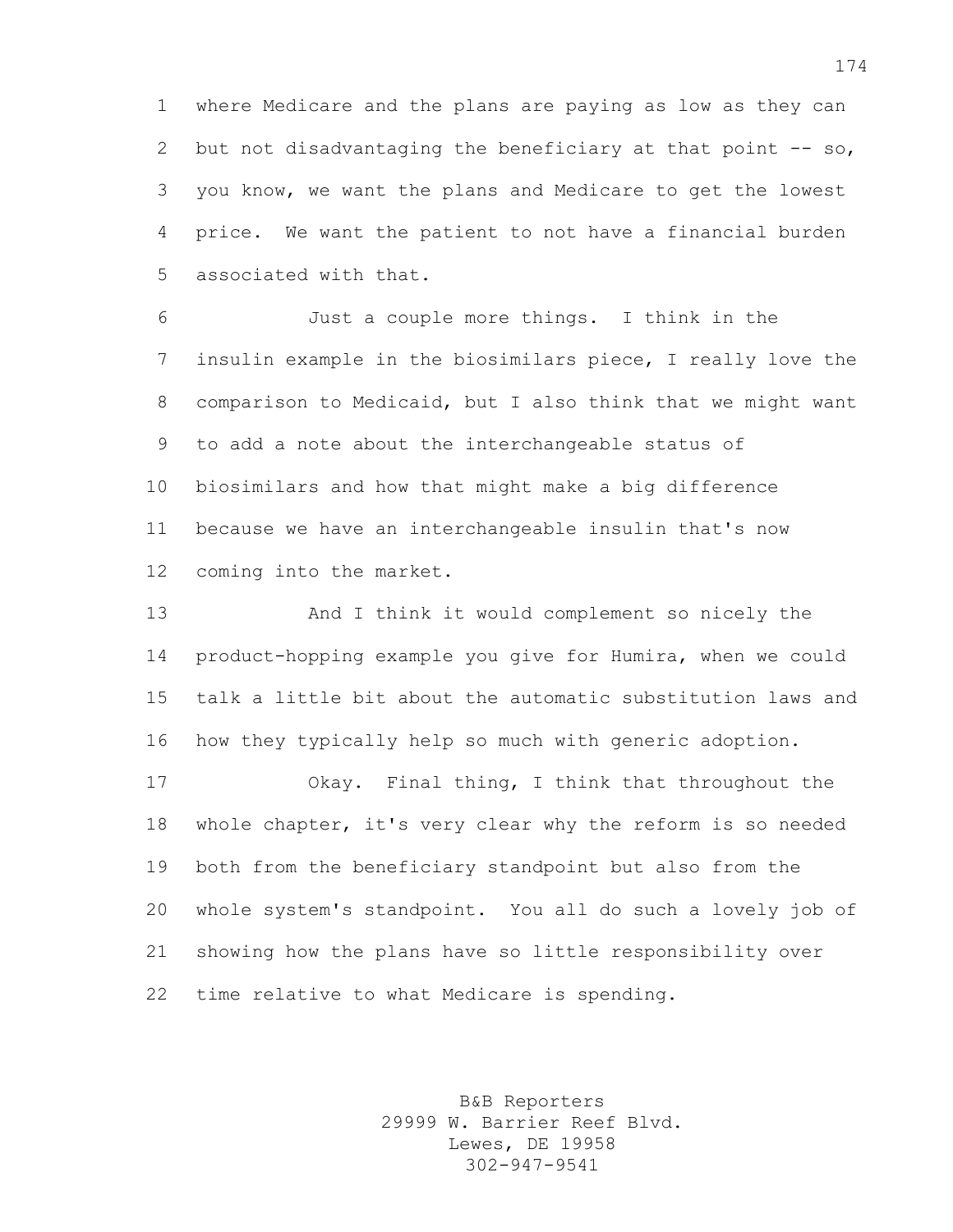where Medicare and the plans are paying as low as they can but not disadvantaging the beneficiary at that point -- so, you know, we want the plans and Medicare to get the lowest price. We want the patient to not have a financial burden associated with that.

Just a couple more things. I think in the insulin example in the biosimilars piece, I really love the comparison to Medicaid, but I also think that we might want to add a note about the interchangeable status of biosimilars and how that might make a big difference because we have an interchangeable insulin that's now coming into the market.

And I think it would complement so nicely the product-hopping example you give for Humira, when we could talk a little bit about the automatic substitution laws and how they typically help so much with generic adoption.

Okay. Final thing, I think that throughout the whole chapter, it's very clear why the reform is so needed both from the beneficiary standpoint but also from the whole system's standpoint. You all do such a lovely job of showing how the plans have so little responsibility over time relative to what Medicare is spending.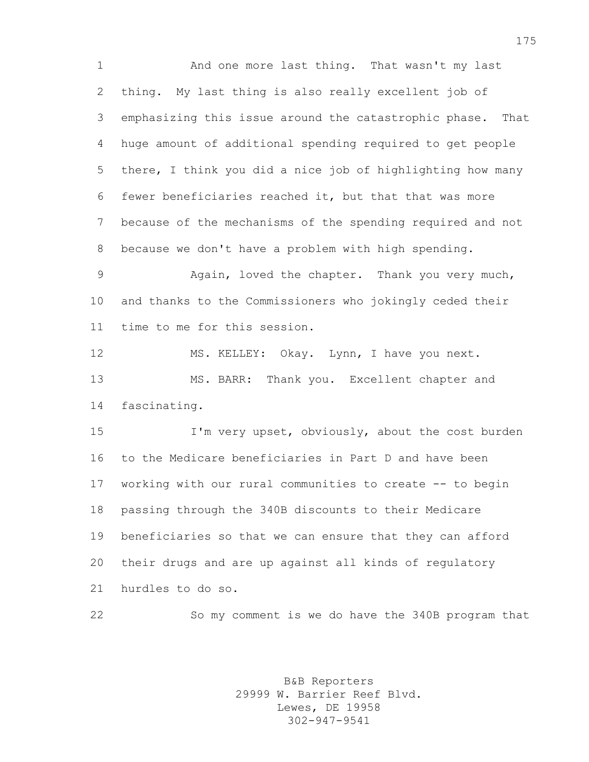And one more last thing. That wasn't my last thing. My last thing is also really excellent job of emphasizing this issue around the catastrophic phase. That huge amount of additional spending required to get people there, I think you did a nice job of highlighting how many fewer beneficiaries reached it, but that that was more because of the mechanisms of the spending required and not because we don't have a problem with high spending.

Again, loved the chapter. Thank you very much, and thanks to the Commissioners who jokingly ceded their time to me for this session.

MS. KELLEY: Okay. Lynn, I have you next.

MS. BARR: Thank you. Excellent chapter and fascinating.

I'm very upset, obviously, about the cost burden to the Medicare beneficiaries in Part D and have been working with our rural communities to create -- to begin passing through the 340B discounts to their Medicare beneficiaries so that we can ensure that they can afford their drugs and are up against all kinds of regulatory hurdles to do so.

So my comment is we do have the 340B program that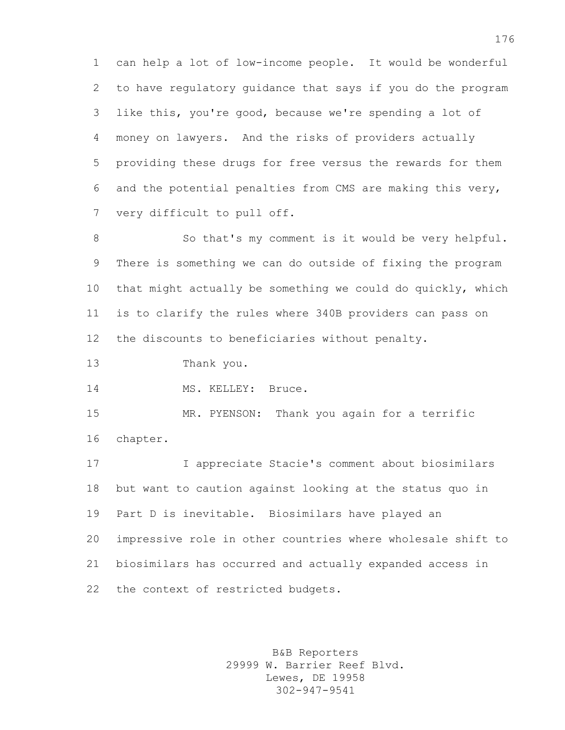can help a lot of low-income people. It would be wonderful to have regulatory guidance that says if you do the program like this, you're good, because we're spending a lot of money on lawyers. And the risks of providers actually providing these drugs for free versus the rewards for them and the potential penalties from CMS are making this very, very difficult to pull off.

So that's my comment is it would be very helpful. There is something we can do outside of fixing the program that might actually be something we could do quickly, which is to clarify the rules where 340B providers can pass on the discounts to beneficiaries without penalty.

Thank you.

MS. KELLEY: Bruce.

MR. PYENSON: Thank you again for a terrific chapter.

I appreciate Stacie's comment about biosimilars but want to caution against looking at the status quo in Part D is inevitable. Biosimilars have played an impressive role in other countries where wholesale shift to biosimilars has occurred and actually expanded access in the context of restricted budgets.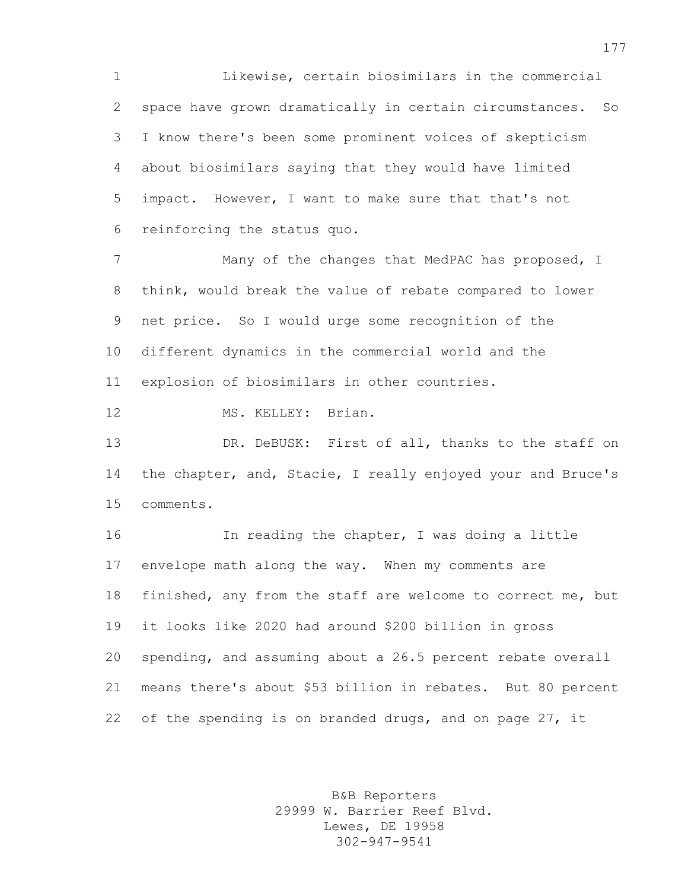Likewise, certain biosimilars in the commercial space have grown dramatically in certain circumstances. So I know there's been some prominent voices of skepticism about biosimilars saying that they would have limited impact. However, I want to make sure that that's not reinforcing the status quo.

Many of the changes that MedPAC has proposed, I think, would break the value of rebate compared to lower net price. So I would urge some recognition of the different dynamics in the commercial world and the explosion of biosimilars in other countries.

MS. KELLEY: Brian.

DR. DeBUSK: First of all, thanks to the staff on the chapter, and, Stacie, I really enjoyed your and Bruce's comments.

In reading the chapter, I was doing a little envelope math along the way. When my comments are finished, any from the staff are welcome to correct me, but it looks like 2020 had around $200 billion in gross spending, and assuming about a 26.5 percent rebate overall means there's about $53 billion in rebates. But 80 percent of the spending is on branded drugs, and on page 27, it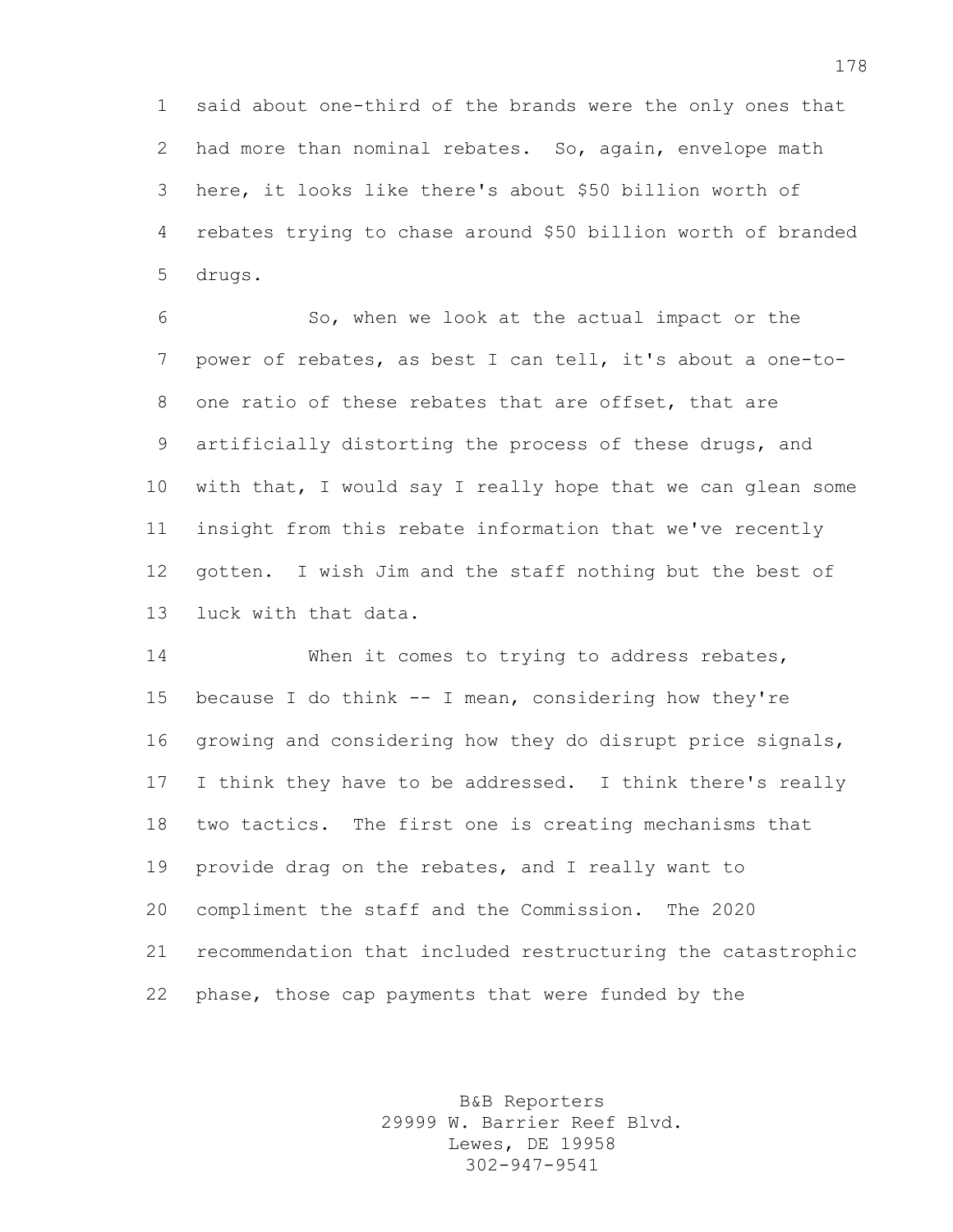said about one-third of the brands were the only ones that had more than nominal rebates. So, again, envelope math here, it looks like there's about $50 billion worth of rebates trying to chase around $50 billion worth of branded drugs.

So, when we look at the actual impact or the power of rebates, as best I can tell, it's about a one-to-one ratio of these rebates that are offset, that are artificially distorting the process of these drugs, and with that, I would say I really hope that we can glean some insight from this rebate information that we've recently gotten. I wish Jim and the staff nothing but the best of luck with that data.

When it comes to trying to address rebates, because I do think -- I mean, considering how they're growing and considering how they do disrupt price signals, I think they have to be addressed. I think there's really two tactics. The first one is creating mechanisms that provide drag on the rebates, and I really want to compliment the staff and the Commission. The 2020 recommendation that included restructuring the catastrophic phase, those cap payments that were funded by the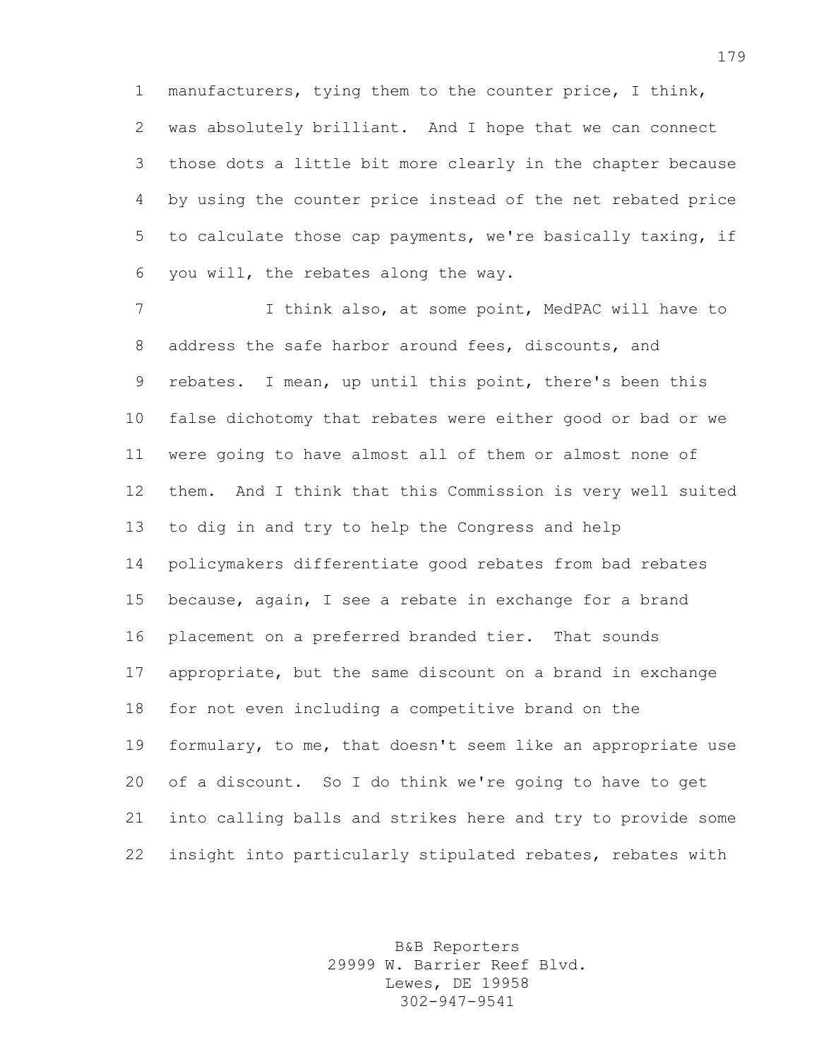manufacturers, tying them to the counter price, I think, was absolutely brilliant. And I hope that we can connect those dots a little bit more clearly in the chapter because by using the counter price instead of the net rebated price to calculate those cap payments, we're basically taxing, if you will, the rebates along the way.

I think also, at some point, MedPAC will have to address the safe harbor around fees, discounts, and rebates. I mean, up until this point, there's been this false dichotomy that rebates were either good or bad or we were going to have almost all of them or almost none of them. And I think that this Commission is very well suited to dig in and try to help the Congress and help policymakers differentiate good rebates from bad rebates because, again, I see a rebate in exchange for a brand placement on a preferred branded tier. That sounds appropriate, but the same discount on a brand in exchange for not even including a competitive brand on the formulary, to me, that doesn't seem like an appropriate use of a discount. So I do think we're going to have to get into calling balls and strikes here and try to provide some insight into particularly stipulated rebates, rebates with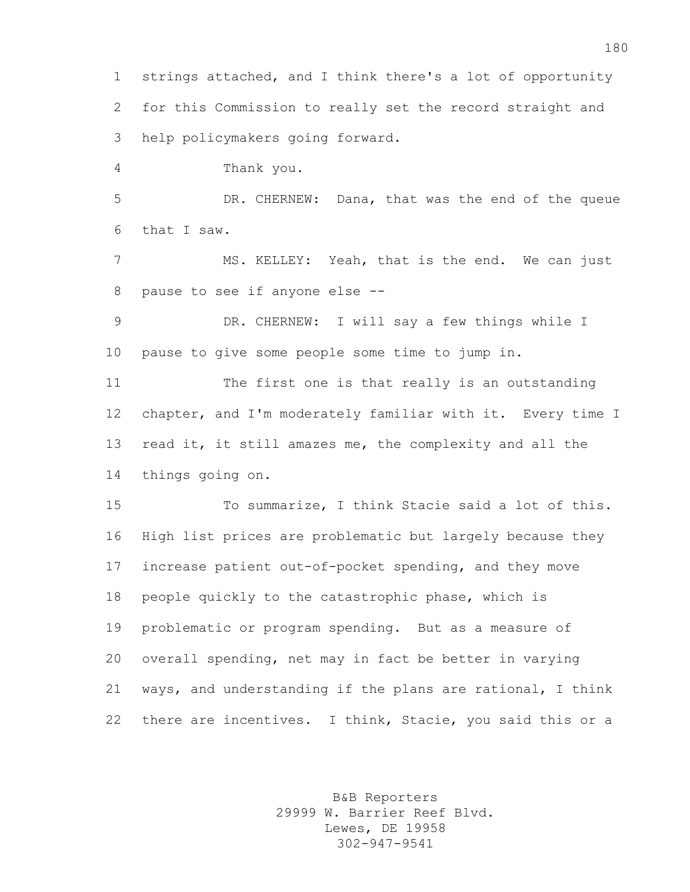strings attached, and I think there's a lot of opportunity for this Commission to really set the record straight and help policymakers going forward.

Thank you.

DR. CHERNEW: Dana, that was the end of the queue that I saw.

MS. KELLEY: Yeah, that is the end. We can just pause to see if anyone else --

DR. CHERNEW: I will say a few things while I pause to give some people some time to jump in.

The first one is that really is an outstanding chapter, and I'm moderately familiar with it. Every time I read it, it still amazes me, the complexity and all the things going on.

To summarize, I think Stacie said a lot of this. High list prices are problematic but largely because they increase patient out-of-pocket spending, and they move people quickly to the catastrophic phase, which is problematic or program spending. But as a measure of overall spending, net may in fact be better in varying ways, and understanding if the plans are rational, I think there are incentives. I think, Stacie, you said this or a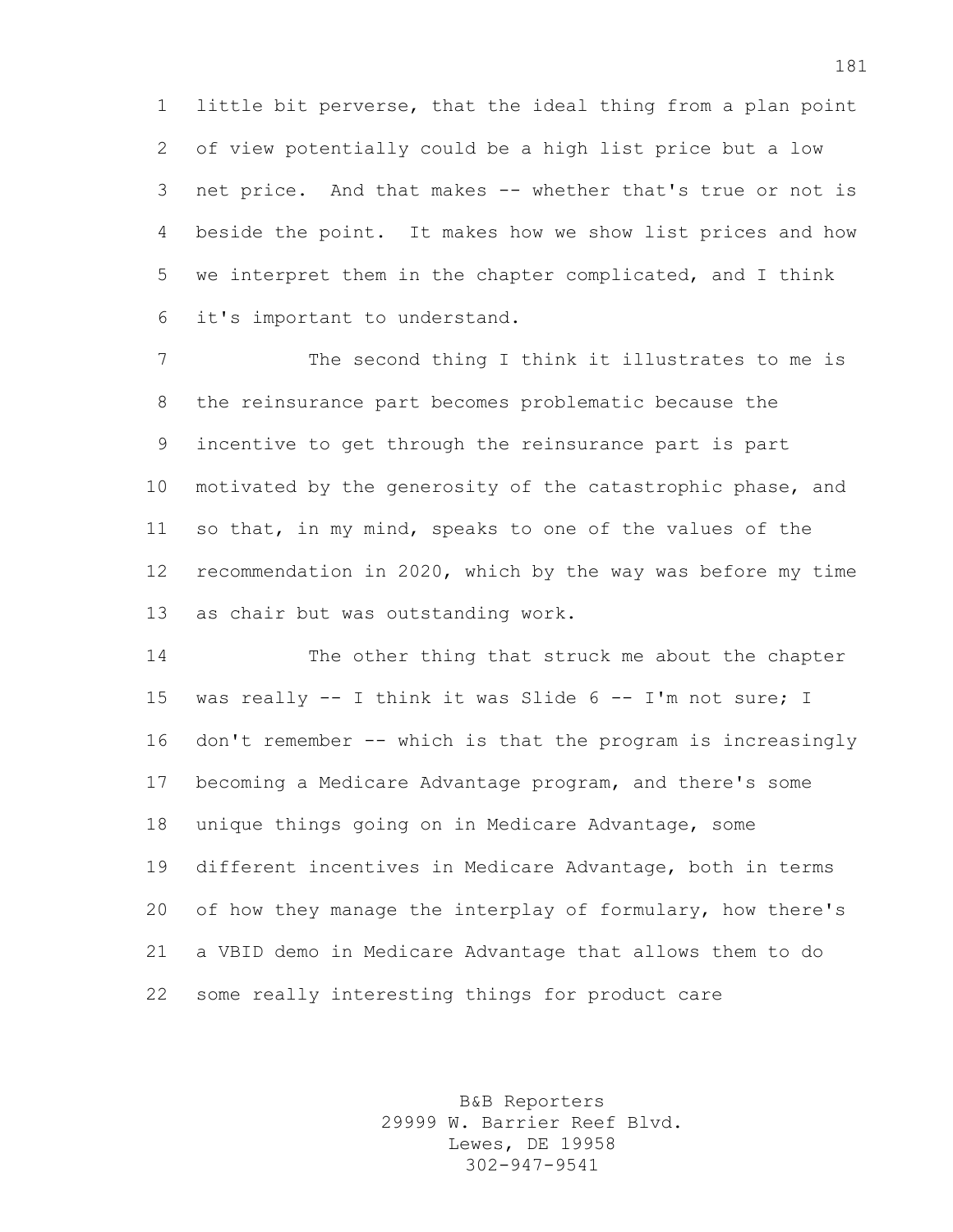little bit perverse, that the ideal thing from a plan point of view potentially could be a high list price but a low net price. And that makes -- whether that's true or not is beside the point. It makes how we show list prices and how we interpret them in the chapter complicated, and I think it's important to understand.

The second thing I think it illustrates to me is the reinsurance part becomes problematic because the incentive to get through the reinsurance part is part motivated by the generosity of the catastrophic phase, and so that, in my mind, speaks to one of the values of the recommendation in 2020, which by the way was before my time as chair but was outstanding work.

The other thing that struck me about the chapter was really -- I think it was Slide 6 -- I'm not sure; I don't remember -- which is that the program is increasingly becoming a Medicare Advantage program, and there's some unique things going on in Medicare Advantage, some different incentives in Medicare Advantage, both in terms of how they manage the interplay of formulary, how there's a VBID demo in Medicare Advantage that allows them to do some really interesting things for product care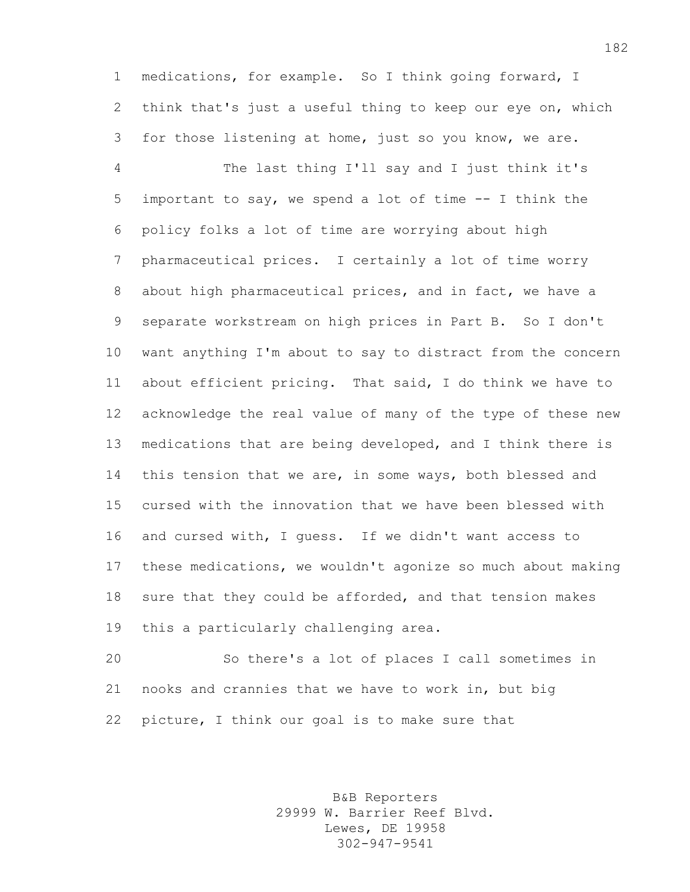medications, for example. So I think going forward, I think that's just a useful thing to keep our eye on, which for those listening at home, just so you know, we are.

The last thing I'll say and I just think it's important to say, we spend a lot of time -- I think the policy folks a lot of time are worrying about high pharmaceutical prices. I certainly a lot of time worry about high pharmaceutical prices, and in fact, we have a separate workstream on high prices in Part B. So I don't want anything I'm about to say to distract from the concern about efficient pricing. That said, I do think we have to acknowledge the real value of many of the type of these new medications that are being developed, and I think there is this tension that we are, in some ways, both blessed and cursed with the innovation that we have been blessed with and cursed with, I guess. If we didn't want access to these medications, we wouldn't agonize so much about making sure that they could be afforded, and that tension makes this a particularly challenging area.

So there's a lot of places I call sometimes in nooks and crannies that we have to work in, but big picture, I think our goal is to make sure that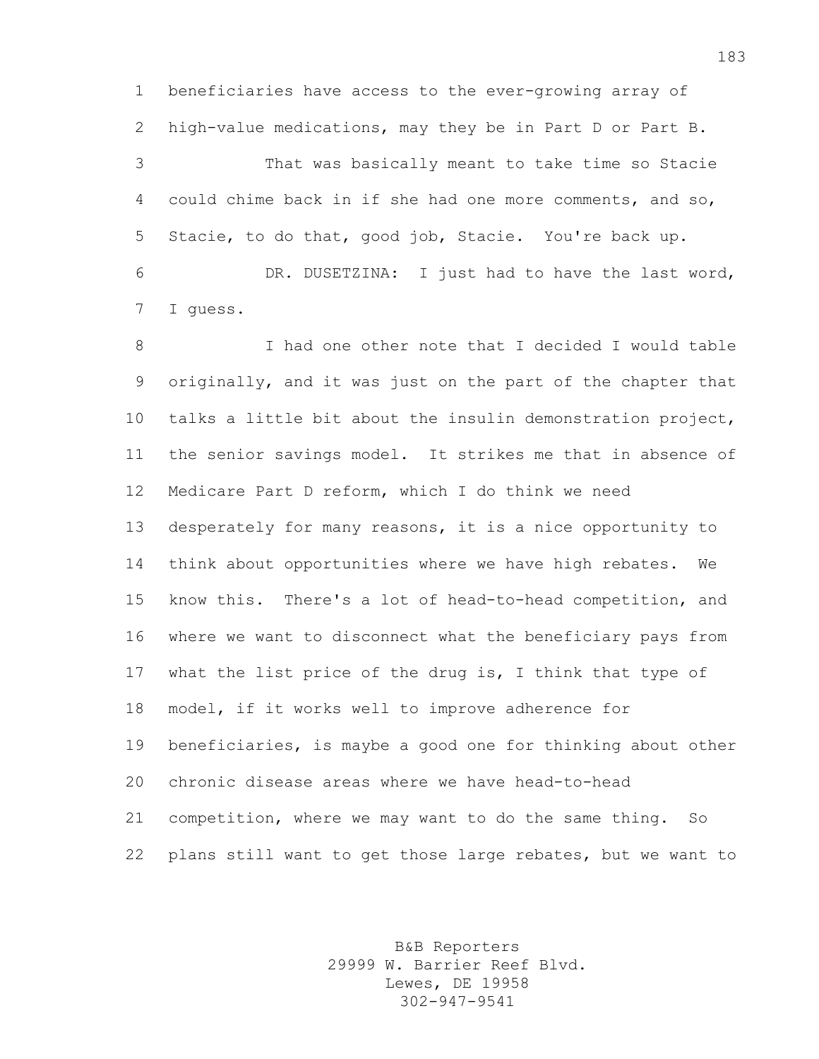beneficiaries have access to the ever-growing array of high-value medications, may they be in Part D or Part B.

That was basically meant to take time so Stacie could chime back in if she had one more comments, and so, Stacie, to do that, good job, Stacie. You're back up.

DR. DUSETZINA: I just had to have the last word, I guess.

I had one other note that I decided I would table originally, and it was just on the part of the chapter that talks a little bit about the insulin demonstration project, the senior savings model. It strikes me that in absence of Medicare Part D reform, which I do think we need desperately for many reasons, it is a nice opportunity to think about opportunities where we have high rebates. We know this. There's a lot of head-to-head competition, and where we want to disconnect what the beneficiary pays from what the list price of the drug is, I think that type of model, if it works well to improve adherence for beneficiaries, is maybe a good one for thinking about other chronic disease areas where we have head-to-head competition, where we may want to do the same thing. So plans still want to get those large rebates, but we want to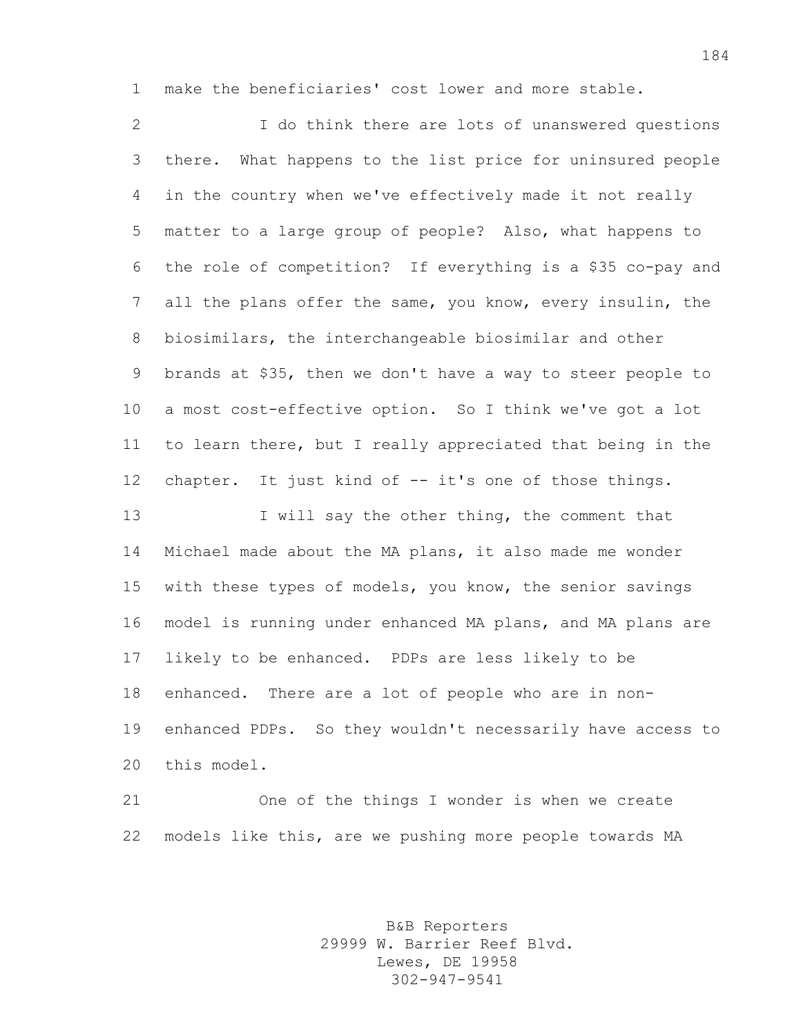make the beneficiaries' cost lower and more stable.

I do think there are lots of unanswered questions there. What happens to the list price for uninsured people in the country when we've effectively made it not really matter to a large group of people? Also, what happens to the role of competition? If everything is a $35 co-pay and all the plans offer the same, you know, every insulin, the biosimilars, the interchangeable biosimilar and other brands at $35, then we don't have a way to steer people to a most cost-effective option. So I think we've got a lot to learn there, but I really appreciated that being in the chapter. It just kind of -- it's one of those things.

I will say the other thing, the comment that Michael made about the MA plans, it also made me wonder with these types of models, you know, the senior savings model is running under enhanced MA plans, and MA plans are likely to be enhanced. PDPs are less likely to be enhanced. There are a lot of people who are in non-enhanced PDPs. So they wouldn't necessarily have access to this model.

One of the things I wonder is when we create models like this, are we pushing more people towards MA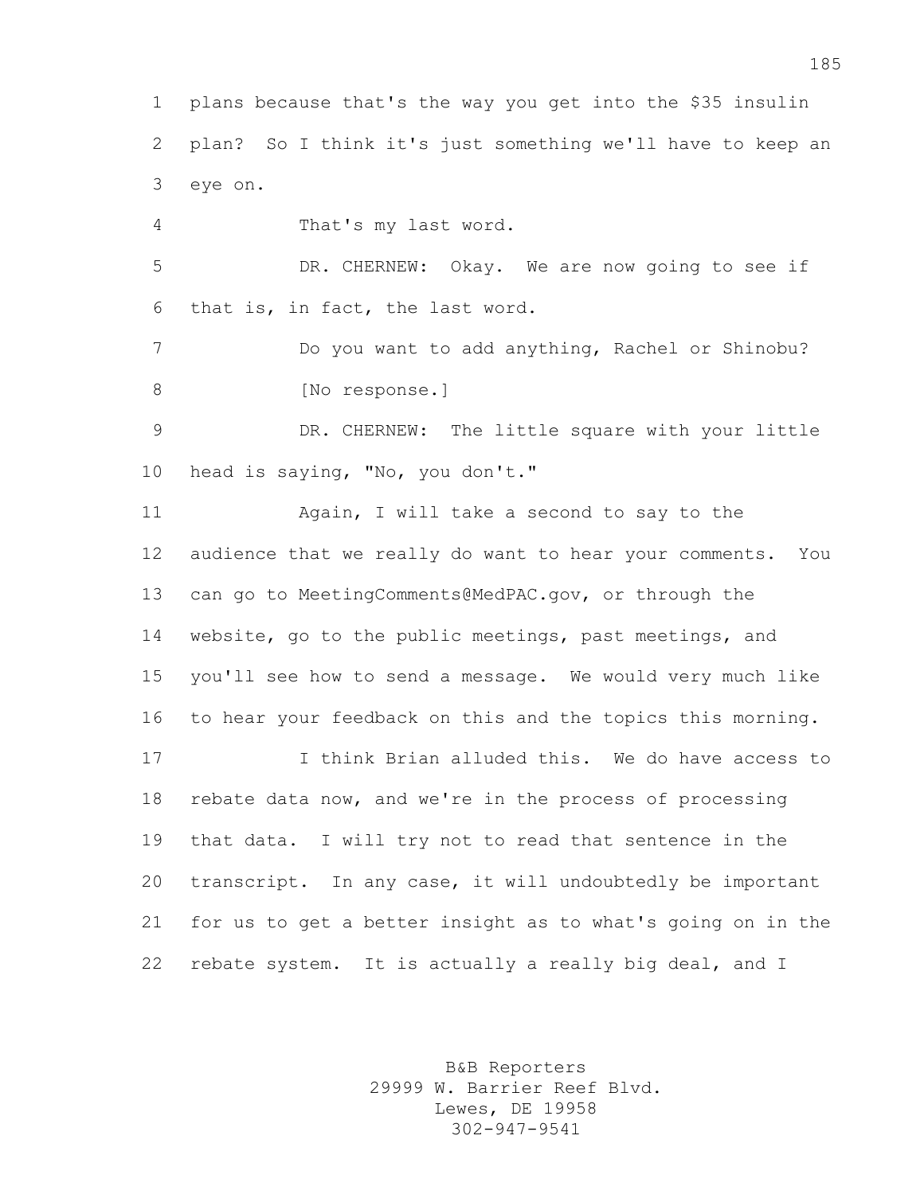plans because that's the way you get into the $35 insulin plan? So I think it's just something we'll have to keep an eye on.

That's my last word.

DR. CHERNEW: Okay. We are now going to see if that is, in fact, the last word.

Do you want to add anything, Rachel or Shinobu?

[No response.]

DR. CHERNEW: The little square with your little head is saying, "No, you don't."

Again, I will take a second to say to the audience that we really do want to hear your comments. You can go to MeetingComments@MedPAC.gov, or through the website, go to the public meetings, past meetings, and you'll see how to send a message. We would very much like to hear your feedback on this and the topics this morning.

I think Brian alluded this. We do have access to rebate data now, and we're in the process of processing that data. I will try not to read that sentence in the transcript. In any case, it will undoubtedly be important for us to get a better insight as to what's going on in the rebate system. It is actually a really big deal, and I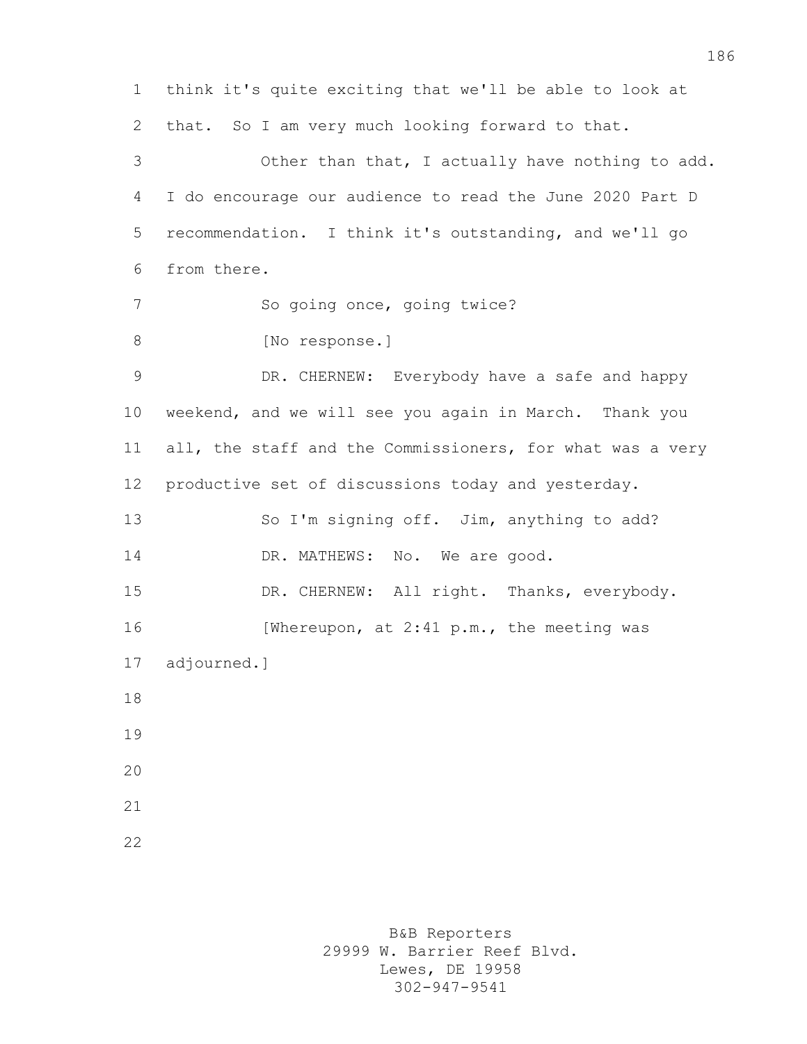think it's quite exciting that we'll be able to look at that. So I am very much looking forward to that.

Other than that, I actually have nothing to add. I do encourage our audience to read the June 2020 Part D recommendation. I think it's outstanding, and we'll go from there.

So going once, going twice?

[No response.]

DR. CHERNEW: Everybody have a safe and happy weekend, and we will see you again in March. Thank you all, the staff and the Commissioners, for what was a very productive set of discussions today and yesterday.

So I'm signing off. Jim, anything to add?

DR. MATHEWS: No. We are good.

DR. CHERNEW: All right. Thanks, everybody.

[Whereupon, at 2:41 p.m., the meeting was adjourned.]